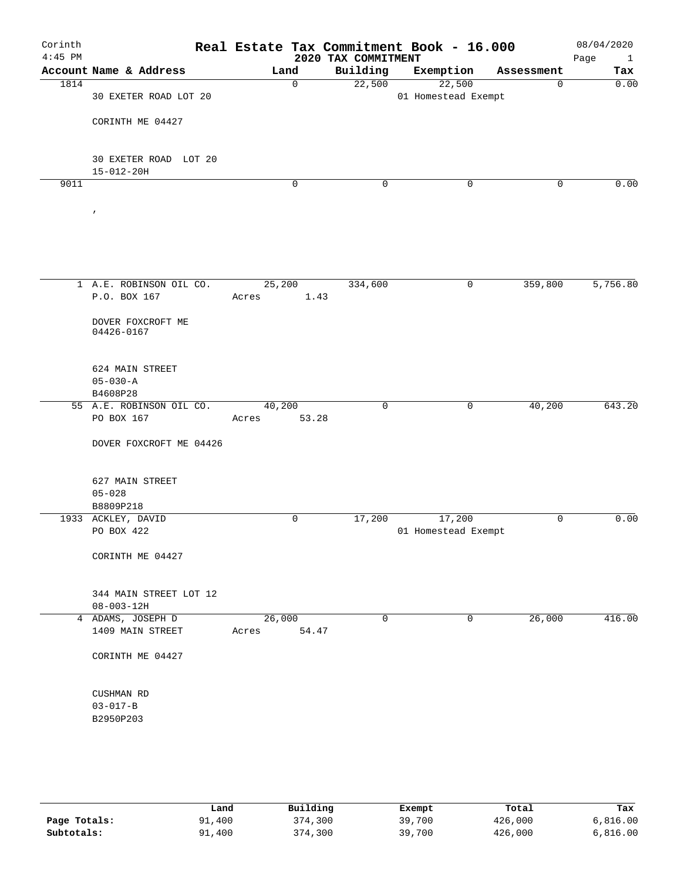# Corinth — Real Estate Tax Commitment Book - 16.000

## 2020 TAX COMMITMENT

4:45 PM — 08/04/2020

| Account | Name & Address | Land | Building | Exemption | Assessment | Tax |
|---|---|---|---|---|---|---|
| 1814 | 30 EXETER ROAD LOT 20<br>CORINTH ME 04427<br><br>30 EXETER ROAD LOT 20<br>15-012-20H | 0 | 22,500 | 22,500<br>01 Homestead Exempt | 0 | 0.00 |
| 9011 | , | 0 | 0 | 0 | 0 | 0.00 |
| 1 | A.E. ROBINSON OIL CO.<br>P.O. BOX 167<br>DOVER FOXCROFT ME 04426-0167<br><br>624 MAIN STREET<br>05-030-A<br>B4608P28 | 25,200<br>Acres 1.43 | 334,600 | 0 | 359,800 | 5,756.80 |
| 55 | A.E. ROBINSON OIL CO.<br>PO BOX 167<br>DOVER FOXCROFT ME 04426<br><br>627 MAIN STREET<br>05-028<br>B8809P218 | 40,200<br>Acres 53.28 | 0 | 0 | 40,200 | 643.20 |
| 1933 | ACKLEY, DAVID<br>PO BOX 422<br>CORINTH ME 04427<br><br>344 MAIN STREET LOT 12<br>08-003-12H | 0 | 17,200 | 17,200<br>01 Homestead Exempt | 0 | 0.00 |
| 4 | ADAMS, JOSEPH D<br>1409 MAIN STREET<br>CORINTH ME 04427<br><br>CUSHMAN RD<br>03-017-B<br>B2950P203 | 26,000<br>Acres 54.47 | 0 | 0 | 26,000 | 416.00 |

| | Land | Building | Exempt | Total | Tax |
|---|---|---|---|---|---|
| **Page Totals:** | 91,400 | 374,300 | 39,700 | 426,000 | 6,816.00 |
| **Subtotals:** | 91,400 | 374,300 | 39,700 | 426,000 | 6,816.00 |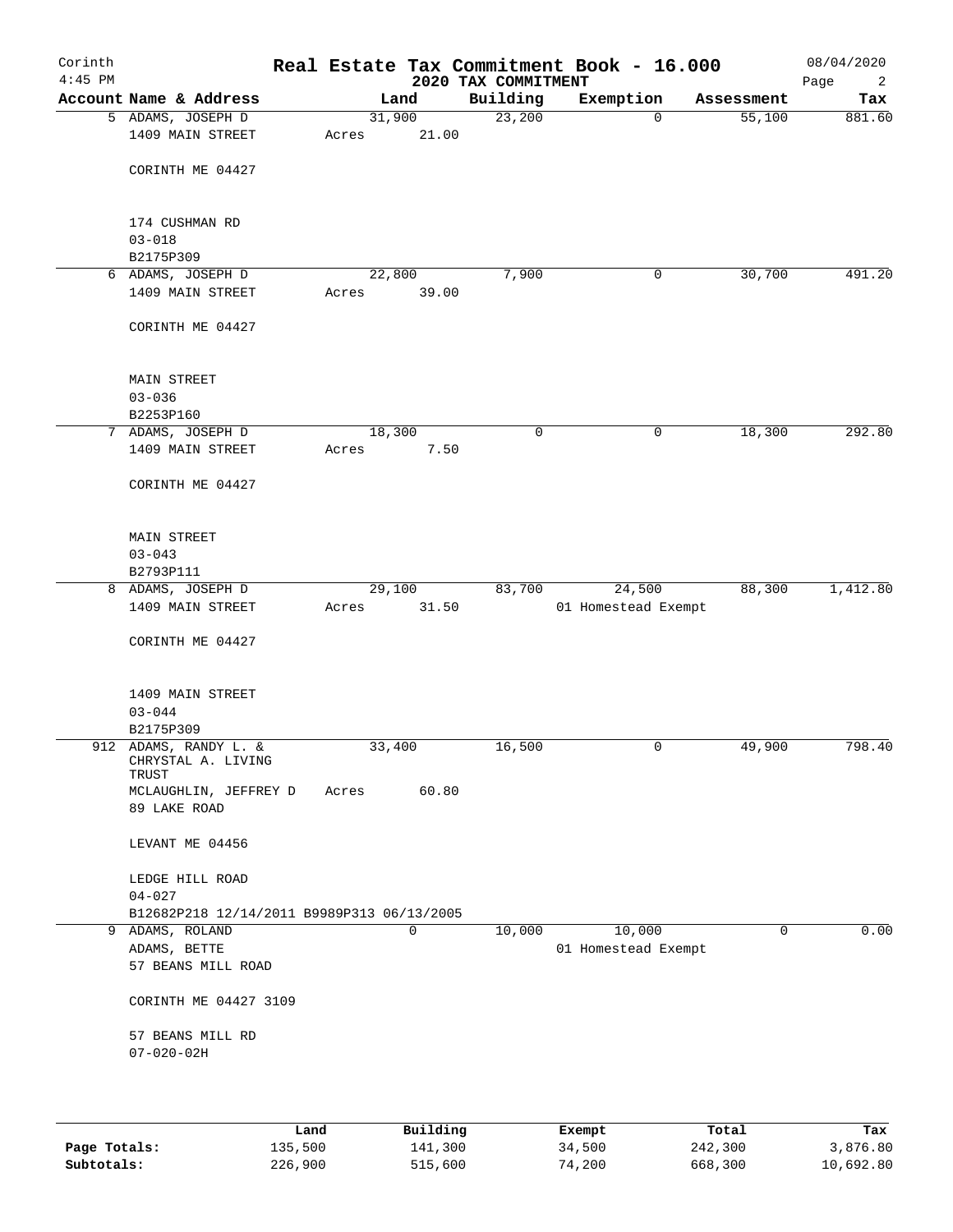# Real Estate Tax Commitment Book - 16.000

Corinth
4:45 PM

2020 TAX COMMITMENT

08/04/2020

| Account | Name & Address | Land | Building | Exemption | Assessment | Tax |
|---|---|---|---|---|---|---|
| 5 | ADAMS, JOSEPH D<br>1409 MAIN STREET<br><br>CORINTH ME 04427<br><br>174 CUSHMAN RD<br>03-018<br>B2175P309 | 31,900<br>Acres 21.00 | 23,200 | 0 | 55,100 | 881.60 |
| 6 | ADAMS, JOSEPH D<br>1409 MAIN STREET<br><br>CORINTH ME 04427<br><br>MAIN STREET<br>03-036<br>B2253P160 | 22,800<br>Acres 39.00 | 7,900 | 0 | 30,700 | 491.20 |
| 7 | ADAMS, JOSEPH D<br>1409 MAIN STREET<br><br>CORINTH ME 04427<br><br>MAIN STREET<br>03-043<br>B2793P111 | 18,300<br>Acres 7.50 | 0 | 0 | 18,300 | 292.80 |
| 8 | ADAMS, JOSEPH D<br>1409 MAIN STREET<br><br>CORINTH ME 04427<br><br>1409 MAIN STREET<br>03-044<br>B2175P309 | 29,100<br>Acres 31.50 | 83,700 | 24,500<br>01 Homestead Exempt | 88,300 | 1,412.80 |
| 912 | ADAMS, RANDY L. &<br>CHRYSTAL A. LIVING<br>TRUST<br>MCLAUGHLIN, JEFFREY D<br>89 LAKE ROAD<br><br>LEVANT ME 04456<br><br>LEDGE HILL ROAD<br>04-027<br>B12682P218 12/14/2011 B9989P313 06/13/2005 | 33,400<br>Acres 60.80 | 16,500 | 0 | 49,900 | 798.40 |
| 9 | ADAMS, ROLAND<br>ADAMS, BETTE<br>57 BEANS MILL ROAD<br><br>CORINTH ME 04427 3109<br><br>57 BEANS MILL RD<br>07-020-02H | 0 | 10,000 | 10,000<br>01 Homestead Exempt | 0 | 0.00 |

| | Land | Building | Exempt | Total | Tax |
|---|---|---|---|---|---|
| Page Totals: | 135,500 | 141,300 | 34,500 | 242,300 | 3,876.80 |
| Subtotals: | 226,900 | 515,600 | 74,200 | 668,300 | 10,692.80 |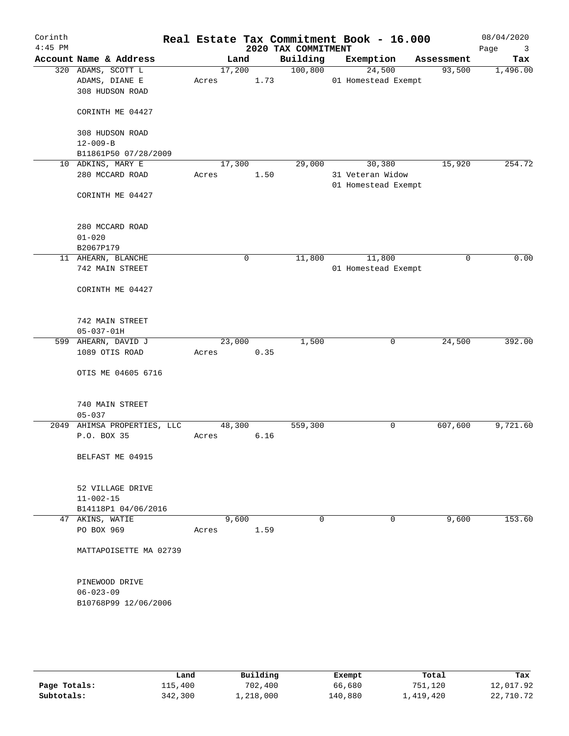Corinth 4:45 PM

# Real Estate Tax Commitment Book - 16.000

## 2020 TAX COMMITMENT

08/04/2020

| Account Name & Address | Land | Building | Exemption | Assessment | Tax |
|---|---|---|---|---|---|
| 320 ADAMS, SCOTT L<br>ADAMS, DIANE E<br>308 HUDSON ROAD<br><br>CORINTH ME 04427<br><br>308 HUDSON ROAD<br>12-009-B<br>B11861P50 07/28/2009 | 17,200<br>Acres 1.73 | 100,800 | 24,500<br>01 Homestead Exempt | 93,500 | 1,496.00 |
| 10 ADKINS, MARY E<br>280 MCCARD ROAD<br><br>CORINTH ME 04427<br><br>280 MCCARD ROAD<br>01-020<br>B2067P179 | 17,300<br>Acres 1.50 | 29,000 | 30,380<br>31 Veteran Widow<br>01 Homestead Exempt | 15,920 | 254.72 |
| 11 AHEARN, BLANCHE<br>742 MAIN STREET<br><br>CORINTH ME 04427<br><br>742 MAIN STREET<br>05-037-01H | 0 | 11,800 | 11,800<br>01 Homestead Exempt | 0 | 0.00 |
| 599 AHEARN, DAVID J<br>1089 OTIS ROAD<br><br>OTIS ME 04605 6716<br><br>740 MAIN STREET<br>05-037 | 23,000<br>Acres 0.35 | 1,500 | 0 | 24,500 | 392.00 |
| 2049 AHIMSA PROPERTIES, LLC<br>P.O. BOX 35<br><br>BELFAST ME 04915<br><br>52 VILLAGE DRIVE<br>11-002-15<br>B14118P1 04/06/2016 | 48,300<br>Acres 6.16 | 559,300 | 0 | 607,600 | 9,721.60 |
| 47 AKINS, WATIE<br>PO BOX 969<br><br>MATTAPOISETTE MA 02739<br><br>PINEWOOD DRIVE<br>06-023-09<br>B10768P99 12/06/2006 | 9,600<br>Acres 1.59 | 0 | 0 | 9,600 | 153.60 |

| | Land | Building | Exempt | Total | Tax |
|---|---|---|---|---|---|
| **Page Totals:** | 115,400 | 702,400 | 66,680 | 751,120 | 12,017.92 |
| **Subtotals:** | 342,300 | 1,218,000 | 140,880 | 1,419,420 | 22,710.72 |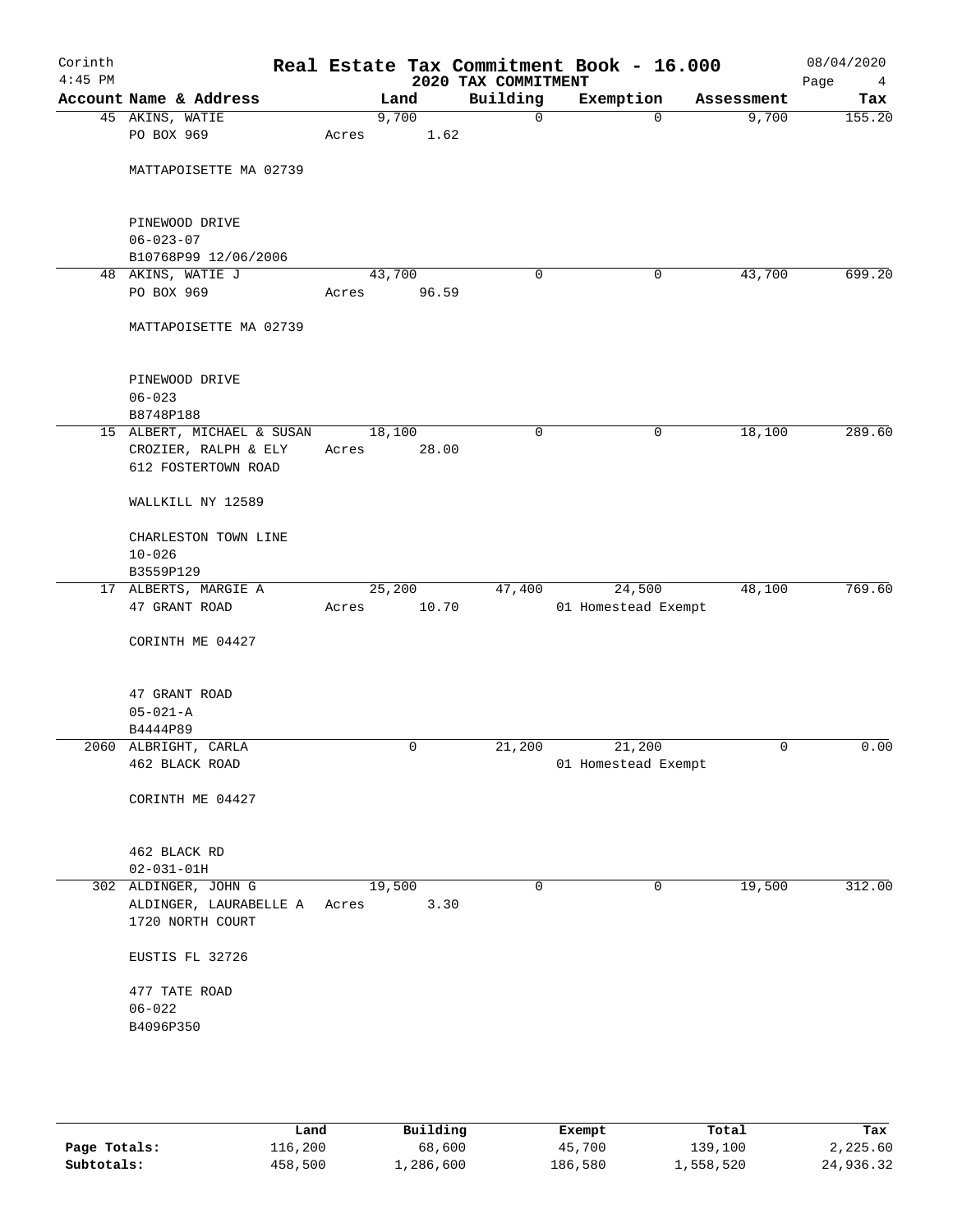Corinth 4:45 PM

# Real Estate Tax Commitment Book - 16.000

## 2020 TAX COMMITMENT

08/04/2020

| Account | Name & Address | Land | Building | Exemption | Assessment | Tax |
|---|---|---|---|---|---|---|
| 45 | AKINS, WATIE<br>PO BOX 969<br><br>MATTAPOISETTE MA 02739<br><br>PINEWOOD DRIVE<br>06-023-07<br>B10768P99 12/06/2006 | 9,700<br>Acres 1.62 | 0 | 0 | 9,700 | 155.20 |
| 48 | AKINS, WATIE J<br>PO BOX 969<br><br>MATTAPOISETTE MA 02739<br><br>PINEWOOD DRIVE<br>06-023<br>B8748P188 | 43,700<br>Acres 96.59 | 0 | 0 | 43,700 | 699.20 |
| 15 | ALBERT, MICHAEL & SUSAN<br>CROZIER, RALPH & ELY<br>612 FOSTERTOWN ROAD<br><br>WALLKILL NY 12589<br><br>CHARLESTON TOWN LINE<br>10-026<br>B3559P129 | 18,100<br>Acres 28.00 | 0 | 0 | 18,100 | 289.60 |
| 17 | ALBERTS, MARGIE A<br>47 GRANT ROAD<br><br>CORINTH ME 04427<br><br>47 GRANT ROAD<br>05-021-A<br>B4444P89 | 25,200<br>Acres 10.70 | 47,400 | 24,500<br>01 Homestead Exempt | 48,100 | 769.60 |
| 2060 | ALBRIGHT, CARLA<br>462 BLACK ROAD<br><br>CORINTH ME 04427<br><br>462 BLACK RD<br>02-031-01H | 0 | 21,200 | 21,200<br>01 Homestead Exempt | 0 | 0.00 |
| 302 | ALDINGER, JOHN G<br>ALDINGER, LAURABELLE A<br>1720 NORTH COURT<br><br>EUSTIS FL 32726<br><br>477 TATE ROAD<br>06-022<br>B4096P350 | 19,500<br>Acres 3.30 | 0 | 0 | 19,500 | 312.00 |

| | Land | Building | Exempt | Total | Tax |
|---|---|---|---|---|---|
| **Page Totals:** | 116,200 | 68,600 | 45,700 | 139,100 | 2,225.60 |
| **Subtotals:** | 458,500 | 1,286,600 | 186,580 | 1,558,520 | 24,936.32 |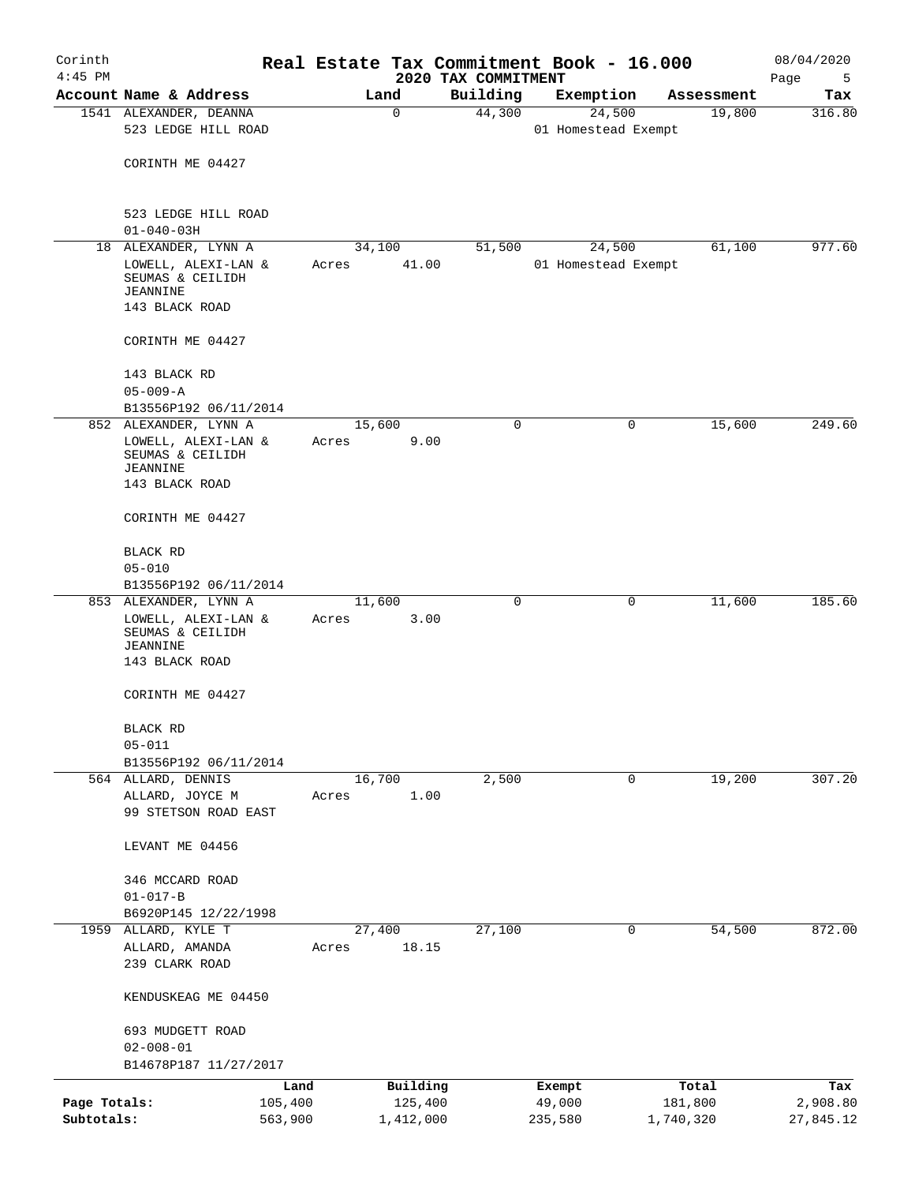Corinth
4:45 PM

# Real Estate Tax Commitment Book - 16.000

2020 TAX COMMITMENT

08/04/2020

| Account Name & Address | Land | Building | Exemption | Assessment | Tax |
|---|---|---|---|---|---|
| 1541 ALEXANDER, DEANNA<br>523 LEDGE HILL ROAD<br><br>CORINTH ME 04427<br><br>523 LEDGE HILL ROAD<br>01-040-03H | 0 | 44,300 | 24,500<br>01 Homestead Exempt | 19,800 | 316.80 |
| 18 ALEXANDER, LYNN A<br>LOWELL, ALEXI-LAN & SEUMAS & CEILIDH JEANNINE<br>143 BLACK ROAD<br><br>CORINTH ME 04427<br><br>143 BLACK RD<br>05-009-A<br>B13556P192 06/11/2014 | 34,100<br>Acres 41.00 | 51,500 | 24,500<br>01 Homestead Exempt | 61,100 | 977.60 |
| 852 ALEXANDER, LYNN A<br>LOWELL, ALEXI-LAN & SEUMAS & CEILIDH JEANNINE<br>143 BLACK ROAD<br><br>CORINTH ME 04427<br><br>BLACK RD<br>05-010<br>B13556P192 06/11/2014 | 15,600<br>Acres 9.00 | 0 | 0 | 15,600 | 249.60 |
| 853 ALEXANDER, LYNN A<br>LOWELL, ALEXI-LAN & SEUMAS & CEILIDH JEANNINE<br>143 BLACK ROAD<br><br>CORINTH ME 04427<br><br>BLACK RD<br>05-011<br>B13556P192 06/11/2014 | 11,600<br>Acres 3.00 | 0 | 0 | 11,600 | 185.60 |
| 564 ALLARD, DENNIS<br>ALLARD, JOYCE M<br>99 STETSON ROAD EAST<br><br>LEVANT ME 04456<br><br>346 MCCARD ROAD<br>01-017-B<br>B6920P145 12/22/1998 | 16,700<br>Acres 1.00 | 2,500 | 0 | 19,200 | 307.20 |
| 1959 ALLARD, KYLE T<br>ALLARD, AMANDA<br>239 CLARK ROAD<br><br>KENDUSKEAG ME 04450<br><br>693 MUDGETT ROAD<br>02-008-01<br>B14678P187 11/27/2017 | 27,400<br>Acres 18.15 | 27,100 | 0 | 54,500 | 872.00 |

| | Land | Building | Exempt | Total | Tax |
|---|---|---|---|---|---|
| Page Totals: | 105,400 | 125,400 | 49,000 | 181,800 | 2,908.80 |
| Subtotals: | 563,900 | 1,412,000 | 235,580 | 1,740,320 | 27,845.12 |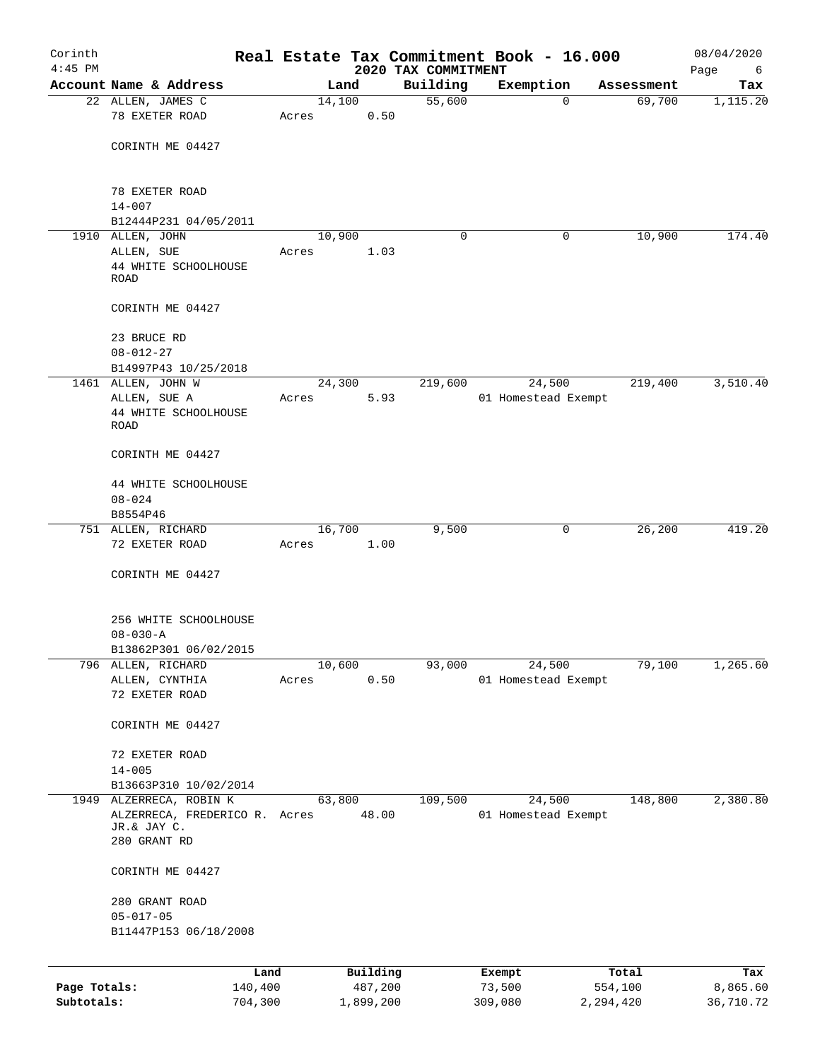Corinth 4:45 PM

# Real Estate Tax Commitment Book - 16.000

## 2020 TAX COMMITMENT

08/04/2020

| Account | Name & Address | Land | Building | Exemption | Assessment | Tax |
|---|---|---|---|---|---|---|
| 22 | ALLEN, JAMES C<br>78 EXETER ROAD<br><br>CORINTH ME 04427<br><br>78 EXETER ROAD<br>14-007<br>B12444P231 04/05/2011 | 14,100<br>Acres 0.50 | 55,600 | 0 | 69,700 | 1,115.20 |
| 1910 | ALLEN, JOHN<br>ALLEN, SUE<br>44 WHITE SCHOOLHOUSE ROAD<br><br>CORINTH ME 04427<br><br>23 BRUCE RD<br>08-012-27<br>B14997P43 10/25/2018 | 10,900<br>Acres 1.03 | 0 | 0 | 10,900 | 174.40 |
| 1461 | ALLEN, JOHN W<br>ALLEN, SUE A<br>44 WHITE SCHOOLHOUSE ROAD<br><br>CORINTH ME 04427<br><br>44 WHITE SCHOOLHOUSE<br>08-024<br>B8554P46 | 24,300<br>Acres 5.93 | 219,600 | 24,500<br>01 Homestead Exempt | 219,400 | 3,510.40 |
| 751 | ALLEN, RICHARD<br>72 EXETER ROAD<br><br>CORINTH ME 04427<br><br>256 WHITE SCHOOLHOUSE<br>08-030-A<br>B13862P301 06/02/2015 | 16,700<br>Acres 1.00 | 9,500 | 0 | 26,200 | 419.20 |
| 796 | ALLEN, RICHARD<br>ALLEN, CYNTHIA<br>72 EXETER ROAD<br><br>CORINTH ME 04427<br><br>72 EXETER ROAD<br>14-005<br>B13663P310 10/02/2014 | 10,600<br>Acres 0.50 | 93,000 | 24,500<br>01 Homestead Exempt | 79,100 | 1,265.60 |
| 1949 | ALZERRECA, ROBIN K<br>ALZERRECA, FREDERICO R. JR.& JAY C.<br>280 GRANT RD<br><br>CORINTH ME 04427<br><br>280 GRANT ROAD<br>05-017-05<br>B11447P153 06/18/2008 | 63,800<br>Acres 48.00 | 109,500 | 24,500<br>01 Homestead Exempt | 148,800 | 2,380.80 |

| | Land | Building | Exempt | Total | Tax |
|---|---|---|---|---|---|
| Page Totals: | 140,400 | 487,200 | 73,500 | 554,100 | 8,865.60 |
| Subtotals: | 704,300 | 1,899,200 | 309,080 | 2,294,420 | 36,710.72 |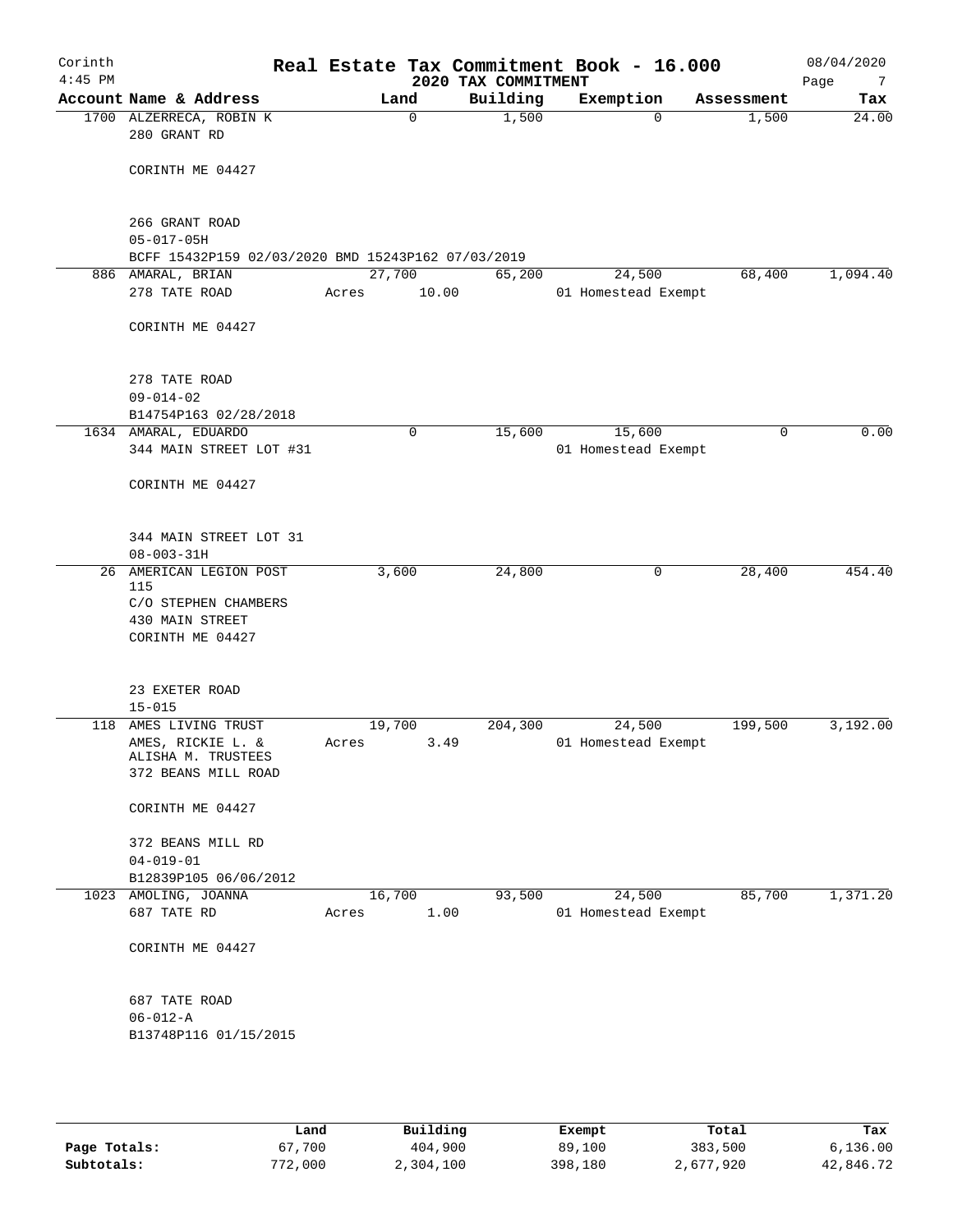# Corinth — Real Estate Tax Commitment Book - 16.000

2020 TAX COMMITMENT

4:45 PM — 08/04/2020

| Account Name & Address | Land | Building | Exemption | Assessment | Tax |
|---|---|---|---|---|---|
| 1700 ALZERRECA, ROBIN K<br>280 GRANT RD<br><br>CORINTH ME 04427<br><br>266 GRANT ROAD<br>05-017-05H<br>BCFF 15432P159 02/03/2020 BMD 15243P162 07/03/2019 | 0 | 1,500 | 0 | 1,500 | 24.00 |
| 886 AMARAL, BRIAN<br>278 TATE ROAD<br><br>CORINTH ME 04427<br><br>278 TATE ROAD<br>09-014-02<br>B14754P163 02/28/2018 | 27,700<br>Acres 10.00 | 65,200 | 24,500<br>01 Homestead Exempt | 68,400 | 1,094.40 |
| 1634 AMARAL, EDUARDO<br>344 MAIN STREET LOT #31<br><br>CORINTH ME 04427<br><br>344 MAIN STREET LOT 31<br>08-003-31H | 0 | 15,600 | 15,600<br>01 Homestead Exempt | 0 | 0.00 |
| 26 AMERICAN LEGION POST 115<br>C/O STEPHEN CHAMBERS<br>430 MAIN STREET<br>CORINTH ME 04427<br><br>23 EXETER ROAD<br>15-015 | 3,600 | 24,800 | 0 | 28,400 | 454.40 |
| 118 AMES LIVING TRUST<br>AMES, RICKIE L. &<br>ALISHA M. TRUSTEES<br>372 BEANS MILL ROAD<br><br>CORINTH ME 04427<br><br>372 BEANS MILL RD<br>04-019-01<br>B12839P105 06/06/2012 | 19,700<br>Acres 3.49 | 204,300 | 24,500<br>01 Homestead Exempt | 199,500 | 3,192.00 |
| 1023 AMOLING, JOANNA<br>687 TATE RD<br><br>CORINTH ME 04427<br><br>687 TATE ROAD<br>06-012-A<br>B13748P116 01/15/2015 | 16,700<br>Acres 1.00 | 93,500 | 24,500<br>01 Homestead Exempt | 85,700 | 1,371.20 |

| | Land | Building | Exempt | Total | Tax |
|---|---|---|---|---|---|
| Page Totals: | 67,700 | 404,900 | 89,100 | 383,500 | 6,136.00 |
| Subtotals: | 772,000 | 2,304,100 | 398,180 | 2,677,920 | 42,846.72 |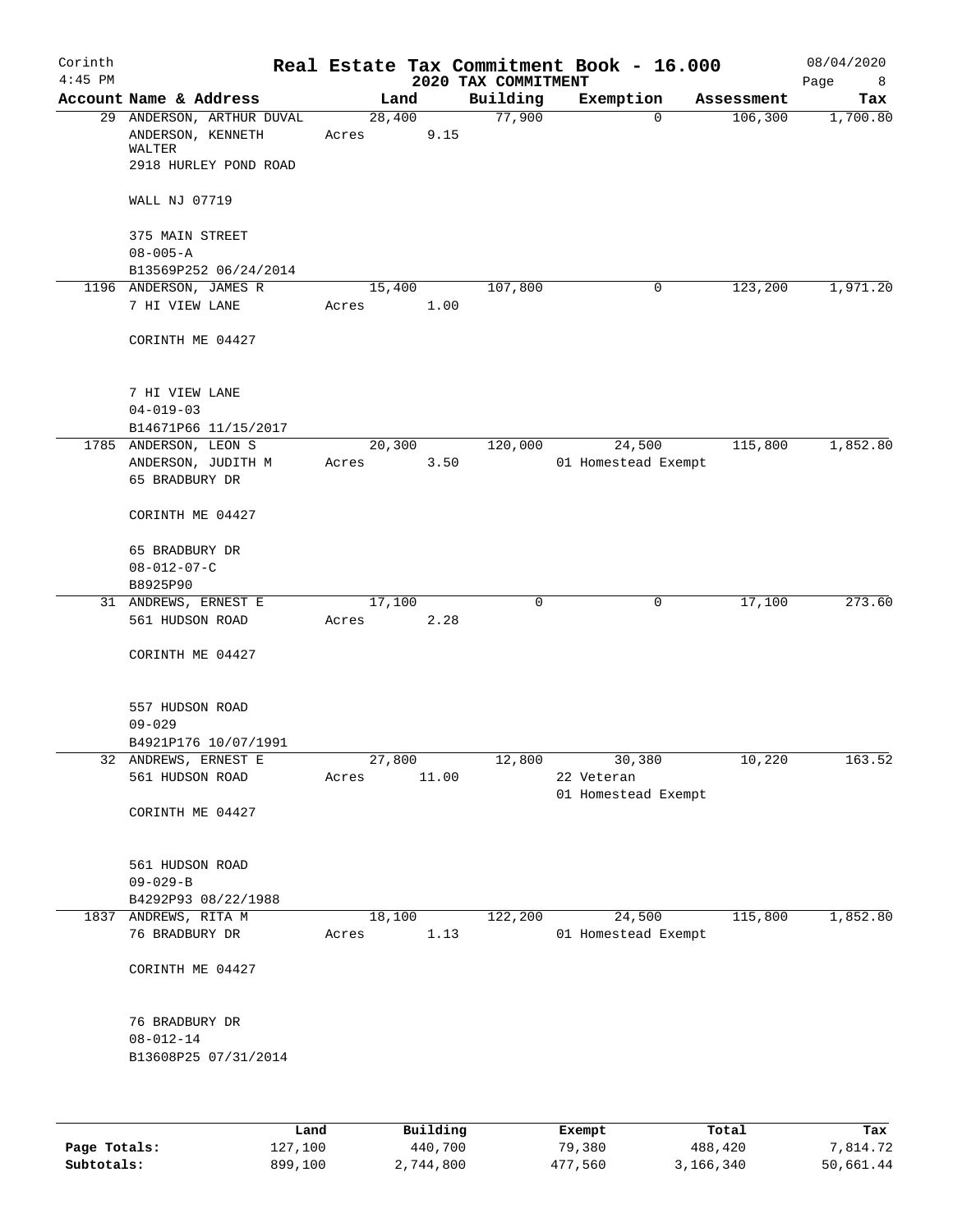# Real Estate Tax Commitment Book - 16.000

Corinth 4:45 PM — 2020 TAX COMMITMENT — 08/04/2020

| Account | Name & Address | Land | Building | Exemption | Assessment | Tax |
|---|---|---|---|---|---|---|
| 29 | ANDERSON, ARTHUR DUVAL<br>ANDERSON, KENNETH WALTER<br>2918 HURLEY POND ROAD<br><br>WALL NJ 07719<br><br>375 MAIN STREET<br>08-005-A<br>B13569P252 06/24/2014 | 28,400<br>Acres 9.15 | 77,900 | 0 | 106,300 | 1,700.80 |
| 1196 | ANDERSON, JAMES R<br>7 HI VIEW LANE<br><br>CORINTH ME 04427<br><br>7 HI VIEW LANE<br>04-019-03<br>B14671P66 11/15/2017 | 15,400<br>Acres 1.00 | 107,800 | 0 | 123,200 | 1,971.20 |
| 1785 | ANDERSON, LEON S<br>ANDERSON, JUDITH M<br>65 BRADBURY DR<br><br>CORINTH ME 04427<br><br>65 BRADBURY DR<br>08-012-07-C<br>B8925P90 | 20,300<br>Acres 3.50 | 120,000 | 24,500<br>01 Homestead Exempt | 115,800 | 1,852.80 |
| 31 | ANDREWS, ERNEST E<br>561 HUDSON ROAD<br><br>CORINTH ME 04427<br><br>557 HUDSON ROAD<br>09-029<br>B4921P176 10/07/1991 | 17,100<br>Acres 2.28 | 0 | 0 | 17,100 | 273.60 |
| 32 | ANDREWS, ERNEST E<br>561 HUDSON ROAD<br><br>CORINTH ME 04427<br><br>561 HUDSON ROAD<br>09-029-B<br>B4292P93 08/22/1988 | 27,800<br>Acres 11.00 | 12,800 | 30,380<br>22 Veteran<br>01 Homestead Exempt | 10,220 | 163.52 |
| 1837 | ANDREWS, RITA M<br>76 BRADBURY DR<br><br>CORINTH ME 04427<br><br>76 BRADBURY DR<br>08-012-14<br>B13608P25 07/31/2014 | 18,100<br>Acres 1.13 | 122,200 | 24,500<br>01 Homestead Exempt | 115,800 | 1,852.80 |

| | Land | Building | Exempt | Total | Tax |
|---|---|---|---|---|---|
| Page Totals: | 127,100 | 440,700 | 79,380 | 488,420 | 7,814.72 |
| Subtotals: | 899,100 | 2,744,800 | 477,560 | 3,166,340 | 50,661.44 |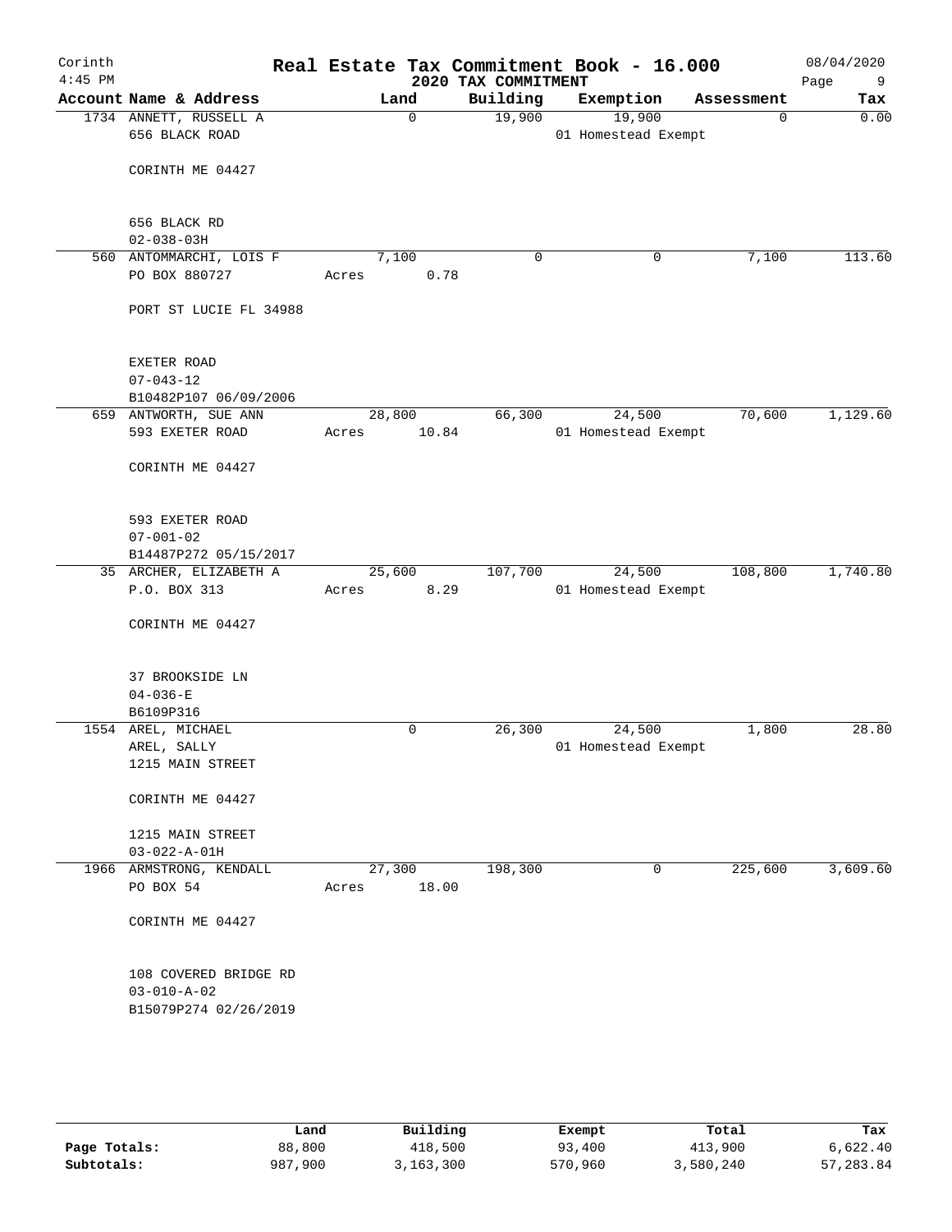Corinth
4:45 PM

# Real Estate Tax Commitment Book - 16.000

## 2020 TAX COMMITMENT

08/04/2020

| Account | Name & Address | Land | Building | Exemption | Assessment | Tax |
|---|---|---|---|---|---|---|
| 1734 | ANNETT, RUSSELL A<br>656 BLACK ROAD<br><br>CORINTH ME 04427<br><br>656 BLACK RD<br>02-038-03H | 0 | 19,900 | 19,900<br>01 Homestead Exempt | 0 | 0.00 |
| 560 | ANTOMMARCHI, LOIS F<br>PO BOX 880727<br><br>PORT ST LUCIE FL 34988<br><br>EXETER ROAD<br>07-043-12<br>B10482P107 06/09/2006 | 7,100<br>Acres 0.78 | 0 | 0 | 7,100 | 113.60 |
| 659 | ANTWORTH, SUE ANN<br>593 EXETER ROAD<br><br>CORINTH ME 04427<br><br>593 EXETER ROAD<br>07-001-02<br>B14487P272 05/15/2017 | 28,800<br>Acres 10.84 | 66,300 | 24,500<br>01 Homestead Exempt | 70,600 | 1,129.60 |
| 35 | ARCHER, ELIZABETH A<br>P.O. BOX 313<br><br>CORINTH ME 04427<br><br>37 BROOKSIDE LN<br>04-036-E<br>B6109P316 | 25,600<br>Acres 8.29 | 107,700 | 24,500<br>01 Homestead Exempt | 108,800 | 1,740.80 |
| 1554 | AREL, MICHAEL<br>AREL, SALLY<br>1215 MAIN STREET<br><br>CORINTH ME 04427<br><br>1215 MAIN STREET<br>03-022-A-01H | 0 | 26,300 | 24,500<br>01 Homestead Exempt | 1,800 | 28.80 |
| 1966 | ARMSTRONG, KENDALL<br>PO BOX 54<br><br>CORINTH ME 04427<br><br>108 COVERED BRIDGE RD<br>03-010-A-02<br>B15079P274 02/26/2019 | 27,300<br>Acres 18.00 | 198,300 | 0 | 225,600 | 3,609.60 |

| | Land | Building | Exempt | Total | Tax |
|---|---|---|---|---|---|
| **Page Totals:** | 88,800 | 418,500 | 93,400 | 413,900 | 6,622.40 |
| **Subtotals:** | 987,900 | 3,163,300 | 570,960 | 3,580,240 | 57,283.84 |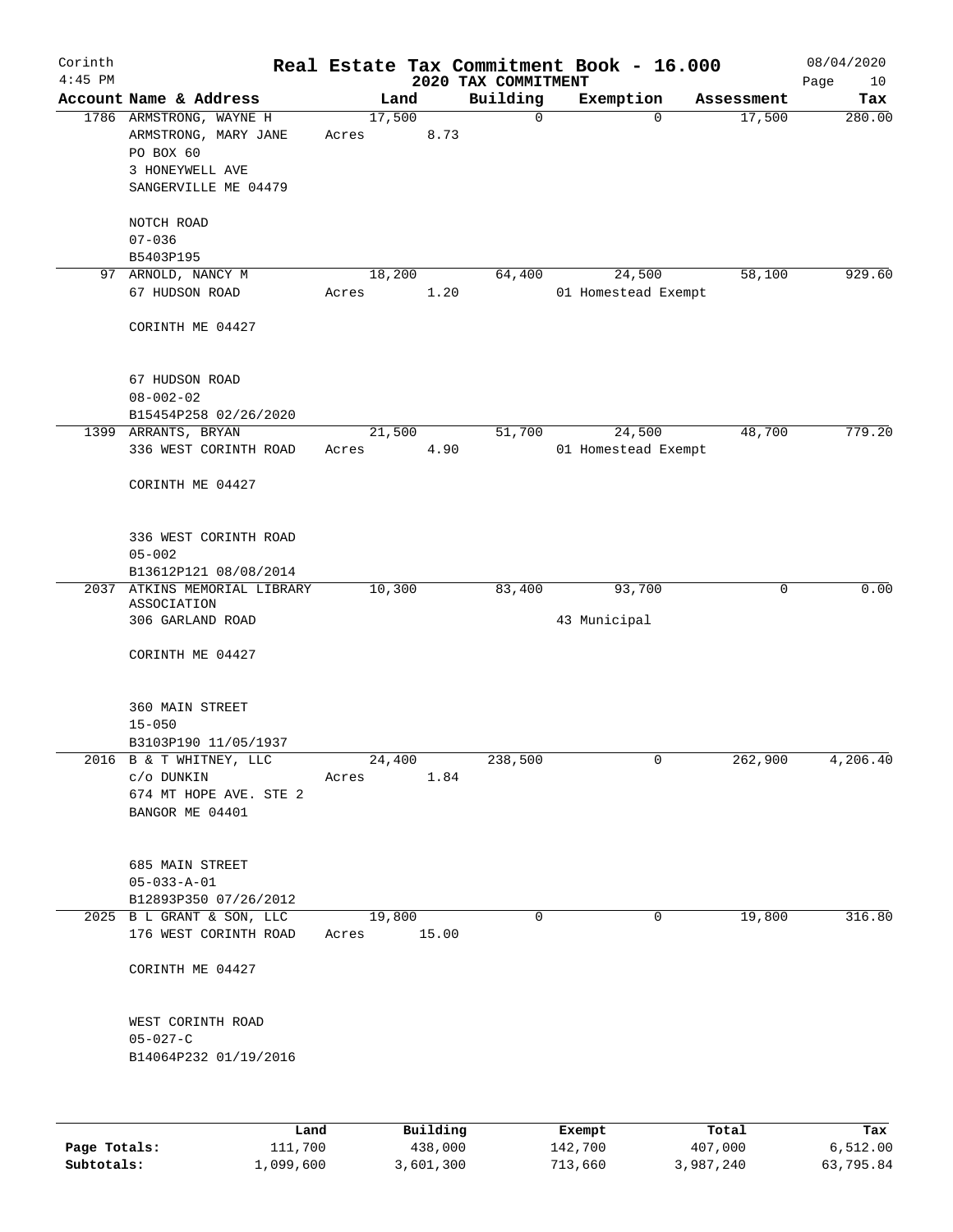# Real Estate Tax Commitment Book - 16.000

## 2020 TAX COMMITMENT

Corinth 4:45 PM — 08/04/2020

| Account Name & Address | Land | Building | Exemption | Assessment | Tax |
|---|---|---|---|---|---|
| 1786 ARMSTRONG, WAYNE H<br>ARMSTRONG, MARY JANE<br>PO BOX 60<br>3 HONEYWELL AVE<br>SANGERVILLE ME 04479<br><br>NOTCH ROAD<br>07-036<br>B5403P195 | 17,500<br>Acres 8.73 | 0 | 0 | 17,500 | 280.00 |
| 97 ARNOLD, NANCY M<br>67 HUDSON ROAD<br><br>CORINTH ME 04427<br><br>67 HUDSON ROAD<br>08-002-02<br>B15454P258 02/26/2020 | 18,200<br>Acres 1.20 | 64,400 | 24,500<br>01 Homestead Exempt | 58,100 | 929.60 |
| 1399 ARRANTS, BRYAN<br>336 WEST CORINTH ROAD<br><br>CORINTH ME 04427<br><br>336 WEST CORINTH ROAD<br>05-002<br>B13612P121 08/08/2014 | 21,500<br>Acres 4.90 | 51,700 | 24,500<br>01 Homestead Exempt | 48,700 | 779.20 |
| 2037 ATKINS MEMORIAL LIBRARY ASSOCIATION<br>306 GARLAND ROAD<br><br>CORINTH ME 04427<br><br>360 MAIN STREET<br>15-050<br>B3103P190 11/05/1937 | 10,300 | 83,400 | 93,700<br>43 Municipal | 0 | 0.00 |
| 2016 B & T WHITNEY, LLC<br>c/o DUNKIN<br>674 MT HOPE AVE. STE 2<br>BANGOR ME 04401<br><br>685 MAIN STREET<br>05-033-A-01<br>B12893P350 07/26/2012 | 24,400<br>Acres 1.84 | 238,500 | 0 | 262,900 | 4,206.40 |
| 2025 B L GRANT & SON, LLC<br>176 WEST CORINTH ROAD<br><br>CORINTH ME 04427<br><br>WEST CORINTH ROAD<br>05-027-C<br>B14064P232 01/19/2016 | 19,800<br>Acres 15.00 | 0 | 0 | 19,800 | 316.80 |

| | Land | Building | Exempt | Total | Tax |
|---|---|---|---|---|---|
| Page Totals: | 111,700 | 438,000 | 142,700 | 407,000 | 6,512.00 |
| Subtotals: | 1,099,600 | 3,601,300 | 713,660 | 3,987,240 | 63,795.84 |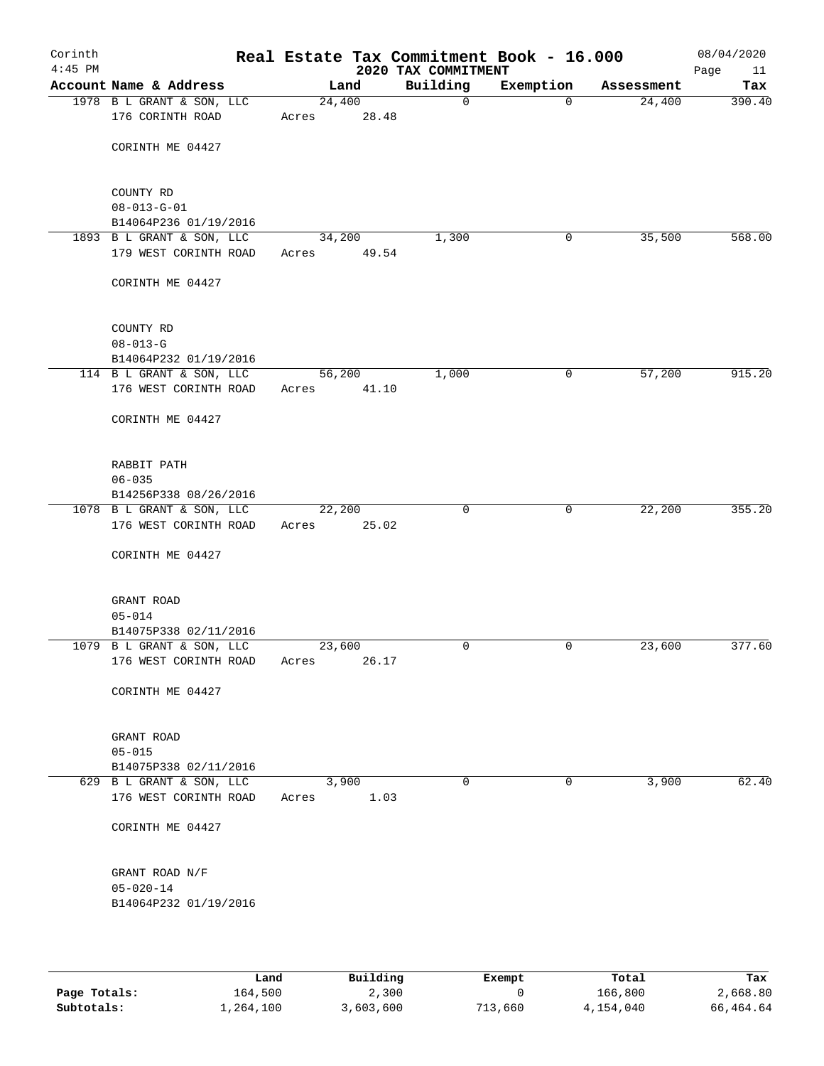Corinth 4:45 PM

# Real Estate Tax Commitment Book - 16.000

## 2020 TAX COMMITMENT

08/04/2020

| Account Name & Address | Land | Building | Exemption | Assessment | Tax |
|---|---|---|---|---|---|
| 1978 B L GRANT & SON, LLC<br>176 CORINTH ROAD<br><br>CORINTH ME 04427<br><br>COUNTY RD<br>08-013-G-01<br>B14064P236 01/19/2016 | 24,400<br>Acres 28.48 | 0 | 0 | 24,400 | 390.40 |
| 1893 B L GRANT & SON, LLC<br>179 WEST CORINTH ROAD<br><br>CORINTH ME 04427<br><br>COUNTY RD<br>08-013-G<br>B14064P232 01/19/2016 | 34,200<br>Acres 49.54 | 1,300 | 0 | 35,500 | 568.00 |
| 114 B L GRANT & SON, LLC<br>176 WEST CORINTH ROAD<br><br>CORINTH ME 04427<br><br>RABBIT PATH<br>06-035<br>B14256P338 08/26/2016 | 56,200<br>Acres 41.10 | 1,000 | 0 | 57,200 | 915.20 |
| 1078 B L GRANT & SON, LLC<br>176 WEST CORINTH ROAD<br><br>CORINTH ME 04427<br><br>GRANT ROAD<br>05-014<br>B14075P338 02/11/2016 | 22,200<br>Acres 25.02 | 0 | 0 | 22,200 | 355.20 |
| 1079 B L GRANT & SON, LLC<br>176 WEST CORINTH ROAD<br><br>CORINTH ME 04427<br><br>GRANT ROAD<br>05-015<br>B14075P338 02/11/2016 | 23,600<br>Acres 26.17 | 0 | 0 | 23,600 | 377.60 |
| 629 B L GRANT & SON, LLC<br>176 WEST CORINTH ROAD<br><br>CORINTH ME 04427<br><br>GRANT ROAD N/F<br>05-020-14<br>B14064P232 01/19/2016 | 3,900<br>Acres 1.03 | 0 | 0 | 3,900 | 62.40 |

| | Land | Building | Exempt | Total | Tax |
|---|---|---|---|---|---|
| Page Totals: | 164,500 | 2,300 | 0 | 166,800 | 2,668.80 |
| Subtotals: | 1,264,100 | 3,603,600 | 713,660 | 4,154,040 | 66,464.64 |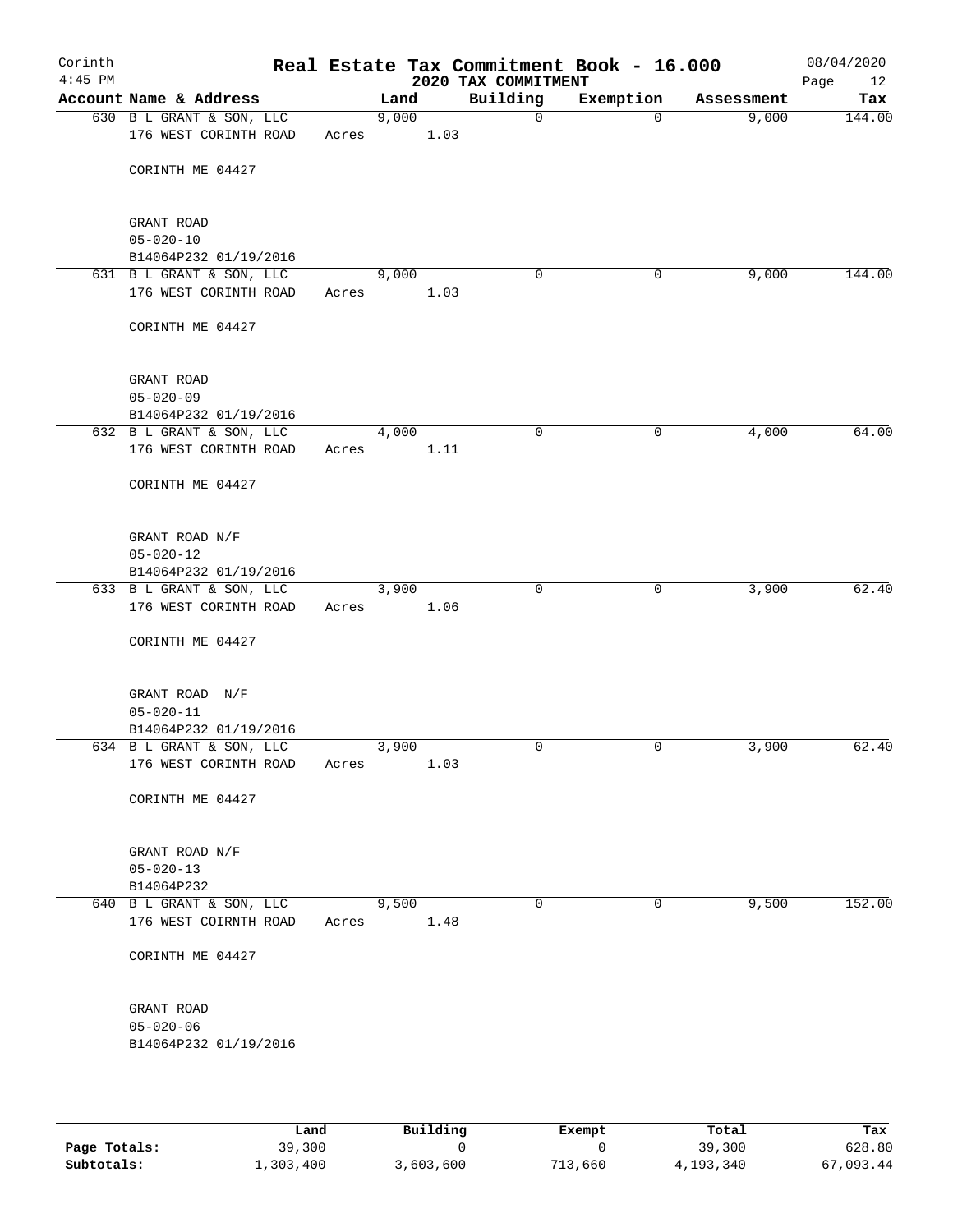Corinth 4:45 PM

# Real Estate Tax Commitment Book - 16.000

## 2020 TAX COMMITMENT

08/04/2020

| Account Name & Address | Land | Building | Exemption | Assessment | Tax |
|---|---|---|---|---|---|
| 630 B L GRANT & SON, LLC<br>176 WEST CORINTH ROAD<br><br>CORINTH ME 04427<br><br>GRANT ROAD<br>05-020-10<br>B14064P232 01/19/2016 | 9,000<br>Acres 1.03 | 0 | 0 | 9,000 | 144.00 |
| 631 B L GRANT & SON, LLC<br>176 WEST CORINTH ROAD<br><br>CORINTH ME 04427<br><br>GRANT ROAD<br>05-020-09<br>B14064P232 01/19/2016 | 9,000<br>Acres 1.03 | 0 | 0 | 9,000 | 144.00 |
| 632 B L GRANT & SON, LLC<br>176 WEST CORINTH ROAD<br><br>CORINTH ME 04427<br><br>GRANT ROAD N/F<br>05-020-12<br>B14064P232 01/19/2016 | 4,000<br>Acres 1.11 | 0 | 0 | 4,000 | 64.00 |
| 633 B L GRANT & SON, LLC<br>176 WEST CORINTH ROAD<br><br>CORINTH ME 04427<br><br>GRANT ROAD N/F<br>05-020-11<br>B14064P232 01/19/2016 | 3,900<br>Acres 1.06 | 0 | 0 | 3,900 | 62.40 |
| 634 B L GRANT & SON, LLC<br>176 WEST CORINTH ROAD<br><br>CORINTH ME 04427<br><br>GRANT ROAD N/F<br>05-020-13<br>B14064P232 | 3,900<br>Acres 1.03 | 0 | 0 | 3,900 | 62.40 |
| 640 B L GRANT & SON, LLC<br>176 WEST COIRNTH ROAD<br><br>CORINTH ME 04427<br><br>GRANT ROAD<br>05-020-06<br>B14064P232 01/19/2016 | 9,500<br>Acres 1.48 | 0 | 0 | 9,500 | 152.00 |

| | Land | Building | Exempt | Total | Tax |
|---|---|---|---|---|---|
| Page Totals: | 39,300 | 0 | 0 | 39,300 | 628.80 |
| Subtotals: | 1,303,400 | 3,603,600 | 713,660 | 4,193,340 | 67,093.44 |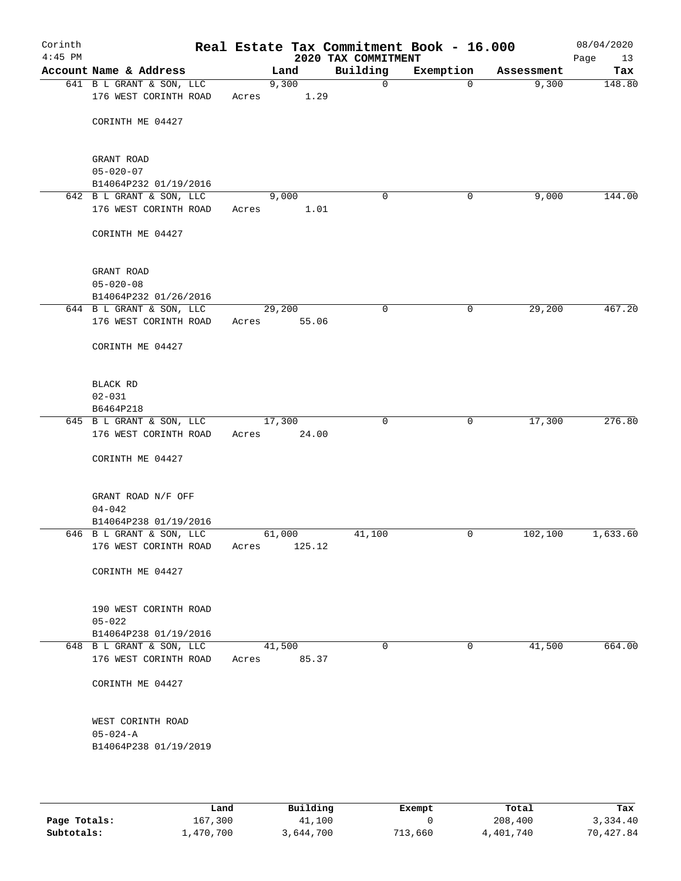Corinth 4:45 PM

# Real Estate Tax Commitment Book - 16.000

2020 TAX COMMITMENT

08/04/2020

| Account Name & Address | Land | Building | Exemption | Assessment | Tax |
|---|---|---|---|---|---|
| 641 B L GRANT & SON, LLC<br>176 WEST CORINTH ROAD<br><br>CORINTH ME 04427<br><br>GRANT ROAD<br>05-020-07<br>B14064P232 01/19/2016 | 9,300<br>Acres 1.29 | 0 | 0 | 9,300 | 148.80 |
| 642 B L GRANT & SON, LLC<br>176 WEST CORINTH ROAD<br><br>CORINTH ME 04427<br><br>GRANT ROAD<br>05-020-08<br>B14064P232 01/26/2016 | 9,000<br>Acres 1.01 | 0 | 0 | 9,000 | 144.00 |
| 644 B L GRANT & SON, LLC<br>176 WEST CORINTH ROAD<br><br>CORINTH ME 04427<br><br>BLACK RD<br>02-031<br>B6464P218 | 29,200<br>Acres 55.06 | 0 | 0 | 29,200 | 467.20 |
| 645 B L GRANT & SON, LLC<br>176 WEST CORINTH ROAD<br><br>CORINTH ME 04427<br><br>GRANT ROAD N/F OFF<br>04-042<br>B14064P238 01/19/2016 | 17,300<br>Acres 24.00 | 0 | 0 | 17,300 | 276.80 |
| 646 B L GRANT & SON, LLC<br>176 WEST CORINTH ROAD<br><br>CORINTH ME 04427<br><br>190 WEST CORINTH ROAD<br>05-022<br>B14064P238 01/19/2016 | 61,000<br>Acres 125.12 | 41,100 | 0 | 102,100 | 1,633.60 |
| 648 B L GRANT & SON, LLC<br>176 WEST CORINTH ROAD<br><br>CORINTH ME 04427<br><br>WEST CORINTH ROAD<br>05-024-A<br>B14064P238 01/19/2019 | 41,500<br>Acres 85.37 | 0 | 0 | 41,500 | 664.00 |

| | Land | Building | Exempt | Total | Tax |
|---|---|---|---|---|---|
| **Page Totals:** | 167,300 | 41,100 | 0 | 208,400 | 3,334.40 |
| **Subtotals:** | 1,470,700 | 3,644,700 | 713,660 | 4,401,740 | 70,427.84 |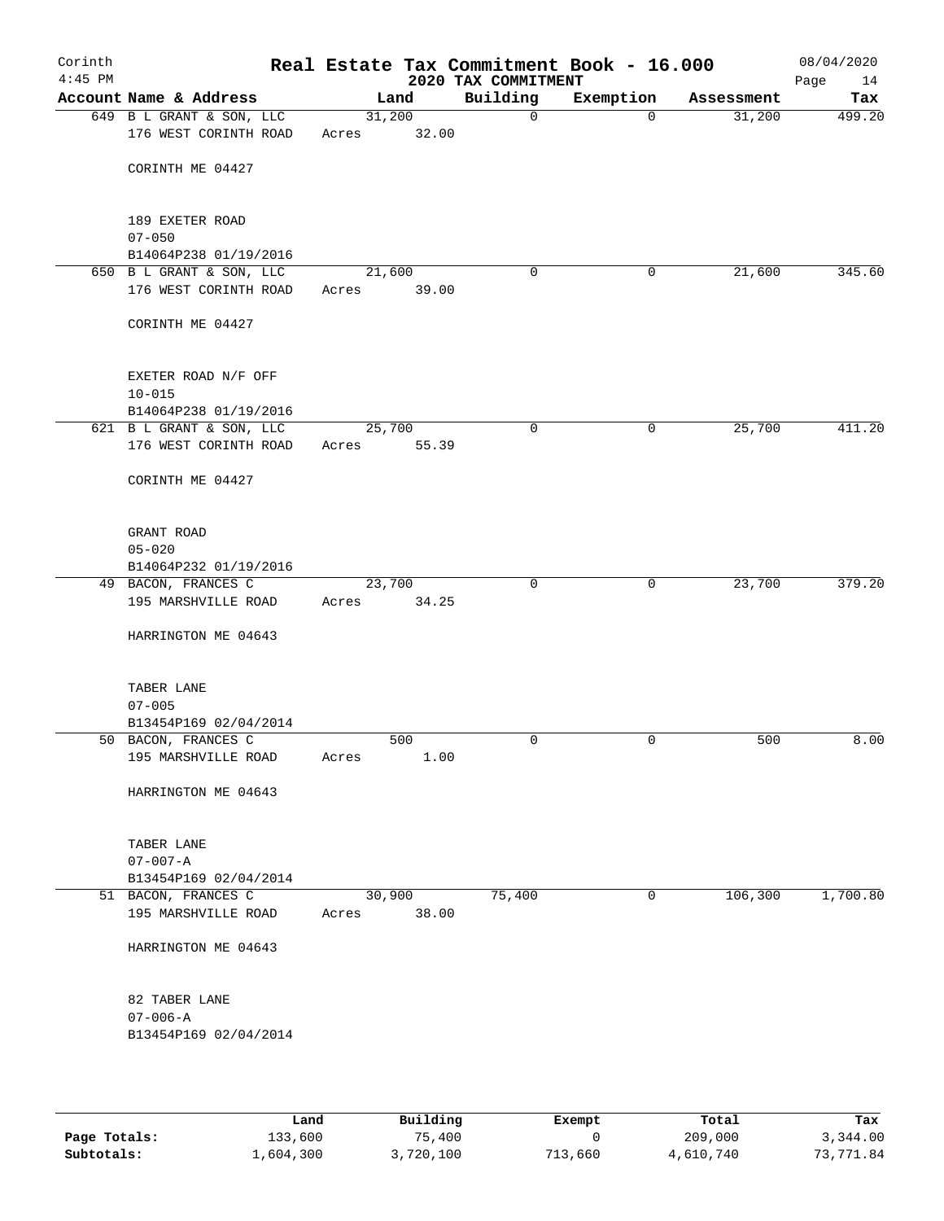Corinth 4:45 PM

# Real Estate Tax Commitment Book - 16.000

## 2020 TAX COMMITMENT

08/04/2020

| Account Name & Address | Land | Building | Exemption | Assessment | Tax |
|---|---|---|---|---|---|
| 649 B L GRANT & SON, LLC<br>176 WEST CORINTH ROAD<br><br>CORINTH ME 04427<br><br>189 EXETER ROAD<br>07-050<br>B14064P238 01/19/2016 | 31,200<br>Acres 32.00 | 0 | 0 | 31,200 | 499.20 |
| 650 B L GRANT & SON, LLC<br>176 WEST CORINTH ROAD<br><br>CORINTH ME 04427<br><br>EXETER ROAD N/F OFF<br>10-015<br>B14064P238 01/19/2016 | 21,600<br>Acres 39.00 | 0 | 0 | 21,600 | 345.60 |
| 621 B L GRANT & SON, LLC<br>176 WEST CORINTH ROAD<br><br>CORINTH ME 04427<br><br>GRANT ROAD<br>05-020<br>B14064P232 01/19/2016 | 25,700<br>Acres 55.39 | 0 | 0 | 25,700 | 411.20 |
| 49 BACON, FRANCES C<br>195 MARSHVILLE ROAD<br><br>HARRINGTON ME 04643<br><br>TABER LANE<br>07-005<br>B13454P169 02/04/2014 | 23,700<br>Acres 34.25 | 0 | 0 | 23,700 | 379.20 |
| 50 BACON, FRANCES C<br>195 MARSHVILLE ROAD<br><br>HARRINGTON ME 04643<br><br>TABER LANE<br>07-007-A<br>B13454P169 02/04/2014 | 500<br>Acres 1.00 | 0 | 0 | 500 | 8.00 |
| 51 BACON, FRANCES C<br>195 MARSHVILLE ROAD<br><br>HARRINGTON ME 04643<br><br>82 TABER LANE<br>07-006-A<br>B13454P169 02/04/2014 | 30,900<br>Acres 38.00 | 75,400 | 0 | 106,300 | 1,700.80 |

| | Land | Building | Exempt | Total | Tax |
|---|---|---|---|---|---|
| Page Totals: | 133,600 | 75,400 | 0 | 209,000 | 3,344.00 |
| Subtotals: | 1,604,300 | 3,720,100 | 713,660 | 4,610,740 | 73,771.84 |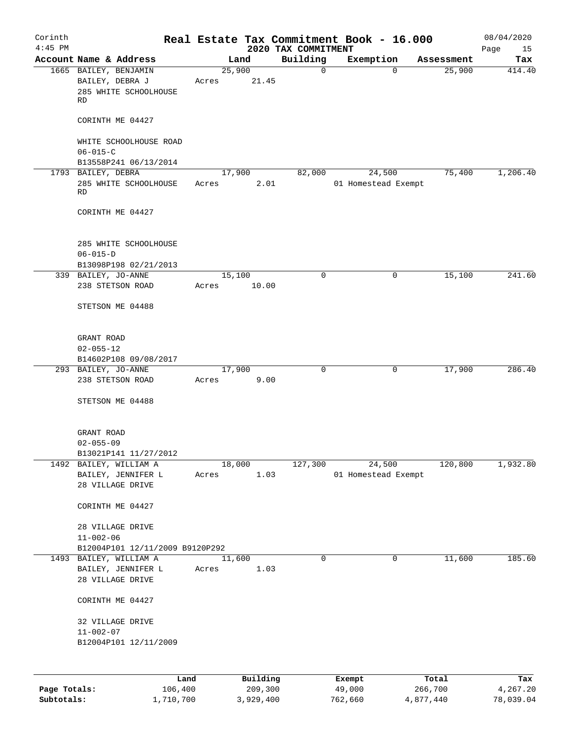# Real Estate Tax Commitment Book - 16.000

Corinth
4:45 PM

2020 TAX COMMITMENT

08/04/2020

| Account Name & Address | Land | Building | Exemption | Assessment | Tax |
|---|---|---|---|---|---|
| 1665 BAILEY, BENJAMIN<br>BAILEY, DEBRA J<br>285 WHITE SCHOOLHOUSE RD<br><br>CORINTH ME 04427<br><br>WHITE SCHOOLHOUSE ROAD<br>06-015-C<br>B13558P241 06/13/2014 | 25,900<br>Acres 21.45 | 0 | 0 | 25,900 | 414.40 |
| 1793 BAILEY, DEBRA<br>285 WHITE SCHOOLHOUSE RD<br><br>CORINTH ME 04427<br><br>285 WHITE SCHOOLHOUSE<br>06-015-D<br>B13098P198 02/21/2013 | 17,900<br>Acres 2.01 | 82,000 | 24,500<br>01 Homestead Exempt | 75,400 | 1,206.40 |
| 339 BAILEY, JO-ANNE<br>238 STETSON ROAD<br><br>STETSON ME 04488<br><br>GRANT ROAD<br>02-055-12<br>B14602P108 09/08/2017 | 15,100<br>Acres 10.00 | 0 | 0 | 15,100 | 241.60 |
| 293 BAILEY, JO-ANNE<br>238 STETSON ROAD<br><br>STETSON ME 04488<br><br>GRANT ROAD<br>02-055-09<br>B13021P141 11/27/2012 | 17,900<br>Acres 9.00 | 0 | 0 | 17,900 | 286.40 |
| 1492 BAILEY, WILLIAM A<br>BAILEY, JENNIFER L<br>28 VILLAGE DRIVE<br><br>CORINTH ME 04427<br><br>28 VILLAGE DRIVE<br>11-002-06<br>B12004P101 12/11/2009 B9120P292 | 18,000<br>Acres 1.03 | 127,300 | 24,500<br>01 Homestead Exempt | 120,800 | 1,932.80 |
| 1493 BAILEY, WILLIAM A<br>BAILEY, JENNIFER L<br>28 VILLAGE DRIVE<br><br>CORINTH ME 04427<br><br>32 VILLAGE DRIVE<br>11-002-07<br>B12004P101 12/11/2009 | 11,600<br>Acres 1.03 | 0 | 0 | 11,600 | 185.60 |

| | Land | Building | Exempt | Total | Tax |
|---|---|---|---|---|---|
| Page Totals: | 106,400 | 209,300 | 49,000 | 266,700 | 4,267.20 |
| Subtotals: | 1,710,700 | 3,929,400 | 762,660 | 4,877,440 | 78,039.04 |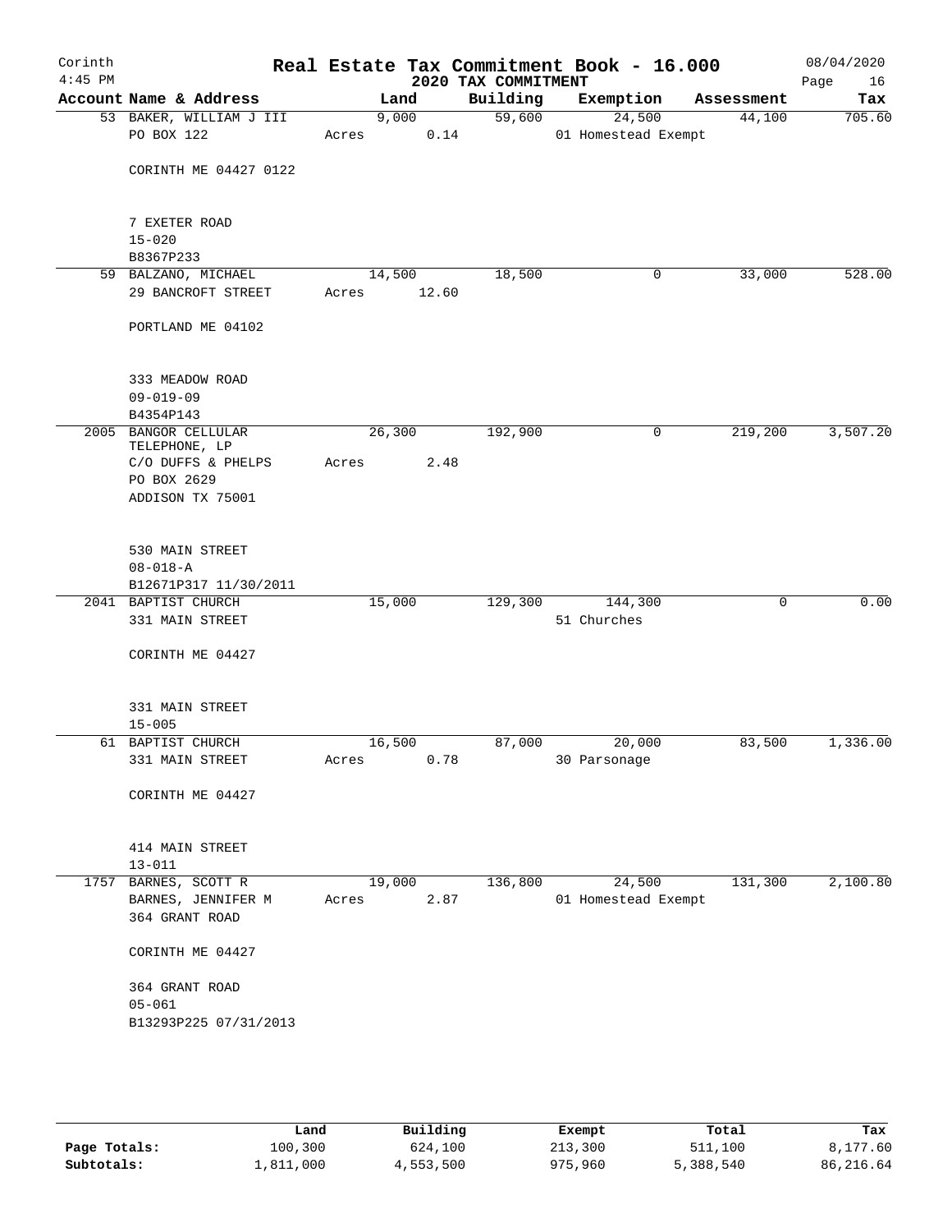Corinth
4:45 PM

# Real Estate Tax Commitment Book - 16.000

2020 TAX COMMITMENT

08/04/2020

| Account Name & Address | Land | Building | Exemption | Assessment | Tax |
|---|---|---|---|---|---|
| 53 BAKER, WILLIAM J III | 9,000 | 59,600 | 24,500 | 44,100 | 705.60 |
| PO BOX 122 | Acres 0.14 | | 01 Homestead Exempt | | |
| CORINTH ME 04427 0122 | | | | | |
| 7 EXETER ROAD | | | | | |
| 15-020 | | | | | |
| B8367P233 | | | | | |
| 59 BALZANO, MICHAEL | 14,500 | 18,500 | 0 | 33,000 | 528.00 |
| 29 BANCROFT STREET | Acres 12.60 | | | | |
| PORTLAND ME 04102 | | | | | |
| 333 MEADOW ROAD | | | | | |
| 09-019-09 | | | | | |
| B4354P143 | | | | | |
| 2005 BANGOR CELLULAR TELEPHONE, LP | 26,300 | 192,900 | 0 | 219,200 | 3,507.20 |
| C/O DUFFS & PHELPS | Acres 2.48 | | | | |
| PO BOX 2629 | | | | | |
| ADDISON TX 75001 | | | | | |
| 530 MAIN STREET | | | | | |
| 08-018-A | | | | | |
| B12671P317 11/30/2011 | | | | | |
| 2041 BAPTIST CHURCH | 15,000 | 129,300 | 144,300 | 0 | 0.00 |
| 331 MAIN STREET | | | 51 Churches | | |
| CORINTH ME 04427 | | | | | |
| 331 MAIN STREET | | | | | |
| 15-005 | | | | | |
| 61 BAPTIST CHURCH | 16,500 | 87,000 | 20,000 | 83,500 | 1,336.00 |
| 331 MAIN STREET | Acres 0.78 | | 30 Parsonage | | |
| CORINTH ME 04427 | | | | | |
| 414 MAIN STREET | | | | | |
| 13-011 | | | | | |
| 1757 BARNES, SCOTT R | 19,000 | 136,800 | 24,500 | 131,300 | 2,100.80 |
| BARNES, JENNIFER M | Acres 2.87 | | 01 Homestead Exempt | | |
| 364 GRANT ROAD | | | | | |
| CORINTH ME 04427 | | | | | |
| 364 GRANT ROAD | | | | | |
| 05-061 | | | | | |
| B13293P225 07/31/2013 | | | | | |

| | Land | Building | Exempt | Total | Tax |
|---|---|---|---|---|---|
| Page Totals: | 100,300 | 624,100 | 213,300 | 511,100 | 8,177.60 |
| Subtotals: | 1,811,000 | 4,553,500 | 975,960 | 5,388,540 | 86,216.64 |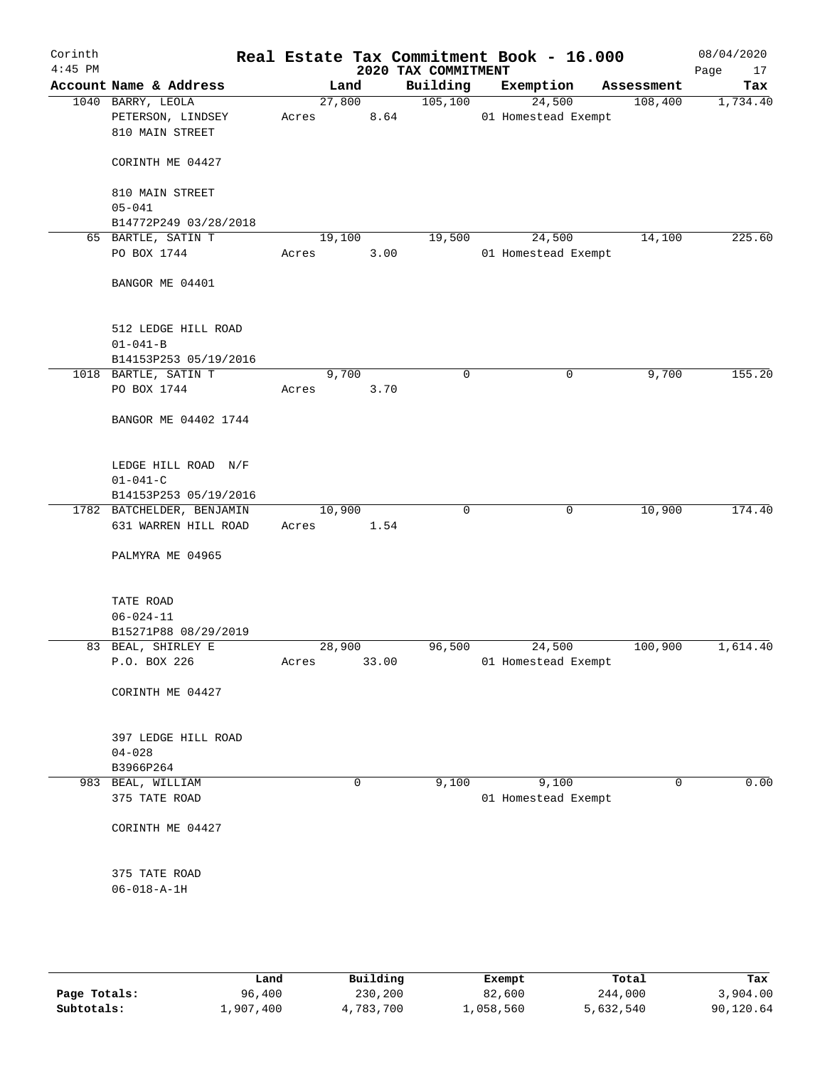# Real Estate Tax Commitment Book - 16.000

Corinth
4:45 PM

2020 TAX COMMITMENT

08/04/2020

| Account Name & Address | Land | Building | Exemption | Assessment | Tax |
|---|---|---|---|---|---|
| 1040 BARRY, LEOLA<br>PETERSON, LINDSEY<br>810 MAIN STREET<br><br>CORINTH ME 04427<br><br>810 MAIN STREET<br>05-041<br>B14772P249 03/28/2018 | 27,800<br>Acres 8.64 | 105,100 | 24,500<br>01 Homestead Exempt | 108,400 | 1,734.40 |
| 65 BARTLE, SATIN T<br>PO BOX 1744<br><br>BANGOR ME 04401<br><br>512 LEDGE HILL ROAD<br>01-041-B<br>B14153P253 05/19/2016 | 19,100<br>Acres 3.00 | 19,500 | 24,500<br>01 Homestead Exempt | 14,100 | 225.60 |
| 1018 BARTLE, SATIN T<br>PO BOX 1744<br><br>BANGOR ME 04402 1744<br><br>LEDGE HILL ROAD N/F<br>01-041-C<br>B14153P253 05/19/2016 | 9,700<br>Acres 3.70 | 0 | 0 | 9,700 | 155.20 |
| 1782 BATCHELDER, BENJAMIN<br>631 WARREN HILL ROAD<br><br>PALMYRA ME 04965<br><br>TATE ROAD<br>06-024-11<br>B15271P88 08/29/2019 | 10,900<br>Acres 1.54 | 0 | 0 | 10,900 | 174.40 |
| 83 BEAL, SHIRLEY E<br>P.O. BOX 226<br><br>CORINTH ME 04427<br><br>397 LEDGE HILL ROAD<br>04-028<br>B3966P264 | 28,900<br>Acres 33.00 | 96,500 | 24,500<br>01 Homestead Exempt | 100,900 | 1,614.40 |
| 983 BEAL, WILLIAM<br>375 TATE ROAD<br><br>CORINTH ME 04427<br><br>375 TATE ROAD<br>06-018-A-1H | 0 | 9,100 | 9,100<br>01 Homestead Exempt | 0 | 0.00 |

| | Land | Building | Exempt | Total | Tax |
|---|---|---|---|---|---|
| Page Totals: | 96,400 | 230,200 | 82,600 | 244,000 | 3,904.00 |
| Subtotals: | 1,907,400 | 4,783,700 | 1,058,560 | 5,632,540 | 90,120.64 |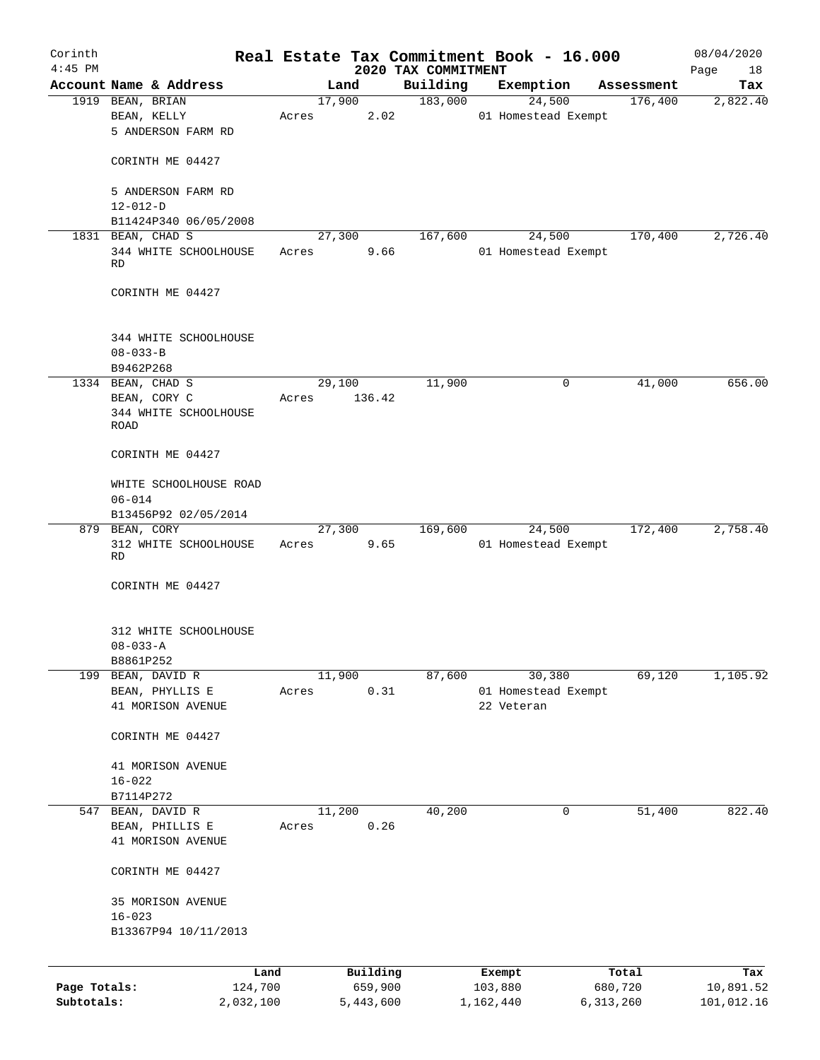# Real Estate Tax Commitment Book - 16.000

Corinth 4:45 PM — 2020 TAX COMMITMENT — 08/04/2020

| Account | Name & Address | Land | Building | Exemption | Assessment | Tax |
|---|---|---|---|---|---|---|
| 1919 | BEAN, BRIAN<br>BEAN, KELLY<br>5 ANDERSON FARM RD<br><br>CORINTH ME 04427<br><br>5 ANDERSON FARM RD<br>12-012-D<br>B11424P340 06/05/2008 | 17,900<br>Acres 2.02 | 183,000 | 24,500<br>01 Homestead Exempt | 176,400 | 2,822.40 |
| 1831 | BEAN, CHAD S<br>344 WHITE SCHOOLHOUSE RD<br><br>CORINTH ME 04427<br><br>344 WHITE SCHOOLHOUSE<br>08-033-B<br>B9462P268 | 27,300<br>Acres 9.66 | 167,600 | 24,500<br>01 Homestead Exempt | 170,400 | 2,726.40 |
| 1334 | BEAN, CHAD S<br>BEAN, CORY C<br>344 WHITE SCHOOLHOUSE ROAD<br><br>CORINTH ME 04427<br><br>WHITE SCHOOLHOUSE ROAD<br>06-014<br>B13456P92 02/05/2014 | 29,100<br>Acres 136.42 | 11,900 | 0 | 41,000 | 656.00 |
| 879 | BEAN, CORY<br>312 WHITE SCHOOLHOUSE RD<br><br>CORINTH ME 04427<br><br>312 WHITE SCHOOLHOUSE<br>08-033-A<br>B8861P252 | 27,300<br>Acres 9.65 | 169,600 | 24,500<br>01 Homestead Exempt | 172,400 | 2,758.40 |
| 199 | BEAN, DAVID R<br>BEAN, PHYLLIS E<br>41 MORISON AVENUE<br><br>CORINTH ME 04427<br><br>41 MORISON AVENUE<br>16-022<br>B7114P272 | 11,900<br>Acres 0.31 | 87,600 | 30,380<br>01 Homestead Exempt<br>22 Veteran | 69,120 | 1,105.92 |
| 547 | BEAN, DAVID R<br>BEAN, PHILLIS E<br>41 MORISON AVENUE<br><br>CORINTH ME 04427<br><br>35 MORISON AVENUE<br>16-023<br>B13367P94 10/11/2013 | 11,200<br>Acres 0.26 | 40,200 | 0 | 51,400 | 822.40 |

| | Land | Building | Exempt | Total | Tax |
|---|---|---|---|---|---|
| Page Totals: | 124,700 | 659,900 | 103,880 | 680,720 | 10,891.52 |
| Subtotals: | 2,032,100 | 5,443,600 | 1,162,440 | 6,313,260 | 101,012.16 |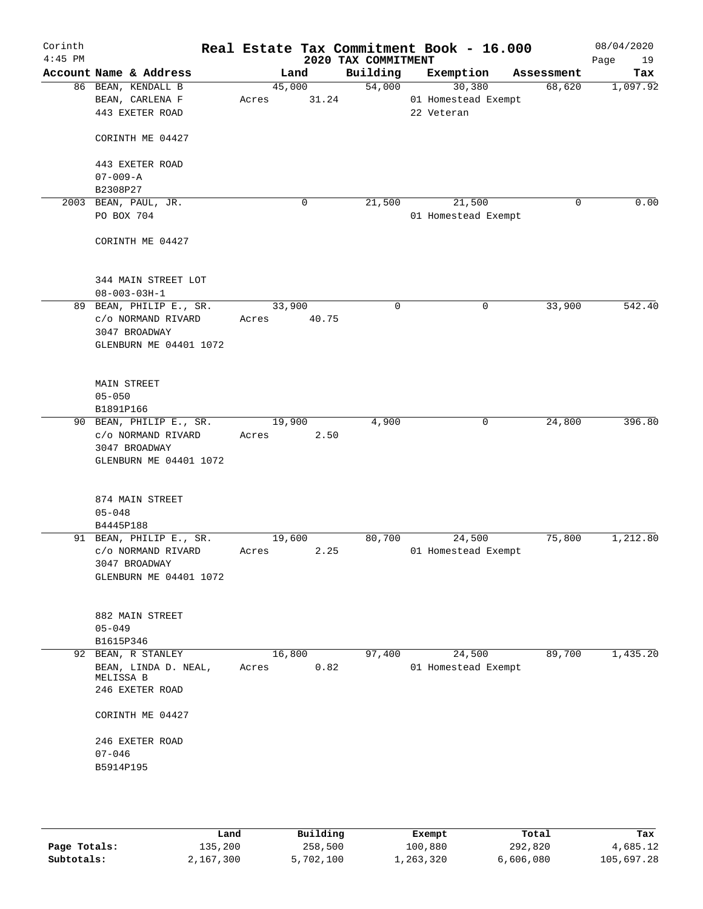Corinth 4:45 PM

# Real Estate Tax Commitment Book - 16.000

## 2020 TAX COMMITMENT

08/04/2020

| Account Name & Address | Land | Building | Exemption | Assessment | Tax |
|---|---|---|---|---|---|
| 86 BEAN, KENDALL B<br>BEAN, CARLENA F<br>443 EXETER ROAD<br><br>CORINTH ME 04427<br><br>443 EXETER ROAD<br>07-009-A<br>B2308P27 | 45,000<br>Acres 31.24 | 54,000 | 30,380<br>01 Homestead Exempt<br>22 Veteran | 68,620 | 1,097.92 |
| 2003 BEAN, PAUL, JR.<br>PO BOX 704<br><br>CORINTH ME 04427<br><br>344 MAIN STREET LOT<br>08-003-03H-1 | 0 | 21,500 | 21,500<br>01 Homestead Exempt | 0 | 0.00 |
| 89 BEAN, PHILIP E., SR.<br>c/o NORMAND RIVARD<br>3047 BROADWAY<br>GLENBURN ME 04401 1072<br><br>MAIN STREET<br>05-050<br>B1891P166 | 33,900<br>Acres 40.75 | 0 | 0 | 33,900 | 542.40 |
| 90 BEAN, PHILIP E., SR.<br>c/o NORMAND RIVARD<br>3047 BROADWAY<br>GLENBURN ME 04401 1072<br><br>874 MAIN STREET<br>05-048<br>B4445P188 | 19,900<br>Acres 2.50 | 4,900 | 0 | 24,800 | 396.80 |
| 91 BEAN, PHILIP E., SR.<br>c/o NORMAND RIVARD<br>3047 BROADWAY<br>GLENBURN ME 04401 1072<br><br>882 MAIN STREET<br>05-049<br>B1615P346 | 19,600<br>Acres 2.25 | 80,700 | 24,500<br>01 Homestead Exempt | 75,800 | 1,212.80 |
| 92 BEAN, R STANLEY<br>BEAN, LINDA D. NEAL, MELISSA B<br>246 EXETER ROAD<br><br>CORINTH ME 04427<br><br>246 EXETER ROAD<br>07-046<br>B5914P195 | 16,800<br>Acres 0.82 | 97,400 | 24,500<br>01 Homestead Exempt | 89,700 | 1,435.20 |

| | Land | Building | Exempt | Total | Tax |
|---|---|---|---|---|---|
| **Page Totals:** | 135,200 | 258,500 | 100,880 | 292,820 | 4,685.12 |
| **Subtotals:** | 2,167,300 | 5,702,100 | 1,263,320 | 6,606,080 | 105,697.28 |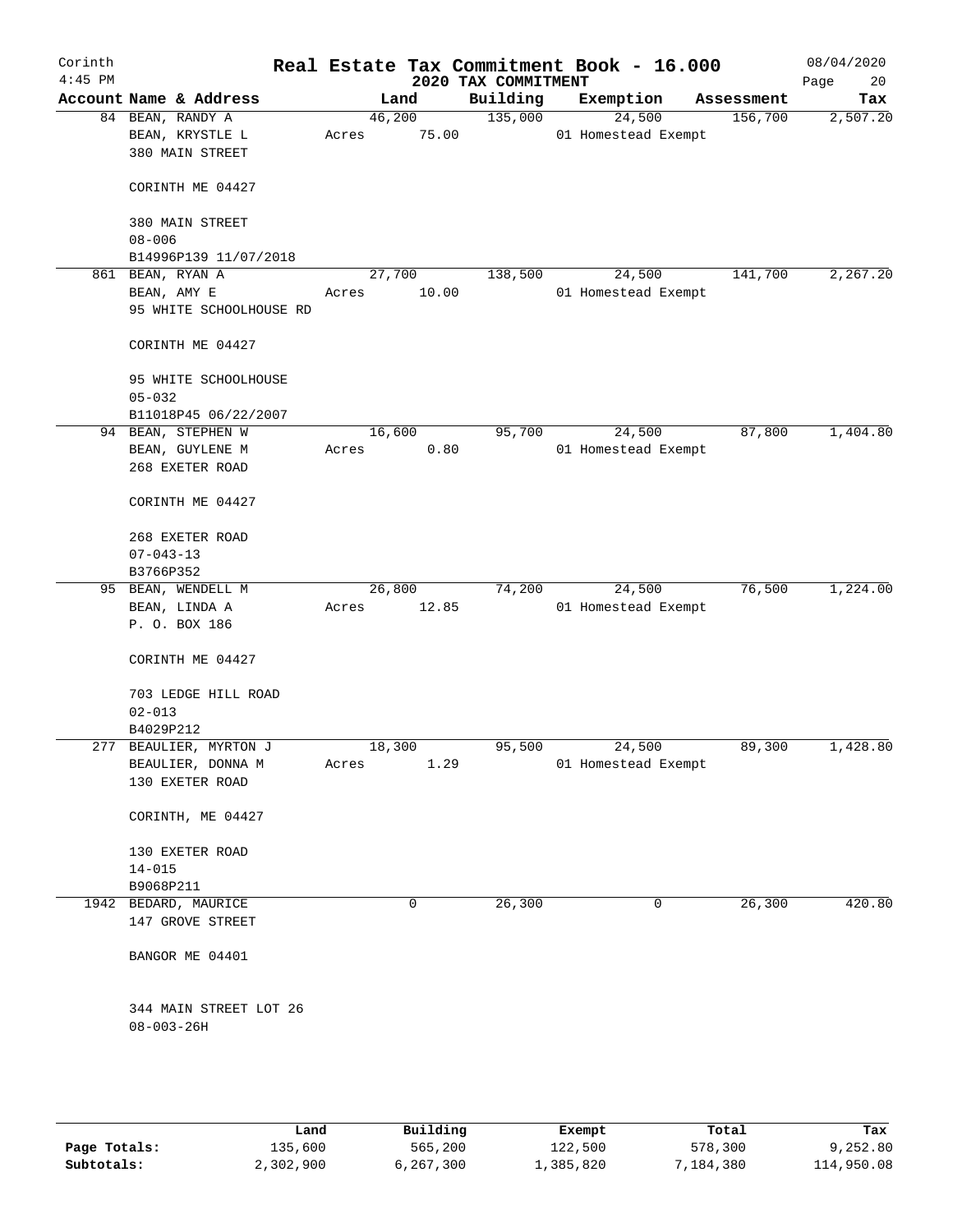# Real Estate Tax Commitment Book - 16.000

Corinth
4:45 PM

## 2020 TAX COMMITMENT

08/04/2020

| Account Name & Address | Land | Building | Exemption | Assessment | Tax |
|---|---|---|---|---|---|
| 84 BEAN, RANDY A<br>BEAN, KRYSTLE L<br>380 MAIN STREET<br><br>CORINTH ME 04427<br><br>380 MAIN STREET<br>08-006<br>B14996P139 11/07/2018 | 46,200<br>Acres 75.00 | 135,000 | 24,500<br>01 Homestead Exempt | 156,700 | 2,507.20 |
| 861 BEAN, RYAN A<br>BEAN, AMY E<br>95 WHITE SCHOOLHOUSE RD<br><br>CORINTH ME 04427<br><br>95 WHITE SCHOOLHOUSE<br>05-032<br>B11018P45 06/22/2007 | 27,700<br>Acres 10.00 | 138,500 | 24,500<br>01 Homestead Exempt | 141,700 | 2,267.20 |
| 94 BEAN, STEPHEN W<br>BEAN, GUYLENE M<br>268 EXETER ROAD<br><br>CORINTH ME 04427<br><br>268 EXETER ROAD<br>07-043-13<br>B3766P352 | 16,600<br>Acres 0.80 | 95,700 | 24,500<br>01 Homestead Exempt | 87,800 | 1,404.80 |
| 95 BEAN, WENDELL M<br>BEAN, LINDA A<br>P. O. BOX 186<br><br>CORINTH ME 04427<br><br>703 LEDGE HILL ROAD<br>02-013<br>B4029P212 | 26,800<br>Acres 12.85 | 74,200 | 24,500<br>01 Homestead Exempt | 76,500 | 1,224.00 |
| 277 BEAULIER, MYRTON J<br>BEAULIER, DONNA M<br>130 EXETER ROAD<br><br>CORINTH, ME 04427<br><br>130 EXETER ROAD<br>14-015<br>B9068P211 | 18,300<br>Acres 1.29 | 95,500 | 24,500<br>01 Homestead Exempt | 89,300 | 1,428.80 |
| 1942 BEDARD, MAURICE<br>147 GROVE STREET<br><br>BANGOR ME 04401<br><br>344 MAIN STREET LOT 26<br>08-003-26H | 0 | 26,300 | 0 | 26,300 | 420.80 |

| | Land | Building | Exempt | Total | Tax |
|---|---|---|---|---|---|
| Page Totals: | 135,600 | 565,200 | 122,500 | 578,300 | 9,252.80 |
| Subtotals: | 2,302,900 | 6,267,300 | 1,385,820 | 7,184,380 | 114,950.08 |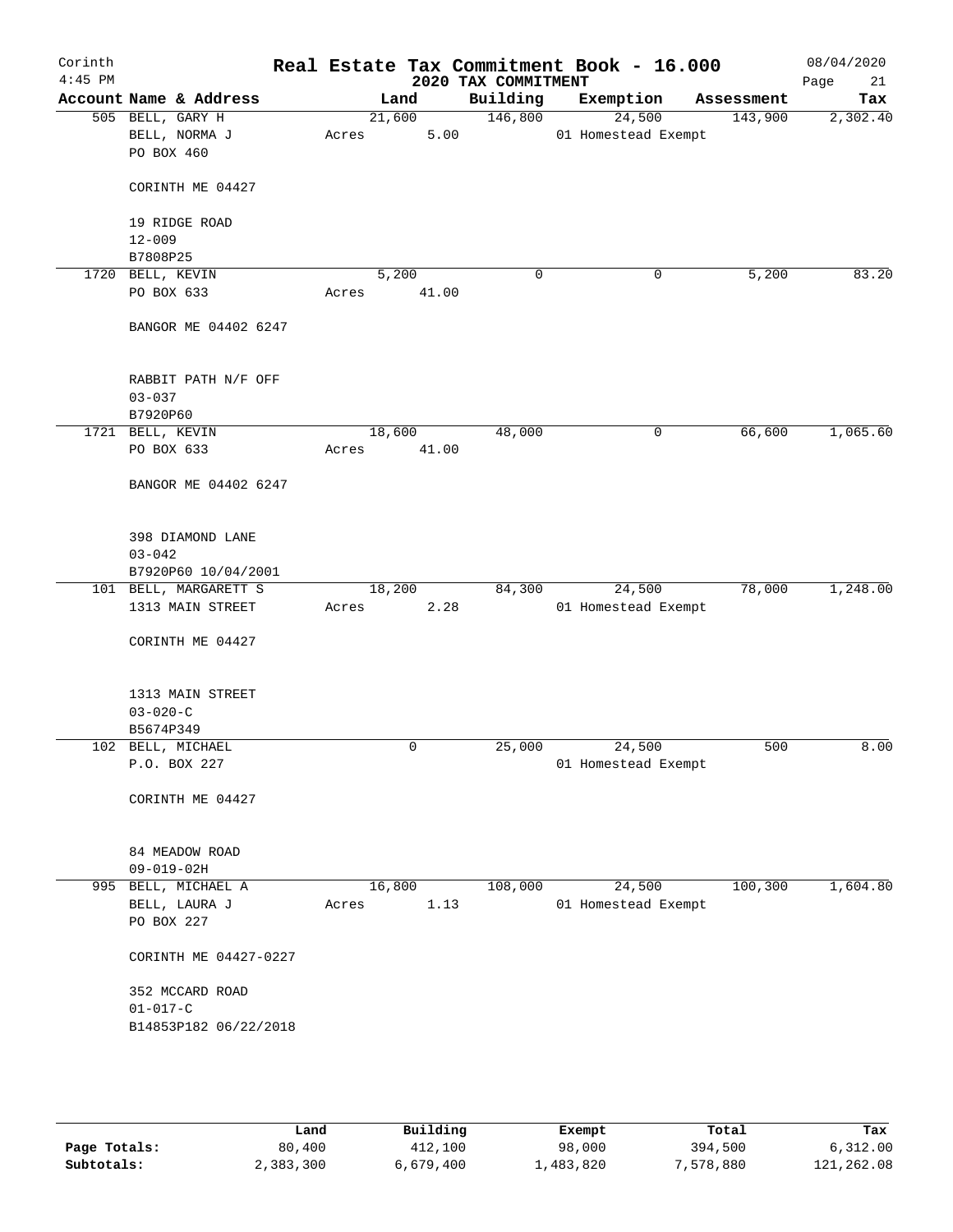# Real Estate Tax Commitment Book - 16.000

Corinth 4:45 PM — 2020 TAX COMMITMENT — 08/04/2020

| Account Name & Address | Land | Building | Exemption | Assessment | Tax |
|---|---|---|---|---|---|
| 505 BELL, GARY H<br>BELL, NORMA J<br>PO BOX 460<br><br>CORINTH ME 04427<br><br>19 RIDGE ROAD<br>12-009<br>B7808P25 | 21,600<br>Acres 5.00 | 146,800 | 24,500<br>01 Homestead Exempt | 143,900 | 2,302.40 |
| 1720 BELL, KEVIN<br>PO BOX 633<br><br>BANGOR ME 04402 6247<br><br>RABBIT PATH N/F OFF<br>03-037<br>B7920P60 | 5,200<br>Acres 41.00 | 0 | 0 | 5,200 | 83.20 |
| 1721 BELL, KEVIN<br>PO BOX 633<br><br>BANGOR ME 04402 6247<br><br>398 DIAMOND LANE<br>03-042<br>B7920P60 10/04/2001 | 18,600<br>Acres 41.00 | 48,000 | 0 | 66,600 | 1,065.60 |
| 101 BELL, MARGARETT S<br>1313 MAIN STREET<br><br>CORINTH ME 04427<br><br>1313 MAIN STREET<br>03-020-C<br>B5674P349 | 18,200<br>Acres 2.28 | 84,300 | 24,500<br>01 Homestead Exempt | 78,000 | 1,248.00 |
| 102 BELL, MICHAEL<br>P.O. BOX 227<br><br>CORINTH ME 04427<br><br>84 MEADOW ROAD<br>09-019-02H | 0 | 25,000 | 24,500<br>01 Homestead Exempt | 500 | 8.00 |
| 995 BELL, MICHAEL A<br>BELL, LAURA J<br>PO BOX 227<br><br>CORINTH ME 04427-0227<br><br>352 MCCARD ROAD<br>01-017-C<br>B14853P182 06/22/2018 | 16,800<br>Acres 1.13 | 108,000 | 24,500<br>01 Homestead Exempt | 100,300 | 1,604.80 |

| | Land | Building | Exempt | Total | Tax |
|---|---|---|---|---|---|
| Page Totals: | 80,400 | 412,100 | 98,000 | 394,500 | 6,312.00 |
| Subtotals: | 2,383,300 | 6,679,400 | 1,483,820 | 7,578,880 | 121,262.08 |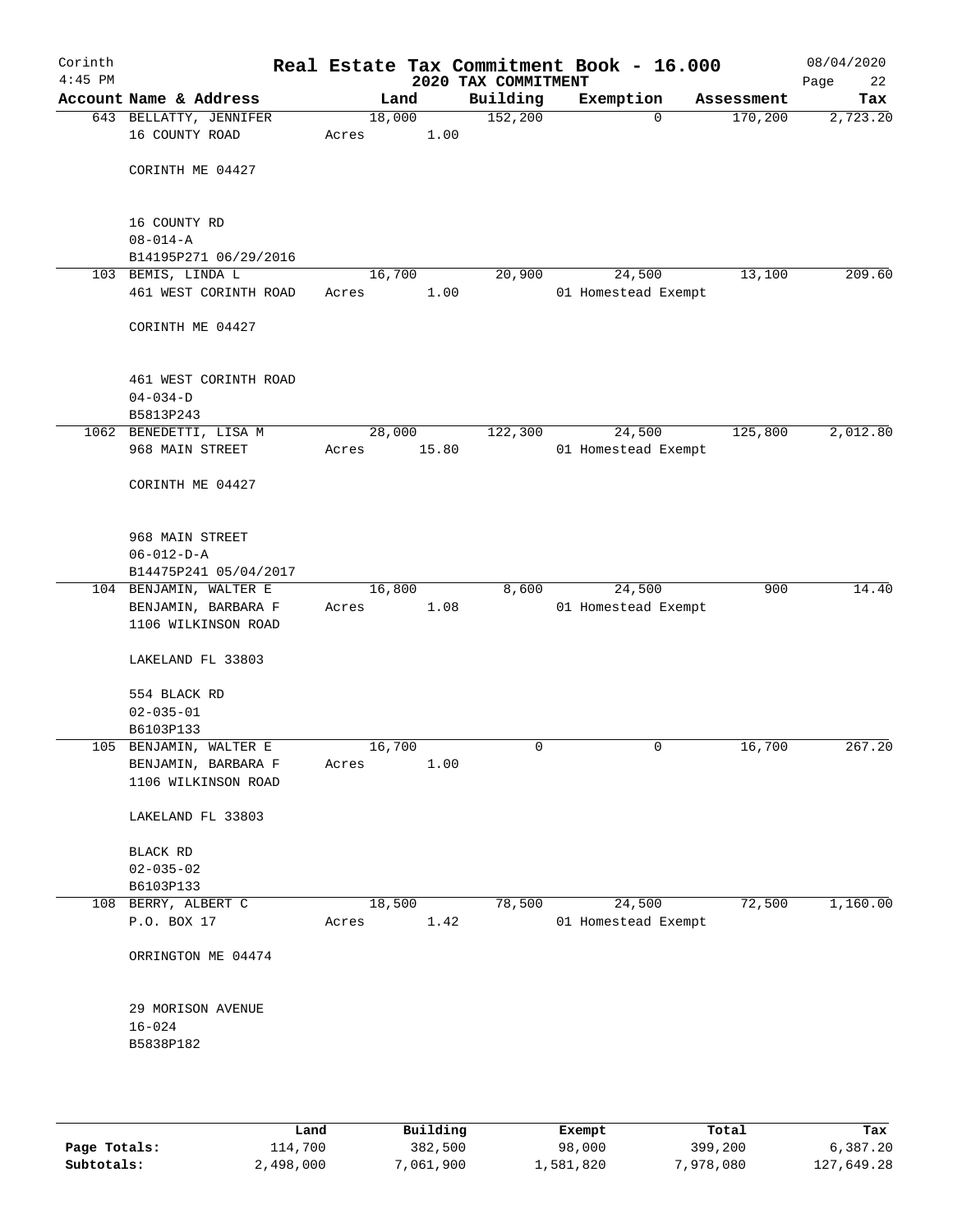Corinth
4:45 PM

# Real Estate Tax Commitment Book - 16.000

## 2020 TAX COMMITMENT

08/04/2020

| Account Name & Address | Land | Building | Exemption | Assessment | Tax |
|---|---|---|---|---|---|
| 643 BELLATTY, JENNIFER<br>16 COUNTY ROAD<br><br>CORINTH ME 04427<br><br>16 COUNTY RD<br>08-014-A<br>B14195P271 06/29/2016 | 18,000<br>Acres 1.00 | 152,200 | 0 | 170,200 | 2,723.20 |
| 103 BEMIS, LINDA L<br>461 WEST CORINTH ROAD<br><br>CORINTH ME 04427<br><br>461 WEST CORINTH ROAD<br>04-034-D<br>B5813P243 | 16,700<br>Acres 1.00 | 20,900 | 24,500<br>01 Homestead Exempt | 13,100 | 209.60 |
| 1062 BENEDETTI, LISA M<br>968 MAIN STREET<br><br>CORINTH ME 04427<br><br>968 MAIN STREET<br>06-012-D-A<br>B14475P241 05/04/2017 | 28,000<br>Acres 15.80 | 122,300 | 24,500<br>01 Homestead Exempt | 125,800 | 2,012.80 |
| 104 BENJAMIN, WALTER E<br>BENJAMIN, BARBARA F<br>1106 WILKINSON ROAD<br><br>LAKELAND FL 33803<br><br>554 BLACK RD<br>02-035-01<br>B6103P133 | 16,800<br>Acres 1.08 | 8,600 | 24,500<br>01 Homestead Exempt | 900 | 14.40 |
| 105 BENJAMIN, WALTER E<br>BENJAMIN, BARBARA F<br>1106 WILKINSON ROAD<br><br>LAKELAND FL 33803<br><br>BLACK RD<br>02-035-02<br>B6103P133 | 16,700<br>Acres 1.00 | 0 | 0 | 16,700 | 267.20 |
| 108 BERRY, ALBERT C<br>P.O. BOX 17<br><br>ORRINGTON ME 04474<br><br>29 MORISON AVENUE<br>16-024<br>B5838P182 | 18,500<br>Acres 1.42 | 78,500 | 24,500<br>01 Homestead Exempt | 72,500 | 1,160.00 |

| | Land | Building | Exempt | Total | Tax |
|---|---|---|---|---|---|
| Page Totals: | 114,700 | 382,500 | 98,000 | 399,200 | 6,387.20 |
| Subtotals: | 2,498,000 | 7,061,900 | 1,581,820 | 7,978,080 | 127,649.28 |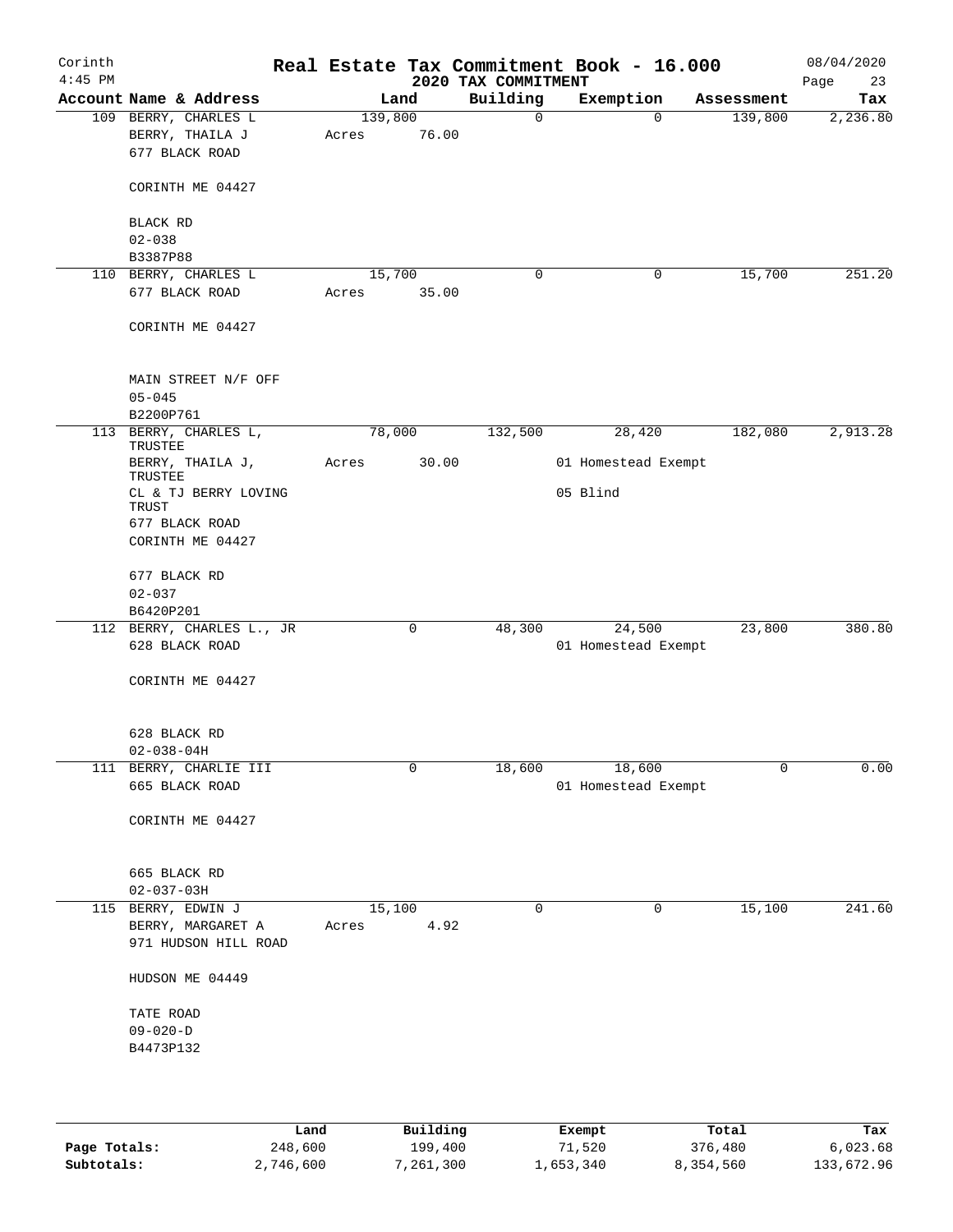# Real Estate Tax Commitment Book - 16.000

Corinth
4:45 PM

2020 TAX COMMITMENT

08/04/2020

| Account Name & Address | Land | Building | Exemption | Assessment | Tax |
|---|---|---|---|---|---|
| 109 BERRY, CHARLES L<br>BERRY, THAILA J<br>677 BLACK ROAD<br><br>CORINTH ME 04427<br><br>BLACK RD<br>02-038<br>B3387P88 | 139,800<br>Acres 76.00 | 0 | 0 | 139,800 | 2,236.80 |
| 110 BERRY, CHARLES L<br>677 BLACK ROAD<br><br>CORINTH ME 04427<br><br>MAIN STREET N/F OFF<br>05-045<br>B2200P761 | 15,700<br>Acres 35.00 | 0 | 0 | 15,700 | 251.20 |
| 113 BERRY, CHARLES L, TRUSTEE<br>BERRY, THAILA J, TRUSTEE<br>CL & TJ BERRY LOVING TRUST<br>677 BLACK ROAD<br>CORINTH ME 04427<br><br>677 BLACK RD<br>02-037<br>B6420P201 | 78,000<br>Acres 30.00 | 132,500 | 28,420<br>01 Homestead Exempt<br>05 Blind | 182,080 | 2,913.28 |
| 112 BERRY, CHARLES L., JR<br>628 BLACK ROAD<br><br>CORINTH ME 04427<br><br>628 BLACK RD<br>02-038-04H | 0 | 48,300 | 24,500<br>01 Homestead Exempt | 23,800 | 380.80 |
| 111 BERRY, CHARLIE III<br>665 BLACK ROAD<br><br>CORINTH ME 04427<br><br>665 BLACK RD<br>02-037-03H | 0 | 18,600 | 18,600<br>01 Homestead Exempt | 0 | 0.00 |
| 115 BERRY, EDWIN J<br>BERRY, MARGARET A<br>971 HUDSON HILL ROAD<br><br>HUDSON ME 04449<br><br>TATE ROAD<br>09-020-D<br>B4473P132 | 15,100<br>Acres 4.92 | 0 | 0 | 15,100 | 241.60 |

| | Land | Building | Exempt | Total | Tax |
|---|---|---|---|---|---|
| Page Totals: | 248,600 | 199,400 | 71,520 | 376,480 | 6,023.68 |
| Subtotals: | 2,746,600 | 7,261,300 | 1,653,340 | 8,354,560 | 133,672.96 |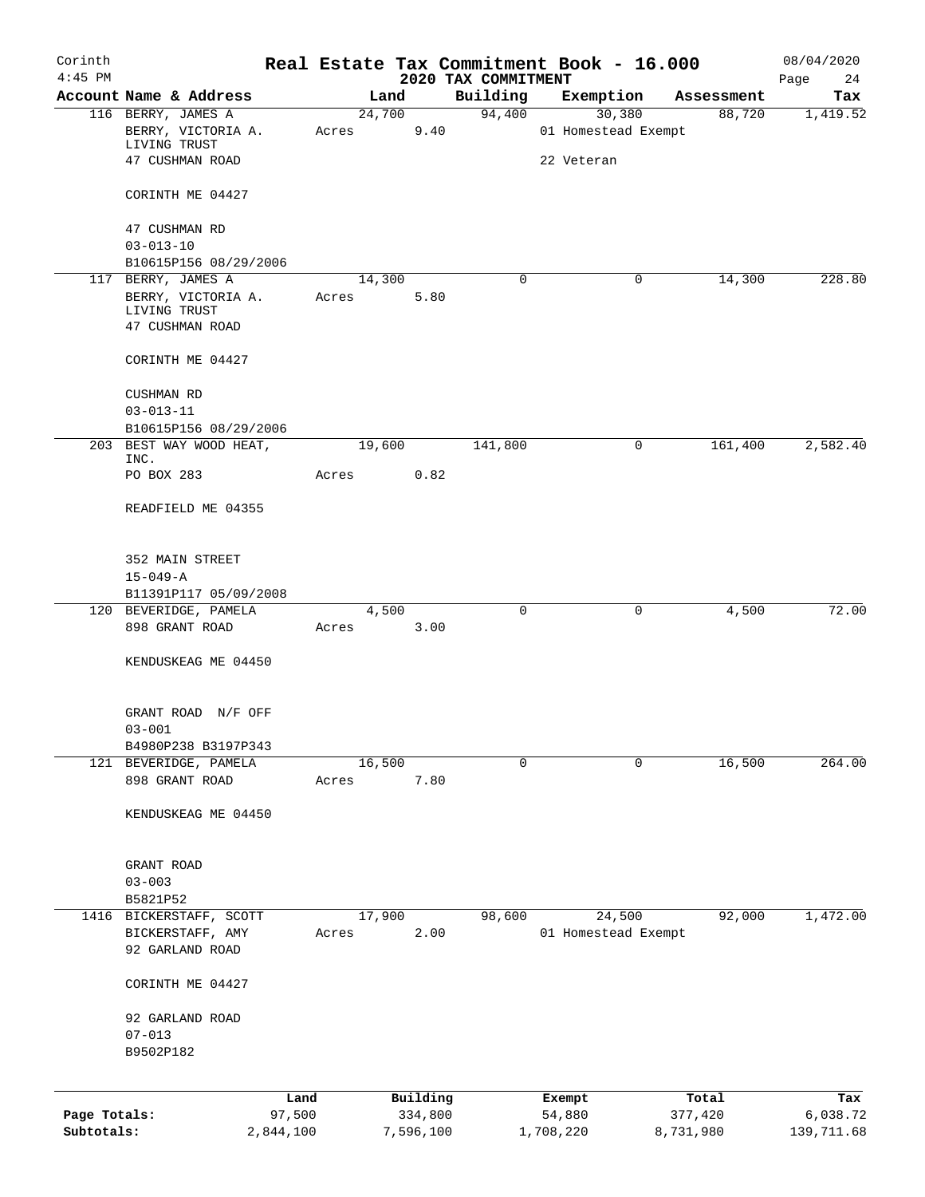Corinth 4:45 PM

# Real Estate Tax Commitment Book - 16.000

## 2020 TAX COMMITMENT

08/04/2020

| Account Name & Address | Land | Building | Exemption | Assessment | Tax |
|---|---|---|---|---|---|
| 116 BERRY, JAMES A<br>BERRY, VICTORIA A. LIVING TRUST<br>47 CUSHMAN ROAD<br><br>CORINTH ME 04427<br><br>47 CUSHMAN RD<br>03-013-10<br>B10615P156 08/29/2006 | 24,700<br>Acres 9.40 | 94,400 | 30,380<br>01 Homestead Exempt<br>22 Veteran | 88,720 | 1,419.52 |
| 117 BERRY, JAMES A<br>BERRY, VICTORIA A. LIVING TRUST<br>47 CUSHMAN ROAD<br><br>CORINTH ME 04427<br><br>CUSHMAN RD<br>03-013-11<br>B10615P156 08/29/2006 | 14,300<br>Acres 5.80 | 0 | 0 | 14,300 | 228.80 |
| 203 BEST WAY WOOD HEAT, INC.<br>PO BOX 283<br><br>READFIELD ME 04355<br><br>352 MAIN STREET<br>15-049-A<br>B11391P117 05/09/2008 | 19,600<br>Acres 0.82 | 141,800 | 0 | 161,400 | 2,582.40 |
| 120 BEVERIDGE, PAMELA<br>898 GRANT ROAD<br><br>KENDUSKEAG ME 04450<br><br>GRANT ROAD N/F OFF<br>03-001<br>B4980P238 B3197P343 | 4,500<br>Acres 3.00 | 0 | 0 | 4,500 | 72.00 |
| 121 BEVERIDGE, PAMELA<br>898 GRANT ROAD<br><br>KENDUSKEAG ME 04450<br><br>GRANT ROAD<br>03-003<br>B5821P52 | 16,500<br>Acres 7.80 | 0 | 0 | 16,500 | 264.00 |
| 1416 BICKERSTAFF, SCOTT<br>BICKERSTAFF, AMY<br>92 GARLAND ROAD<br><br>CORINTH ME 04427<br><br>92 GARLAND ROAD<br>07-013<br>B9502P182 | 17,900<br>Acres 2.00 | 98,600 | 24,500<br>01 Homestead Exempt | 92,000 | 1,472.00 |

| | Land | Building | Exempt | Total | Tax |
|---|---|---|---|---|---|
| Page Totals: | 97,500 | 334,800 | 54,880 | 377,420 | 6,038.72 |
| Subtotals: | 2,844,100 | 7,596,100 | 1,708,220 | 8,731,980 | 139,711.68 |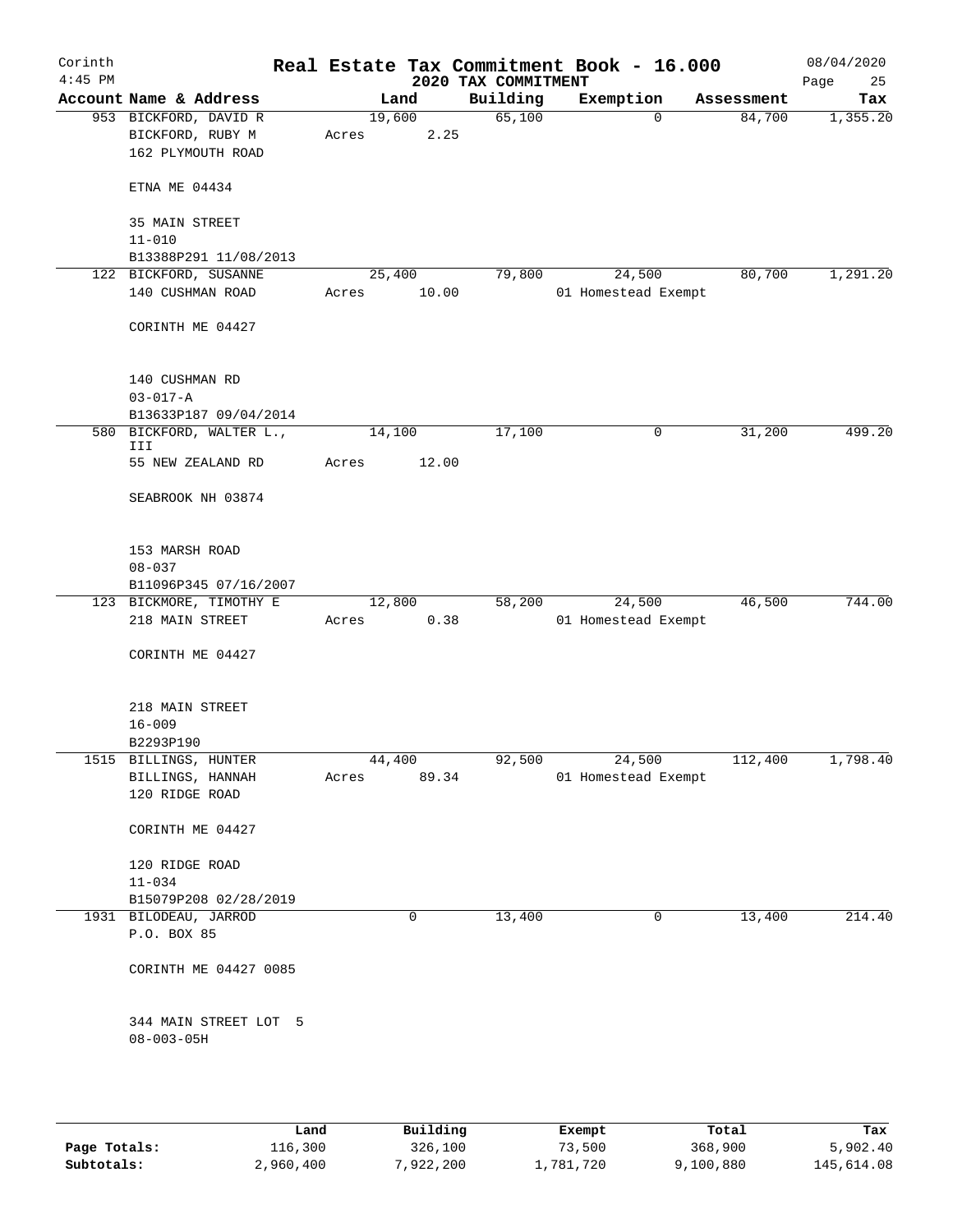# Real Estate Tax Commitment Book - 16.000

## 2020 TAX COMMITMENT

Corinth 4:45 PM — 08/04/2020

| Account Name & Address | Land | Building | Exemption | Assessment | Tax |
|---|---|---|---|---|---|
| 953 BICKFORD, DAVID R<br>BICKFORD, RUBY M<br>162 PLYMOUTH ROAD<br><br>ETNA ME 04434<br><br>35 MAIN STREET<br>11-010<br>B13388P291 11/08/2013 | 19,600<br>Acres 2.25 | 65,100 | 0 | 84,700 | 1,355.20 |
| 122 BICKFORD, SUSANNE<br>140 CUSHMAN ROAD<br><br>CORINTH ME 04427<br><br>140 CUSHMAN RD<br>03-017-A<br>B13633P187 09/04/2014 | 25,400<br>Acres 10.00 | 79,800 | 24,500<br>01 Homestead Exempt | 80,700 | 1,291.20 |
| 580 BICKFORD, WALTER L., III<br>55 NEW ZEALAND RD<br><br>SEABROOK NH 03874<br><br>153 MARSH ROAD<br>08-037<br>B11096P345 07/16/2007 | 14,100<br>Acres 12.00 | 17,100 | 0 | 31,200 | 499.20 |
| 123 BICKMORE, TIMOTHY E<br>218 MAIN STREET<br><br>CORINTH ME 04427<br><br>218 MAIN STREET<br>16-009<br>B2293P190 | 12,800<br>Acres 0.38 | 58,200 | 24,500<br>01 Homestead Exempt | 46,500 | 744.00 |
| 1515 BILLINGS, HUNTER<br>BILLINGS, HANNAH<br>120 RIDGE ROAD<br><br>CORINTH ME 04427<br><br>120 RIDGE ROAD<br>11-034<br>B15079P208 02/28/2019 | 44,400<br>Acres 89.34 | 92,500 | 24,500<br>01 Homestead Exempt | 112,400 | 1,798.40 |
| 1931 BILODEAU, JARROD<br>P.O. BOX 85<br><br>CORINTH ME 04427 0085<br><br>344 MAIN STREET LOT 5<br>08-003-05H | 0 | 13,400 | 0 | 13,400 | 214.40 |

|  | Land | Building | Exempt | Total | Tax |
|---|---|---|---|---|---|
| Page Totals: | 116,300 | 326,100 | 73,500 | 368,900 | 5,902.40 |
| Subtotals: | 2,960,400 | 7,922,200 | 1,781,720 | 9,100,880 | 145,614.08 |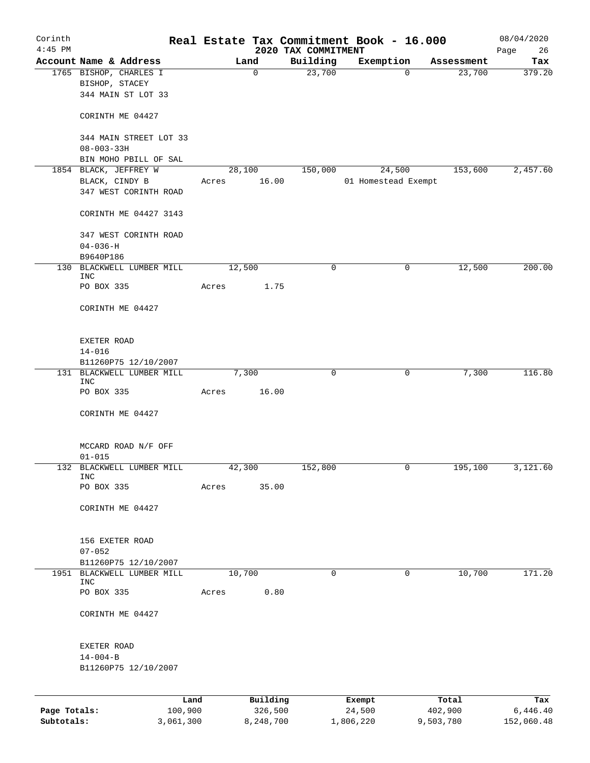Corinth 4:45 PM

# Real Estate Tax Commitment Book - 16.000

## 2020 TAX COMMITMENT

08/04/2020

| Account Name & Address | Land | Building | Exemption | Assessment | Tax |
|---|---|---|---|---|---|
| 1765 BISHOP, CHARLES I<br>BISHOP, STACEY<br>344 MAIN ST LOT 33<br><br>CORINTH ME 04427<br><br>344 MAIN STREET LOT 33<br>08-003-33H<br>BIN MOHO PBILL OF SAL | 0 | 23,700 | 0 | 23,700 | 379.20 |
| 1854 BLACK, JEFFREY W<br>BLACK, CINDY B<br>347 WEST CORINTH ROAD<br><br>CORINTH ME 04427 3143<br><br>347 WEST CORINTH ROAD<br>04-036-H<br>B9640P186 | 28,100<br>Acres 16.00 | 150,000 | 24,500<br>01 Homestead Exempt | 153,600 | 2,457.60 |
| 130 BLACKWELL LUMBER MILL INC<br>PO BOX 335<br><br>CORINTH ME 04427<br><br>EXETER ROAD<br>14-016<br>B11260P75 12/10/2007 | 12,500<br>Acres 1.75 | 0 | 0 | 12,500 | 200.00 |
| 131 BLACKWELL LUMBER MILL INC<br>PO BOX 335<br><br>CORINTH ME 04427<br><br>MCCARD ROAD N/F OFF<br>01-015 | 7,300<br>Acres 16.00 | 0 | 0 | 7,300 | 116.80 |
| 132 BLACKWELL LUMBER MILL INC<br>PO BOX 335<br><br>CORINTH ME 04427<br><br>156 EXETER ROAD<br>07-052<br>B11260P75 12/10/2007 | 42,300<br>Acres 35.00 | 152,800 | 0 | 195,100 | 3,121.60 |
| 1951 BLACKWELL LUMBER MILL INC<br>PO BOX 335<br><br>CORINTH ME 04427<br><br>EXETER ROAD<br>14-004-B<br>B11260P75 12/10/2007 | 10,700<br>Acres 0.80 | 0 | 0 | 10,700 | 171.20 |

| | Land | Building | Exempt | Total | Tax |
|---|---|---|---|---|---|
| Page Totals: | 100,900 | 326,500 | 24,500 | 402,900 | 6,446.40 |
| Subtotals: | 3,061,300 | 8,248,700 | 1,806,220 | 9,503,780 | 152,060.48 |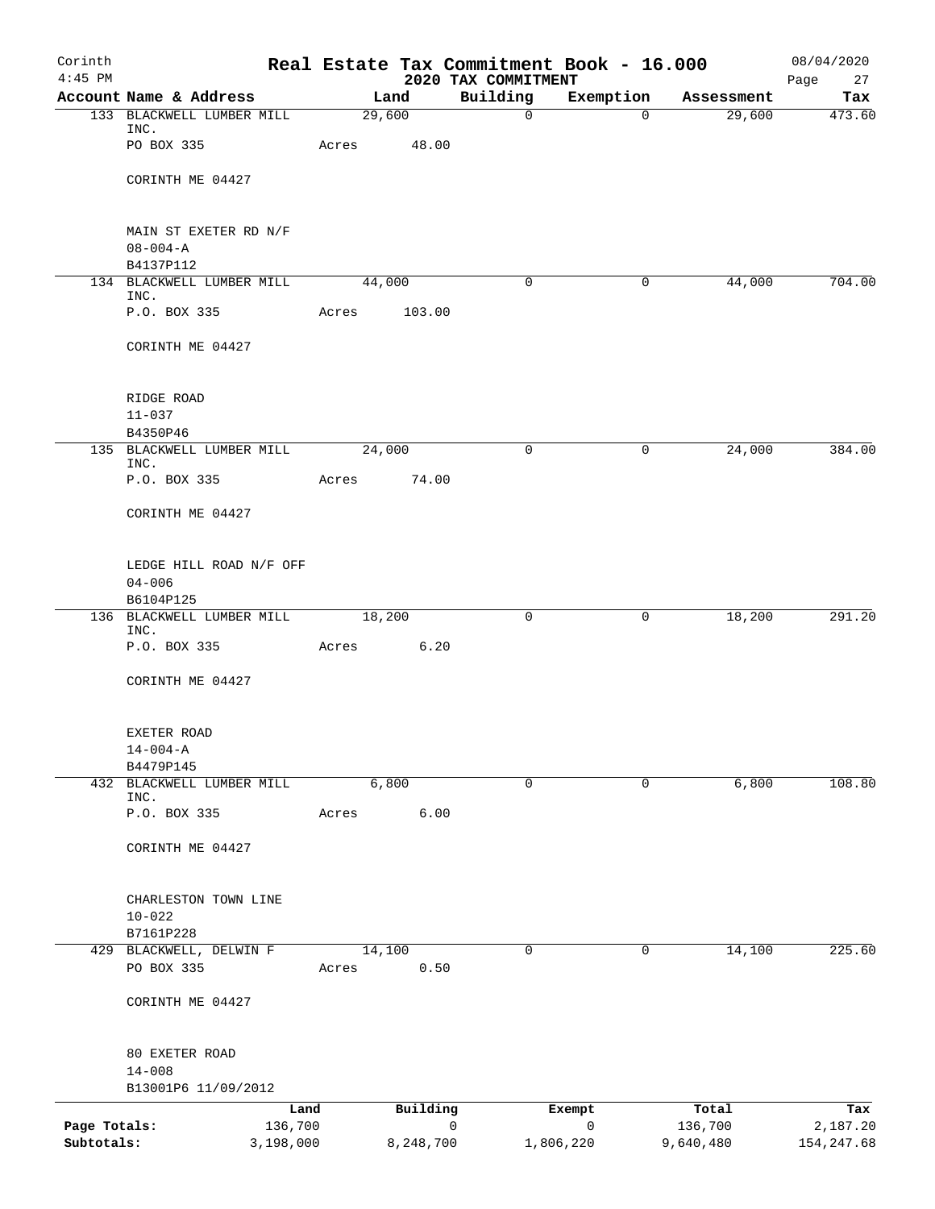# Real Estate Tax Commitment Book - 16.000

Corinth
4:45 PM

## 2020 TAX COMMITMENT

08/04/2020

| Account Name & Address | Land | Building | Exemption | Assessment | Tax |
|---|---|---|---|---|---|
| 133 BLACKWELL LUMBER MILL INC.<br>PO BOX 335<br><br>CORINTH ME 04427<br><br>MAIN ST EXETER RD N/F<br>08-004-A<br>B4137P112 | 29,600<br>Acres 48.00 | 0 | 0 | 29,600 | 473.60 |
| 134 BLACKWELL LUMBER MILL INC.<br>P.O. BOX 335<br><br>CORINTH ME 04427<br><br>RIDGE ROAD<br>11-037<br>B4350P46 | 44,000<br>Acres 103.00 | 0 | 0 | 44,000 | 704.00 |
| 135 BLACKWELL LUMBER MILL INC.<br>P.O. BOX 335<br><br>CORINTH ME 04427<br><br>LEDGE HILL ROAD N/F OFF<br>04-006<br>B6104P125 | 24,000<br>Acres 74.00 | 0 | 0 | 24,000 | 384.00 |
| 136 BLACKWELL LUMBER MILL INC.<br>P.O. BOX 335<br><br>CORINTH ME 04427<br><br>EXETER ROAD<br>14-004-A<br>B4479P145 | 18,200<br>Acres 6.20 | 0 | 0 | 18,200 | 291.20 |
| 432 BLACKWELL LUMBER MILL INC.<br>P.O. BOX 335<br><br>CORINTH ME 04427<br><br>CHARLESTON TOWN LINE<br>10-022<br>B7161P228 | 6,800<br>Acres 6.00 | 0 | 0 | 6,800 | 108.80 |
| 429 BLACKWELL, DELWIN F<br>PO BOX 335<br><br>CORINTH ME 04427<br><br>80 EXETER ROAD<br>14-008<br>B13001P6 11/09/2012 | 14,100<br>Acres 0.50 | 0 | 0 | 14,100 | 225.60 |

| | Land | Building | Exempt | Total | Tax |
|---|---|---|---|---|---|
| Page Totals: | 136,700 | 0 | 0 | 136,700 | 2,187.20 |
| Subtotals: | 3,198,000 | 8,248,700 | 1,806,220 | 9,640,480 | 154,247.68 |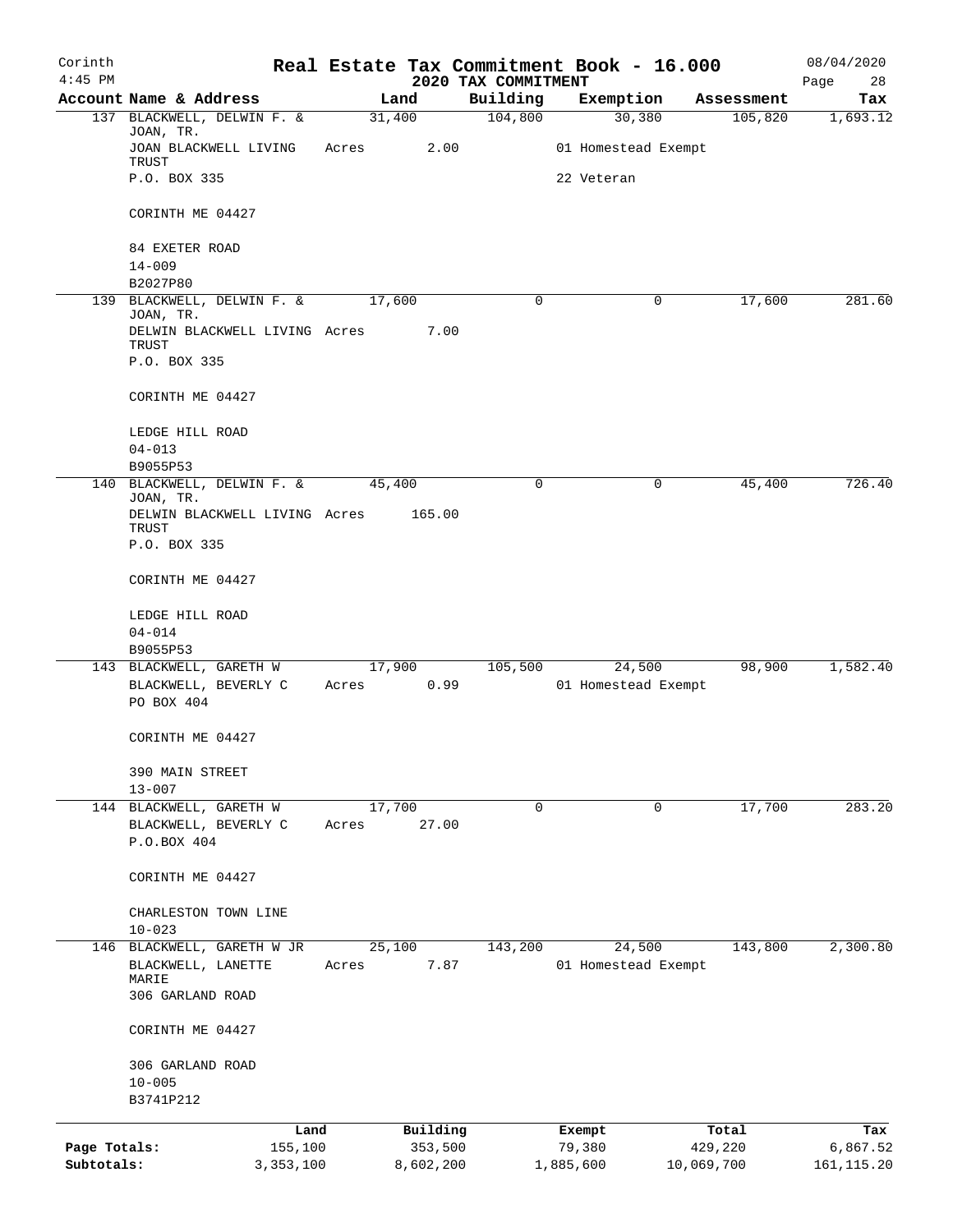Corinth
4:45 PM

# Real Estate Tax Commitment Book - 16.000

2020 TAX COMMITMENT

08/04/2020

| Account Name & Address | Land | Building | Exemption | Assessment | Tax |
|---|---|---|---|---|---|
| 137 BLACKWELL, DELWIN F. & JOAN, TR. | 31,400 | 104,800 | 30,380 | 105,820 | 1,693.12 |
| JOAN BLACKWELL LIVING TRUST | Acres 2.00 | | 01 Homestead Exempt | | |
| P.O. BOX 335 | | | 22 Veteran | | |
| CORINTH ME 04427 | | | | | |
| 84 EXETER ROAD | | | | | |
| 14-009 | | | | | |
| B2027P80 | | | | | |
| 139 BLACKWELL, DELWIN F. & JOAN, TR. | 17,600 | 0 | 0 | 17,600 | 281.60 |
| DELWIN BLACKWELL LIVING TRUST | Acres 7.00 | | | | |
| P.O. BOX 335 | | | | | |
| CORINTH ME 04427 | | | | | |
| LEDGE HILL ROAD | | | | | |
| 04-013 | | | | | |
| B9055P53 | | | | | |
| 140 BLACKWELL, DELWIN F. & JOAN, TR. | 45,400 | 0 | 0 | 45,400 | 726.40 |
| DELWIN BLACKWELL LIVING TRUST | Acres 165.00 | | | | |
| P.O. BOX 335 | | | | | |
| CORINTH ME 04427 | | | | | |
| LEDGE HILL ROAD | | | | | |
| 04-014 | | | | | |
| B9055P53 | | | | | |
| 143 BLACKWELL, GARETH W | 17,900 | 105,500 | 24,500 | 98,900 | 1,582.40 |
| BLACKWELL, BEVERLY C | Acres 0.99 | | 01 Homestead Exempt | | |
| PO BOX 404 | | | | | |
| CORINTH ME 04427 | | | | | |
| 390 MAIN STREET | | | | | |
| 13-007 | | | | | |
| 144 BLACKWELL, GARETH W | 17,700 | 0 | 0 | 17,700 | 283.20 |
| BLACKWELL, BEVERLY C | Acres 27.00 | | | | |
| P.O.BOX 404 | | | | | |
| CORINTH ME 04427 | | | | | |
| CHARLESTON TOWN LINE | | | | | |
| 10-023 | | | | | |
| 146 BLACKWELL, GARETH W JR | 25,100 | 143,200 | 24,500 | 143,800 | 2,300.80 |
| BLACKWELL, LANETTE MARIE | Acres 7.87 | | 01 Homestead Exempt | | |
| 306 GARLAND ROAD | | | | | |
| CORINTH ME 04427 | | | | | |
| 306 GARLAND ROAD | | | | | |
| 10-005 | | | | | |
| B3741P212 | | | | | |

| | Land | Building | Exempt | Total | Tax |
|---|---|---|---|---|---|
| Page Totals: | 155,100 | 353,500 | 79,380 | 429,220 | 6,867.52 |
| Subtotals: | 3,353,100 | 8,602,200 | 1,885,600 | 10,069,700 | 161,115.20 |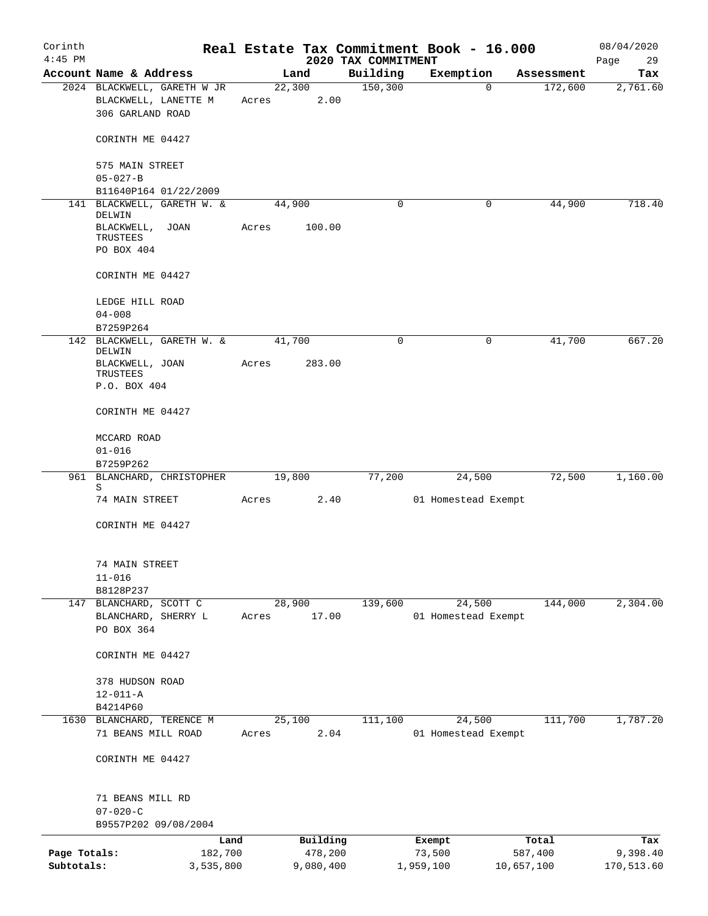# Real Estate Tax Commitment Book - 16.000

## 2020 TAX COMMITMENT

Corinth 4:45 PM — 08/04/2020

| Account Name & Address | Land | Building | Exemption | Assessment | Tax |
|---|---|---|---|---|---|
| 2024 BLACKWELL, GARETH W JR<br>BLACKWELL, LANETTE M<br>306 GARLAND ROAD<br><br>CORINTH ME 04427<br><br>575 MAIN STREET<br>05-027-B<br>B11640P164 01/22/2009 | 22,300<br>Acres 2.00 | 150,300 | 0 | 172,600 | 2,761.60 |
| 141 BLACKWELL, GARETH W. & DELWIN<br>BLACKWELL, JOAN TRUSTEES<br>PO BOX 404<br><br>CORINTH ME 04427<br><br>LEDGE HILL ROAD<br>04-008<br>B7259P264 | 44,900<br>Acres 100.00 | 0 | 0 | 44,900 | 718.40 |
| 142 BLACKWELL, GARETH W. & DELWIN<br>BLACKWELL, JOAN TRUSTEES<br>P.O. BOX 404<br><br>CORINTH ME 04427<br><br>MCCARD ROAD<br>01-016<br>B7259P262 | 41,700<br>Acres 283.00 | 0 | 0 | 41,700 | 667.20 |
| 961 BLANCHARD, CHRISTOPHER S<br>74 MAIN STREET<br><br>CORINTH ME 04427<br><br>74 MAIN STREET<br>11-016<br>B8128P237 | 19,800<br>Acres 2.40 | 77,200 | 24,500<br>01 Homestead Exempt | 72,500 | 1,160.00 |
| 147 BLANCHARD, SCOTT C<br>BLANCHARD, SHERRY L<br>PO BOX 364<br><br>CORINTH ME 04427<br><br>378 HUDSON ROAD<br>12-011-A<br>B4214P60 | 28,900<br>Acres 17.00 | 139,600 | 24,500<br>01 Homestead Exempt | 144,000 | 2,304.00 |
| 1630 BLANCHARD, TERENCE M<br>71 BEANS MILL ROAD<br><br>CORINTH ME 04427<br><br>71 BEANS MILL RD<br>07-020-C<br>B9557P202 09/08/2004 | 25,100<br>Acres 2.04 | 111,100 | 24,500<br>01 Homestead Exempt | 111,700 | 1,787.20 |

| | Land | Building | Exempt | Total | Tax |
|---|---|---|---|---|---|
| Page Totals: | 182,700 | 478,200 | 73,500 | 587,400 | 9,398.40 |
| Subtotals: | 3,535,800 | 9,080,400 | 1,959,100 | 10,657,100 | 170,513.60 |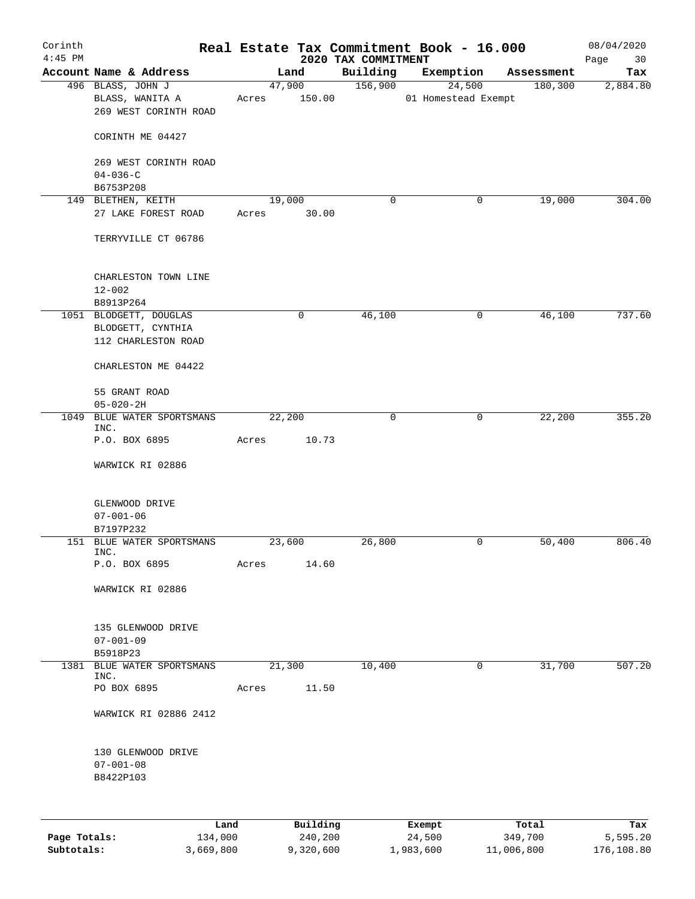Corinth 4:45 PM

# Real Estate Tax Commitment Book - 16.000

## 2020 TAX COMMITMENT

08/04/2020

| Account Name & Address | Land | Building | Exemption | Assessment | Tax |
|---|---|---|---|---|---|
| 496 BLASS, JOHN J<br>BLASS, WANITA A<br>269 WEST CORINTH ROAD<br><br>CORINTH ME 04427<br><br>269 WEST CORINTH ROAD<br>04-036-C<br>B6753P208 | 47,900<br>Acres 150.00 | 156,900 | 24,500<br>01 Homestead Exempt | 180,300 | 2,884.80 |
| 149 BLETHEN, KEITH<br>27 LAKE FOREST ROAD<br><br>TERRYVILLE CT 06786<br><br>CHARLESTON TOWN LINE<br>12-002<br>B8913P264 | 19,000<br>Acres 30.00 | 0 | 0 | 19,000 | 304.00 |
| 1051 BLODGETT, DOUGLAS<br>BLODGETT, CYNTHIA<br>112 CHARLESTON ROAD<br><br>CHARLESTON ME 04422<br><br>55 GRANT ROAD<br>05-020-2H | 0 | 46,100 | 0 | 46,100 | 737.60 |
| 1049 BLUE WATER SPORTSMANS INC.<br>P.O. BOX 6895<br><br>WARWICK RI 02886<br><br>GLENWOOD DRIVE<br>07-001-06<br>B7197P232 | 22,200<br>Acres 10.73 | 0 | 0 | 22,200 | 355.20 |
| 151 BLUE WATER SPORTSMANS INC.<br>P.O. BOX 6895<br><br>WARWICK RI 02886<br><br>135 GLENWOOD DRIVE<br>07-001-09<br>B5918P23 | 23,600<br>Acres 14.60 | 26,800 | 0 | 50,400 | 806.40 |
| 1381 BLUE WATER SPORTSMANS INC.<br>PO BOX 6895<br><br>WARWICK RI 02886 2412<br><br>130 GLENWOOD DRIVE<br>07-001-08<br>B8422P103 | 21,300<br>Acres 11.50 | 10,400 | 0 | 31,700 | 507.20 |

| | Land | Building | Exempt | Total | Tax |
|---|---|---|---|---|---|
| Page Totals: | 134,000 | 240,200 | 24,500 | 349,700 | 5,595.20 |
| Subtotals: | 3,669,800 | 9,320,600 | 1,983,600 | 11,006,800 | 176,108.80 |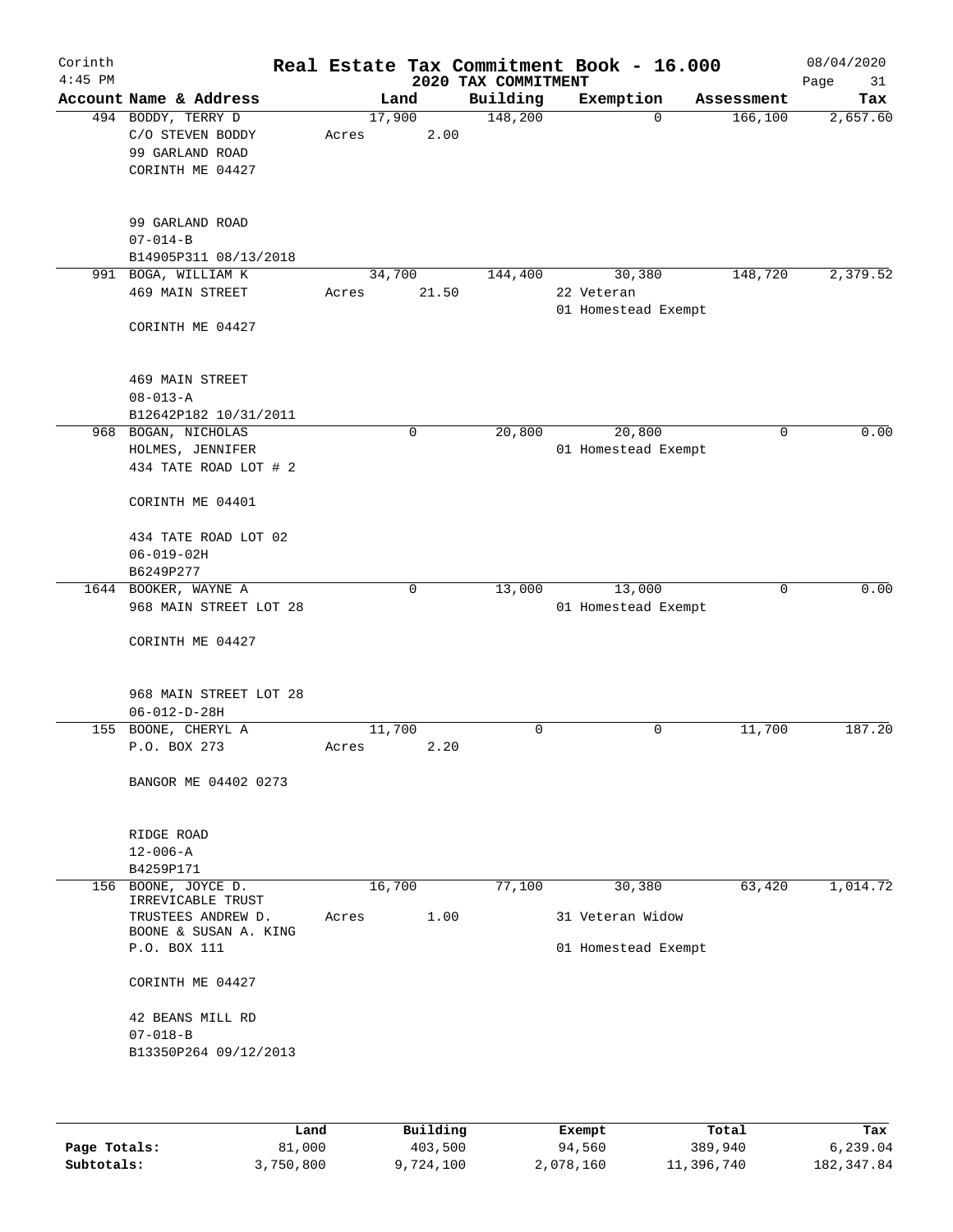Corinth 4:45 PM

# Real Estate Tax Commitment Book - 16.000

2020 TAX COMMITMENT

08/04/2020

| Account Name & Address | Land | Building | Exemption | Assessment | Tax |
|---|---|---|---|---|---|
| 494 BODDY, TERRY D<br>C/O STEVEN BODDY<br>99 GARLAND ROAD<br>CORINTH ME 04427<br><br>99 GARLAND ROAD<br>07-014-B<br>B14905P311 08/13/2018 | 17,900<br>Acres 2.00 | 148,200 | 0 | 166,100 | 2,657.60 |
| 991 BOGA, WILLIAM K<br>469 MAIN STREET<br><br>CORINTH ME 04427<br><br>469 MAIN STREET<br>08-013-A<br>B12642P182 10/31/2011 | 34,700<br>Acres 21.50 | 144,400 | 30,380<br>22 Veteran<br>01 Homestead Exempt | 148,720 | 2,379.52 |
| 968 BOGAN, NICHOLAS<br>HOLMES, JENNIFER<br>434 TATE ROAD LOT # 2<br><br>CORINTH ME 04401<br><br>434 TATE ROAD LOT 02<br>06-019-02H<br>B6249P277 | 0 | 20,800 | 20,800<br>01 Homestead Exempt | 0 | 0.00 |
| 1644 BOOKER, WAYNE A<br>968 MAIN STREET LOT 28<br><br>CORINTH ME 04427<br><br>968 MAIN STREET LOT 28<br>06-012-D-28H | 0 | 13,000 | 13,000<br>01 Homestead Exempt | 0 | 0.00 |
| 155 BOONE, CHERYL A<br>P.O. BOX 273<br><br>BANGOR ME 04402 0273<br><br>RIDGE ROAD<br>12-006-A<br>B4259P171 | 11,700<br>Acres 2.20 | 0 | 0 | 11,700 | 187.20 |
| 156 BOONE, JOYCE D.<br>IRREVICABLE TRUST<br>TRUSTEES ANDREW D.<br>BOONE & SUSAN A. KING<br>P.O. BOX 111<br><br>CORINTH ME 04427<br><br>42 BEANS MILL RD<br>07-018-B<br>B13350P264 09/12/2013 | 16,700<br>Acres 1.00 | 77,100 | 30,380<br>31 Veteran Widow<br>01 Homestead Exempt | 63,420 | 1,014.72 |

| | Land | Building | Exempt | Total | Tax |
|---|---|---|---|---|---|
| Page Totals: | 81,000 | 403,500 | 94,560 | 389,940 | 6,239.04 |
| Subtotals: | 3,750,800 | 9,724,100 | 2,078,160 | 11,396,740 | 182,347.84 |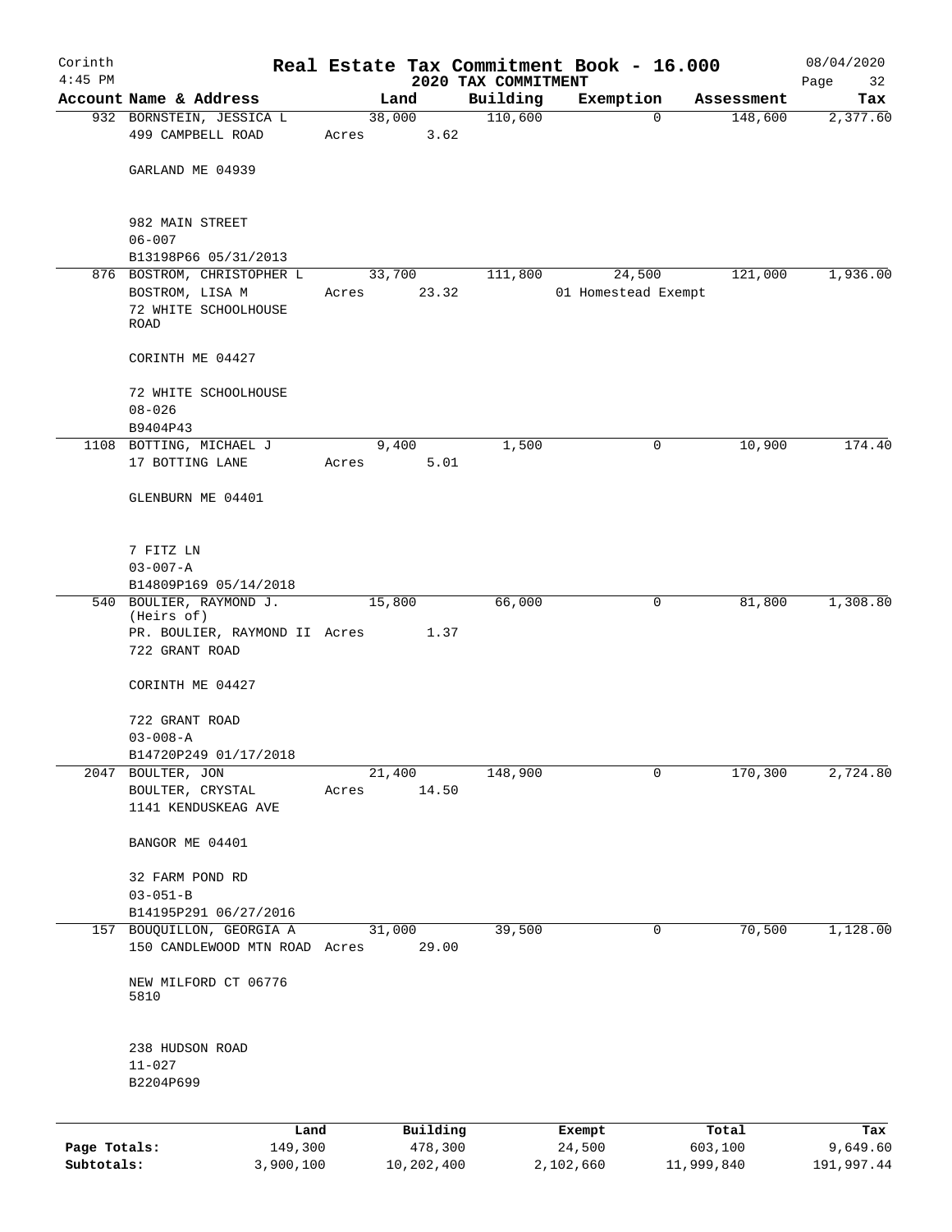# Corinth — Real Estate Tax Commitment Book - 16.000

4:45 PM — 2020 TAX COMMITMENT — 08/04/2020

| Account Name & Address | Land | Building | Exemption | Assessment | Tax |
|---|---|---|---|---|---|
| 932 BORNSTEIN, JESSICA L<br>499 CAMPBELL ROAD<br><br>GARLAND ME 04939<br><br>982 MAIN STREET<br>06-007<br>B13198P66 05/31/2013 | 38,000<br>Acres 3.62 | 110,600 | 0 | 148,600 | 2,377.60 |
| 876 BOSTROM, CHRISTOPHER L<br>BOSTROM, LISA M<br>72 WHITE SCHOOLHOUSE ROAD<br><br>CORINTH ME 04427<br><br>72 WHITE SCHOOLHOUSE<br>08-026<br>B9404P43 | 33,700<br>Acres 23.32 | 111,800 | 24,500<br>01 Homestead Exempt | 121,000 | 1,936.00 |
| 1108 BOTTING, MICHAEL J<br>17 BOTTING LANE<br><br>GLENBURN ME 04401<br><br>7 FITZ LN<br>03-007-A<br>B14809P169 05/14/2018 | 9,400<br>Acres 5.01 | 1,500 | 0 | 10,900 | 174.40 |
| 540 BOULIER, RAYMOND J. (Heirs of)<br>PR. BOULIER, RAYMOND II<br>722 GRANT ROAD<br><br>CORINTH ME 04427<br><br>722 GRANT ROAD<br>03-008-A<br>B14720P249 01/17/2018 | 15,800<br>Acres 1.37 | 66,000 | 0 | 81,800 | 1,308.80 |
| 2047 BOULTER, JON<br>BOULTER, CRYSTAL<br>1141 KENDUSKEAG AVE<br><br>BANGOR ME 04401<br><br>32 FARM POND RD<br>03-051-B<br>B14195P291 06/27/2016 | 21,400<br>Acres 14.50 | 148,900 | 0 | 170,300 | 2,724.80 |
| 157 BOUQUILLON, GEORGIA A<br>150 CANDLEWOOD MTN ROAD<br><br>NEW MILFORD CT 06776 5810<br><br>238 HUDSON ROAD<br>11-027<br>B2204P699 | 31,000<br>Acres 29.00 | 39,500 | 0 | 70,500 | 1,128.00 |

| | Land | Building | Exempt | Total | Tax |
|---|---|---|---|---|---|
| Page Totals: | 149,300 | 478,300 | 24,500 | 603,100 | 9,649.60 |
| Subtotals: | 3,900,100 | 10,202,400 | 2,102,660 | 11,999,840 | 191,997.44 |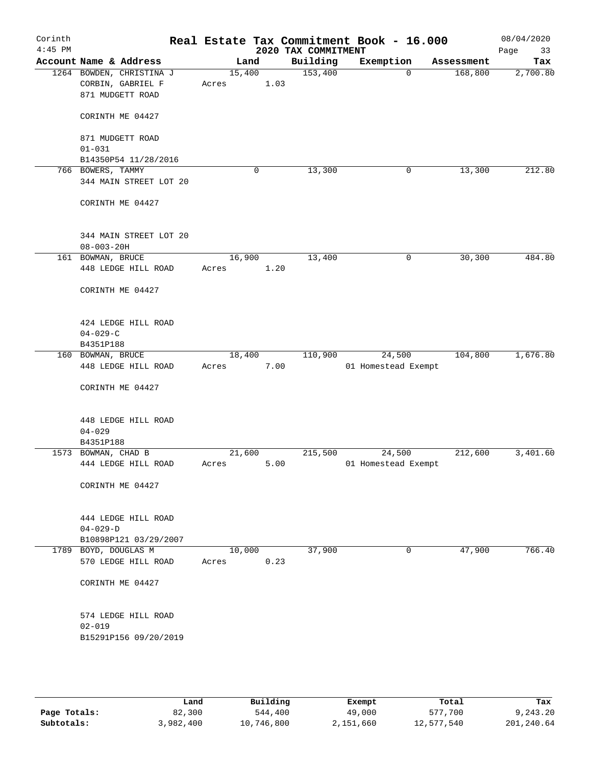# Real Estate Tax Commitment Book - 16.000

Corinth
4:45 PM

2020 TAX COMMITMENT

08/04/2020

| Account | Name & Address | Land | Building | Exemption | Assessment | Tax |
|---|---|---|---|---|---|---|
| 1264 | BOWDEN, CHRISTINA J<br>CORBIN, GABRIEL F<br>871 MUDGETT ROAD<br><br>CORINTH ME 04427<br><br>871 MUDGETT ROAD<br>01-031<br>B14350P54 11/28/2016 | 15,400<br>Acres 1.03 | 153,400 | 0 | 168,800 | 2,700.80 |
| 766 | BOWERS, TAMMY<br>344 MAIN STREET LOT 20<br><br>CORINTH ME 04427<br><br>344 MAIN STREET LOT 20<br>08-003-20H | 0 | 13,300 | 0 | 13,300 | 212.80 |
| 161 | BOWMAN, BRUCE<br>448 LEDGE HILL ROAD<br><br>CORINTH ME 04427<br><br>424 LEDGE HILL ROAD<br>04-029-C<br>B4351P188 | 16,900<br>Acres 1.20 | 13,400 | 0 | 30,300 | 484.80 |
| 160 | BOWMAN, BRUCE<br>448 LEDGE HILL ROAD<br><br>CORINTH ME 04427<br><br>448 LEDGE HILL ROAD<br>04-029<br>B4351P188 | 18,400<br>Acres 7.00 | 110,900 | 24,500<br>01 Homestead Exempt | 104,800 | 1,676.80 |
| 1573 | BOWMAN, CHAD B<br>444 LEDGE HILL ROAD<br><br>CORINTH ME 04427<br><br>444 LEDGE HILL ROAD<br>04-029-D<br>B10898P121 03/29/2007 | 21,600<br>Acres 5.00 | 215,500 | 24,500<br>01 Homestead Exempt | 212,600 | 3,401.60 |
| 1789 | BOYD, DOUGLAS M<br>570 LEDGE HILL ROAD<br><br>CORINTH ME 04427<br><br>574 LEDGE HILL ROAD<br>02-019<br>B15291P156 09/20/2019 | 10,000<br>Acres 0.23 | 37,900 | 0 | 47,900 | 766.40 |

| | Land | Building | Exempt | Total | Tax |
|---|---|---|---|---|---|
| Page Totals: | 82,300 | 544,400 | 49,000 | 577,700 | 9,243.20 |
| Subtotals: | 3,982,400 | 10,746,800 | 2,151,660 | 12,577,540 | 201,240.64 |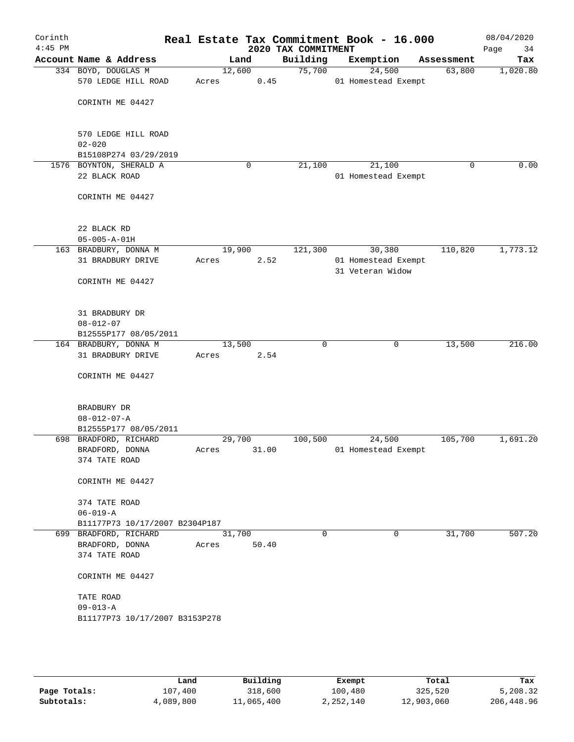# Real Estate Tax Commitment Book - 16.000

Corinth 4:45 PM — 2020 TAX COMMITMENT — 08/04/2020

| Account Name & Address | Land | Building | Exemption | Assessment | Tax |
|---|---|---|---|---|---|
| 334 BOYD, DOUGLAS M | 12,600 | 75,700 | 24,500 | 63,800 | 1,020.80 |
| 570 LEDGE HILL ROAD | Acres 0.45 | | 01 Homestead Exempt | | |
| CORINTH ME 04427 | | | | | |
| 570 LEDGE HILL ROAD | | | | | |
| 02-020 | | | | | |
| B15108P274 03/29/2019 | | | | | |
| 1576 BOYNTON, SHERALD A | 0 | 21,100 | 21,100 | 0 | 0.00 |
| 22 BLACK ROAD | | | 01 Homestead Exempt | | |
| CORINTH ME 04427 | | | | | |
| 22 BLACK RD | | | | | |
| 05-005-A-01H | | | | | |
| 163 BRADBURY, DONNA M | 19,900 | 121,300 | 30,380 | 110,820 | 1,773.12 |
| 31 BRADBURY DRIVE | Acres 2.52 | | 01 Homestead Exempt | | |
| | | | 31 Veteran Widow | | |
| CORINTH ME 04427 | | | | | |
| 31 BRADBURY DR | | | | | |
| 08-012-07 | | | | | |
| B12555P177 08/05/2011 | | | | | |
| 164 BRADBURY, DONNA M | 13,500 | 0 | 0 | 13,500 | 216.00 |
| 31 BRADBURY DRIVE | Acres 2.54 | | | | |
| CORINTH ME 04427 | | | | | |
| BRADBURY DR | | | | | |
| 08-012-07-A | | | | | |
| B12555P177 08/05/2011 | | | | | |
| 698 BRADFORD, RICHARD | 29,700 | 100,500 | 24,500 | 105,700 | 1,691.20 |
| BRADFORD, DONNA | Acres 31.00 | | 01 Homestead Exempt | | |
| 374 TATE ROAD | | | | | |
| CORINTH ME 04427 | | | | | |
| 374 TATE ROAD | | | | | |
| 06-019-A | | | | | |
| B11177P73 10/17/2007 B2304P187 | | | | | |
| 699 BRADFORD, RICHARD | 31,700 | 0 | 0 | 31,700 | 507.20 |
| BRADFORD, DONNA | Acres 50.40 | | | | |
| 374 TATE ROAD | | | | | |
| CORINTH ME 04427 | | | | | |
| TATE ROAD | | | | | |
| 09-013-A | | | | | |
| B11177P73 10/17/2007 B3153P278 | | | | | |

| | Land | Building | Exempt | Total | Tax |
|---|---|---|---|---|---|
| Page Totals: | 107,400 | 318,600 | 100,480 | 325,520 | 5,208.32 |
| Subtotals: | 4,089,800 | 11,065,400 | 2,252,140 | 12,903,060 | 206,448.96 |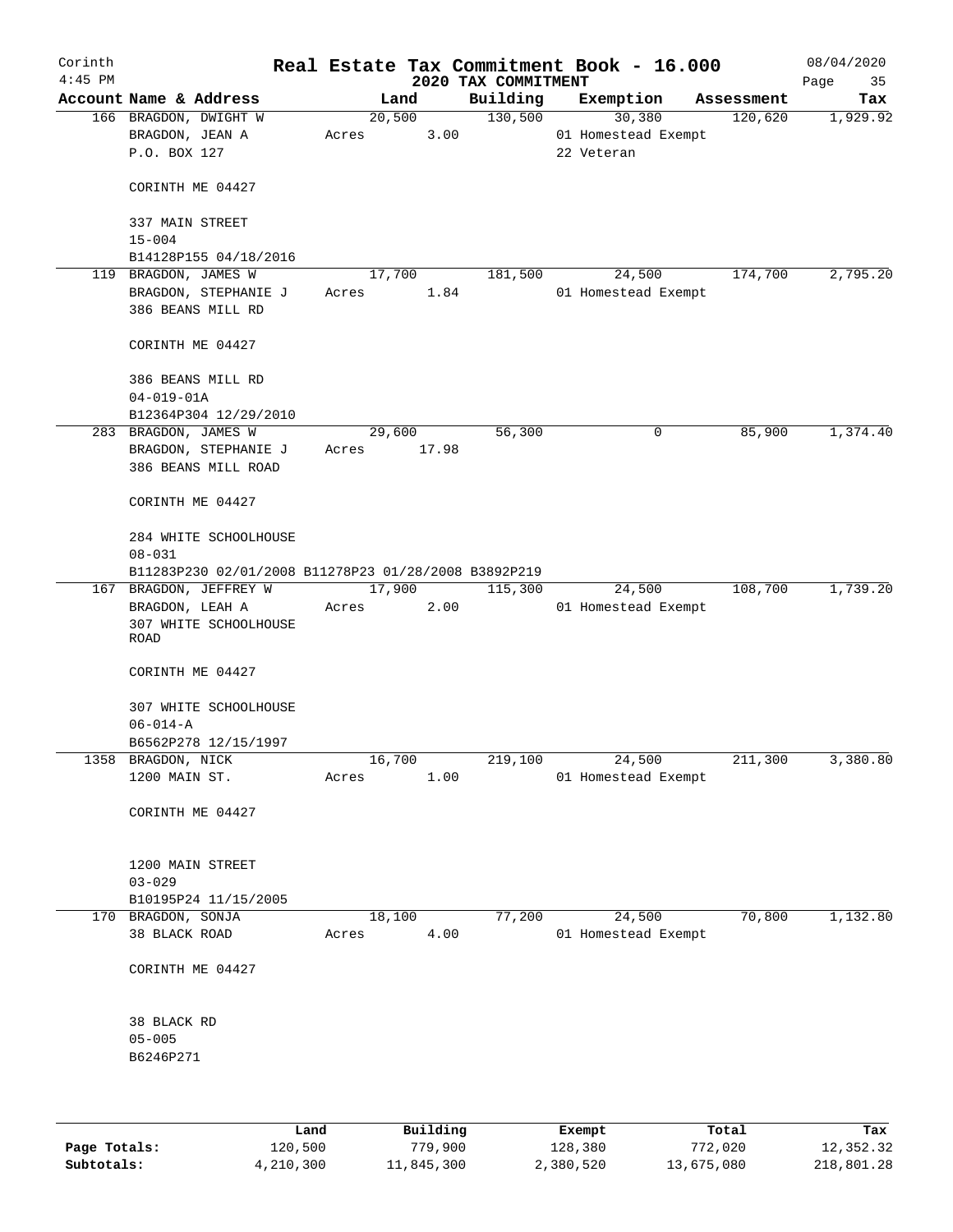# Real Estate Tax Commitment Book - 16.000

Corinth 4:45 PM — 2020 TAX COMMITMENT — 08/04/2020

| Account Name & Address | Land | Building | Exemption | Assessment | Tax |
|---|---|---|---|---|---|
| 166 BRAGDON, DWIGHT W<br>BRAGDON, JEAN A<br>P.O. BOX 127<br><br>CORINTH ME 04427<br><br>337 MAIN STREET<br>15-004<br>B14128P155 04/18/2016 | 20,500<br>Acres 3.00 | 130,500 | 30,380<br>01 Homestead Exempt<br>22 Veteran | 120,620 | 1,929.92 |
| 119 BRAGDON, JAMES W<br>BRAGDON, STEPHANIE J<br>386 BEANS MILL RD<br><br>CORINTH ME 04427<br><br>386 BEANS MILL RD<br>04-019-01A<br>B12364P304 12/29/2010 | 17,700<br>Acres 1.84 | 181,500 | 24,500<br>01 Homestead Exempt | 174,700 | 2,795.20 |
| 283 BRAGDON, JAMES W<br>BRAGDON, STEPHANIE J<br>386 BEANS MILL ROAD<br><br>CORINTH ME 04427<br><br>284 WHITE SCHOOLHOUSE<br>08-031<br>B11283P230 02/01/2008 B11278P23 01/28/2008 B3892P219 | 29,600<br>Acres 17.98 | 56,300 | 0 | 85,900 | 1,374.40 |
| 167 BRAGDON, JEFFREY W<br>BRAGDON, LEAH A<br>307 WHITE SCHOOLHOUSE ROAD<br><br>CORINTH ME 04427<br><br>307 WHITE SCHOOLHOUSE<br>06-014-A<br>B6562P278 12/15/1997 | 17,900<br>Acres 2.00 | 115,300 | 24,500<br>01 Homestead Exempt | 108,700 | 1,739.20 |
| 1358 BRAGDON, NICK<br>1200 MAIN ST.<br><br>CORINTH ME 04427<br><br>1200 MAIN STREET<br>03-029<br>B10195P24 11/15/2005 | 16,700<br>Acres 1.00 | 219,100 | 24,500<br>01 Homestead Exempt | 211,300 | 3,380.80 |
| 170 BRAGDON, SONJA<br>38 BLACK ROAD<br><br>CORINTH ME 04427<br><br>38 BLACK RD<br>05-005<br>B6246P271 | 18,100<br>Acres 4.00 | 77,200 | 24,500<br>01 Homestead Exempt | 70,800 | 1,132.80 |

| | Land | Building | Exempt | Total | Tax |
|---|---|---|---|---|---|
| Page Totals: | 120,500 | 779,900 | 128,380 | 772,020 | 12,352.32 |
| Subtotals: | 4,210,300 | 11,845,300 | 2,380,520 | 13,675,080 | 218,801.28 |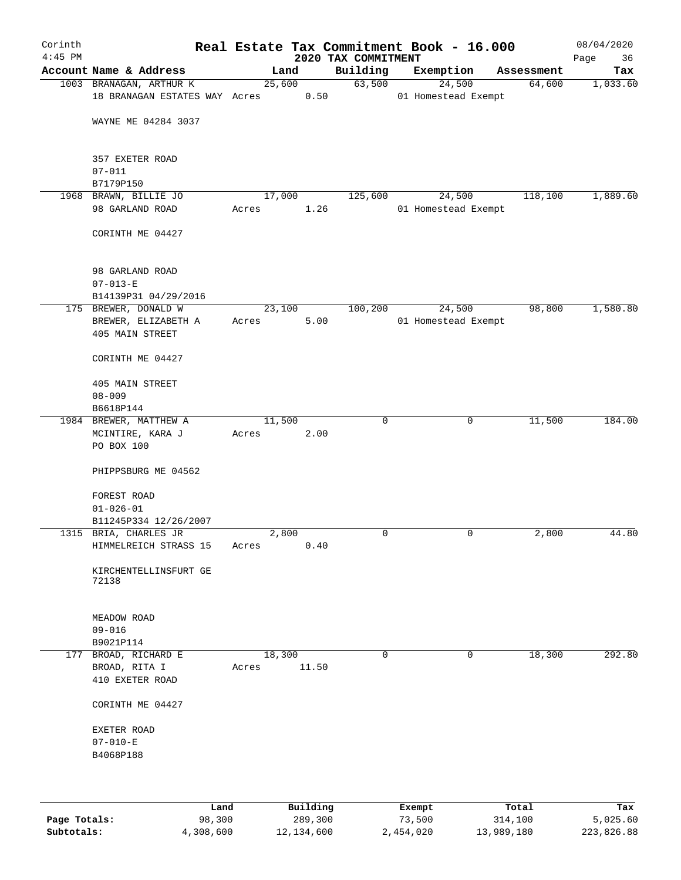# Real Estate Tax Commitment Book - 16.000

Corinth
4:45 PM

2020 TAX COMMITMENT

08/04/2020

| Account | Name & Address | Land | Building | Exemption | Assessment | Tax |
|---|---|---|---|---|---|---|
| 1003 | BRANAGAN, ARTHUR K<br>18 BRANAGAN ESTATES WAY<br><br>WAYNE ME 04284 3037<br><br>357 EXETER ROAD<br>07-011<br>B7179P150 | 25,600<br>Acres 0.50 | 63,500 | 24,500<br>01 Homestead Exempt | 64,600 | 1,033.60 |
| 1968 | BRAWN, BILLIE JO<br>98 GARLAND ROAD<br><br>CORINTH ME 04427<br><br>98 GARLAND ROAD<br>07-013-E<br>B14139P31 04/29/2016 | 17,000<br>Acres 1.26 | 125,600 | 24,500<br>01 Homestead Exempt | 118,100 | 1,889.60 |
| 175 | BREWER, DONALD W<br>BREWER, ELIZABETH A<br>405 MAIN STREET<br><br>CORINTH ME 04427<br><br>405 MAIN STREET<br>08-009<br>B6618P144 | 23,100<br>Acres 5.00 | 100,200 | 24,500<br>01 Homestead Exempt | 98,800 | 1,580.80 |
| 1984 | BREWER, MATTHEW A<br>MCINTIRE, KARA J<br>PO BOX 100<br><br>PHIPPSBURG ME 04562<br><br>FOREST ROAD<br>01-026-01<br>B11245P334 12/26/2007 | 11,500<br>Acres 2.00 | 0 | 0 | 11,500 | 184.00 |
| 1315 | BRIA, CHARLES JR<br>HIMMELREICH STRASS 15<br><br>KIRCHENTELLINSFURT GE<br>72138<br><br>MEADOW ROAD<br>09-016<br>B9021P114 | 2,800<br>Acres 0.40 | 0 | 0 | 2,800 | 44.80 |
| 177 | BROAD, RICHARD E<br>BROAD, RITA I<br>410 EXETER ROAD<br><br>CORINTH ME 04427<br><br>EXETER ROAD<br>07-010-E<br>B4068P188 | 18,300<br>Acres 11.50 | 0 | 0 | 18,300 | 292.80 |

| | Land | Building | Exempt | Total | Tax |
|---|---|---|---|---|---|
| Page Totals: | 98,300 | 289,300 | 73,500 | 314,100 | 5,025.60 |
| Subtotals: | 4,308,600 | 12,134,600 | 2,454,020 | 13,989,180 | 223,826.88 |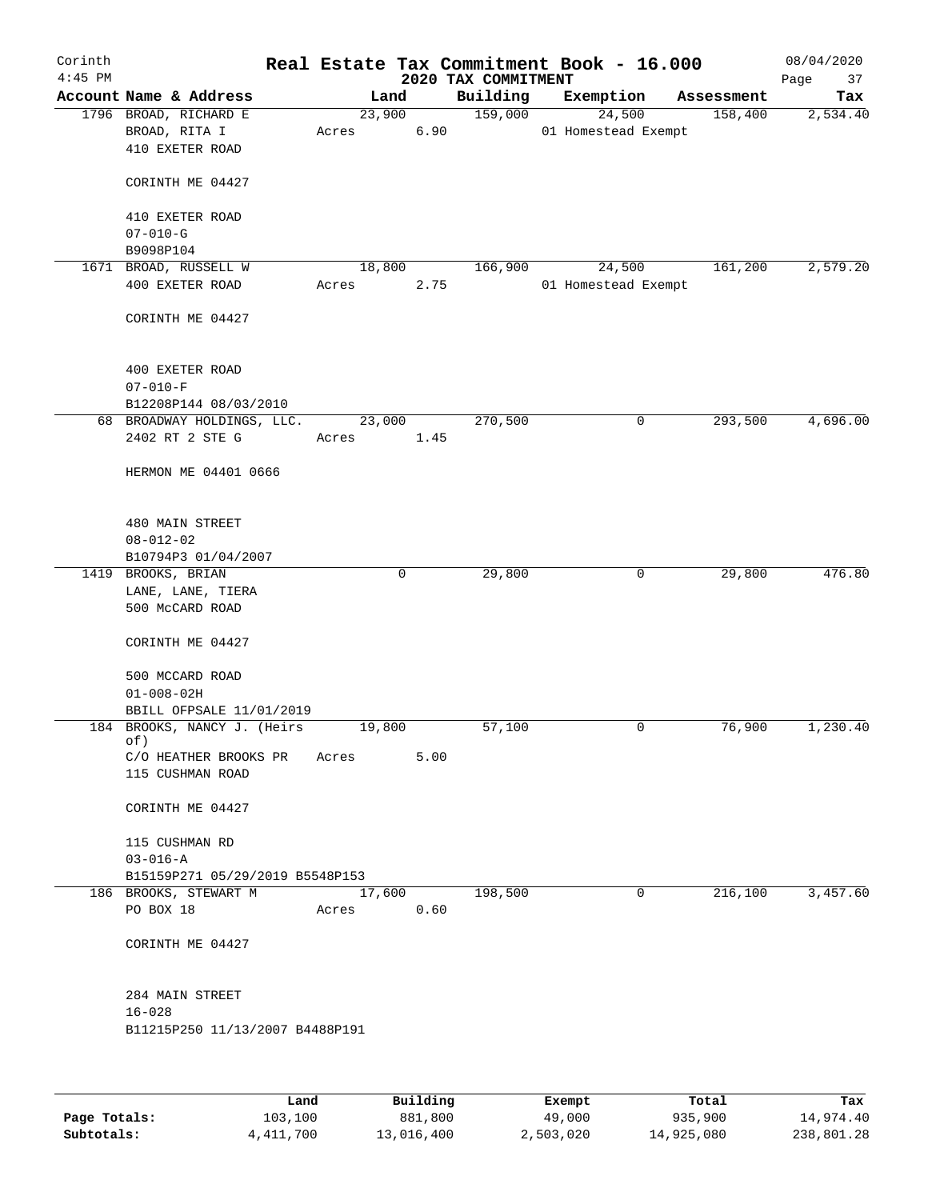# Real Estate Tax Commitment Book - 16.000

Corinth
4:45 PM

2020 TAX COMMITMENT

08/04/2020

| Account Name & Address | Land | Building | Exemption | Assessment | Tax |
|---|---|---|---|---|---|
| 1796 BROAD, RICHARD E<br>BROAD, RITA I<br>410 EXETER ROAD<br><br>CORINTH ME 04427<br><br>410 EXETER ROAD<br>07-010-G<br>B9098P104 | 23,900<br>Acres 6.90 | 159,000 | 24,500<br>01 Homestead Exempt | 158,400 | 2,534.40 |
| 1671 BROAD, RUSSELL W<br>400 EXETER ROAD<br><br>CORINTH ME 04427<br><br>400 EXETER ROAD<br>07-010-F<br>B12208P144 08/03/2010 | 18,800<br>Acres 2.75 | 166,900 | 24,500<br>01 Homestead Exempt | 161,200 | 2,579.20 |
| 68 BROADWAY HOLDINGS, LLC.<br>2402 RT 2 STE G<br><br>HERMON ME 04401 0666<br><br>480 MAIN STREET<br>08-012-02<br>B10794P3 01/04/2007 | 23,000<br>Acres 1.45 | 270,500 | 0 | 293,500 | 4,696.00 |
| 1419 BROOKS, BRIAN<br>LANE, LANE, TIERA<br>500 McCARD ROAD<br><br>CORINTH ME 04427<br><br>500 MCCARD ROAD<br>01-008-02H<br>BBILL OFPSALE 11/01/2019 | 0 | 29,800 | 0 | 29,800 | 476.80 |
| 184 BROOKS, NANCY J. (Heirs of)<br>C/O HEATHER BROOKS PR<br>115 CUSHMAN ROAD<br><br>CORINTH ME 04427<br><br>115 CUSHMAN RD<br>03-016-A<br>B15159P271 05/29/2019 B5548P153 | 19,800<br>Acres 5.00 | 57,100 | 0 | 76,900 | 1,230.40 |
| 186 BROOKS, STEWART M<br>PO BOX 18<br><br>CORINTH ME 04427<br><br>284 MAIN STREET<br>16-028<br>B11215P250 11/13/2007 B4488P191 | 17,600<br>Acres 0.60 | 198,500 | 0 | 216,100 | 3,457.60 |

| | Land | Building | Exempt | Total | Tax |
|---|---|---|---|---|---|
| Page Totals: | 103,100 | 881,800 | 49,000 | 935,900 | 14,974.40 |
| Subtotals: | 4,411,700 | 13,016,400 | 2,503,020 | 14,925,080 | 238,801.28 |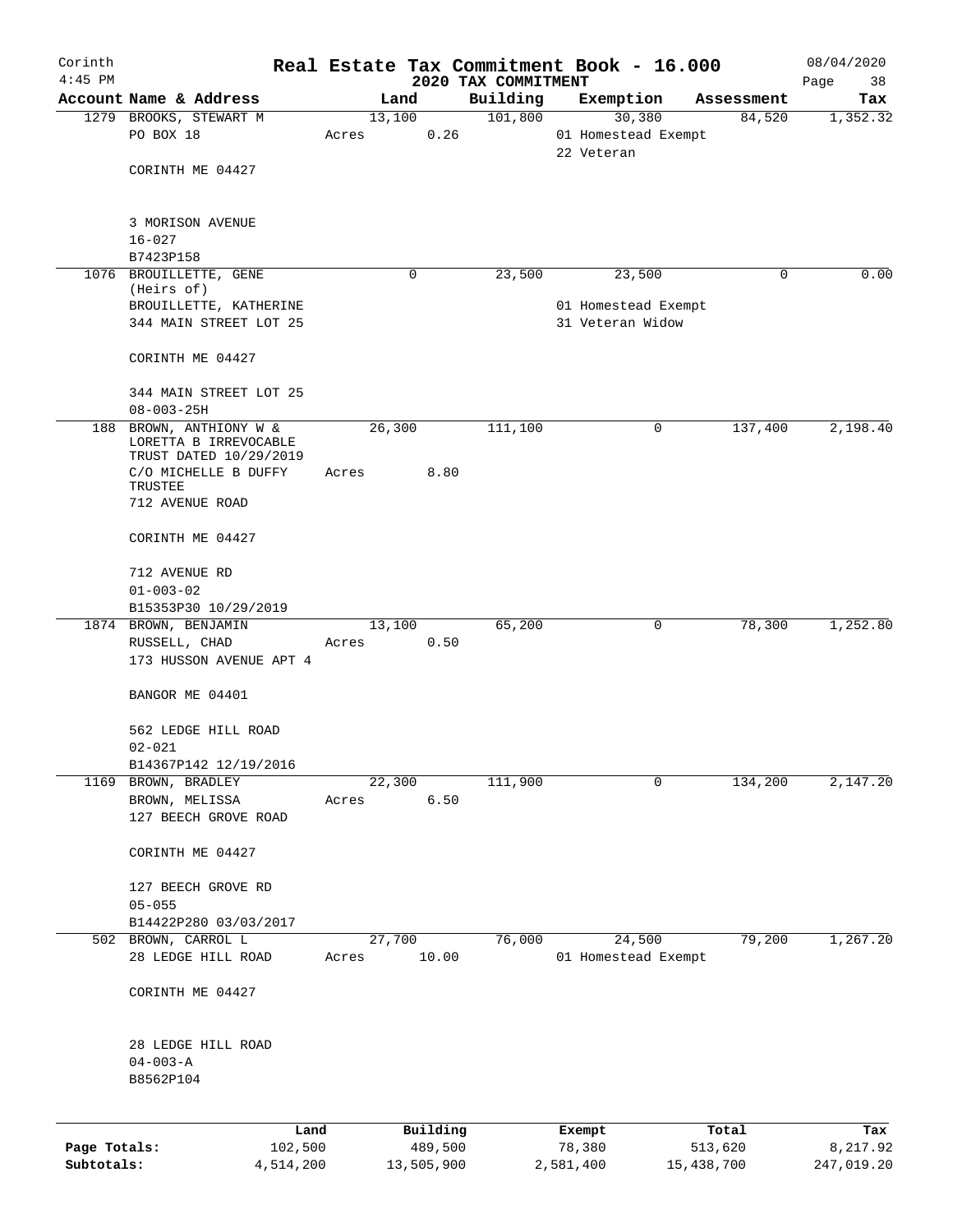# Real Estate Tax Commitment Book - 16.000

Corinth 4:45 PM — 2020 TAX COMMITMENT — 08/04/2020

| Account Name & Address | Land | Building | Exemption | Assessment | Tax |
|---|---|---|---|---|---|
| 1279 BROOKS, STEWART M<br>PO BOX 18<br><br>CORINTH ME 04427<br><br>3 MORISON AVENUE<br>16-027<br>B7423P158 | 13,100<br>Acres 0.26 | 101,800 | 30,380<br>01 Homestead Exempt<br>22 Veteran | 84,520 | 1,352.32 |
| 1076 BROUILLETTE, GENE (Heirs of)<br>BROUILLETTE, KATHERINE<br>344 MAIN STREET LOT 25<br><br>CORINTH ME 04427<br><br>344 MAIN STREET LOT 25<br>08-003-25H | 0 | 23,500 | 23,500<br>01 Homestead Exempt<br>31 Veteran Widow | 0 | 0.00 |
| 188 BROWN, ANTHIONY W & LORETTA B IRREVOCABLE TRUST DATED 10/29/2019<br>C/O MICHELLE B DUFFY TRUSTEE<br>712 AVENUE ROAD<br><br>CORINTH ME 04427<br><br>712 AVENUE RD<br>01-003-02<br>B15353P30 10/29/2019 | 26,300<br>Acres 8.80 | 111,100 | 0 | 137,400 | 2,198.40 |
| 1874 BROWN, BENJAMIN<br>RUSSELL, CHAD<br>173 HUSSON AVENUE APT 4<br><br>BANGOR ME 04401<br><br>562 LEDGE HILL ROAD<br>02-021<br>B14367P142 12/19/2016 | 13,100<br>Acres 0.50 | 65,200 | 0 | 78,300 | 1,252.80 |
| 1169 BROWN, BRADLEY<br>BROWN, MELISSA<br>127 BEECH GROVE ROAD<br><br>CORINTH ME 04427<br><br>127 BEECH GROVE RD<br>05-055<br>B14422P280 03/03/2017 | 22,300<br>Acres 6.50 | 111,900 | 0 | 134,200 | 2,147.20 |
| 502 BROWN, CARROL L<br>28 LEDGE HILL ROAD<br><br>CORINTH ME 04427<br><br>28 LEDGE HILL ROAD<br>04-003-A<br>B8562P104 | 27,700<br>Acres 10.00 | 76,000 | 24,500<br>01 Homestead Exempt | 79,200 | 1,267.20 |

| | Land | Building | Exempt | Total | Tax |
|---|---|---|---|---|---|
| Page Totals: | 102,500 | 489,500 | 78,380 | 513,620 | 8,217.92 |
| Subtotals: | 4,514,200 | 13,505,900 | 2,581,400 | 15,438,700 | 247,019.20 |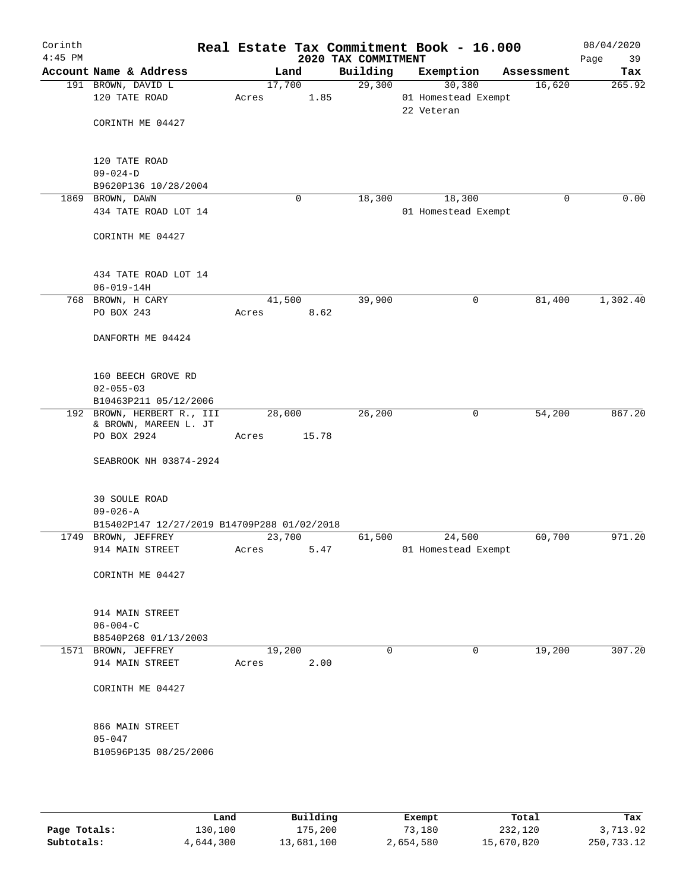# Real Estate Tax Commitment Book - 16.000

Corinth
4:45 PM

2020 TAX COMMITMENT

08/04/2020

| Account | Name & Address | Land | Building | Exemption | Assessment | Tax |
|---|---|---|---|---|---|---|
| 191 | BROWN, DAVID L<br>120 TATE ROAD<br><br>CORINTH ME 04427<br><br>120 TATE ROAD<br>09-024-D<br>B9620P136 10/28/2004 | 17,700<br>Acres 1.85 | 29,300 | 30,380<br>01 Homestead Exempt<br>22 Veteran | 16,620 | 265.92 |
| 1869 | BROWN, DAWN<br>434 TATE ROAD LOT 14<br><br>CORINTH ME 04427<br><br>434 TATE ROAD LOT 14<br>06-019-14H | 0 | 18,300 | 18,300<br>01 Homestead Exempt | 0 | 0.00 |
| 768 | BROWN, H CARY<br>PO BOX 243<br><br>DANFORTH ME 04424<br><br>160 BEECH GROVE RD<br>02-055-03<br>B10463P211 05/12/2006 | 41,500<br>Acres 8.62 | 39,900 | 0 | 81,400 | 1,302.40 |
| 192 | BROWN, HERBERT R., III<br>& BROWN, MAREEN L. JT<br>PO BOX 2924<br><br>SEABROOK NH 03874-2924<br><br>30 SOULE ROAD<br>09-026-A<br>B15402P147 12/27/2019 B14709P288 01/02/2018 | 28,000<br>Acres 15.78 | 26,200 | 0 | 54,200 | 867.20 |
| 1749 | BROWN, JEFFREY<br>914 MAIN STREET<br><br>CORINTH ME 04427<br><br>914 MAIN STREET<br>06-004-C<br>B8540P268 01/13/2003 | 23,700<br>Acres 5.47 | 61,500 | 24,500<br>01 Homestead Exempt | 60,700 | 971.20 |
| 1571 | BROWN, JEFFREY<br>914 MAIN STREET<br><br>CORINTH ME 04427<br><br>866 MAIN STREET<br>05-047<br>B10596P135 08/25/2006 | 19,200<br>Acres 2.00 | 0 | 0 | 19,200 | 307.20 |

| | Land | Building | Exempt | Total | Tax |
|---|---|---|---|---|---|
| **Page Totals:** | 130,100 | 175,200 | 73,180 | 232,120 | 3,713.92 |
| **Subtotals:** | 4,644,300 | 13,681,100 | 2,654,580 | 15,670,820 | 250,733.12 |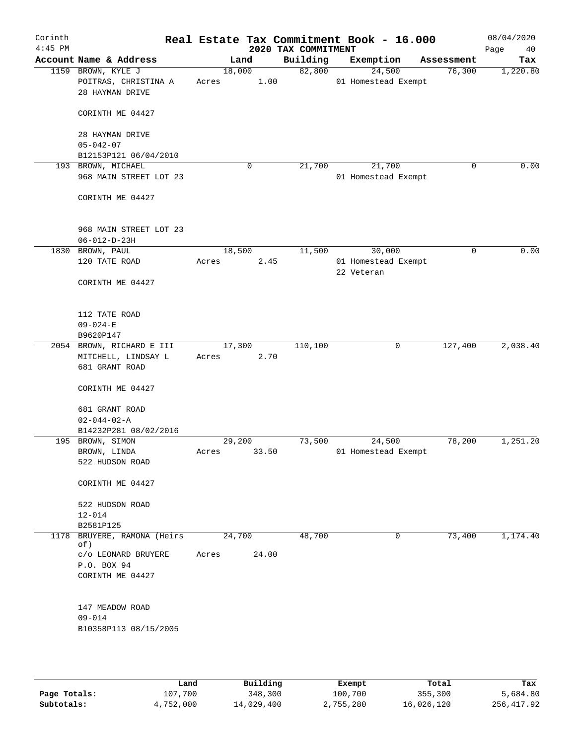# Real Estate Tax Commitment Book - 16.000

Corinth 4:45 PM — 2020 TAX COMMITMENT — 08/04/2020

| Account | Name & Address | Land | Building | Exemption | Assessment | Tax |
|---|---|---|---|---|---|---|
| 1159 | BROWN, KYLE J<br>POITRAS, CHRISTINA A<br>28 HAYMAN DRIVE<br><br>CORINTH ME 04427<br><br>28 HAYMAN DRIVE<br>05-042-07<br>B12153P121 06/04/2010 | 18,000<br>Acres 1.00 | 82,800 | 24,500<br>01 Homestead Exempt | 76,300 | 1,220.80 |
| 193 | BROWN, MICHAEL<br>968 MAIN STREET LOT 23<br><br>CORINTH ME 04427<br><br>968 MAIN STREET LOT 23<br>06-012-D-23H | 0 | 21,700 | 21,700<br>01 Homestead Exempt | 0 | 0.00 |
| 1830 | BROWN, PAUL<br>120 TATE ROAD<br><br>CORINTH ME 04427<br><br>112 TATE ROAD<br>09-024-E<br>B9620P147 | 18,500<br>Acres 2.45 | 11,500 | 30,000<br>01 Homestead Exempt<br>22 Veteran | 0 | 0.00 |
| 2054 | BROWN, RICHARD E III<br>MITCHELL, LINDSAY L<br>681 GRANT ROAD<br><br>CORINTH ME 04427<br><br>681 GRANT ROAD<br>02-044-02-A<br>B14232P281 08/02/2016 | 17,300<br>Acres 2.70 | 110,100 | 0 | 127,400 | 2,038.40 |
| 195 | BROWN, SIMON<br>BROWN, LINDA<br>522 HUDSON ROAD<br><br>CORINTH ME 04427<br><br>522 HUDSON ROAD<br>12-014<br>B2581P125 | 29,200<br>Acres 33.50 | 73,500 | 24,500<br>01 Homestead Exempt | 78,200 | 1,251.20 |
| 1178 | BRUYERE, RAMONA (Heirs of)<br>c/o LEONARD BRUYERE<br>P.O. BOX 94<br>CORINTH ME 04427<br><br>147 MEADOW ROAD<br>09-014<br>B10358P113 08/15/2005 | 24,700<br>Acres 24.00 | 48,700 | 0 | 73,400 | 1,174.40 |

| | Land | Building | Exempt | Total | Tax |
|---|---|---|---|---|---|
| Page Totals: | 107,700 | 348,300 | 100,700 | 355,300 | 5,684.80 |
| Subtotals: | 4,752,000 | 14,029,400 | 2,755,280 | 16,026,120 | 256,417.92 |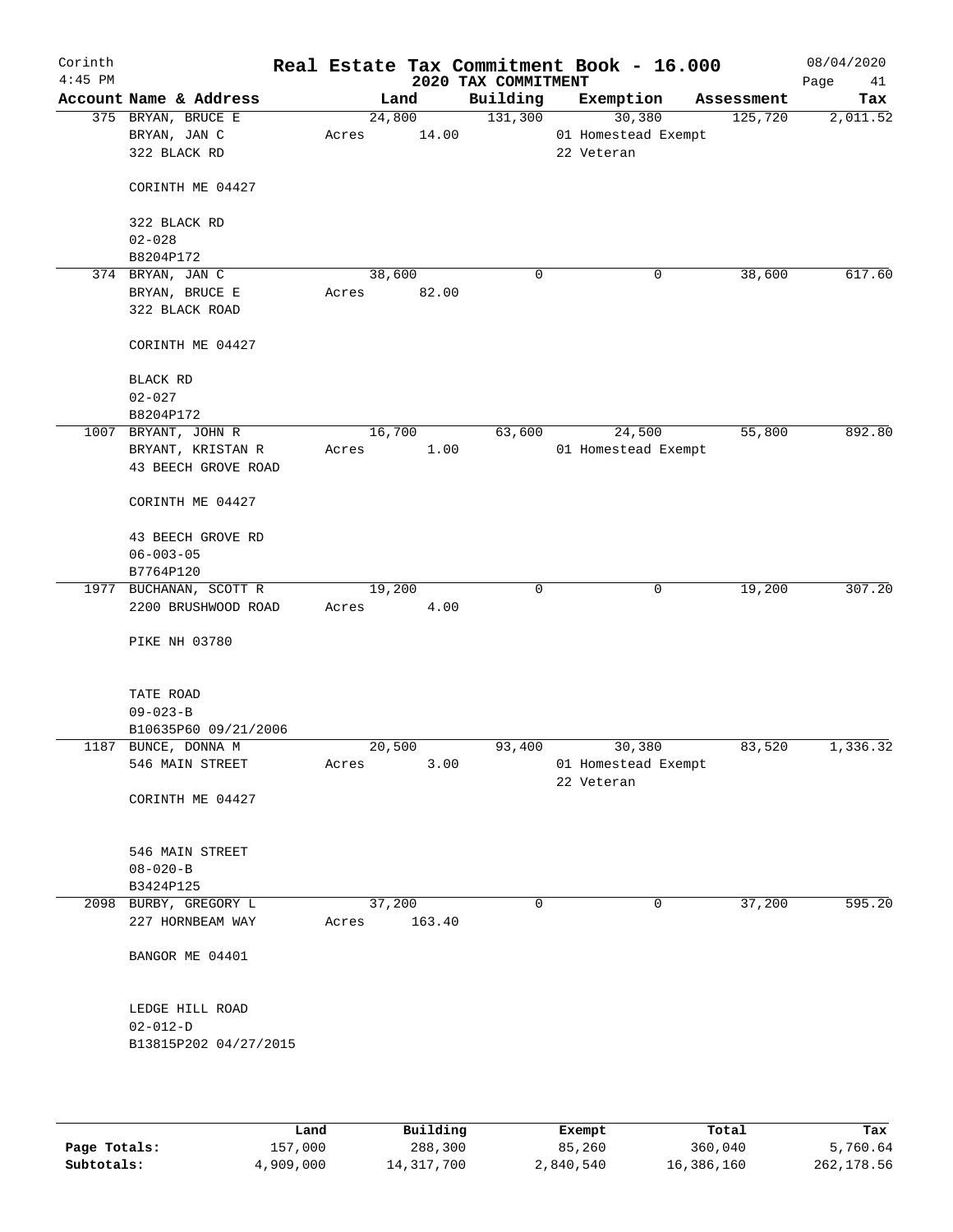# Corinth — Real Estate Tax Commitment Book - 16.000

## 2020 TAX COMMITMENT

4:45 PM — 08/04/2020

| Account Name & Address | Land | Building | Exemption | Assessment | Tax |
|---|---|---|---|---|---|
| 375 BRYAN, BRUCE E<br>BRYAN, JAN C<br>322 BLACK RD<br><br>CORINTH ME 04427<br><br>322 BLACK RD<br>02-028<br>B8204P172 | 24,800<br>Acres 14.00 | 131,300 | 30,380<br>01 Homestead Exempt<br>22 Veteran | 125,720 | 2,011.52 |
| 374 BRYAN, JAN C<br>BRYAN, BRUCE E<br>322 BLACK ROAD<br><br>CORINTH ME 04427<br><br>BLACK RD<br>02-027<br>B8204P172 | 38,600<br>Acres 82.00 | 0 | 0 | 38,600 | 617.60 |
| 1007 BRYANT, JOHN R<br>BRYANT, KRISTAN R<br>43 BEECH GROVE ROAD<br><br>CORINTH ME 04427<br><br>43 BEECH GROVE RD<br>06-003-05<br>B7764P120 | 16,700<br>Acres 1.00 | 63,600 | 24,500<br>01 Homestead Exempt | 55,800 | 892.80 |
| 1977 BUCHANAN, SCOTT R<br>2200 BRUSHWOOD ROAD<br><br>PIKE NH 03780<br><br>TATE ROAD<br>09-023-B<br>B10635P60 09/21/2006 | 19,200<br>Acres 4.00 | 0 | 0 | 19,200 | 307.20 |
| 1187 BUNCE, DONNA M<br>546 MAIN STREET<br><br>CORINTH ME 04427<br><br>546 MAIN STREET<br>08-020-B<br>B3424P125 | 20,500<br>Acres 3.00 | 93,400 | 30,380<br>01 Homestead Exempt<br>22 Veteran | 83,520 | 1,336.32 |
| 2098 BURBY, GREGORY L<br>227 HORNBEAM WAY<br><br>BANGOR ME 04401<br><br>LEDGE HILL ROAD<br>02-012-D<br>B13815P202 04/27/2015 | 37,200<br>Acres 163.40 | 0 | 0 | 37,200 | 595.20 |

| | Land | Building | Exempt | Total | Tax |
|---|---|---|---|---|---|
| Page Totals: | 157,000 | 288,300 | 85,260 | 360,040 | 5,760.64 |
| Subtotals: | 4,909,000 | 14,317,700 | 2,840,540 | 16,386,160 | 262,178.56 |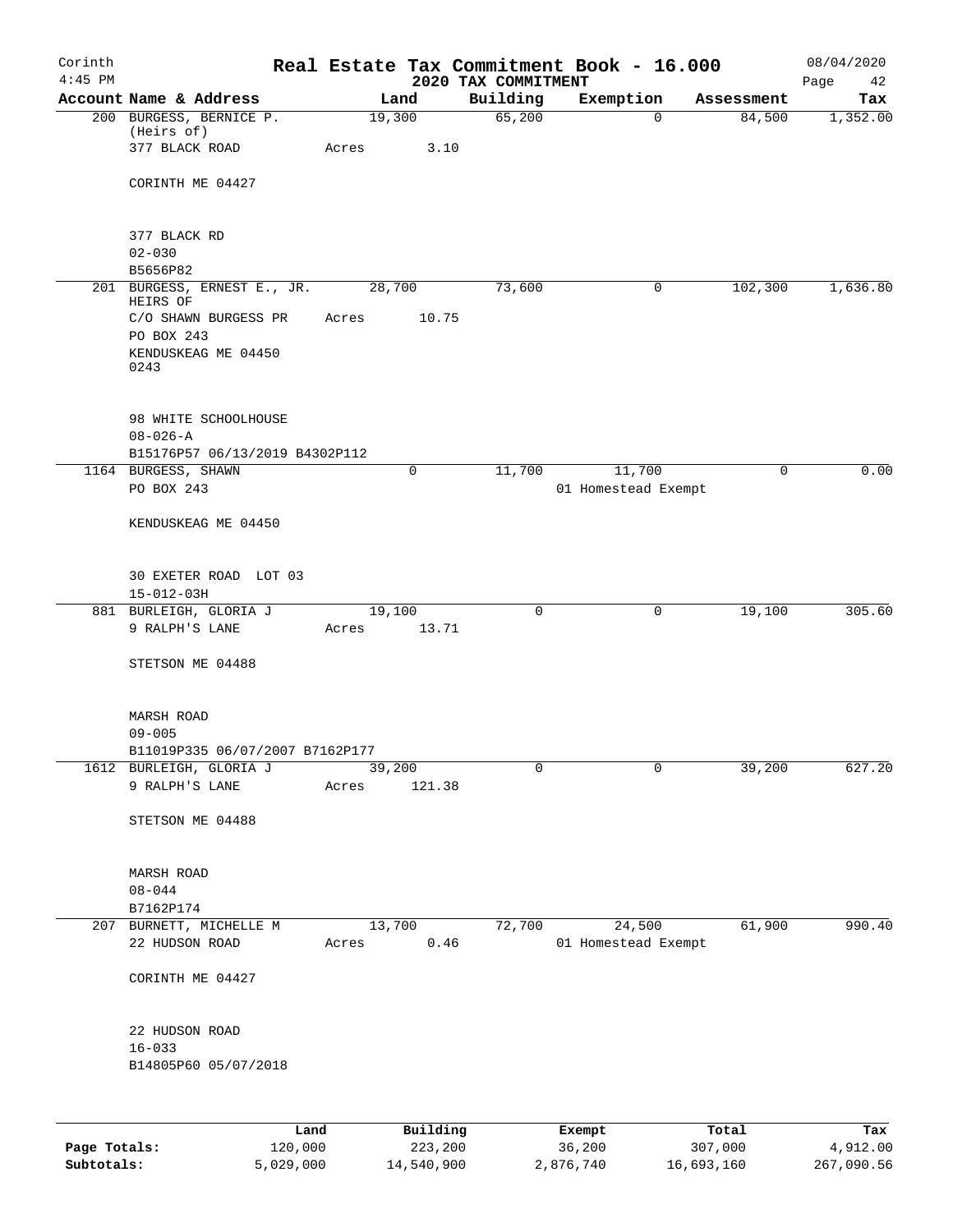# Real Estate Tax Commitment Book - 16.000

Corinth 4:45 PM — 2020 TAX COMMITMENT — 08/04/2020

| Account Name & Address | Land | Building | Exemption | Assessment | Tax |
|---|---|---|---|---|---|
| 200 BURGESS, BERNICE P. (Heirs of) 377 BLACK ROAD CORINTH ME 04427<br>377 BLACK RD<br>02-030<br>B5656P82 | 19,300<br>Acres 3.10 | 65,200 | 0 | 84,500 | 1,352.00 |
| 201 BURGESS, ERNEST E., JR. HEIRS OF C/O SHAWN BURGESS PR PO BOX 243 KENDUSKEAG ME 04450 0243<br>98 WHITE SCHOOLHOUSE<br>08-026-A<br>B15176P57 06/13/2019 B4302P112 | 28,700<br>Acres 10.75 | 73,600 | 0 | 102,300 | 1,636.80 |
| 1164 BURGESS, SHAWN PO BOX 243 KENDUSKEAG ME 04450<br>30 EXETER ROAD LOT 03<br>15-012-03H | 0 | 11,700 | 11,700<br>01 Homestead Exempt | 0 | 0.00 |
| 881 BURLEIGH, GLORIA J 9 RALPH'S LANE STETSON ME 04488<br>MARSH ROAD<br>09-005<br>B11019P335 06/07/2007 B7162P177 | 19,100<br>Acres 13.71 | 0 | 0 | 19,100 | 305.60 |
| 1612 BURLEIGH, GLORIA J 9 RALPH'S LANE STETSON ME 04488<br>MARSH ROAD<br>08-044<br>B7162P174 | 39,200<br>Acres 121.38 | 0 | 0 | 39,200 | 627.20 |
| 207 BURNETT, MICHELLE M 22 HUDSON ROAD CORINTH ME 04427<br>22 HUDSON ROAD<br>16-033<br>B14805P60 05/07/2018 | 13,700<br>Acres 0.46 | 72,700 | 24,500<br>01 Homestead Exempt | 61,900 | 990.40 |

| | Land | Building | Exempt | Total | Tax |
|---|---|---|---|---|---|
| Page Totals: | 120,000 | 223,200 | 36,200 | 307,000 | 4,912.00 |
| Subtotals: | 5,029,000 | 14,540,900 | 2,876,740 | 16,693,160 | 267,090.56 |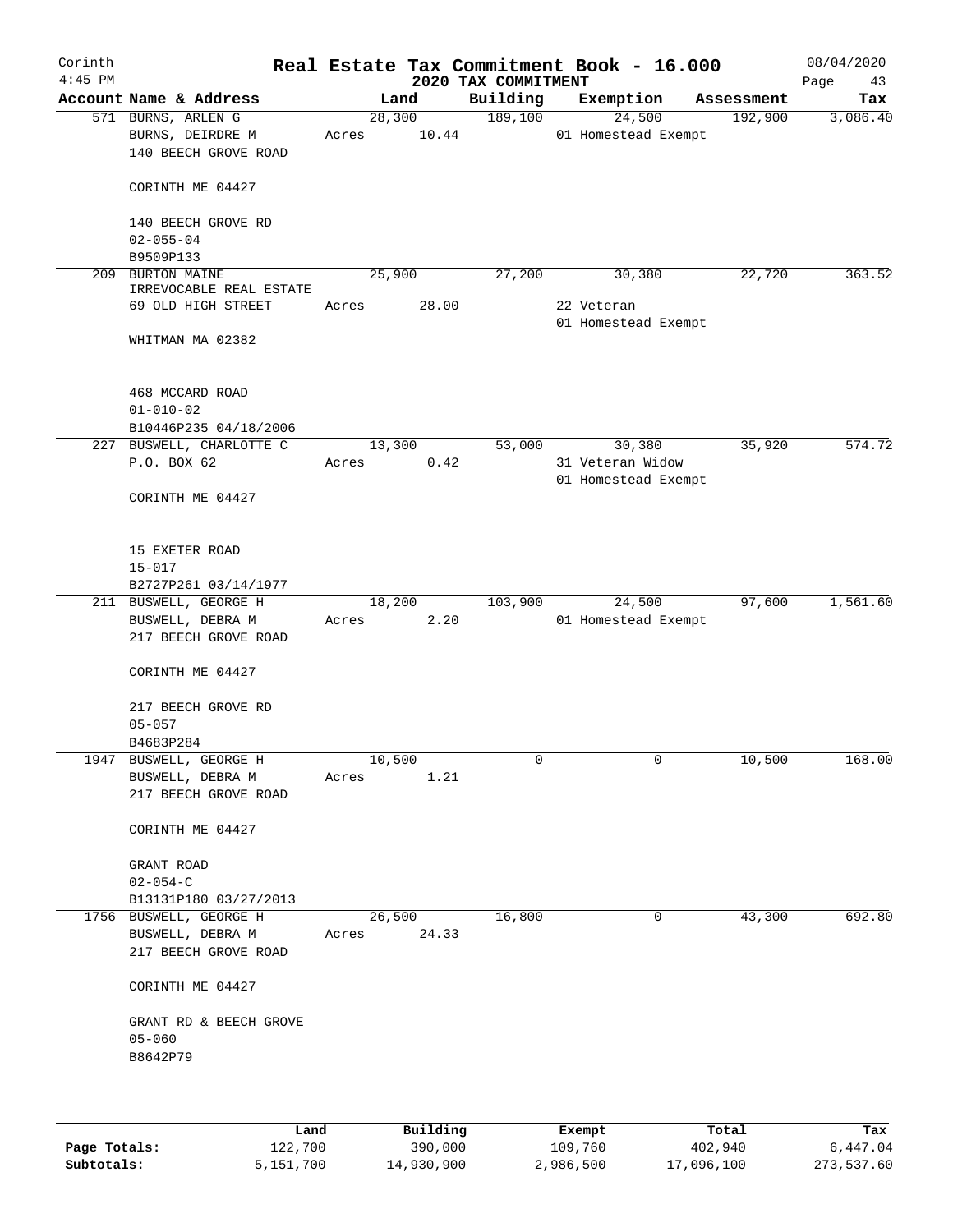Corinth
4:45 PM

# Real Estate Tax Commitment Book - 16.000

## 2020 TAX COMMITMENT

08/04/2020

| Account | Name & Address | Land | Building | Exemption | Assessment | Tax |
|---|---|---|---|---|---|---|
| 571 | BURNS, ARLEN G<br>BURNS, DEIRDRE M<br>140 BEECH GROVE ROAD<br><br>CORINTH ME 04427<br><br>140 BEECH GROVE RD<br>02-055-04<br>B9509P133 | 28,300<br>Acres 10.44 | 189,100 | 24,500<br>01 Homestead Exempt | 192,900 | 3,086.40 |
| 209 | BURTON MAINE<br>IRREVOCABLE REAL ESTATE<br>69 OLD HIGH STREET<br><br>WHITMAN MA 02382<br><br>468 MCCARD ROAD<br>01-010-02<br>B10446P235 04/18/2006 | 25,900<br>Acres 28.00 | 27,200 | 30,380<br>22 Veteran<br>01 Homestead Exempt | 22,720 | 363.52 |
| 227 | BUSWELL, CHARLOTTE C<br>P.O. BOX 62<br><br>CORINTH ME 04427<br><br>15 EXETER ROAD<br>15-017<br>B2727P261 03/14/1977 | 13,300<br>Acres 0.42 | 53,000 | 30,380<br>31 Veteran Widow<br>01 Homestead Exempt | 35,920 | 574.72 |
| 211 | BUSWELL, GEORGE H<br>BUSWELL, DEBRA M<br>217 BEECH GROVE ROAD<br><br>CORINTH ME 04427<br><br>217 BEECH GROVE RD<br>05-057<br>B4683P284 | 18,200<br>Acres 2.20 | 103,900 | 24,500<br>01 Homestead Exempt | 97,600 | 1,561.60 |
| 1947 | BUSWELL, GEORGE H<br>BUSWELL, DEBRA M<br>217 BEECH GROVE ROAD<br><br>CORINTH ME 04427<br><br>GRANT ROAD<br>02-054-C<br>B13131P180 03/27/2013 | 10,500<br>Acres 1.21 | 0 | 0 | 10,500 | 168.00 |
| 1756 | BUSWELL, GEORGE H<br>BUSWELL, DEBRA M<br>217 BEECH GROVE ROAD<br><br>CORINTH ME 04427<br><br>GRANT RD & BEECH GROVE<br>05-060<br>B8642P79 | 26,500<br>Acres 24.33 | 16,800 | 0 | 43,300 | 692.80 |

| | Land | Building | Exempt | Total | Tax |
|---|---|---|---|---|---|
| Page Totals: | 122,700 | 390,000 | 109,760 | 402,940 | 6,447.04 |
| Subtotals: | 5,151,700 | 14,930,900 | 2,986,500 | 17,096,100 | 273,537.60 |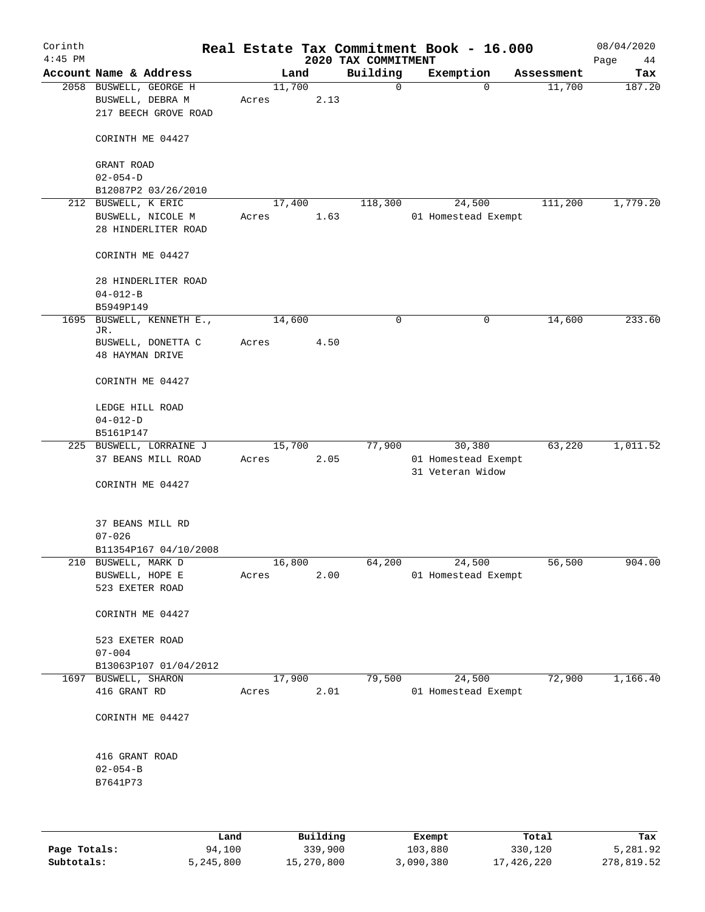# Corinth — Real Estate Tax Commitment Book - 16.000

4:45 PM — 2020 TAX COMMITMENT — 08/04/2020

| Account Name & Address | Land | Building | Exemption | Assessment | Tax |
|---|---|---|---|---|---|
| 2058 BUSWELL, GEORGE H<br>BUSWELL, DEBRA M<br>217 BEECH GROVE ROAD<br><br>CORINTH ME 04427<br><br>GRANT ROAD<br>02-054-D<br>B12087P2 03/26/2010 | 11,700<br>Acres 2.13 | 0 | 0 | 11,700 | 187.20 |
| 212 BUSWELL, K ERIC<br>BUSWELL, NICOLE M<br>28 HINDERLITER ROAD<br><br>CORINTH ME 04427<br><br>28 HINDERLITER ROAD<br>04-012-B<br>B5949P149 | 17,400<br>Acres 1.63 | 118,300 | 24,500<br>01 Homestead Exempt | 111,200 | 1,779.20 |
| 1695 BUSWELL, KENNETH E., JR.<br>BUSWELL, DONETTA C<br>48 HAYMAN DRIVE<br><br>CORINTH ME 04427<br><br>LEDGE HILL ROAD<br>04-012-D<br>B5161P147 | 14,600<br>Acres 4.50 | 0 | 0 | 14,600 | 233.60 |
| 225 BUSWELL, LORRAINE J<br>37 BEANS MILL ROAD<br><br>CORINTH ME 04427<br><br>37 BEANS MILL RD<br>07-026<br>B11354P167 04/10/2008 | 15,700<br>Acres 2.05 | 77,900 | 30,380<br>01 Homestead Exempt<br>31 Veteran Widow | 63,220 | 1,011.52 |
| 210 BUSWELL, MARK D<br>BUSWELL, HOPE E<br>523 EXETER ROAD<br><br>CORINTH ME 04427<br><br>523 EXETER ROAD<br>07-004<br>B13063P107 01/04/2012 | 16,800<br>Acres 2.00 | 64,200 | 24,500<br>01 Homestead Exempt | 56,500 | 904.00 |
| 1697 BUSWELL, SHARON<br>416 GRANT RD<br><br>CORINTH ME 04427<br><br>416 GRANT ROAD<br>02-054-B<br>B7641P73 | 17,900<br>Acres 2.01 | 79,500 | 24,500<br>01 Homestead Exempt | 72,900 | 1,166.40 |

| | Land | Building | Exempt | Total | Tax |
|---|---|---|---|---|---|
| Page Totals: | 94,100 | 339,900 | 103,880 | 330,120 | 5,281.92 |
| Subtotals: | 5,245,800 | 15,270,800 | 3,090,380 | 17,426,220 | 278,819.52 |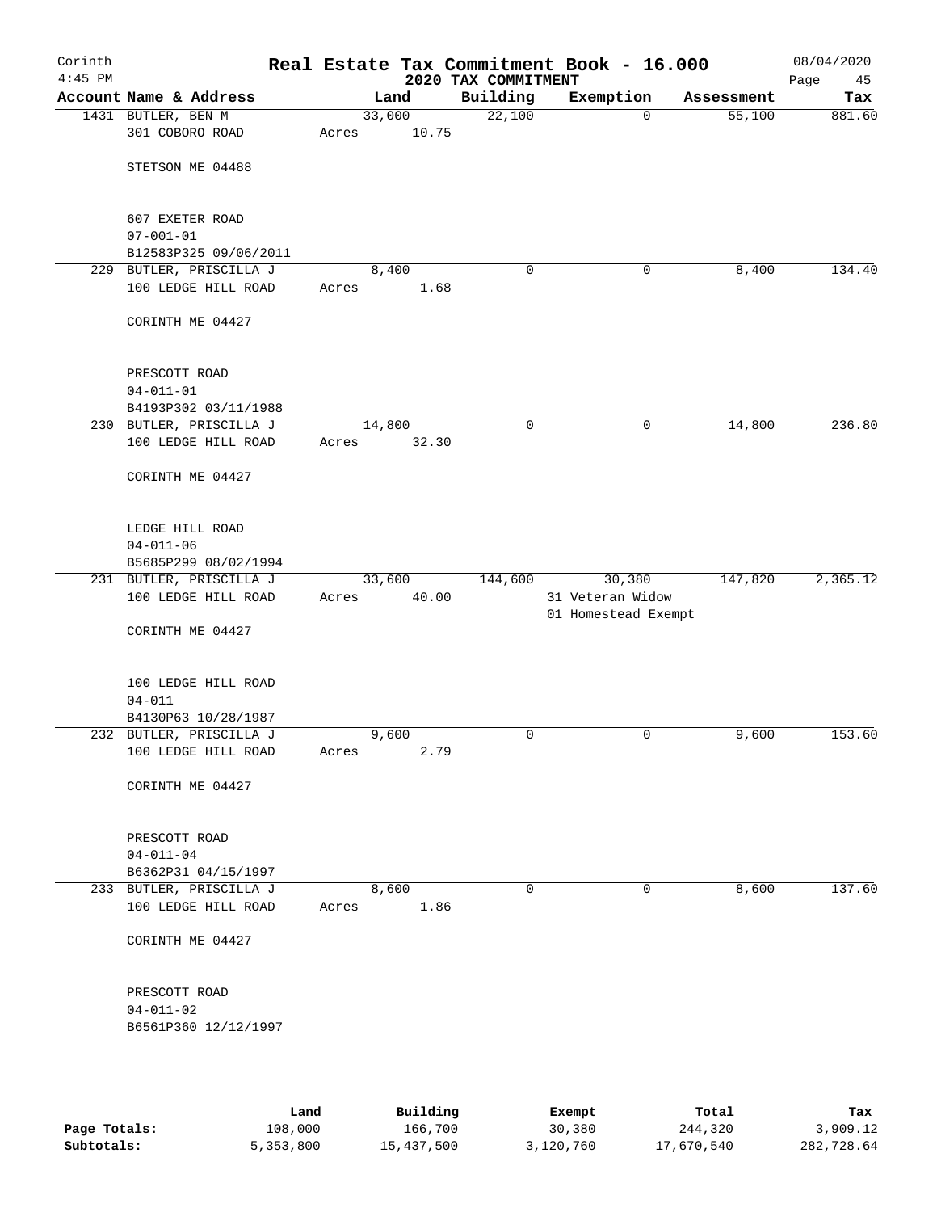# Real Estate Tax Commitment Book - 16.000

Corinth
4:45 PM

2020 TAX COMMITMENT

08/04/2020

| Account Name & Address | Land | Building | Exemption | Assessment | Tax |
|---|---|---|---|---|---|
| 1431 BUTLER, BEN M<br>301 COBORO ROAD<br><br>STETSON ME 04488<br><br>607 EXETER ROAD<br>07-001-01<br>B12583P325 09/06/2011 | 33,000<br>Acres 10.75 | 22,100 | 0 | 55,100 | 881.60 |
| 229 BUTLER, PRISCILLA J<br>100 LEDGE HILL ROAD<br><br>CORINTH ME 04427<br><br>PRESCOTT ROAD<br>04-011-01<br>B4193P302 03/11/1988 | 8,400<br>Acres 1.68 | 0 | 0 | 8,400 | 134.40 |
| 230 BUTLER, PRISCILLA J<br>100 LEDGE HILL ROAD<br><br>CORINTH ME 04427<br><br>LEDGE HILL ROAD<br>04-011-06<br>B5685P299 08/02/1994 | 14,800<br>Acres 32.30 | 0 | 0 | 14,800 | 236.80 |
| 231 BUTLER, PRISCILLA J<br>100 LEDGE HILL ROAD<br><br>CORINTH ME 04427<br><br>100 LEDGE HILL ROAD<br>04-011<br>B4130P63 10/28/1987 | 33,600<br>Acres 40.00 | 144,600 | 30,380<br>31 Veteran Widow<br>01 Homestead Exempt | 147,820 | 2,365.12 |
| 232 BUTLER, PRISCILLA J<br>100 LEDGE HILL ROAD<br><br>CORINTH ME 04427<br><br>PRESCOTT ROAD<br>04-011-04<br>B6362P31 04/15/1997 | 9,600<br>Acres 2.79 | 0 | 0 | 9,600 | 153.60 |
| 233 BUTLER, PRISCILLA J<br>100 LEDGE HILL ROAD<br><br>CORINTH ME 04427<br><br>PRESCOTT ROAD<br>04-011-02<br>B6561P360 12/12/1997 | 8,600<br>Acres 1.86 | 0 | 0 | 8,600 | 137.60 |

| | Land | Building | Exempt | Total | Tax |
|---|---|---|---|---|---|
| Page Totals: | 108,000 | 166,700 | 30,380 | 244,320 | 3,909.12 |
| Subtotals: | 5,353,800 | 15,437,500 | 3,120,760 | 17,670,540 | 282,728.64 |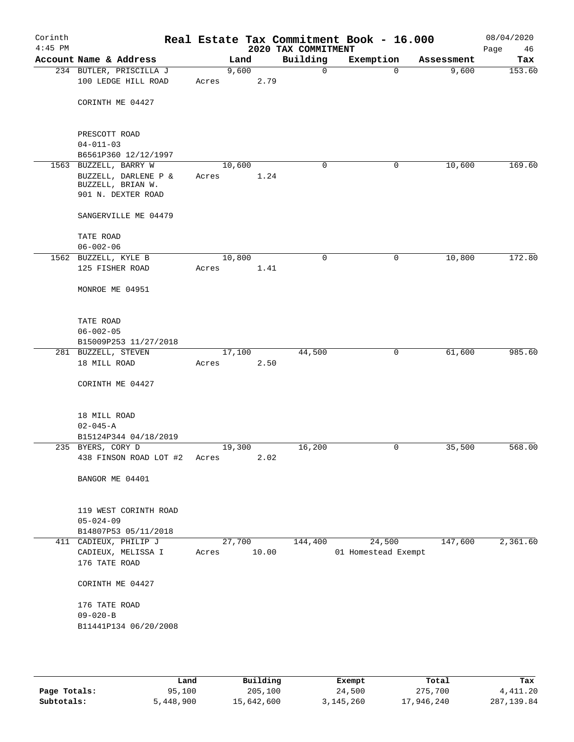# Real Estate Tax Commitment Book - 16.000

Corinth
4:45 PM

## 2020 TAX COMMITMENT

08/04/2020

| Account Name & Address | Land | Building | Exemption | Assessment | Tax |
|---|---|---|---|---|---|
| 234 BUTLER, PRISCILLA J<br>100 LEDGE HILL ROAD<br><br>CORINTH ME 04427<br><br>PRESCOTT ROAD<br>04-011-03<br>B6561P360 12/12/1997 | 9,600<br>Acres 2.79 | 0 | 0 | 9,600 | 153.60 |
| 1563 BUZZELL, BARRY W<br>BUZZELL, DARLENE P &<br>BUZZELL, BRIAN W.<br>901 N. DEXTER ROAD<br><br>SANGERVILLE ME 04479<br><br>TATE ROAD<br>06-002-06 | 10,600<br>Acres 1.24 | 0 | 0 | 10,600 | 169.60 |
| 1562 BUZZELL, KYLE B<br>125 FISHER ROAD<br><br>MONROE ME 04951<br><br>TATE ROAD<br>06-002-05<br>B15009P253 11/27/2018 | 10,800<br>Acres 1.41 | 0 | 0 | 10,800 | 172.80 |
| 281 BUZZELL, STEVEN<br>18 MILL ROAD<br><br>CORINTH ME 04427<br><br>18 MILL ROAD<br>02-045-A<br>B15124P344 04/18/2019 | 17,100<br>Acres 2.50 | 44,500 | 0 | 61,600 | 985.60 |
| 235 BYERS, CORY D<br>438 FINSON ROAD LOT #2<br><br>BANGOR ME 04401<br><br>119 WEST CORINTH ROAD<br>05-024-09<br>B14807P53 05/11/2018 | 19,300<br>Acres 2.02 | 16,200 | 0 | 35,500 | 568.00 |
| 411 CADIEUX, PHILIP J<br>CADIEUX, MELISSA I<br>176 TATE ROAD<br><br>CORINTH ME 04427<br><br>176 TATE ROAD<br>09-020-B<br>B11441P134 06/20/2008 | 27,700<br>Acres 10.00 | 144,400 | 24,500<br>01 Homestead Exempt | 147,600 | 2,361.60 |

| | Land | Building | Exempt | Total | Tax |
|---|---|---|---|---|---|
| Page Totals: | 95,100 | 205,100 | 24,500 | 275,700 | 4,411.20 |
| Subtotals: | 5,448,900 | 15,642,600 | 3,145,260 | 17,946,240 | 287,139.84 |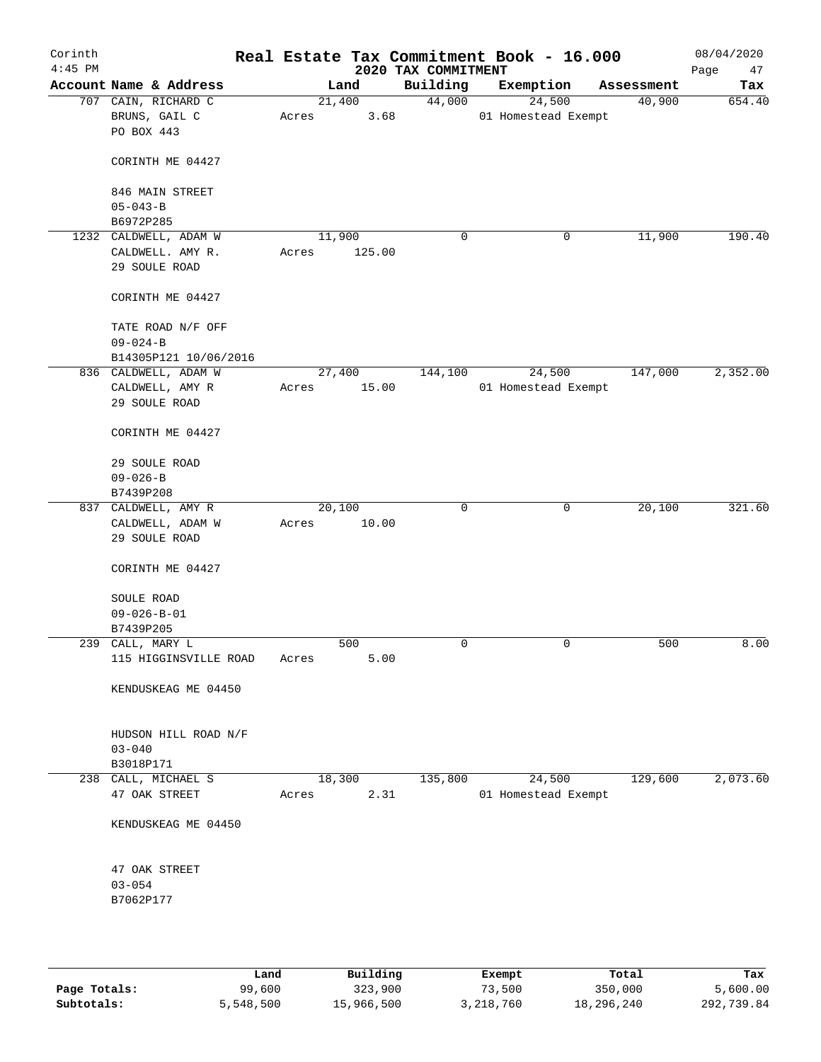# Real Estate Tax Commitment Book - 16.000

Corinth
4:45 PM

2020 TAX COMMITMENT

08/04/2020
Page 47

| Account Name & Address | Land | Building | Exemption | Assessment | Tax |
|---|---|---|---|---|---|
| 707 CAIN, RICHARD C<br>BRUNS, GAIL C<br>PO BOX 443<br><br>CORINTH ME 04427<br><br>846 MAIN STREET<br>05-043-B<br>B6972P285 | 21,400<br>Acres 3.68 | 44,000 | 24,500<br>01 Homestead Exempt | 40,900 | 654.40 |
| 1232 CALDWELL, ADAM W<br>CALDWELL. AMY R.<br>29 SOULE ROAD<br><br>CORINTH ME 04427<br><br>TATE ROAD N/F OFF<br>09-024-B<br>B14305P121 10/06/2016 | 11,900<br>Acres 125.00 | 0 | 0 | 11,900 | 190.40 |
| 836 CALDWELL, ADAM W<br>CALDWELL, AMY R<br>29 SOULE ROAD<br><br>CORINTH ME 04427<br><br>29 SOULE ROAD<br>09-026-B<br>B7439P208 | 27,400<br>Acres 15.00 | 144,100 | 24,500<br>01 Homestead Exempt | 147,000 | 2,352.00 |
| 837 CALDWELL, AMY R<br>CALDWELL, ADAM W<br>29 SOULE ROAD<br><br>CORINTH ME 04427<br><br>SOULE ROAD<br>09-026-B-01<br>B7439P205 | 20,100<br>Acres 10.00 | 0 | 0 | 20,100 | 321.60 |
| 239 CALL, MARY L<br>115 HIGGINSVILLE ROAD<br><br>KENDUSKEAG ME 04450<br><br>HUDSON HILL ROAD N/F<br>03-040<br>B3018P171 | 500<br>Acres 5.00 | 0 | 0 | 500 | 8.00 |
| 238 CALL, MICHAEL S<br>47 OAK STREET<br><br>KENDUSKEAG ME 04450<br><br>47 OAK STREET<br>03-054<br>B7062P177 | 18,300<br>Acres 2.31 | 135,800 | 24,500<br>01 Homestead Exempt | 129,600 | 2,073.60 |

| | Land | Building | Exempt | Total | Tax |
|---|---|---|---|---|---|
| Page Totals: | 99,600 | 323,900 | 73,500 | 350,000 | 5,600.00 |
| Subtotals: | 5,548,500 | 15,966,500 | 3,218,760 | 18,296,240 | 292,739.84 |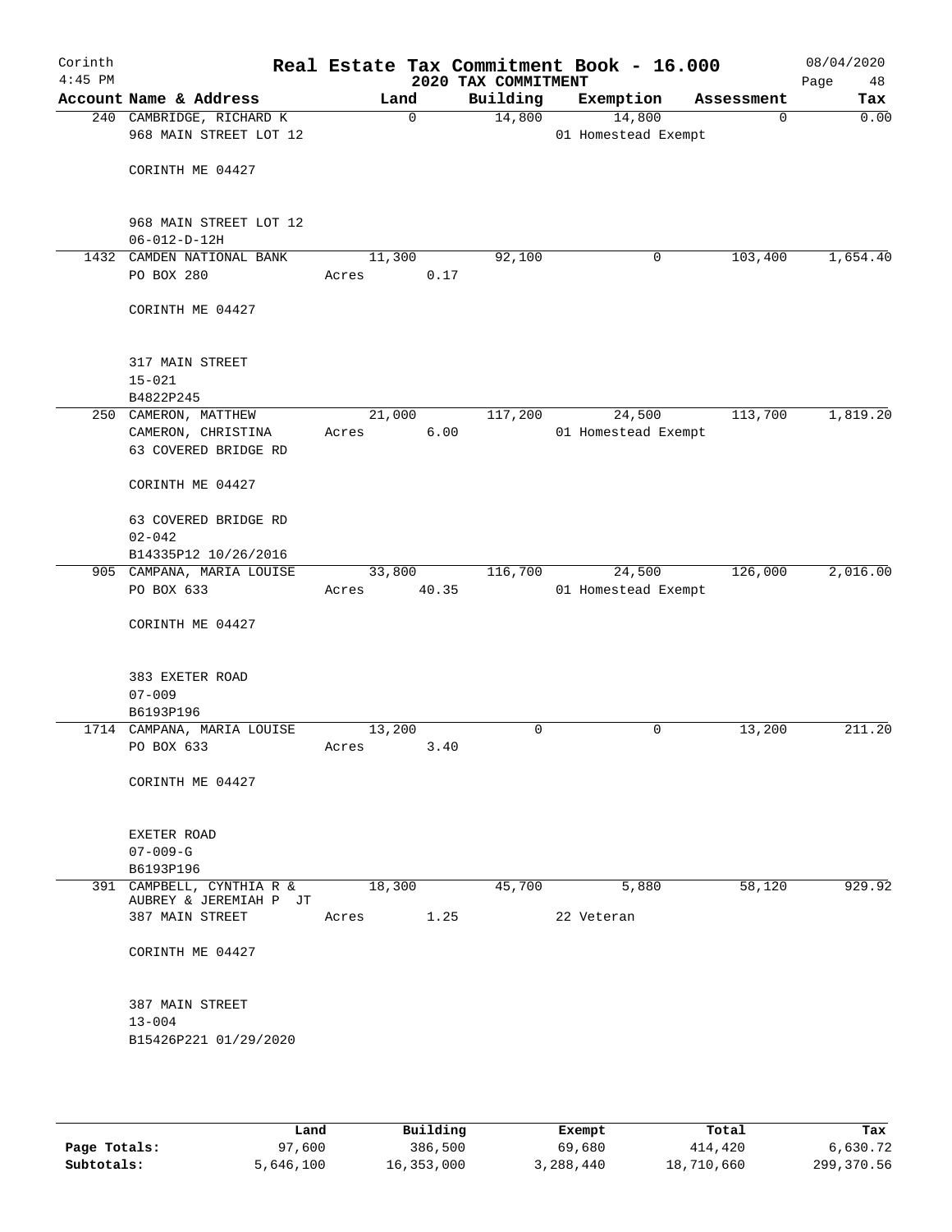# Real Estate Tax Commitment Book - 16.000

Corinth
4:45 PM

2020 TAX COMMITMENT

08/04/2020

| Account Name & Address | Land | Building | Exemption | Assessment | Tax |
|---|---|---|---|---|---|
| 240 CAMBRIDGE, RICHARD K<br>968 MAIN STREET LOT 12<br><br>CORINTH ME 04427<br><br>968 MAIN STREET LOT 12<br>06-012-D-12H | 0 | 14,800 | 14,800<br>01 Homestead Exempt | 0 | 0.00 |
| 1432 CAMDEN NATIONAL BANK<br>PO BOX 280<br><br>CORINTH ME 04427<br><br>317 MAIN STREET<br>15-021<br>B4822P245 | 11,300<br>Acres 0.17 | 92,100 | 0 | 103,400 | 1,654.40 |
| 250 CAMERON, MATTHEW<br>CAMERON, CHRISTINA<br>63 COVERED BRIDGE RD<br><br>CORINTH ME 04427<br><br>63 COVERED BRIDGE RD<br>02-042<br>B14335P12 10/26/2016 | 21,000<br>Acres 6.00 | 117,200 | 24,500<br>01 Homestead Exempt | 113,700 | 1,819.20 |
| 905 CAMPANA, MARIA LOUISE<br>PO BOX 633<br><br>CORINTH ME 04427<br><br>383 EXETER ROAD<br>07-009<br>B6193P196 | 33,800<br>Acres 40.35 | 116,700 | 24,500<br>01 Homestead Exempt | 126,000 | 2,016.00 |
| 1714 CAMPANA, MARIA LOUISE<br>PO BOX 633<br><br>CORINTH ME 04427<br><br>EXETER ROAD<br>07-009-G<br>B6193P196 | 13,200<br>Acres 3.40 | 0 | 0 | 13,200 | 211.20 |
| 391 CAMPBELL, CYNTHIA R &<br>AUBREY & JEREMIAH P JT<br>387 MAIN STREET<br><br>CORINTH ME 04427<br><br>387 MAIN STREET<br>13-004<br>B15426P221 01/29/2020 | 18,300<br>Acres 1.25 | 45,700 | 5,880<br>22 Veteran | 58,120 | 929.92 |

| | Land | Building | Exempt | Total | Tax |
|---|---|---|---|---|---|
| **Page Totals:** | 97,600 | 386,500 | 69,680 | 414,420 | 6,630.72 |
| **Subtotals:** | 5,646,100 | 16,353,000 | 3,288,440 | 18,710,660 | 299,370.56 |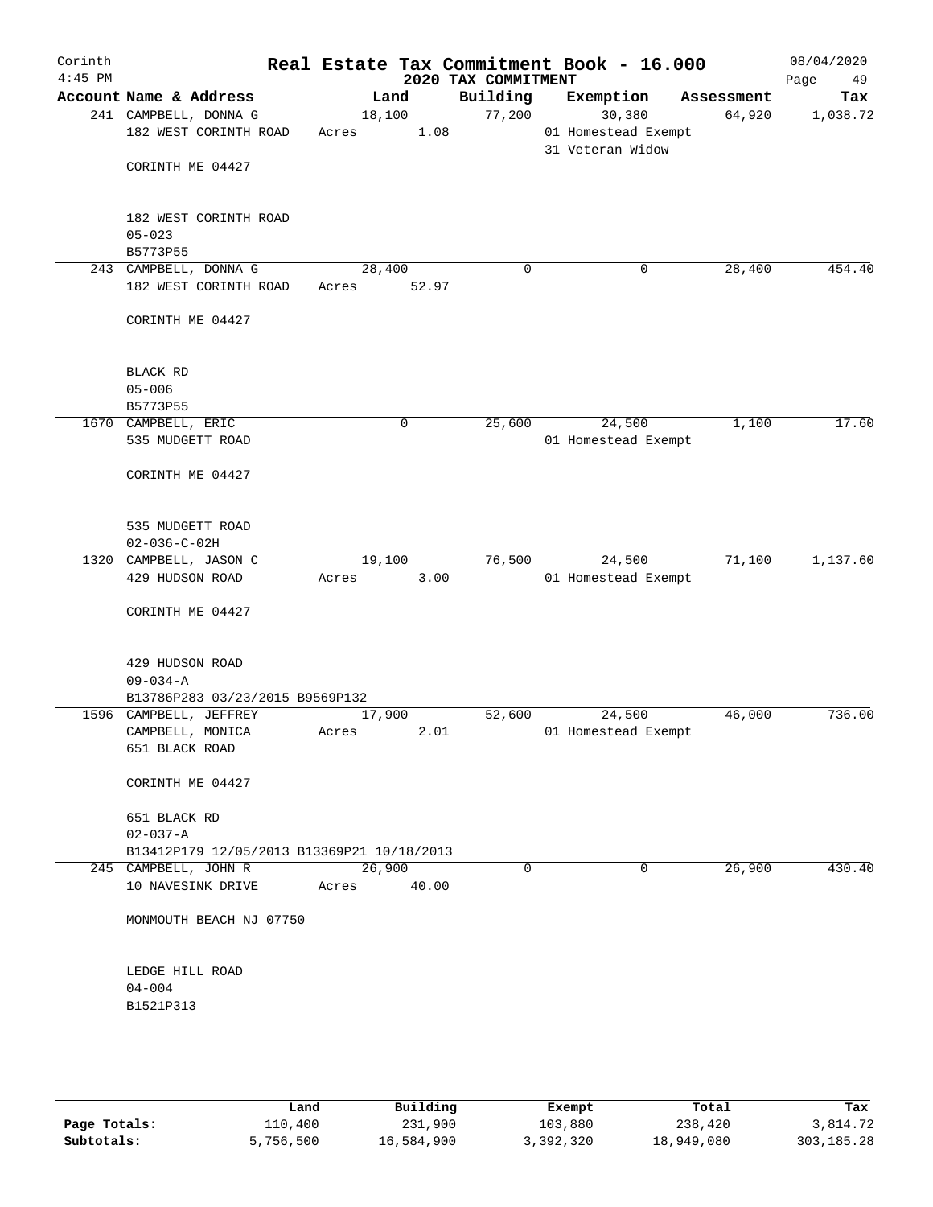# Real Estate Tax Commitment Book - 16.000

Corinth 4:45 PM — 2020 TAX COMMITMENT — 08/04/2020

| Account Name & Address | Land | Building | Exemption | Assessment | Tax |
|---|---|---|---|---|---|
| 241 CAMPBELL, DONNA G<br>182 WEST CORINTH ROAD<br><br>CORINTH ME 04427<br><br>182 WEST CORINTH ROAD<br>05-023<br>B5773P55 | 18,100<br>Acres 1.08 | 77,200 | 30,380<br>01 Homestead Exempt<br>31 Veteran Widow | 64,920 | 1,038.72 |
| 243 CAMPBELL, DONNA G<br>182 WEST CORINTH ROAD<br><br>CORINTH ME 04427<br><br>BLACK RD<br>05-006<br>B5773P55 | 28,400<br>Acres 52.97 | 0 | 0 | 28,400 | 454.40 |
| 1670 CAMPBELL, ERIC<br>535 MUDGETT ROAD<br><br>CORINTH ME 04427<br><br>535 MUDGETT ROAD<br>02-036-C-02H | 0 | 25,600 | 24,500<br>01 Homestead Exempt | 1,100 | 17.60 |
| 1320 CAMPBELL, JASON C<br>429 HUDSON ROAD<br><br>CORINTH ME 04427<br><br>429 HUDSON ROAD<br>09-034-A<br>B13786P283 03/23/2015 B9569P132 | 19,100<br>Acres 3.00 | 76,500 | 24,500<br>01 Homestead Exempt | 71,100 | 1,137.60 |
| 1596 CAMPBELL, JEFFREY<br>CAMPBELL, MONICA<br>651 BLACK ROAD<br><br>CORINTH ME 04427<br><br>651 BLACK RD<br>02-037-A<br>B13412P179 12/05/2013 B13369P21 10/18/2013 | 17,900<br>Acres 2.01 | 52,600 | 24,500<br>01 Homestead Exempt | 46,000 | 736.00 |
| 245 CAMPBELL, JOHN R<br>10 NAVESINK DRIVE<br><br>MONMOUTH BEACH NJ 07750<br><br>LEDGE HILL ROAD<br>04-004<br>B1521P313 | 26,900<br>Acres 40.00 | 0 | 0 | 26,900 | 430.40 |

| | Land | Building | Exempt | Total | Tax |
|---|---|---|---|---|---|
| Page Totals: | 110,400 | 231,900 | 103,880 | 238,420 | 3,814.72 |
| Subtotals: | 5,756,500 | 16,584,900 | 3,392,320 | 18,949,080 | 303,185.28 |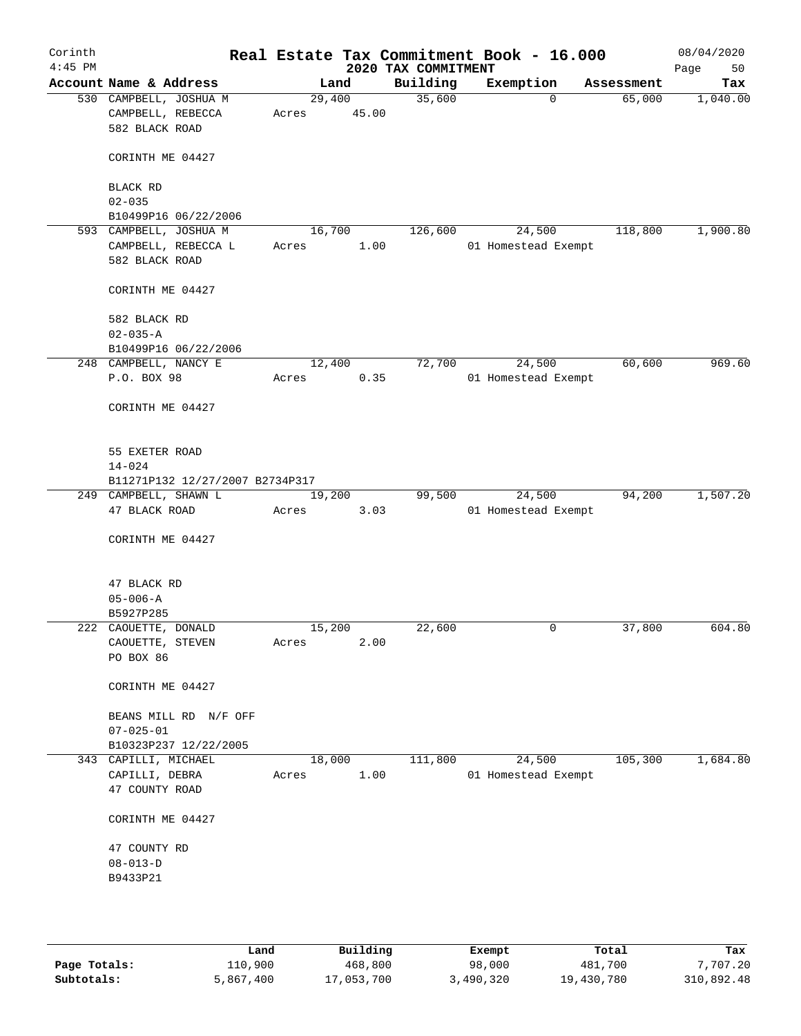Corinth
4:45 PM

# Real Estate Tax Commitment Book - 16.000

2020 TAX COMMITMENT

08/04/2020

| Account Name & Address | Land | Building | Exemption | Assessment | Tax |
|---|---|---|---|---|---|
| 530 CAMPBELL, JOSHUA M<br>CAMPBELL, REBECCA<br>582 BLACK ROAD<br><br>CORINTH ME 04427<br><br>BLACK RD<br>02-035<br>B10499P16 06/22/2006 | 29,400<br>Acres 45.00 | 35,600 | 0 | 65,000 | 1,040.00 |
| 593 CAMPBELL, JOSHUA M<br>CAMPBELL, REBECCA L<br>582 BLACK ROAD<br><br>CORINTH ME 04427<br><br>582 BLACK RD<br>02-035-A<br>B10499P16 06/22/2006 | 16,700<br>Acres 1.00 | 126,600 | 24,500<br>01 Homestead Exempt | 118,800 | 1,900.80 |
| 248 CAMPBELL, NANCY E<br>P.O. BOX 98<br><br>CORINTH ME 04427<br><br>55 EXETER ROAD<br>14-024<br>B11271P132 12/27/2007 B2734P317 | 12,400<br>Acres 0.35 | 72,700 | 24,500<br>01 Homestead Exempt | 60,600 | 969.60 |
| 249 CAMPBELL, SHAWN L<br>47 BLACK ROAD<br><br>CORINTH ME 04427<br><br>47 BLACK RD<br>05-006-A<br>B5927P285 | 19,200<br>Acres 3.03 | 99,500 | 24,500<br>01 Homestead Exempt | 94,200 | 1,507.20 |
| 222 CAOUETTE, DONALD<br>CAOUETTE, STEVEN<br>PO BOX 86<br><br>CORINTH ME 04427<br><br>BEANS MILL RD N/F OFF<br>07-025-01<br>B10323P237 12/22/2005 | 15,200<br>Acres 2.00 | 22,600 | 0 | 37,800 | 604.80 |
| 343 CAPILLI, MICHAEL<br>CAPILLI, DEBRA<br>47 COUNTY ROAD<br><br>CORINTH ME 04427<br><br>47 COUNTY RD<br>08-013-D<br>B9433P21 | 18,000<br>Acres 1.00 | 111,800 | 24,500<br>01 Homestead Exempt | 105,300 | 1,684.80 |

| | Land | Building | Exempt | Total | Tax |
|---|---|---|---|---|---|
| Page Totals: | 110,900 | 468,800 | 98,000 | 481,700 | 7,707.20 |
| Subtotals: | 5,867,400 | 17,053,700 | 3,490,320 | 19,430,780 | 310,892.48 |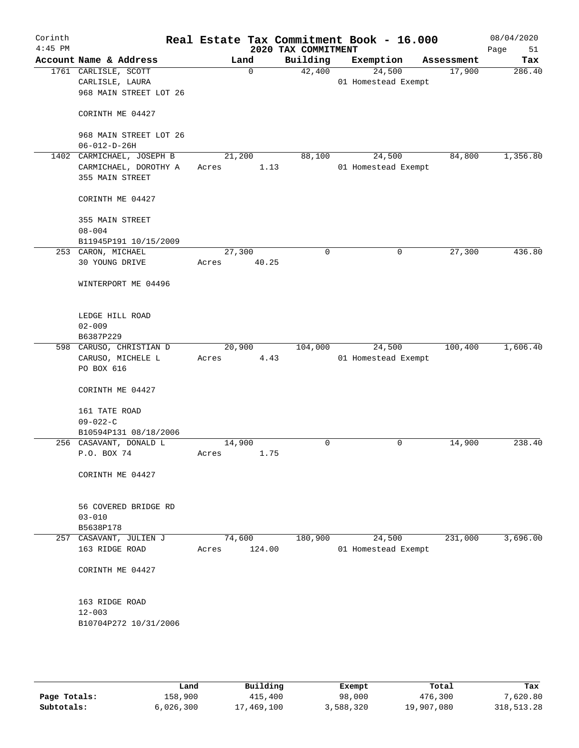# Real Estate Tax Commitment Book - 16.000

Corinth 4:45 PM — 2020 TAX COMMITMENT — 08/04/2020

| Account | Name & Address | Land | Building | Exemption | Assessment | Tax |
|---|---|---|---|---|---|---|
| 1761 | CARLISLE, SCOTT<br>CARLISLE, LAURA<br>968 MAIN STREET LOT 26<br>CORINTH ME 04427<br>968 MAIN STREET LOT 26<br>06-012-D-26H | 0 | 42,400 | 24,500<br>01 Homestead Exempt | 17,900 | 286.40 |
| 1402 | CARMICHAEL, JOSEPH B<br>CARMICHAEL, DOROTHY A<br>355 MAIN STREET<br>CORINTH ME 04427<br>355 MAIN STREET<br>08-004<br>B11945P191 10/15/2009 | 21,200<br>Acres 1.13 | 88,100 | 24,500<br>01 Homestead Exempt | 84,800 | 1,356.80 |
| 253 | CARON, MICHAEL<br>30 YOUNG DRIVE<br>WINTERPORT ME 04496<br>LEDGE HILL ROAD<br>02-009<br>B6387P229 | 27,300<br>Acres 40.25 | 0 | 0 | 27,300 | 436.80 |
| 598 | CARUSO, CHRISTIAN D<br>CARUSO, MICHELE L<br>PO BOX 616<br>CORINTH ME 04427<br>161 TATE ROAD<br>09-022-C<br>B10594P131 08/18/2006 | 20,900<br>Acres 4.43 | 104,000 | 24,500<br>01 Homestead Exempt | 100,400 | 1,606.40 |
| 256 | CASAVANT, DONALD L<br>P.O. BOX 74<br>CORINTH ME 04427<br>56 COVERED BRIDGE RD<br>03-010<br>B5638P178 | 14,900<br>Acres 1.75 | 0 | 0 | 14,900 | 238.40 |
| 257 | CASAVANT, JULIEN J<br>163 RIDGE ROAD<br>CORINTH ME 04427<br>163 RIDGE ROAD<br>12-003<br>B10704P272 10/31/2006 | 74,600<br>Acres 124.00 | 180,900 | 24,500<br>01 Homestead Exempt | 231,000 | 3,696.00 |

| | Land | Building | Exempt | Total | Tax |
|---|---|---|---|---|---|
| Page Totals: | 158,900 | 415,400 | 98,000 | 476,300 | 7,620.80 |
| Subtotals: | 6,026,300 | 17,469,100 | 3,588,320 | 19,907,080 | 318,513.28 |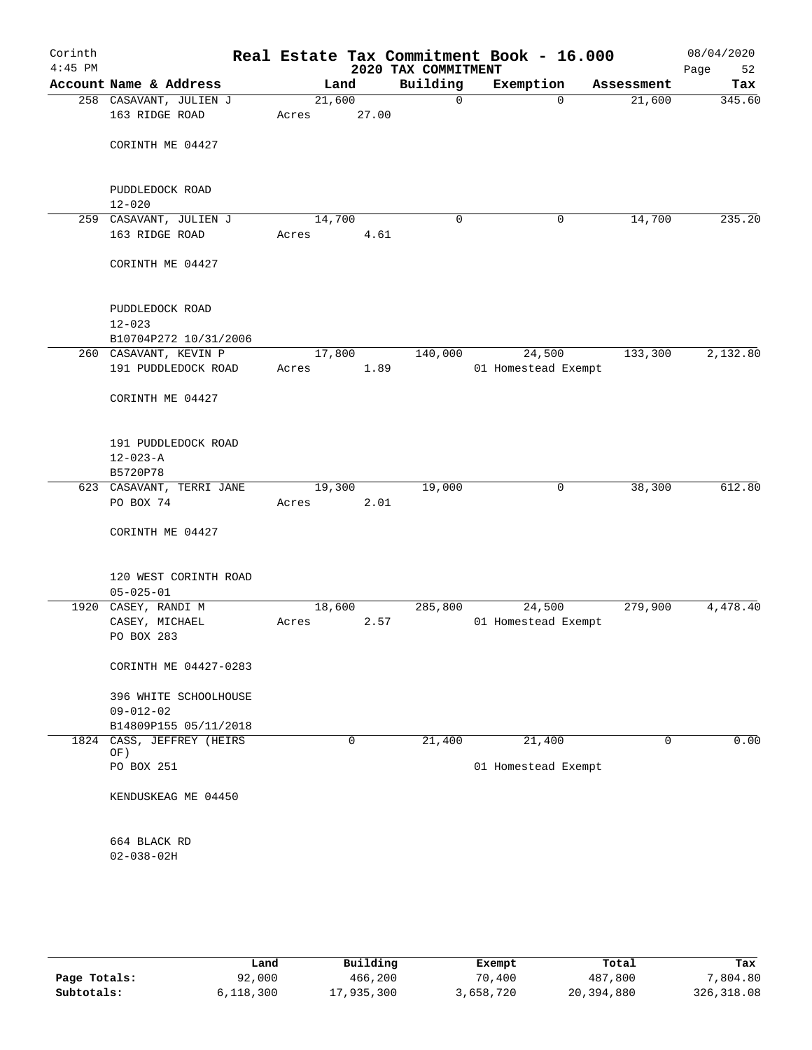# Real Estate Tax Commitment Book - 16.000

Corinth 4:45 PM — 2020 TAX COMMITMENT — 08/04/2020

| Account | Name & Address | Land | Building | Exemption | Assessment | Tax |
|---|---|---|---|---|---|---|
| 258 | CASAVANT, JULIEN J<br>163 RIDGE ROAD<br><br>CORINTH ME 04427<br><br>PUDDLEDOCK ROAD<br>12-020 | 21,600<br>Acres 27.00 | 0 | 0 | 21,600 | 345.60 |
| 259 | CASAVANT, JULIEN J<br>163 RIDGE ROAD<br><br>CORINTH ME 04427<br><br>PUDDLEDOCK ROAD<br>12-023<br>B10704P272 10/31/2006 | 14,700<br>Acres 4.61 | 0 | 0 | 14,700 | 235.20 |
| 260 | CASAVANT, KEVIN P<br>191 PUDDLEDOCK ROAD<br><br>CORINTH ME 04427<br><br>191 PUDDLEDOCK ROAD<br>12-023-A<br>B5720P78 | 17,800<br>Acres 1.89 | 140,000 | 24,500<br>01 Homestead Exempt | 133,300 | 2,132.80 |
| 623 | CASAVANT, TERRI JANE<br>PO BOX 74<br><br>CORINTH ME 04427<br><br>120 WEST CORINTH ROAD<br>05-025-01 | 19,300<br>Acres 2.01 | 19,000 | 0 | 38,300 | 612.80 |
| 1920 | CASEY, RANDI M<br>CASEY, MICHAEL<br>PO BOX 283<br><br>CORINTH ME 04427-0283<br><br>396 WHITE SCHOOLHOUSE<br>09-012-02<br>B14809P155 05/11/2018 | 18,600<br>Acres 2.57 | 285,800 | 24,500<br>01 Homestead Exempt | 279,900 | 4,478.40 |
| 1824 | CASS, JEFFREY (HEIRS OF)<br>PO BOX 251<br><br>KENDUSKEAG ME 04450<br><br>664 BLACK RD<br>02-038-02H | 0 | 21,400 | 21,400<br>01 Homestead Exempt | 0 | 0.00 |

| | Land | Building | Exempt | Total | Tax |
|---|---|---|---|---|---|
| Page Totals: | 92,000 | 466,200 | 70,400 | 487,800 | 7,804.80 |
| Subtotals: | 6,118,300 | 17,935,300 | 3,658,720 | 20,394,880 | 326,318.08 |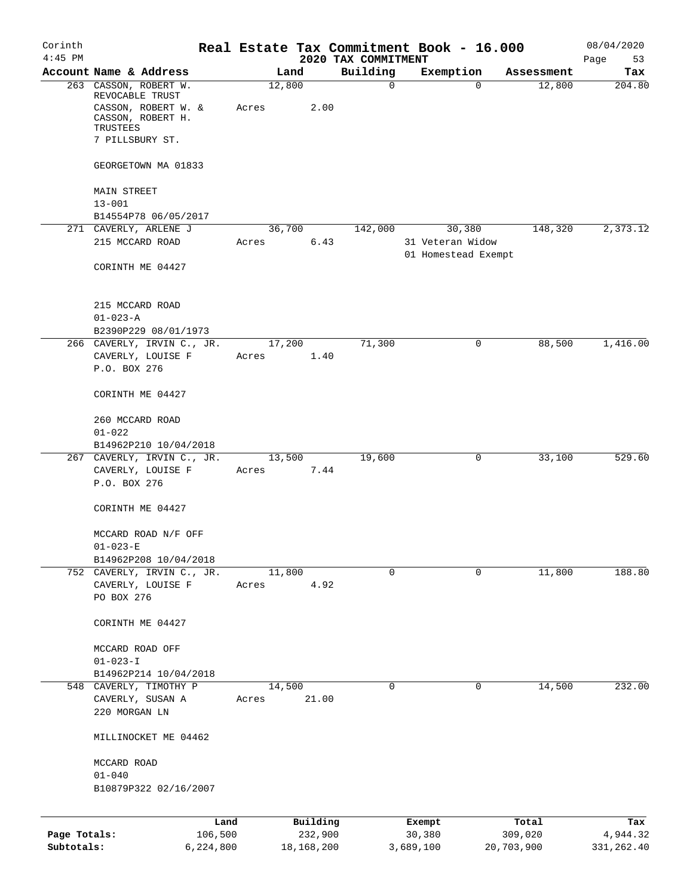Corinth
4:45 PM

# Real Estate Tax Commitment Book - 16.000

## 2020 TAX COMMITMENT

08/04/2020

| Account Name & Address | Land | Building | Exemption | Assessment | Tax |
|---|---|---|---|---|---|
| 263 CASSON, ROBERT W. REVOCABLE TRUST<br>CASSON, ROBERT W. & CASSON, ROBERT H. TRUSTEES<br>7 PILLSBURY ST.<br><br>GEORGETOWN MA 01833<br><br>MAIN STREET<br>13-001<br>B14554P78 06/05/2017 | 12,800<br>Acres 2.00 | 0 | 0 | 12,800 | 204.80 |
| 271 CAVERLY, ARLENE J<br>215 MCCARD ROAD<br><br>CORINTH ME 04427<br><br>215 MCCARD ROAD<br>01-023-A<br>B2390P229 08/01/1973 | 36,700<br>Acres 6.43 | 142,000 | 30,380<br>31 Veteran Widow<br>01 Homestead Exempt | 148,320 | 2,373.12 |
| 266 CAVERLY, IRVIN C., JR.<br>CAVERLY, LOUISE F<br>P.O. BOX 276<br><br>CORINTH ME 04427<br><br>260 MCCARD ROAD<br>01-022<br>B14962P210 10/04/2018 | 17,200<br>Acres 1.40 | 71,300 | 0 | 88,500 | 1,416.00 |
| 267 CAVERLY, IRVIN C., JR.<br>CAVERLY, LOUISE F<br>P.O. BOX 276<br><br>CORINTH ME 04427<br><br>MCCARD ROAD N/F OFF<br>01-023-E<br>B14962P208 10/04/2018 | 13,500<br>Acres 7.44 | 19,600 | 0 | 33,100 | 529.60 |
| 752 CAVERLY, IRVIN C., JR.<br>CAVERLY, LOUISE F<br>PO BOX 276<br><br>CORINTH ME 04427<br><br>MCCARD ROAD OFF<br>01-023-I<br>B14962P214 10/04/2018 | 11,800<br>Acres 4.92 | 0 | 0 | 11,800 | 188.80 |
| 548 CAVERLY, TIMOTHY P<br>CAVERLY, SUSAN A<br>220 MORGAN LN<br><br>MILLINOCKET ME 04462<br><br>MCCARD ROAD<br>01-040<br>B10879P322 02/16/2007 | 14,500<br>Acres 21.00 | 0 | 0 | 14,500 | 232.00 |

| | Land | Building | Exempt | Total | Tax |
|---|---|---|---|---|---|
| Page Totals: | 106,500 | 232,900 | 30,380 | 309,020 | 4,944.32 |
| Subtotals: | 6,224,800 | 18,168,200 | 3,689,100 | 20,703,900 | 331,262.40 |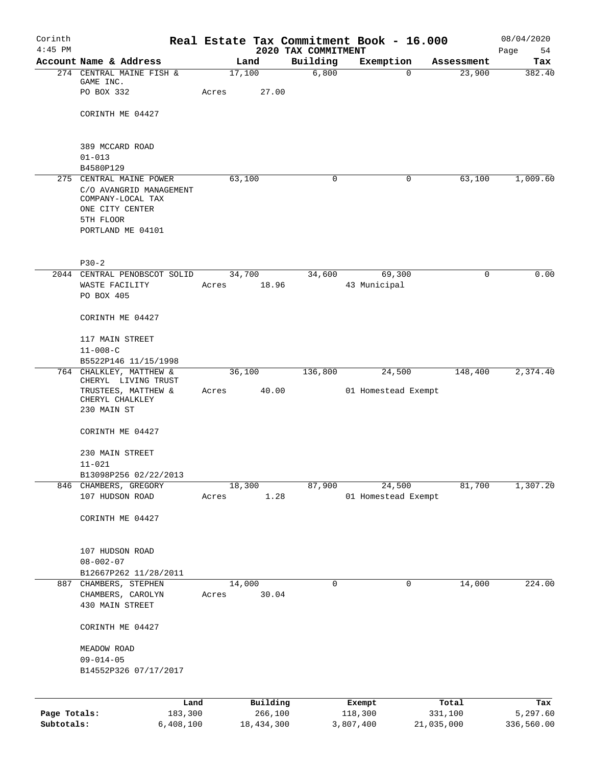# Real Estate Tax Commitment Book - 16.000

Corinth
4:45 PM

2020 TAX COMMITMENT

08/04/2020

| Account Name & Address | Land | Building | Exemption | Assessment | Tax |
|---|---|---|---|---|---|
| 274 CENTRAL MAINE FISH & GAME INC.<br>PO BOX 332<br><br>CORINTH ME 04427<br><br>389 MCCARD ROAD<br>01-013<br>B4580P129 | 17,100<br>Acres 27.00 | 6,800 | 0 | 23,900 | 382.40 |
| 275 CENTRAL MAINE POWER<br>C/O AVANGRID MANAGEMENT COMPANY-LOCAL TAX<br>ONE CITY CENTER<br>5TH FLOOR<br>PORTLAND ME 04101<br><br>P30-2 | 63,100 | 0 | 0 | 63,100 | 1,009.60 |
| 2044 CENTRAL PENOBSCOT SOLID WASTE FACILITY<br>PO BOX 405<br><br>CORINTH ME 04427<br><br>117 MAIN STREET<br>11-008-C<br>B5522P146 11/15/1998 | 34,700<br>Acres 18.96 | 34,600 | 69,300<br>43 Municipal | 0 | 0.00 |
| 764 CHALKLEY, MATTHEW & CHERYL LIVING TRUST<br>TRUSTEES, MATTHEW & CHERYL CHALKLEY<br>230 MAIN ST<br><br>CORINTH ME 04427<br><br>230 MAIN STREET<br>11-021<br>B13098P256 02/22/2013 | 36,100<br>Acres 40.00 | 136,800 | 24,500<br>01 Homestead Exempt | 148,400 | 2,374.40 |
| 846 CHAMBERS, GREGORY<br>107 HUDSON ROAD<br><br>CORINTH ME 04427<br><br>107 HUDSON ROAD<br>08-002-07<br>B12667P262 11/28/2011 | 18,300<br>Acres 1.28 | 87,900 | 24,500<br>01 Homestead Exempt | 81,700 | 1,307.20 |
| 887 CHAMBERS, STEPHEN<br>CHAMBERS, CAROLYN<br>430 MAIN STREET<br><br>CORINTH ME 04427<br><br>MEADOW ROAD<br>09-014-05<br>B14552P326 07/17/2017 | 14,000<br>Acres 30.04 | 0 | 0 | 14,000 | 224.00 |

| | Land | Building | Exempt | Total | Tax |
|---|---|---|---|---|---|
| Page Totals: | 183,300 | 266,100 | 118,300 | 331,100 | 5,297.60 |
| Subtotals: | 6,408,100 | 18,434,300 | 3,807,400 | 21,035,000 | 336,560.00 |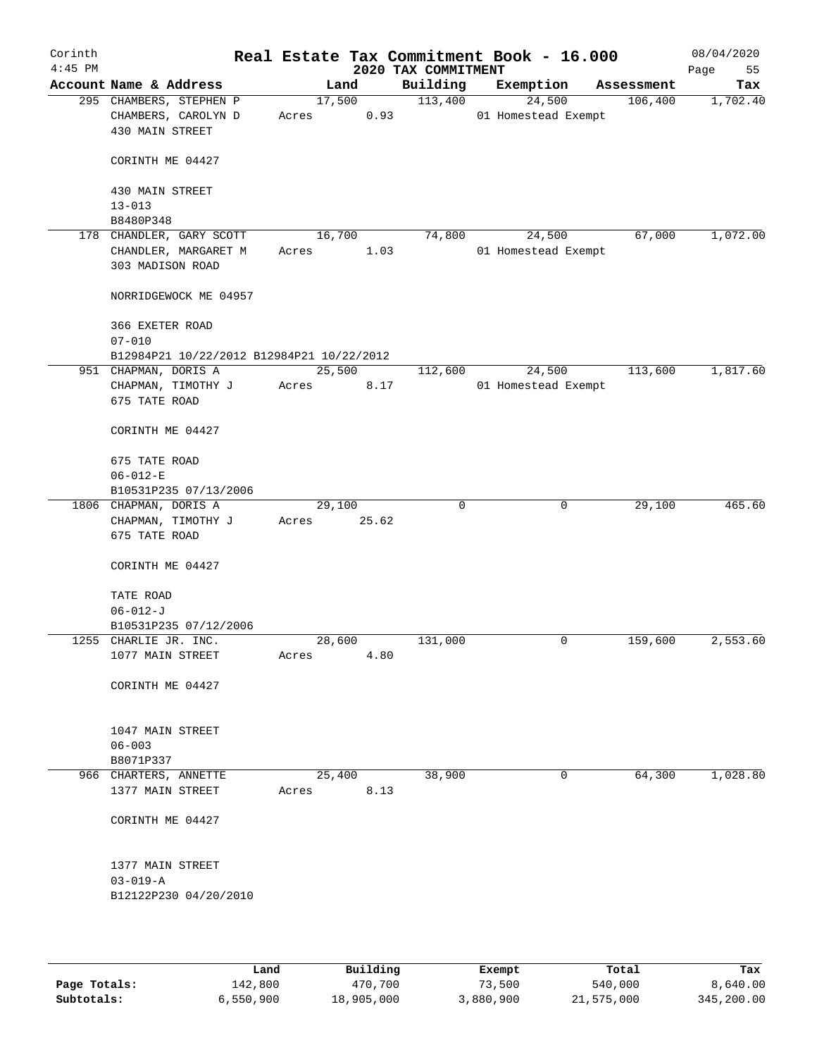# Real Estate Tax Commitment Book - 16.000

Corinth
4:45 PM

2020 TAX COMMITMENT

08/04/2020

| Account Name & Address | Land | Building | Exemption | Assessment | Tax |
|---|---|---|---|---|---|
| 295 CHAMBERS, STEPHEN P<br>CHAMBERS, CAROLYN D<br>430 MAIN STREET<br><br>CORINTH ME 04427<br><br>430 MAIN STREET<br>13-013<br>B8480P348 | 17,500<br>Acres 0.93 | 113,400 | 24,500<br>01 Homestead Exempt | 106,400 | 1,702.40 |
| 178 CHANDLER, GARY SCOTT<br>CHANDLER, MARGARET M<br>303 MADISON ROAD<br><br>NORRIDGEWOCK ME 04957<br><br>366 EXETER ROAD<br>07-010<br>B12984P21 10/22/2012 B12984P21 10/22/2012 | 16,700<br>Acres 1.03 | 74,800 | 24,500<br>01 Homestead Exempt | 67,000 | 1,072.00 |
| 951 CHAPMAN, DORIS A<br>CHAPMAN, TIMOTHY J<br>675 TATE ROAD<br><br>CORINTH ME 04427<br><br>675 TATE ROAD<br>06-012-E<br>B10531P235 07/13/2006 | 25,500<br>Acres 8.17 | 112,600 | 24,500<br>01 Homestead Exempt | 113,600 | 1,817.60 |
| 1806 CHAPMAN, DORIS A<br>CHAPMAN, TIMOTHY J<br>675 TATE ROAD<br><br>CORINTH ME 04427<br><br>TATE ROAD<br>06-012-J<br>B10531P235 07/12/2006 | 29,100<br>Acres 25.62 | 0 | 0 | 29,100 | 465.60 |
| 1255 CHARLIE JR. INC.<br>1077 MAIN STREET<br><br>CORINTH ME 04427<br><br>1047 MAIN STREET<br>06-003<br>B8071P337 | 28,600<br>Acres 4.80 | 131,000 | 0 | 159,600 | 2,553.60 |
| 966 CHARTERS, ANNETTE<br>1377 MAIN STREET<br><br>CORINTH ME 04427<br><br>1377 MAIN STREET<br>03-019-A<br>B12122P230 04/20/2010 | 25,400<br>Acres 8.13 | 38,900 | 0 | 64,300 | 1,028.80 |

| | Land | Building | Exempt | Total | Tax |
|---|---|---|---|---|---|
| Page Totals: | 142,800 | 470,700 | 73,500 | 540,000 | 8,640.00 |
| Subtotals: | 6,550,900 | 18,905,000 | 3,880,900 | 21,575,000 | 345,200.00 |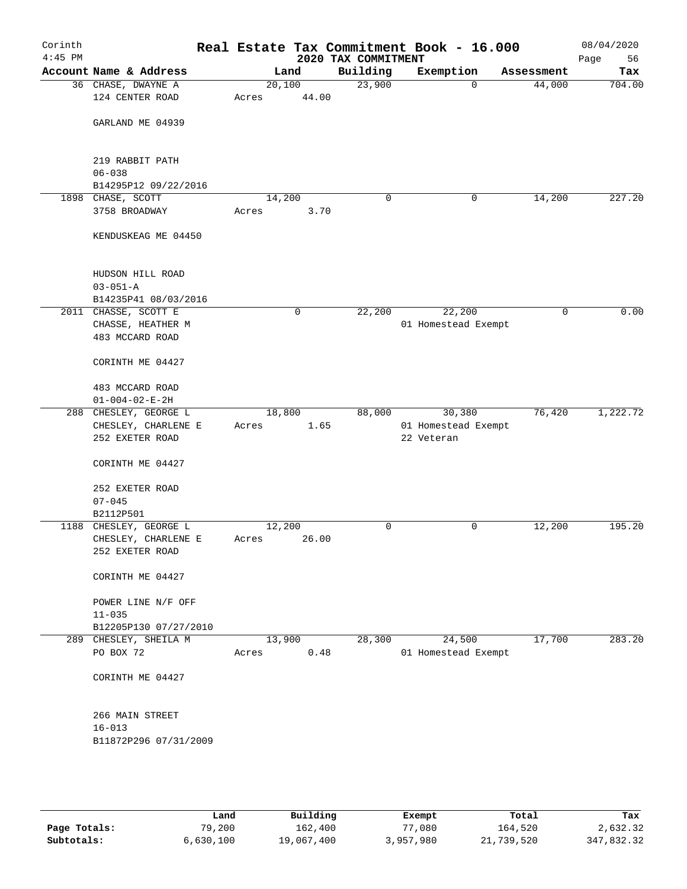# Corinth — Real Estate Tax Commitment Book - 16.000 — 2020 TAX COMMITMENT

4:45 PM — 08/04/2020

| Account | Name & Address | Land | Building | Exemption | Assessment | Tax |
|---|---|---|---|---|---|---|
| 36 | CHASE, DWAYNE A<br>124 CENTER ROAD<br><br>GARLAND ME 04939<br><br>219 RABBIT PATH<br>06-038<br>B14295P12 09/22/2016 | 20,100<br>Acres 44.00 | 23,900 | 0 | 44,000 | 704.00 |
| 1898 | CHASE, SCOTT<br>3758 BROADWAY<br><br>KENDUSKEAG ME 04450<br><br>HUDSON HILL ROAD<br>03-051-A<br>B14235P41 08/03/2016 | 14,200<br>Acres 3.70 | 0 | 0 | 14,200 | 227.20 |
| 2011 | CHASSE, SCOTT E<br>CHASSE, HEATHER M<br>483 MCCARD ROAD<br><br>CORINTH ME 04427<br><br>483 MCCARD ROAD<br>01-004-02-E-2H | 0 | 22,200 | 22,200<br>01 Homestead Exempt | 0 | 0.00 |
| 288 | CHESLEY, GEORGE L<br>CHESLEY, CHARLENE E<br>252 EXETER ROAD<br><br>CORINTH ME 04427<br><br>252 EXETER ROAD<br>07-045<br>B2112P501 | 18,800<br>Acres 1.65 | 88,000 | 30,380<br>01 Homestead Exempt<br>22 Veteran | 76,420 | 1,222.72 |
| 1188 | CHESLEY, GEORGE L<br>CHESLEY, CHARLENE E<br>252 EXETER ROAD<br><br>CORINTH ME 04427<br><br>POWER LINE N/F OFF<br>11-035<br>B12205P130 07/27/2010 | 12,200<br>Acres 26.00 | 0 | 0 | 12,200 | 195.20 |
| 289 | CHESLEY, SHEILA M<br>PO BOX 72<br><br>CORINTH ME 04427<br><br>266 MAIN STREET<br>16-013<br>B11872P296 07/31/2009 | 13,900<br>Acres 0.48 | 28,300 | 24,500<br>01 Homestead Exempt | 17,700 | 283.20 |

| | Land | Building | Exempt | Total | Tax |
|---|---|---|---|---|---|
| Page Totals: | 79,200 | 162,400 | 77,080 | 164,520 | 2,632.32 |
| Subtotals: | 6,630,100 | 19,067,400 | 3,957,980 | 21,739,520 | 347,832.32 |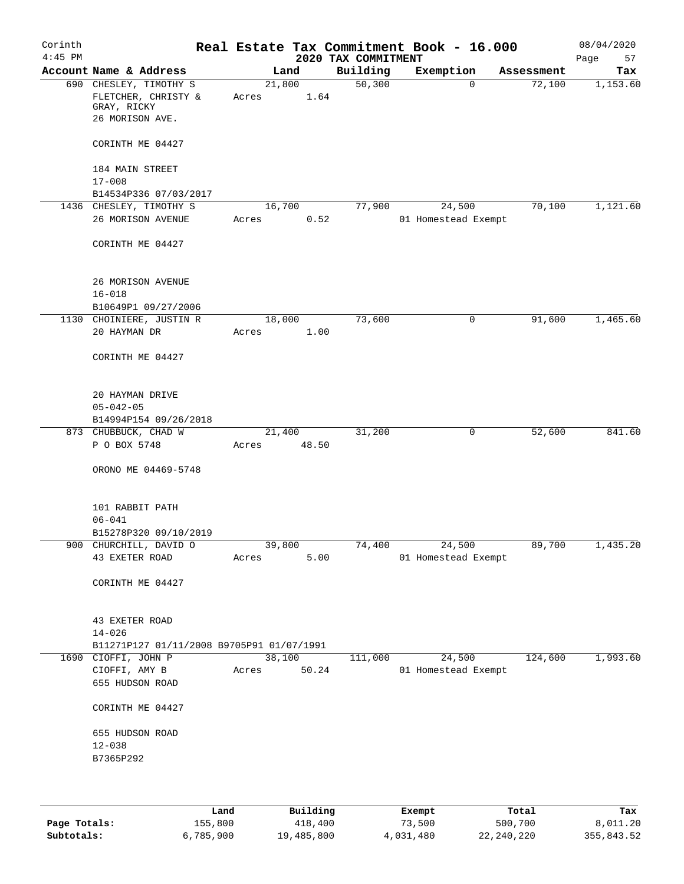# Corinth — Real Estate Tax Commitment Book - 16.000

2020 TAX COMMITMENT

4:45 PM — 08/04/2020 — Page 57

| Account | Name & Address | Land | Building | Exemption | Assessment | Tax |
|---|---|---|---|---|---|---|
| 690 | CHESLEY, TIMOTHY S<br>FLETCHER, CHRISTY &<br>GRAY, RICKY<br>26 MORISON AVE.<br><br>CORINTH ME 04427<br><br>184 MAIN STREET<br>17-008<br>B14534P336 07/03/2017 | 21,800<br>Acres 1.64 | 50,300 | 0 | 72,100 | 1,153.60 |
| 1436 | CHESLEY, TIMOTHY S<br>26 MORISON AVENUE<br><br>CORINTH ME 04427<br><br>26 MORISON AVENUE<br>16-018<br>B10649P1 09/27/2006 | 16,700<br>Acres 0.52 | 77,900 | 24,500<br>01 Homestead Exempt | 70,100 | 1,121.60 |
| 1130 | CHOINIERE, JUSTIN R<br>20 HAYMAN DR<br><br>CORINTH ME 04427<br><br>20 HAYMAN DRIVE<br>05-042-05<br>B14994P154 09/26/2018 | 18,000<br>Acres 1.00 | 73,600 | 0 | 91,600 | 1,465.60 |
| 873 | CHUBBUCK, CHAD W<br>P O BOX 5748<br><br>ORONO ME 04469-5748<br><br>101 RABBIT PATH<br>06-041<br>B15278P320 09/10/2019 | 21,400<br>Acres 48.50 | 31,200 | 0 | 52,600 | 841.60 |
| 900 | CHURCHILL, DAVID O<br>43 EXETER ROAD<br><br>CORINTH ME 04427<br><br>43 EXETER ROAD<br>14-026<br>B11271P127 01/11/2008 B9705P91 01/07/1991 | 39,800<br>Acres 5.00 | 74,400 | 24,500<br>01 Homestead Exempt | 89,700 | 1,435.20 |
| 1690 | CIOFFI, JOHN P<br>CIOFFI, AMY B<br>655 HUDSON ROAD<br><br>CORINTH ME 04427<br><br>655 HUDSON ROAD<br>12-038<br>B7365P292 | 38,100<br>Acres 50.24 | 111,000 | 24,500<br>01 Homestead Exempt | 124,600 | 1,993.60 |

| | Land | Building | Exempt | Total | Tax |
|---|---|---|---|---|---|
| Page Totals: | 155,800 | 418,400 | 73,500 | 500,700 | 8,011.20 |
| Subtotals: | 6,785,900 | 19,485,800 | 4,031,480 | 22,240,220 | 355,843.52 |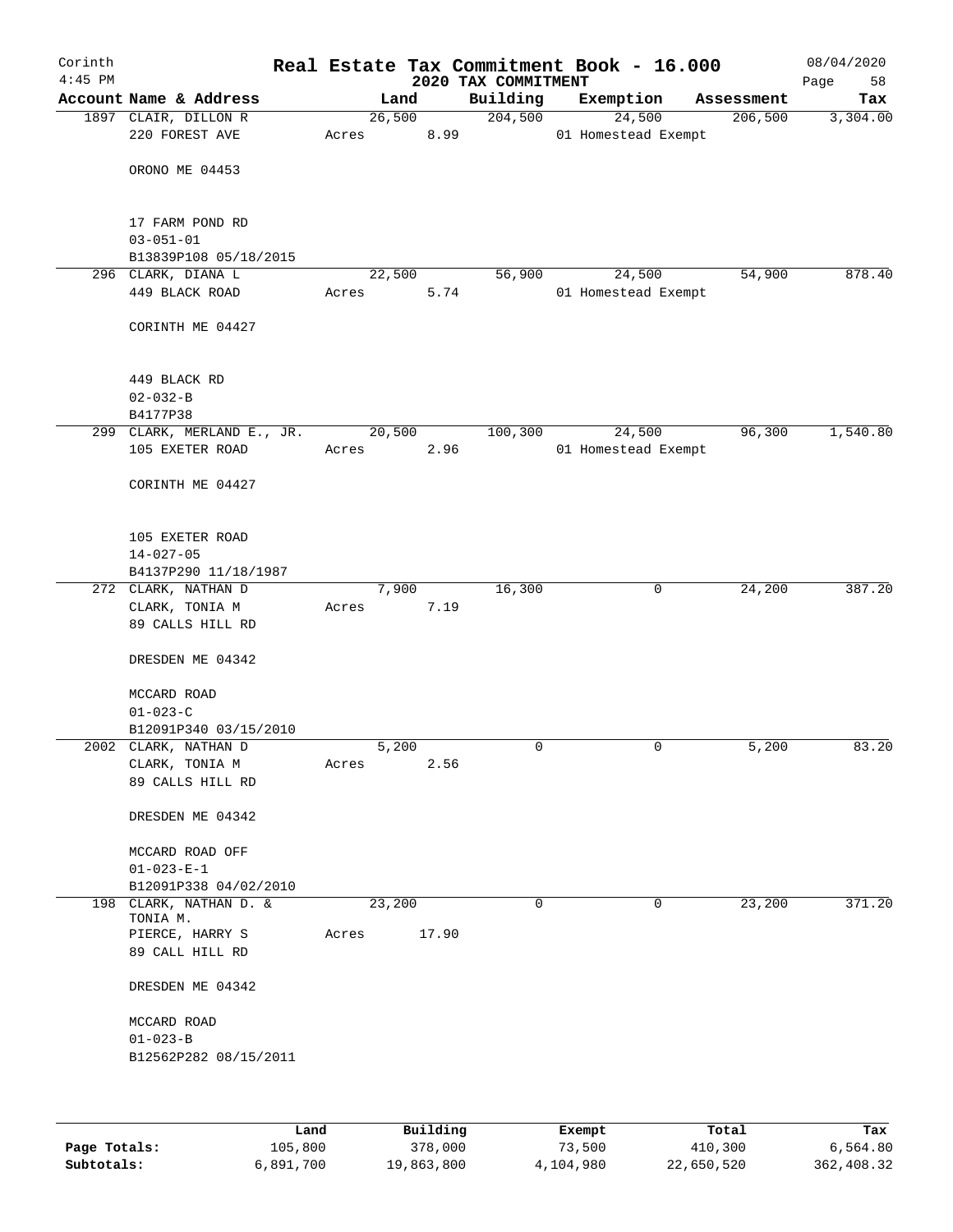# Corinth — Real Estate Tax Commitment Book - 16.000

4:45 PM — 2020 TAX COMMITMENT — 08/04/2020

| Account Name & Address | Land | Building | Exemption | Assessment | Tax |
|---|---|---|---|---|---|
| 1897 CLAIR, DILLON R<br>220 FOREST AVE<br><br>ORONO ME 04453<br><br>17 FARM POND RD<br>03-051-01<br>B13839P108 05/18/2015 | 26,500<br>Acres 8.99 | 204,500 | 24,500<br>01 Homestead Exempt | 206,500 | 3,304.00 |
| 296 CLARK, DIANA L<br>449 BLACK ROAD<br><br>CORINTH ME 04427<br><br>449 BLACK RD<br>02-032-B<br>B4177P38 | 22,500<br>Acres 5.74 | 56,900 | 24,500<br>01 Homestead Exempt | 54,900 | 878.40 |
| 299 CLARK, MERLAND E., JR.<br>105 EXETER ROAD<br><br>CORINTH ME 04427<br><br>105 EXETER ROAD<br>14-027-05<br>B4137P290 11/18/1987 | 20,500<br>Acres 2.96 | 100,300 | 24,500<br>01 Homestead Exempt | 96,300 | 1,540.80 |
| 272 CLARK, NATHAN D<br>CLARK, TONIA M<br>89 CALLS HILL RD<br><br>DRESDEN ME 04342<br><br>MCCARD ROAD<br>01-023-C<br>B12091P340 03/15/2010 | 7,900<br>Acres 7.19 | 16,300 | 0 | 24,200 | 387.20 |
| 2002 CLARK, NATHAN D<br>CLARK, TONIA M<br>89 CALLS HILL RD<br><br>DRESDEN ME 04342<br><br>MCCARD ROAD OFF<br>01-023-E-1<br>B12091P338 04/02/2010 | 5,200<br>Acres 2.56 | 0 | 0 | 5,200 | 83.20 |
| 198 CLARK, NATHAN D. & TONIA M.<br>PIERCE, HARRY S<br>89 CALL HILL RD<br><br>DRESDEN ME 04342<br><br>MCCARD ROAD<br>01-023-B<br>B12562P282 08/15/2011 | 23,200<br>Acres 17.90 | 0 | 0 | 23,200 | 371.20 |

| | Land | Building | Exempt | Total | Tax |
|---|---|---|---|---|---|
| Page Totals: | 105,800 | 378,000 | 73,500 | 410,300 | 6,564.80 |
| Subtotals: | 6,891,700 | 19,863,800 | 4,104,980 | 22,650,520 | 362,408.32 |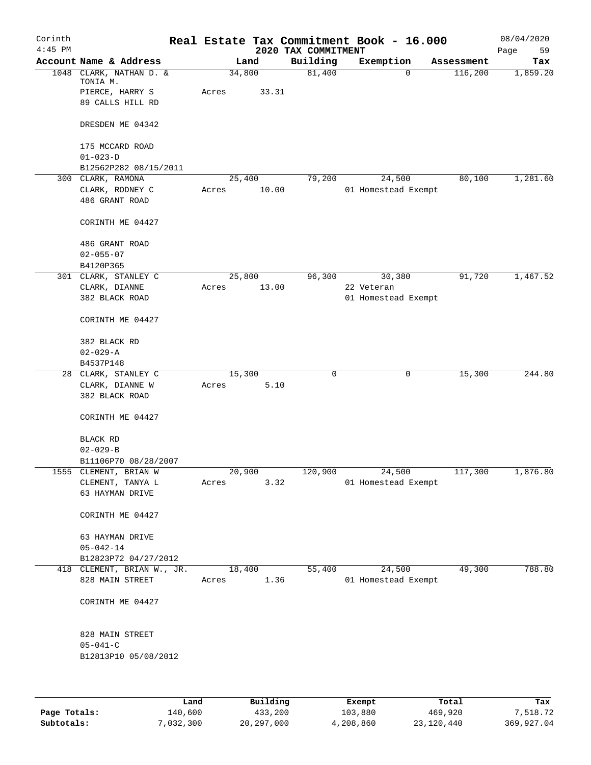Corinth 4:45 PM

# Real Estate Tax Commitment Book - 16.000

2020 TAX COMMITMENT

08/04/2020

| Account | Name & Address | Land | Building | Exemption | Assessment | Tax |
|---|---|---|---|---|---|---|
| 1048 | CLARK, NATHAN D. & TONIA M.<br>PIERCE, HARRY S<br>89 CALLS HILL RD<br><br>DRESDEN ME 04342<br><br>175 MCCARD ROAD<br>01-023-D<br>B12562P282 08/15/2011 | 34,800<br>Acres 33.31 | 81,400 | 0 | 116,200 | 1,859.20 |
| 300 | CLARK, RAMONA<br>CLARK, RODNEY C<br>486 GRANT ROAD<br><br>CORINTH ME 04427<br><br>486 GRANT ROAD<br>02-055-07<br>B4120P365 | 25,400<br>Acres 10.00 | 79,200 | 24,500<br>01 Homestead Exempt | 80,100 | 1,281.60 |
| 301 | CLARK, STANLEY C<br>CLARK, DIANNE<br>382 BLACK ROAD<br><br>CORINTH ME 04427<br><br>382 BLACK RD<br>02-029-A<br>B4537P148 | 25,800<br>Acres 13.00 | 96,300 | 30,380<br>22 Veteran<br>01 Homestead Exempt | 91,720 | 1,467.52 |
| 28 | CLARK, STANLEY C<br>CLARK, DIANNE W<br>382 BLACK ROAD<br><br>CORINTH ME 04427<br><br>BLACK RD<br>02-029-B<br>B11106P70 08/28/2007 | 15,300<br>Acres 5.10 | 0 | 0 | 15,300 | 244.80 |
| 1555 | CLEMENT, BRIAN W<br>CLEMENT, TANYA L<br>63 HAYMAN DRIVE<br><br>CORINTH ME 04427<br><br>63 HAYMAN DRIVE<br>05-042-14<br>B12823P72 04/27/2012 | 20,900<br>Acres 3.32 | 120,900 | 24,500<br>01 Homestead Exempt | 117,300 | 1,876.80 |
| 418 | CLEMENT, BRIAN W., JR.<br>828 MAIN STREET<br><br>CORINTH ME 04427<br><br>828 MAIN STREET<br>05-041-C<br>B12813P10 05/08/2012 | 18,400<br>Acres 1.36 | 55,400 | 24,500<br>01 Homestead Exempt | 49,300 | 788.80 |

| | Land | Building | Exempt | Total | Tax |
|---|---|---|---|---|---|
| Page Totals: | 140,600 | 433,200 | 103,880 | 469,920 | 7,518.72 |
| Subtotals: | 7,032,300 | 20,297,000 | 4,208,860 | 23,120,440 | 369,927.04 |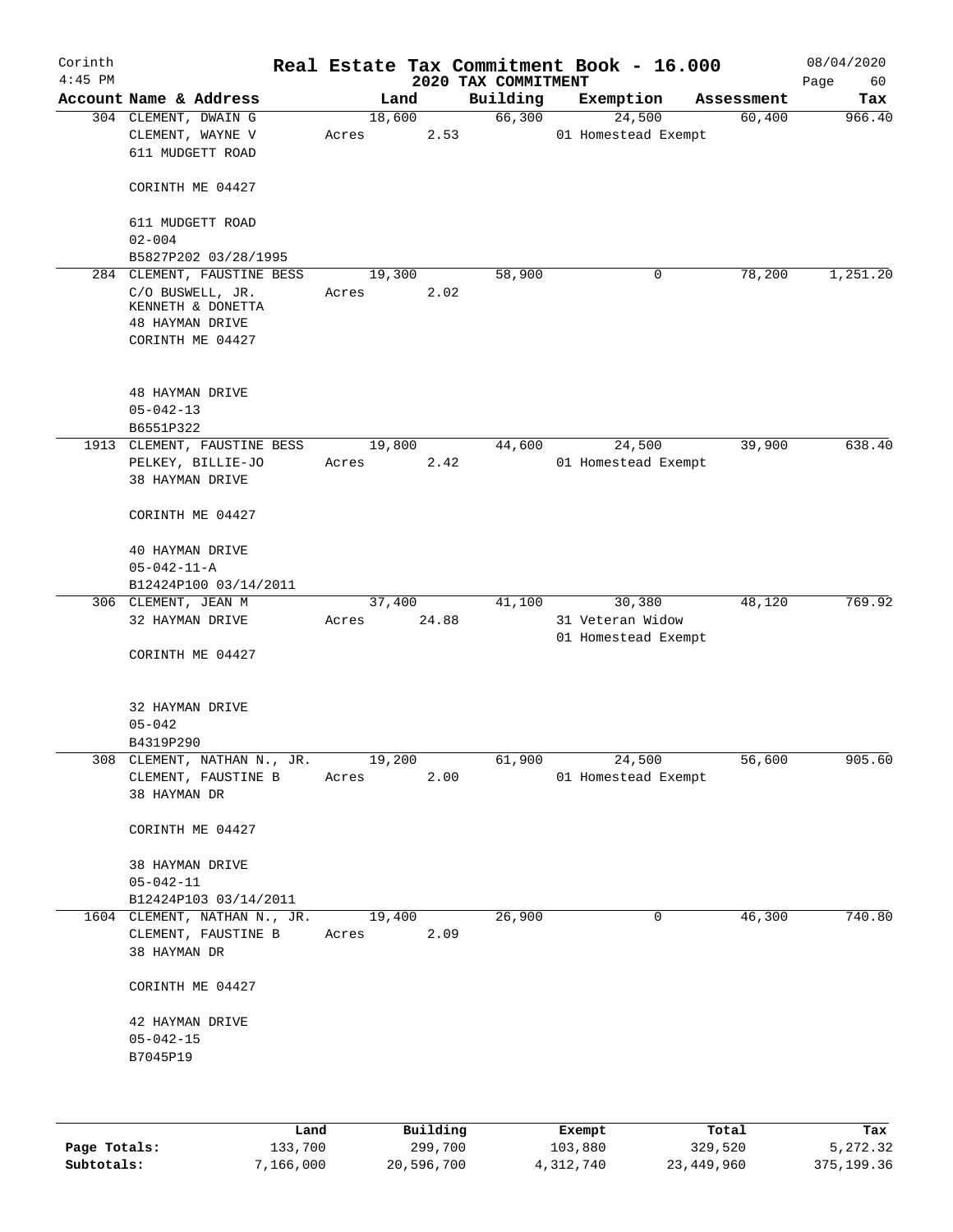# Real Estate Tax Commitment Book - 16.000

Corinth 4:45 PM — 2020 TAX COMMITMENT — 08/04/2020

| Account Name & Address | Land | Building | Exemption | Assessment | Tax |
|---|---|---|---|---|---|
| 304 CLEMENT, DWAIN G<br>CLEMENT, WAYNE V<br>611 MUDGETT ROAD<br><br>CORINTH ME 04427<br><br>611 MUDGETT ROAD<br>02-004<br>B5827P202 03/28/1995 | 18,600<br>Acres 2.53 | 66,300 | 24,500<br>01 Homestead Exempt | 60,400 | 966.40 |
| 284 CLEMENT, FAUSTINE BESS<br>C/O BUSWELL, JR.<br>KENNETH & DONETTA<br>48 HAYMAN DRIVE<br>CORINTH ME 04427<br><br>48 HAYMAN DRIVE<br>05-042-13<br>B6551P322 | 19,300<br>Acres 2.02 | 58,900 | 0 | 78,200 | 1,251.20 |
| 1913 CLEMENT, FAUSTINE BESS<br>PELKEY, BILLIE-JO<br>38 HAYMAN DRIVE<br><br>CORINTH ME 04427<br><br>40 HAYMAN DRIVE<br>05-042-11-A<br>B12424P100 03/14/2011 | 19,800<br>Acres 2.42 | 44,600 | 24,500<br>01 Homestead Exempt | 39,900 | 638.40 |
| 306 CLEMENT, JEAN M<br>32 HAYMAN DRIVE<br><br>CORINTH ME 04427<br><br>32 HAYMAN DRIVE<br>05-042<br>B4319P290 | 37,400<br>Acres 24.88 | 41,100 | 30,380<br>31 Veteran Widow<br>01 Homestead Exempt | 48,120 | 769.92 |
| 308 CLEMENT, NATHAN N., JR.<br>CLEMENT, FAUSTINE B<br>38 HAYMAN DR<br><br>CORINTH ME 04427<br><br>38 HAYMAN DRIVE<br>05-042-11<br>B12424P103 03/14/2011 | 19,200<br>Acres 2.00 | 61,900 | 24,500<br>01 Homestead Exempt | 56,600 | 905.60 |
| 1604 CLEMENT, NATHAN N., JR.<br>CLEMENT, FAUSTINE B<br>38 HAYMAN DR<br><br>CORINTH ME 04427<br><br>42 HAYMAN DRIVE<br>05-042-15<br>B7045P19 | 19,400<br>Acres 2.09 | 26,900 | 0 | 46,300 | 740.80 |

| | Land | Building | Exempt | Total | Tax |
|---|---|---|---|---|---|
| Page Totals: | 133,700 | 299,700 | 103,880 | 329,520 | 5,272.32 |
| Subtotals: | 7,166,000 | 20,596,700 | 4,312,740 | 23,449,960 | 375,199.36 |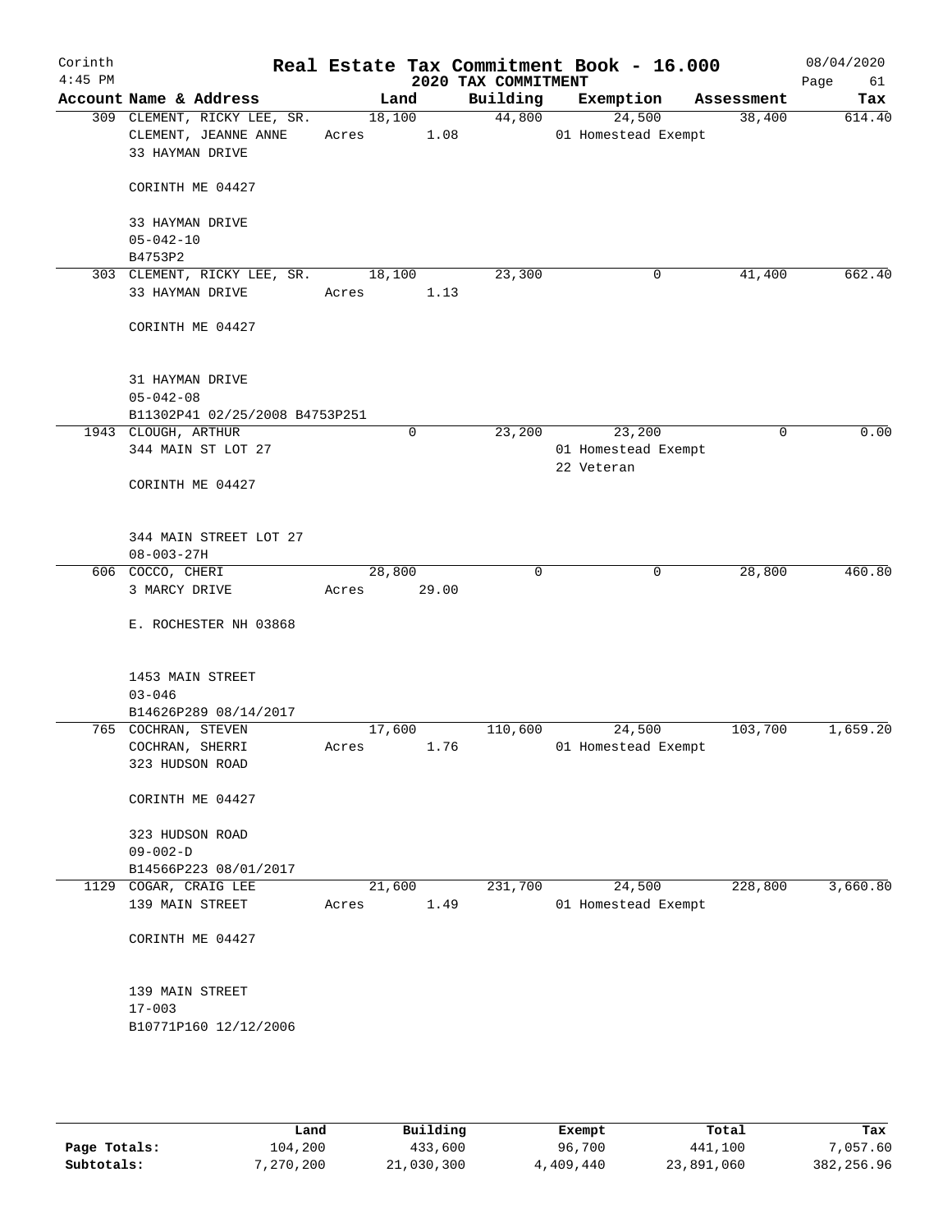# Real Estate Tax Commitment Book - 16.000

Corinth
4:45 PM

2020 TAX COMMITMENT

08/04/2020

| Account Name & Address | Land | Building | Exemption | Assessment | Tax |
|---|---|---|---|---|---|
| 309 CLEMENT, RICKY LEE, SR.<br>CLEMENT, JEANNE ANNE<br>33 HAYMAN DRIVE<br><br>CORINTH ME 04427<br><br>33 HAYMAN DRIVE<br>05-042-10<br>B4753P2 | 18,100<br>Acres 1.08 | 44,800 | 24,500<br>01 Homestead Exempt | 38,400 | 614.40 |
| 303 CLEMENT, RICKY LEE, SR.<br>33 HAYMAN DRIVE<br><br>CORINTH ME 04427<br><br>31 HAYMAN DRIVE<br>05-042-08<br>B11302P41 02/25/2008 B4753P251 | 18,100<br>Acres 1.13 | 23,300 | 0 | 41,400 | 662.40 |
| 1943 CLOUGH, ARTHUR<br>344 MAIN ST LOT 27<br><br>CORINTH ME 04427<br><br>344 MAIN STREET LOT 27<br>08-003-27H | 0 | 23,200 | 23,200<br>01 Homestead Exempt<br>22 Veteran | 0 | 0.00 |
| 606 COCCO, CHERI<br>3 MARCY DRIVE<br><br>E. ROCHESTER NH 03868<br><br>1453 MAIN STREET<br>03-046<br>B14626P289 08/14/2017 | 28,800<br>Acres 29.00 | 0 | 0 | 28,800 | 460.80 |
| 765 COCHRAN, STEVEN<br>COCHRAN, SHERRI<br>323 HUDSON ROAD<br><br>CORINTH ME 04427<br><br>323 HUDSON ROAD<br>09-002-D<br>B14566P223 08/01/2017 | 17,600<br>Acres 1.76 | 110,600 | 24,500<br>01 Homestead Exempt | 103,700 | 1,659.20 |
| 1129 COGAR, CRAIG LEE<br>139 MAIN STREET<br><br>CORINTH ME 04427<br><br>139 MAIN STREET<br>17-003<br>B10771P160 12/12/2006 | 21,600<br>Acres 1.49 | 231,700 | 24,500<br>01 Homestead Exempt | 228,800 | 3,660.80 |

| | Land | Building | Exempt | Total | Tax |
|---|---|---|---|---|---|
| Page Totals: | 104,200 | 433,600 | 96,700 | 441,100 | 7,057.60 |
| Subtotals: | 7,270,200 | 21,030,300 | 4,409,440 | 23,891,060 | 382,256.96 |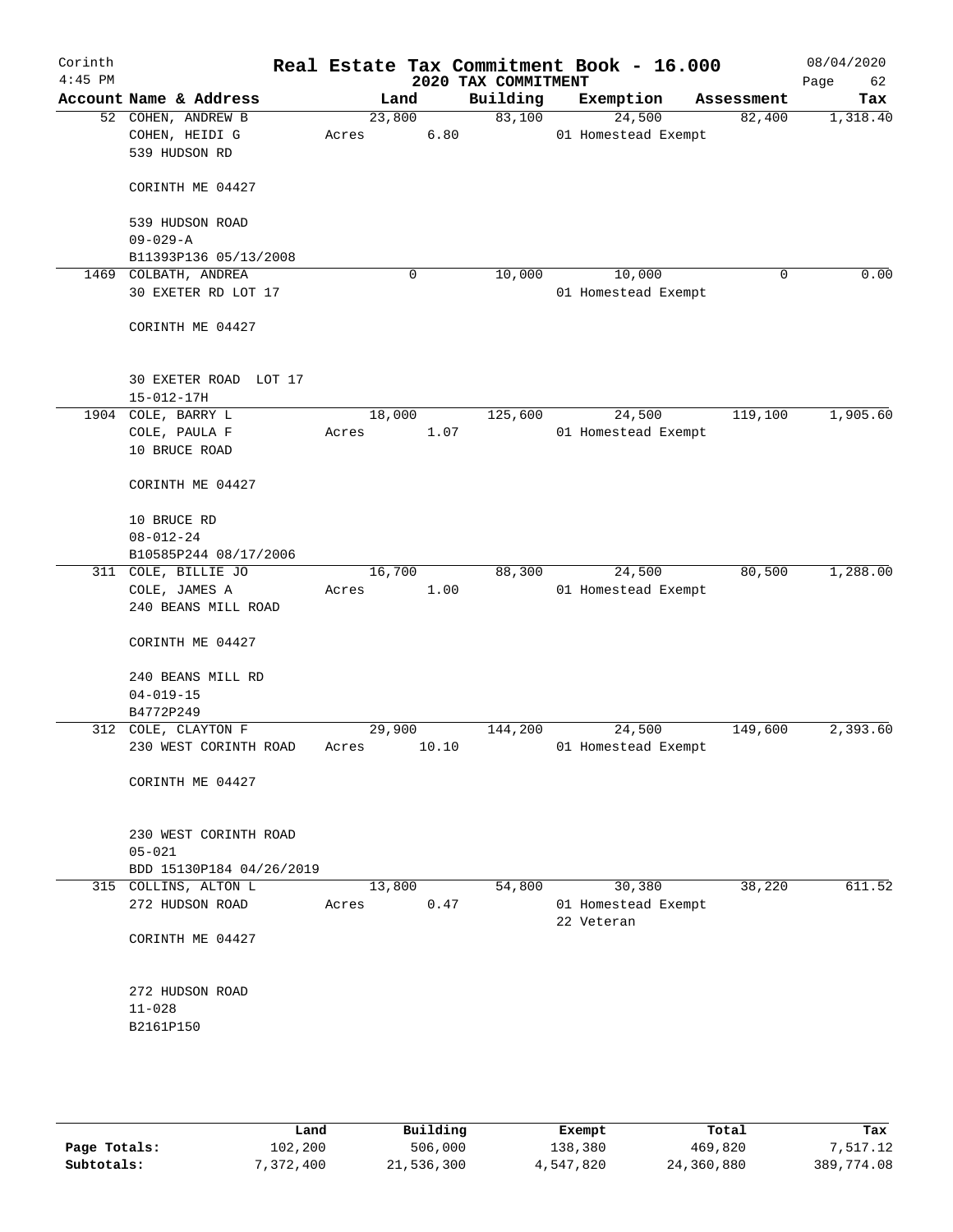Corinth
4:45 PM

# Real Estate Tax Commitment Book - 16.000

## 2020 TAX COMMITMENT

08/04/2020
Page 62

| Account Name & Address | Land | Building | Exemption | Assessment | Tax |
|---|---|---|---|---|---|
| 52 COHEN, ANDREW B<br>COHEN, HEIDI G<br>539 HUDSON RD<br><br>CORINTH ME 04427<br><br>539 HUDSON ROAD<br>09-029-A<br>B11393P136 05/13/2008 | 23,800<br>Acres 6.80 | 83,100 | 24,500<br>01 Homestead Exempt | 82,400 | 1,318.40 |
| 1469 COLBATH, ANDREA<br>30 EXETER RD LOT 17<br><br>CORINTH ME 04427<br><br>30 EXETER ROAD LOT 17<br>15-012-17H | 0 | 10,000 | 10,000<br>01 Homestead Exempt | 0 | 0.00 |
| 1904 COLE, BARRY L<br>COLE, PAULA F<br>10 BRUCE ROAD<br><br>CORINTH ME 04427<br><br>10 BRUCE RD<br>08-012-24<br>B10585P244 08/17/2006 | 18,000<br>Acres 1.07 | 125,600 | 24,500<br>01 Homestead Exempt | 119,100 | 1,905.60 |
| 311 COLE, BILLIE JO<br>COLE, JAMES A<br>240 BEANS MILL ROAD<br><br>CORINTH ME 04427<br><br>240 BEANS MILL RD<br>04-019-15<br>B4772P249 | 16,700<br>Acres 1.00 | 88,300 | 24,500<br>01 Homestead Exempt | 80,500 | 1,288.00 |
| 312 COLE, CLAYTON F<br>230 WEST CORINTH ROAD<br><br>CORINTH ME 04427<br><br>230 WEST CORINTH ROAD<br>05-021<br>BDD 15130P184 04/26/2019 | 29,900<br>Acres 10.10 | 144,200 | 24,500<br>01 Homestead Exempt | 149,600 | 2,393.60 |
| 315 COLLINS, ALTON L<br>272 HUDSON ROAD<br><br>CORINTH ME 04427<br><br>272 HUDSON ROAD<br>11-028<br>B2161P150 | 13,800<br>Acres 0.47 | 54,800 | 30,380<br>01 Homestead Exempt<br>22 Veteran | 38,220 | 611.52 |

| | Land | Building | Exempt | Total | Tax |
|---|---|---|---|---|---|
| Page Totals: | 102,200 | 506,000 | 138,380 | 469,820 | 7,517.12 |
| Subtotals: | 7,372,400 | 21,536,300 | 4,547,820 | 24,360,880 | 389,774.08 |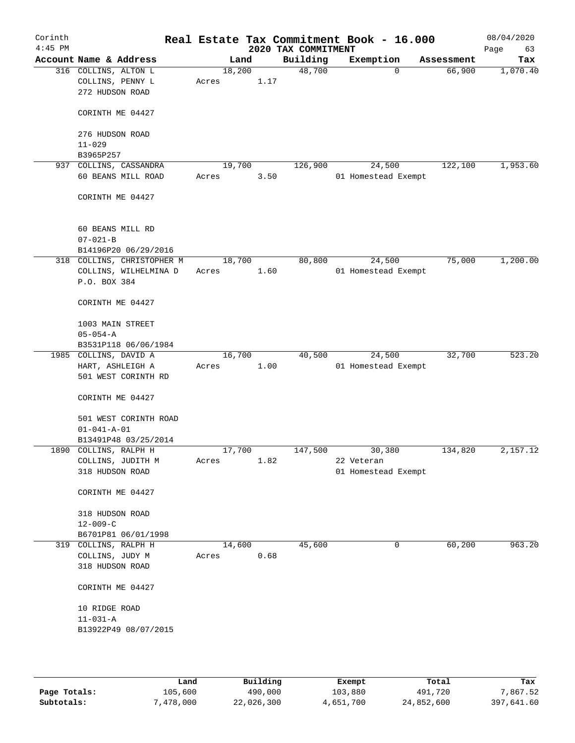# Real Estate Tax Commitment Book - 16.000

Corinth
4:45 PM

2020 TAX COMMITMENT

08/04/2020

| Account Name & Address | Land | Building | Exemption | Assessment | Tax |
|---|---|---|---|---|---|
| 316 COLLINS, ALTON L<br>COLLINS, PENNY L<br>272 HUDSON ROAD<br><br>CORINTH ME 04427<br><br>276 HUDSON ROAD<br>11-029<br>B3965P257 | 18,200<br>Acres 1.17 | 48,700 | 0 | 66,900 | 1,070.40 |
| 937 COLLINS, CASSANDRA<br>60 BEANS MILL ROAD<br><br>CORINTH ME 04427<br><br>60 BEANS MILL RD<br>07-021-B<br>B14196P20 06/29/2016 | 19,700<br>Acres 3.50 | 126,900 | 24,500<br>01 Homestead Exempt | 122,100 | 1,953.60 |
| 318 COLLINS, CHRISTOPHER M<br>COLLINS, WILHELMINA D<br>P.O. BOX 384<br><br>CORINTH ME 04427<br><br>1003 MAIN STREET<br>05-054-A<br>B3531P118 06/06/1984 | 18,700<br>Acres 1.60 | 80,800 | 24,500<br>01 Homestead Exempt | 75,000 | 1,200.00 |
| 1985 COLLINS, DAVID A<br>HART, ASHLEIGH A<br>501 WEST CORINTH RD<br><br>CORINTH ME 04427<br><br>501 WEST CORINTH ROAD<br>01-041-A-01<br>B13491P48 03/25/2014 | 16,700<br>Acres 1.00 | 40,500 | 24,500<br>01 Homestead Exempt | 32,700 | 523.20 |
| 1890 COLLINS, RALPH H<br>COLLINS, JUDITH M<br>318 HUDSON ROAD<br><br>CORINTH ME 04427<br><br>318 HUDSON ROAD<br>12-009-C<br>B6701P81 06/01/1998 | 17,700<br>Acres 1.82 | 147,500 | 30,380<br>22 Veteran<br>01 Homestead Exempt | 134,820 | 2,157.12 |
| 319 COLLINS, RALPH H<br>COLLINS, JUDY M<br>318 HUDSON ROAD<br><br>CORINTH ME 04427<br><br>10 RIDGE ROAD<br>11-031-A<br>B13922P49 08/07/2015 | 14,600<br>Acres 0.68 | 45,600 | 0 | 60,200 | 963.20 |

| | Land | Building | Exempt | Total | Tax |
|---|---|---|---|---|---|
| Page Totals: | 105,600 | 490,000 | 103,880 | 491,720 | 7,867.52 |
| Subtotals: | 7,478,000 | 22,026,300 | 4,651,700 | 24,852,600 | 397,641.60 |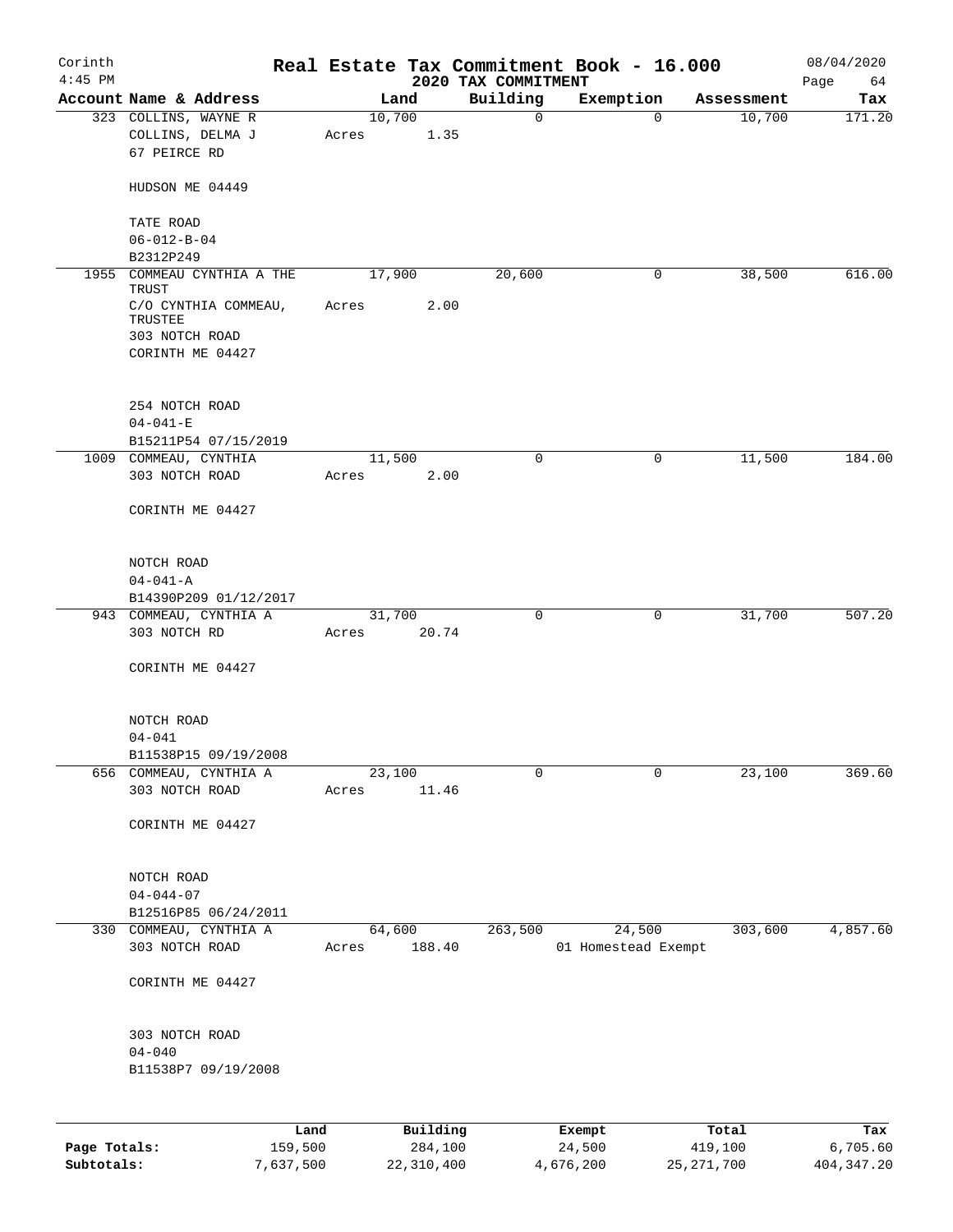# Real Estate Tax Commitment Book - 16.000

Corinth
4:45 PM

2020 TAX COMMITMENT

08/04/2020

| Account Name & Address | Land | Building | Exemption | Assessment | Tax |
|---|---|---|---|---|---|
| 323 COLLINS, WAYNE R<br>COLLINS, DELMA J<br>67 PEIRCE RD<br><br>HUDSON ME 04449<br><br>TATE ROAD<br>06-012-B-04<br>B2312P249 | 10,700<br>Acres 1.35 | 0 | 0 | 10,700 | 171.20 |
| 1955 COMMEAU CYNTHIA A THE TRUST<br>C/O CYNTHIA COMMEAU, TRUSTEE<br>303 NOTCH ROAD<br>CORINTH ME 04427<br><br>254 NOTCH ROAD<br>04-041-E<br>B15211P54 07/15/2019 | 17,900<br>Acres 2.00 | 20,600 | 0 | 38,500 | 616.00 |
| 1009 COMMEAU, CYNTHIA<br>303 NOTCH ROAD<br><br>CORINTH ME 04427<br><br>NOTCH ROAD<br>04-041-A<br>B14390P209 01/12/2017 | 11,500<br>Acres 2.00 | 0 | 0 | 11,500 | 184.00 |
| 943 COMMEAU, CYNTHIA A<br>303 NOTCH RD<br><br>CORINTH ME 04427<br><br>NOTCH ROAD<br>04-041<br>B11538P15 09/19/2008 | 31,700<br>Acres 20.74 | 0 | 0 | 31,700 | 507.20 |
| 656 COMMEAU, CYNTHIA A<br>303 NOTCH ROAD<br><br>CORINTH ME 04427<br><br>NOTCH ROAD<br>04-044-07<br>B12516P85 06/24/2011 | 23,100<br>Acres 11.46 | 0 | 0 | 23,100 | 369.60 |
| 330 COMMEAU, CYNTHIA A<br>303 NOTCH ROAD<br><br>CORINTH ME 04427<br><br>303 NOTCH ROAD<br>04-040<br>B11538P7 09/19/2008 | 64,600<br>Acres 188.40 | 263,500 | 24,500<br>01 Homestead Exempt | 303,600 | 4,857.60 |

| | Land | Building | Exempt | Total | Tax |
|---|---|---|---|---|---|
| Page Totals: | 159,500 | 284,100 | 24,500 | 419,100 | 6,705.60 |
| Subtotals: | 7,637,500 | 22,310,400 | 4,676,200 | 25,271,700 | 404,347.20 |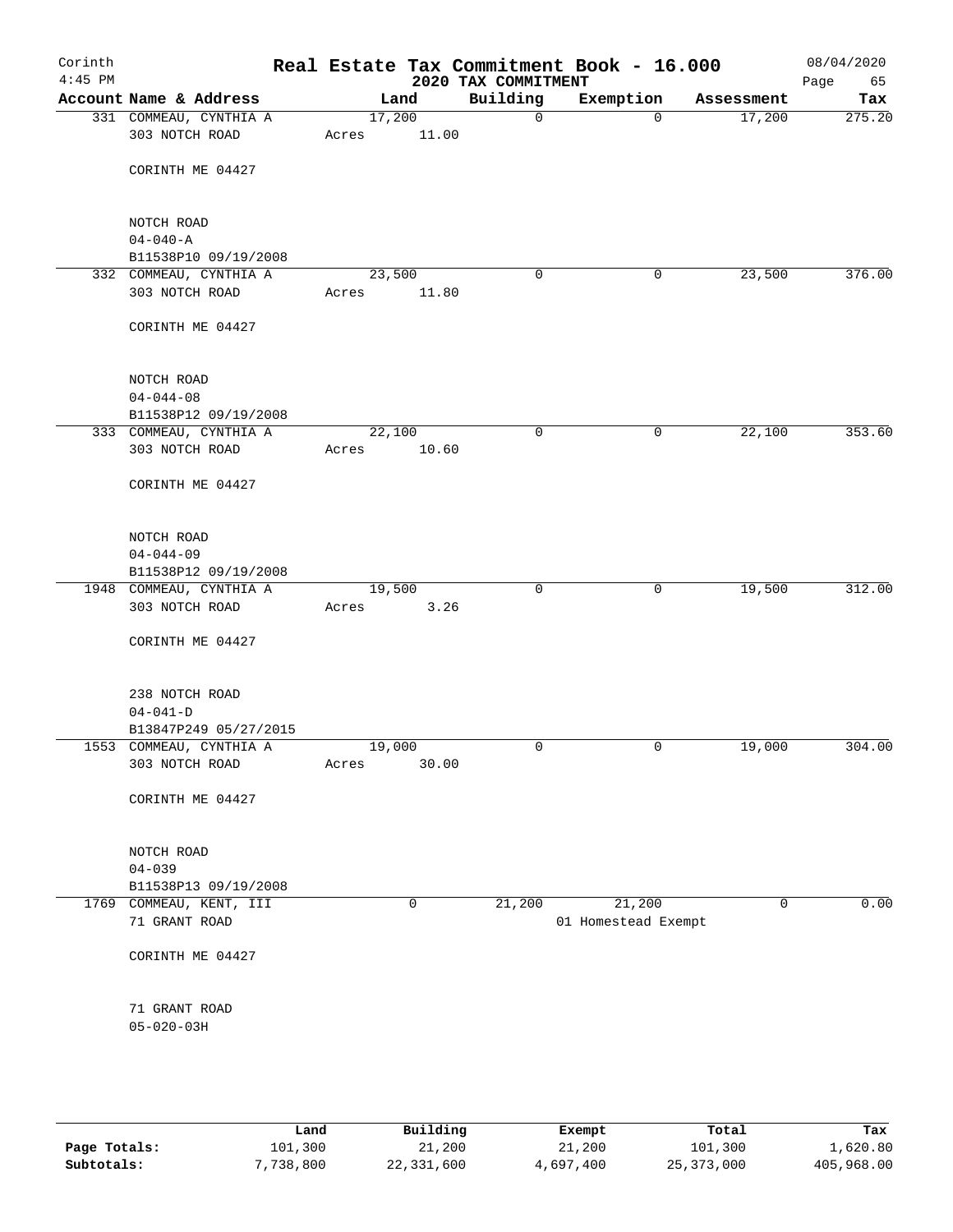Corinth
4:45 PM

# Real Estate Tax Commitment Book - 16.000

2020 TAX COMMITMENT

08/04/2020

| Account Name & Address | Land | Building | Exemption | Assessment | Tax |
|---|---|---|---|---|---|
| 331 COMMEAU, CYNTHIA A<br>303 NOTCH ROAD<br><br>CORINTH ME 04427<br><br>NOTCH ROAD<br>04-040-A<br>B11538P10 09/19/2008 | 17,200<br>Acres 11.00 | 0 | 0 | 17,200 | 275.20 |
| 332 COMMEAU, CYNTHIA A<br>303 NOTCH ROAD<br><br>CORINTH ME 04427<br><br>NOTCH ROAD<br>04-044-08<br>B11538P12 09/19/2008 | 23,500<br>Acres 11.80 | 0 | 0 | 23,500 | 376.00 |
| 333 COMMEAU, CYNTHIA A<br>303 NOTCH ROAD<br><br>CORINTH ME 04427<br><br>NOTCH ROAD<br>04-044-09<br>B11538P12 09/19/2008 | 22,100<br>Acres 10.60 | 0 | 0 | 22,100 | 353.60 |
| 1948 COMMEAU, CYNTHIA A<br>303 NOTCH ROAD<br><br>CORINTH ME 04427<br><br>238 NOTCH ROAD<br>04-041-D<br>B13847P249 05/27/2015 | 19,500<br>Acres 3.26 | 0 | 0 | 19,500 | 312.00 |
| 1553 COMMEAU, CYNTHIA A<br>303 NOTCH ROAD<br><br>CORINTH ME 04427<br><br>NOTCH ROAD<br>04-039<br>B11538P13 09/19/2008 | 19,000<br>Acres 30.00 | 0 | 0 | 19,000 | 304.00 |
| 1769 COMMEAU, KENT, III<br>71 GRANT ROAD<br><br>CORINTH ME 04427<br><br>71 GRANT ROAD<br>05-020-03H | 0 | 21,200 | 21,200<br>01 Homestead Exempt | 0 | 0.00 |

| | Land | Building | Exempt | Total | Tax |
|---|---|---|---|---|---|
| Page Totals: | 101,300 | 21,200 | 21,200 | 101,300 | 1,620.80 |
| Subtotals: | 7,738,800 | 22,331,600 | 4,697,400 | 25,373,000 | 405,968.00 |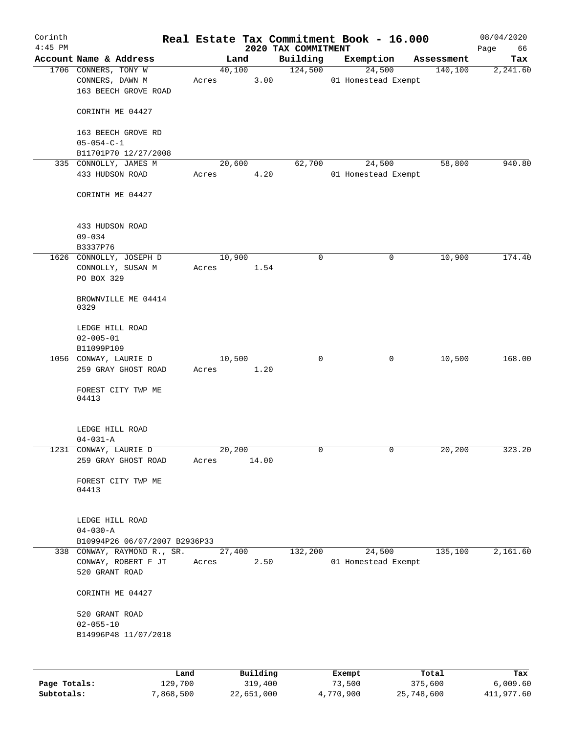# Corinth — Real Estate Tax Commitment Book - 16.000

4:45 PM — 2020 TAX COMMITMENT — 08/04/2020 — Page 66

| Account Name & Address | Land | Building | Exemption | Assessment | Tax |
|---|---|---|---|---|---|
| 1706 CONNERS, TONY W<br>CONNERS, DAWN M<br>163 BEECH GROVE ROAD<br><br>CORINTH ME 04427<br><br>163 BEECH GROVE RD<br>05-054-C-1<br>B11701P70 12/27/2008 | 40,100<br>Acres 3.00 | 124,500 | 24,500<br>01 Homestead Exempt | 140,100 | 2,241.60 |
| 335 CONNOLLY, JAMES M<br>433 HUDSON ROAD<br><br>CORINTH ME 04427<br><br>433 HUDSON ROAD<br>09-034<br>B3337P76 | 20,600<br>Acres 4.20 | 62,700 | 24,500<br>01 Homestead Exempt | 58,800 | 940.80 |
| 1626 CONNOLLY, JOSEPH D<br>CONNOLLY, SUSAN M<br>PO BOX 329<br><br>BROWNVILLE ME 04414<br>0329<br><br>LEDGE HILL ROAD<br>02-005-01<br>B11099P109 | 10,900<br>Acres 1.54 | 0 | 0 | 10,900 | 174.40 |
| 1056 CONWAY, LAURIE D<br>259 GRAY GHOST ROAD<br><br>FOREST CITY TWP ME<br>04413<br><br>LEDGE HILL ROAD<br>04-031-A | 10,500<br>Acres 1.20 | 0 | 0 | 10,500 | 168.00 |
| 1231 CONWAY, LAURIE D<br>259 GRAY GHOST ROAD<br><br>FOREST CITY TWP ME<br>04413<br><br>LEDGE HILL ROAD<br>04-030-A<br>B10994P26 06/07/2007 B2936P33 | 20,200<br>Acres 14.00 | 0 | 0 | 20,200 | 323.20 |
| 338 CONWAY, RAYMOND R., SR.<br>CONWAY, ROBERT F JT<br>520 GRANT ROAD<br><br>CORINTH ME 04427<br><br>520 GRANT ROAD<br>02-055-10<br>B14996P48 11/07/2018 | 27,400<br>Acres 2.50 | 132,200 | 24,500<br>01 Homestead Exempt | 135,100 | 2,161.60 |

| | Land | Building | Exempt | Total | Tax |
|---|---|---|---|---|---|
| Page Totals: | 129,700 | 319,400 | 73,500 | 375,600 | 6,009.60 |
| Subtotals: | 7,868,500 | 22,651,000 | 4,770,900 | 25,748,600 | 411,977.60 |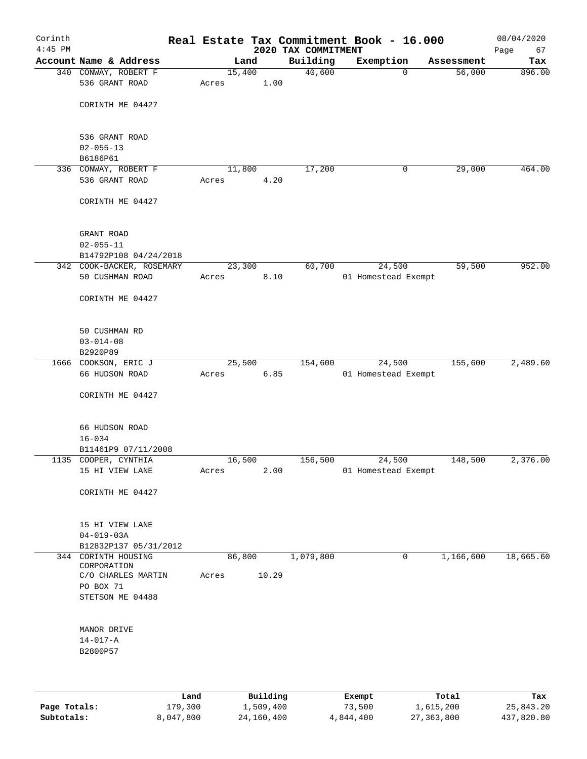# Real Estate Tax Commitment Book - 16.000

## 2020 TAX COMMITMENT

Corinth 4:45 PM — 08/04/2020 — Page 67

| Account | Name & Address | Land | Building | Exemption | Assessment | Tax |
|---|---|---|---|---|---|---|
| 340 | CONWAY, ROBERT F<br>536 GRANT ROAD<br><br>CORINTH ME 04427<br><br>536 GRANT ROAD<br>02-055-13<br>B6186P61 | 15,400<br>Acres 1.00 | 40,600 | 0 | 56,000 | 896.00 |
| 336 | CONWAY, ROBERT F<br>536 GRANT ROAD<br><br>CORINTH ME 04427<br><br>GRANT ROAD<br>02-055-11<br>B14792P108 04/24/2018 | 11,800<br>Acres 4.20 | 17,200 | 0 | 29,000 | 464.00 |
| 342 | COOK-BACKER, ROSEMARY<br>50 CUSHMAN ROAD<br><br>CORINTH ME 04427<br><br>50 CUSHMAN RD<br>03-014-08<br>B2920P89 | 23,300<br>Acres 8.10 | 60,700 | 24,500<br>01 Homestead Exempt | 59,500 | 952.00 |
| 1666 | COOKSON, ERIC J<br>66 HUDSON ROAD<br><br>CORINTH ME 04427<br><br>66 HUDSON ROAD<br>16-034<br>B11461P9 07/11/2008 | 25,500<br>Acres 6.85 | 154,600 | 24,500<br>01 Homestead Exempt | 155,600 | 2,489.60 |
| 1135 | COOPER, CYNTHIA<br>15 HI VIEW LANE<br><br>CORINTH ME 04427<br><br>15 HI VIEW LANE<br>04-019-03A<br>B12832P137 05/31/2012 | 16,500<br>Acres 2.00 | 156,500 | 24,500<br>01 Homestead Exempt | 148,500 | 2,376.00 |
| 344 | CORINTH HOUSING CORPORATION<br>C/O CHARLES MARTIN<br>PO BOX 71<br>STETSON ME 04488<br><br>MANOR DRIVE<br>14-017-A<br>B2800P57 | 86,800<br>Acres 10.29 | 1,079,800 | 0 | 1,166,600 | 18,665.60 |

| | Land | Building | Exempt | Total | Tax |
|---|---|---|---|---|---|
| **Page Totals:** | 179,300 | 1,509,400 | 73,500 | 1,615,200 | 25,843.20 |
| **Subtotals:** | 8,047,800 | 24,160,400 | 4,844,400 | 27,363,800 | 437,820.80 |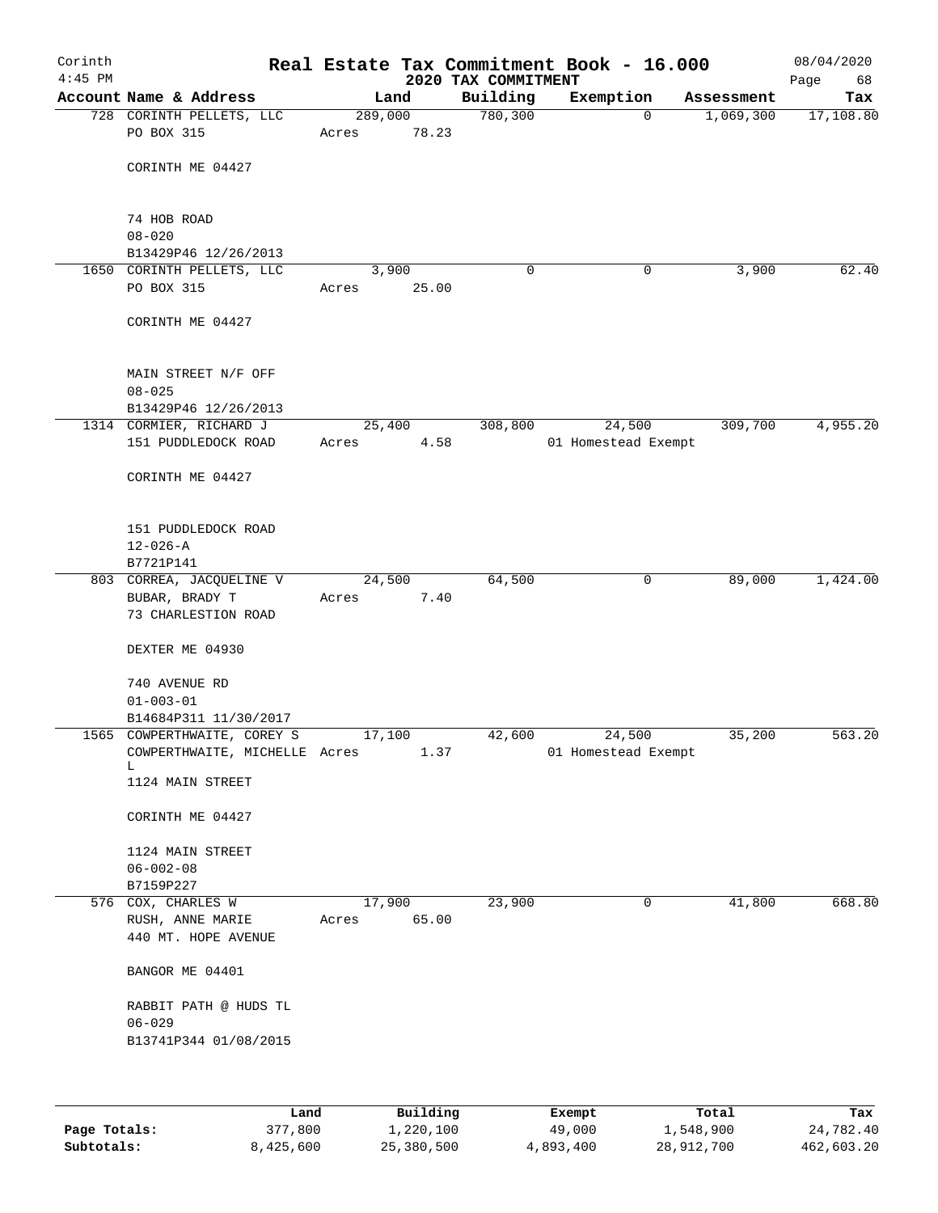# Real Estate Tax Commitment Book - 16.000

Corinth
2020 TAX COMMITMENT

| Account Name & Address | Land | Building | Exemption | Assessment | Tax |
|---|---|---|---|---|---|
| 728 CORINTH PELLETS, LLC<br>PO BOX 315<br><br>CORINTH ME 04427<br><br>74 HOB ROAD<br>08-020<br>B13429P46 12/26/2013 | 289,000<br>Acres 78.23 | 780,300 | 0 | 1,069,300 | 17,108.80 |
| 1650 CORINTH PELLETS, LLC<br>PO BOX 315<br><br>CORINTH ME 04427<br><br>MAIN STREET N/F OFF<br>08-025<br>B13429P46 12/26/2013 | 3,900<br>Acres 25.00 | 0 | 0 | 3,900 | 62.40 |
| 1314 CORMIER, RICHARD J<br>151 PUDDLEDOCK ROAD<br><br>CORINTH ME 04427<br><br>151 PUDDLEDOCK ROAD<br>12-026-A<br>B7721P141 | 25,400<br>Acres 4.58 | 308,800 | 24,500<br>01 Homestead Exempt | 309,700 | 4,955.20 |
| 803 CORREA, JACQUELINE V<br>BUBAR, BRADY T<br>73 CHARLESTION ROAD<br><br>DEXTER ME 04930<br><br>740 AVENUE RD<br>01-003-01<br>B14684P311 11/30/2017 | 24,500<br>Acres 7.40 | 64,500 | 0 | 89,000 | 1,424.00 |
| 1565 COWPERTHWAITE, COREY S<br>COWPERTHWAITE, MICHELLE L<br>1124 MAIN STREET<br><br>CORINTH ME 04427<br><br>1124 MAIN STREET<br>06-002-08<br>B7159P227 | 17,100<br>Acres 1.37 | 42,600 | 24,500<br>01 Homestead Exempt | 35,200 | 563.20 |
| 576 COX, CHARLES W<br>RUSH, ANNE MARIE<br>440 MT. HOPE AVENUE<br><br>BANGOR ME 04401<br><br>RABBIT PATH @ HUDS TL<br>06-029<br>B13741P344 01/08/2015 | 17,900<br>Acres 65.00 | 23,900 | 0 | 41,800 | 668.80 |

| | Land | Building | Exempt | Total | Tax |
|---|---|---|---|---|---|
| Page Totals: | 377,800 | 1,220,100 | 49,000 | 1,548,900 | 24,782.40 |
| Subtotals: | 8,425,600 | 25,380,500 | 4,893,400 | 28,912,700 | 462,603.20 |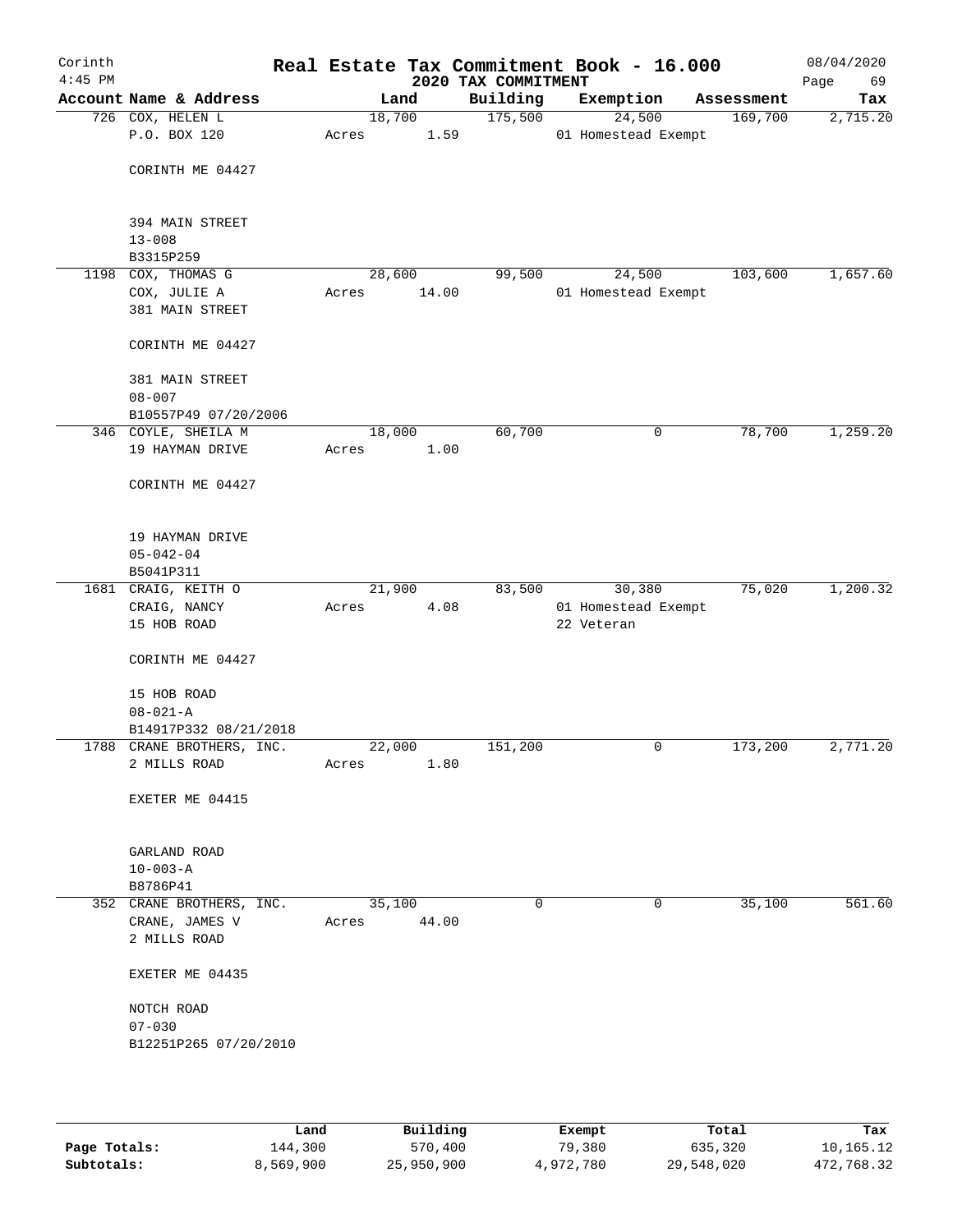# Corinth — Real Estate Tax Commitment Book - 16.000

2020 TAX COMMITMENT

4:45 PM — 08/04/2020

| Account | Name & Address | Land | Building | Exemption | Assessment | Tax |
|---|---|---|---|---|---|---|
| 726 | COX, HELEN L<br>P.O. BOX 120<br><br>CORINTH ME 04427<br><br>394 MAIN STREET<br>13-008<br>B3315P259 | 18,700<br>Acres 1.59 | 175,500 | 24,500<br>01 Homestead Exempt | 169,700 | 2,715.20 |
| 1198 | COX, THOMAS G<br>COX, JULIE A<br>381 MAIN STREET<br><br>CORINTH ME 04427<br><br>381 MAIN STREET<br>08-007<br>B10557P49 07/20/2006 | 28,600<br>Acres 14.00 | 99,500 | 24,500<br>01 Homestead Exempt | 103,600 | 1,657.60 |
| 346 | COYLE, SHEILA M<br>19 HAYMAN DRIVE<br><br>CORINTH ME 04427<br><br>19 HAYMAN DRIVE<br>05-042-04<br>B5041P311 | 18,000<br>Acres 1.00 | 60,700 | 0 | 78,700 | 1,259.20 |
| 1681 | CRAIG, KEITH O<br>CRAIG, NANCY<br>15 HOB ROAD<br><br>CORINTH ME 04427<br><br>15 HOB ROAD<br>08-021-A<br>B14917P332 08/21/2018 | 21,900<br>Acres 4.08 | 83,500 | 30,380<br>01 Homestead Exempt<br>22 Veteran | 75,020 | 1,200.32 |
| 1788 | CRANE BROTHERS, INC.<br>2 MILLS ROAD<br><br>EXETER ME 04415<br><br>GARLAND ROAD<br>10-003-A<br>B8786P41 | 22,000<br>Acres 1.80 | 151,200 | 0 | 173,200 | 2,771.20 |
| 352 | CRANE BROTHERS, INC.<br>CRANE, JAMES V<br>2 MILLS ROAD<br><br>EXETER ME 04435<br><br>NOTCH ROAD<br>07-030<br>B12251P265 07/20/2010 | 35,100<br>Acres 44.00 | 0 | 0 | 35,100 | 561.60 |

| | Land | Building | Exempt | Total | Tax |
|---|---|---|---|---|---|
| Page Totals: | 144,300 | 570,400 | 79,380 | 635,320 | 10,165.12 |
| Subtotals: | 8,569,900 | 25,950,900 | 4,972,780 | 29,548,020 | 472,768.32 |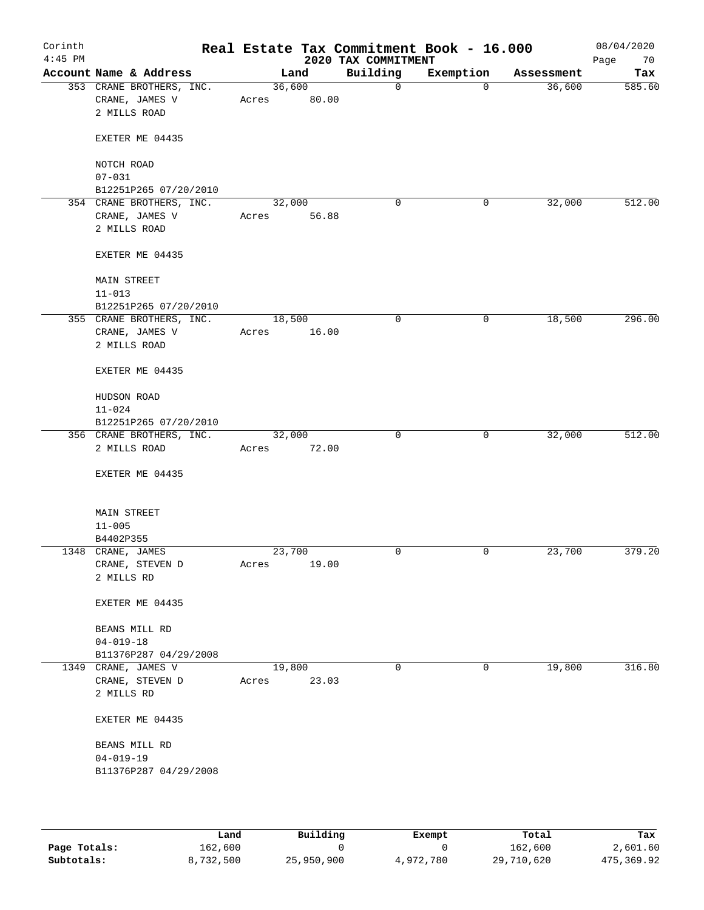# Real Estate Tax Commitment Book - 16.000

Corinth
4:45 PM

2020 TAX COMMITMENT

08/04/2020

| Account Name & Address | Land | Building | Exemption | Assessment | Tax |
|---|---|---|---|---|---|
| 353 CRANE BROTHERS, INC.<br>CRANE, JAMES V<br>2 MILLS ROAD<br><br>EXETER ME 04435<br><br>NOTCH ROAD<br>07-031<br>B12251P265 07/20/2010 | 36,600<br>Acres 80.00 | 0 | 0 | 36,600 | 585.60 |
| 354 CRANE BROTHERS, INC.<br>CRANE, JAMES V<br>2 MILLS ROAD<br><br>EXETER ME 04435<br><br>MAIN STREET<br>11-013<br>B12251P265 07/20/2010 | 32,000<br>Acres 56.88 | 0 | 0 | 32,000 | 512.00 |
| 355 CRANE BROTHERS, INC.<br>CRANE, JAMES V<br>2 MILLS ROAD<br><br>EXETER ME 04435<br><br>HUDSON ROAD<br>11-024<br>B12251P265 07/20/2010 | 18,500<br>Acres 16.00 | 0 | 0 | 18,500 | 296.00 |
| 356 CRANE BROTHERS, INC.<br>2 MILLS ROAD<br><br>EXETER ME 04435<br><br>MAIN STREET<br>11-005<br>B4402P355 | 32,000<br>Acres 72.00 | 0 | 0 | 32,000 | 512.00 |
| 1348 CRANE, JAMES<br>CRANE, STEVEN D<br>2 MILLS RD<br><br>EXETER ME 04435<br><br>BEANS MILL RD<br>04-019-18<br>B11376P287 04/29/2008 | 23,700<br>Acres 19.00 | 0 | 0 | 23,700 | 379.20 |
| 1349 CRANE, JAMES V<br>CRANE, STEVEN D<br>2 MILLS RD<br><br>EXETER ME 04435<br><br>BEANS MILL RD<br>04-019-19<br>B11376P287 04/29/2008 | 19,800<br>Acres 23.03 | 0 | 0 | 19,800 | 316.80 |

| | Land | Building | Exempt | Total | Tax |
|---|---|---|---|---|---|
| Page Totals: | 162,600 | 0 | 0 | 162,600 | 2,601.60 |
| Subtotals: | 8,732,500 | 25,950,900 | 4,972,780 | 29,710,620 | 475,369.92 |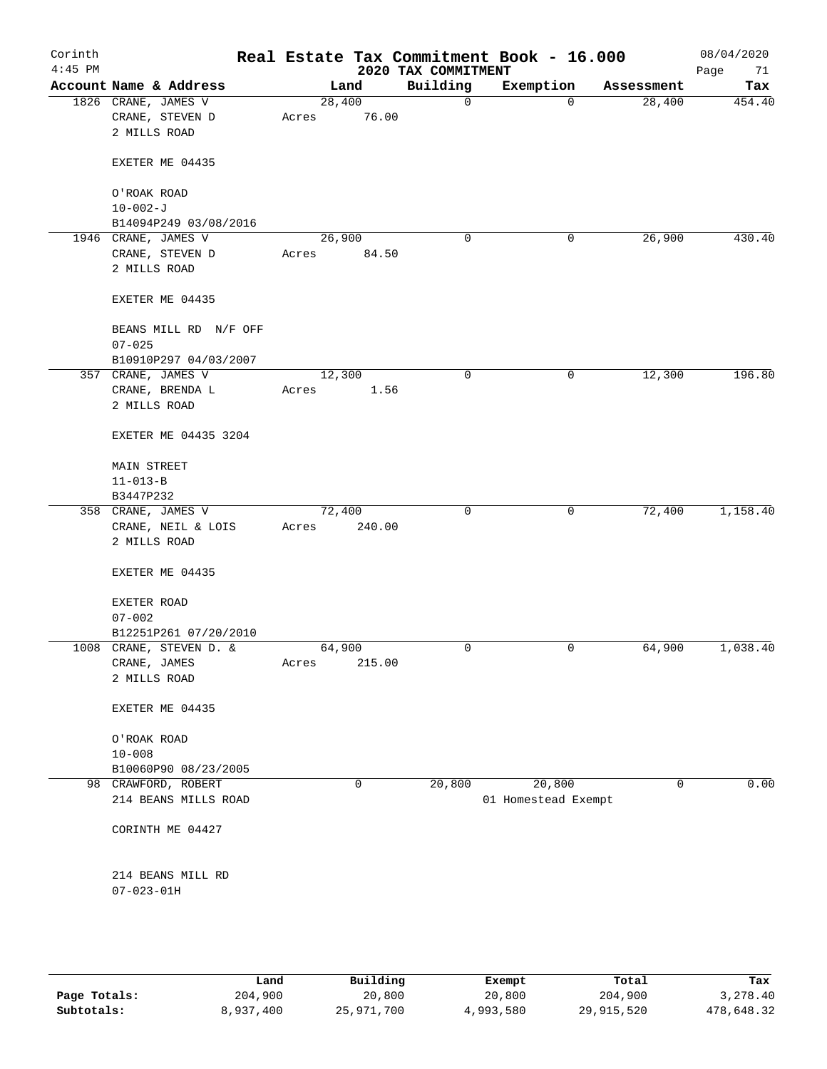# Real Estate Tax Commitment Book - 16.000

Corinth
4:45 PM

2020 TAX COMMITMENT

08/04/2020

| Account Name & Address | Land | Building | Exemption | Assessment | Tax |
|---|---|---|---|---|---|
| 1826 CRANE, JAMES V<br>CRANE, STEVEN D<br>2 MILLS ROAD<br><br>EXETER ME 04435<br><br>O'ROAK ROAD<br>10-002-J<br>B14094P249 03/08/2016 | 28,400<br>Acres 76.00 | 0 | 0 | 28,400 | 454.40 |
| 1946 CRANE, JAMES V<br>CRANE, STEVEN D<br>2 MILLS ROAD<br><br>EXETER ME 04435<br><br>BEANS MILL RD N/F OFF<br>07-025<br>B10910P297 04/03/2007 | 26,900<br>Acres 84.50 | 0 | 0 | 26,900 | 430.40 |
| 357 CRANE, JAMES V<br>CRANE, BRENDA L<br>2 MILLS ROAD<br><br>EXETER ME 04435 3204<br><br>MAIN STREET<br>11-013-B<br>B3447P232 | 12,300<br>Acres 1.56 | 0 | 0 | 12,300 | 196.80 |
| 358 CRANE, JAMES V<br>CRANE, NEIL & LOIS<br>2 MILLS ROAD<br><br>EXETER ME 04435<br><br>EXETER ROAD<br>07-002<br>B12251P261 07/20/2010 | 72,400<br>Acres 240.00 | 0 | 0 | 72,400 | 1,158.40 |
| 1008 CRANE, STEVEN D. &<br>CRANE, JAMES<br>2 MILLS ROAD<br><br>EXETER ME 04435<br><br>O'ROAK ROAD<br>10-008<br>B10060P90 08/23/2005 | 64,900<br>Acres 215.00 | 0 | 0 | 64,900 | 1,038.40 |
| 98 CRAWFORD, ROBERT<br>214 BEANS MILLS ROAD<br><br>CORINTH ME 04427<br><br>214 BEANS MILL RD<br>07-023-01H | 0 | 20,800 | 20,800<br>01 Homestead Exempt | 0 | 0.00 |

| | Land | Building | Exempt | Total | Tax |
|---|---|---|---|---|---|
| Page Totals: | 204,900 | 20,800 | 20,800 | 204,900 | 3,278.40 |
| Subtotals: | 8,937,400 | 25,971,700 | 4,993,580 | 29,915,520 | 478,648.32 |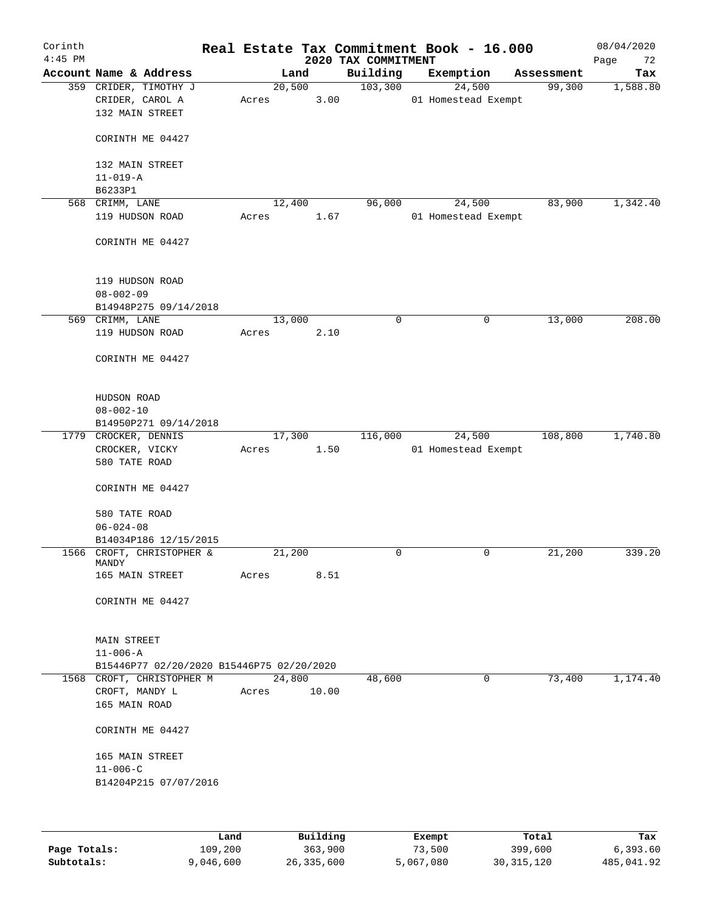Corinth 4:45 PM

# Real Estate Tax Commitment Book - 16.000

## 2020 TAX COMMITMENT

08/04/2020

| Account Name & Address | Land | Building | Exemption | Assessment | Tax |
|---|---|---|---|---|---|
| 359 CRIDER, TIMOTHY J<br>CRIDER, CAROL A<br>132 MAIN STREET<br><br>CORINTH ME 04427<br><br>132 MAIN STREET<br>11-019-A<br>B6233P1 | 20,500<br>Acres 3.00 | 103,300 | 24,500<br>01 Homestead Exempt | 99,300 | 1,588.80 |
| 568 CRIMM, LANE<br>119 HUDSON ROAD<br><br>CORINTH ME 04427<br><br>119 HUDSON ROAD<br>08-002-09<br>B14948P275 09/14/2018 | 12,400<br>Acres 1.67 | 96,000 | 24,500<br>01 Homestead Exempt | 83,900 | 1,342.40 |
| 569 CRIMM, LANE<br>119 HUDSON ROAD<br><br>CORINTH ME 04427<br><br>HUDSON ROAD<br>08-002-10<br>B14950P271 09/14/2018 | 13,000<br>Acres 2.10 | 0 | 0 | 13,000 | 208.00 |
| 1779 CROCKER, DENNIS<br>CROCKER, VICKY<br>580 TATE ROAD<br><br>CORINTH ME 04427<br><br>580 TATE ROAD<br>06-024-08<br>B14034P186 12/15/2015 | 17,300<br>Acres 1.50 | 116,000 | 24,500<br>01 Homestead Exempt | 108,800 | 1,740.80 |
| 1566 CROFT, CHRISTOPHER & MANDY<br>165 MAIN STREET<br><br>CORINTH ME 04427<br><br>MAIN STREET<br>11-006-A<br>B15446P77 02/20/2020 B15446P75 02/20/2020 | 21,200<br>Acres 8.51 | 0 | 0 | 21,200 | 339.20 |
| 1568 CROFT, CHRISTOPHER M<br>CROFT, MANDY L<br>165 MAIN ROAD<br><br>CORINTH ME 04427<br><br>165 MAIN STREET<br>11-006-C<br>B14204P215 07/07/2016 | 24,800<br>Acres 10.00 | 48,600 | 0 | 73,400 | 1,174.40 |

| | Land | Building | Exempt | Total | Tax |
|---|---|---|---|---|---|
| Page Totals: | 109,200 | 363,900 | 73,500 | 399,600 | 6,393.60 |
| Subtotals: | 9,046,600 | 26,335,600 | 5,067,080 | 30,315,120 | 485,041.92 |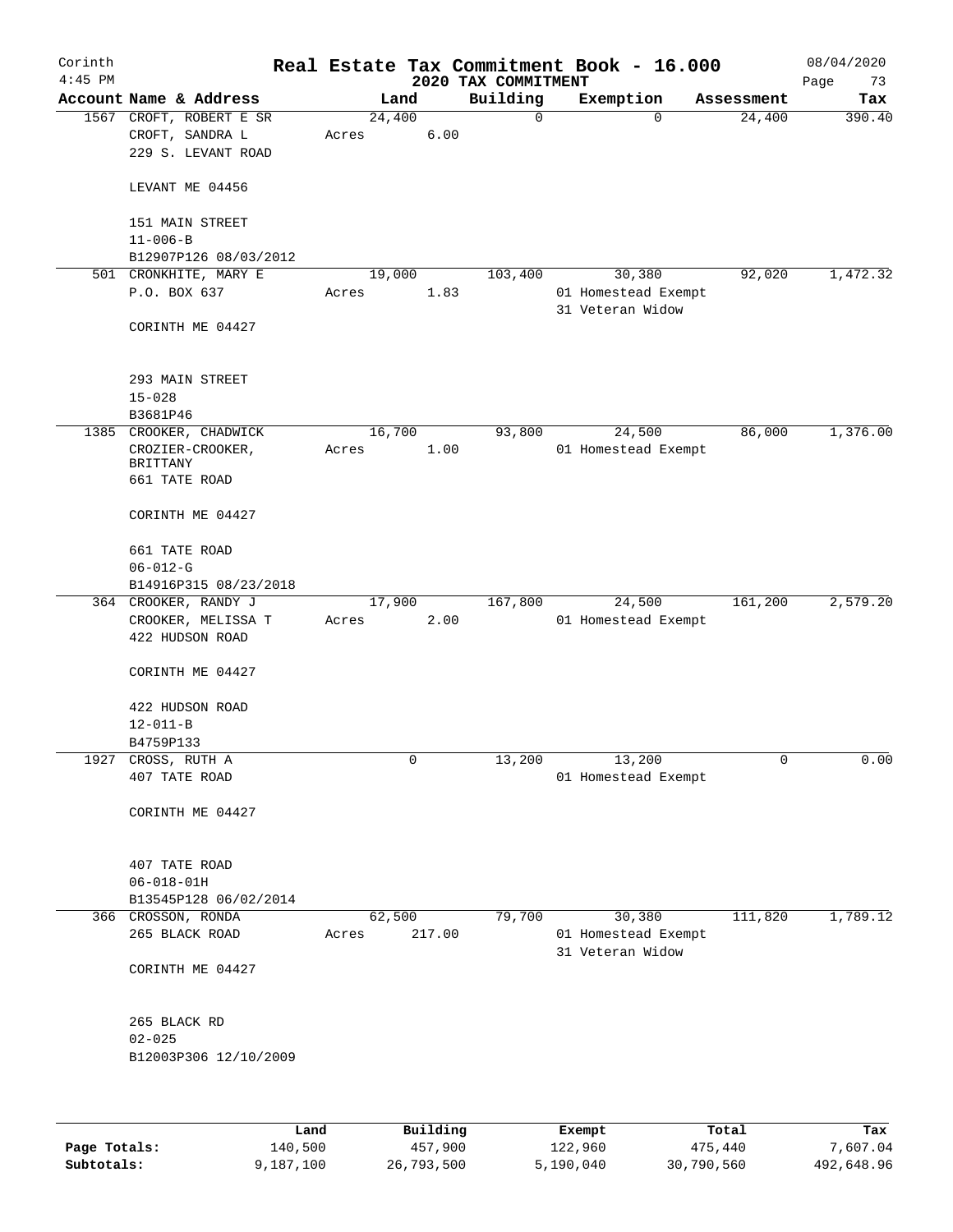# Real Estate Tax Commitment Book - 16.000

## 2020 TAX COMMITMENT

Corinth  
4:45 PM  
08/04/2020

| Account Name & Address | Land | | Building | Exemption | Assessment | Tax |
|---|---|---|---|---|---|---|
| 1567 CROFT, ROBERT E SR | 24,400 | | 0 | 0 | 24,400 | 390.40 |
| CROFT, SANDRA L | Acres | 6.00 | | | | |
| 229 S. LEVANT ROAD | | | | | | |
| LEVANT ME 04456 | | | | | | |
| 151 MAIN STREET | | | | | | |
| 11-006-B | | | | | | |
| B12907P126 08/03/2012 | | | | | | |
| 501 CRONKHITE, MARY E | 19,000 | | 103,400 | 30,380 | 92,020 | 1,472.32 |
| P.O. BOX 637 | Acres | 1.83 | | 01 Homestead Exempt | | |
| | | | | 31 Veteran Widow | | |
| CORINTH ME 04427 | | | | | | |
| 293 MAIN STREET | | | | | | |
| 15-028 | | | | | | |
| B3681P46 | | | | | | |
| 1385 CROOKER, CHADWICK | 16,700 | | 93,800 | 24,500 | 86,000 | 1,376.00 |
| CROZIER-CROOKER, BRITTANY | Acres | 1.00 | | 01 Homestead Exempt | | |
| 661 TATE ROAD | | | | | | |
| CORINTH ME 04427 | | | | | | |
| 661 TATE ROAD | | | | | | |
| 06-012-G | | | | | | |
| B14916P315 08/23/2018 | | | | | | |
| 364 CROOKER, RANDY J | 17,900 | | 167,800 | 24,500 | 161,200 | 2,579.20 |
| CROOKER, MELISSA T | Acres | 2.00 | | 01 Homestead Exempt | | |
| 422 HUDSON ROAD | | | | | | |
| CORINTH ME 04427 | | | | | | |
| 422 HUDSON ROAD | | | | | | |
| 12-011-B | | | | | | |
| B4759P133 | | | | | | |
| 1927 CROSS, RUTH A | 0 | | 13,200 | 13,200 | 0 | 0.00 |
| 407 TATE ROAD | | | | 01 Homestead Exempt | | |
| CORINTH ME 04427 | | | | | | |
| 407 TATE ROAD | | | | | | |
| 06-018-01H | | | | | | |
| B13545P128 06/02/2014 | | | | | | |
| 366 CROSSON, RONDA | 62,500 | | 79,700 | 30,380 | 111,820 | 1,789.12 |
| 265 BLACK ROAD | Acres | 217.00 | | 01 Homestead Exempt | | |
| | | | | 31 Veteran Widow | | |
| CORINTH ME 04427 | | | | | | |
| 265 BLACK RD | | | | | | |
| 02-025 | | | | | | |
| B12003P306 12/10/2009 | | | | | | |

| | Land | Building | Exempt | Total | Tax |
|---|---|---|---|---|---|
| Page Totals: | 140,500 | 457,900 | 122,960 | 475,440 | 7,607.04 |
| Subtotals: | 9,187,100 | 26,793,500 | 5,190,040 | 30,790,560 | 492,648.96 |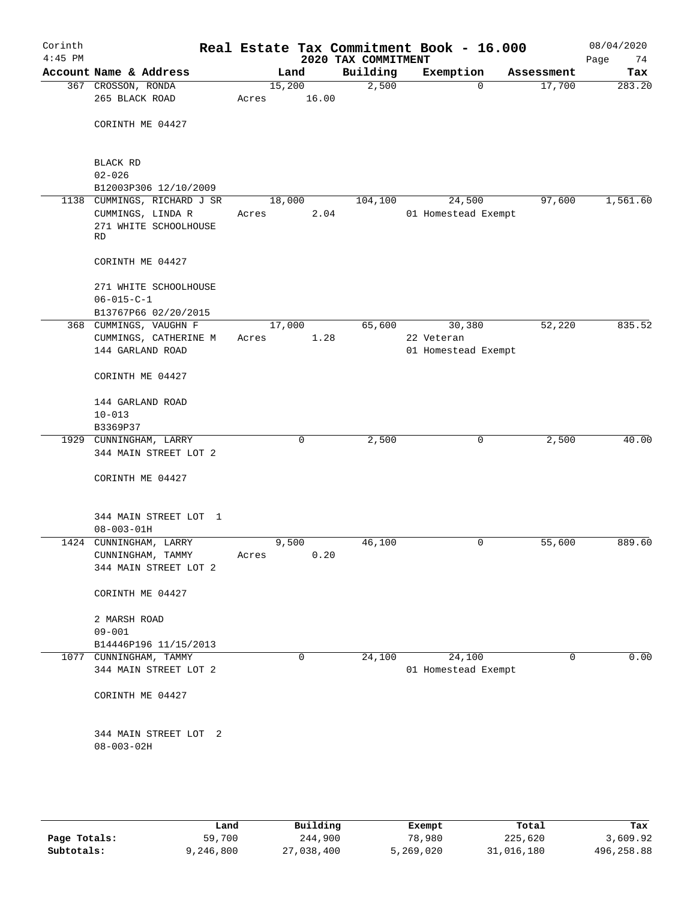# Real Estate Tax Commitment Book - 16.000

Corinth
4:45 PM

2020 TAX COMMITMENT

08/04/2020

| Account Name & Address | Land | Building | Exemption | Assessment | Tax |
|---|---|---|---|---|---|
| 367 CROSSON, RONDA<br>265 BLACK ROAD<br><br>CORINTH ME 04427<br><br>BLACK RD<br>02-026<br>B12003P306 12/10/2009 | 15,200<br>Acres 16.00 | 2,500 | 0 | 17,700 | 283.20 |
| 1138 CUMMINGS, RICHARD J SR<br>CUMMINGS, LINDA R<br>271 WHITE SCHOOLHOUSE RD<br><br>CORINTH ME 04427<br><br>271 WHITE SCHOOLHOUSE<br>06-015-C-1<br>B13767P66 02/20/2015 | 18,000<br>Acres 2.04 | 104,100 | 24,500<br>01 Homestead Exempt | 97,600 | 1,561.60 |
| 368 CUMMINGS, VAUGHN F<br>CUMMINGS, CATHERINE M<br>144 GARLAND ROAD<br><br>CORINTH ME 04427<br><br>144 GARLAND ROAD<br>10-013<br>B3369P37 | 17,000<br>Acres 1.28 | 65,600 | 30,380<br>22 Veteran<br>01 Homestead Exempt | 52,220 | 835.52 |
| 1929 CUNNINGHAM, LARRY<br>344 MAIN STREET LOT 2<br><br>CORINTH ME 04427<br><br>344 MAIN STREET LOT 1<br>08-003-01H | 0 | 2,500 | 0 | 2,500 | 40.00 |
| 1424 CUNNINGHAM, LARRY<br>CUNNINGHAM, TAMMY<br>344 MAIN STREET LOT 2<br><br>CORINTH ME 04427<br><br>2 MARSH ROAD<br>09-001<br>B14446P196 11/15/2013 | 9,500<br>Acres 0.20 | 46,100 | 0 | 55,600 | 889.60 |
| 1077 CUNNINGHAM, TAMMY<br>344 MAIN STREET LOT 2<br><br>CORINTH ME 04427<br><br>344 MAIN STREET LOT 2<br>08-003-02H | 0 | 24,100 | 24,100<br>01 Homestead Exempt | 0 | 0.00 |

| | Land | Building | Exempt | Total | Tax |
|---|---|---|---|---|---|
| Page Totals: | 59,700 | 244,900 | 78,980 | 225,620 | 3,609.92 |
| Subtotals: | 9,246,800 | 27,038,400 | 5,269,020 | 31,016,180 | 496,258.88 |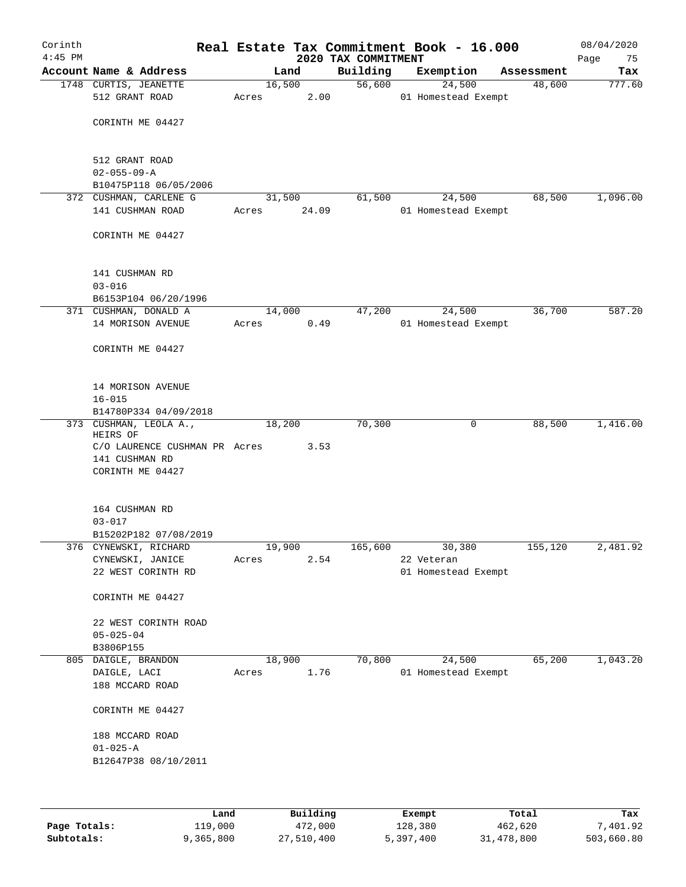Corinth 4:45 PM

# Real Estate Tax Commitment Book - 16.000

## 2020 TAX COMMITMENT

08/04/2020

| Account | Name & Address | Land | Building | Exemption | Assessment | Tax |
|---|---|---|---|---|---|---|
| 1748 | CURTIS, JEANETTE<br>512 GRANT ROAD<br><br>CORINTH ME 04427<br><br>512 GRANT ROAD<br>02-055-09-A<br>B10475P118 06/05/2006 | 16,500<br>Acres 2.00 | 56,600 | 24,500<br>01 Homestead Exempt | 48,600 | 777.60 |
| 372 | CUSHMAN, CARLENE G<br>141 CUSHMAN ROAD<br><br>CORINTH ME 04427<br><br>141 CUSHMAN RD<br>03-016<br>B6153P104 06/20/1996 | 31,500<br>Acres 24.09 | 61,500 | 24,500<br>01 Homestead Exempt | 68,500 | 1,096.00 |
| 371 | CUSHMAN, DONALD A<br>14 MORISON AVENUE<br><br>CORINTH ME 04427<br><br>14 MORISON AVENUE<br>16-015<br>B14780P334 04/09/2018 | 14,000<br>Acres 0.49 | 47,200 | 24,500<br>01 Homestead Exempt | 36,700 | 587.20 |
| 373 | CUSHMAN, LEOLA A., HEIRS OF<br>C/O LAURENCE CUSHMAN PR<br>141 CUSHMAN RD<br>CORINTH ME 04427<br><br>164 CUSHMAN RD<br>03-017<br>B15202P182 07/08/2019 | 18,200<br>Acres 3.53 | 70,300 | 0 | 88,500 | 1,416.00 |
| 376 | CYNEWSKI, RICHARD<br>CYNEWSKI, JANICE<br>22 WEST CORINTH RD<br><br>CORINTH ME 04427<br><br>22 WEST CORINTH ROAD<br>05-025-04<br>B3806P155 | 19,900<br>Acres 2.54 | 165,600 | 30,380<br>22 Veteran<br>01 Homestead Exempt | 155,120 | 2,481.92 |
| 805 | DAIGLE, BRANDON<br>DAIGLE, LACI<br>188 MCCARD ROAD<br><br>CORINTH ME 04427<br><br>188 MCCARD ROAD<br>01-025-A<br>B12647P38 08/10/2011 | 18,900<br>Acres 1.76 | 70,800 | 24,500<br>01 Homestead Exempt | 65,200 | 1,043.20 |

| | Land | Building | Exempt | Total | Tax |
|---|---|---|---|---|---|
| Page Totals: | 119,000 | 472,000 | 128,380 | 462,620 | 7,401.92 |
| Subtotals: | 9,365,800 | 27,510,400 | 5,397,400 | 31,478,800 | 503,660.80 |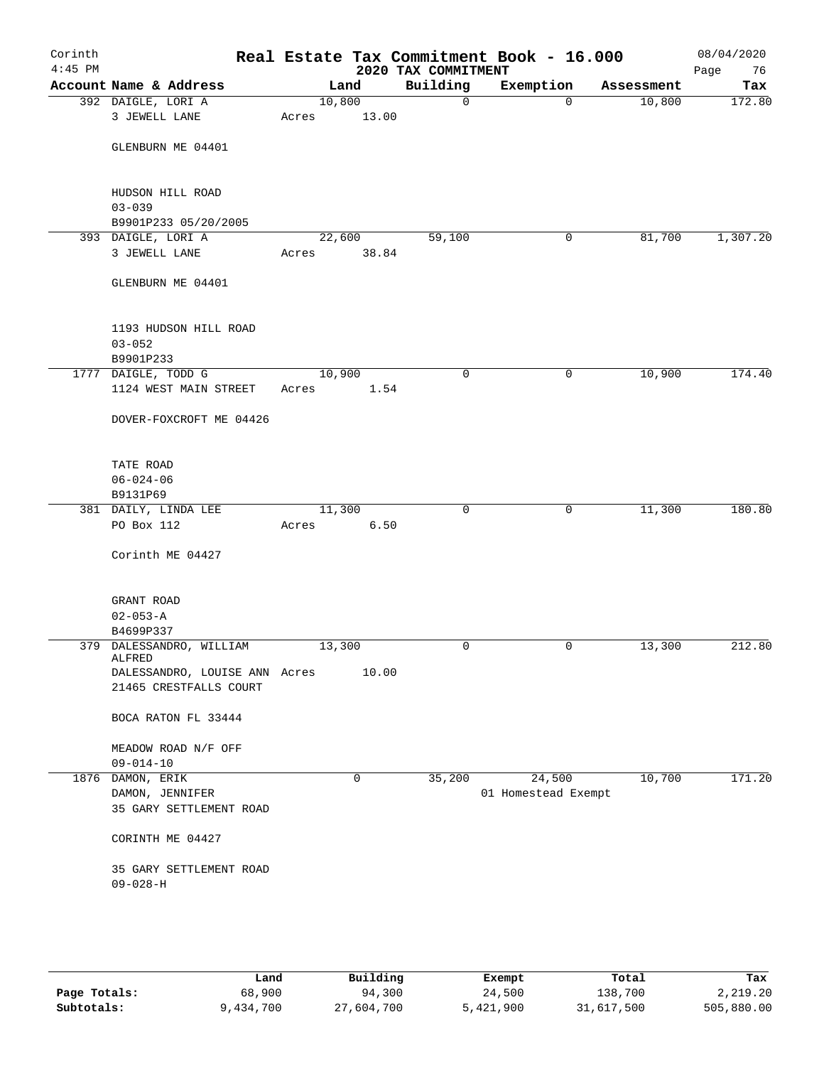Corinth 4:45 PM

# Real Estate Tax Commitment Book - 16.000

## 2020 TAX COMMITMENT

08/04/2020

| Account Name & Address | Land | Building | Exemption | Assessment | Tax |
|---|---|---|---|---|---|
| 392 DAIGLE, LORI A<br>3 JEWELL LANE<br><br>GLENBURN ME 04401<br><br>HUDSON HILL ROAD<br>03-039<br>B9901P233 05/20/2005 | 10,800<br>Acres 13.00 | 0 | 0 | 10,800 | 172.80 |
| 393 DAIGLE, LORI A<br>3 JEWELL LANE<br><br>GLENBURN ME 04401<br><br>1193 HUDSON HILL ROAD<br>03-052<br>B9901P233 | 22,600<br>Acres 38.84 | 59,100 | 0 | 81,700 | 1,307.20 |
| 1777 DAIGLE, TODD G<br>1124 WEST MAIN STREET<br><br>DOVER-FOXCROFT ME 04426<br><br>TATE ROAD<br>06-024-06<br>B9131P69 | 10,900<br>Acres 1.54 | 0 | 0 | 10,900 | 174.40 |
| 381 DAILY, LINDA LEE<br>PO Box 112<br><br>Corinth ME 04427<br><br>GRANT ROAD<br>02-053-A<br>B4699P337 | 11,300<br>Acres 6.50 | 0 | 0 | 11,300 | 180.80 |
| 379 DALESSANDRO, WILLIAM ALFRED<br>DALESSANDRO, LOUISE ANN<br>21465 CRESTFALLS COURT<br><br>BOCA RATON FL 33444<br><br>MEADOW ROAD N/F OFF<br>09-014-10 | 13,300<br>Acres 10.00 | 0 | 0 | 13,300 | 212.80 |
| 1876 DAMON, ERIK<br>DAMON, JENNIFER<br>35 GARY SETTLEMENT ROAD<br><br>CORINTH ME 04427<br><br>35 GARY SETTLEMENT ROAD<br>09-028-H | 0 | 35,200 | 24,500<br>01 Homestead Exempt | 10,700 | 171.20 |

| | Land | Building | Exempt | Total | Tax |
|---|---|---|---|---|---|
| Page Totals: | 68,900 | 94,300 | 24,500 | 138,700 | 2,219.20 |
| Subtotals: | 9,434,700 | 27,604,700 | 5,421,900 | 31,617,500 | 505,880.00 |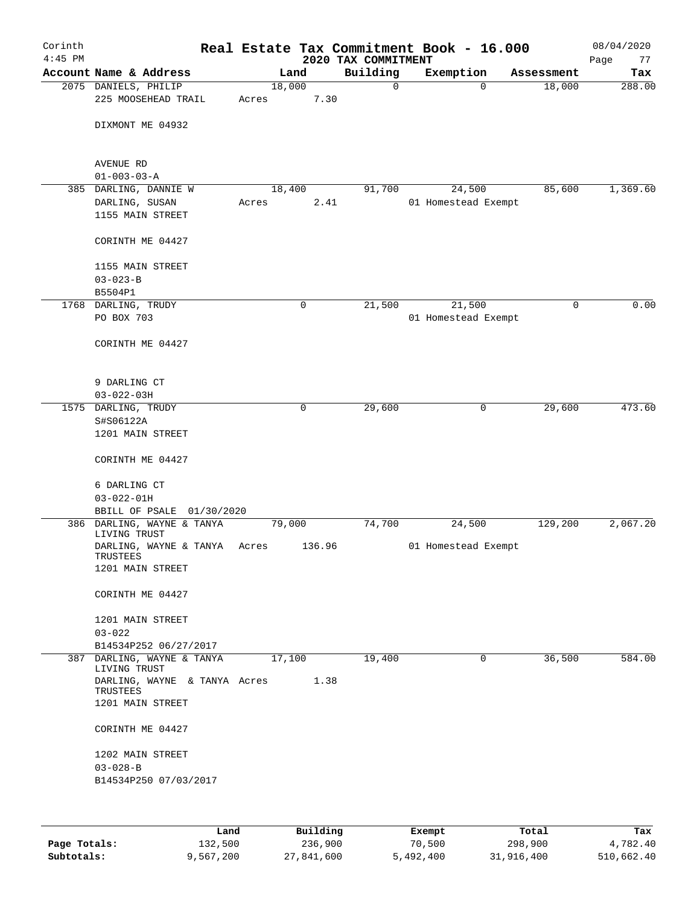# Real Estate Tax Commitment Book - 16.000

Corinth 4:45 PM — 2020 TAX COMMITMENT — 08/04/2020

| Account Name & Address | Land | Building | Exemption | Assessment | Tax |
|---|---|---|---|---|---|
| 2075 DANIELS, PHILIP<br>225 MOOSEHEAD TRAIL<br><br>DIXMONT ME 04932<br><br>AVENUE RD<br>01-003-03-A | 18,000<br>Acres 7.30 | 0 | 0 | 18,000 | 288.00 |
| 385 DARLING, DANNIE W<br>DARLING, SUSAN<br>1155 MAIN STREET<br><br>CORINTH ME 04427<br><br>1155 MAIN STREET<br>03-023-B<br>B5504P1 | 18,400<br>Acres 2.41 | 91,700 | 24,500<br>01 Homestead Exempt | 85,600 | 1,369.60 |
| 1768 DARLING, TRUDY<br>PO BOX 703<br><br>CORINTH ME 04427<br><br>9 DARLING CT<br>03-022-03H | 0 | 21,500 | 21,500<br>01 Homestead Exempt | 0 | 0.00 |
| 1575 DARLING, TRUDY<br>S#S06122A<br>1201 MAIN STREET<br><br>CORINTH ME 04427<br><br>6 DARLING CT<br>03-022-01H<br>BBILL OF PSALE 01/30/2020 | 0 | 29,600 | 0 | 29,600 | 473.60 |
| 386 DARLING, WAYNE & TANYA LIVING TRUST<br>DARLING, WAYNE & TANYA TRUSTEES<br>1201 MAIN STREET<br><br>CORINTH ME 04427<br><br>1201 MAIN STREET<br>03-022<br>B14534P252 06/27/2017 | 79,000<br>Acres 136.96 | 74,700 | 24,500<br>01 Homestead Exempt | 129,200 | 2,067.20 |
| 387 DARLING, WAYNE & TANYA LIVING TRUST<br>DARLING, WAYNE & TANYA TRUSTEES<br>1201 MAIN STREET<br><br>CORINTH ME 04427<br><br>1202 MAIN STREET<br>03-028-B<br>B14534P250 07/03/2017 | 17,100<br>Acres 1.38 | 19,400 | 0 | 36,500 | 584.00 |

| | Land | Building | Exempt | Total | Tax |
|---|---|---|---|---|---|
| Page Totals: | 132,500 | 236,900 | 70,500 | 298,900 | 4,782.40 |
| Subtotals: | 9,567,200 | 27,841,600 | 5,492,400 | 31,916,400 | 510,662.40 |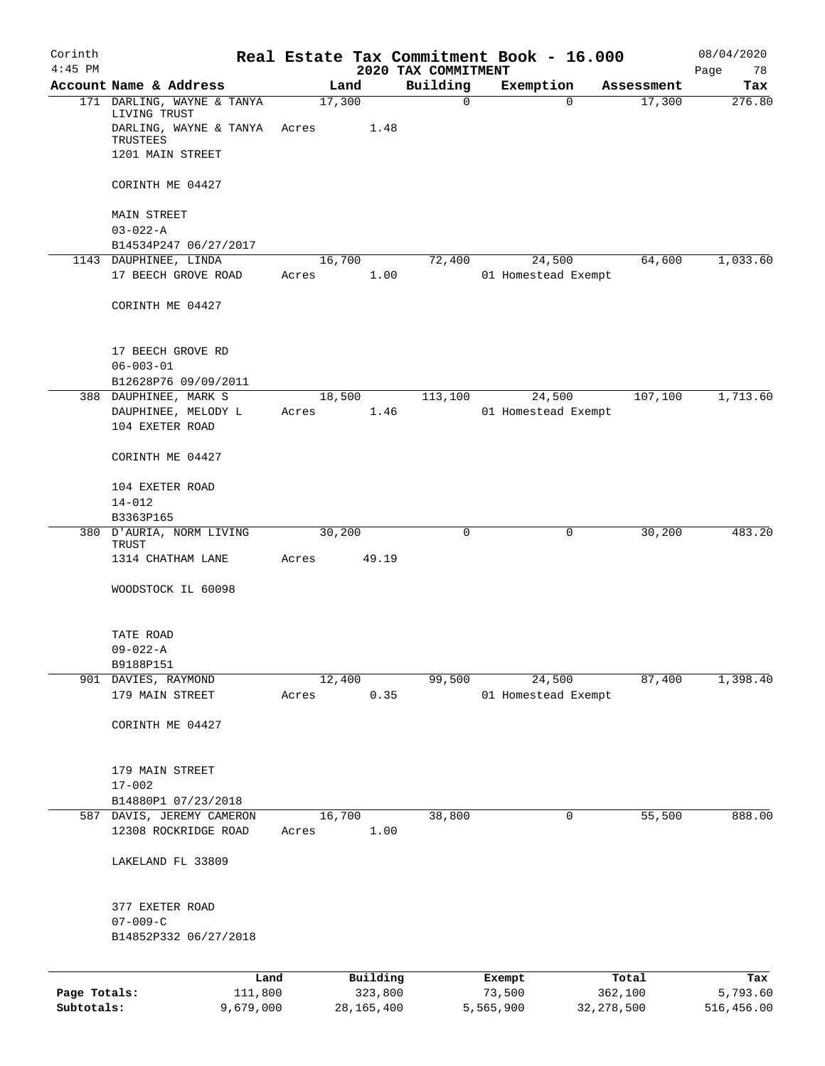Corinth
4:45 PM

# Real Estate Tax Commitment Book - 16.000

## 2020 TAX COMMITMENT

08/04/2020

| Account | Name & Address | Land | Building | Exemption | Assessment | Tax |
|---|---|---|---|---|---|---|
| 171 | DARLING, WAYNE & TANYA LIVING TRUST<br>DARLING, WAYNE & TANYA TRUSTEES<br>1201 MAIN STREET<br><br>CORINTH ME 04427<br><br>MAIN STREET<br>03-022-A<br>B14534P247 06/27/2017 | 17,300<br>Acres 1.48 | 0 | 0 | 17,300 | 276.80 |
| 1143 | DAUPHINEE, LINDA<br>17 BEECH GROVE ROAD<br><br>CORINTH ME 04427<br><br>17 BEECH GROVE RD<br>06-003-01<br>B12628P76 09/09/2011 | 16,700<br>Acres 1.00 | 72,400 | 24,500<br>01 Homestead Exempt | 64,600 | 1,033.60 |
| 388 | DAUPHINEE, MARK S<br>DAUPHINEE, MELODY L<br>104 EXETER ROAD<br><br>CORINTH ME 04427<br><br>104 EXETER ROAD<br>14-012<br>B3363P165 | 18,500<br>Acres 1.46 | 113,100 | 24,500<br>01 Homestead Exempt | 107,100 | 1,713.60 |
| 380 | D'AURIA, NORM LIVING TRUST<br>1314 CHATHAM LANE<br><br>WOODSTOCK IL 60098<br><br>TATE ROAD<br>09-022-A<br>B9188P151 | 30,200<br>Acres 49.19 | 0 | 0 | 30,200 | 483.20 |
| 901 | DAVIES, RAYMOND<br>179 MAIN STREET<br><br>CORINTH ME 04427<br><br>179 MAIN STREET<br>17-002<br>B14880P1 07/23/2018 | 12,400<br>Acres 0.35 | 99,500 | 24,500<br>01 Homestead Exempt | 87,400 | 1,398.40 |
| 587 | DAVIS, JEREMY CAMERON<br>12308 ROCKRIDGE ROAD<br><br>LAKELAND FL 33809<br><br>377 EXETER ROAD<br>07-009-C<br>B14852P332 06/27/2018 | 16,700<br>Acres 1.00 | 38,800 | 0 | 55,500 | 888.00 |

| | Land | Building | Exempt | Total | Tax |
|---|---|---|---|---|---|
| Page Totals: | 111,800 | 323,800 | 73,500 | 362,100 | 5,793.60 |
| Subtotals: | 9,679,000 | 28,165,400 | 5,565,900 | 32,278,500 | 516,456.00 |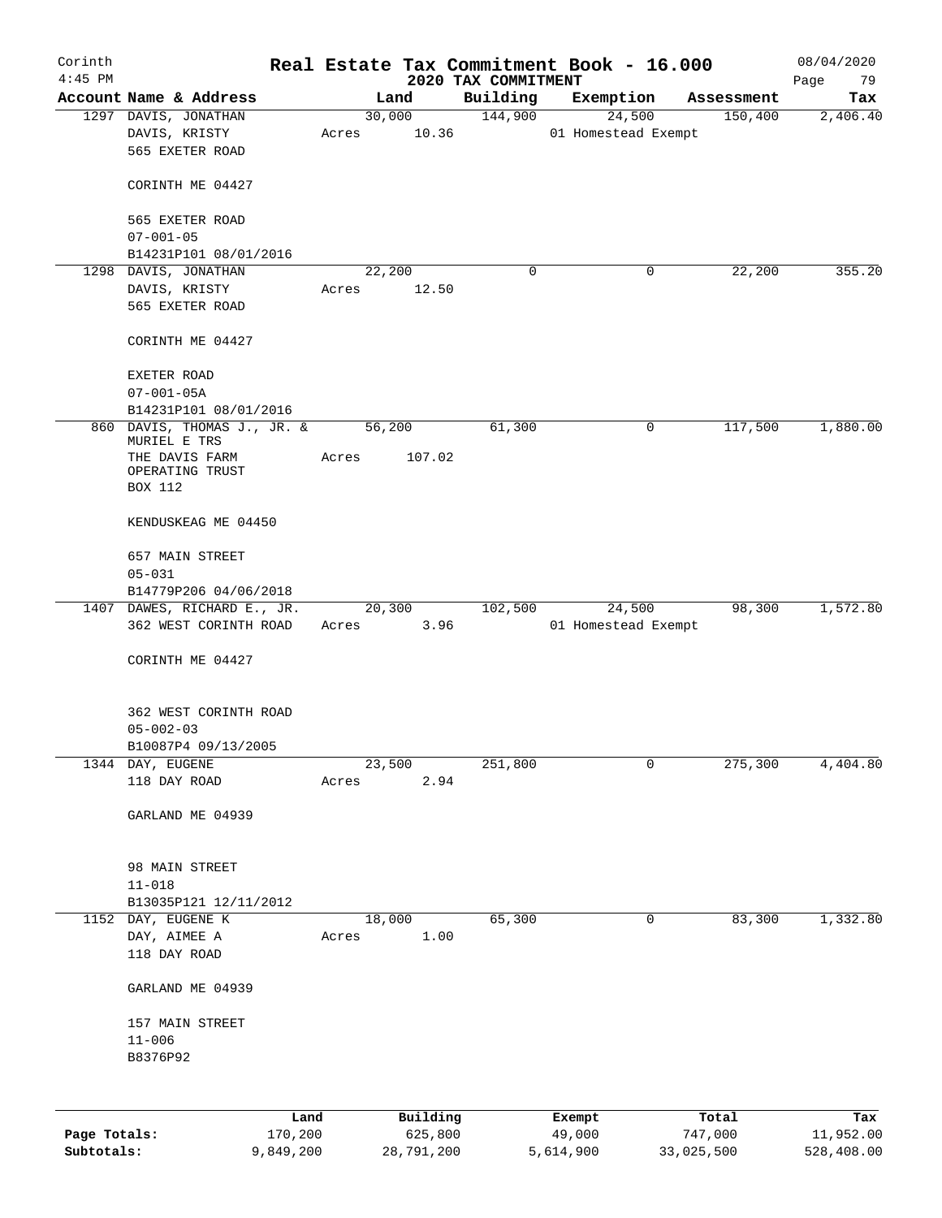Corinth 4:45 PM

# Real Estate Tax Commitment Book - 16.000

## 2020 TAX COMMITMENT

08/04/2020

| Account Name & Address | Land | Building | Exemption | Assessment | Tax |
|---|---|---|---|---|---|
| 1297 DAVIS, JONATHAN<br>DAVIS, KRISTY<br>565 EXETER ROAD<br><br>CORINTH ME 04427<br><br>565 EXETER ROAD<br>07-001-05<br>B14231P101 08/01/2016 | 30,000<br>Acres 10.36 | 144,900 | 24,500<br>01 Homestead Exempt | 150,400 | 2,406.40 |
| 1298 DAVIS, JONATHAN<br>DAVIS, KRISTY<br>565 EXETER ROAD<br><br>CORINTH ME 04427<br><br>EXETER ROAD<br>07-001-05A<br>B14231P101 08/01/2016 | 22,200<br>Acres 12.50 | 0 | 0 | 22,200 | 355.20 |
| 860 DAVIS, THOMAS J., JR. & MURIEL E TRS<br>THE DAVIS FARM OPERATING TRUST<br>BOX 112<br><br>KENDUSKEAG ME 04450<br><br>657 MAIN STREET<br>05-031<br>B14779P206 04/06/2018 | 56,200<br>Acres 107.02 | 61,300 | 0 | 117,500 | 1,880.00 |
| 1407 DAWES, RICHARD E., JR.<br>362 WEST CORINTH ROAD<br><br>CORINTH ME 04427<br><br>362 WEST CORINTH ROAD<br>05-002-03<br>B10087P4 09/13/2005 | 20,300<br>Acres 3.96 | 102,500 | 24,500<br>01 Homestead Exempt | 98,300 | 1,572.80 |
| 1344 DAY, EUGENE<br>118 DAY ROAD<br><br>GARLAND ME 04939<br><br>98 MAIN STREET<br>11-018<br>B13035P121 12/11/2012 | 23,500<br>Acres 2.94 | 251,800 | 0 | 275,300 | 4,404.80 |
| 1152 DAY, EUGENE K<br>DAY, AIMEE A<br>118 DAY ROAD<br><br>GARLAND ME 04939<br><br>157 MAIN STREET<br>11-006<br>B8376P92 | 18,000<br>Acres 1.00 | 65,300 | 0 | 83,300 | 1,332.80 |

| | Land | Building | Exempt | Total | Tax |
|---|---|---|---|---|---|
| Page Totals: | 170,200 | 625,800 | 49,000 | 747,000 | 11,952.00 |
| Subtotals: | 9,849,200 | 28,791,200 | 5,614,900 | 33,025,500 | 528,408.00 |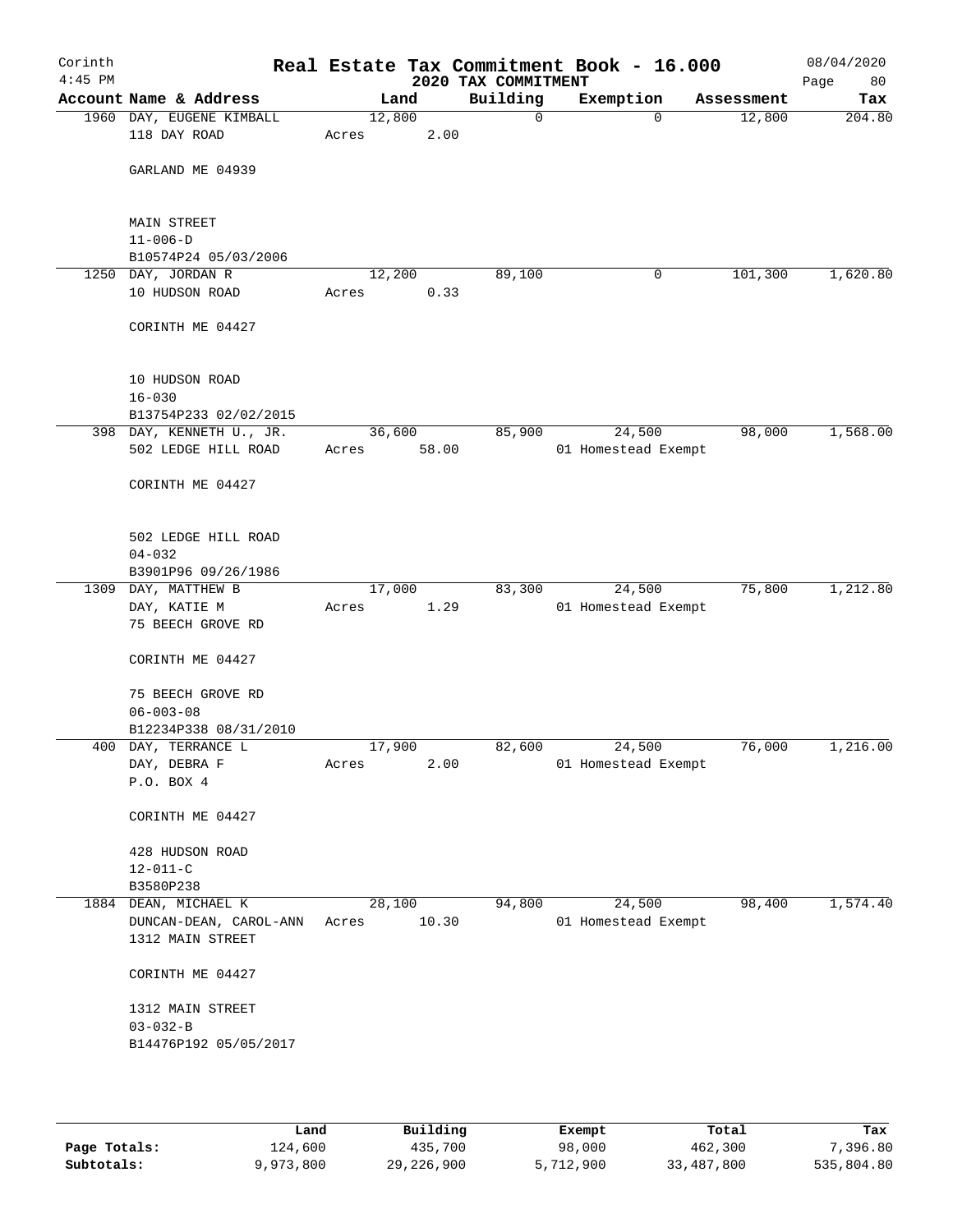Corinth
4:45 PM

# Real Estate Tax Commitment Book - 16.000

## 2020 TAX COMMITMENT

08/04/2020

| Account | Name & Address | Land | Building | Exemption | Assessment | Tax |
|---|---|---|---|---|---|---|
| 1960 | DAY, EUGENE KIMBALL<br>118 DAY ROAD<br><br>GARLAND ME 04939<br><br>MAIN STREET<br>11-006-D<br>B10574P24 05/03/2006 | 12,800<br>Acres 2.00 | 0 | 0 | 12,800 | 204.80 |
| 1250 | DAY, JORDAN R<br>10 HUDSON ROAD<br><br>CORINTH ME 04427<br><br>10 HUDSON ROAD<br>16-030<br>B13754P233 02/02/2015 | 12,200<br>Acres 0.33 | 89,100 | 0 | 101,300 | 1,620.80 |
| 398 | DAY, KENNETH U., JR.<br>502 LEDGE HILL ROAD<br><br>CORINTH ME 04427<br><br>502 LEDGE HILL ROAD<br>04-032<br>B3901P96 09/26/1986 | 36,600<br>Acres 58.00 | 85,900 | 24,500<br>01 Homestead Exempt | 98,000 | 1,568.00 |
| 1309 | DAY, MATTHEW B<br>DAY, KATIE M<br>75 BEECH GROVE RD<br><br>CORINTH ME 04427<br><br>75 BEECH GROVE RD<br>06-003-08<br>B12234P338 08/31/2010 | 17,000<br>Acres 1.29 | 83,300 | 24,500<br>01 Homestead Exempt | 75,800 | 1,212.80 |
| 400 | DAY, TERRANCE L<br>DAY, DEBRA F<br>P.O. BOX 4<br><br>CORINTH ME 04427<br><br>428 HUDSON ROAD<br>12-011-C<br>B3580P238 | 17,900<br>Acres 2.00 | 82,600 | 24,500<br>01 Homestead Exempt | 76,000 | 1,216.00 |
| 1884 | DEAN, MICHAEL K<br>DUNCAN-DEAN, CAROL-ANN<br>1312 MAIN STREET<br><br>CORINTH ME 04427<br><br>1312 MAIN STREET<br>03-032-B<br>B14476P192 05/05/2017 | 28,100<br>Acres 10.30 | 94,800 | 24,500<br>01 Homestead Exempt | 98,400 | 1,574.40 |

| | Land | Building | Exempt | Total | Tax |
|---|---|---|---|---|---|
| Page Totals: | 124,600 | 435,700 | 98,000 | 462,300 | 7,396.80 |
| Subtotals: | 9,973,800 | 29,226,900 | 5,712,900 | 33,487,800 | 535,804.80 |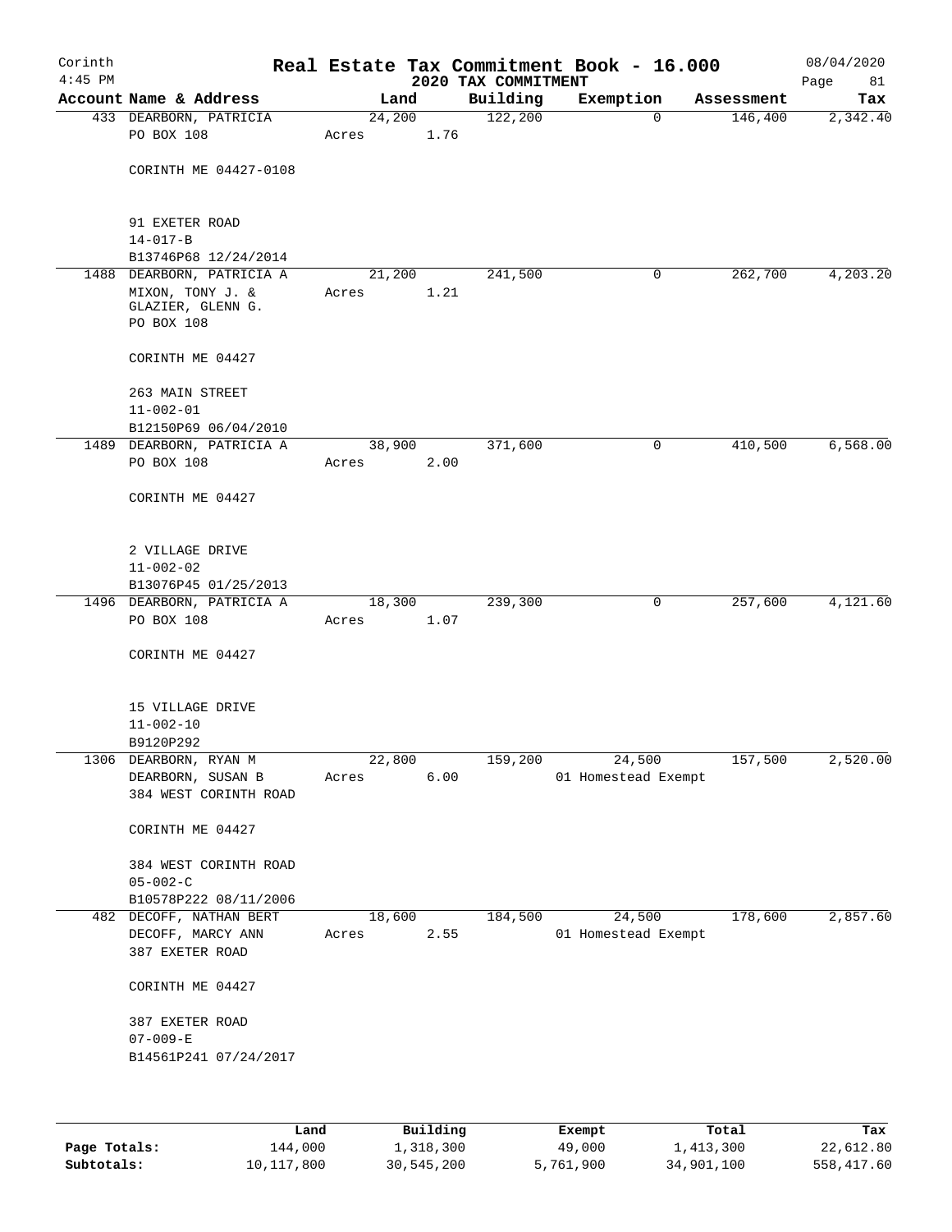Corinth
4:45 PM

# Real Estate Tax Commitment Book - 16.000
## 2020 TAX COMMITMENT

08/04/2020

| Account Name & Address | Land | Building | Exemption | Assessment | Tax |
|---|---|---|---|---|---|
| 433 DEARBORN, PATRICIA<br>PO BOX 108<br><br>CORINTH ME 04427-0108<br><br>91 EXETER ROAD<br>14-017-B<br>B13746P68 12/24/2014 | 24,200<br>Acres 1.76 | 122,200 | 0 | 146,400 | 2,342.40 |
| 1488 DEARBORN, PATRICIA A<br>MIXON, TONY J. &<br>GLAZIER, GLENN G.<br>PO BOX 108<br><br>CORINTH ME 04427<br><br>263 MAIN STREET<br>11-002-01<br>B12150P69 06/04/2010 | 21,200<br>Acres 1.21 | 241,500 | 0 | 262,700 | 4,203.20 |
| 1489 DEARBORN, PATRICIA A<br>PO BOX 108<br><br>CORINTH ME 04427<br><br>2 VILLAGE DRIVE<br>11-002-02<br>B13076P45 01/25/2013 | 38,900<br>Acres 2.00 | 371,600 | 0 | 410,500 | 6,568.00 |
| 1496 DEARBORN, PATRICIA A<br>PO BOX 108<br><br>CORINTH ME 04427<br><br>15 VILLAGE DRIVE<br>11-002-10<br>B9120P292 | 18,300<br>Acres 1.07 | 239,300 | 0 | 257,600 | 4,121.60 |
| 1306 DEARBORN, RYAN M<br>DEARBORN, SUSAN B<br>384 WEST CORINTH ROAD<br><br>CORINTH ME 04427<br><br>384 WEST CORINTH ROAD<br>05-002-C<br>B10578P222 08/11/2006 | 22,800<br>Acres 6.00 | 159,200 | 24,500<br>01 Homestead Exempt | 157,500 | 2,520.00 |
| 482 DECOFF, NATHAN BERT<br>DECOFF, MARCY ANN<br>387 EXETER ROAD<br><br>CORINTH ME 04427<br><br>387 EXETER ROAD<br>07-009-E<br>B14561P241 07/24/2017 | 18,600<br>Acres 2.55 | 184,500 | 24,500<br>01 Homestead Exempt | 178,600 | 2,857.60 |

| | Land | Building | Exempt | Total | Tax |
|---|---|---|---|---|---|
| Page Totals: | 144,000 | 1,318,300 | 49,000 | 1,413,300 | 22,612.80 |
| Subtotals: | 10,117,800 | 30,545,200 | 5,761,900 | 34,901,100 | 558,417.60 |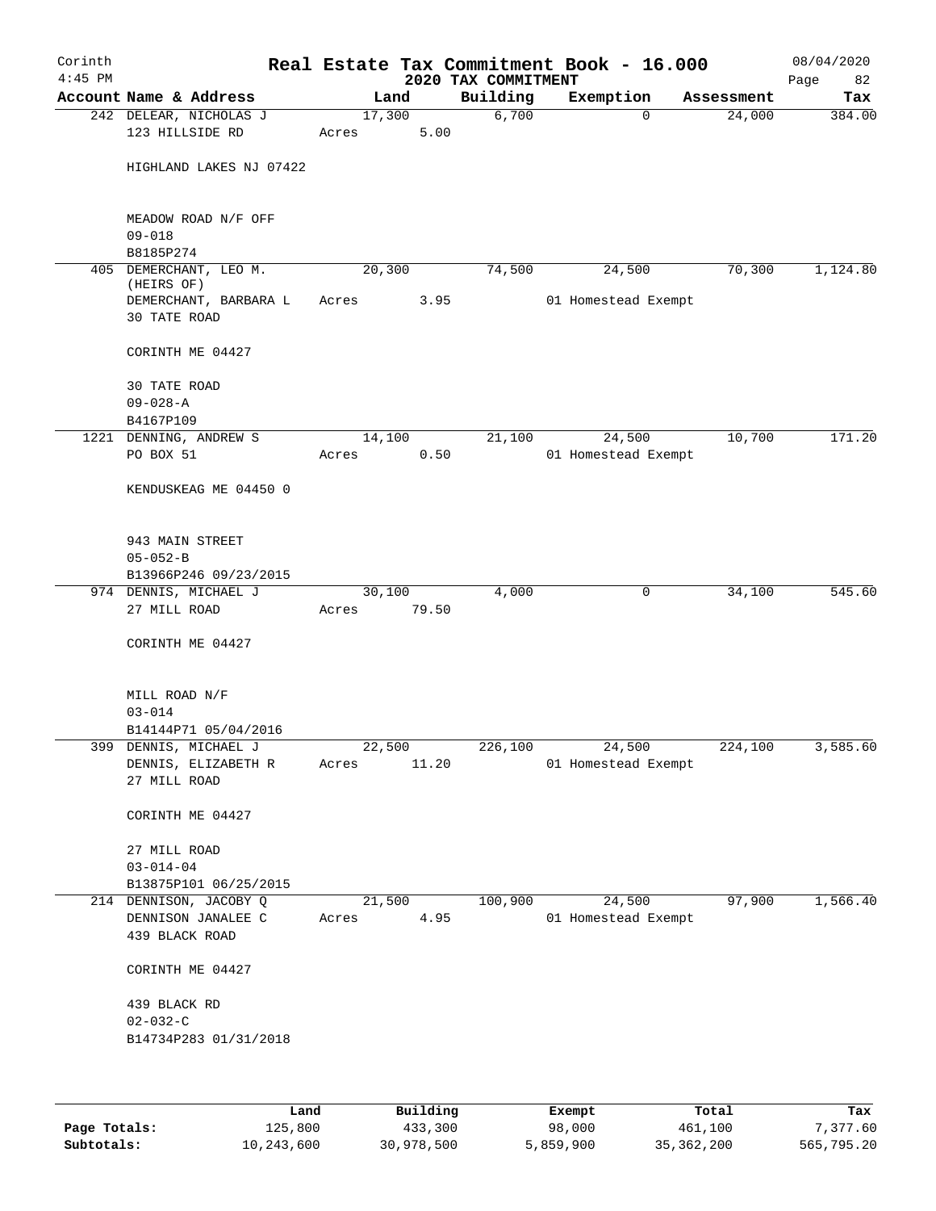Corinth
4:45 PM

# Real Estate Tax Commitment Book - 16.000

2020 TAX COMMITMENT

08/04/2020

| Account | Name & Address | Land | Building | Exemption | Assessment | Tax |
|---|---|---|---|---|---|---|
| 242 | DELEAR, NICHOLAS J<br>123 HILLSIDE RD<br><br>HIGHLAND LAKES NJ 07422<br><br>MEADOW ROAD N/F OFF<br>09-018<br>B8185P274 | 17,300<br>Acres 5.00 | 6,700 | 0 | 24,000 | 384.00 |
| 405 | DEMERCHANT, LEO M. (HEIRS OF)<br>DEMERCHANT, BARBARA L<br>30 TATE ROAD<br><br>CORINTH ME 04427<br><br>30 TATE ROAD<br>09-028-A<br>B4167P109 | 20,300<br>Acres 3.95 | 74,500 | 24,500<br>01 Homestead Exempt | 70,300 | 1,124.80 |
| 1221 | DENNING, ANDREW S<br>PO BOX 51<br><br>KENDUSKEAG ME 04450 0<br><br>943 MAIN STREET<br>05-052-B<br>B13966P246 09/23/2015 | 14,100<br>Acres 0.50 | 21,100 | 24,500<br>01 Homestead Exempt | 10,700 | 171.20 |
| 974 | DENNIS, MICHAEL J<br>27 MILL ROAD<br><br>CORINTH ME 04427<br><br>MILL ROAD N/F<br>03-014<br>B14144P71 05/04/2016 | 30,100<br>Acres 79.50 | 4,000 | 0 | 34,100 | 545.60 |
| 399 | DENNIS, MICHAEL J<br>DENNIS, ELIZABETH R<br>27 MILL ROAD<br><br>CORINTH ME 04427<br><br>27 MILL ROAD<br>03-014-04<br>B13875P101 06/25/2015 | 22,500<br>Acres 11.20 | 226,100 | 24,500<br>01 Homestead Exempt | 224,100 | 3,585.60 |
| 214 | DENNISON, JACOBY Q<br>DENNISON JANALEE C<br>439 BLACK ROAD<br><br>CORINTH ME 04427<br><br>439 BLACK RD<br>02-032-C<br>B14734P283 01/31/2018 | 21,500<br>Acres 4.95 | 100,900 | 24,500<br>01 Homestead Exempt | 97,900 | 1,566.40 |

| | Land | Building | Exempt | Total | Tax |
|---|---|---|---|---|---|
| Page Totals: | 125,800 | 433,300 | 98,000 | 461,100 | 7,377.60 |
| Subtotals: | 10,243,600 | 30,978,500 | 5,859,900 | 35,362,200 | 565,795.20 |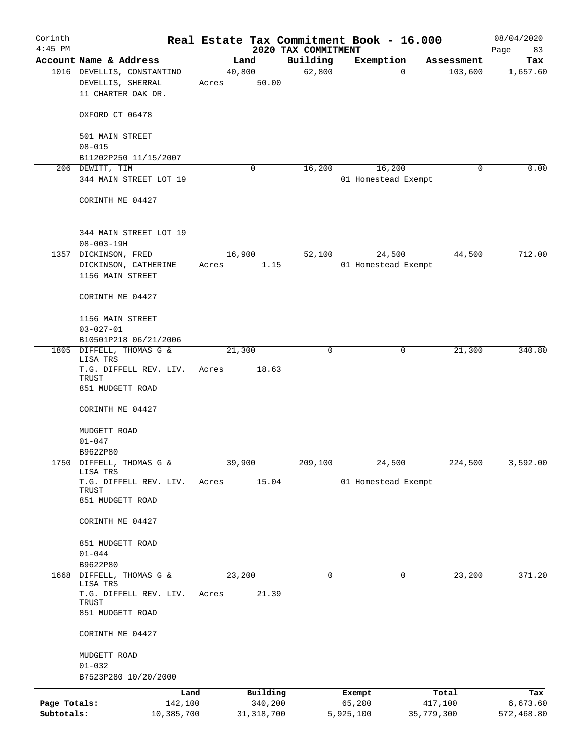# Real Estate Tax Commitment Book - 16.000

Corinth
4:45 PM

2020 TAX COMMITMENT

08/04/2020
Page 83

| Account | Name & Address | Land | Building | Exemption | Assessment | Tax |
|---|---|---|---|---|---|---|
| 1016 | DEVELLIS, CONSTANTINO<br>DEVELLIS, SHERRAL<br>11 CHARTER OAK DR.<br><br>OXFORD CT 06478<br><br>501 MAIN STREET<br>08-015<br>B11202P250 11/15/2007 | 40,800<br>Acres 50.00 | 62,800 | 0 | 103,600 | 1,657.60 |
| 206 | DEWITT, TIM<br>344 MAIN STREET LOT 19<br><br>CORINTH ME 04427<br><br>344 MAIN STREET LOT 19<br>08-003-19H | 0 | 16,200 | 16,200<br>01 Homestead Exempt | 0 | 0.00 |
| 1357 | DICKINSON, FRED<br>DICKINSON, CATHERINE<br>1156 MAIN STREET<br><br>CORINTH ME 04427<br><br>1156 MAIN STREET<br>03-027-01<br>B10501P218 06/21/2006 | 16,900<br>Acres 1.15 | 52,100 | 24,500<br>01 Homestead Exempt | 44,500 | 712.00 |
| 1805 | DIFFELL, THOMAS G & LISA TRS<br>T.G. DIFFELL REV. LIV. TRUST<br>851 MUDGETT ROAD<br><br>CORINTH ME 04427<br><br>MUDGETT ROAD<br>01-047<br>B9622P80 | 21,300<br>Acres 18.63 | 0 | 0 | 21,300 | 340.80 |
| 1750 | DIFFELL, THOMAS G & LISA TRS<br>T.G. DIFFELL REV. LIV. TRUST<br>851 MUDGETT ROAD<br><br>CORINTH ME 04427<br><br>851 MUDGETT ROAD<br>01-044<br>B9622P80 | 39,900<br>Acres 15.04 | 209,100 | 24,500<br>01 Homestead Exempt | 224,500 | 3,592.00 |
| 1668 | DIFFELL, THOMAS G & LISA TRS<br>T.G. DIFFELL REV. LIV. TRUST<br>851 MUDGETT ROAD<br><br>CORINTH ME 04427<br><br>MUDGETT ROAD<br>01-032<br>B7523P280 10/20/2000 | 23,200<br>Acres 21.39 | 0 | 0 | 23,200 | 371.20 |

| | Land | Building | Exempt | Total | Tax |
|---|---|---|---|---|---|
| Page Totals: | 142,100 | 340,200 | 65,200 | 417,100 | 6,673.60 |
| Subtotals: | 10,385,700 | 31,318,700 | 5,925,100 | 35,779,300 | 572,468.80 |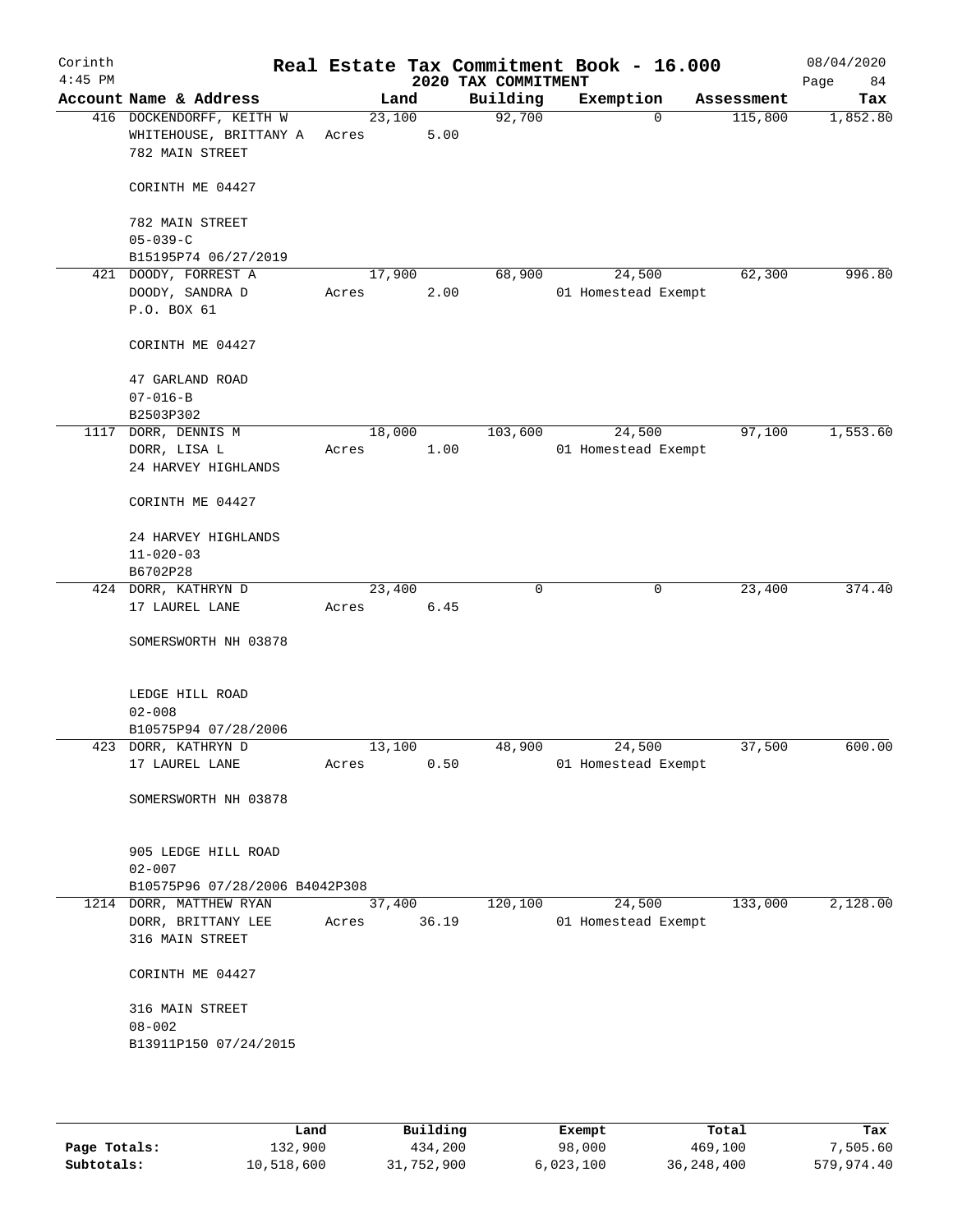Corinth 4:45 PM

# Real Estate Tax Commitment Book - 16.000

## 2020 TAX COMMITMENT

08/04/2020 Page 84

| Account | Name & Address | Land | Building | Exemption | Assessment | Tax |
|---|---|---|---|---|---|---|
| 416 | DOCKENDORFF, KEITH W<br>WHITEHOUSE, BRITTANY A<br>782 MAIN STREET<br><br>CORINTH ME 04427<br><br>782 MAIN STREET<br>05-039-C<br>B15195P74 06/27/2019 | 23,100<br>Acres 5.00 | 92,700 | 0 | 115,800 | 1,852.80 |
| 421 | DOODY, FORREST A<br>DOODY, SANDRA D<br>P.O. BOX 61<br><br>CORINTH ME 04427<br><br>47 GARLAND ROAD<br>07-016-B<br>B2503P302 | 17,900<br>Acres 2.00 | 68,900 | 24,500<br>01 Homestead Exempt | 62,300 | 996.80 |
| 1117 | DORR, DENNIS M<br>DORR, LISA L<br>24 HARVEY HIGHLANDS<br><br>CORINTH ME 04427<br><br>24 HARVEY HIGHLANDS<br>11-020-03<br>B6702P28 | 18,000<br>Acres 1.00 | 103,600 | 24,500<br>01 Homestead Exempt | 97,100 | 1,553.60 |
| 424 | DORR, KATHRYN D<br>17 LAUREL LANE<br><br>SOMERSWORTH NH 03878<br><br>LEDGE HILL ROAD<br>02-008<br>B10575P94 07/28/2006 | 23,400<br>Acres 6.45 | 0 | 0 | 23,400 | 374.40 |
| 423 | DORR, KATHRYN D<br>17 LAUREL LANE<br><br>SOMERSWORTH NH 03878<br><br>905 LEDGE HILL ROAD<br>02-007<br>B10575P96 07/28/2006 B4042P308 | 13,100<br>Acres 0.50 | 48,900 | 24,500<br>01 Homestead Exempt | 37,500 | 600.00 |
| 1214 | DORR, MATTHEW RYAN<br>DORR, BRITTANY LEE<br>316 MAIN STREET<br><br>CORINTH ME 04427<br><br>316 MAIN STREET<br>08-002<br>B13911P150 07/24/2015 | 37,400<br>Acres 36.19 | 120,100 | 24,500<br>01 Homestead Exempt | 133,000 | 2,128.00 |

| | Land | Building | Exempt | Total | Tax |
|---|---|---|---|---|---|
| Page Totals: | 132,900 | 434,200 | 98,000 | 469,100 | 7,505.60 |
| Subtotals: | 10,518,600 | 31,752,900 | 6,023,100 | 36,248,400 | 579,974.40 |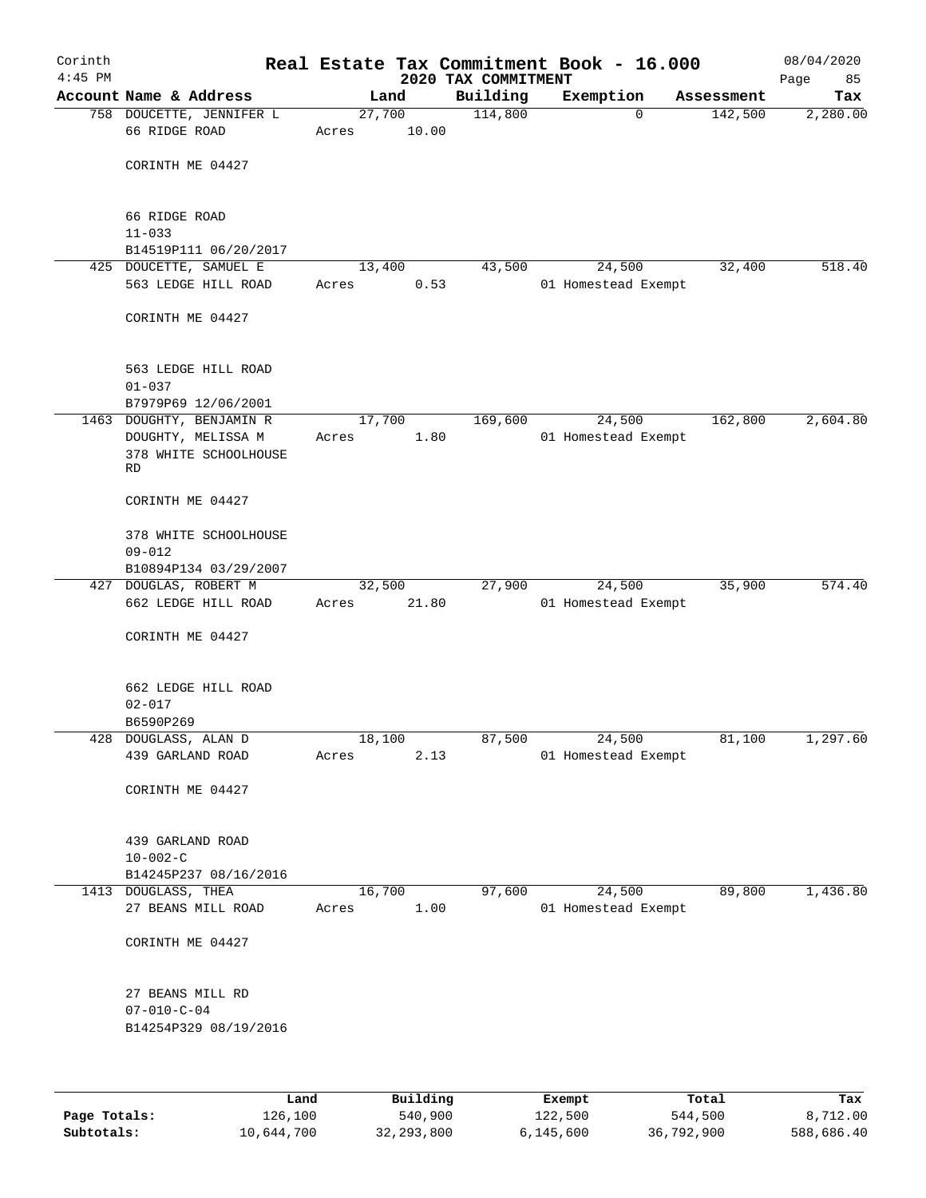Corinth 4:45 PM

# Real Estate Tax Commitment Book - 16.000

## 2020 TAX COMMITMENT

08/04/2020

| Account Name & Address | Land | Building | Exemption | Assessment | Tax |
|---|---|---|---|---|---|
| 758 DOUCETTE, JENNIFER L<br>66 RIDGE ROAD<br><br>CORINTH ME 04427<br><br>66 RIDGE ROAD<br>11-033<br>B14519P111 06/20/2017 | 27,700<br>Acres 10.00 | 114,800 | 0 | 142,500 | 2,280.00 |
| 425 DOUCETTE, SAMUEL E<br>563 LEDGE HILL ROAD<br><br>CORINTH ME 04427<br><br>563 LEDGE HILL ROAD<br>01-037<br>B7979P69 12/06/2001 | 13,400<br>Acres 0.53 | 43,500 | 24,500<br>01 Homestead Exempt | 32,400 | 518.40 |
| 1463 DOUGHTY, BENJAMIN R<br>DOUGHTY, MELISSA M<br>378 WHITE SCHOOLHOUSE RD<br><br>CORINTH ME 04427<br><br>378 WHITE SCHOOLHOUSE<br>09-012<br>B10894P134 03/29/2007 | 17,700<br>Acres 1.80 | 169,600 | 24,500<br>01 Homestead Exempt | 162,800 | 2,604.80 |
| 427 DOUGLAS, ROBERT M<br>662 LEDGE HILL ROAD<br><br>CORINTH ME 04427<br><br>662 LEDGE HILL ROAD<br>02-017<br>B6590P269 | 32,500<br>Acres 21.80 | 27,900 | 24,500<br>01 Homestead Exempt | 35,900 | 574.40 |
| 428 DOUGLASS, ALAN D<br>439 GARLAND ROAD<br><br>CORINTH ME 04427<br><br>439 GARLAND ROAD<br>10-002-C<br>B14245P237 08/16/2016 | 18,100<br>Acres 2.13 | 87,500 | 24,500<br>01 Homestead Exempt | 81,100 | 1,297.60 |
| 1413 DOUGLASS, THEA<br>27 BEANS MILL ROAD<br><br>CORINTH ME 04427<br><br>27 BEANS MILL RD<br>07-010-C-04<br>B14254P329 08/19/2016 | 16,700<br>Acres 1.00 | 97,600 | 24,500<br>01 Homestead Exempt | 89,800 | 1,436.80 |

| | Land | Building | Exempt | Total | Tax |
|---|---|---|---|---|---|
| Page Totals: | 126,100 | 540,900 | 122,500 | 544,500 | 8,712.00 |
| Subtotals: | 10,644,700 | 32,293,800 | 6,145,600 | 36,792,900 | 588,686.40 |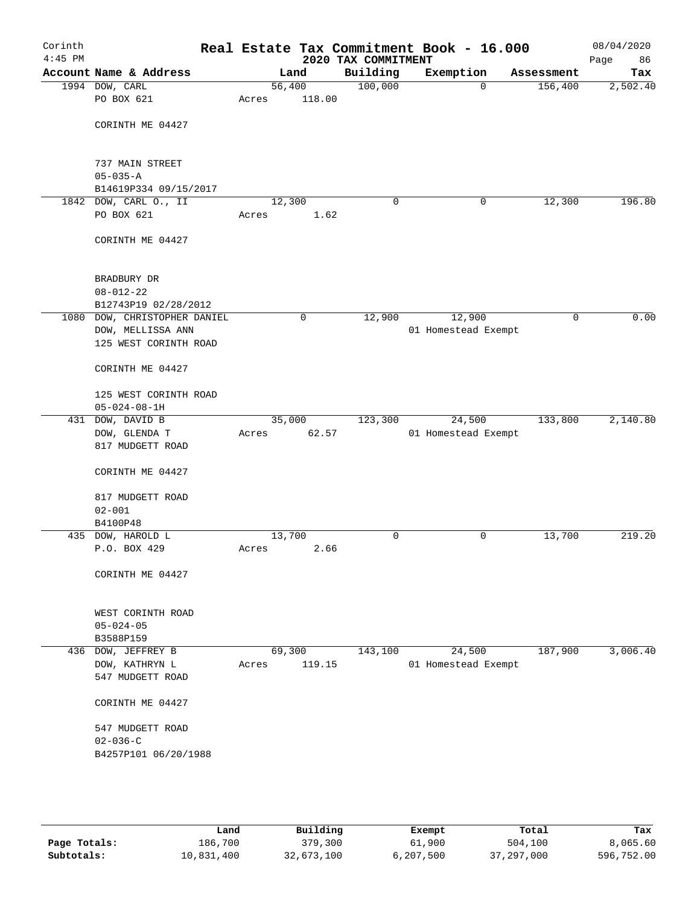# Real Estate Tax Commitment Book - 16.000

Corinth
4:45 PM

2020 TAX COMMITMENT

08/04/2020

| Account Name & Address | Land | Building | Exemption | Assessment | Tax |
|---|---|---|---|---|---|
| 1994 DOW, CARL<br>PO BOX 621<br><br>CORINTH ME 04427<br><br>737 MAIN STREET<br>05-035-A<br>B14619P334 09/15/2017 | 56,400<br>Acres 118.00 | 100,000 | 0 | 156,400 | 2,502.40 |
| 1842 DOW, CARL O., II<br>PO BOX 621<br><br>CORINTH ME 04427<br><br>BRADBURY DR<br>08-012-22<br>B12743P19 02/28/2012 | 12,300<br>Acres 1.62 | 0 | 0 | 12,300 | 196.80 |
| 1080 DOW, CHRISTOPHER DANIEL<br>DOW, MELLISSA ANN<br>125 WEST CORINTH ROAD<br><br>CORINTH ME 04427<br><br>125 WEST CORINTH ROAD<br>05-024-08-1H | 0 | 12,900 | 12,900<br>01 Homestead Exempt | 0 | 0.00 |
| 431 DOW, DAVID B<br>DOW, GLENDA T<br>817 MUDGETT ROAD<br><br>CORINTH ME 04427<br><br>817 MUDGETT ROAD<br>02-001<br>B4100P48 | 35,000<br>Acres 62.57 | 123,300 | 24,500<br>01 Homestead Exempt | 133,800 | 2,140.80 |
| 435 DOW, HAROLD L<br>P.O. BOX 429<br><br>CORINTH ME 04427<br><br>WEST CORINTH ROAD<br>05-024-05<br>B3588P159 | 13,700<br>Acres 2.66 | 0 | 0 | 13,700 | 219.20 |
| 436 DOW, JEFFREY B<br>DOW, KATHRYN L<br>547 MUDGETT ROAD<br><br>CORINTH ME 04427<br><br>547 MUDGETT ROAD<br>02-036-C<br>B4257P101 06/20/1988 | 69,300<br>Acres 119.15 | 143,100 | 24,500<br>01 Homestead Exempt | 187,900 | 3,006.40 |

| | Land | Building | Exempt | Total | Tax |
|---|---|---|---|---|---|
| Page Totals: | 186,700 | 379,300 | 61,900 | 504,100 | 8,065.60 |
| Subtotals: | 10,831,400 | 32,673,100 | 6,207,500 | 37,297,000 | 596,752.00 |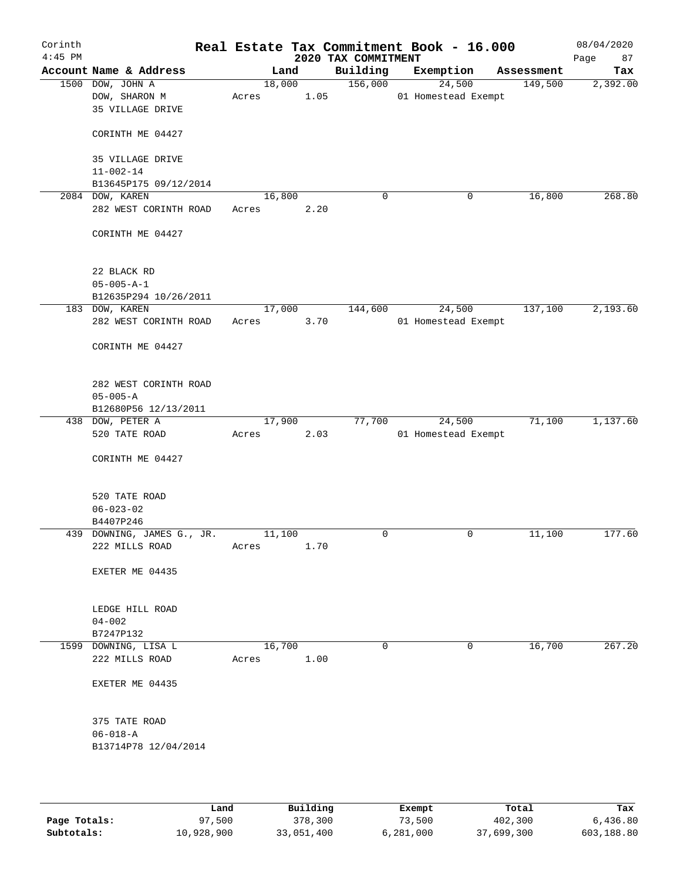Corinth
4:45 PM

# Real Estate Tax Commitment Book - 16.000

2020 TAX COMMITMENT

08/04/2020

| Account | Name & Address | Land | Building | Exemption | Assessment | Tax |
|---|---|---|---|---|---|---|
| 1500 | DOW, JOHN A<br>DOW, SHARON M<br>35 VILLAGE DRIVE<br><br>CORINTH ME 04427<br><br>35 VILLAGE DRIVE<br>11-002-14<br>B13645P175 09/12/2014 | 18,000<br>Acres 1.05 | 156,000 | 24,500<br>01 Homestead Exempt | 149,500 | 2,392.00 |
| 2084 | DOW, KAREN<br>282 WEST CORINTH ROAD<br><br>CORINTH ME 04427<br><br>22 BLACK RD<br>05-005-A-1<br>B12635P294 10/26/2011 | 16,800<br>Acres 2.20 | 0 | 0 | 16,800 | 268.80 |
| 183 | DOW, KAREN<br>282 WEST CORINTH ROAD<br><br>CORINTH ME 04427<br><br>282 WEST CORINTH ROAD<br>05-005-A<br>B12680P56 12/13/2011 | 17,000<br>Acres 3.70 | 144,600 | 24,500<br>01 Homestead Exempt | 137,100 | 2,193.60 |
| 438 | DOW, PETER A<br>520 TATE ROAD<br><br>CORINTH ME 04427<br><br>520 TATE ROAD<br>06-023-02<br>B4407P246 | 17,900<br>Acres 2.03 | 77,700 | 24,500<br>01 Homestead Exempt | 71,100 | 1,137.60 |
| 439 | DOWNING, JAMES G., JR.<br>222 MILLS ROAD<br><br>EXETER ME 04435<br><br>LEDGE HILL ROAD<br>04-002<br>B7247P132 | 11,100<br>Acres 1.70 | 0 | 0 | 11,100 | 177.60 |
| 1599 | DOWNING, LISA L<br>222 MILLS ROAD<br><br>EXETER ME 04435<br><br>375 TATE ROAD<br>06-018-A<br>B13714P78 12/04/2014 | 16,700<br>Acres 1.00 | 0 | 0 | 16,700 | 267.20 |

| | Land | Building | Exempt | Total | Tax |
|---|---|---|---|---|---|
| Page Totals: | 97,500 | 378,300 | 73,500 | 402,300 | 6,436.80 |
| Subtotals: | 10,928,900 | 33,051,400 | 6,281,000 | 37,699,300 | 603,188.80 |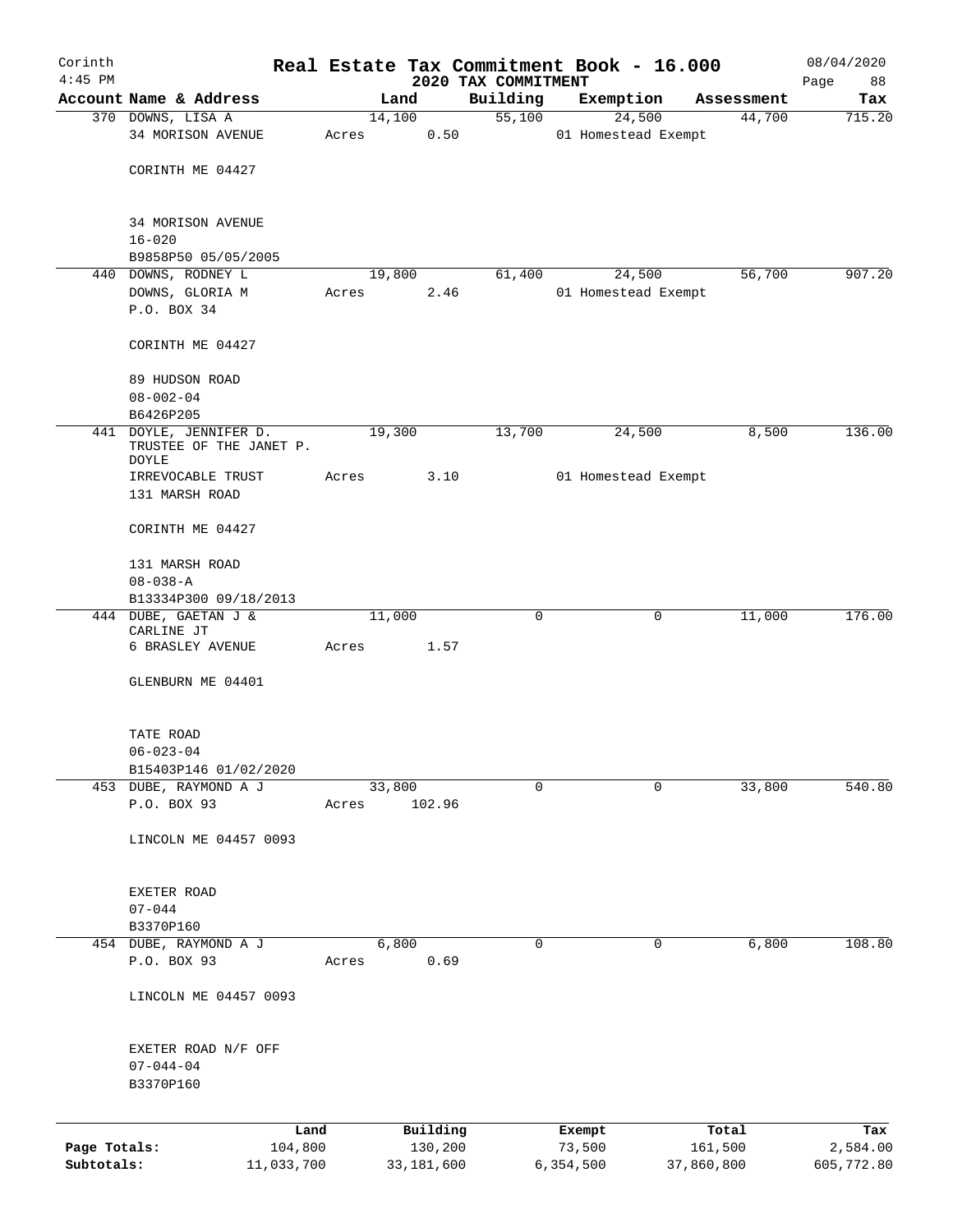# Real Estate Tax Commitment Book - 16.000

Corinth 4:45 PM — 2020 TAX COMMITMENT — 08/04/2020

| Account Name & Address | Land | Building | Exemption | Assessment | Tax |
|---|---|---|---|---|---|
| 370 DOWNS, LISA A<br>34 MORISON AVENUE<br><br>CORINTH ME 04427<br><br>34 MORISON AVENUE<br>16-020<br>B9858P50 05/05/2005 | 14,100<br>Acres 0.50 | 55,100 | 24,500<br>01 Homestead Exempt | 44,700 | 715.20 |
| 440 DOWNS, RODNEY L<br>DOWNS, GLORIA M<br>P.O. BOX 34<br><br>CORINTH ME 04427<br><br>89 HUDSON ROAD<br>08-002-04<br>B6426P205 | 19,800<br>Acres 2.46 | 61,400 | 24,500<br>01 Homestead Exempt | 56,700 | 907.20 |
| 441 DOYLE, JENNIFER D.<br>TRUSTEE OF THE JANET P. DOYLE<br>IRREVOCABLE TRUST<br>131 MARSH ROAD<br><br>CORINTH ME 04427<br><br>131 MARSH ROAD<br>08-038-A<br>B13334P300 09/18/2013 | 19,300<br>Acres 3.10 | 13,700 | 24,500<br>01 Homestead Exempt | 8,500 | 136.00 |
| 444 DUBE, GAETAN J &<br>CARLINE JT<br>6 BRASLEY AVENUE<br><br>GLENBURN ME 04401<br><br>TATE ROAD<br>06-023-04<br>B15403P146 01/02/2020 | 11,000<br>Acres 1.57 | 0 | 0 | 11,000 | 176.00 |
| 453 DUBE, RAYMOND A J<br>P.O. BOX 93<br><br>LINCOLN ME 04457 0093<br><br>EXETER ROAD<br>07-044<br>B3370P160 | 33,800<br>Acres 102.96 | 0 | 0 | 33,800 | 540.80 |
| 454 DUBE, RAYMOND A J<br>P.O. BOX 93<br><br>LINCOLN ME 04457 0093<br><br>EXETER ROAD N/F OFF<br>07-044-04<br>B3370P160 | 6,800<br>Acres 0.69 | 0 | 0 | 6,800 | 108.80 |

| | Land | Building | Exempt | Total | Tax |
|---|---|---|---|---|---|
| Page Totals: | 104,800 | 130,200 | 73,500 | 161,500 | 2,584.00 |
| Subtotals: | 11,033,700 | 33,181,600 | 6,354,500 | 37,860,800 | 605,772.80 |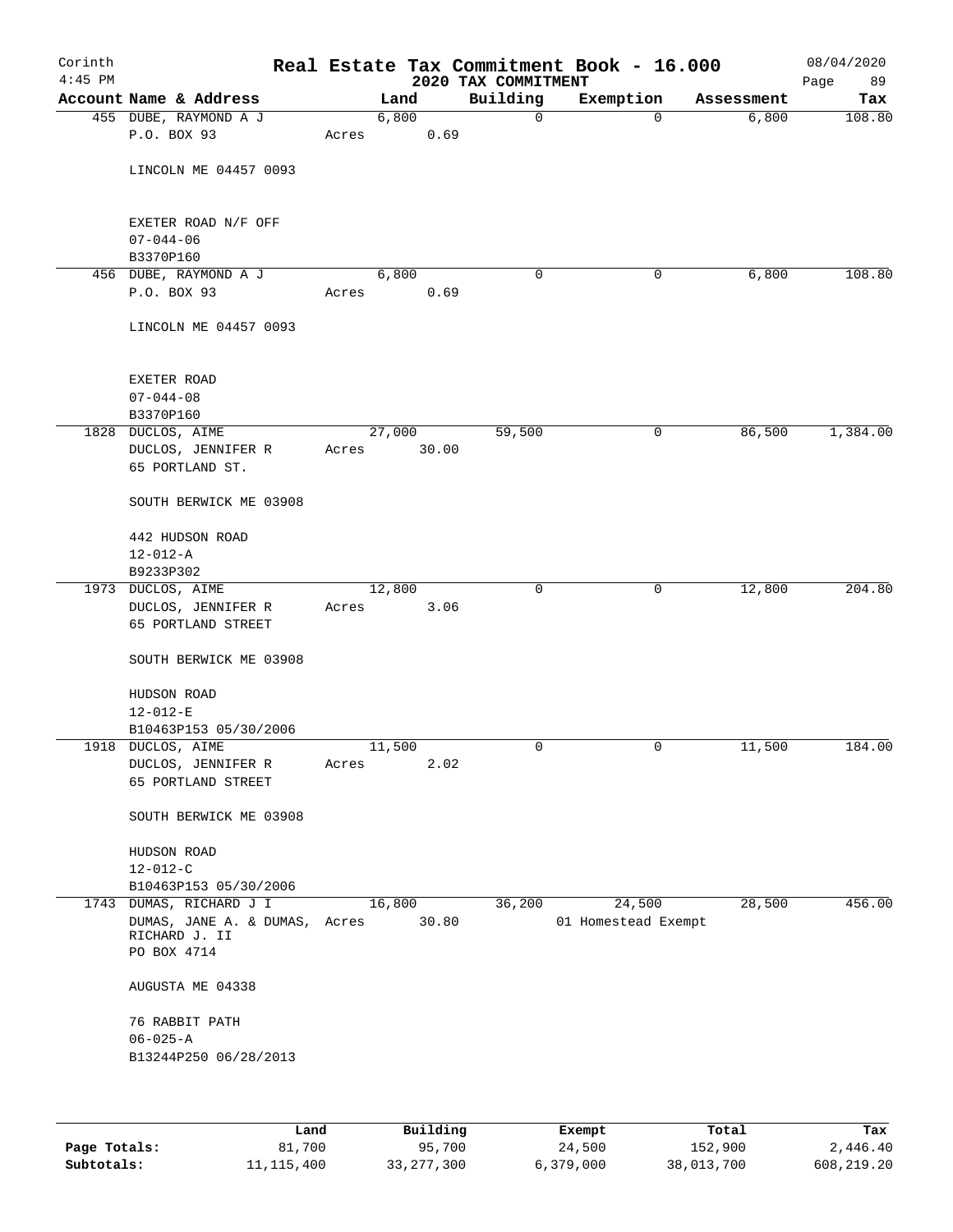Corinth 4:45 PM

# Real Estate Tax Commitment Book - 16.000

2020 TAX COMMITMENT

08/04/2020 Page 89

| Account Name & Address | Land | Building | Exemption | Assessment | Tax |
|---|---|---|---|---|---|
| 455 DUBE, RAYMOND A J<br>P.O. BOX 93<br><br>LINCOLN ME 04457 0093<br><br>EXETER ROAD N/F OFF<br>07-044-06<br>B3370P160 | 6,800<br>Acres 0.69 | 0 | 0 | 6,800 | 108.80 |
| 456 DUBE, RAYMOND A J<br>P.O. BOX 93<br><br>LINCOLN ME 04457 0093<br><br>EXETER ROAD<br>07-044-08<br>B3370P160 | 6,800<br>Acres 0.69 | 0 | 0 | 6,800 | 108.80 |
| 1828 DUCLOS, AIME<br>DUCLOS, JENNIFER R<br>65 PORTLAND ST.<br><br>SOUTH BERWICK ME 03908<br><br>442 HUDSON ROAD<br>12-012-A<br>B9233P302 | 27,000<br>Acres 30.00 | 59,500 | 0 | 86,500 | 1,384.00 |
| 1973 DUCLOS, AIME<br>DUCLOS, JENNIFER R<br>65 PORTLAND STREET<br><br>SOUTH BERWICK ME 03908<br><br>HUDSON ROAD<br>12-012-E<br>B10463P153 05/30/2006 | 12,800<br>Acres 3.06 | 0 | 0 | 12,800 | 204.80 |
| 1918 DUCLOS, AIME<br>DUCLOS, JENNIFER R<br>65 PORTLAND STREET<br><br>SOUTH BERWICK ME 03908<br><br>HUDSON ROAD<br>12-012-C<br>B10463P153 05/30/2006 | 11,500<br>Acres 2.02 | 0 | 0 | 11,500 | 184.00 |
| 1743 DUMAS, RICHARD J I<br>DUMAS, JANE A. & DUMAS, RICHARD J. II<br>PO BOX 4714<br><br>AUGUSTA ME 04338<br><br>76 RABBIT PATH<br>06-025-A<br>B13244P250 06/28/2013 | 16,800<br>Acres 30.80 | 36,200 | 24,500<br>01 Homestead Exempt | 28,500 | 456.00 |

| | Land | Building | Exempt | Total | Tax |
|---|---|---|---|---|---|
| Page Totals: | 81,700 | 95,700 | 24,500 | 152,900 | 2,446.40 |
| Subtotals: | 11,115,400 | 33,277,300 | 6,379,000 | 38,013,700 | 608,219.20 |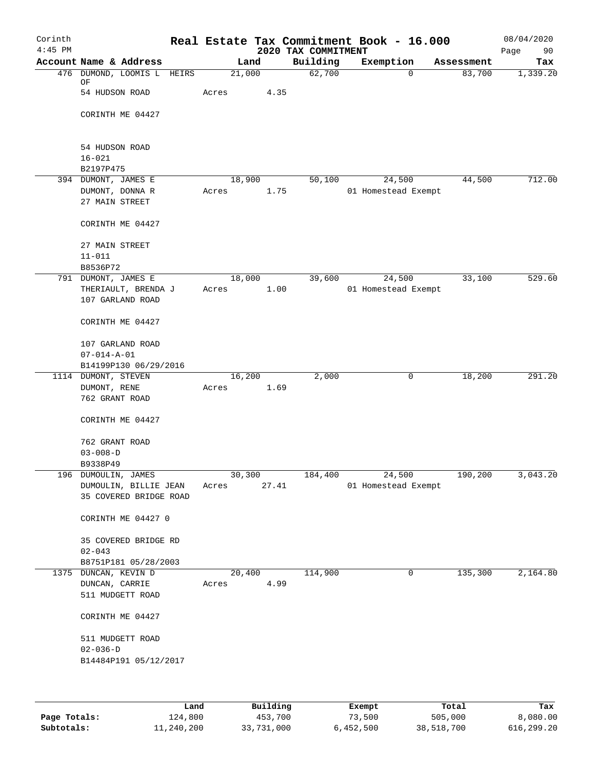# Corinth — Real Estate Tax Commitment Book - 16.000

2020 TAX COMMITMENT

4:45 PM — 08/04/2020

| Account Name & Address | Land | Building | Exemption | Assessment | Tax |
|---|---|---|---|---|---|
| 476 DUMOND, LOOMIS L HEIRS OF<br>54 HUDSON ROAD<br><br>CORINTH ME 04427<br><br>54 HUDSON ROAD<br>16-021<br>B2197P475 | 21,000<br>Acres 4.35 | 62,700 | 0 | 83,700 | 1,339.20 |
| 394 DUMONT, JAMES E<br>DUMONT, DONNA R<br>27 MAIN STREET<br><br>CORINTH ME 04427<br><br>27 MAIN STREET<br>11-011<br>B8536P72 | 18,900<br>Acres 1.75 | 50,100 | 24,500<br>01 Homestead Exempt | 44,500 | 712.00 |
| 791 DUMONT, JAMES E<br>THERIAULT, BRENDA J<br>107 GARLAND ROAD<br><br>CORINTH ME 04427<br><br>107 GARLAND ROAD<br>07-014-A-01<br>B14199P130 06/29/2016 | 18,000<br>Acres 1.00 | 39,600 | 24,500<br>01 Homestead Exempt | 33,100 | 529.60 |
| 1114 DUMONT, STEVEN<br>DUMONT, RENE<br>762 GRANT ROAD<br><br>CORINTH ME 04427<br><br>762 GRANT ROAD<br>03-008-D<br>B9338P49 | 16,200<br>Acres 1.69 | 2,000 | 0 | 18,200 | 291.20 |
| 196 DUMOULIN, JAMES<br>DUMOULIN, BILLIE JEAN<br>35 COVERED BRIDGE ROAD<br><br>CORINTH ME 04427 0<br><br>35 COVERED BRIDGE RD<br>02-043<br>B8751P181 05/28/2003 | 30,300<br>Acres 27.41 | 184,400 | 24,500<br>01 Homestead Exempt | 190,200 | 3,043.20 |
| 1375 DUNCAN, KEVIN D<br>DUNCAN, CARRIE<br>511 MUDGETT ROAD<br><br>CORINTH ME 04427<br><br>511 MUDGETT ROAD<br>02-036-D<br>B14484P191 05/12/2017 | 20,400<br>Acres 4.99 | 114,900 | 0 | 135,300 | 2,164.80 |

| | Land | Building | Exempt | Total | Tax |
|---|---|---|---|---|---|
| Page Totals: | 124,800 | 453,700 | 73,500 | 505,000 | 8,080.00 |
| Subtotals: | 11,240,200 | 33,731,000 | 6,452,500 | 38,518,700 | 616,299.20 |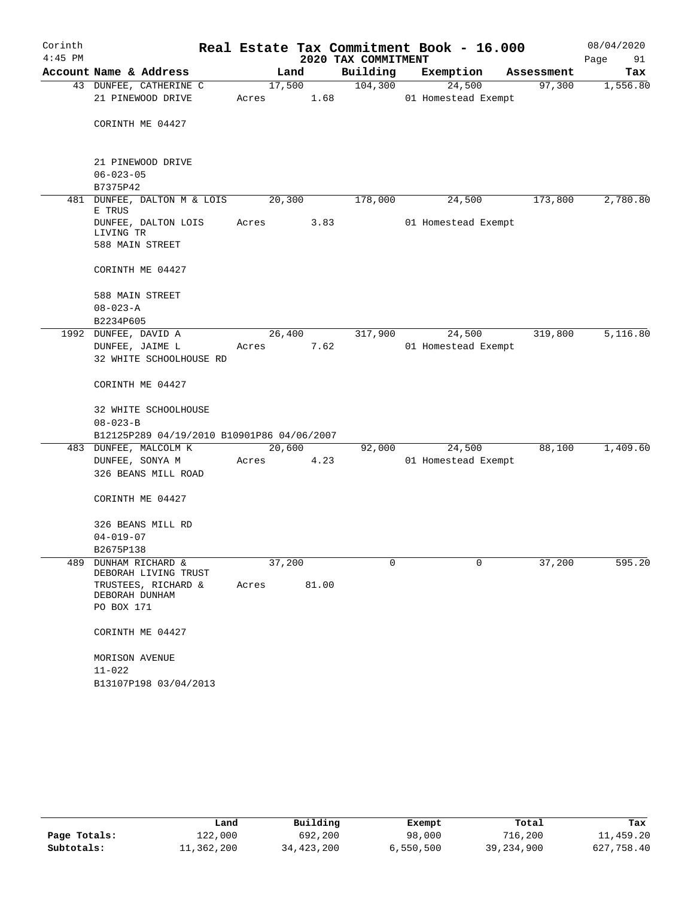Corinth 4:45 PM

# Real Estate Tax Commitment Book - 16.000

2020 TAX COMMITMENT

08/04/2020

| Account | Name & Address | Land | Building | Exemption | Assessment | Tax |
|---|---|---|---|---|---|---|
| 43 | DUNFEE, CATHERINE C<br>21 PINEWOOD DRIVE<br><br>CORINTH ME 04427<br><br>21 PINEWOOD DRIVE<br>06-023-05<br>B7375P42 | 17,500<br>Acres 1.68 | 104,300 | 24,500<br>01 Homestead Exempt | 97,300 | 1,556.80 |
| 481 | DUNFEE, DALTON M & LOIS E TRUS<br>DUNFEE, DALTON LOIS LIVING TR<br>588 MAIN STREET<br><br>CORINTH ME 04427<br><br>588 MAIN STREET<br>08-023-A<br>B2234P605 | 20,300<br>Acres 3.83 | 178,000 | 24,500<br>01 Homestead Exempt | 173,800 | 2,780.80 |
| 1992 | DUNFEE, DAVID A<br>DUNFEE, JAIME L<br>32 WHITE SCHOOLHOUSE RD<br><br>CORINTH ME 04427<br><br>32 WHITE SCHOOLHOUSE<br>08-023-B<br>B12125P289 04/19/2010 B10901P86 04/06/2007 | 26,400<br>Acres 7.62 | 317,900 | 24,500<br>01 Homestead Exempt | 319,800 | 5,116.80 |
| 483 | DUNFEE, MALCOLM K<br>DUNFEE, SONYA M<br>326 BEANS MILL ROAD<br><br>CORINTH ME 04427<br><br>326 BEANS MILL RD<br>04-019-07<br>B2675P138 | 20,600<br>Acres 4.23 | 92,000 | 24,500<br>01 Homestead Exempt | 88,100 | 1,409.60 |
| 489 | DUNHAM RICHARD & DEBORAH LIVING TRUST<br>TRUSTEES, RICHARD & DEBORAH DUNHAM<br>PO BOX 171<br><br>CORINTH ME 04427<br><br>MORISON AVENUE<br>11-022<br>B13107P198 03/04/2013 | 37,200<br>Acres 81.00 | 0 | 0 | 37,200 | 595.20 |

| | Land | Building | Exempt | Total | Tax |
|---|---|---|---|---|---|
| Page Totals: | 122,000 | 692,200 | 98,000 | 716,200 | 11,459.20 |
| Subtotals: | 11,362,200 | 34,423,200 | 6,550,500 | 39,234,900 | 627,758.40 |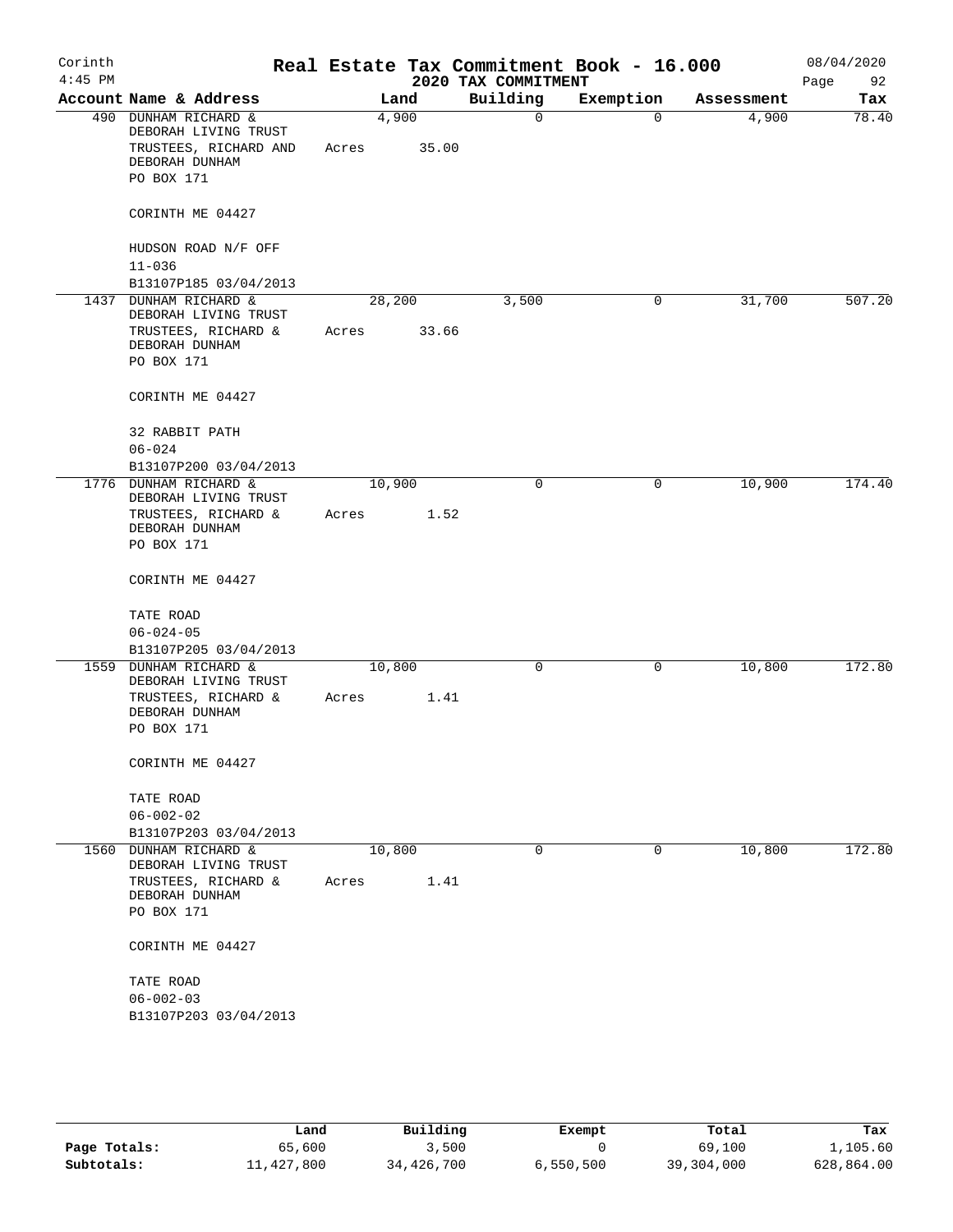Corinth 4:45 PM

# Real Estate Tax Commitment Book - 16.000
## 2020 TAX COMMITMENT

08/04/2020 Page 92

| Account | Name & Address | Land | Building | Exemption | Assessment | Tax |
|---|---|---|---|---|---|---|
| 490 | DUNHAM RICHARD & DEBORAH LIVING TRUST TRUSTEES, RICHARD AND DEBORAH DUNHAM PO BOX 171 CORINTH ME 04427 HUDSON ROAD N/F OFF 11-036 B13107P185 03/04/2013 | 4,900 Acres 35.00 | 0 | 0 | 4,900 | 78.40 |
| 1437 | DUNHAM RICHARD & DEBORAH LIVING TRUST TRUSTEES, RICHARD & DEBORAH DUNHAM PO BOX 171 CORINTH ME 04427 32 RABBIT PATH 06-024 B13107P200 03/04/2013 | 28,200 Acres 33.66 | 3,500 | 0 | 31,700 | 507.20 |
| 1776 | DUNHAM RICHARD & DEBORAH LIVING TRUST TRUSTEES, RICHARD & DEBORAH DUNHAM PO BOX 171 CORINTH ME 04427 TATE ROAD 06-024-05 B13107P205 03/04/2013 | 10,900 Acres 1.52 | 0 | 0 | 10,900 | 174.40 |
| 1559 | DUNHAM RICHARD & DEBORAH LIVING TRUST TRUSTEES, RICHARD & DEBORAH DUNHAM PO BOX 171 CORINTH ME 04427 TATE ROAD 06-002-02 B13107P203 03/04/2013 | 10,800 Acres 1.41 | 0 | 0 | 10,800 | 172.80 |
| 1560 | DUNHAM RICHARD & DEBORAH LIVING TRUST TRUSTEES, RICHARD & DEBORAH DUNHAM PO BOX 171 CORINTH ME 04427 TATE ROAD 06-002-03 B13107P203 03/04/2013 | 10,800 Acres 1.41 | 0 | 0 | 10,800 | 172.80 |

| | Land | Building | Exempt | Total | Tax |
|---|---|---|---|---|---|
| Page Totals: | 65,600 | 3,500 | 0 | 69,100 | 1,105.60 |
| Subtotals: | 11,427,800 | 34,426,700 | 6,550,500 | 39,304,000 | 628,864.00 |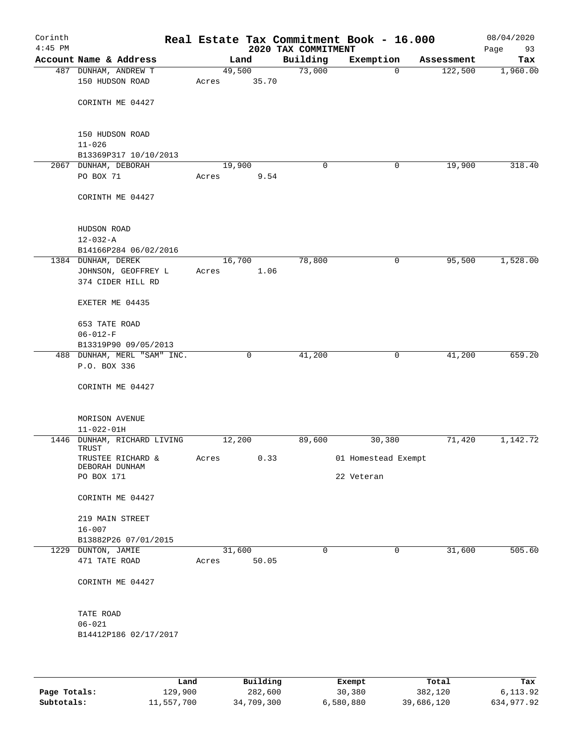Corinth 4:45 PM

# Real Estate Tax Commitment Book - 16.000

2020 TAX COMMITMENT

08/04/2020 Page 93

| Account Name & Address | Land | Building | Exemption | Assessment | Tax |
|---|---|---|---|---|---|
| 487 DUNHAM, ANDREW T<br>150 HUDSON ROAD<br><br>CORINTH ME 04427<br><br>150 HUDSON ROAD<br>11-026<br>B13369P317 10/10/2013 | 49,500<br>Acres 35.70 | 73,000 | 0 | 122,500 | 1,960.00 |
| 2067 DUNHAM, DEBORAH<br>PO BOX 71<br><br>CORINTH ME 04427<br><br>HUDSON ROAD<br>12-032-A<br>B14166P284 06/02/2016 | 19,900<br>Acres 9.54 | 0 | 0 | 19,900 | 318.40 |
| 1384 DUNHAM, DEREK<br>JOHNSON, GEOFFREY L<br>374 CIDER HILL RD<br><br>EXETER ME 04435<br><br>653 TATE ROAD<br>06-012-F<br>B13319P90 09/05/2013 | 16,700<br>Acres 1.06 | 78,800 | 0 | 95,500 | 1,528.00 |
| 488 DUNHAM, MERL "SAM" INC.<br>P.O. BOX 336<br><br>CORINTH ME 04427<br><br>MORISON AVENUE<br>11-022-01H | 0 | 41,200 | 0 | 41,200 | 659.20 |
| 1446 DUNHAM, RICHARD LIVING TRUST<br>TRUSTEE RICHARD & DEBORAH DUNHAM<br>PO BOX 171<br><br>CORINTH ME 04427<br><br>219 MAIN STREET<br>16-007<br>B13882P26 07/01/2015 | 12,200<br>Acres 0.33 | 89,600 | 30,380<br>01 Homestead Exempt<br>22 Veteran | 71,420 | 1,142.72 |
| 1229 DUNTON, JAMIE<br>471 TATE ROAD<br><br>CORINTH ME 04427<br><br>TATE ROAD<br>06-021<br>B14412P186 02/17/2017 | 31,600<br>Acres 50.05 | 0 | 0 | 31,600 | 505.60 |

| | Land | Building | Exempt | Total | Tax |
|---|---|---|---|---|---|
| Page Totals: | 129,900 | 282,600 | 30,380 | 382,120 | 6,113.92 |
| Subtotals: | 11,557,700 | 34,709,300 | 6,580,880 | 39,686,120 | 634,977.92 |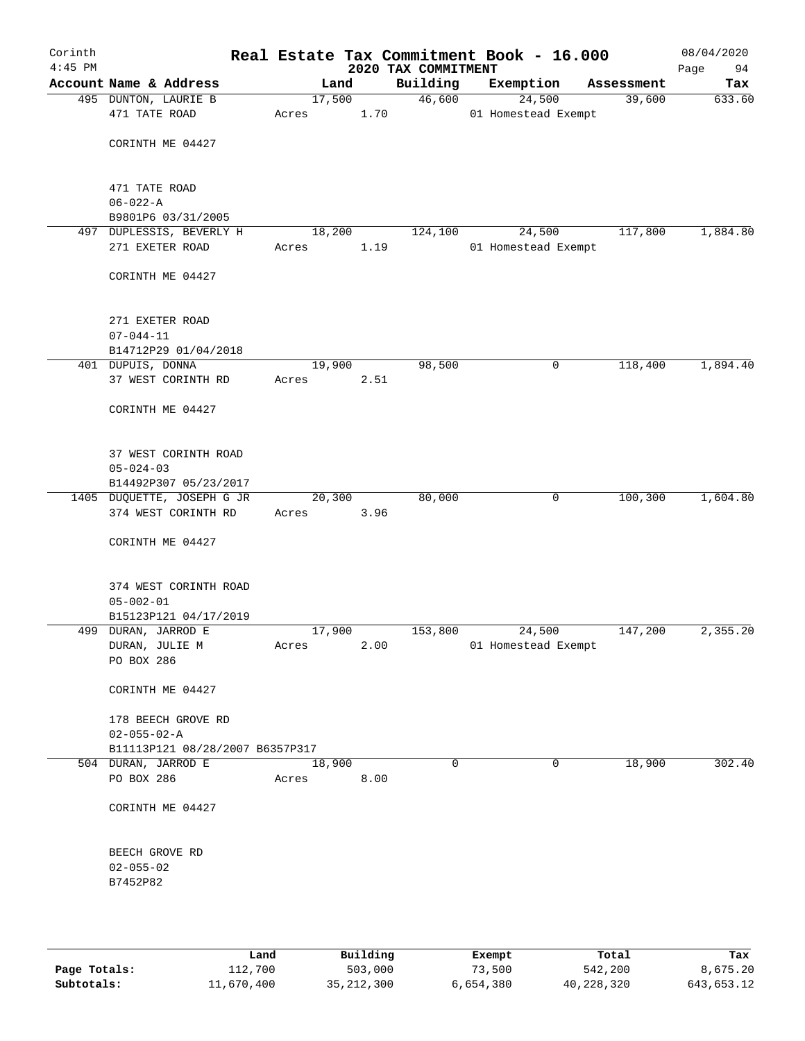Corinth 4:45 PM

# Real Estate Tax Commitment Book - 16.000

2020 TAX COMMITMENT

08/04/2020 Page 94

| Account Name & Address | Land | Building | Exemption | Assessment | Tax |
|---|---|---|---|---|---|
| 495 DUNTON, LAURIE B<br>471 TATE ROAD<br><br>CORINTH ME 04427<br><br>471 TATE ROAD<br>06-022-A<br>B9801P6 03/31/2005 | 17,500<br>Acres 1.70 | 46,600 | 24,500<br>01 Homestead Exempt | 39,600 | 633.60 |
| 497 DUPLESSIS, BEVERLY H<br>271 EXETER ROAD<br><br>CORINTH ME 04427<br><br>271 EXETER ROAD<br>07-044-11<br>B14712P29 01/04/2018 | 18,200<br>Acres 1.19 | 124,100 | 24,500<br>01 Homestead Exempt | 117,800 | 1,884.80 |
| 401 DUPUIS, DONNA<br>37 WEST CORINTH RD<br><br>CORINTH ME 04427<br><br>37 WEST CORINTH ROAD<br>05-024-03<br>B14492P307 05/23/2017 | 19,900<br>Acres 2.51 | 98,500 | 0 | 118,400 | 1,894.40 |
| 1405 DUQUETTE, JOSEPH G JR<br>374 WEST CORINTH RD<br><br>CORINTH ME 04427<br><br>374 WEST CORINTH ROAD<br>05-002-01<br>B15123P121 04/17/2019 | 20,300<br>Acres 3.96 | 80,000 | 0 | 100,300 | 1,604.80 |
| 499 DURAN, JARROD E<br>DURAN, JULIE M<br>PO BOX 286<br><br>CORINTH ME 04427<br><br>178 BEECH GROVE RD<br>02-055-02-A<br>B11113P121 08/28/2007 B6357P317 | 17,900<br>Acres 2.00 | 153,800 | 24,500<br>01 Homestead Exempt | 147,200 | 2,355.20 |
| 504 DURAN, JARROD E<br>PO BOX 286<br><br>CORINTH ME 04427<br><br>BEECH GROVE RD<br>02-055-02<br>B7452P82 | 18,900<br>Acres 8.00 | 0 | 0 | 18,900 | 302.40 |

| | Land | Building | Exempt | Total | Tax |
|---|---|---|---|---|---|
| Page Totals: | 112,700 | 503,000 | 73,500 | 542,200 | 8,675.20 |
| Subtotals: | 11,670,400 | 35,212,300 | 6,654,380 | 40,228,320 | 643,653.12 |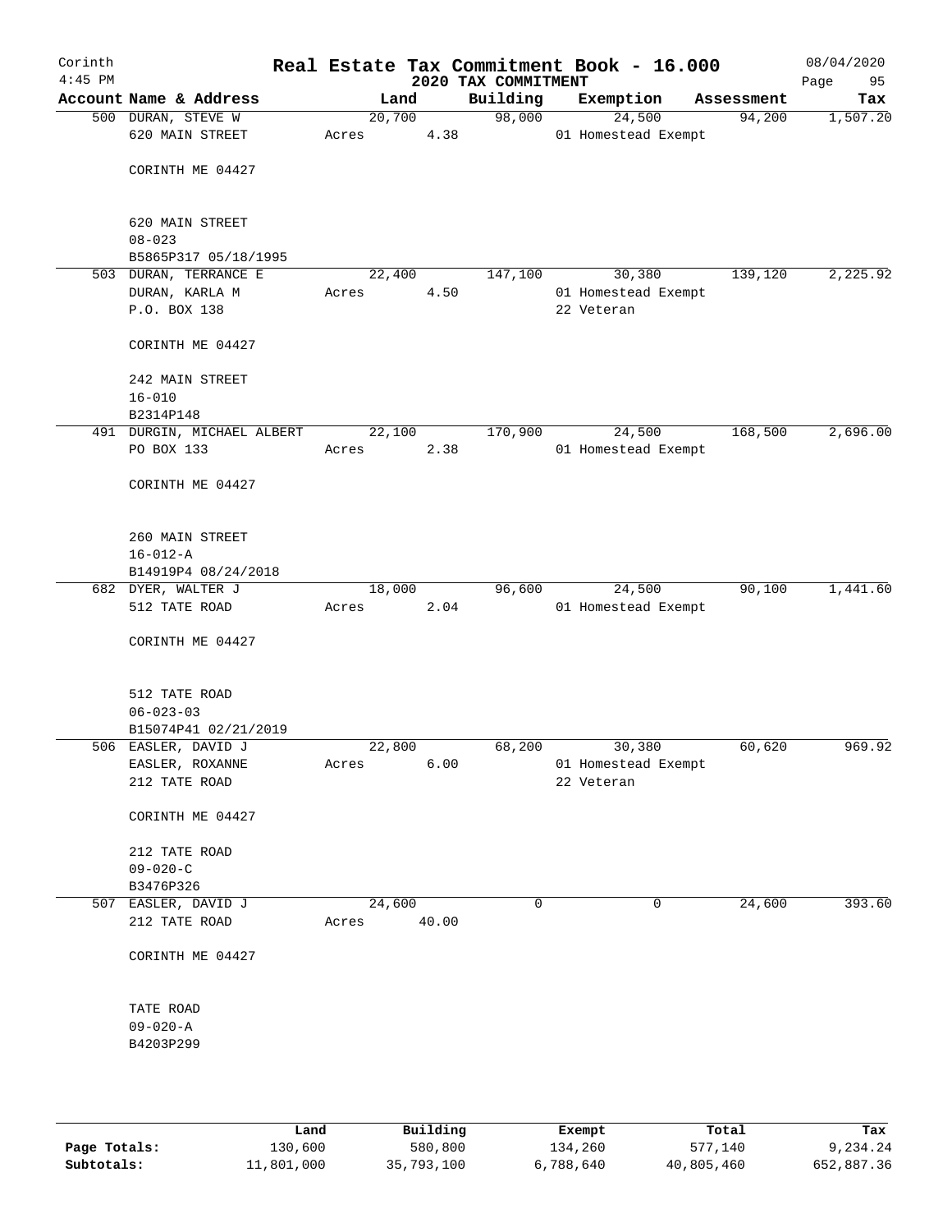Corinth 4:45 PM

# Real Estate Tax Commitment Book - 16.000

2020 TAX COMMITMENT

08/04/2020

| Account | Name & Address | Land | Building | Exemption | Assessment | Tax |
|---|---|---|---|---|---|---|
| 500 | DURAN, STEVE W<br>620 MAIN STREET<br><br>CORINTH ME 04427<br><br>620 MAIN STREET<br>08-023<br>B5865P317 05/18/1995 | 20,700<br>Acres 4.38 | 98,000 | 24,500<br>01 Homestead Exempt | 94,200 | 1,507.20 |
| 503 | DURAN, TERRANCE E<br>DURAN, KARLA M<br>P.O. BOX 138<br><br>CORINTH ME 04427<br><br>242 MAIN STREET<br>16-010<br>B2314P148 | 22,400<br>Acres 4.50 | 147,100 | 30,380<br>01 Homestead Exempt<br>22 Veteran | 139,120 | 2,225.92 |
| 491 | DURGIN, MICHAEL ALBERT<br>PO BOX 133<br><br>CORINTH ME 04427<br><br>260 MAIN STREET<br>16-012-A<br>B14919P4 08/24/2018 | 22,100<br>Acres 2.38 | 170,900 | 24,500<br>01 Homestead Exempt | 168,500 | 2,696.00 |
| 682 | DYER, WALTER J<br>512 TATE ROAD<br><br>CORINTH ME 04427<br><br>512 TATE ROAD<br>06-023-03<br>B15074P41 02/21/2019 | 18,000<br>Acres 2.04 | 96,600 | 24,500<br>01 Homestead Exempt | 90,100 | 1,441.60 |
| 506 | EASLER, DAVID J<br>EASLER, ROXANNE<br>212 TATE ROAD<br><br>CORINTH ME 04427<br><br>212 TATE ROAD<br>09-020-C<br>B3476P326 | 22,800<br>Acres 6.00 | 68,200 | 30,380<br>01 Homestead Exempt<br>22 Veteran | 60,620 | 969.92 |
| 507 | EASLER, DAVID J<br>212 TATE ROAD<br><br>CORINTH ME 04427<br><br>TATE ROAD<br>09-020-A<br>B4203P299 | 24,600<br>Acres 40.00 | 0 | 0 | 24,600 | 393.60 |

|  | Land | Building | Exempt | Total | Tax |
|---|---|---|---|---|---|
| Page Totals: | 130,600 | 580,800 | 134,260 | 577,140 | 9,234.24 |
| Subtotals: | 11,801,000 | 35,793,100 | 6,788,640 | 40,805,460 | 652,887.36 |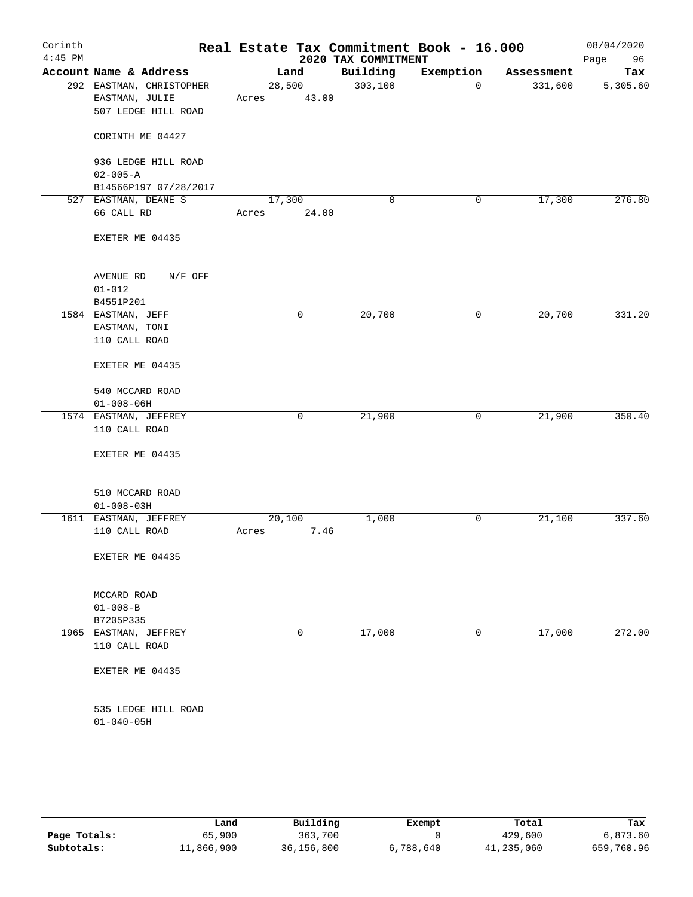# Real Estate Tax Commitment Book - 16.000

Corinth
4:45 PM

2020 TAX COMMITMENT

08/04/2020

| Account Name & Address | Land | Building | Exemption | Assessment | Tax |
|---|---|---|---|---|---|
| 292 EASTMAN, CHRISTOPHER<br>EASTMAN, JULIE<br>507 LEDGE HILL ROAD<br><br>CORINTH ME 04427<br><br>936 LEDGE HILL ROAD<br>02-005-A<br>B14566P197 07/28/2017 | 28,500<br>Acres 43.00 | 303,100 | 0 | 331,600 | 5,305.60 |
| 527 EASTMAN, DEANE S<br>66 CALL RD<br><br>EXETER ME 04435<br><br>AVENUE RD N/F OFF<br>01-012<br>B4551P201 | 17,300<br>Acres 24.00 | 0 | 0 | 17,300 | 276.80 |
| 1584 EASTMAN, JEFF<br>EASTMAN, TONI<br>110 CALL ROAD<br><br>EXETER ME 04435<br><br>540 MCCARD ROAD<br>01-008-06H | 0 | 20,700 | 0 | 20,700 | 331.20 |
| 1574 EASTMAN, JEFFREY<br>110 CALL ROAD<br><br>EXETER ME 04435<br><br>510 MCCARD ROAD<br>01-008-03H | 0 | 21,900 | 0 | 21,900 | 350.40 |
| 1611 EASTMAN, JEFFREY<br>110 CALL ROAD<br><br>EXETER ME 04435<br><br>MCCARD ROAD<br>01-008-B<br>B7205P335 | 20,100<br>Acres 7.46 | 1,000 | 0 | 21,100 | 337.60 |
| 1965 EASTMAN, JEFFREY<br>110 CALL ROAD<br><br>EXETER ME 04435<br><br>535 LEDGE HILL ROAD<br>01-040-05H | 0 | 17,000 | 0 | 17,000 | 272.00 |

| | Land | Building | Exempt | Total | Tax |
|---|---|---|---|---|---|
| Page Totals: | 65,900 | 363,700 | 0 | 429,600 | 6,873.60 |
| Subtotals: | 11,866,900 | 36,156,800 | 6,788,640 | 41,235,060 | 659,760.96 |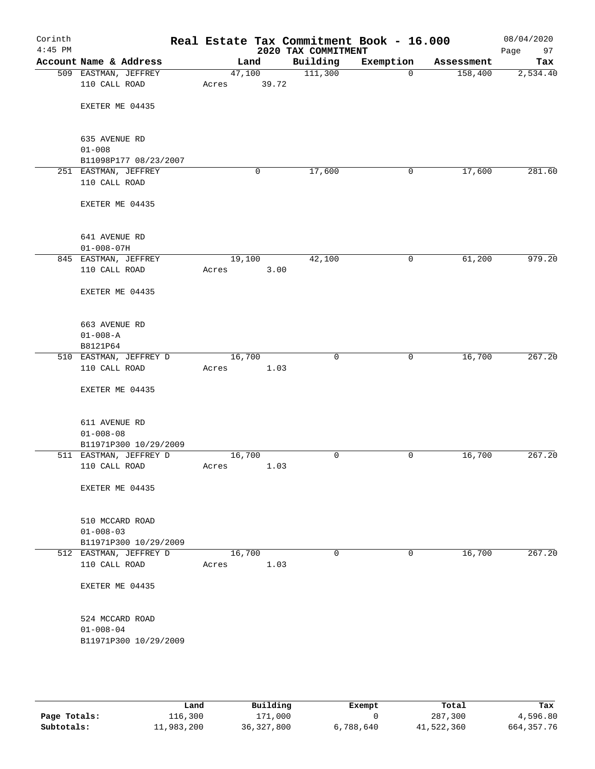Corinth 4:45 PM

# Real Estate Tax Commitment Book - 16.000

## 2020 TAX COMMITMENT

08/04/2020 Page 97

| Account Name & Address | Land | Building | Exemption | Assessment | Tax |
|---|---|---|---|---|---|
| 509 EASTMAN, JEFFREY<br>110 CALL ROAD<br><br>EXETER ME 04435<br><br>635 AVENUE RD<br>01-008<br>B11098P177 08/23/2007 | 47,100<br>Acres 39.72 | 111,300 | 0 | 158,400 | 2,534.40 |
| 251 EASTMAN, JEFFREY<br>110 CALL ROAD<br><br>EXETER ME 04435<br><br>641 AVENUE RD<br>01-008-07H | 0 | 17,600 | 0 | 17,600 | 281.60 |
| 845 EASTMAN, JEFFREY<br>110 CALL ROAD<br><br>EXETER ME 04435<br><br>663 AVENUE RD<br>01-008-A<br>B8121P64 | 19,100<br>Acres 3.00 | 42,100 | 0 | 61,200 | 979.20 |
| 510 EASTMAN, JEFFREY D<br>110 CALL ROAD<br><br>EXETER ME 04435<br><br>611 AVENUE RD<br>01-008-08<br>B11971P300 10/29/2009 | 16,700<br>Acres 1.03 | 0 | 0 | 16,700 | 267.20 |
| 511 EASTMAN, JEFFREY D<br>110 CALL ROAD<br><br>EXETER ME 04435<br><br>510 MCCARD ROAD<br>01-008-03<br>B11971P300 10/29/2009 | 16,700<br>Acres 1.03 | 0 | 0 | 16,700 | 267.20 |
| 512 EASTMAN, JEFFREY D<br>110 CALL ROAD<br><br>EXETER ME 04435<br><br>524 MCCARD ROAD<br>01-008-04<br>B11971P300 10/29/2009 | 16,700<br>Acres 1.03 | 0 | 0 | 16,700 | 267.20 |

| | Land | Building | Exempt | Total | Tax |
|---|---|---|---|---|---|
| Page Totals: | 116,300 | 171,000 | 0 | 287,300 | 4,596.80 |
| Subtotals: | 11,983,200 | 36,327,800 | 6,788,640 | 41,522,360 | 664,357.76 |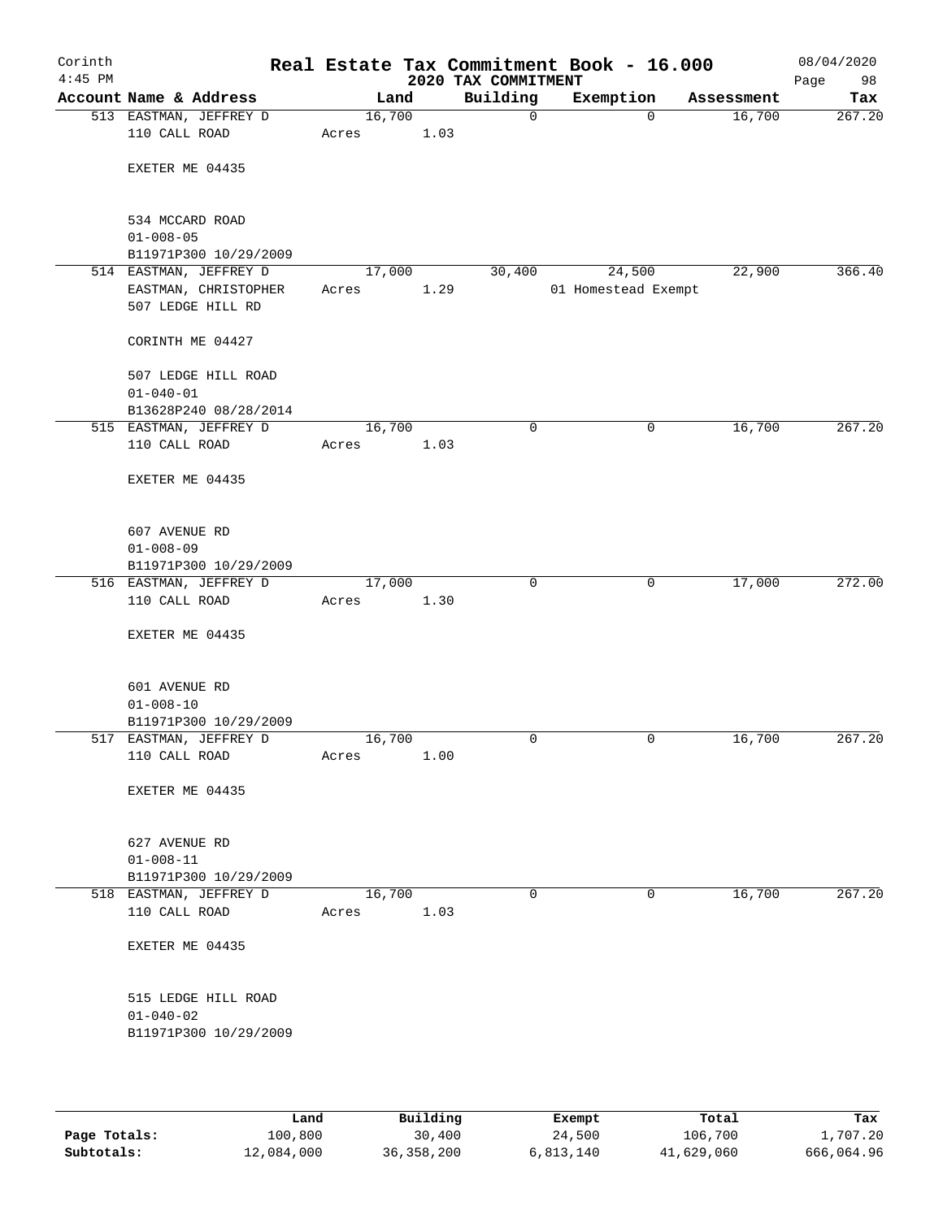# Corinth — Real Estate Tax Commitment Book - 16.000

2020 TAX COMMITMENT

4:45 PM — 08/04/2020

| Account Name & Address | Land | Building | Exemption | Assessment | Tax |
|---|---|---|---|---|---|
| 513 EASTMAN, JEFFREY D | 16,700 | 0 | 0 | 16,700 | 267.20 |
| 110 CALL ROAD | Acres 1.03 | | | | |
| EXETER ME 04435 | | | | | |
| 534 MCCARD ROAD | | | | | |
| 01-008-05 | | | | | |
| B11971P300 10/29/2009 | | | | | |
| 514 EASTMAN, JEFFREY D | 17,000 | 30,400 | 24,500 | 22,900 | 366.40 |
| EASTMAN, CHRISTOPHER | Acres 1.29 | | 01 Homestead Exempt | | |
| 507 LEDGE HILL RD | | | | | |
| CORINTH ME 04427 | | | | | |
| 507 LEDGE HILL ROAD | | | | | |
| 01-040-01 | | | | | |
| B13628P240 08/28/2014 | | | | | |
| 515 EASTMAN, JEFFREY D | 16,700 | 0 | 0 | 16,700 | 267.20 |
| 110 CALL ROAD | Acres 1.03 | | | | |
| EXETER ME 04435 | | | | | |
| 607 AVENUE RD | | | | | |
| 01-008-09 | | | | | |
| B11971P300 10/29/2009 | | | | | |
| 516 EASTMAN, JEFFREY D | 17,000 | 0 | 0 | 17,000 | 272.00 |
| 110 CALL ROAD | Acres 1.30 | | | | |
| EXETER ME 04435 | | | | | |
| 601 AVENUE RD | | | | | |
| 01-008-10 | | | | | |
| B11971P300 10/29/2009 | | | | | |
| 517 EASTMAN, JEFFREY D | 16,700 | 0 | 0 | 16,700 | 267.20 |
| 110 CALL ROAD | Acres 1.00 | | | | |
| EXETER ME 04435 | | | | | |
| 627 AVENUE RD | | | | | |
| 01-008-11 | | | | | |
| B11971P300 10/29/2009 | | | | | |
| 518 EASTMAN, JEFFREY D | 16,700 | 0 | 0 | 16,700 | 267.20 |
| 110 CALL ROAD | Acres 1.03 | | | | |
| EXETER ME 04435 | | | | | |
| 515 LEDGE HILL ROAD | | | | | |
| 01-040-02 | | | | | |
| B11971P300 10/29/2009 | | | | | |

| | Land | Building | Exempt | Total | Tax |
|---|---|---|---|---|---|
| Page Totals: | 100,800 | 30,400 | 24,500 | 106,700 | 1,707.20 |
| Subtotals: | 12,084,000 | 36,358,200 | 6,813,140 | 41,629,060 | 666,064.96 |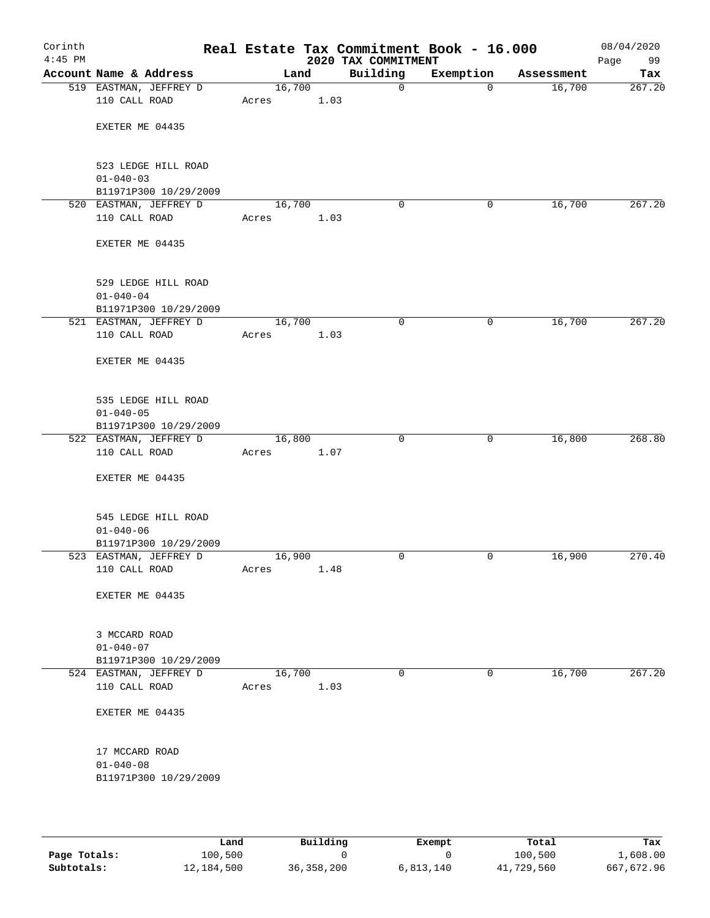# Real Estate Tax Commitment Book - 16.000

Corinth
4:45 PM

2020 TAX COMMITMENT

08/04/2020
Page 99

| Account Name & Address | Land | Building | Exemption | Assessment | Tax |
|---|---|---|---|---|---|
| 519 EASTMAN, JEFFREY D<br>110 CALL ROAD<br><br>EXETER ME 04435<br><br>523 LEDGE HILL ROAD<br>01-040-03<br>B11971P300 10/29/2009 | 16,700<br>Acres 1.03 | 0 | 0 | 16,700 | 267.20 |
| 520 EASTMAN, JEFFREY D<br>110 CALL ROAD<br><br>EXETER ME 04435<br><br>529 LEDGE HILL ROAD<br>01-040-04<br>B11971P300 10/29/2009 | 16,700<br>Acres 1.03 | 0 | 0 | 16,700 | 267.20 |
| 521 EASTMAN, JEFFREY D<br>110 CALL ROAD<br><br>EXETER ME 04435<br><br>535 LEDGE HILL ROAD<br>01-040-05<br>B11971P300 10/29/2009 | 16,700<br>Acres 1.03 | 0 | 0 | 16,700 | 267.20 |
| 522 EASTMAN, JEFFREY D<br>110 CALL ROAD<br><br>EXETER ME 04435<br><br>545 LEDGE HILL ROAD<br>01-040-06<br>B11971P300 10/29/2009 | 16,800<br>Acres 1.07 | 0 | 0 | 16,800 | 268.80 |
| 523 EASTMAN, JEFFREY D<br>110 CALL ROAD<br><br>EXETER ME 04435<br><br>3 MCCARD ROAD<br>01-040-07<br>B11971P300 10/29/2009 | 16,900<br>Acres 1.48 | 0 | 0 | 16,900 | 270.40 |
| 524 EASTMAN, JEFFREY D<br>110 CALL ROAD<br><br>EXETER ME 04435<br><br>17 MCCARD ROAD<br>01-040-08<br>B11971P300 10/29/2009 | 16,700<br>Acres 1.03 | 0 | 0 | 16,700 | 267.20 |

| | Land | Building | Exempt | Total | Tax |
|---|---|---|---|---|---|
| **Page Totals:** | 100,500 | 0 | 0 | 100,500 | 1,608.00 |
| **Subtotals:** | 12,184,500 | 36,358,200 | 6,813,140 | 41,729,560 | 667,672.96 |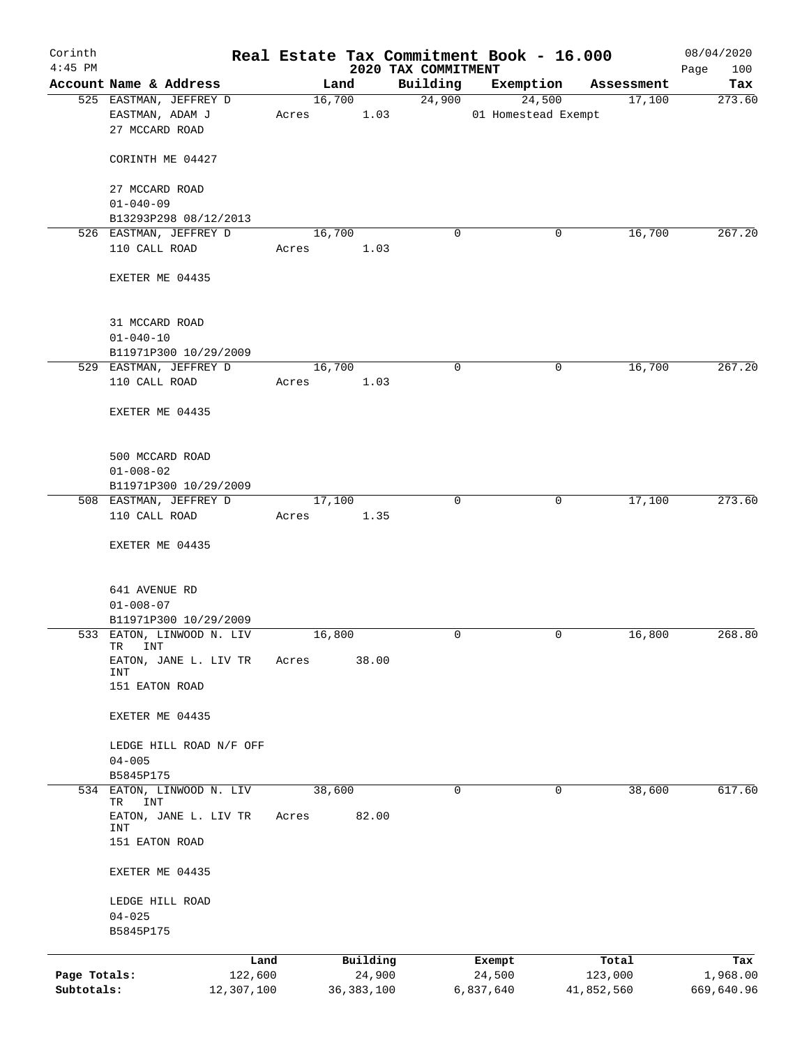# Real Estate Tax Commitment Book - 16.000

Corinth 4:45 PM — 2020 TAX COMMITMENT — 08/04/2020

| Account Name & Address | Land | Building | Exemption | Assessment | Tax |
|---|---|---|---|---|---|
| 525 EASTMAN, JEFFREY D<br>EASTMAN, ADAM J<br>27 MCCARD ROAD<br><br>CORINTH ME 04427<br><br>27 MCCARD ROAD<br>01-040-09<br>B13293P298 08/12/2013 | 16,700<br>Acres 1.03 | 24,900 | 24,500<br>01 Homestead Exempt | 17,100 | 273.60 |
| 526 EASTMAN, JEFFREY D<br>110 CALL ROAD<br><br>EXETER ME 04435<br><br>31 MCCARD ROAD<br>01-040-10<br>B11971P300 10/29/2009 | 16,700<br>Acres 1.03 | 0 | 0 | 16,700 | 267.20 |
| 529 EASTMAN, JEFFREY D<br>110 CALL ROAD<br><br>EXETER ME 04435<br><br>500 MCCARD ROAD<br>01-008-02<br>B11971P300 10/29/2009 | 16,700<br>Acres 1.03 | 0 | 0 | 16,700 | 267.20 |
| 508 EASTMAN, JEFFREY D<br>110 CALL ROAD<br><br>EXETER ME 04435<br><br>641 AVENUE RD<br>01-008-07<br>B11971P300 10/29/2009 | 17,100<br>Acres 1.35 | 0 | 0 | 17,100 | 273.60 |
| 533 EATON, LINWOOD N. LIV TR INT<br>EATON, JANE L. LIV TR INT<br>151 EATON ROAD<br><br>EXETER ME 04435<br><br>LEDGE HILL ROAD N/F OFF<br>04-005<br>B5845P175 | 16,800<br>Acres 38.00 | 0 | 0 | 16,800 | 268.80 |
| 534 EATON, LINWOOD N. LIV TR INT<br>EATON, JANE L. LIV TR INT<br>151 EATON ROAD<br><br>EXETER ME 04435<br><br>LEDGE HILL ROAD<br>04-025<br>B5845P175 | 38,600<br>Acres 82.00 | 0 | 0 | 38,600 | 617.60 |

| | Land | Building | Exempt | Total | Tax |
|---|---|---|---|---|---|
| Page Totals: | 122,600 | 24,900 | 24,500 | 123,000 | 1,968.00 |
| Subtotals: | 12,307,100 | 36,383,100 | 6,837,640 | 41,852,560 | 669,640.96 |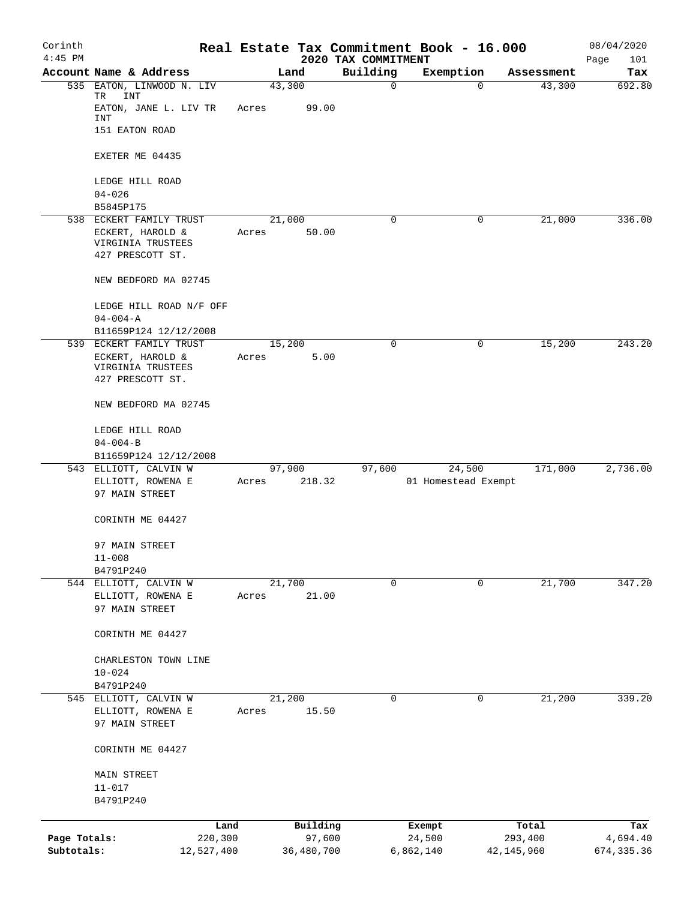Corinth
4:45 PM

# Real Estate Tax Commitment Book - 16.000

## 2020 TAX COMMITMENT

08/04/2020
Page 101

| Account Name & Address | Land | Building | Exemption | Assessment | Tax |
|---|---|---|---|---|---|
| 535 EATON, LINWOOD N. LIV TR INT<br>EATON, JANE L. LIV TR INT<br>151 EATON ROAD<br><br>EXETER ME 04435<br><br>LEDGE HILL ROAD<br>04-026<br>B5845P175 | 43,300<br>Acres 99.00 | 0 | 0 | 43,300 | 692.80 |
| 538 ECKERT FAMILY TRUST<br>ECKERT, HAROLD & VIRGINIA TRUSTEES<br>427 PRESCOTT ST.<br><br>NEW BEDFORD MA 02745<br><br>LEDGE HILL ROAD N/F OFF<br>04-004-A<br>B11659P124 12/12/2008 | 21,000<br>Acres 50.00 | 0 | 0 | 21,000 | 336.00 |
| 539 ECKERT FAMILY TRUST<br>ECKERT, HAROLD & VIRGINIA TRUSTEES<br>427 PRESCOTT ST.<br><br>NEW BEDFORD MA 02745<br><br>LEDGE HILL ROAD<br>04-004-B<br>B11659P124 12/12/2008 | 15,200<br>Acres 5.00 | 0 | 0 | 15,200 | 243.20 |
| 543 ELLIOTT, CALVIN W<br>ELLIOTT, ROWENA E<br>97 MAIN STREET<br><br>CORINTH ME 04427<br><br>97 MAIN STREET<br>11-008<br>B4791P240 | 97,900<br>Acres 218.32 | 97,600 | 24,500<br>01 Homestead Exempt | 171,000 | 2,736.00 |
| 544 ELLIOTT, CALVIN W<br>ELLIOTT, ROWENA E<br>97 MAIN STREET<br><br>CORINTH ME 04427<br><br>CHARLESTON TOWN LINE<br>10-024<br>B4791P240 | 21,700<br>Acres 21.00 | 0 | 0 | 21,700 | 347.20 |
| 545 ELLIOTT, CALVIN W<br>ELLIOTT, ROWENA E<br>97 MAIN STREET<br><br>CORINTH ME 04427<br><br>MAIN STREET<br>11-017<br>B4791P240 | 21,200<br>Acres 15.50 | 0 | 0 | 21,200 | 339.20 |

| | Land | Building | Exempt | Total | Tax |
|---|---|---|---|---|---|
| Page Totals: | 220,300 | 97,600 | 24,500 | 293,400 | 4,694.40 |
| Subtotals: | 12,527,400 | 36,480,700 | 6,862,140 | 42,145,960 | 674,335.36 |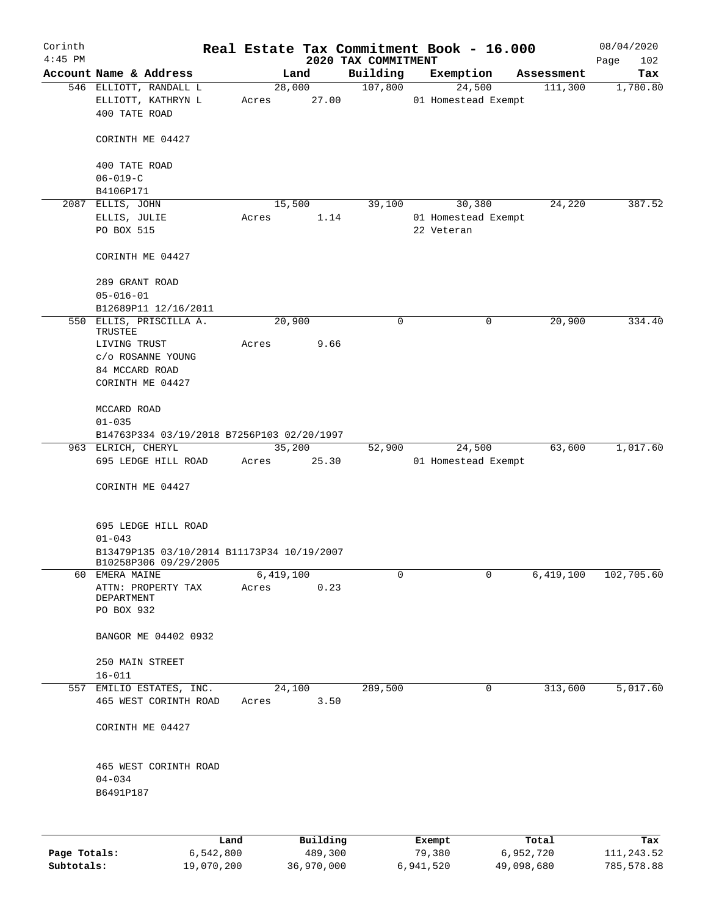# Real Estate Tax Commitment Book - 16.000

Corinth 4:45 PM — 2020 TAX COMMITMENT — 08/04/2020

| Account Name & Address | Land | Building | Exemption | Assessment | Tax |
|---|---|---|---|---|---|
| 546 ELLIOTT, RANDALL L<br>ELLIOTT, KATHRYN L<br>400 TATE ROAD<br><br>CORINTH ME 04427<br><br>400 TATE ROAD<br>06-019-C<br>B4106P171 | 28,000<br>Acres 27.00 | 107,800 | 24,500<br>01 Homestead Exempt | 111,300 | 1,780.80 |
| 2087 ELLIS, JOHN<br>ELLIS, JULIE<br>PO BOX 515<br><br>CORINTH ME 04427<br><br>289 GRANT ROAD<br>05-016-01<br>B12689P11 12/16/2011 | 15,500<br>Acres 1.14 | 39,100 | 30,380<br>01 Homestead Exempt<br>22 Veteran | 24,220 | 387.52 |
| 550 ELLIS, PRISCILLA A. TRUSTEE<br>LIVING TRUST<br>c/o ROSANNE YOUNG<br>84 MCCARD ROAD<br>CORINTH ME 04427<br><br>MCCARD ROAD<br>01-035<br>B14763P334 03/19/2018 B7256P103 02/20/1997 | 20,900<br>Acres 9.66 | 0 | 0 | 20,900 | 334.40 |
| 963 ELRICH, CHERYL<br>695 LEDGE HILL ROAD<br><br>CORINTH ME 04427<br><br>695 LEDGE HILL ROAD<br>01-043<br>B13479P135 03/10/2014 B11173P34 10/19/2007<br>B10258P306 09/29/2005 | 35,200<br>Acres 25.30 | 52,900 | 24,500<br>01 Homestead Exempt | 63,600 | 1,017.60 |
| 60 EMERA MAINE<br>ATTN: PROPERTY TAX DEPARTMENT<br>PO BOX 932<br><br>BANGOR ME 04402 0932<br><br>250 MAIN STREET<br>16-011 | 6,419,100<br>Acres 0.23 | 0 | 0 | 6,419,100 | 102,705.60 |
| 557 EMILIO ESTATES, INC.<br>465 WEST CORINTH ROAD<br><br>CORINTH ME 04427<br><br>465 WEST CORINTH ROAD<br>04-034<br>B6491P187 | 24,100<br>Acres 3.50 | 289,500 | 0 | 313,600 | 5,017.60 |

| | Land | Building | Exempt | Total | Tax |
|---|---|---|---|---|---|
| Page Totals: | 6,542,800 | 489,300 | 79,380 | 6,952,720 | 111,243.52 |
| Subtotals: | 19,070,200 | 36,970,000 | 6,941,520 | 49,098,680 | 785,578.88 |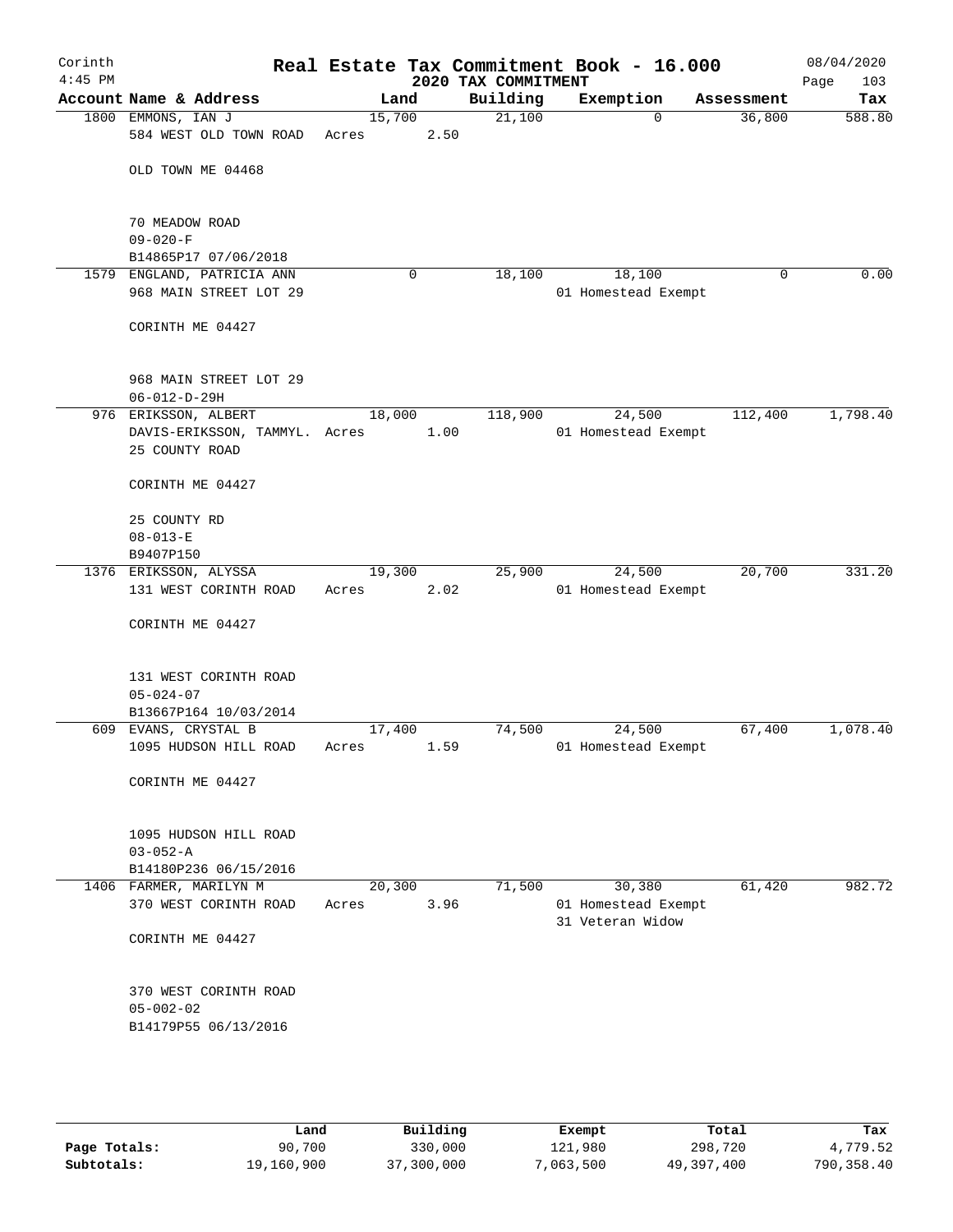# Real Estate Tax Commitment Book - 16.000

Corinth 4:45 PM — 2020 TAX COMMITMENT — 08/04/2020

| Account Name & Address | Land | Building | Exemption | Assessment | Tax |
|---|---|---|---|---|---|
| 1800 EMMONS, IAN J<br>584 WEST OLD TOWN ROAD<br><br>OLD TOWN ME 04468<br><br>70 MEADOW ROAD<br>09-020-F<br>B14865P17 07/06/2018 | 15,700<br>Acres 2.50 | 21,100 | 0 | 36,800 | 588.80 |
| 1579 ENGLAND, PATRICIA ANN<br>968 MAIN STREET LOT 29<br><br>CORINTH ME 04427<br><br>968 MAIN STREET LOT 29<br>06-012-D-29H | 0 | 18,100 | 18,100<br>01 Homestead Exempt | 0 | 0.00 |
| 976 ERIKSSON, ALBERT<br>DAVIS-ERIKSSON, TAMMYL.<br>25 COUNTY ROAD<br><br>CORINTH ME 04427<br><br>25 COUNTY RD<br>08-013-E<br>B9407P150 | 18,000<br>Acres 1.00 | 118,900 | 24,500<br>01 Homestead Exempt | 112,400 | 1,798.40 |
| 1376 ERIKSSON, ALYSSA<br>131 WEST CORINTH ROAD<br><br>CORINTH ME 04427<br><br>131 WEST CORINTH ROAD<br>05-024-07<br>B13667P164 10/03/2014 | 19,300<br>Acres 2.02 | 25,900 | 24,500<br>01 Homestead Exempt | 20,700 | 331.20 |
| 609 EVANS, CRYSTAL B<br>1095 HUDSON HILL ROAD<br><br>CORINTH ME 04427<br><br>1095 HUDSON HILL ROAD<br>03-052-A<br>B14180P236 06/15/2016 | 17,400<br>Acres 1.59 | 74,500 | 24,500<br>01 Homestead Exempt | 67,400 | 1,078.40 |
| 1406 FARMER, MARILYN M<br>370 WEST CORINTH ROAD<br><br>CORINTH ME 04427<br><br>370 WEST CORINTH ROAD<br>05-002-02<br>B14179P55 06/13/2016 | 20,300<br>Acres 3.96 | 71,500 | 30,380<br>01 Homestead Exempt<br>31 Veteran Widow | 61,420 | 982.72 |

| | Land | Building | Exempt | Total | Tax |
|---|---|---|---|---|---|
| Page Totals: | 90,700 | 330,000 | 121,980 | 298,720 | 4,779.52 |
| Subtotals: | 19,160,900 | 37,300,000 | 7,063,500 | 49,397,400 | 790,358.40 |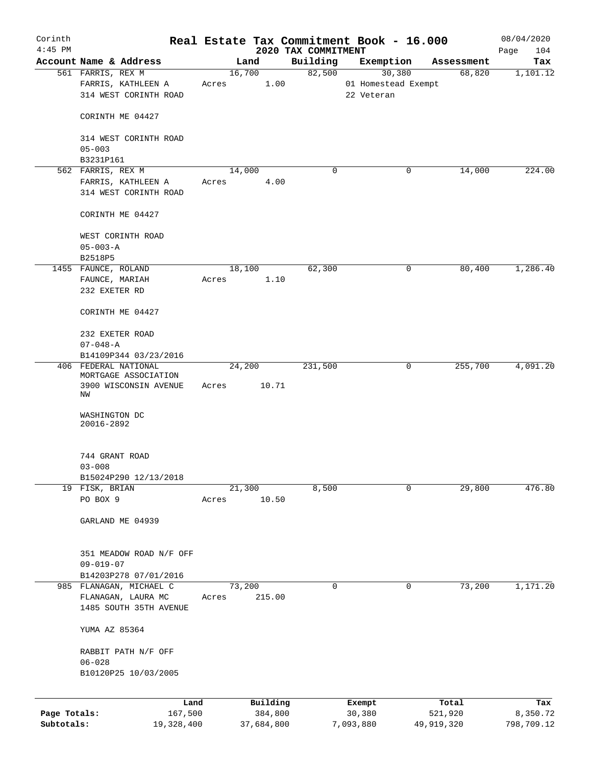Corinth 4:45 PM

# Real Estate Tax Commitment Book - 16.000

## 2020 TAX COMMITMENT

08/04/2020 Page 104

| Account Name & Address | Land | Building | Exemption | Assessment | Tax |
|---|---|---|---|---|---|
| 561 FARRIS, REX M<br>FARRIS, KATHLEEN A<br>314 WEST CORINTH ROAD<br><br>CORINTH ME 04427<br><br>314 WEST CORINTH ROAD<br>05-003<br>B3231P161 | 16,700<br>Acres 1.00 | 82,500 | 30,380<br>01 Homestead Exempt<br>22 Veteran | 68,820 | 1,101.12 |
| 562 FARRIS, REX M<br>FARRIS, KATHLEEN A<br>314 WEST CORINTH ROAD<br><br>CORINTH ME 04427<br><br>WEST CORINTH ROAD<br>05-003-A<br>B2518P5 | 14,000<br>Acres 4.00 | 0 | 0 | 14,000 | 224.00 |
| 1455 FAUNCE, ROLAND<br>FAUNCE, MARIAH<br>232 EXETER RD<br><br>CORINTH ME 04427<br><br>232 EXETER ROAD<br>07-048-A<br>B14109P344 03/23/2016 | 18,100<br>Acres 1.10 | 62,300 | 0 | 80,400 | 1,286.40 |
| 406 FEDERAL NATIONAL MORTGAGE ASSOCIATION<br>3900 WISCONSIN AVENUE NW<br><br>WASHINGTON DC 20016-2892<br><br>744 GRANT ROAD<br>03-008<br>B15024P290 12/13/2018 | 24,200<br>Acres 10.71 | 231,500 | 0 | 255,700 | 4,091.20 |
| 19 FISK, BRIAN<br>PO BOX 9<br><br>GARLAND ME 04939<br><br>351 MEADOW ROAD N/F OFF<br>09-019-07<br>B14203P278 07/01/2016 | 21,300<br>Acres 10.50 | 8,500 | 0 | 29,800 | 476.80 |
| 985 FLANAGAN, MICHAEL C<br>FLANAGAN, LAURA MC<br>1485 SOUTH 35TH AVENUE<br><br>YUMA AZ 85364<br><br>RABBIT PATH N/F OFF<br>06-028<br>B10120P25 10/03/2005 | 73,200<br>Acres 215.00 | 0 | 0 | 73,200 | 1,171.20 |

| | Land | Building | Exempt | Total | Tax |
|---|---|---|---|---|---|
| Page Totals: | 167,500 | 384,800 | 30,380 | 521,920 | 8,350.72 |
| Subtotals: | 19,328,400 | 37,684,800 | 7,093,880 | 49,919,320 | 798,709.12 |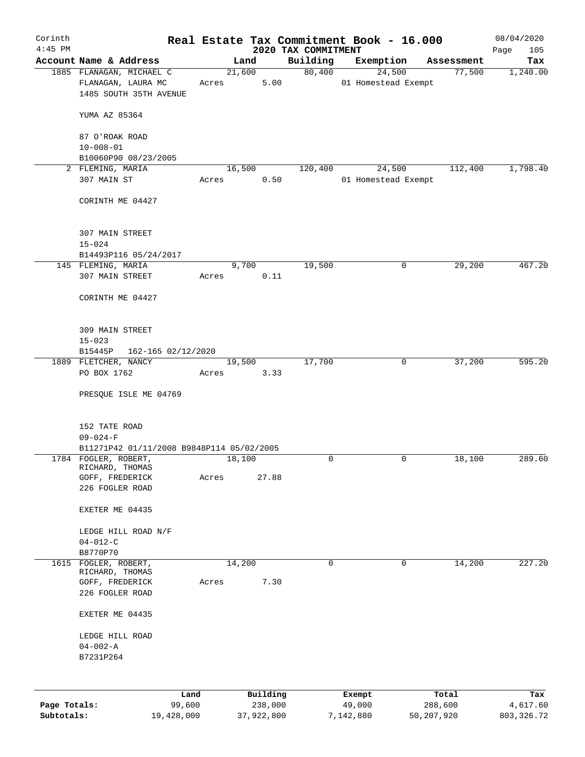# Corinth — Real Estate Tax Commitment Book - 16.000

2020 TAX COMMITMENT

4:45 PM — 08/04/2020 — Page 105

| Account | Name & Address | Land | Building | Exemption | Assessment | Tax |
|---|---|---|---|---|---|---|
| 1885 | FLANAGAN, MICHAEL C<br>FLANAGAN, LAURA MC<br>1485 SOUTH 35TH AVENUE<br><br>YUMA AZ 85364<br><br>87 O'ROAK ROAD<br>10-008-01<br>B10060P90 08/23/2005 | 21,600<br>Acres 5.00 | 80,400 | 24,500<br>01 Homestead Exempt | 77,500 | 1,240.00 |
| 2 | FLEMING, MARIA<br>307 MAIN ST<br><br>CORINTH ME 04427<br><br>307 MAIN STREET<br>15-024<br>B14493P116 05/24/2017 | 16,500<br>Acres 0.50 | 120,400 | 24,500<br>01 Homestead Exempt | 112,400 | 1,798.40 |
| 145 | FLEMING, MARIA<br>307 MAIN STREET<br><br>CORINTH ME 04427<br><br>309 MAIN STREET<br>15-023<br>B15445P 162-165 02/12/2020 | 9,700<br>Acres 0.11 | 19,500 | 0 | 29,200 | 467.20 |
| 1889 | FLETCHER, NANCY<br>PO BOX 1762<br><br>PRESQUE ISLE ME 04769<br><br>152 TATE ROAD<br>09-024-F<br>B11271P42 01/11/2008 B9848P114 05/02/2005 | 19,500<br>Acres 3.33 | 17,700 | 0 | 37,200 | 595.20 |
| 1784 | FOGLER, ROBERT,<br>RICHARD, THOMAS<br>GOFF, FREDERICK<br>226 FOGLER ROAD<br><br>EXETER ME 04435<br><br>LEDGE HILL ROAD N/F<br>04-012-C<br>B8770P70 | 18,100<br>Acres 27.88 | 0 | 0 | 18,100 | 289.60 |
| 1615 | FOGLER, ROBERT,<br>RICHARD, THOMAS<br>GOFF, FREDERICK<br>226 FOGLER ROAD<br><br>EXETER ME 04435<br><br>LEDGE HILL ROAD<br>04-002-A<br>B7231P264 | 14,200<br>Acres 7.30 | 0 | 0 | 14,200 | 227.20 |

| | Land | Building | Exempt | Total | Tax |
|---|---|---|---|---|---|
| Page Totals: | 99,600 | 238,000 | 49,000 | 288,600 | 4,617.60 |
| Subtotals: | 19,428,000 | 37,922,800 | 7,142,880 | 50,207,920 | 803,326.72 |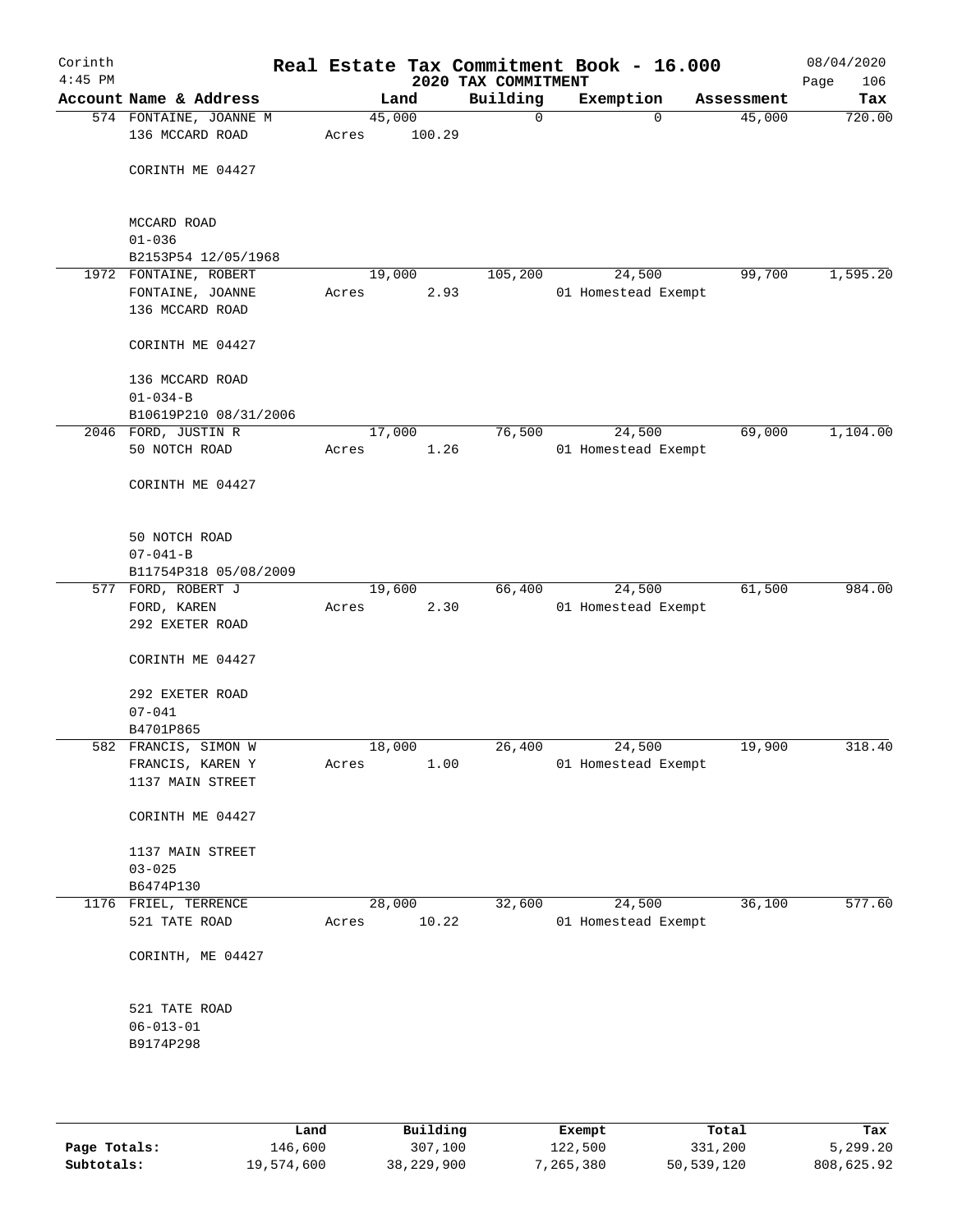# Real Estate Tax Commitment Book - 16.000

Corinth 4:45 PM — 2020 TAX COMMITMENT — 08/04/2020

| Account | Name & Address | Land | Building | Exemption | Assessment | Tax |
|---|---|---|---|---|---|---|
| 574 | FONTAINE, JOANNE M<br>136 MCCARD ROAD<br><br>CORINTH ME 04427<br><br>MCCARD ROAD<br>01-036<br>B2153P54 12/05/1968 | 45,000<br>Acres 100.29 | 0 | 0 | 45,000 | 720.00 |
| 1972 | FONTAINE, ROBERT<br>FONTAINE, JOANNE<br>136 MCCARD ROAD<br><br>CORINTH ME 04427<br><br>136 MCCARD ROAD<br>01-034-B<br>B10619P210 08/31/2006 | 19,000<br>Acres 2.93 | 105,200 | 24,500<br>01 Homestead Exempt | 99,700 | 1,595.20 |
| 2046 | FORD, JUSTIN R<br>50 NOTCH ROAD<br><br>CORINTH ME 04427<br><br>50 NOTCH ROAD<br>07-041-B<br>B11754P318 05/08/2009 | 17,000<br>Acres 1.26 | 76,500 | 24,500<br>01 Homestead Exempt | 69,000 | 1,104.00 |
| 577 | FORD, ROBERT J<br>FORD, KAREN<br>292 EXETER ROAD<br><br>CORINTH ME 04427<br><br>292 EXETER ROAD<br>07-041<br>B4701P865 | 19,600<br>Acres 2.30 | 66,400 | 24,500<br>01 Homestead Exempt | 61,500 | 984.00 |
| 582 | FRANCIS, SIMON W<br>FRANCIS, KAREN Y<br>1137 MAIN STREET<br><br>CORINTH ME 04427<br><br>1137 MAIN STREET<br>03-025<br>B6474P130 | 18,000<br>Acres 1.00 | 26,400 | 24,500<br>01 Homestead Exempt | 19,900 | 318.40 |
| 1176 | FRIEL, TERRENCE<br>521 TATE ROAD<br><br>CORINTH, ME 04427<br><br>521 TATE ROAD<br>06-013-01<br>B9174P298 | 28,000<br>Acres 10.22 | 32,600 | 24,500<br>01 Homestead Exempt | 36,100 | 577.60 |

| | Land | Building | Exempt | Total | Tax |
|---|---|---|---|---|---|
| Page Totals: | 146,600 | 307,100 | 122,500 | 331,200 | 5,299.20 |
| Subtotals: | 19,574,600 | 38,229,900 | 7,265,380 | 50,539,120 | 808,625.92 |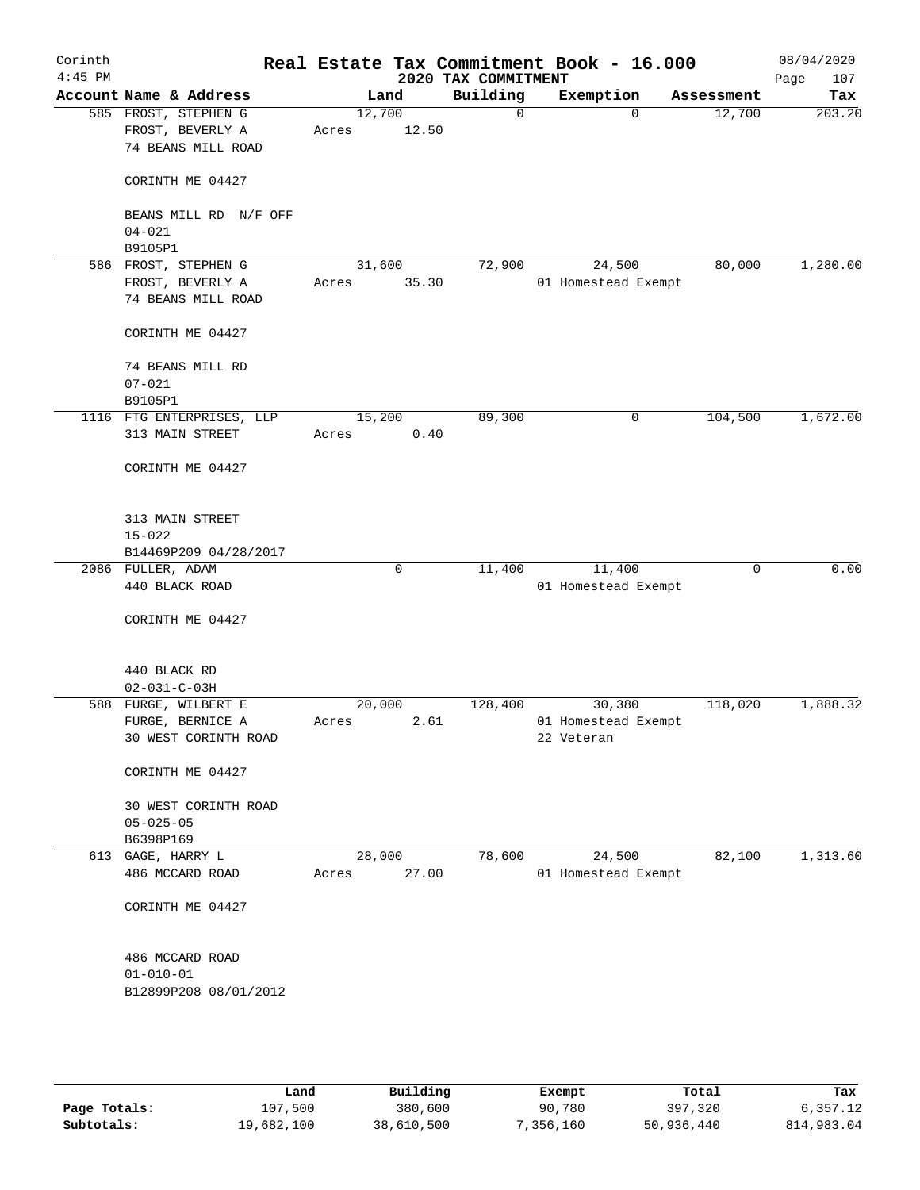# Real Estate Tax Commitment Book - 16.000

Corinth 4:45 PM — 2020 TAX COMMITMENT — 08/04/2020

| Account Name & Address | Land | Building | Exemption | Assessment | Tax |
|---|---|---|---|---|---|
| 585 FROST, STEPHEN G<br>FROST, BEVERLY A<br>74 BEANS MILL ROAD<br><br>CORINTH ME 04427<br><br>BEANS MILL RD N/F OFF<br>04-021<br>B9105P1 | 12,700<br>Acres 12.50 | 0 | 0 | 12,700 | 203.20 |
| 586 FROST, STEPHEN G<br>FROST, BEVERLY A<br>74 BEANS MILL ROAD<br><br>CORINTH ME 04427<br><br>74 BEANS MILL RD<br>07-021<br>B9105P1 | 31,600<br>Acres 35.30 | 72,900 | 24,500<br>01 Homestead Exempt | 80,000 | 1,280.00 |
| 1116 FTG ENTERPRISES, LLP<br>313 MAIN STREET<br><br>CORINTH ME 04427<br><br>313 MAIN STREET<br>15-022<br>B14469P209 04/28/2017 | 15,200<br>Acres 0.40 | 89,300 | 0 | 104,500 | 1,672.00 |
| 2086 FULLER, ADAM<br>440 BLACK ROAD<br><br>CORINTH ME 04427<br><br>440 BLACK RD<br>02-031-C-03H | 0 | 11,400 | 11,400<br>01 Homestead Exempt | 0 | 0.00 |
| 588 FURGE, WILBERT E<br>FURGE, BERNICE A<br>30 WEST CORINTH ROAD<br><br>CORINTH ME 04427<br><br>30 WEST CORINTH ROAD<br>05-025-05<br>B6398P169 | 20,000<br>Acres 2.61 | 128,400 | 30,380<br>01 Homestead Exempt<br>22 Veteran | 118,020 | 1,888.32 |
| 613 GAGE, HARRY L<br>486 MCCARD ROAD<br><br>CORINTH ME 04427<br><br>486 MCCARD ROAD<br>01-010-01<br>B12899P208 08/01/2012 | 28,000<br>Acres 27.00 | 78,600 | 24,500<br>01 Homestead Exempt | 82,100 | 1,313.60 |

| | Land | Building | Exempt | Total | Tax |
|---|---|---|---|---|---|
| Page Totals: | 107,500 | 380,600 | 90,780 | 397,320 | 6,357.12 |
| Subtotals: | 19,682,100 | 38,610,500 | 7,356,160 | 50,936,440 | 814,983.04 |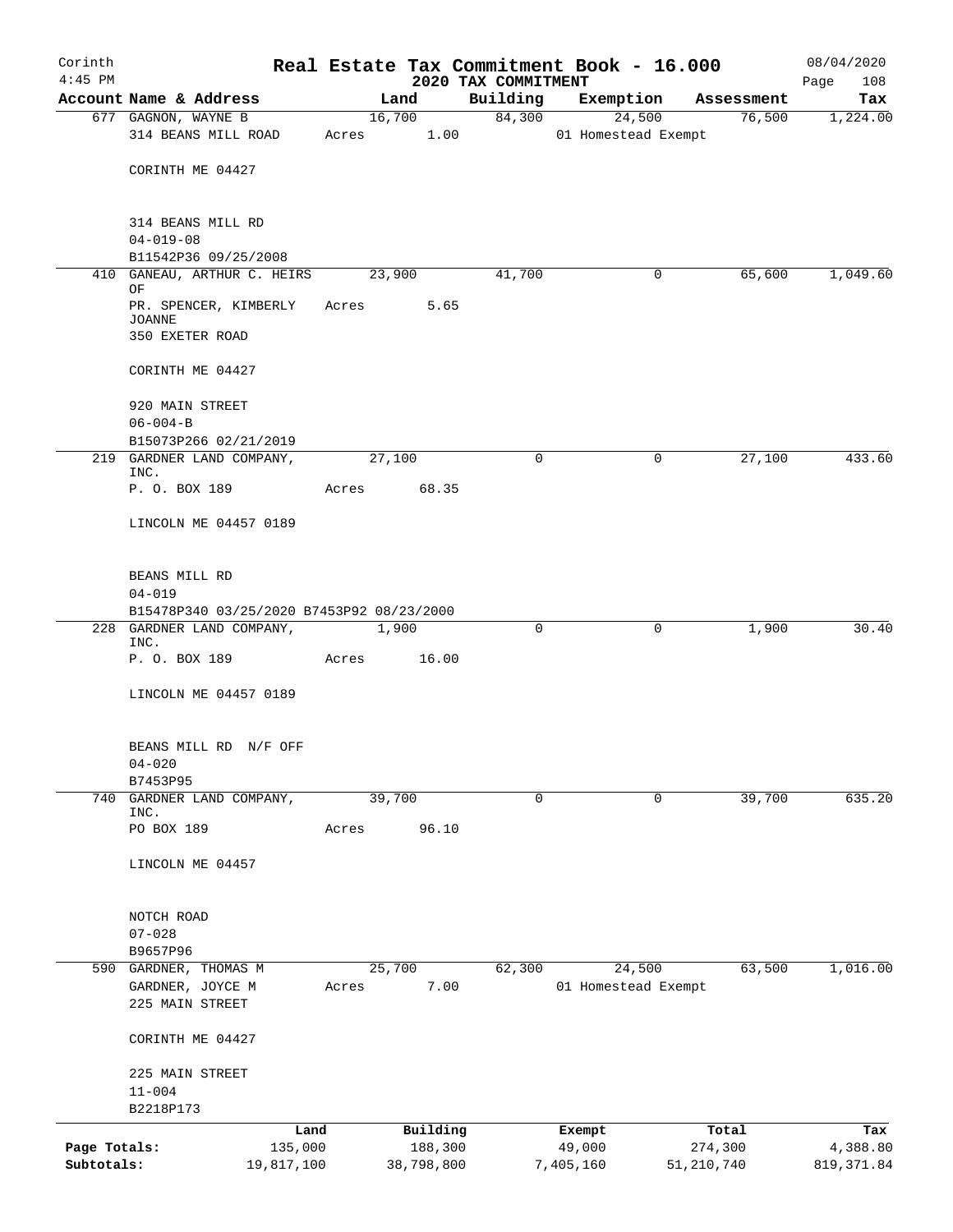Corinth 4:45 PM

**Real Estate Tax Commitment Book - 16.000**

**2020 TAX COMMITMENT**

08/04/2020

| Account | Name & Address | Land | Building | Exemption | Assessment | Tax |
|---|---|---|---|---|---|---|
| 677 | GAGNON, WAYNE B<br>314 BEANS MILL ROAD<br><br>CORINTH ME 04427<br><br>314 BEANS MILL RD<br>04-019-08<br>B11542P36 09/25/2008 | 16,700<br>Acres 1.00 | 84,300 | 24,500<br>01 Homestead Exempt | 76,500 | 1,224.00 |
| 410 | GANEAU, ARTHUR C. HEIRS OF<br>PR. SPENCER, KIMBERLY JOANNE<br>350 EXETER ROAD<br><br>CORINTH ME 04427<br><br>920 MAIN STREET<br>06-004-B<br>B15073P266 02/21/2019 | 23,900<br>Acres 5.65 | 41,700 | 0 | 65,600 | 1,049.60 |
| 219 | GARDNER LAND COMPANY, INC.<br>P. O. BOX 189<br><br>LINCOLN ME 04457 0189<br><br>BEANS MILL RD<br>04-019<br>B15478P340 03/25/2020 B7453P92 08/23/2000 | 27,100<br>Acres 68.35 | 0 | 0 | 27,100 | 433.60 |
| 228 | GARDNER LAND COMPANY, INC.<br>P. O. BOX 189<br><br>LINCOLN ME 04457 0189<br><br>BEANS MILL RD N/F OFF<br>04-020<br>B7453P95 | 1,900<br>Acres 16.00 | 0 | 0 | 1,900 | 30.40 |
| 740 | GARDNER LAND COMPANY, INC.<br>PO BOX 189<br><br>LINCOLN ME 04457<br><br>NOTCH ROAD<br>07-028<br>B9657P96 | 39,700<br>Acres 96.10 | 0 | 0 | 39,700 | 635.20 |
| 590 | GARDNER, THOMAS M<br>GARDNER, JOYCE M<br>225 MAIN STREET<br><br>CORINTH ME 04427<br><br>225 MAIN STREET<br>11-004<br>B2218P173 | 25,700<br>Acres 7.00 | 62,300 | 24,500<br>01 Homestead Exempt | 63,500 | 1,016.00 |

| | Land | Building | Exempt | Total | Tax |
|---|---|---|---|---|---|
| Page Totals: | 135,000 | 188,300 | 49,000 | 274,300 | 4,388.80 |
| Subtotals: | 19,817,100 | 38,798,800 | 7,405,160 | 51,210,740 | 819,371.84 |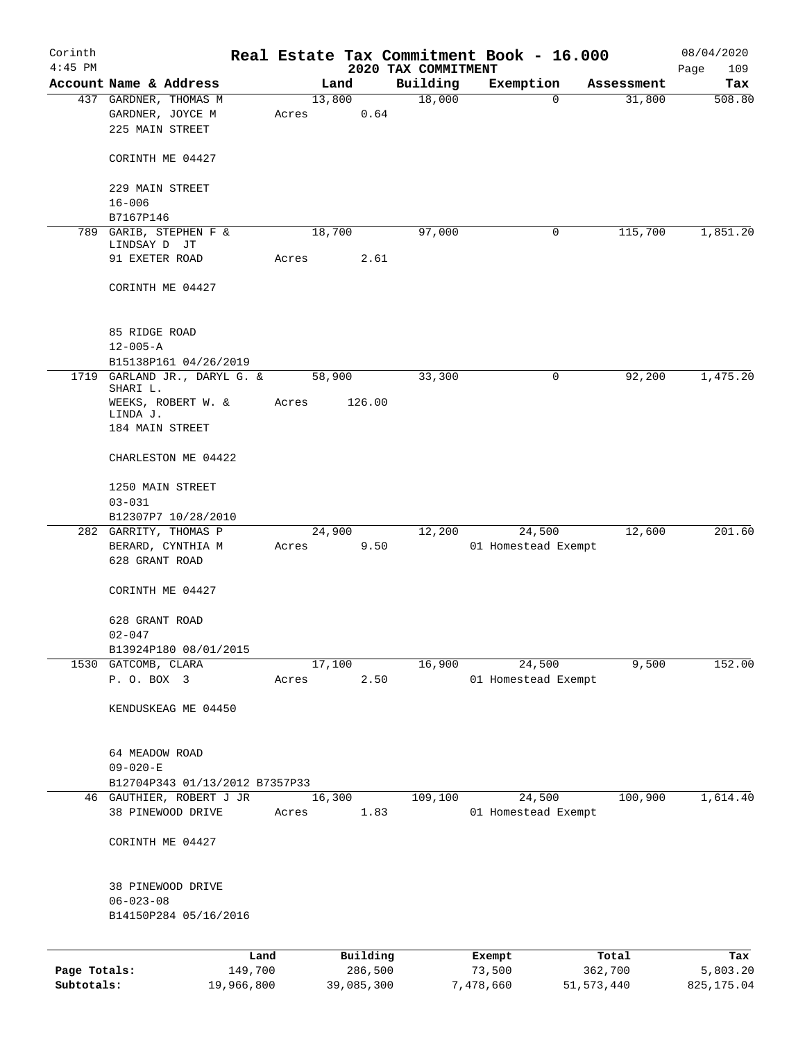Corinth
4:45 PM

**Real Estate Tax Commitment Book - 16.000**
**2020 TAX COMMITMENT**

08/04/2020
Page 109

| Account Name & Address | Land | Building | Exemption | Assessment | Tax |
|---|---|---|---|---|---|
| 437 GARDNER, THOMAS M<br>GARDNER, JOYCE M<br>225 MAIN STREET<br><br>CORINTH ME 04427<br><br>229 MAIN STREET<br>16-006<br>B7167P146 | 13,800<br>Acres 0.64 | 18,000 | 0 | 31,800 | 508.80 |
| 789 GARIB, STEPHEN F &<br>LINDSAY D JT<br>91 EXETER ROAD<br><br>CORINTH ME 04427<br><br>85 RIDGE ROAD<br>12-005-A<br>B15138P161 04/26/2019 | 18,700<br>Acres 2.61 | 97,000 | 0 | 115,700 | 1,851.20 |
| 1719 GARLAND JR., DARYL G. &<br>SHARI L.<br>WEEKS, ROBERT W. &<br>LINDA J.<br>184 MAIN STREET<br><br>CHARLESTON ME 04422<br><br>1250 MAIN STREET<br>03-031<br>B12307P7 10/28/2010 | 58,900<br>Acres 126.00 | 33,300 | 0 | 92,200 | 1,475.20 |
| 282 GARRITY, THOMAS P<br>BERARD, CYNTHIA M<br>628 GRANT ROAD<br><br>CORINTH ME 04427<br><br>628 GRANT ROAD<br>02-047<br>B13924P180 08/01/2015 | 24,900<br>Acres 9.50 | 12,200 | 24,500<br>01 Homestead Exempt | 12,600 | 201.60 |
| 1530 GATCOMB, CLARA<br>P. O. BOX 3<br><br>KENDUSKEAG ME 04450<br><br>64 MEADOW ROAD<br>09-020-E<br>B12704P343 01/13/2012 B7357P33 | 17,100<br>Acres 2.50 | 16,900 | 24,500<br>01 Homestead Exempt | 9,500 | 152.00 |
| 46 GAUTHIER, ROBERT J JR<br>38 PINEWOOD DRIVE<br><br>CORINTH ME 04427<br><br>38 PINEWOOD DRIVE<br>06-023-08<br>B14150P284 05/16/2016 | 16,300<br>Acres 1.83 | 109,100 | 24,500<br>01 Homestead Exempt | 100,900 | 1,614.40 |

| | Land | Building | Exempt | Total | Tax |
|---|---|---|---|---|---|
| **Page Totals:** | 149,700 | 286,500 | 73,500 | 362,700 | 5,803.20 |
| **Subtotals:** | 19,966,800 | 39,085,300 | 7,478,660 | 51,573,440 | 825,175.04 |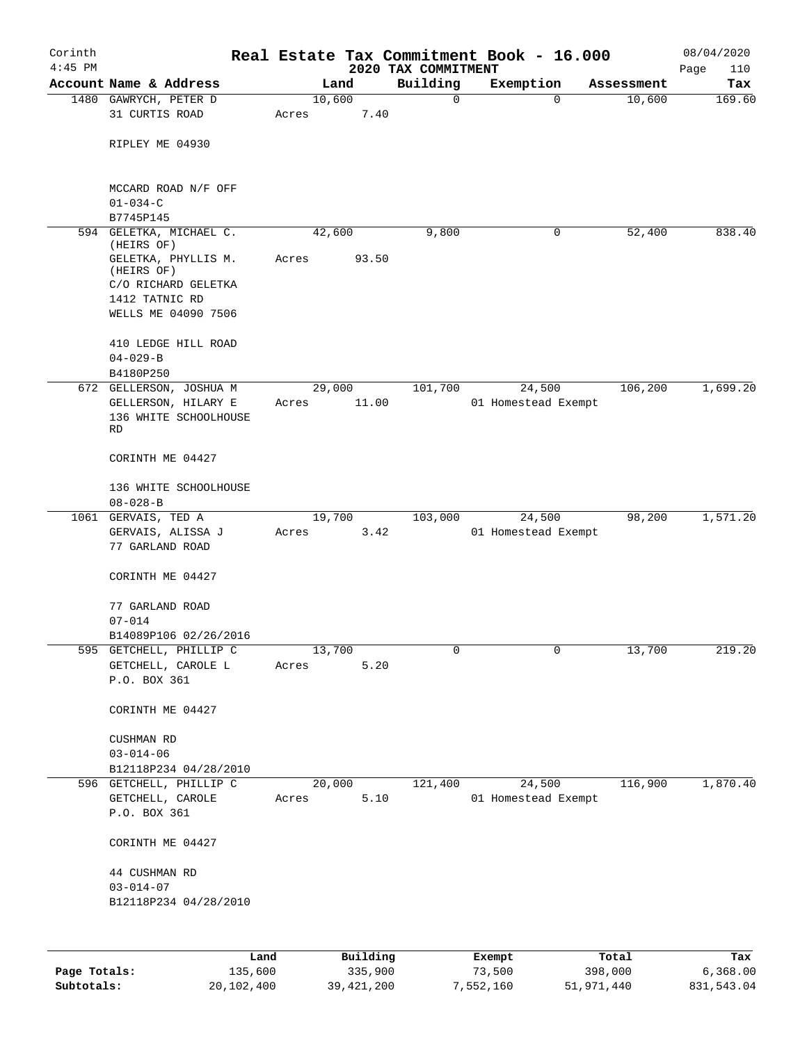# Real Estate Tax Commitment Book - 16.000

Corinth 4:45 PM — 2020 TAX COMMITMENT — 08/04/2020

| Account | Name & Address | Land | Building | Exemption | Assessment | Tax |
|---|---|---|---|---|---|---|
| 1480 | GAWRYCH, PETER D<br>31 CURTIS ROAD<br><br>RIPLEY ME 04930<br><br>MCCARD ROAD N/F OFF<br>01-034-C<br>B7745P145 | 10,600<br>Acres 7.40 | 0 | 0 | 10,600 | 169.60 |
| 594 | GELETKA, MICHAEL C. (HEIRS OF)<br>GELETKA, PHYLLIS M. (HEIRS OF)<br>C/O RICHARD GELETKA<br>1412 TATNIC RD<br>WELLS ME 04090 7506<br><br>410 LEDGE HILL ROAD<br>04-029-B<br>B4180P250 | 42,600<br>Acres 93.50 | 9,800 | 0 | 52,400 | 838.40 |
| 672 | GELLERSON, JOSHUA M<br>GELLERSON, HILARY E<br>136 WHITE SCHOOLHOUSE RD<br><br>CORINTH ME 04427<br><br>136 WHITE SCHOOLHOUSE<br>08-028-B | 29,000<br>Acres 11.00 | 101,700 | 24,500<br>01 Homestead Exempt | 106,200 | 1,699.20 |
| 1061 | GERVAIS, TED A<br>GERVAIS, ALISSA J<br>77 GARLAND ROAD<br><br>CORINTH ME 04427<br><br>77 GARLAND ROAD<br>07-014<br>B14089P106 02/26/2016 | 19,700<br>Acres 3.42 | 103,000 | 24,500<br>01 Homestead Exempt | 98,200 | 1,571.20 |
| 595 | GETCHELL, PHILLIP C<br>GETCHELL, CAROLE L<br>P.O. BOX 361<br><br>CORINTH ME 04427<br><br>CUSHMAN RD<br>03-014-06<br>B12118P234 04/28/2010 | 13,700<br>Acres 5.20 | 0 | 0 | 13,700 | 219.20 |
| 596 | GETCHELL, PHILLIP C<br>GETCHELL, CAROLE<br>P.O. BOX 361<br><br>CORINTH ME 04427<br><br>44 CUSHMAN RD<br>03-014-07<br>B12118P234 04/28/2010 | 20,000<br>Acres 5.10 | 121,400 | 24,500<br>01 Homestead Exempt | 116,900 | 1,870.40 |

| | Land | Building | Exempt | Total | Tax |
|---|---|---|---|---|---|
| Page Totals: | 135,600 | 335,900 | 73,500 | 398,000 | 6,368.00 |
| Subtotals: | 20,102,400 | 39,421,200 | 7,552,160 | 51,971,440 | 831,543.04 |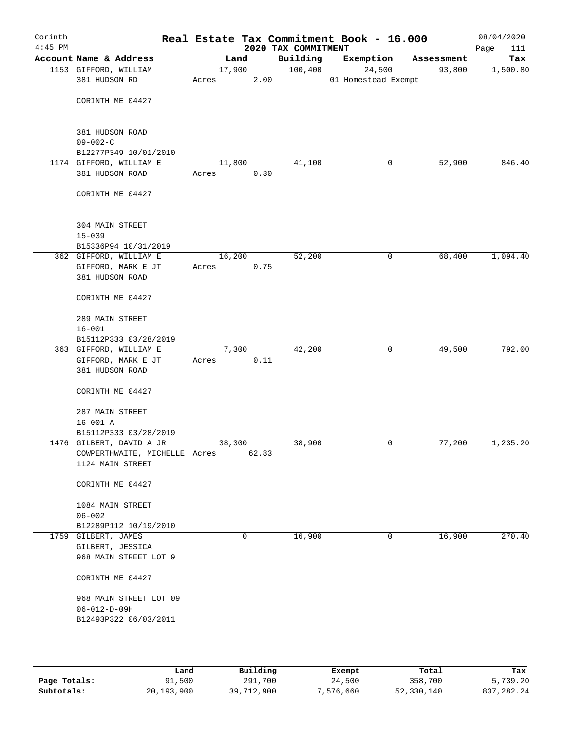# Real Estate Tax Commitment Book - 16.000

Corinth 4:45 PM — 2020 TAX COMMITMENT — 08/04/2020

| Account Name & Address | Land | Building | Exemption | Assessment | Tax |
|---|---|---|---|---|---|
| 1153 GIFFORD, WILLIAM<br>381 HUDSON RD<br><br>CORINTH ME 04427<br><br>381 HUDSON ROAD<br>09-002-C<br>B12277P349 10/01/2010 | 17,900<br>Acres 2.00 | 100,400 | 24,500<br>01 Homestead Exempt | 93,800 | 1,500.80 |
| 1174 GIFFORD, WILLIAM E<br>381 HUDSON ROAD<br><br>CORINTH ME 04427<br><br>304 MAIN STREET<br>15-039<br>B15336P94 10/31/2019 | 11,800<br>Acres 0.30 | 41,100 | 0 | 52,900 | 846.40 |
| 362 GIFFORD, WILLIAM E<br>GIFFORD, MARK E JT<br>381 HUDSON ROAD<br><br>CORINTH ME 04427<br><br>289 MAIN STREET<br>16-001<br>B15112P333 03/28/2019 | 16,200<br>Acres 0.75 | 52,200 | 0 | 68,400 | 1,094.40 |
| 363 GIFFORD, WILLIAM E<br>GIFFORD, MARK E JT<br>381 HUDSON ROAD<br><br>CORINTH ME 04427<br><br>287 MAIN STREET<br>16-001-A<br>B15112P333 03/28/2019 | 7,300<br>Acres 0.11 | 42,200 | 0 | 49,500 | 792.00 |
| 1476 GILBERT, DAVID A JR<br>COWPERTHWAITE, MICHELLE<br>1124 MAIN STREET<br><br>CORINTH ME 04427<br><br>1084 MAIN STREET<br>06-002<br>B12289P112 10/19/2010 | 38,300<br>Acres 62.83 | 38,900 | 0 | 77,200 | 1,235.20 |
| 1759 GILBERT, JAMES<br>GILBERT, JESSICA<br>968 MAIN STREET LOT 9<br><br>CORINTH ME 04427<br><br>968 MAIN STREET LOT 09<br>06-012-D-09H<br>B12493P322 06/03/2011 | 0 | 16,900 | 0 | 16,900 | 270.40 |

| | Land | Building | Exempt | Total | Tax |
|---|---|---|---|---|---|
| Page Totals: | 91,500 | 291,700 | 24,500 | 358,700 | 5,739.20 |
| Subtotals: | 20,193,900 | 39,712,900 | 7,576,660 | 52,330,140 | 837,282.24 |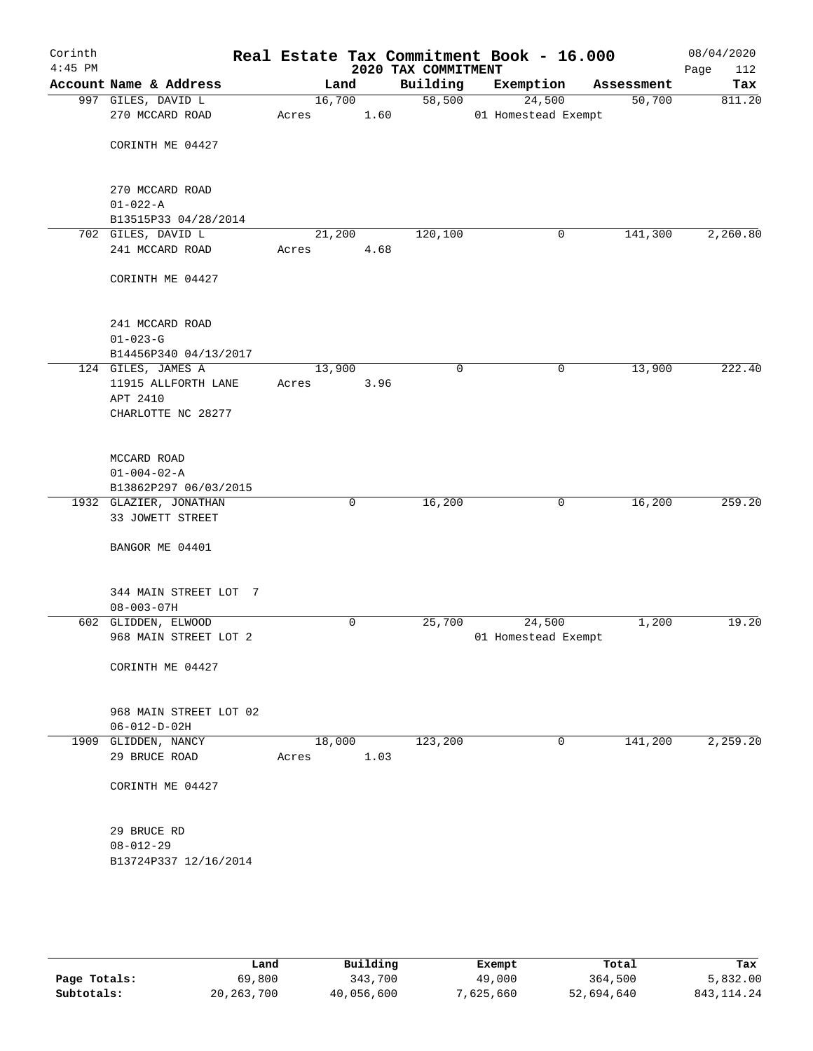# Real Estate Tax Commitment Book - 16.000

Corinth
4:45 PM

2020 TAX COMMITMENT

08/04/2020

| Account Name & Address | Land | Building | Exemption | Assessment | Tax |
|---|---|---|---|---|---|
| 997 GILES, DAVID L<br>270 MCCARD ROAD<br><br>CORINTH ME 04427<br><br>270 MCCARD ROAD<br>01-022-A<br>B13515P33 04/28/2014 | 16,700<br>Acres 1.60 | 58,500 | 24,500<br>01 Homestead Exempt | 50,700 | 811.20 |
| 702 GILES, DAVID L<br>241 MCCARD ROAD<br><br>CORINTH ME 04427<br><br>241 MCCARD ROAD<br>01-023-G<br>B14456P340 04/13/2017 | 21,200<br>Acres 4.68 | 120,100 | 0 | 141,300 | 2,260.80 |
| 124 GILES, JAMES A<br>11915 ALLFORTH LANE<br>APT 2410<br>CHARLOTTE NC 28277<br><br>MCCARD ROAD<br>01-004-02-A<br>B13862P297 06/03/2015 | 13,900<br>Acres 3.96 | 0 | 0 | 13,900 | 222.40 |
| 1932 GLAZIER, JONATHAN<br>33 JOWETT STREET<br><br>BANGOR ME 04401<br><br>344 MAIN STREET LOT 7<br>08-003-07H | 0 | 16,200 | 0 | 16,200 | 259.20 |
| 602 GLIDDEN, ELWOOD<br>968 MAIN STREET LOT 2<br><br>CORINTH ME 04427<br><br>968 MAIN STREET LOT 02<br>06-012-D-02H | 0 | 25,700 | 24,500<br>01 Homestead Exempt | 1,200 | 19.20 |
| 1909 GLIDDEN, NANCY<br>29 BRUCE ROAD<br><br>CORINTH ME 04427<br><br>29 BRUCE RD<br>08-012-29<br>B13724P337 12/16/2014 | 18,000<br>Acres 1.03 | 123,200 | 0 | 141,200 | 2,259.20 |

| | Land | Building | Exempt | Total | Tax |
|---|---|---|---|---|---|
| Page Totals: | 69,800 | 343,700 | 49,000 | 364,500 | 5,832.00 |
| Subtotals: | 20,263,700 | 40,056,600 | 7,625,660 | 52,694,640 | 843,114.24 |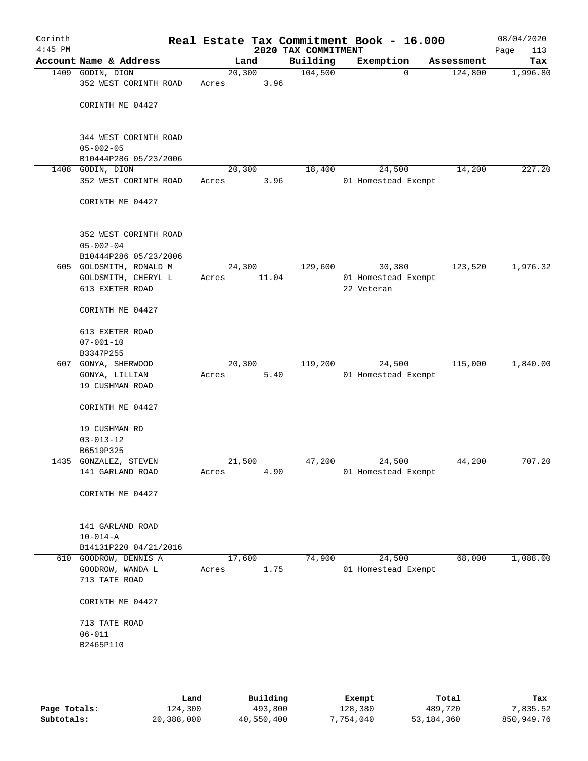# Real Estate Tax Commitment Book - 16.000

Corinth
4:45 PM

2020 TAX COMMITMENT

08/04/2020

| Account | Name & Address | Land | Building | Exemption | Assessment | Tax |
|---|---|---|---|---|---|---|
| 1409 | GODIN, DION<br>352 WEST CORINTH ROAD<br><br>CORINTH ME 04427<br><br>344 WEST CORINTH ROAD<br>05-002-05<br>B10444P286 05/23/2006 | 20,300<br>Acres 3.96 | 104,500 | 0 | 124,800 | 1,996.80 |
| 1408 | GODIN, DION<br>352 WEST CORINTH ROAD<br><br>CORINTH ME 04427<br><br>352 WEST CORINTH ROAD<br>05-002-04<br>B10444P286 05/23/2006 | 20,300<br>Acres 3.96 | 18,400 | 24,500<br>01 Homestead Exempt | 14,200 | 227.20 |
| 605 | GOLDSMITH, RONALD M<br>GOLDSMITH, CHERYL L<br>613 EXETER ROAD<br><br>CORINTH ME 04427<br><br>613 EXETER ROAD<br>07-001-10<br>B3347P255 | 24,300<br>Acres 11.04 | 129,600 | 30,380<br>01 Homestead Exempt<br>22 Veteran | 123,520 | 1,976.32 |
| 607 | GONYA, SHERWOOD<br>GONYA, LILLIAN<br>19 CUSHMAN ROAD<br><br>CORINTH ME 04427<br><br>19 CUSHMAN RD<br>03-013-12<br>B6519P325 | 20,300<br>Acres 5.40 | 119,200 | 24,500<br>01 Homestead Exempt | 115,000 | 1,840.00 |
| 1435 | GONZALEZ, STEVEN<br>141 GARLAND ROAD<br><br>CORINTH ME 04427<br><br>141 GARLAND ROAD<br>10-014-A<br>B14131P220 04/21/2016 | 21,500<br>Acres 4.90 | 47,200 | 24,500<br>01 Homestead Exempt | 44,200 | 707.20 |
| 610 | GOODROW, DENNIS A<br>GOODROW, WANDA L<br>713 TATE ROAD<br><br>CORINTH ME 04427<br><br>713 TATE ROAD<br>06-011<br>B2465P110 | 17,600<br>Acres 1.75 | 74,900 | 24,500<br>01 Homestead Exempt | 68,000 | 1,088.00 |

| | Land | Building | Exempt | Total | Tax |
|---|---|---|---|---|---|
| Page Totals: | 124,300 | 493,800 | 128,380 | 489,720 | 7,835.52 |
| Subtotals: | 20,388,000 | 40,550,400 | 7,754,040 | 53,184,360 | 850,949.76 |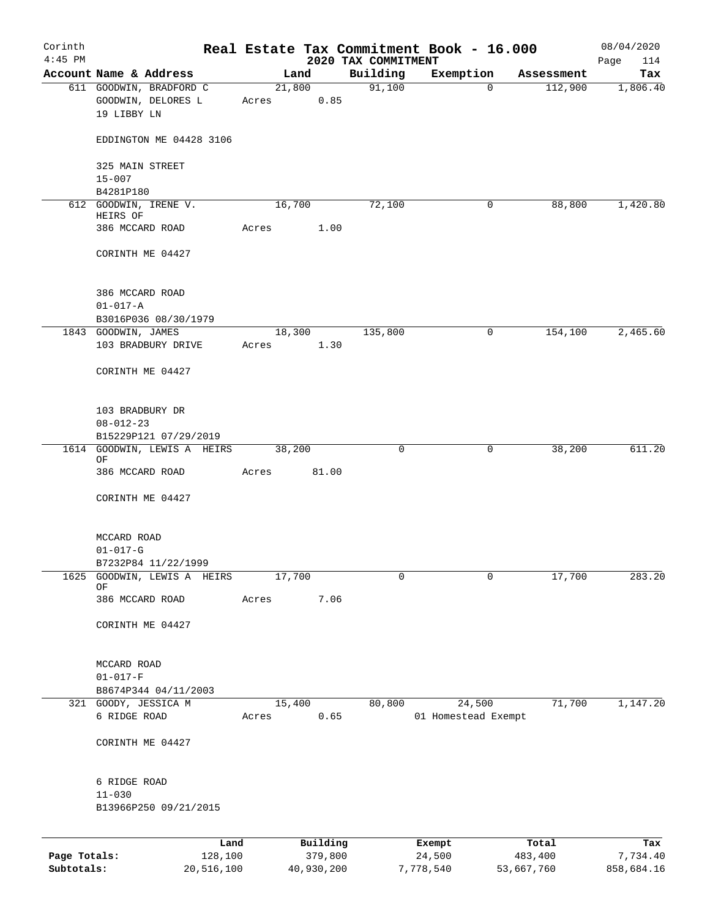# Corinth — Real Estate Tax Commitment Book - 16.000

2020 TAX COMMITMENT

4:45 PM — 08/04/2020 — Page 114

| Account | Name & Address | Land | Building | Exemption | Assessment | Tax |
|---|---|---|---|---|---|---|
| 611 | GOODWIN, BRADFORD C<br>GOODWIN, DELORES L<br>19 LIBBY LN<br><br>EDDINGTON ME 04428 3106<br><br>325 MAIN STREET<br>15-007<br>B4281P180 | 21,800<br>Acres 0.85 | 91,100 | 0 | 112,900 | 1,806.40 |
| 612 | GOODWIN, IRENE V.<br>HEIRS OF<br>386 MCCARD ROAD<br><br>CORINTH ME 04427<br><br>386 MCCARD ROAD<br>01-017-A<br>B3016P036 08/30/1979 | 16,700<br>Acres 1.00 | 72,100 | 0 | 88,800 | 1,420.80 |
| 1843 | GOODWIN, JAMES<br>103 BRADBURY DRIVE<br><br>CORINTH ME 04427<br><br>103 BRADBURY DR<br>08-012-23<br>B15229P121 07/29/2019 | 18,300<br>Acres 1.30 | 135,800 | 0 | 154,100 | 2,465.60 |
| 1614 | GOODWIN, LEWIS A HEIRS OF<br>386 MCCARD ROAD<br><br>CORINTH ME 04427<br><br>MCCARD ROAD<br>01-017-G<br>B7232P84 11/22/1999 | 38,200<br>Acres 81.00 | 0 | 0 | 38,200 | 611.20 |
| 1625 | GOODWIN, LEWIS A HEIRS OF<br>386 MCCARD ROAD<br><br>CORINTH ME 04427<br><br>MCCARD ROAD<br>01-017-F<br>B8674P344 04/11/2003 | 17,700<br>Acres 7.06 | 0 | 0 | 17,700 | 283.20 |
| 321 | GOODY, JESSICA M<br>6 RIDGE ROAD<br><br>CORINTH ME 04427<br><br>6 RIDGE ROAD<br>11-030<br>B13966P250 09/21/2015 | 15,400<br>Acres 0.65 | 80,800 | 24,500<br>01 Homestead Exempt | 71,700 | 1,147.20 |

| | Land | Building | Exempt | Total | Tax |
|---|---|---|---|---|---|
| **Page Totals:** | 128,100 | 379,800 | 24,500 | 483,400 | 7,734.40 |
| **Subtotals:** | 20,516,100 | 40,930,200 | 7,778,540 | 53,667,760 | 858,684.16 |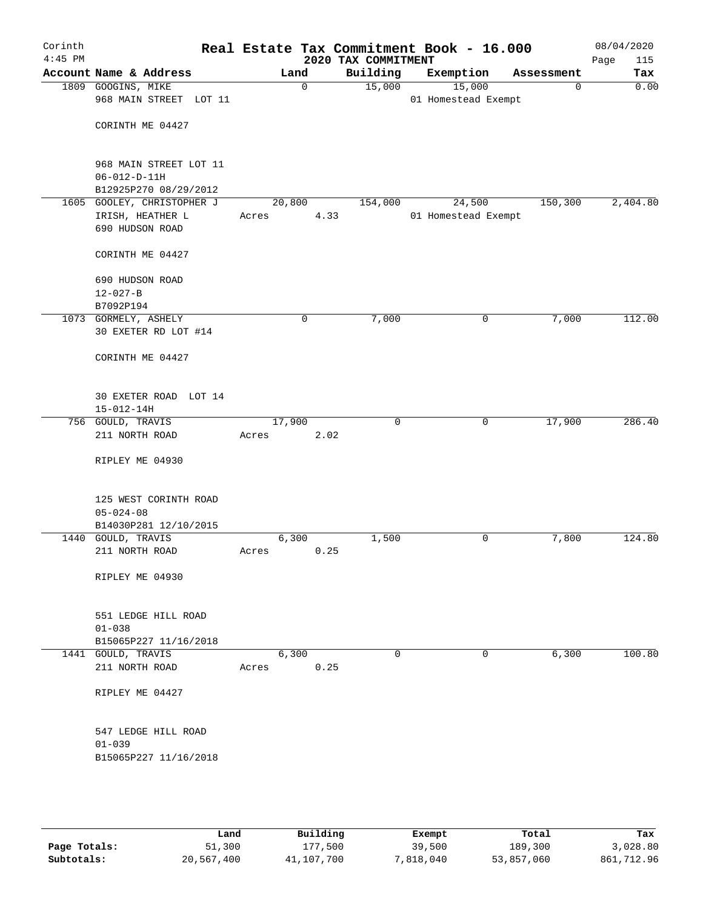# Real Estate Tax Commitment Book - 16.000

Corinth 4:45 PM — 2020 TAX COMMITMENT — 08/04/2020

| Account Name & Address | Land | Building | Exemption | Assessment | Tax |
|---|---|---|---|---|---|
| 1809 GOOGINS, MIKE<br>968 MAIN STREET LOT 11<br><br>CORINTH ME 04427<br><br>968 MAIN STREET LOT 11<br>06-012-D-11H<br>B12925P270 08/29/2012 | 0 | 15,000 | 15,000<br>01 Homestead Exempt | 0 | 0.00 |
| 1605 GOOLEY, CHRISTOPHER J<br>IRISH, HEATHER L<br>690 HUDSON ROAD<br><br>CORINTH ME 04427<br><br>690 HUDSON ROAD<br>12-027-B<br>B7092P194 | 20,800<br>Acres 4.33 | 154,000 | 24,500<br>01 Homestead Exempt | 150,300 | 2,404.80 |
| 1073 GORMELY, ASHELY<br>30 EXETER RD LOT #14<br><br>CORINTH ME 04427<br><br>30 EXETER ROAD LOT 14<br>15-012-14H | 0 | 7,000 | 0 | 7,000 | 112.00 |
| 756 GOULD, TRAVIS<br>211 NORTH ROAD<br><br>RIPLEY ME 04930<br><br>125 WEST CORINTH ROAD<br>05-024-08<br>B14030P281 12/10/2015 | 17,900<br>Acres 2.02 | 0 | 0 | 17,900 | 286.40 |
| 1440 GOULD, TRAVIS<br>211 NORTH ROAD<br><br>RIPLEY ME 04930<br><br>551 LEDGE HILL ROAD<br>01-038<br>B15065P227 11/16/2018 | 6,300<br>Acres 0.25 | 1,500 | 0 | 7,800 | 124.80 |
| 1441 GOULD, TRAVIS<br>211 NORTH ROAD<br><br>RIPLEY ME 04427<br><br>547 LEDGE HILL ROAD<br>01-039<br>B15065P227 11/16/2018 | 6,300<br>Acres 0.25 | 0 | 0 | 6,300 | 100.80 |

| | Land | Building | Exempt | Total | Tax |
|---|---|---|---|---|---|
| Page Totals: | 51,300 | 177,500 | 39,500 | 189,300 | 3,028.80 |
| Subtotals: | 20,567,400 | 41,107,700 | 7,818,040 | 53,857,060 | 861,712.96 |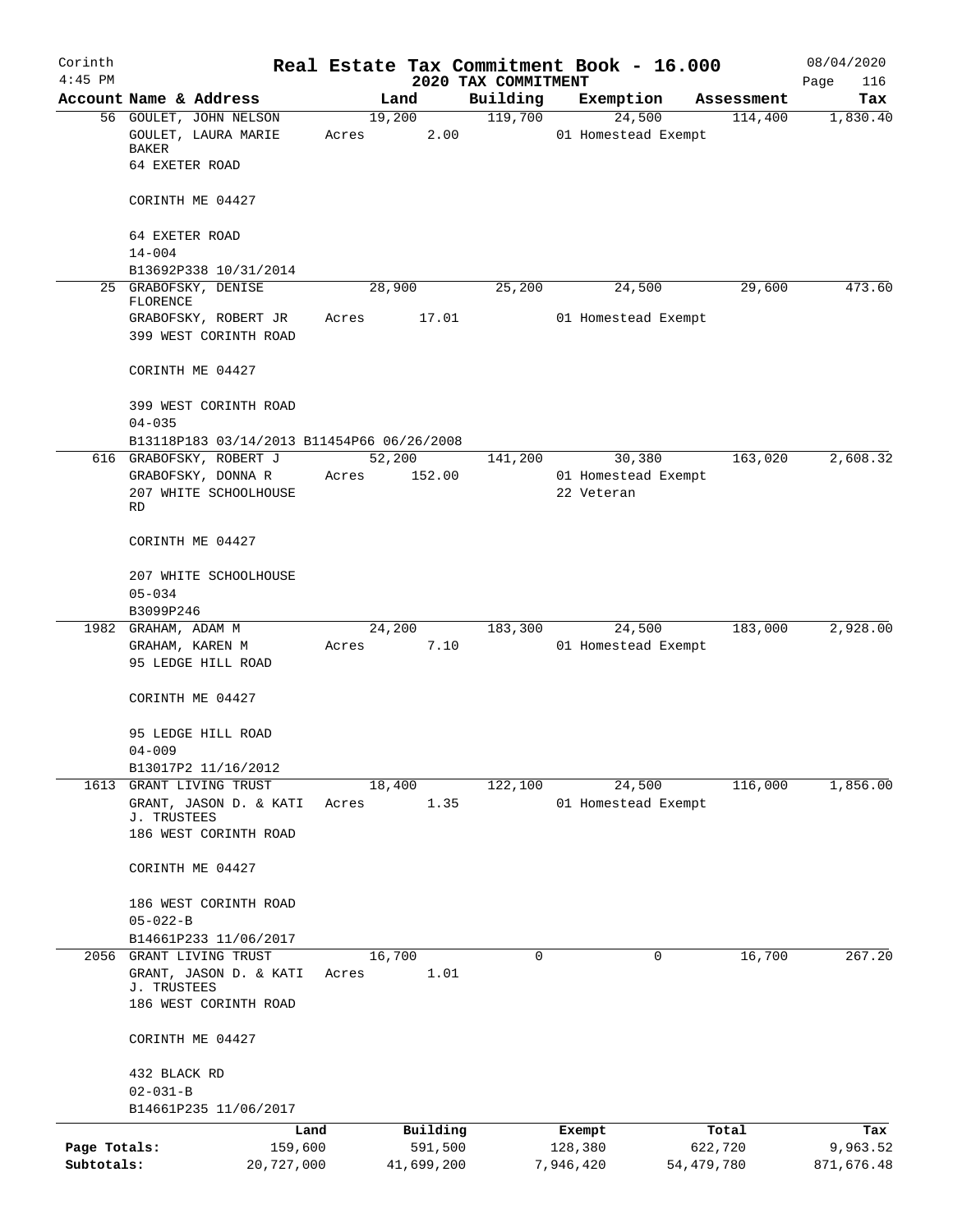# Corinth — Real Estate Tax Commitment Book - 16.000

2020 TAX COMMITMENT

4:45 PM — 08/04/2020

| Account | Name & Address | Land | Building | Exemption | Assessment | Tax |
|---|---|---|---|---|---|---|
| 56 | GOULET, JOHN NELSON<br>GOULET, LAURA MARIE BAKER<br>64 EXETER ROAD<br><br>CORINTH ME 04427<br><br>64 EXETER ROAD<br>14-004<br>B13692P338 10/31/2014 | 19,200<br>Acres 2.00 | 119,700 | 24,500<br>01 Homestead Exempt | 114,400 | 1,830.40 |
| 25 | GRABOFSKY, DENISE FLORENCE<br>GRABOFSKY, ROBERT JR<br>399 WEST CORINTH ROAD<br><br>CORINTH ME 04427<br><br>399 WEST CORINTH ROAD<br>04-035<br>B13118P183 03/14/2013 B11454P66 06/26/2008 | 28,900<br>Acres 17.01 | 25,200 | 24,500<br>01 Homestead Exempt | 29,600 | 473.60 |
| 616 | GRABOFSKY, ROBERT J<br>GRABOFSKY, DONNA R<br>207 WHITE SCHOOLHOUSE RD<br><br>CORINTH ME 04427<br><br>207 WHITE SCHOOLHOUSE<br>05-034<br>B3099P246 | 52,200<br>Acres 152.00 | 141,200 | 30,380<br>01 Homestead Exempt<br>22 Veteran | 163,020 | 2,608.32 |
| 1982 | GRAHAM, ADAM M<br>GRAHAM, KAREN M<br>95 LEDGE HILL ROAD<br><br>CORINTH ME 04427<br><br>95 LEDGE HILL ROAD<br>04-009<br>B13017P2 11/16/2012 | 24,200<br>Acres 7.10 | 183,300 | 24,500<br>01 Homestead Exempt | 183,000 | 2,928.00 |
| 1613 | GRANT LIVING TRUST<br>GRANT, JASON D. & KATI J. TRUSTEES<br>186 WEST CORINTH ROAD<br><br>CORINTH ME 04427<br><br>186 WEST CORINTH ROAD<br>05-022-B<br>B14661P233 11/06/2017 | 18,400<br>Acres 1.35 | 122,100 | 24,500<br>01 Homestead Exempt | 116,000 | 1,856.00 |
| 2056 | GRANT LIVING TRUST<br>GRANT, JASON D. & KATI J. TRUSTEES<br>186 WEST CORINTH ROAD<br><br>CORINTH ME 04427<br><br>432 BLACK RD<br>02-031-B<br>B14661P235 11/06/2017 | 16,700<br>Acres 1.01 | 0 | 0 | 16,700 | 267.20 |

| | Land | Building | Exempt | Total | Tax |
|---|---|---|---|---|---|
| Page Totals: | 159,600 | 591,500 | 128,380 | 622,720 | 9,963.52 |
| Subtotals: | 20,727,000 | 41,699,200 | 7,946,420 | 54,479,780 | 871,676.48 |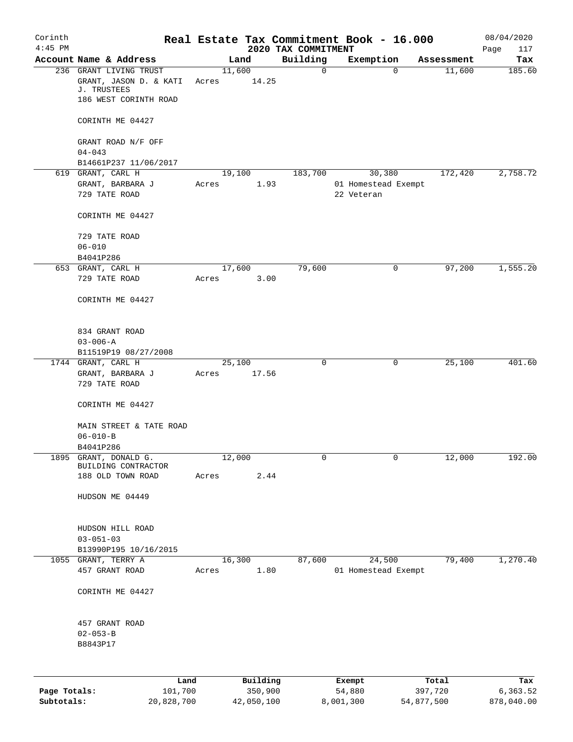Corinth
4:45 PM

# Real Estate Tax Commitment Book - 16.000

## 2020 TAX COMMITMENT

08/04/2020
Page 117

| Account Name & Address | Land | Building | Exemption | Assessment | Tax |
|---|---|---|---|---|---|
| 236 GRANT LIVING TRUST<br>GRANT, JASON D. & KATI J. TRUSTEES<br>186 WEST CORINTH ROAD<br><br>CORINTH ME 04427<br><br>GRANT ROAD N/F OFF<br>04-043<br>B14661P237 11/06/2017 | 11,600<br>Acres 14.25 | 0 | 0 | 11,600 | 185.60 |
| 619 GRANT, CARL H<br>GRANT, BARBARA J<br>729 TATE ROAD<br><br>CORINTH ME 04427<br><br>729 TATE ROAD<br>06-010<br>B4041P286 | 19,100<br>Acres 1.93 | 183,700 | 30,380<br>01 Homestead Exempt<br>22 Veteran | 172,420 | 2,758.72 |
| 653 GRANT, CARL H<br>729 TATE ROAD<br><br>CORINTH ME 04427<br><br>834 GRANT ROAD<br>03-006-A<br>B11519P19 08/27/2008 | 17,600<br>Acres 3.00 | 79,600 | 0 | 97,200 | 1,555.20 |
| 1744 GRANT, CARL H<br>GRANT, BARBARA J<br>729 TATE ROAD<br><br>CORINTH ME 04427<br><br>MAIN STREET & TATE ROAD<br>06-010-B<br>B4041P286 | 25,100<br>Acres 17.56 | 0 | 0 | 25,100 | 401.60 |
| 1895 GRANT, DONALD G.<br>BUILDING CONTRACTOR<br>188 OLD TOWN ROAD<br><br>HUDSON ME 04449<br><br>HUDSON HILL ROAD<br>03-051-03<br>B13990P195 10/16/2015 | 12,000<br>Acres 2.44 | 0 | 0 | 12,000 | 192.00 |
| 1055 GRANT, TERRY A<br>457 GRANT ROAD<br><br>CORINTH ME 04427<br><br>457 GRANT ROAD<br>02-053-B<br>B8843P17 | 16,300<br>Acres 1.80 | 87,600 | 24,500<br>01 Homestead Exempt | 79,400 | 1,270.40 |

| | Land | Building | Exempt | Total | Tax |
|---|---|---|---|---|---|
| Page Totals: | 101,700 | 350,900 | 54,880 | 397,720 | 6,363.52 |
| Subtotals: | 20,828,700 | 42,050,100 | 8,001,300 | 54,877,500 | 878,040.00 |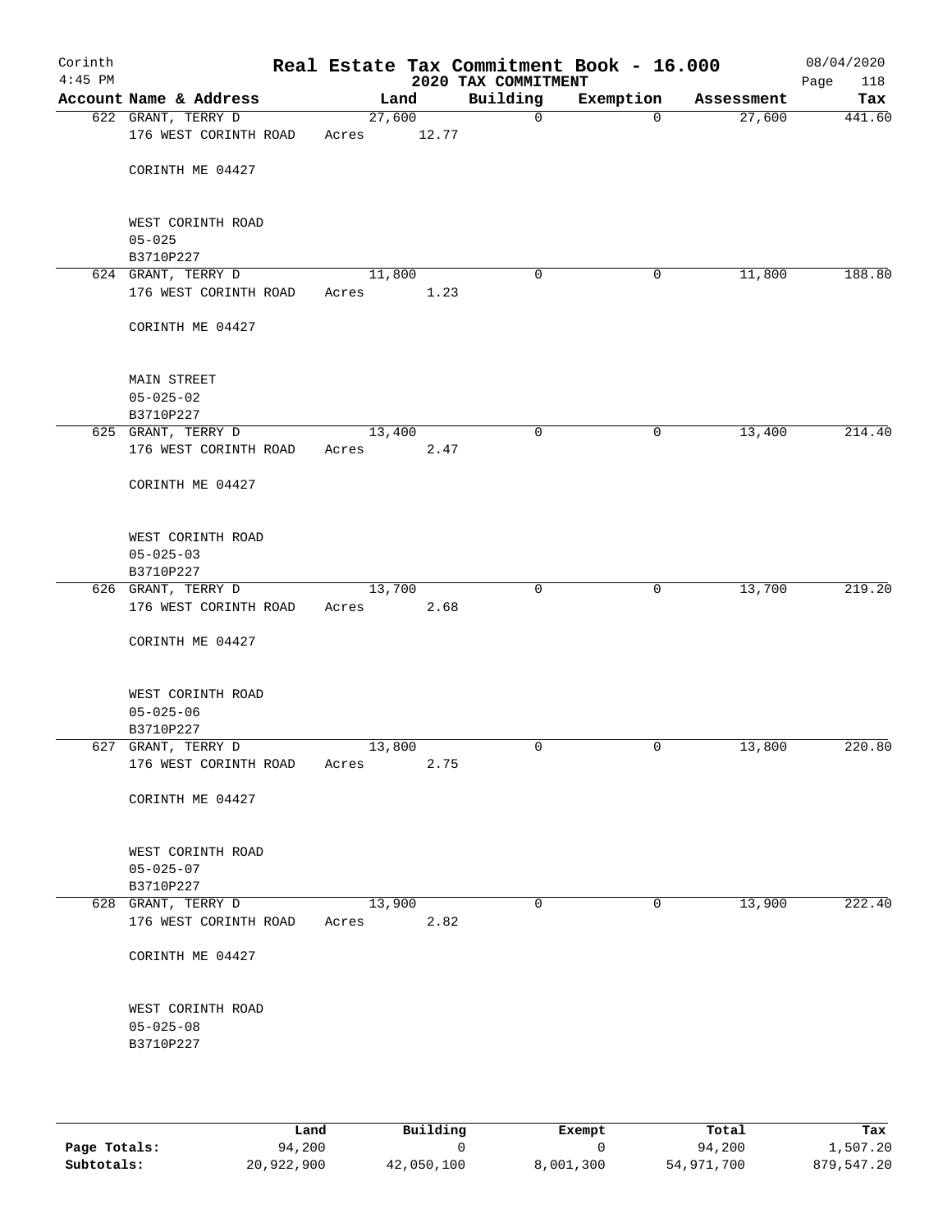# Real Estate Tax Commitment Book - 16.000

## 2020 TAX COMMITMENT

Corinth
4:45 PM
08/04/2020
Page 118

| Account Name & Address | Land | Building | Exemption | Assessment | Tax |
|---|---|---|---|---|---|
| 622 GRANT, TERRY D<br>176 WEST CORINTH ROAD<br><br>CORINTH ME 04427<br><br>WEST CORINTH ROAD<br>05-025<br>B3710P227 | 27,600<br>Acres 12.77 | 0 | 0 | 27,600 | 441.60 |
| 624 GRANT, TERRY D<br>176 WEST CORINTH ROAD<br><br>CORINTH ME 04427<br><br>MAIN STREET<br>05-025-02<br>B3710P227 | 11,800<br>Acres 1.23 | 0 | 0 | 11,800 | 188.80 |
| 625 GRANT, TERRY D<br>176 WEST CORINTH ROAD<br><br>CORINTH ME 04427<br><br>WEST CORINTH ROAD<br>05-025-03<br>B3710P227 | 13,400<br>Acres 2.47 | 0 | 0 | 13,400 | 214.40 |
| 626 GRANT, TERRY D<br>176 WEST CORINTH ROAD<br><br>CORINTH ME 04427<br><br>WEST CORINTH ROAD<br>05-025-06<br>B3710P227 | 13,700<br>Acres 2.68 | 0 | 0 | 13,700 | 219.20 |
| 627 GRANT, TERRY D<br>176 WEST CORINTH ROAD<br><br>CORINTH ME 04427<br><br>WEST CORINTH ROAD<br>05-025-07<br>B3710P227 | 13,800<br>Acres 2.75 | 0 | 0 | 13,800 | 220.80 |
| 628 GRANT, TERRY D<br>176 WEST CORINTH ROAD<br><br>CORINTH ME 04427<br><br>WEST CORINTH ROAD<br>05-025-08<br>B3710P227 | 13,900<br>Acres 2.82 | 0 | 0 | 13,900 | 222.40 |

| | Land | Building | Exempt | Total | Tax |
|---|---|---|---|---|---|
| Page Totals: | 94,200 | 0 | 0 | 94,200 | 1,507.20 |
| Subtotals: | 20,922,900 | 42,050,100 | 8,001,300 | 54,971,700 | 879,547.20 |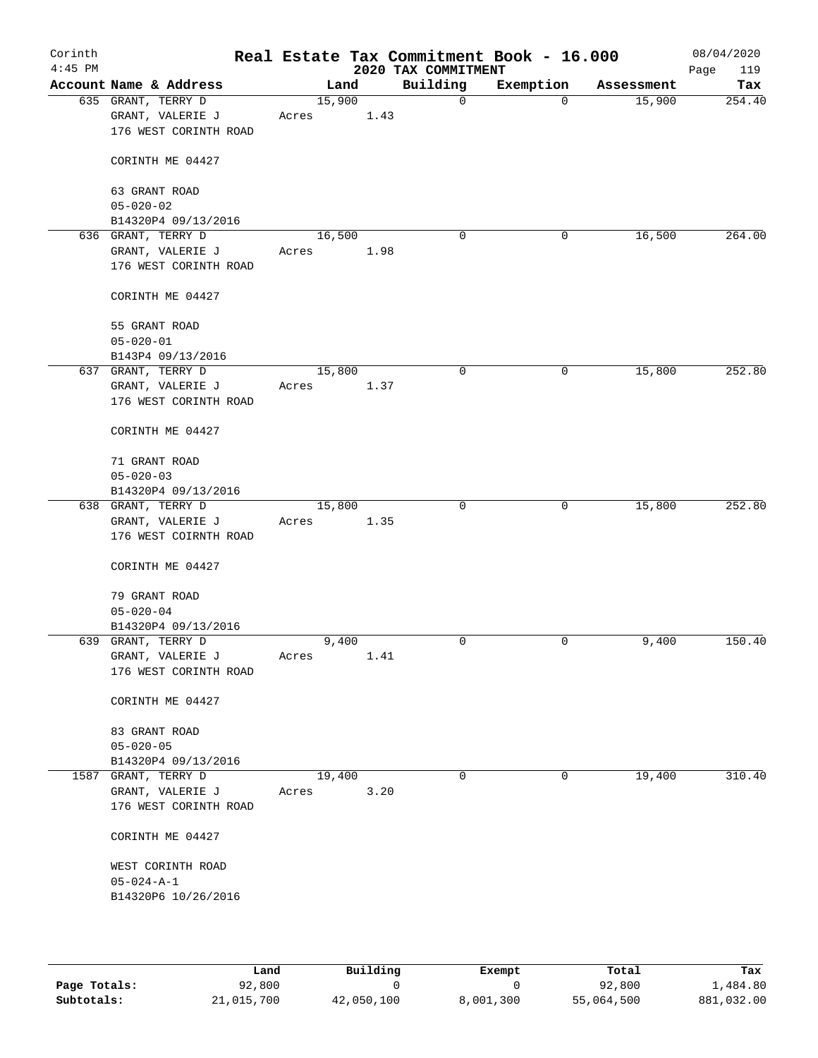Corinth 4:45 PM

# Real Estate Tax Commitment Book - 16.000

2020 TAX COMMITMENT

08/04/2020 Page 119

| Account Name & Address | Land | Building | Exemption | Assessment | Tax |
|---|---|---|---|---|---|
| 635 GRANT, TERRY D<br>GRANT, VALERIE J<br>176 WEST CORINTH ROAD<br><br>CORINTH ME 04427<br><br>63 GRANT ROAD<br>05-020-02<br>B14320P4 09/13/2016 | 15,900<br>Acres 1.43 | 0 | 0 | 15,900 | 254.40 |
| 636 GRANT, TERRY D<br>GRANT, VALERIE J<br>176 WEST CORINTH ROAD<br><br>CORINTH ME 04427<br><br>55 GRANT ROAD<br>05-020-01<br>B143P4 09/13/2016 | 16,500<br>Acres 1.98 | 0 | 0 | 16,500 | 264.00 |
| 637 GRANT, TERRY D<br>GRANT, VALERIE J<br>176 WEST CORINTH ROAD<br><br>CORINTH ME 04427<br><br>71 GRANT ROAD<br>05-020-03<br>B14320P4 09/13/2016 | 15,800<br>Acres 1.37 | 0 | 0 | 15,800 | 252.80 |
| 638 GRANT, TERRY D<br>GRANT, VALERIE J<br>176 WEST COIRNTH ROAD<br><br>CORINTH ME 04427<br><br>79 GRANT ROAD<br>05-020-04<br>B14320P4 09/13/2016 | 15,800<br>Acres 1.35 | 0 | 0 | 15,800 | 252.80 |
| 639 GRANT, TERRY D<br>GRANT, VALERIE J<br>176 WEST CORINTH ROAD<br><br>CORINTH ME 04427<br><br>83 GRANT ROAD<br>05-020-05<br>B14320P4 09/13/2016 | 9,400<br>Acres 1.41 | 0 | 0 | 9,400 | 150.40 |
| 1587 GRANT, TERRY D<br>GRANT, VALERIE J<br>176 WEST CORINTH ROAD<br><br>CORINTH ME 04427<br><br>WEST CORINTH ROAD<br>05-024-A-1<br>B14320P6 10/26/2016 | 19,400<br>Acres 3.20 | 0 | 0 | 19,400 | 310.40 |

| | Land | Building | Exempt | Total | Tax |
|---|---|---|---|---|---|
| Page Totals: | 92,800 | 0 | 0 | 92,800 | 1,484.80 |
| Subtotals: | 21,015,700 | 42,050,100 | 8,001,300 | 55,064,500 | 881,032.00 |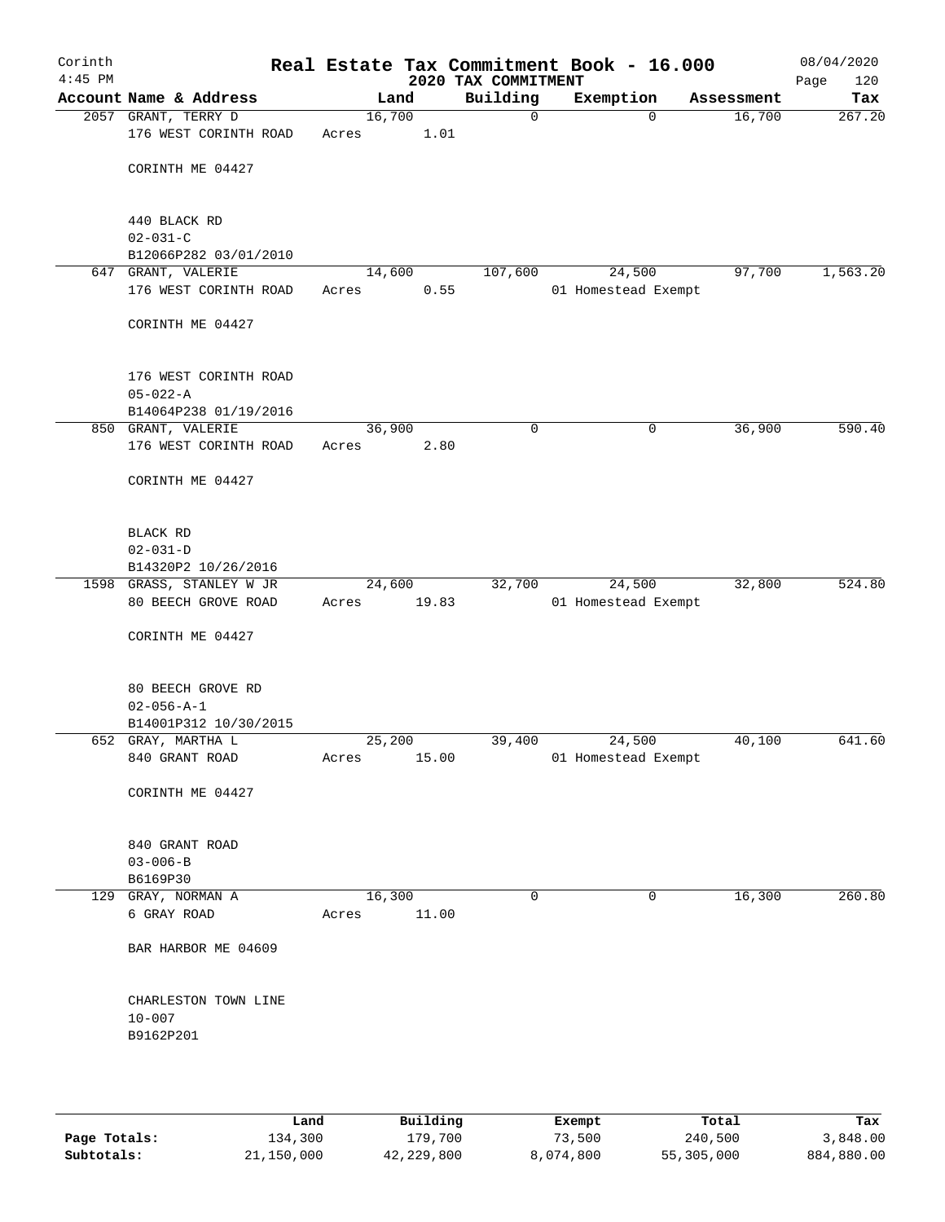Corinth
4:45 PM

# Real Estate Tax Commitment Book - 16.000
## 2020 TAX COMMITMENT

08/04/2020

| Account | Name & Address | Land | Building | Exemption | Assessment | Tax |
|---|---|---|---|---|---|---|
| 2057 | GRANT, TERRY D<br>176 WEST CORINTH ROAD<br><br>CORINTH ME 04427<br><br>440 BLACK RD<br>02-031-C<br>B12066P282 03/01/2010 | 16,700<br>Acres 1.01 | 0 | 0 | 16,700 | 267.20 |
| 647 | GRANT, VALERIE<br>176 WEST CORINTH ROAD<br><br>CORINTH ME 04427<br><br>176 WEST CORINTH ROAD<br>05-022-A<br>B14064P238 01/19/2016 | 14,600<br>Acres 0.55 | 107,600 | 24,500<br>01 Homestead Exempt | 97,700 | 1,563.20 |
| 850 | GRANT, VALERIE<br>176 WEST CORINTH ROAD<br><br>CORINTH ME 04427<br><br>BLACK RD<br>02-031-D<br>B14320P2 10/26/2016 | 36,900<br>Acres 2.80 | 0 | 0 | 36,900 | 590.40 |
| 1598 | GRASS, STANLEY W JR<br>80 BEECH GROVE ROAD<br><br>CORINTH ME 04427<br><br>80 BEECH GROVE RD<br>02-056-A-1<br>B14001P312 10/30/2015 | 24,600<br>Acres 19.83 | 32,700 | 24,500<br>01 Homestead Exempt | 32,800 | 524.80 |
| 652 | GRAY, MARTHA L<br>840 GRANT ROAD<br><br>CORINTH ME 04427<br><br>840 GRANT ROAD<br>03-006-B<br>B6169P30 | 25,200<br>Acres 15.00 | 39,400 | 24,500<br>01 Homestead Exempt | 40,100 | 641.60 |
| 129 | GRAY, NORMAN A<br>6 GRAY ROAD<br><br>BAR HARBOR ME 04609<br><br>CHARLESTON TOWN LINE<br>10-007<br>B9162P201 | 16,300<br>Acres 11.00 | 0 | 0 | 16,300 | 260.80 |

| | Land | Building | Exempt | Total | Tax |
|---|---|---|---|---|---|
| Page Totals: | 134,300 | 179,700 | 73,500 | 240,500 | 3,848.00 |
| Subtotals: | 21,150,000 | 42,229,800 | 8,074,800 | 55,305,000 | 884,880.00 |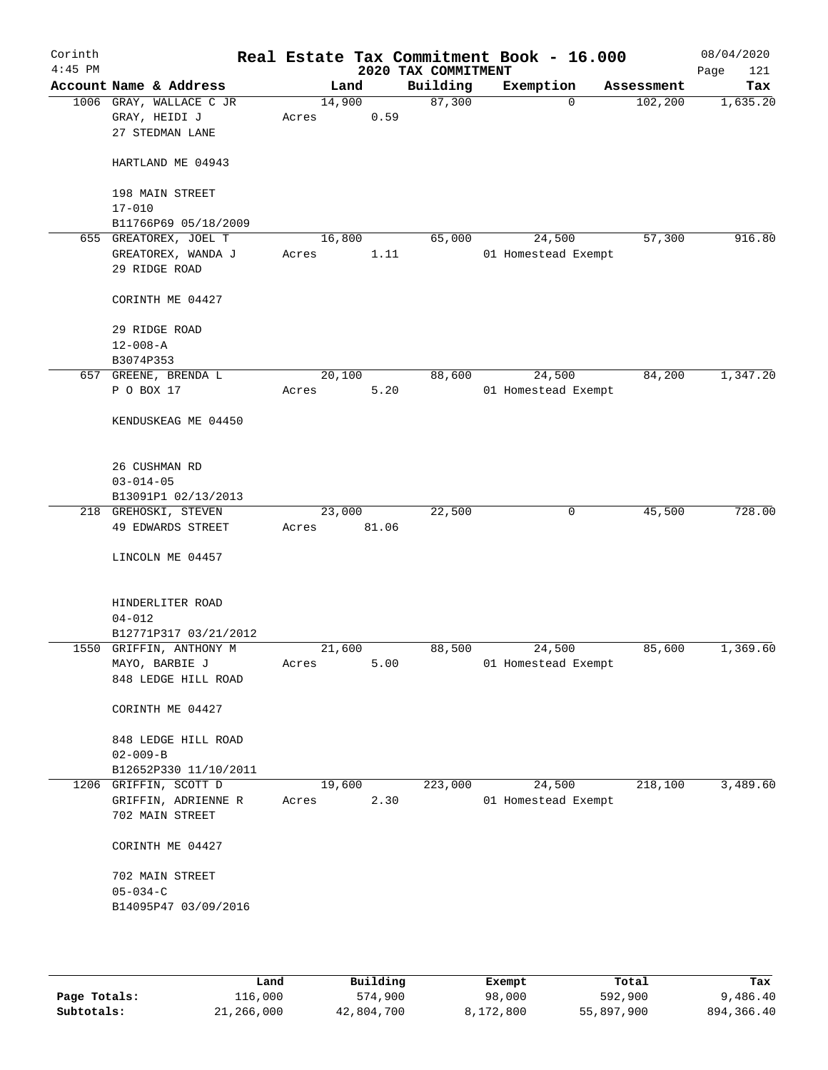Corinth 4:45 PM

# Real Estate Tax Commitment Book - 16.000

## 2020 TAX COMMITMENT

08/04/2020 Page 121

| Account | Name & Address | Land | Building | Exemption | Assessment | Tax |
|---|---|---|---|---|---|---|
| 1006 | GRAY, WALLACE C JR<br>GRAY, HEIDI J<br>27 STEDMAN LANE<br><br>HARTLAND ME 04943<br><br>198 MAIN STREET<br>17-010<br>B11766P69 05/18/2009 | 14,900<br>Acres 0.59 | 87,300 | 0 | 102,200 | 1,635.20 |
| 655 | GREATOREX, JOEL T<br>GREATOREX, WANDA J<br>29 RIDGE ROAD<br><br>CORINTH ME 04427<br><br>29 RIDGE ROAD<br>12-008-A<br>B3074P353 | 16,800<br>Acres 1.11 | 65,000 | 24,500<br>01 Homestead Exempt | 57,300 | 916.80 |
| 657 | GREENE, BRENDA L<br>P O BOX 17<br><br>KENDUSKEAG ME 04450<br><br>26 CUSHMAN RD<br>03-014-05<br>B13091P1 02/13/2013 | 20,100<br>Acres 5.20 | 88,600 | 24,500<br>01 Homestead Exempt | 84,200 | 1,347.20 |
| 218 | GREHOSKI, STEVEN<br>49 EDWARDS STREET<br><br>LINCOLN ME 04457<br><br>HINDERLITER ROAD<br>04-012<br>B12771P317 03/21/2012 | 23,000<br>Acres 81.06 | 22,500 | 0 | 45,500 | 728.00 |
| 1550 | GRIFFIN, ANTHONY M<br>MAYO, BARBIE J<br>848 LEDGE HILL ROAD<br><br>CORINTH ME 04427<br><br>848 LEDGE HILL ROAD<br>02-009-B<br>B12652P330 11/10/2011 | 21,600<br>Acres 5.00 | 88,500 | 24,500<br>01 Homestead Exempt | 85,600 | 1,369.60 |
| 1206 | GRIFFIN, SCOTT D<br>GRIFFIN, ADRIENNE R<br>702 MAIN STREET<br><br>CORINTH ME 04427<br><br>702 MAIN STREET<br>05-034-C<br>B14095P47 03/09/2016 | 19,600<br>Acres 2.30 | 223,000 | 24,500<br>01 Homestead Exempt | 218,100 | 3,489.60 |

| | Land | Building | Exempt | Total | Tax |
|---|---|---|---|---|---|
| Page Totals: | 116,000 | 574,900 | 98,000 | 592,900 | 9,486.40 |
| Subtotals: | 21,266,000 | 42,804,700 | 8,172,800 | 55,897,900 | 894,366.40 |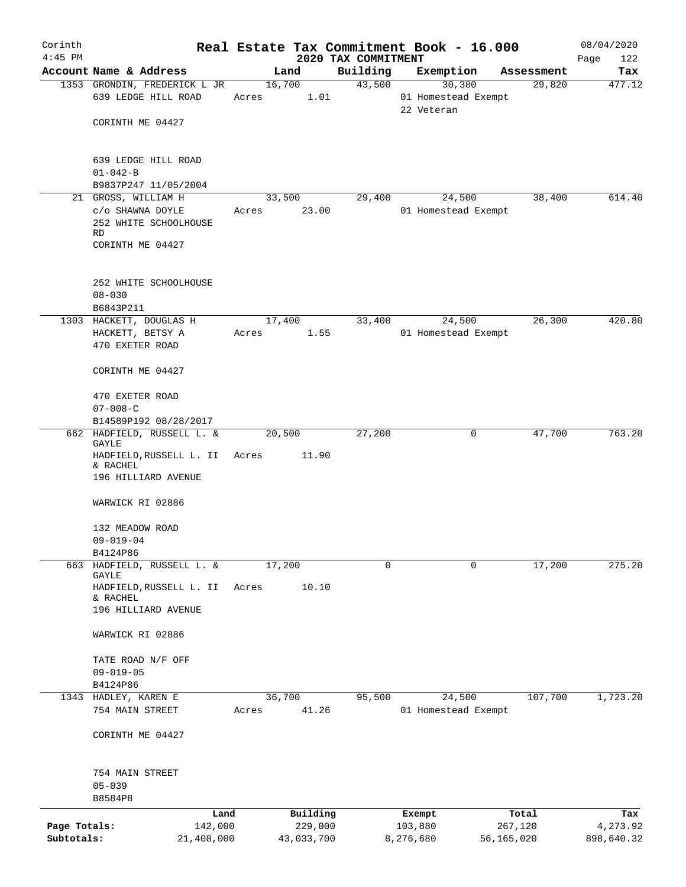# Real Estate Tax Commitment Book - 16.000

Corinth 4:45 PM — 2020 TAX COMMITMENT — 08/04/2020

| Account Name & Address | Land | Building | Exemption | Assessment | Tax |
|---|---|---|---|---|---|
| 1353 GRONDIN, FREDERICK L JR<br>639 LEDGE HILL ROAD<br>CORINTH ME 04427<br>639 LEDGE HILL ROAD<br>01-042-B<br>B9837P247 11/05/2004 | 16,700<br>Acres 1.01 | 43,500 | 30,380<br>01 Homestead Exempt<br>22 Veteran | 29,820 | 477.12 |
| 21 GROSS, WILLIAM H<br>c/o SHAWNA DOYLE<br>252 WHITE SCHOOLHOUSE RD<br>CORINTH ME 04427<br>252 WHITE SCHOOLHOUSE<br>08-030<br>B6843P211 | 33,500<br>Acres 23.00 | 29,400 | 24,500<br>01 Homestead Exempt | 38,400 | 614.40 |
| 1303 HACKETT, DOUGLAS H<br>HACKETT, BETSY A<br>470 EXETER ROAD<br>CORINTH ME 04427<br>470 EXETER ROAD<br>07-008-C<br>B14589P192 08/28/2017 | 17,400<br>Acres 1.55 | 33,400 | 24,500<br>01 Homestead Exempt | 26,300 | 420.80 |
| 662 HADFIELD, RUSSELL L. & GAYLE<br>HADFIELD,RUSSELL L. II & RACHEL<br>196 HILLIARD AVENUE<br>WARWICK RI 02886<br>132 MEADOW ROAD<br>09-019-04<br>B4124P86 | 20,500<br>Acres 11.90 | 27,200 | 0 | 47,700 | 763.20 |
| 663 HADFIELD, RUSSELL L. & GAYLE<br>HADFIELD,RUSSELL L. II & RACHEL<br>196 HILLIARD AVENUE<br>WARWICK RI 02886<br>TATE ROAD N/F OFF<br>09-019-05<br>B4124P86 | 17,200<br>Acres 10.10 | 0 | 0 | 17,200 | 275.20 |
| 1343 HADLEY, KAREN E<br>754 MAIN STREET<br>CORINTH ME 04427<br>754 MAIN STREET<br>05-039<br>B8584P8 | 36,700<br>Acres 41.26 | 95,500 | 24,500<br>01 Homestead Exempt | 107,700 | 1,723.20 |

| | Land | Building | Exempt | Total | Tax |
|---|---|---|---|---|---|
| Page Totals: | 142,000 | 229,000 | 103,880 | 267,120 | 4,273.92 |
| Subtotals: | 21,408,000 | 43,033,700 | 8,276,680 | 56,165,020 | 898,640.32 |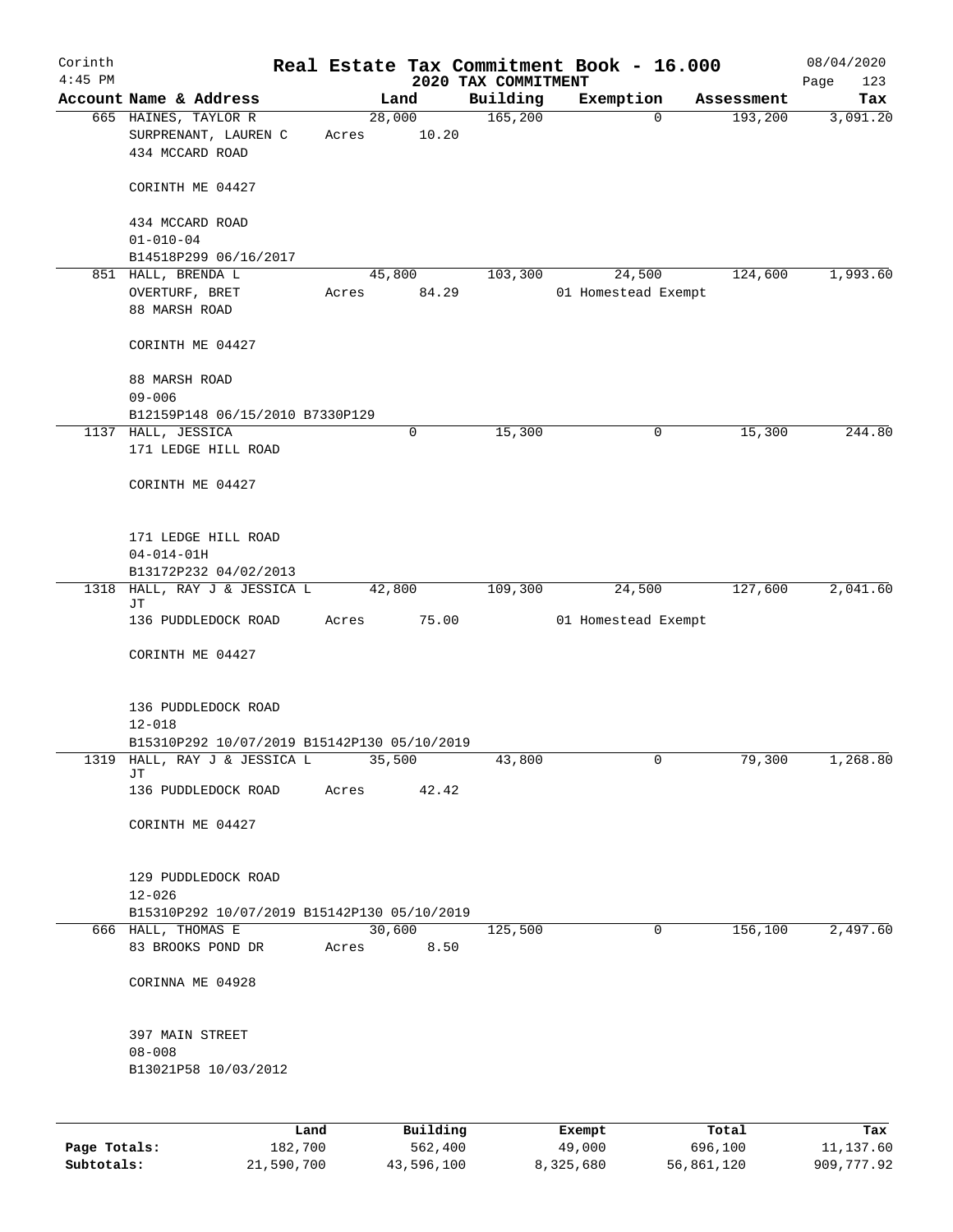Corinth 4:45 PM

# Real Estate Tax Commitment Book - 16.000

## 2020 TAX COMMITMENT

08/04/2020 Page 123

| Account Name & Address | Land | Building | Exemption | Assessment | Tax |
|---|---|---|---|---|---|
| 665 HAINES, TAYLOR R<br>SURPRENANT, LAUREN C<br>434 MCCARD ROAD<br><br>CORINTH ME 04427<br><br>434 MCCARD ROAD<br>01-010-04<br>B14518P299 06/16/2017 | 28,000<br>Acres 10.20 | 165,200 | 0 | 193,200 | 3,091.20 |
| 851 HALL, BRENDA L<br>OVERTURF, BRET<br>88 MARSH ROAD<br><br>CORINTH ME 04427<br><br>88 MARSH ROAD<br>09-006<br>B12159P148 06/15/2010 B7330P129 | 45,800<br>Acres 84.29 | 103,300 | 24,500<br>01 Homestead Exempt | 124,600 | 1,993.60 |
| 1137 HALL, JESSICA<br>171 LEDGE HILL ROAD<br><br>CORINTH ME 04427<br><br>171 LEDGE HILL ROAD<br>04-014-01H<br>B13172P232 04/02/2013 | 0 | 15,300 | 0 | 15,300 | 244.80 |
| 1318 HALL, RAY J & JESSICA L JT<br>136 PUDDLEDOCK ROAD<br><br>CORINTH ME 04427<br><br>136 PUDDLEDOCK ROAD<br>12-018<br>B15310P292 10/07/2019 B15142P130 05/10/2019 | 42,800<br>Acres 75.00 | 109,300 | 24,500<br>01 Homestead Exempt | 127,600 | 2,041.60 |
| 1319 HALL, RAY J & JESSICA L JT<br>136 PUDDLEDOCK ROAD<br><br>CORINTH ME 04427<br><br>129 PUDDLEDOCK ROAD<br>12-026<br>B15310P292 10/07/2019 B15142P130 05/10/2019 | 35,500<br>Acres 42.42 | 43,800 | 0 | 79,300 | 1,268.80 |
| 666 HALL, THOMAS E<br>83 BROOKS POND DR<br><br>CORINNA ME 04928<br><br>397 MAIN STREET<br>08-008<br>B13021P58 10/03/2012 | 30,600<br>Acres 8.50 | 125,500 | 0 | 156,100 | 2,497.60 |

| | Land | Building | Exempt | Total | Tax |
|---|---|---|---|---|---|
| **Page Totals:** | 182,700 | 562,400 | 49,000 | 696,100 | 11,137.60 |
| **Subtotals:** | 21,590,700 | 43,596,100 | 8,325,680 | 56,861,120 | 909,777.92 |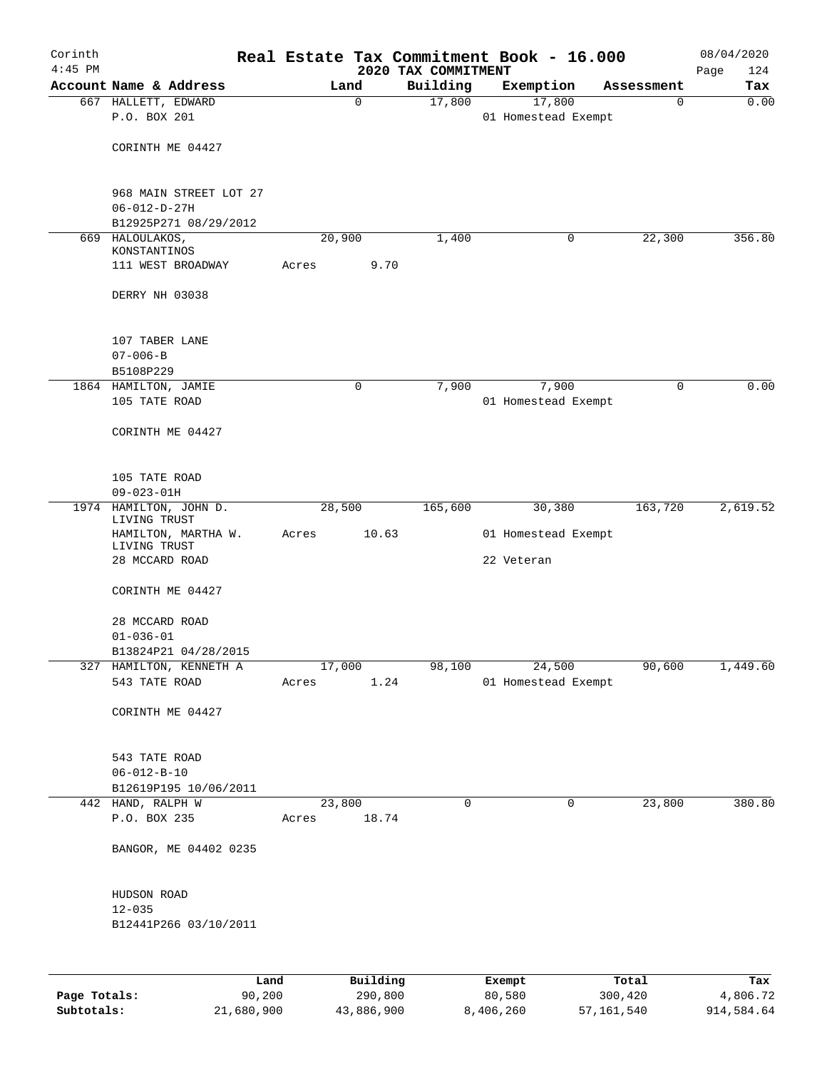Corinth 4:45 PM

# Real Estate Tax Commitment Book - 16.000

2020 TAX COMMITMENT

08/04/2020

| Account Name & Address | Land | Building | Exemption | Assessment | Tax |
|---|---|---|---|---|---|
| 667 HALLETT, EDWARD<br>P.O. BOX 201<br><br>CORINTH ME 04427<br><br>968 MAIN STREET LOT 27<br>06-012-D-27H<br>B12925P271 08/29/2012 | 0 | 17,800 | 17,800<br>01 Homestead Exempt | 0 | 0.00 |
| 669 HALOULAKOS, KONSTANTINOS<br>111 WEST BROADWAY<br><br>DERRY NH 03038<br><br>107 TABER LANE<br>07-006-B<br>B5108P229 | 20,900<br>Acres 9.70 | 1,400 | 0 | 22,300 | 356.80 |
| 1864 HAMILTON, JAMIE<br>105 TATE ROAD<br><br>CORINTH ME 04427<br><br>105 TATE ROAD<br>09-023-01H | 0 | 7,900 | 7,900<br>01 Homestead Exempt | 0 | 0.00 |
| 1974 HAMILTON, JOHN D. LIVING TRUST<br>HAMILTON, MARTHA W. LIVING TRUST<br>28 MCCARD ROAD<br><br>CORINTH ME 04427<br><br>28 MCCARD ROAD<br>01-036-01<br>B13824P21 04/28/2015 | 28,500<br>Acres 10.63 | 165,600 | 30,380<br>01 Homestead Exempt<br>22 Veteran | 163,720 | 2,619.52 |
| 327 HAMILTON, KENNETH A<br>543 TATE ROAD<br><br>CORINTH ME 04427<br><br>543 TATE ROAD<br>06-012-B-10<br>B12619P195 10/06/2011 | 17,000<br>Acres 1.24 | 98,100 | 24,500<br>01 Homestead Exempt | 90,600 | 1,449.60 |
| 442 HAND, RALPH W<br>P.O. BOX 235<br><br>BANGOR, ME 04402 0235<br><br>HUDSON ROAD<br>12-035<br>B12441P266 03/10/2011 | 23,800<br>Acres 18.74 | 0 | 0 | 23,800 | 380.80 |

| | Land | Building | Exempt | Total | Tax |
|---|---|---|---|---|---|
| Page Totals: | 90,200 | 290,800 | 80,580 | 300,420 | 4,806.72 |
| Subtotals: | 21,680,900 | 43,886,900 | 8,406,260 | 57,161,540 | 914,584.64 |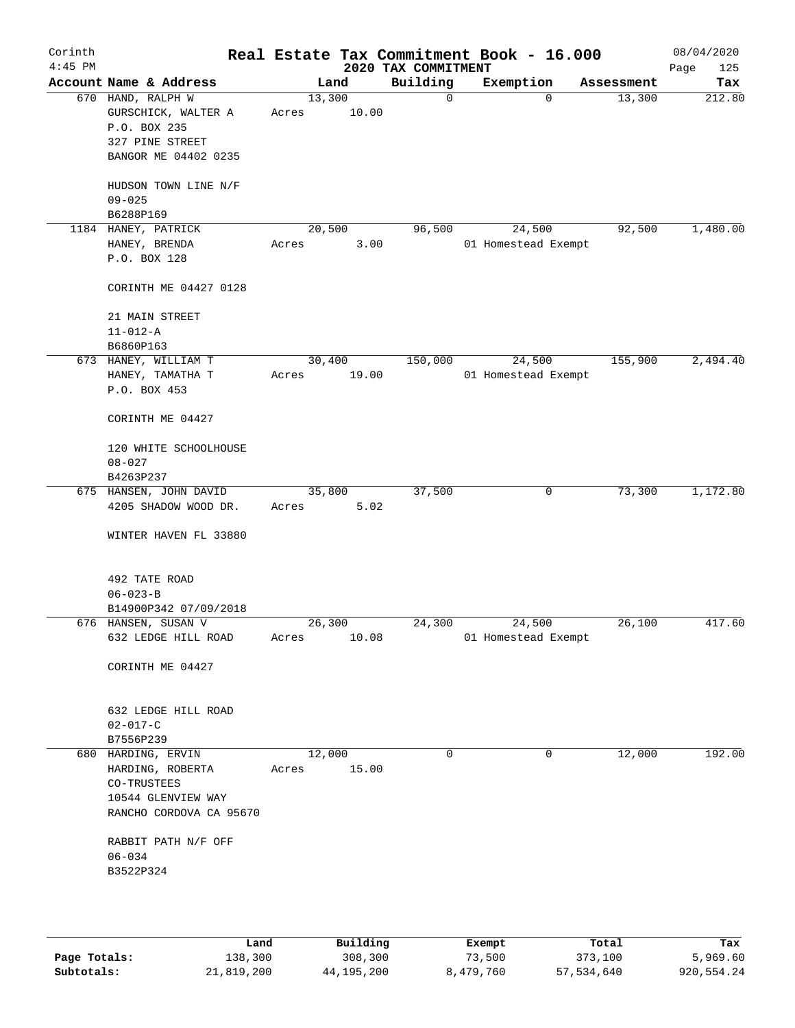Corinth 4:45 PM

# Real Estate Tax Commitment Book - 16.000

## 2020 TAX COMMITMENT

08/04/2020 Page 125

| Account Name & Address | Land | Building | Exemption | Assessment | Tax |
|---|---|---|---|---|---|
| 670 HAND, RALPH W<br>GURSCHICK, WALTER A<br>P.O. BOX 235<br>327 PINE STREET<br>BANGOR ME 04402 0235<br><br>HUDSON TOWN LINE N/F<br>09-025<br>B6288P169 | 13,300<br>Acres 10.00 | 0 | 0 | 13,300 | 212.80 |
| 1184 HANEY, PATRICK<br>HANEY, BRENDA<br>P.O. BOX 128<br><br>CORINTH ME 04427 0128<br><br>21 MAIN STREET<br>11-012-A<br>B6860P163 | 20,500<br>Acres 3.00 | 96,500 | 24,500<br>01 Homestead Exempt | 92,500 | 1,480.00 |
| 673 HANEY, WILLIAM T<br>HANEY, TAMATHA T<br>P.O. BOX 453<br><br>CORINTH ME 04427<br><br>120 WHITE SCHOOLHOUSE<br>08-027<br>B4263P237 | 30,400<br>Acres 19.00 | 150,000 | 24,500<br>01 Homestead Exempt | 155,900 | 2,494.40 |
| 675 HANSEN, JOHN DAVID<br>4205 SHADOW WOOD DR.<br><br>WINTER HAVEN FL 33880<br><br>492 TATE ROAD<br>06-023-B<br>B14900P342 07/09/2018 | 35,800<br>Acres 5.02 | 37,500 | 0 | 73,300 | 1,172.80 |
| 676 HANSEN, SUSAN V<br>632 LEDGE HILL ROAD<br><br>CORINTH ME 04427<br><br>632 LEDGE HILL ROAD<br>02-017-C<br>B7556P239 | 26,300<br>Acres 10.08 | 24,300 | 24,500<br>01 Homestead Exempt | 26,100 | 417.60 |
| 680 HARDING, ERVIN<br>HARDING, ROBERTA<br>CO-TRUSTEES<br>10544 GLENVIEW WAY<br>RANCHO CORDOVA CA 95670<br><br>RABBIT PATH N/F OFF<br>06-034<br>B3522P324 | 12,000<br>Acres 15.00 | 0 | 0 | 12,000 | 192.00 |

| | Land | Building | Exempt | Total | Tax |
|---|---|---|---|---|---|
| **Page Totals:** | 138,300 | 308,300 | 73,500 | 373,100 | 5,969.60 |
| **Subtotals:** | 21,819,200 | 44,195,200 | 8,479,760 | 57,534,640 | 920,554.24 |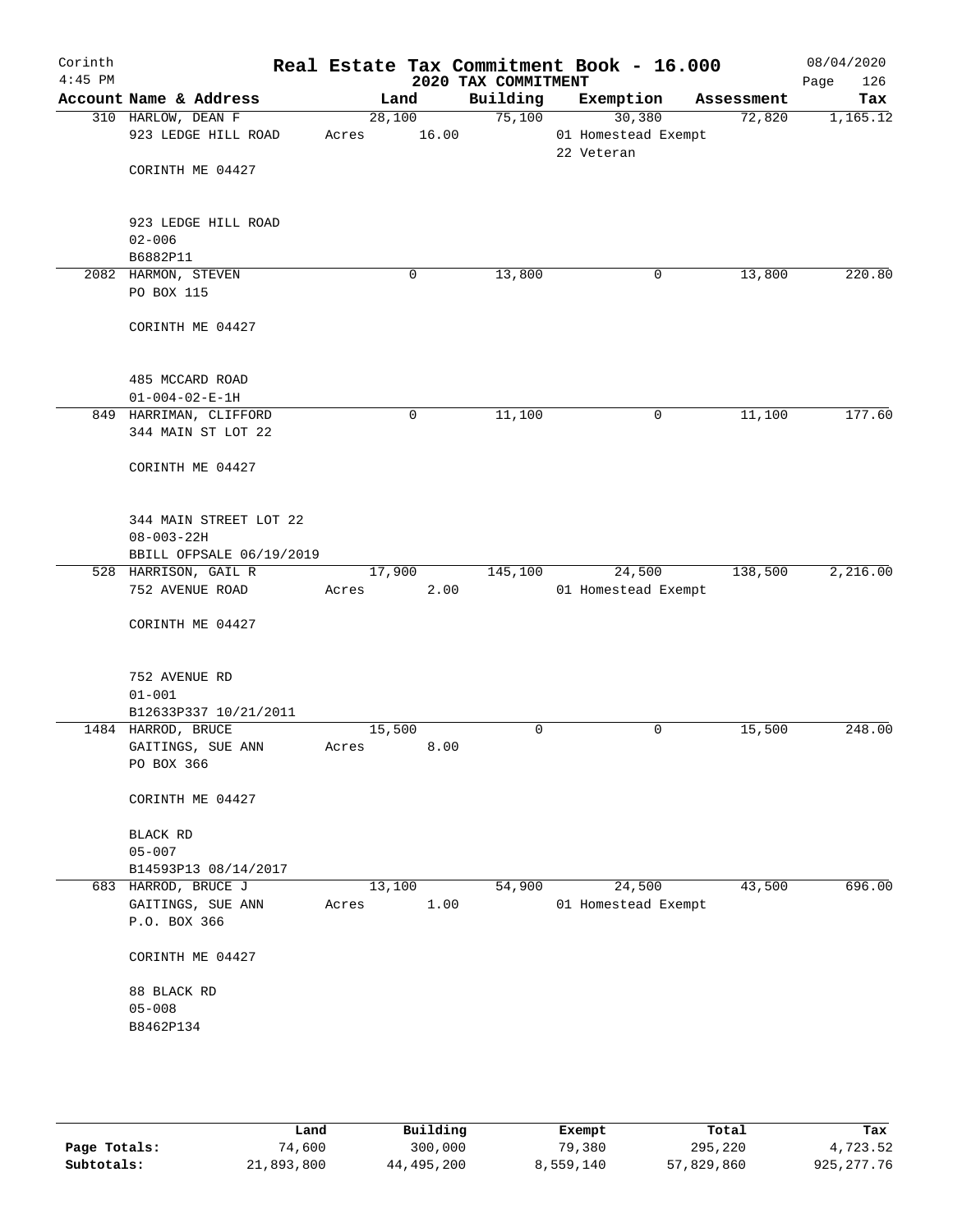Corinth 4:45 PM

# Real Estate Tax Commitment Book - 16.000

## 2020 TAX COMMITMENT

08/04/2020 Page 126

| Account Name & Address | Land | Building | Exemption | Assessment | Tax |
|---|---|---|---|---|---|
| 310 HARLOW, DEAN F<br>923 LEDGE HILL ROAD<br><br>CORINTH ME 04427<br><br>923 LEDGE HILL ROAD<br>02-006<br>B6882P11 | 28,100<br>Acres 16.00 | 75,100 | 30,380<br>01 Homestead Exempt<br>22 Veteran | 72,820 | 1,165.12 |
| 2082 HARMON, STEVEN<br>PO BOX 115<br><br>CORINTH ME 04427<br><br>485 MCCARD ROAD<br>01-004-02-E-1H | 0 | 13,800 | 0 | 13,800 | 220.80 |
| 849 HARRIMAN, CLIFFORD<br>344 MAIN ST LOT 22<br><br>CORINTH ME 04427<br><br>344 MAIN STREET LOT 22<br>08-003-22H<br>BBILL OFPSALE 06/19/2019 | 0 | 11,100 | 0 | 11,100 | 177.60 |
| 528 HARRISON, GAIL R<br>752 AVENUE ROAD<br><br>CORINTH ME 04427<br><br>752 AVENUE RD<br>01-001<br>B12633P337 10/21/2011 | 17,900<br>Acres 2.00 | 145,100 | 24,500<br>01 Homestead Exempt | 138,500 | 2,216.00 |
| 1484 HARROD, BRUCE<br>GAITINGS, SUE ANN<br>PO BOX 366<br><br>CORINTH ME 04427<br><br>BLACK RD<br>05-007<br>B14593P13 08/14/2017 | 15,500<br>Acres 8.00 | 0 | 0 | 15,500 | 248.00 |
| 683 HARROD, BRUCE J<br>GAITINGS, SUE ANN<br>P.O. BOX 366<br><br>CORINTH ME 04427<br><br>88 BLACK RD<br>05-008<br>B8462P134 | 13,100<br>Acres 1.00 | 54,900 | 24,500<br>01 Homestead Exempt | 43,500 | 696.00 |

| | Land | Building | Exempt | Total | Tax |
|---|---|---|---|---|---|
| Page Totals: | 74,600 | 300,000 | 79,380 | 295,220 | 4,723.52 |
| Subtotals: | 21,893,800 | 44,495,200 | 8,559,140 | 57,829,860 | 925,277.76 |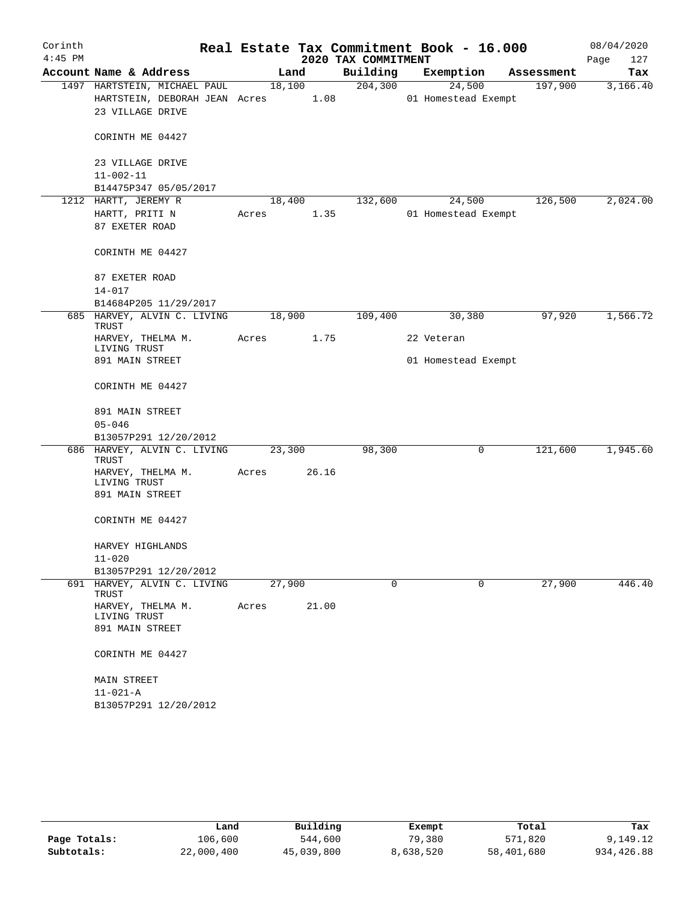Corinth 4:45 PM

# Real Estate Tax Commitment Book - 16.000

2020 TAX COMMITMENT

08/04/2020

| Account Name & Address | Land | Building | Exemption | Assessment | Tax |
|---|---|---|---|---|---|
| 1497 HARTSTEIN, MICHAEL PAUL | 18,100 | 204,300 | 24,500 | 197,900 | 3,166.40 |
| HARTSTEIN, DEBORAH JEAN | Acres 1.08 | | 01 Homestead Exempt | | |
| 23 VILLAGE DRIVE | | | | | |
| CORINTH ME 04427 | | | | | |
| 23 VILLAGE DRIVE | | | | | |
| 11-002-11 | | | | | |
| B14475P347 05/05/2017 | | | | | |
| 1212 HARTT, JEREMY R | 18,400 | 132,600 | 24,500 | 126,500 | 2,024.00 |
| HARTT, PRITI N | Acres 1.35 | | 01 Homestead Exempt | | |
| 87 EXETER ROAD | | | | | |
| CORINTH ME 04427 | | | | | |
| 87 EXETER ROAD | | | | | |
| 14-017 | | | | | |
| B14684P205 11/29/2017 | | | | | |
| 685 HARVEY, ALVIN C. LIVING TRUST | 18,900 | 109,400 | 30,380 | 97,920 | 1,566.72 |
| HARVEY, THELMA M. LIVING TRUST | Acres 1.75 | | 22 Veteran | | |
| 891 MAIN STREET | | | 01 Homestead Exempt | | |
| CORINTH ME 04427 | | | | | |
| 891 MAIN STREET | | | | | |
| 05-046 | | | | | |
| B13057P291 12/20/2012 | | | | | |
| 686 HARVEY, ALVIN C. LIVING TRUST | 23,300 | 98,300 | 0 | 121,600 | 1,945.60 |
| HARVEY, THELMA M. LIVING TRUST | Acres 26.16 | | | | |
| 891 MAIN STREET | | | | | |
| CORINTH ME 04427 | | | | | |
| HARVEY HIGHLANDS | | | | | |
| 11-020 | | | | | |
| B13057P291 12/20/2012 | | | | | |
| 691 HARVEY, ALVIN C. LIVING TRUST | 27,900 | 0 | 0 | 27,900 | 446.40 |
| HARVEY, THELMA M. LIVING TRUST | Acres 21.00 | | | | |
| 891 MAIN STREET | | | | | |
| CORINTH ME 04427 | | | | | |
| MAIN STREET | | | | | |
| 11-021-A | | | | | |
| B13057P291 12/20/2012 | | | | | |

| | Land | Building | Exempt | Total | Tax |
|---|---|---|---|---|---|
| Page Totals: | 106,600 | 544,600 | 79,380 | 571,820 | 9,149.12 |
| Subtotals: | 22,000,400 | 45,039,800 | 8,638,520 | 58,401,680 | 934,426.88 |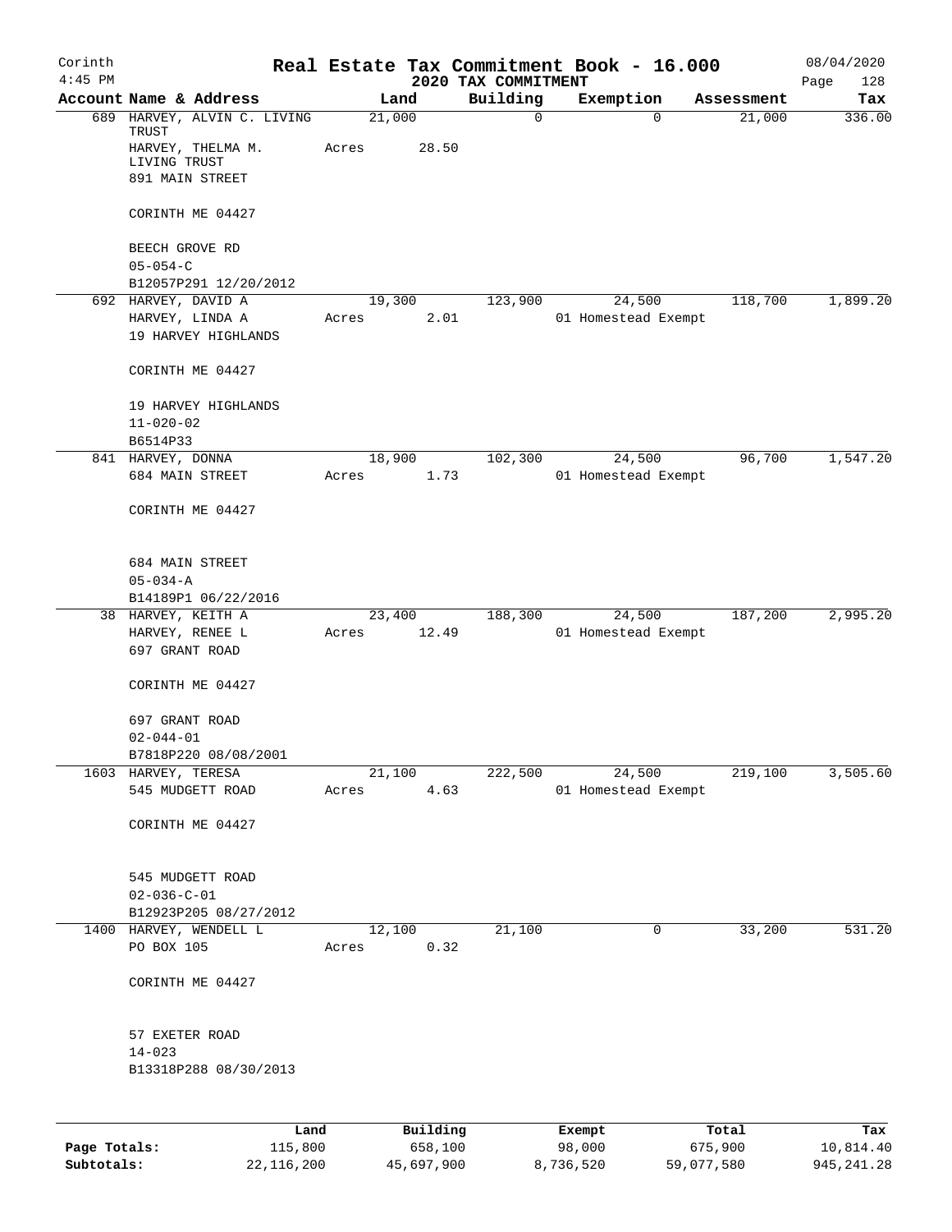# Real Estate Tax Commitment Book - 16.000

Corinth 4:45 PM — 2020 TAX COMMITMENT — 08/04/2020

| Account Name & Address | Land | Building | Exemption | Assessment | Tax |
|---|---|---|---|---|---|
| 689 HARVEY, ALVIN C. LIVING TRUST<br>HARVEY, THELMA M. LIVING TRUST<br>891 MAIN STREET<br><br>CORINTH ME 04427<br><br>BEECH GROVE RD<br>05-054-C<br>B12057P291 12/20/2012 | 21,000<br>Acres 28.50 | 0 | 0 | 21,000 | 336.00 |
| 692 HARVEY, DAVID A<br>HARVEY, LINDA A<br>19 HARVEY HIGHLANDS<br><br>CORINTH ME 04427<br><br>19 HARVEY HIGHLANDS<br>11-020-02<br>B6514P33 | 19,300<br>Acres 2.01 | 123,900 | 24,500<br>01 Homestead Exempt | 118,700 | 1,899.20 |
| 841 HARVEY, DONNA<br>684 MAIN STREET<br><br>CORINTH ME 04427<br><br>684 MAIN STREET<br>05-034-A<br>B14189P1 06/22/2016 | 18,900<br>Acres 1.73 | 102,300 | 24,500<br>01 Homestead Exempt | 96,700 | 1,547.20 |
| 38 HARVEY, KEITH A<br>HARVEY, RENEE L<br>697 GRANT ROAD<br><br>CORINTH ME 04427<br><br>697 GRANT ROAD<br>02-044-01<br>B7818P220 08/08/2001 | 23,400<br>Acres 12.49 | 188,300 | 24,500<br>01 Homestead Exempt | 187,200 | 2,995.20 |
| 1603 HARVEY, TERESA<br>545 MUDGETT ROAD<br><br>CORINTH ME 04427<br><br>545 MUDGETT ROAD<br>02-036-C-01<br>B12923P205 08/27/2012 | 21,100<br>Acres 4.63 | 222,500 | 24,500<br>01 Homestead Exempt | 219,100 | 3,505.60 |
| 1400 HARVEY, WENDELL L<br>PO BOX 105<br><br>CORINTH ME 04427<br><br>57 EXETER ROAD<br>14-023<br>B13318P288 08/30/2013 | 12,100<br>Acres 0.32 | 21,100 | 0 | 33,200 | 531.20 |

| | Land | Building | Exempt | Total | Tax |
|---|---|---|---|---|---|
| Page Totals: | 115,800 | 658,100 | 98,000 | 675,900 | 10,814.40 |
| Subtotals: | 22,116,200 | 45,697,900 | 8,736,520 | 59,077,580 | 945,241.28 |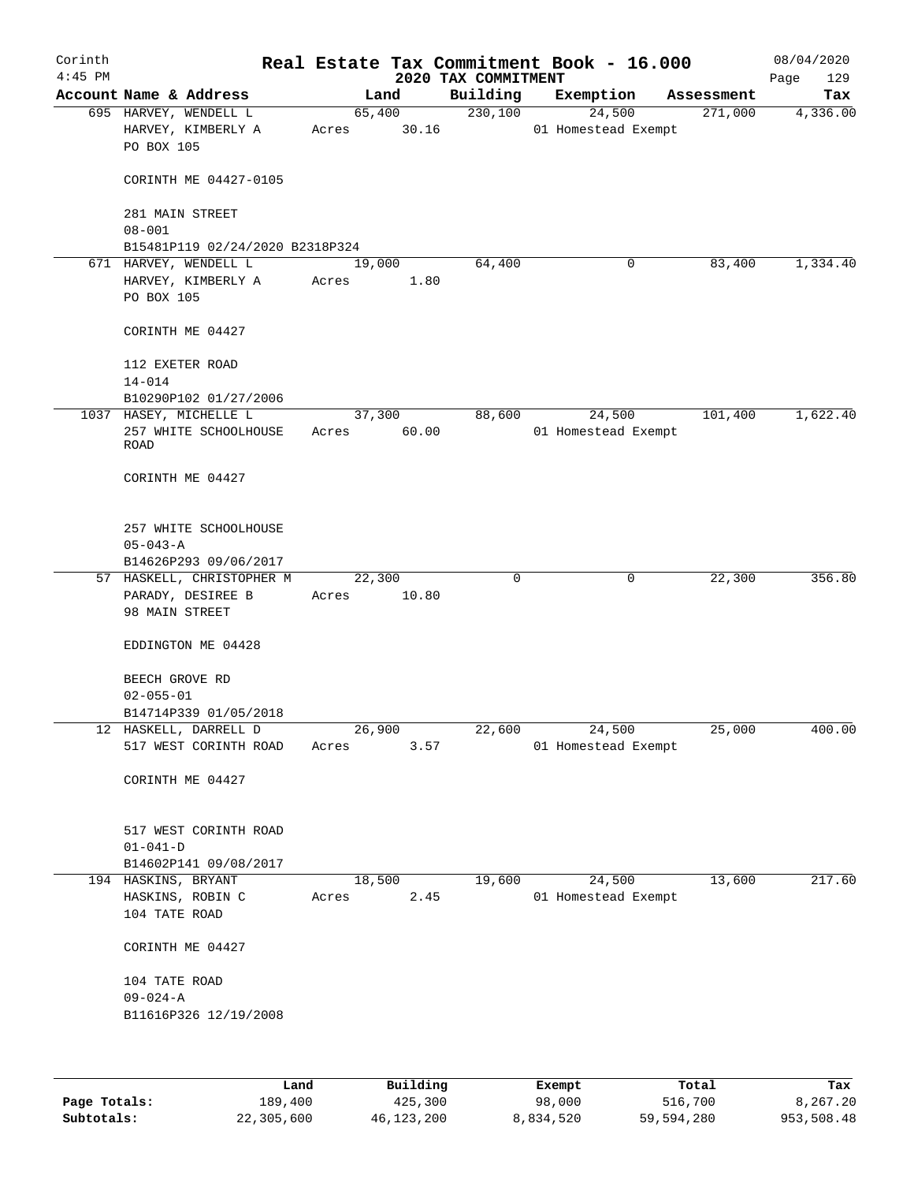Corinth 4:45 PM

# Real Estate Tax Commitment Book - 16.000

## 2020 TAX COMMITMENT

08/04/2020

| Account Name & Address | Land | Building | Exemption | Assessment | Tax |
|---|---|---|---|---|---|
| 695 HARVEY, WENDELL L<br>HARVEY, KIMBERLY A<br>PO BOX 105<br><br>CORINTH ME 04427-0105<br><br>281 MAIN STREET<br>08-001<br>B15481P119 02/24/2020 B2318P324 | 65,400<br>Acres 30.16 | 230,100 | 24,500<br>01 Homestead Exempt | 271,000 | 4,336.00 |
| 671 HARVEY, WENDELL L<br>HARVEY, KIMBERLY A<br>PO BOX 105<br><br>CORINTH ME 04427<br><br>112 EXETER ROAD<br>14-014<br>B10290P102 01/27/2006 | 19,000<br>Acres 1.80 | 64,400 | 0 | 83,400 | 1,334.40 |
| 1037 HASEY, MICHELLE L<br>257 WHITE SCHOOLHOUSE ROAD<br><br>CORINTH ME 04427<br><br>257 WHITE SCHOOLHOUSE<br>05-043-A<br>B14626P293 09/06/2017 | 37,300<br>Acres 60.00 | 88,600 | 24,500<br>01 Homestead Exempt | 101,400 | 1,622.40 |
| 57 HASKELL, CHRISTOPHER M<br>PARADY, DESIREE B<br>98 MAIN STREET<br><br>EDDINGTON ME 04428<br><br>BEECH GROVE RD<br>02-055-01<br>B14714P339 01/05/2018 | 22,300<br>Acres 10.80 | 0 | 0 | 22,300 | 356.80 |
| 12 HASKELL, DARRELL D<br>517 WEST CORINTH ROAD<br><br>CORINTH ME 04427<br><br>517 WEST CORINTH ROAD<br>01-041-D<br>B14602P141 09/08/2017 | 26,900<br>Acres 3.57 | 22,600 | 24,500<br>01 Homestead Exempt | 25,000 | 400.00 |
| 194 HASKINS, BRYANT<br>HASKINS, ROBIN C<br>104 TATE ROAD<br><br>CORINTH ME 04427<br><br>104 TATE ROAD<br>09-024-A<br>B11616P326 12/19/2008 | 18,500<br>Acres 2.45 | 19,600 | 24,500<br>01 Homestead Exempt | 13,600 | 217.60 |

| | Land | Building | Exempt | Total | Tax |
|---|---|---|---|---|---|
| Page Totals: | 189,400 | 425,300 | 98,000 | 516,700 | 8,267.20 |
| Subtotals: | 22,305,600 | 46,123,200 | 8,834,520 | 59,594,280 | 953,508.48 |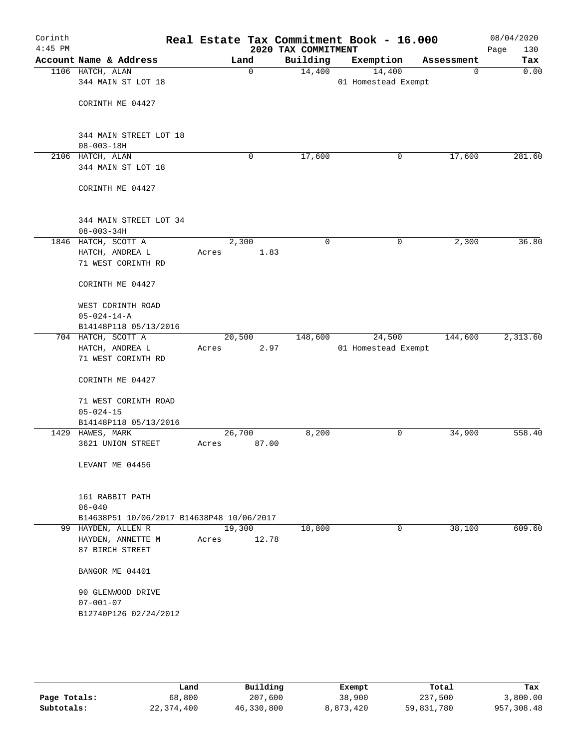# Corinth — Real Estate Tax Commitment Book - 16.000

2020 TAX COMMITMENT — 4:45 PM — 08/04/2020

| Account | Name & Address | Land | Building | Exemption | Assessment | Tax |
|---|---|---|---|---|---|---|
| 1106 | HATCH, ALAN<br>344 MAIN ST LOT 18<br><br>CORINTH ME 04427<br><br>344 MAIN STREET LOT 18<br>08-003-18H | 0 | 14,400 | 14,400<br>01 Homestead Exempt | 0 | 0.00 |
| 2106 | HATCH, ALAN<br>344 MAIN ST LOT 18<br><br>CORINTH ME 04427<br><br>344 MAIN STREET LOT 34<br>08-003-34H | 0 | 17,600 | 0 | 17,600 | 281.60 |
| 1846 | HATCH, SCOTT A<br>HATCH, ANDREA L<br>71 WEST CORINTH RD<br><br>CORINTH ME 04427<br><br>WEST CORINTH ROAD<br>05-024-14-A<br>B14148P118 05/13/2016 | 2,300<br>Acres 1.83 | 0 | 0 | 2,300 | 36.80 |
| 704 | HATCH, SCOTT A<br>HATCH, ANDREA L<br>71 WEST CORINTH RD<br><br>CORINTH ME 04427<br><br>71 WEST CORINTH ROAD<br>05-024-15<br>B14148P118 05/13/2016 | 20,500<br>Acres 2.97 | 148,600 | 24,500<br>01 Homestead Exempt | 144,600 | 2,313.60 |
| 1429 | HAWES, MARK<br>3621 UNION STREET<br><br>LEVANT ME 04456<br><br>161 RABBIT PATH<br>06-040<br>B14638P51 10/06/2017 B14638P48 10/06/2017 | 26,700<br>Acres 87.00 | 8,200 | 0 | 34,900 | 558.40 |
| 99 | HAYDEN, ALLEN R<br>HAYDEN, ANNETTE M<br>87 BIRCH STREET<br><br>BANGOR ME 04401<br><br>90 GLENWOOD DRIVE<br>07-001-07<br>B12740P126 02/24/2012 | 19,300<br>Acres 12.78 | 18,800 | 0 | 38,100 | 609.60 |

| | Land | Building | Exempt | Total | Tax |
|---|---|---|---|---|---|
| **Page Totals:** | 68,800 | 207,600 | 38,900 | 237,500 | 3,800.00 |
| **Subtotals:** | 22,374,400 | 46,330,800 | 8,873,420 | 59,831,780 | 957,308.48 |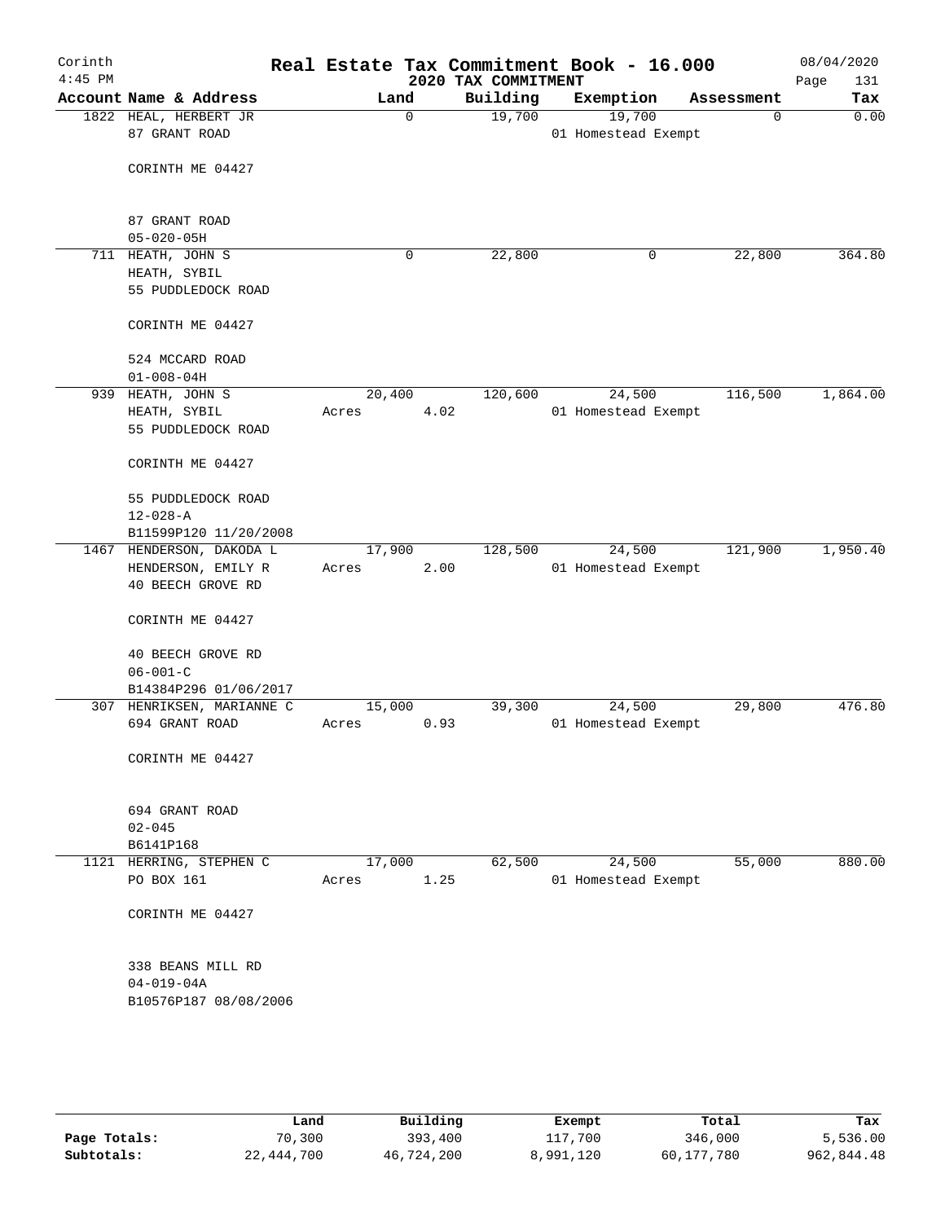# Real Estate Tax Commitment Book - 16.000

Corinth
4:45 PM

2020 TAX COMMITMENT

08/04/2020
Page 131

| Account Name & Address | Land | Building | Exemption | Assessment | Tax |
|---|---|---|---|---|---|
| 1822 HEAL, HERBERT JR<br>87 GRANT ROAD<br><br>CORINTH ME 04427<br><br>87 GRANT ROAD<br>05-020-05H | 0 | 19,700 | 19,700<br>01 Homestead Exempt | 0 | 0.00 |
| 711 HEATH, JOHN S<br>HEATH, SYBIL<br>55 PUDDLEDOCK ROAD<br><br>CORINTH ME 04427<br><br>524 MCCARD ROAD<br>01-008-04H | 0 | 22,800 | 0 | 22,800 | 364.80 |
| 939 HEATH, JOHN S<br>HEATH, SYBIL<br>55 PUDDLEDOCK ROAD<br><br>CORINTH ME 04427<br><br>55 PUDDLEDOCK ROAD<br>12-028-A<br>B11599P120 11/20/2008 | 20,400<br>Acres 4.02 | 120,600 | 24,500<br>01 Homestead Exempt | 116,500 | 1,864.00 |
| 1467 HENDERSON, DAKODA L<br>HENDERSON, EMILY R<br>40 BEECH GROVE RD<br><br>CORINTH ME 04427<br><br>40 BEECH GROVE RD<br>06-001-C<br>B14384P296 01/06/2017 | 17,900<br>Acres 2.00 | 128,500 | 24,500<br>01 Homestead Exempt | 121,900 | 1,950.40 |
| 307 HENRIKSEN, MARIANNE C<br>694 GRANT ROAD<br><br>CORINTH ME 04427<br><br>694 GRANT ROAD<br>02-045<br>B6141P168 | 15,000<br>Acres 0.93 | 39,300 | 24,500<br>01 Homestead Exempt | 29,800 | 476.80 |
| 1121 HERRING, STEPHEN C<br>PO BOX 161<br><br>CORINTH ME 04427<br><br>338 BEANS MILL RD<br>04-019-04A<br>B10576P187 08/08/2006 | 17,000<br>Acres 1.25 | 62,500 | 24,500<br>01 Homestead Exempt | 55,000 | 880.00 |

| | Land | Building | Exempt | Total | Tax |
|---|---|---|---|---|---|
| **Page Totals:** | 70,300 | 393,400 | 117,700 | 346,000 | 5,536.00 |
| **Subtotals:** | 22,444,700 | 46,724,200 | 8,991,120 | 60,177,780 | 962,844.48 |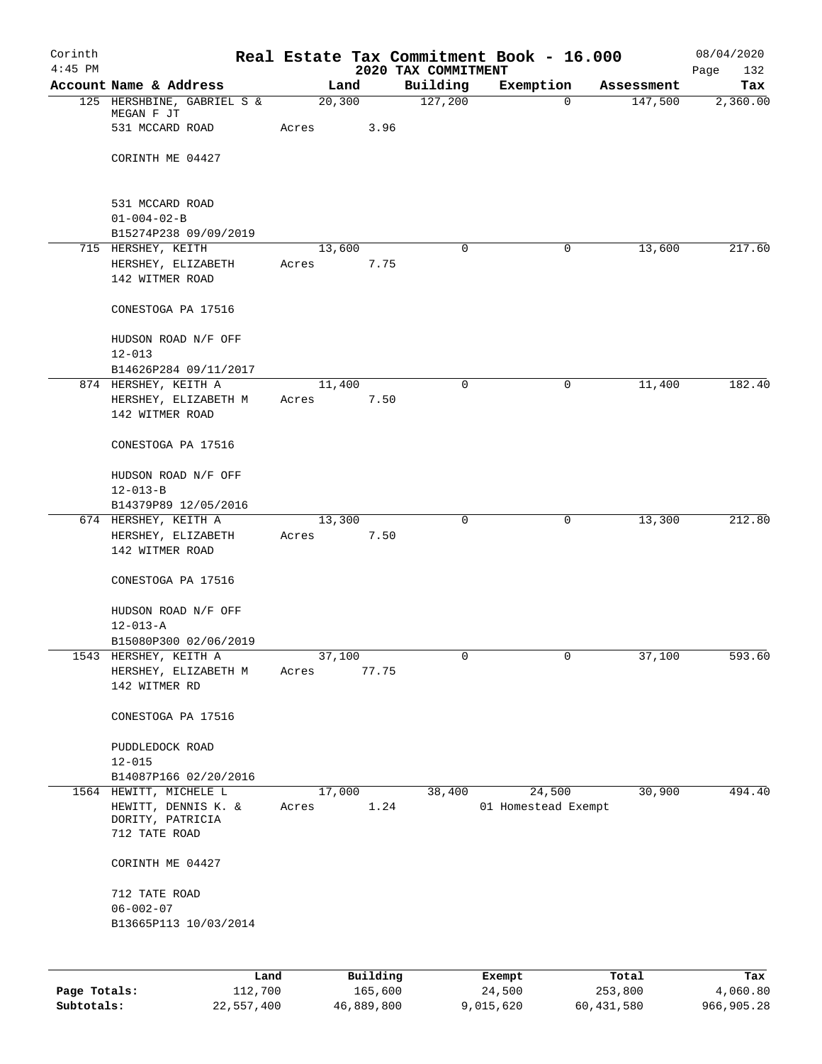Corinth 4:45 PM

# Real Estate Tax Commitment Book - 16.000

2020 TAX COMMITMENT

08/04/2020

| Account Name & Address | Land | Building | Exemption | Assessment | Tax |
|---|---|---|---|---|---|
| 125 HERSHBINE, GABRIEL S & MEGAN F JT<br>531 MCCARD ROAD<br><br>CORINTH ME 04427<br><br>531 MCCARD ROAD<br>01-004-02-B<br>B15274P238 09/09/2019 | 20,300<br>Acres 3.96 | 127,200 | 0 | 147,500 | 2,360.00 |
| 715 HERSHEY, KEITH<br>HERSHEY, ELIZABETH<br>142 WITMER ROAD<br><br>CONESTOGA PA 17516<br><br>HUDSON ROAD N/F OFF<br>12-013<br>B14626P284 09/11/2017 | 13,600<br>Acres 7.75 | 0 | 0 | 13,600 | 217.60 |
| 874 HERSHEY, KEITH A<br>HERSHEY, ELIZABETH M<br>142 WITMER ROAD<br><br>CONESTOGA PA 17516<br><br>HUDSON ROAD N/F OFF<br>12-013-B<br>B14379P89 12/05/2016 | 11,400<br>Acres 7.50 | 0 | 0 | 11,400 | 182.40 |
| 674 HERSHEY, KEITH A<br>HERSHEY, ELIZABETH<br>142 WITMER ROAD<br><br>CONESTOGA PA 17516<br><br>HUDSON ROAD N/F OFF<br>12-013-A<br>B15080P300 02/06/2019 | 13,300<br>Acres 7.50 | 0 | 0 | 13,300 | 212.80 |
| 1543 HERSHEY, KEITH A<br>HERSHEY, ELIZABETH M<br>142 WITMER RD<br><br>CONESTOGA PA 17516<br><br>PUDDLEDOCK ROAD<br>12-015<br>B14087P166 02/20/2016 | 37,100<br>Acres 77.75 | 0 | 0 | 37,100 | 593.60 |
| 1564 HEWITT, MICHELE L<br>HEWITT, DENNIS K. &<br>DORITY, PATRICIA<br>712 TATE ROAD<br><br>CORINTH ME 04427<br><br>712 TATE ROAD<br>06-002-07<br>B13665P113 10/03/2014 | 17,000<br>Acres 1.24 | 38,400 | 24,500<br>01 Homestead Exempt | 30,900 | 494.40 |

| | Land | Building | Exempt | Total | Tax |
|---|---|---|---|---|---|
| Page Totals: | 112,700 | 165,600 | 24,500 | 253,800 | 4,060.80 |
| Subtotals: | 22,557,400 | 46,889,800 | 9,015,620 | 60,431,580 | 966,905.28 |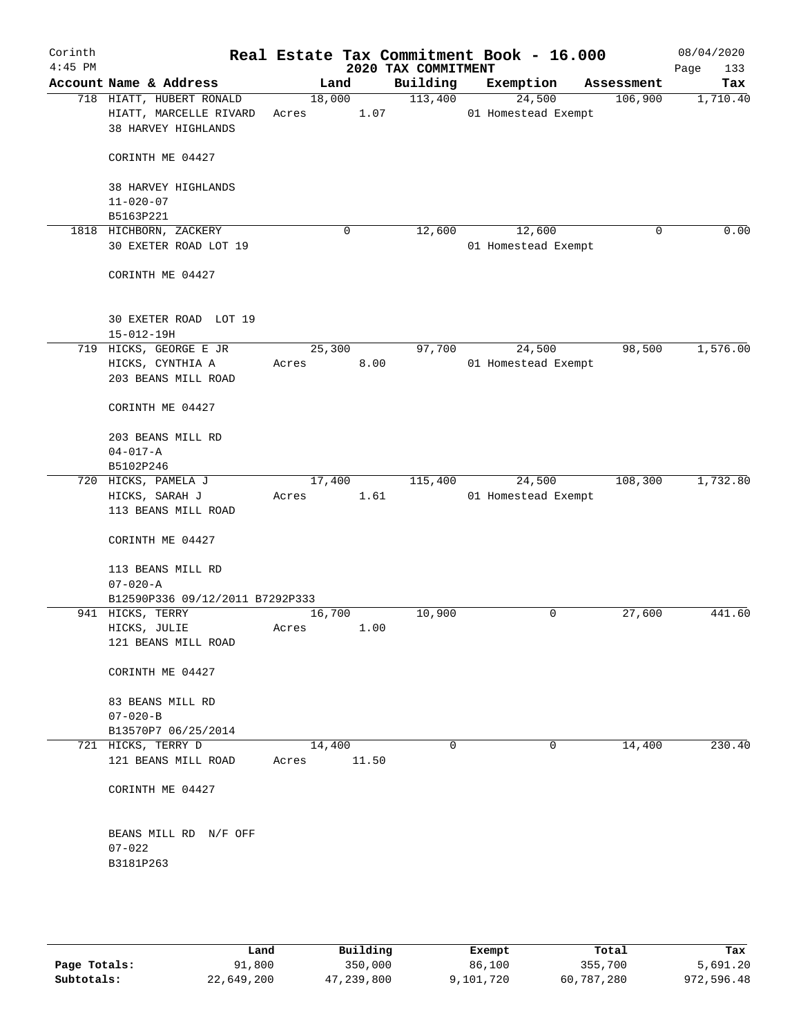# Real Estate Tax Commitment Book - 16.000

Corinth 4:45 PM — 2020 TAX COMMITMENT — 08/04/2020

| Account Name & Address | Land | Building | Exemption | Assessment | Tax |
|---|---|---|---|---|---|
| 718 HIATT, HUBERT RONALD<br>HIATT, MARCELLE RIVARD<br>38 HARVEY HIGHLANDS<br><br>CORINTH ME 04427<br><br>38 HARVEY HIGHLANDS<br>11-020-07<br>B5163P221 | 18,000<br>Acres 1.07 | 113,400 | 24,500<br>01 Homestead Exempt | 106,900 | 1,710.40 |
| 1818 HICHBORN, ZACKERY<br>30 EXETER ROAD LOT 19<br><br>CORINTH ME 04427<br><br>30 EXETER ROAD LOT 19<br>15-012-19H | 0 | 12,600 | 12,600<br>01 Homestead Exempt | 0 | 0.00 |
| 719 HICKS, GEORGE E JR<br>HICKS, CYNTHIA A<br>203 BEANS MILL ROAD<br><br>CORINTH ME 04427<br><br>203 BEANS MILL RD<br>04-017-A<br>B5102P246 | 25,300<br>Acres 8.00 | 97,700 | 24,500<br>01 Homestead Exempt | 98,500 | 1,576.00 |
| 720 HICKS, PAMELA J<br>HICKS, SARAH J<br>113 BEANS MILL ROAD<br><br>CORINTH ME 04427<br><br>113 BEANS MILL RD<br>07-020-A<br>B12590P336 09/12/2011 B7292P333 | 17,400<br>Acres 1.61 | 115,400 | 24,500<br>01 Homestead Exempt | 108,300 | 1,732.80 |
| 941 HICKS, TERRY<br>HICKS, JULIE<br>121 BEANS MILL ROAD<br><br>CORINTH ME 04427<br><br>83 BEANS MILL RD<br>07-020-B<br>B13570P7 06/25/2014 | 16,700<br>Acres 1.00 | 10,900 | 0 | 27,600 | 441.60 |
| 721 HICKS, TERRY D<br>121 BEANS MILL ROAD<br><br>CORINTH ME 04427<br><br>BEANS MILL RD N/F OFF<br>07-022<br>B3181P263 | 14,400<br>Acres 11.50 | 0 | 0 | 14,400 | 230.40 |

| | Land | Building | Exempt | Total | Tax |
|---|---|---|---|---|---|
| **Page Totals:** | 91,800 | 350,000 | 86,100 | 355,700 | 5,691.20 |
| **Subtotals:** | 22,649,200 | 47,239,800 | 9,101,720 | 60,787,280 | 972,596.48 |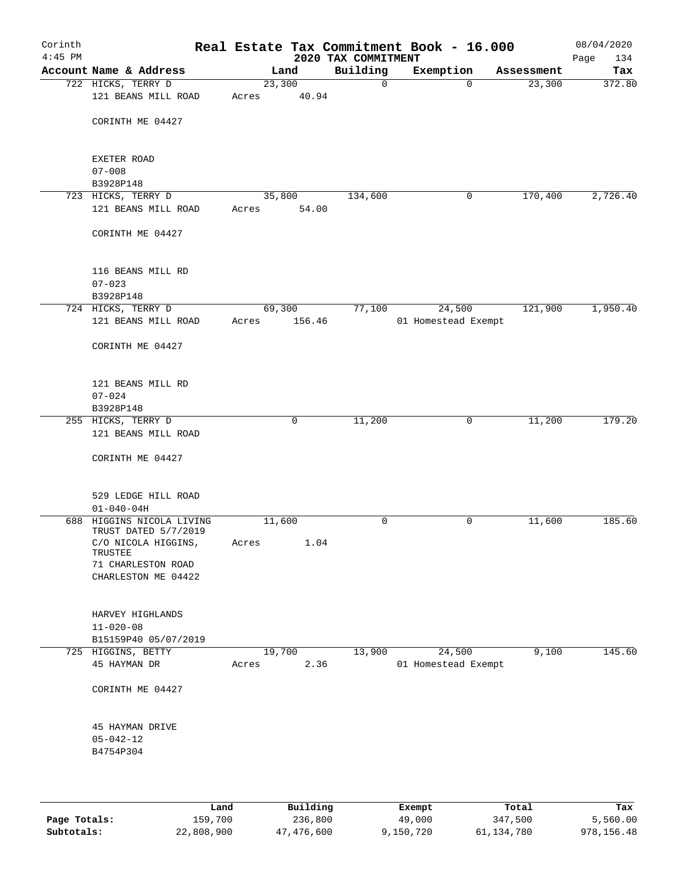# Real Estate Tax Commitment Book - 16.000

Corinth 4:45 PM — 2020 TAX COMMITMENT — 08/04/2020

| Account Name & Address | Land | Building | Exemption | Assessment | Tax |
|---|---|---|---|---|---|
| 722 HICKS, TERRY D<br>121 BEANS MILL ROAD<br><br>CORINTH ME 04427<br><br>EXETER ROAD<br>07-008<br>B3928P148 | 23,300<br>Acres 40.94 | 0 | 0 | 23,300 | 372.80 |
| 723 HICKS, TERRY D<br>121 BEANS MILL ROAD<br><br>CORINTH ME 04427<br><br>116 BEANS MILL RD<br>07-023<br>B3928P148 | 35,800<br>Acres 54.00 | 134,600 | 0 | 170,400 | 2,726.40 |
| 724 HICKS, TERRY D<br>121 BEANS MILL ROAD<br><br>CORINTH ME 04427<br><br>121 BEANS MILL RD<br>07-024<br>B3928P148 | 69,300<br>Acres 156.46 | 77,100 | 24,500<br>01 Homestead Exempt | 121,900 | 1,950.40 |
| 255 HICKS, TERRY D<br>121 BEANS MILL ROAD<br><br>CORINTH ME 04427<br><br>529 LEDGE HILL ROAD<br>01-040-04H | 0 | 11,200 | 0 | 11,200 | 179.20 |
| 688 HIGGINS NICOLA LIVING TRUST DATED 5/7/2019<br>C/O NICOLA HIGGINS, TRUSTEE<br>71 CHARLESTON ROAD<br>CHARLESTON ME 04422<br><br>HARVEY HIGHLANDS<br>11-020-08<br>B15159P40 05/07/2019 | 11,600<br>Acres 1.04 | 0 | 0 | 11,600 | 185.60 |
| 725 HIGGINS, BETTY<br>45 HAYMAN DR<br><br>CORINTH ME 04427<br><br>45 HAYMAN DRIVE<br>05-042-12<br>B4754P304 | 19,700<br>Acres 2.36 | 13,900 | 24,500<br>01 Homestead Exempt | 9,100 | 145.60 |

| | Land | Building | Exempt | Total | Tax |
|---|---|---|---|---|---|
| Page Totals: | 159,700 | 236,800 | 49,000 | 347,500 | 5,560.00 |
| Subtotals: | 22,808,900 | 47,476,600 | 9,150,720 | 61,134,780 | 978,156.48 |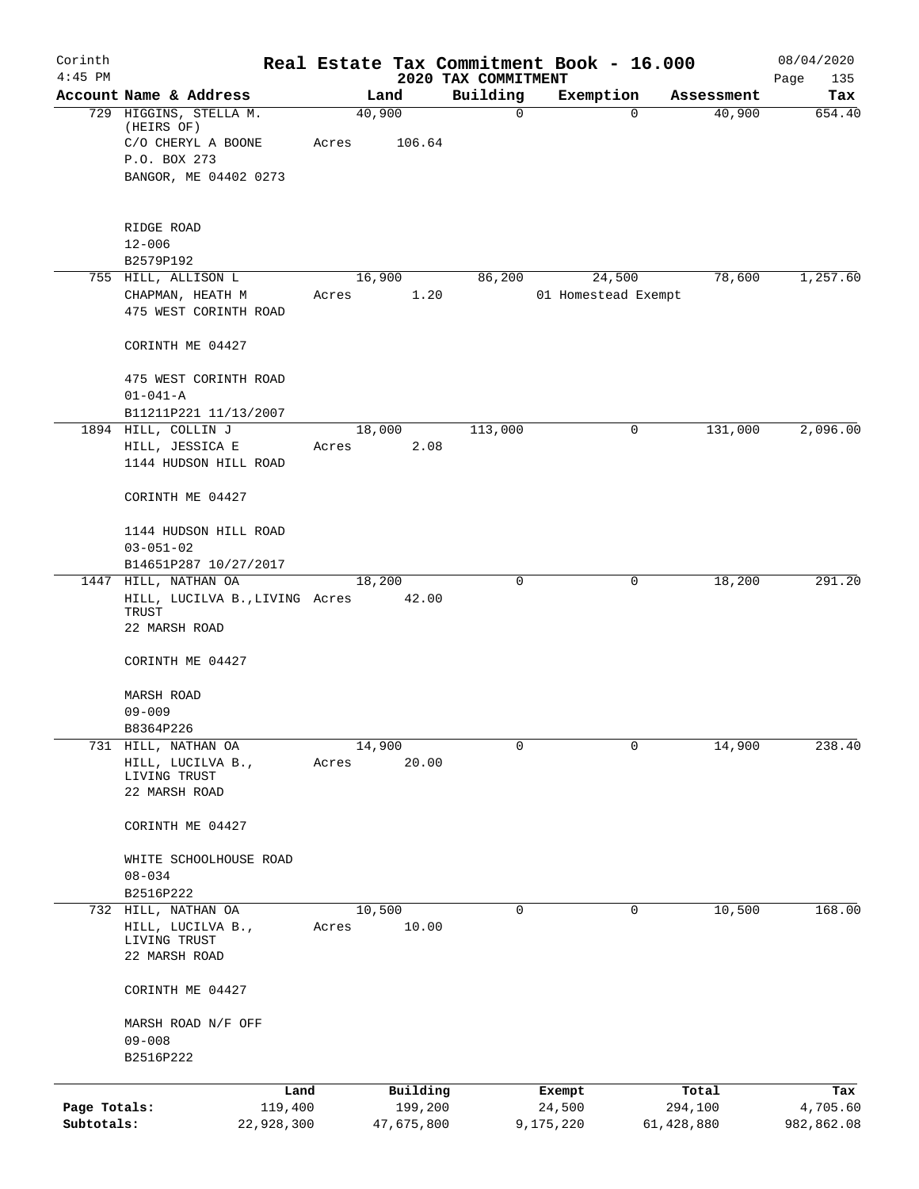Corinth 4:45 PM

# Real Estate Tax Commitment Book - 16.000

## 2020 TAX COMMITMENT

08/04/2020 Page 135

| Account Name & Address | Land | Building | Exemption | Assessment | Tax |
|---|---|---|---|---|---|
| 729 HIGGINS, STELLA M. (HEIRS OF) C/O CHERYL A BOONE P.O. BOX 273 BANGOR, ME 04402 0273 RIDGE ROAD 12-006 B2579P192 | 40,900 Acres 106.64 | 0 | 0 | 40,900 | 654.40 |
| 755 HILL, ALLISON L CHAPMAN, HEATH M 475 WEST CORINTH ROAD CORINTH ME 04427 475 WEST CORINTH ROAD 01-041-A B11211P221 11/13/2007 | 16,900 Acres 1.20 | 86,200 | 24,500 01 Homestead Exempt | 78,600 | 1,257.60 |
| 1894 HILL, COLLIN J HILL, JESSICA E 1144 HUDSON HILL ROAD CORINTH ME 04427 1144 HUDSON HILL ROAD 03-051-02 B14651P287 10/27/2017 | 18,000 Acres 2.08 | 113,000 | 0 | 131,000 | 2,096.00 |
| 1447 HILL, NATHAN OA HILL, LUCILVA B.,LIVING TRUST 22 MARSH ROAD CORINTH ME 04427 MARSH ROAD 09-009 B8364P226 | 18,200 Acres 42.00 | 0 | 0 | 18,200 | 291.20 |
| 731 HILL, NATHAN OA HILL, LUCILVA B., LIVING TRUST 22 MARSH ROAD CORINTH ME 04427 WHITE SCHOOLHOUSE ROAD 08-034 B2516P222 | 14,900 Acres 20.00 | 0 | 0 | 14,900 | 238.40 |
| 732 HILL, NATHAN OA HILL, LUCILVA B., LIVING TRUST 22 MARSH ROAD CORINTH ME 04427 MARSH ROAD N/F OFF 09-008 B2516P222 | 10,500 Acres 10.00 | 0 | 0 | 10,500 | 168.00 |

| | Land | Building | Exempt | Total | Tax |
|---|---|---|---|---|---|
| Page Totals: | 119,400 | 199,200 | 24,500 | 294,100 | 4,705.60 |
| Subtotals: | 22,928,300 | 47,675,800 | 9,175,220 | 61,428,880 | 982,862.08 |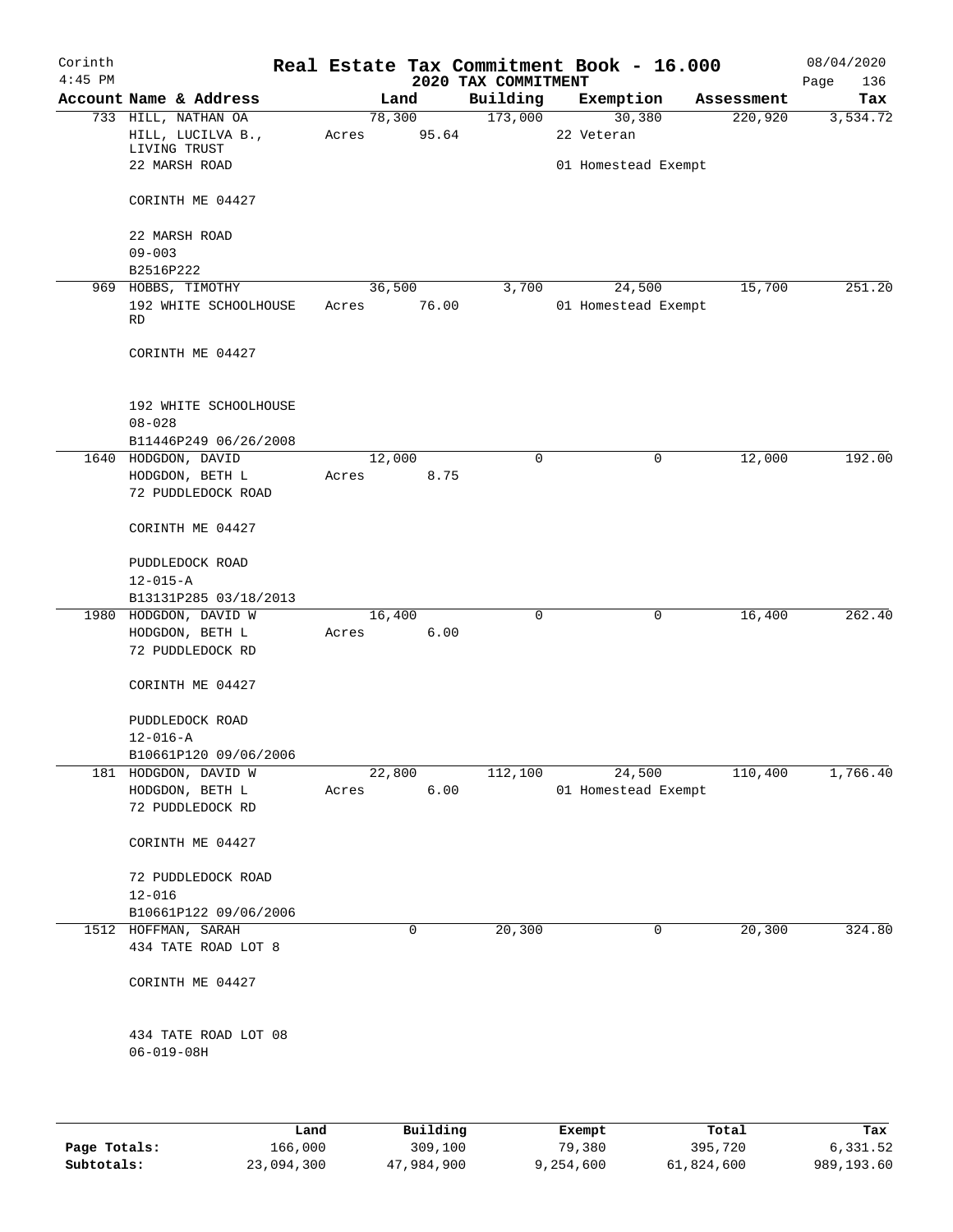# Real Estate Tax Commitment Book - 16.000

Corinth
4:45 PM

2020 TAX COMMITMENT

08/04/2020

| Account Name & Address | Land | Building | Exemption | Assessment | Tax |
|---|---|---|---|---|---|
| 733 HILL, NATHAN OA<br>HILL, LUCILVA B., LIVING TRUST<br>22 MARSH ROAD<br><br>CORINTH ME 04427<br><br>22 MARSH ROAD<br>09-003<br>B2516P222 | 78,300<br>Acres 95.64 | 173,000 | 30,380<br>22 Veteran<br><br>01 Homestead Exempt | 220,920 | 3,534.72 |
| 969 HOBBS, TIMOTHY<br>192 WHITE SCHOOLHOUSE RD<br><br>CORINTH ME 04427<br><br>192 WHITE SCHOOLHOUSE<br>08-028<br>B11446P249 06/26/2008 | 36,500<br>Acres 76.00 | 3,700 | 24,500<br>01 Homestead Exempt | 15,700 | 251.20 |
| 1640 HODGDON, DAVID<br>HODGDON, BETH L<br>72 PUDDLEDOCK ROAD<br><br>CORINTH ME 04427<br><br>PUDDLEDOCK ROAD<br>12-015-A<br>B13131P285 03/18/2013 | 12,000<br>Acres 8.75 | 0 | 0 | 12,000 | 192.00 |
| 1980 HODGDON, DAVID W<br>HODGDON, BETH L<br>72 PUDDLEDOCK RD<br><br>CORINTH ME 04427<br><br>PUDDLEDOCK ROAD<br>12-016-A<br>B10661P120 09/06/2006 | 16,400<br>Acres 6.00 | 0 | 0 | 16,400 | 262.40 |
| 181 HODGDON, DAVID W<br>HODGDON, BETH L<br>72 PUDDLEDOCK RD<br><br>CORINTH ME 04427<br><br>72 PUDDLEDOCK ROAD<br>12-016<br>B10661P122 09/06/2006 | 22,800<br>Acres 6.00 | 112,100 | 24,500<br>01 Homestead Exempt | 110,400 | 1,766.40 |
| 1512 HOFFMAN, SARAH<br>434 TATE ROAD LOT 8<br><br>CORINTH ME 04427<br><br>434 TATE ROAD LOT 08<br>06-019-08H | 0 | 20,300 | 0 | 20,300 | 324.80 |

| | Land | Building | Exempt | Total | Tax |
|---|---|---|---|---|---|
| Page Totals: | 166,000 | 309,100 | 79,380 | 395,720 | 6,331.52 |
| Subtotals: | 23,094,300 | 47,984,900 | 9,254,600 | 61,824,600 | 989,193.60 |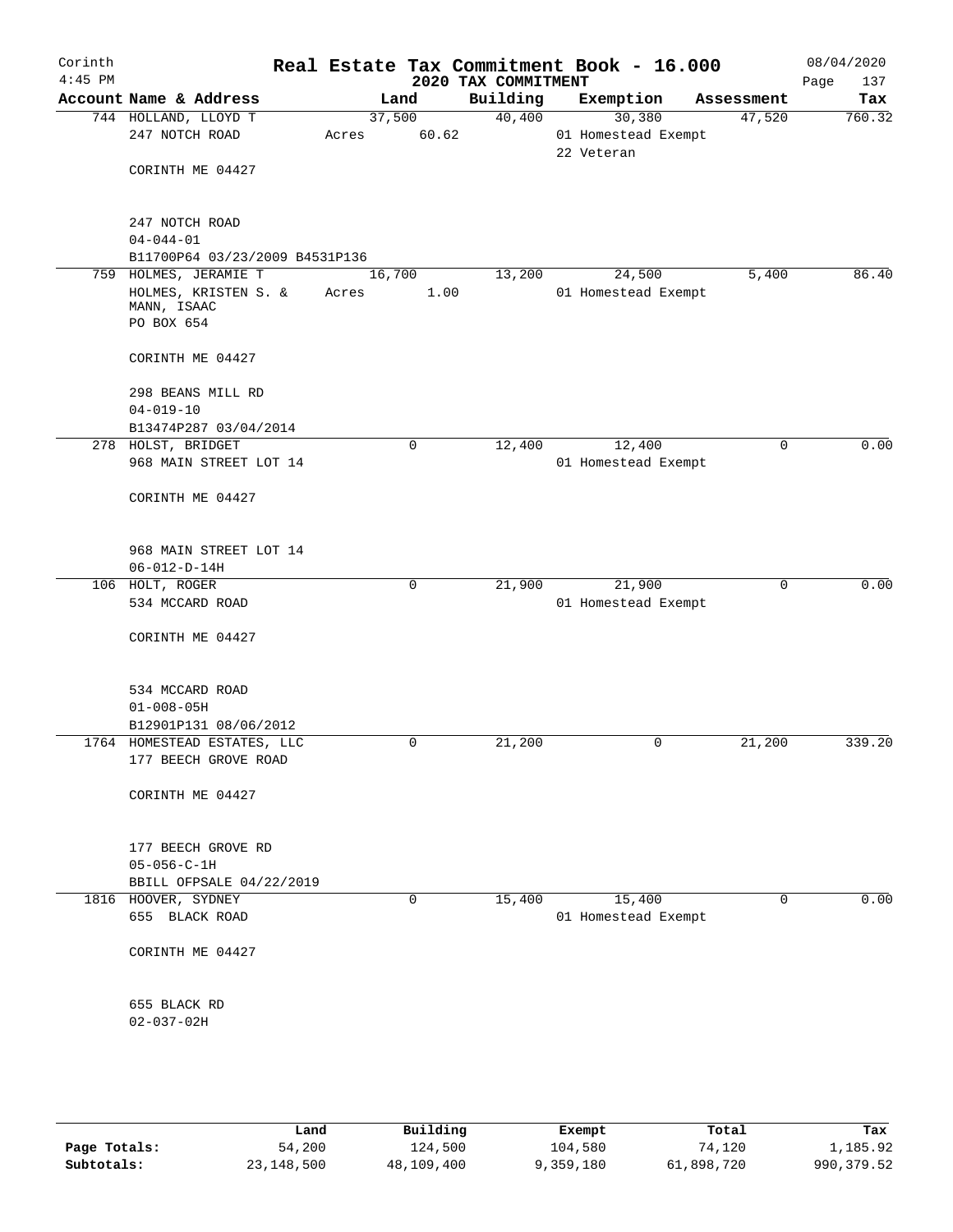# Real Estate Tax Commitment Book - 16.000

Corinth 4:45 PM — 2020 TAX COMMITMENT — 08/04/2020

| Account Name & Address | Land | Building | Exemption | Assessment | Tax |
|---|---|---|---|---|---|
| 744 HOLLAND, LLOYD T<br>247 NOTCH ROAD<br><br>CORINTH ME 04427<br><br>247 NOTCH ROAD<br>04-044-01<br>B11700P64 03/23/2009 B4531P136 | 37,500<br>Acres 60.62 | 40,400 | 30,380<br>01 Homestead Exempt<br>22 Veteran | 47,520 | 760.32 |
| 759 HOLMES, JERAMIE T<br>HOLMES, KRISTEN S. &<br>MANN, ISAAC<br>PO BOX 654<br><br>CORINTH ME 04427<br><br>298 BEANS MILL RD<br>04-019-10<br>B13474P287 03/04/2014 | 16,700<br>Acres 1.00 | 13,200 | 24,500<br>01 Homestead Exempt | 5,400 | 86.40 |
| 278 HOLST, BRIDGET<br>968 MAIN STREET LOT 14<br><br>CORINTH ME 04427<br><br>968 MAIN STREET LOT 14<br>06-012-D-14H | 0 | 12,400 | 12,400<br>01 Homestead Exempt | 0 | 0.00 |
| 106 HOLT, ROGER<br>534 MCCARD ROAD<br><br>CORINTH ME 04427<br><br>534 MCCARD ROAD<br>01-008-05H<br>B12901P131 08/06/2012 | 0 | 21,900 | 21,900<br>01 Homestead Exempt | 0 | 0.00 |
| 1764 HOMESTEAD ESTATES, LLC<br>177 BEECH GROVE ROAD<br><br>CORINTH ME 04427<br><br>177 BEECH GROVE RD<br>05-056-C-1H<br>BBILL OFPSALE 04/22/2019 | 0 | 21,200 | 0 | 21,200 | 339.20 |
| 1816 HOOVER, SYDNEY<br>655 BLACK ROAD<br><br>CORINTH ME 04427<br><br>655 BLACK RD<br>02-037-02H | 0 | 15,400 | 15,400<br>01 Homestead Exempt | 0 | 0.00 |

| | Land | Building | Exempt | Total | Tax |
|---|---|---|---|---|---|
| Page Totals: | 54,200 | 124,500 | 104,580 | 74,120 | 1,185.92 |
| Subtotals: | 23,148,500 | 48,109,400 | 9,359,180 | 61,898,720 | 990,379.52 |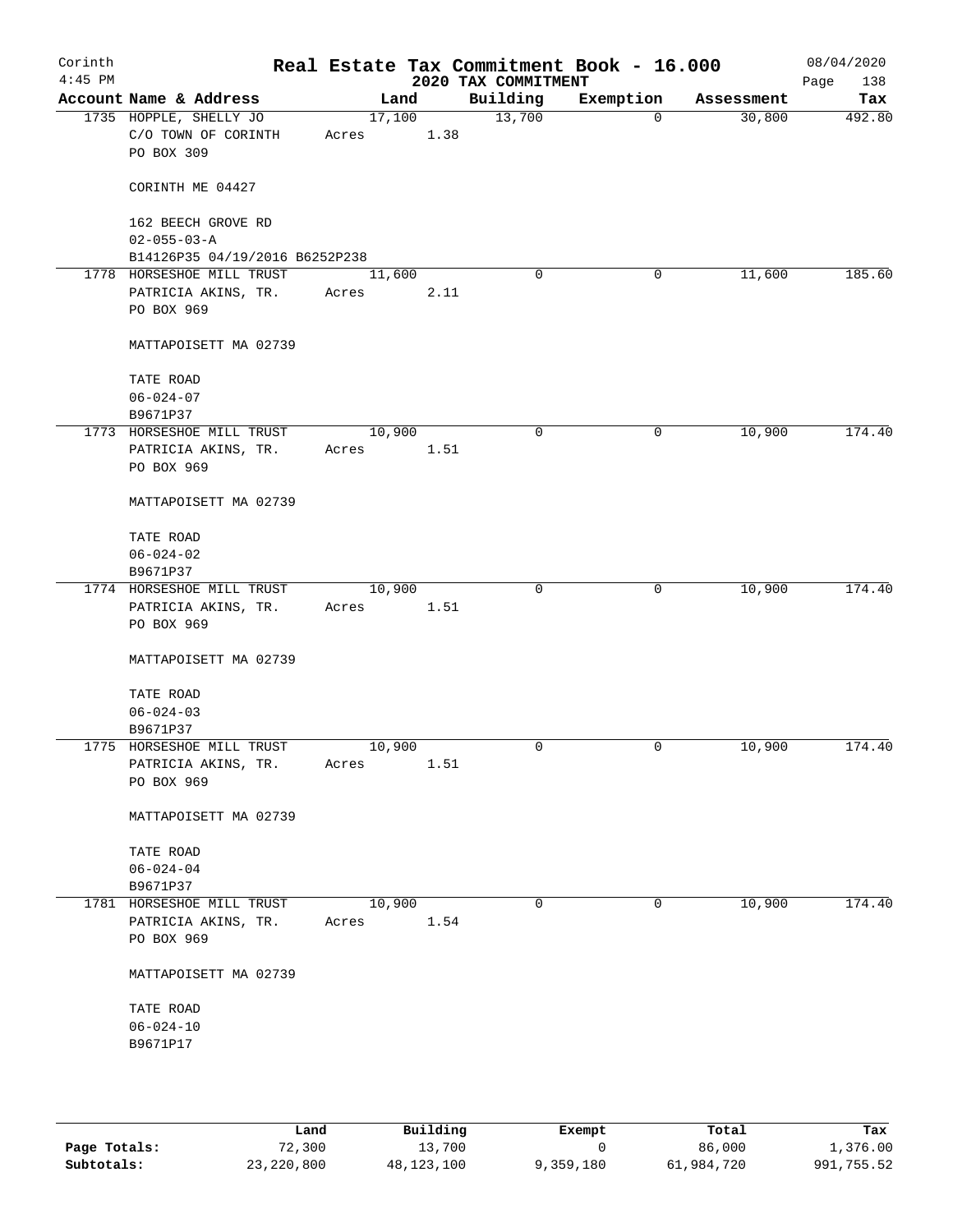Corinth 4:45 PM

# Real Estate Tax Commitment Book - 16.000

2020 TAX COMMITMENT

08/04/2020

| Account | Name & Address | Land | Building | Exemption | Assessment | Tax |
|---|---|---|---|---|---|---|
| 1735 | HOPPLE, SHELLY JO<br>C/O TOWN OF CORINTH<br>PO BOX 309<br><br>CORINTH ME 04427<br><br>162 BEECH GROVE RD<br>02-055-03-A<br>B14126P35 04/19/2016 B6252P238 | 17,100<br>Acres 1.38 | 13,700 | 0 | 30,800 | 492.80 |
| 1778 | HORSESHOE MILL TRUST<br>PATRICIA AKINS, TR.<br>PO BOX 969<br><br>MATTAPOISETT MA 02739<br><br>TATE ROAD<br>06-024-07<br>B9671P37 | 11,600<br>Acres 2.11 | 0 | 0 | 11,600 | 185.60 |
| 1773 | HORSESHOE MILL TRUST<br>PATRICIA AKINS, TR.<br>PO BOX 969<br><br>MATTAPOISETT MA 02739<br><br>TATE ROAD<br>06-024-02<br>B9671P37 | 10,900<br>Acres 1.51 | 0 | 0 | 10,900 | 174.40 |
| 1774 | HORSESHOE MILL TRUST<br>PATRICIA AKINS, TR.<br>PO BOX 969<br><br>MATTAPOISETT MA 02739<br><br>TATE ROAD<br>06-024-03<br>B9671P37 | 10,900<br>Acres 1.51 | 0 | 0 | 10,900 | 174.40 |
| 1775 | HORSESHOE MILL TRUST<br>PATRICIA AKINS, TR.<br>PO BOX 969<br><br>MATTAPOISETT MA 02739<br><br>TATE ROAD<br>06-024-04<br>B9671P37 | 10,900<br>Acres 1.51 | 0 | 0 | 10,900 | 174.40 |
| 1781 | HORSESHOE MILL TRUST<br>PATRICIA AKINS, TR.<br>PO BOX 969<br><br>MATTAPOISETT MA 02739<br><br>TATE ROAD<br>06-024-10<br>B9671P17 | 10,900<br>Acres 1.54 | 0 | 0 | 10,900 | 174.40 |

| | Land | Building | Exempt | Total | Tax |
|---|---|---|---|---|---|
| Page Totals: | 72,300 | 13,700 | 0 | 86,000 | 1,376.00 |
| Subtotals: | 23,220,800 | 48,123,100 | 9,359,180 | 61,984,720 | 991,755.52 |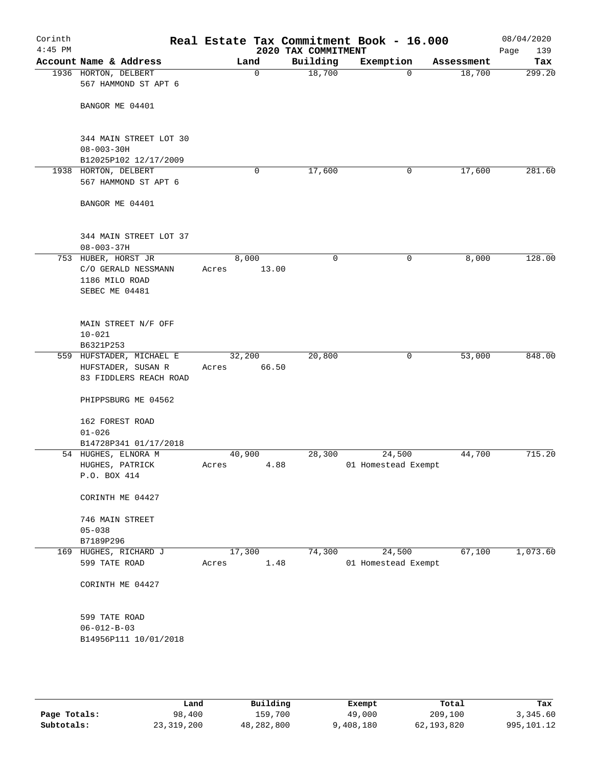# Real Estate Tax Commitment Book - 16.000

Corinth
4:45 PM

2020 TAX COMMITMENT

08/04/2020

| Account Name & Address | Land | Building | Exemption | Assessment | Tax |
|---|---|---|---|---|---|
| 1936 HORTON, DELBERT<br>567 HAMMOND ST APT 6<br><br>BANGOR ME 04401<br><br>344 MAIN STREET LOT 30<br>08-003-30H<br>B12025P102 12/17/2009 | 0 | 18,700 | 0 | 18,700 | 299.20 |
| 1938 HORTON, DELBERT<br>567 HAMMOND ST APT 6<br><br>BANGOR ME 04401<br><br>344 MAIN STREET LOT 37<br>08-003-37H | 0 | 17,600 | 0 | 17,600 | 281.60 |
| 753 HUBER, HORST JR<br>C/O GERALD NESSMANN<br>1186 MILO ROAD<br>SEBEC ME 04481<br><br>MAIN STREET N/F OFF<br>10-021<br>B6321P253 | 8,000<br>Acres 13.00 | 0 | 0 | 8,000 | 128.00 |
| 559 HUFSTADER, MICHAEL E<br>HUFSTADER, SUSAN R<br>83 FIDDLERS REACH ROAD<br><br>PHIPPSBURG ME 04562<br><br>162 FOREST ROAD<br>01-026<br>B14728P341 01/17/2018 | 32,200<br>Acres 66.50 | 20,800 | 0 | 53,000 | 848.00 |
| 54 HUGHES, ELNORA M<br>HUGHES, PATRICK<br>P.O. BOX 414<br><br>CORINTH ME 04427<br><br>746 MAIN STREET<br>05-038<br>B7189P296 | 40,900<br>Acres 4.88 | 28,300 | 24,500<br>01 Homestead Exempt | 44,700 | 715.20 |
| 169 HUGHES, RICHARD J<br>599 TATE ROAD<br><br>CORINTH ME 04427<br><br>599 TATE ROAD<br>06-012-B-03<br>B14956P111 10/01/2018 | 17,300<br>Acres 1.48 | 74,300 | 24,500<br>01 Homestead Exempt | 67,100 | 1,073.60 |

| | Land | Building | Exempt | Total | Tax |
|---|---|---|---|---|---|
| Page Totals: | 98,400 | 159,700 | 49,000 | 209,100 | 3,345.60 |
| Subtotals: | 23,319,200 | 48,282,800 | 9,408,180 | 62,193,820 | 995,101.12 |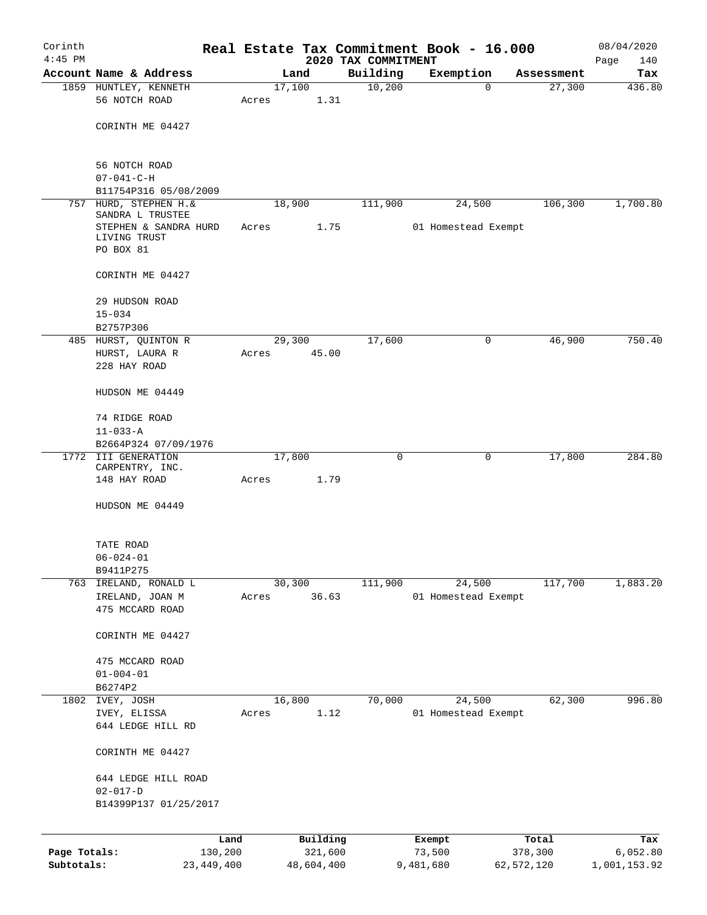# Real Estate Tax Commitment Book - 16.000

Corinth 4:45 PM — 2020 TAX COMMITMENT — 08/04/2020 Page 140

| Account Name & Address | Land | Building | Exemption | Assessment | Tax |
|---|---|---|---|---|---|
| 1859 HUNTLEY, KENNETH<br>56 NOTCH ROAD<br><br>CORINTH ME 04427<br><br>56 NOTCH ROAD<br>07-041-C-H<br>B11754P316 05/08/2009 | 17,100<br>Acres 1.31 | 10,200 | 0 | 27,300 | 436.80 |
| 757 HURD, STEPHEN H.&<br>SANDRA L TRUSTEE<br>STEPHEN & SANDRA HURD LIVING TRUST<br>PO BOX 81<br><br>CORINTH ME 04427<br><br>29 HUDSON ROAD<br>15-034<br>B2757P306 | 18,900<br>Acres 1.75 | 111,900 | 24,500<br>01 Homestead Exempt | 106,300 | 1,700.80 |
| 485 HURST, QUINTON R<br>HURST, LAURA R<br>228 HAY ROAD<br><br>HUDSON ME 04449<br><br>74 RIDGE ROAD<br>11-033-A<br>B2664P324 07/09/1976 | 29,300<br>Acres 45.00 | 17,600 | 0 | 46,900 | 750.40 |
| 1772 III GENERATION CARPENTRY, INC.<br>148 HAY ROAD<br><br>HUDSON ME 04449<br><br>TATE ROAD<br>06-024-01<br>B9411P275 | 17,800<br>Acres 1.79 | 0 | 0 | 17,800 | 284.80 |
| 763 IRELAND, RONALD L<br>IRELAND, JOAN M<br>475 MCCARD ROAD<br><br>CORINTH ME 04427<br><br>475 MCCARD ROAD<br>01-004-01<br>B6274P2 | 30,300<br>Acres 36.63 | 111,900 | 24,500<br>01 Homestead Exempt | 117,700 | 1,883.20 |
| 1802 IVEY, JOSH<br>IVEY, ELISSA<br>644 LEDGE HILL RD<br><br>CORINTH ME 04427<br><br>644 LEDGE HILL ROAD<br>02-017-D<br>B14399P137 01/25/2017 | 16,800<br>Acres 1.12 | 70,000 | 24,500<br>01 Homestead Exempt | 62,300 | 996.80 |

| | Land | Building | Exempt | Total | Tax |
|---|---|---|---|---|---|
| Page Totals: | 130,200 | 321,600 | 73,500 | 378,300 | 6,052.80 |
| Subtotals: | 23,449,400 | 48,604,400 | 9,481,680 | 62,572,120 | 1,001,153.92 |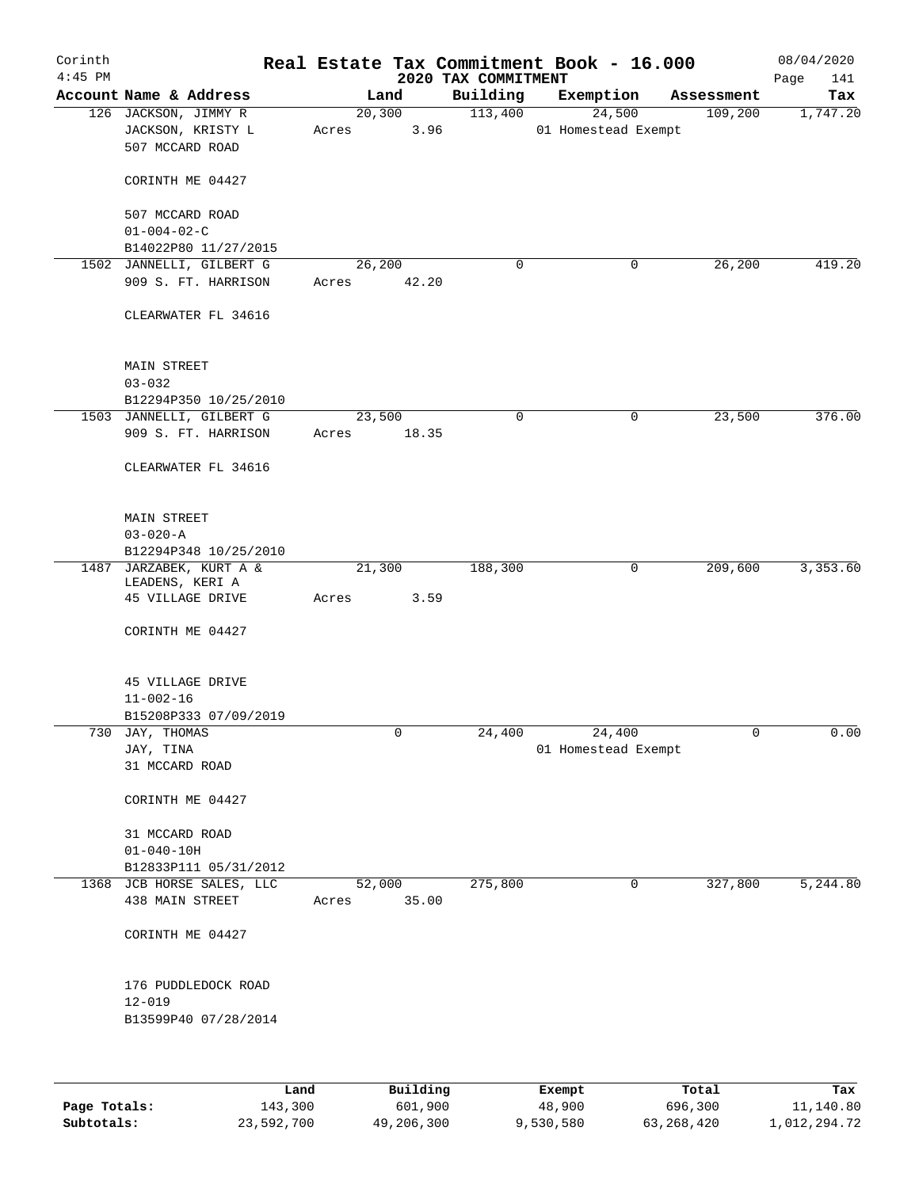Corinth
4:45 PM

# Real Estate Tax Commitment Book - 16.000
## 2020 TAX COMMITMENT

08/04/2020
Page 141

| Account Name & Address | Land | Building | Exemption | Assessment | Tax |
|---|---|---|---|---|---|
| 126 JACKSON, JIMMY R<br>JACKSON, KRISTY L<br>507 MCCARD ROAD<br><br>CORINTH ME 04427<br><br>507 MCCARD ROAD<br>01-004-02-C<br>B14022P80 11/27/2015 | 20,300<br>Acres 3.96 | 113,400 | 24,500<br>01 Homestead Exempt | 109,200 | 1,747.20 |
| 1502 JANNELLI, GILBERT G<br>909 S. FT. HARRISON<br><br>CLEARWATER FL 34616<br><br>MAIN STREET<br>03-032<br>B12294P350 10/25/2010 | 26,200<br>Acres 42.20 | 0 | 0 | 26,200 | 419.20 |
| 1503 JANNELLI, GILBERT G<br>909 S. FT. HARRISON<br><br>CLEARWATER FL 34616<br><br>MAIN STREET<br>03-020-A<br>B12294P348 10/25/2010 | 23,500<br>Acres 18.35 | 0 | 0 | 23,500 | 376.00 |
| 1487 JARZABEK, KURT A &<br>LEADENS, KERI A<br>45 VILLAGE DRIVE<br><br>CORINTH ME 04427<br><br>45 VILLAGE DRIVE<br>11-002-16<br>B15208P333 07/09/2019 | 21,300<br>Acres 3.59 | 188,300 | 0 | 209,600 | 3,353.60 |
| 730 JAY, THOMAS<br>JAY, TINA<br>31 MCCARD ROAD<br><br>CORINTH ME 04427<br><br>31 MCCARD ROAD<br>01-040-10H<br>B12833P111 05/31/2012 | 0 | 24,400 | 24,400<br>01 Homestead Exempt | 0 | 0.00 |
| 1368 JCB HORSE SALES, LLC<br>438 MAIN STREET<br><br>CORINTH ME 04427<br><br>176 PUDDLEDOCK ROAD<br>12-019<br>B13599P40 07/28/2014 | 52,000<br>Acres 35.00 | 275,800 | 0 | 327,800 | 5,244.80 |

| | Land | Building | Exempt | Total | Tax |
|---|---|---|---|---|---|
| Page Totals: | 143,300 | 601,900 | 48,900 | 696,300 | 11,140.80 |
| Subtotals: | 23,592,700 | 49,206,300 | 9,530,580 | 63,268,420 | 1,012,294.72 |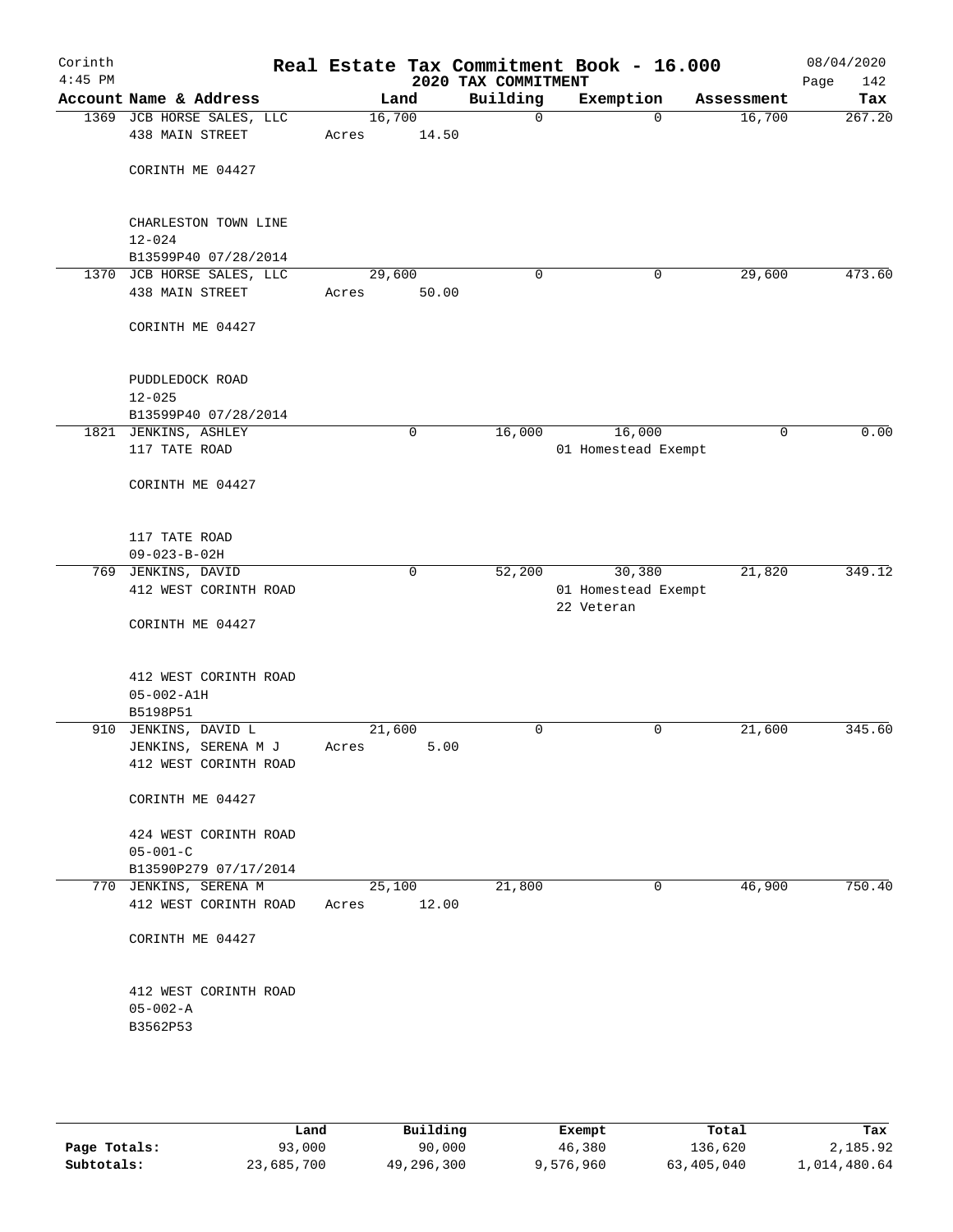Corinth
4:45 PM

# Real Estate Tax Commitment Book - 16.000

## 2020 TAX COMMITMENT

08/04/2020

| Account Name & Address | Land | Building | Exemption | Assessment | Tax |
|---|---|---|---|---|---|
| 1369 JCB HORSE SALES, LLC<br>438 MAIN STREET<br><br>CORINTH ME 04427<br><br>CHARLESTON TOWN LINE<br>12-024<br>B13599P40 07/28/2014 | 16,700<br>Acres 14.50 | 0 | 0 | 16,700 | 267.20 |
| 1370 JCB HORSE SALES, LLC<br>438 MAIN STREET<br><br>CORINTH ME 04427<br><br>PUDDLEDOCK ROAD<br>12-025<br>B13599P40 07/28/2014 | 29,600<br>Acres 50.00 | 0 | 0 | 29,600 | 473.60 |
| 1821 JENKINS, ASHLEY<br>117 TATE ROAD<br><br>CORINTH ME 04427<br><br>117 TATE ROAD<br>09-023-B-02H | 0 | 16,000 | 16,000<br>01 Homestead Exempt | 0 | 0.00 |
| 769 JENKINS, DAVID<br>412 WEST CORINTH ROAD<br><br>CORINTH ME 04427<br><br>412 WEST CORINTH ROAD<br>05-002-A1H<br>B5198P51 | 0 | 52,200 | 30,380<br>01 Homestead Exempt<br>22 Veteran | 21,820 | 349.12 |
| 910 JENKINS, DAVID L<br>JENKINS, SERENA M J<br>412 WEST CORINTH ROAD<br><br>CORINTH ME 04427<br><br>424 WEST CORINTH ROAD<br>05-001-C<br>B13590P279 07/17/2014 | 21,600<br>Acres 5.00 | 0 | 0 | 21,600 | 345.60 |
| 770 JENKINS, SERENA M<br>412 WEST CORINTH ROAD<br><br>CORINTH ME 04427<br><br>412 WEST CORINTH ROAD<br>05-002-A<br>B3562P53 | 25,100<br>Acres 12.00 | 21,800 | 0 | 46,900 | 750.40 |

| | Land | Building | Exempt | Total | Tax |
|---|---|---|---|---|---|
| Page Totals: | 93,000 | 90,000 | 46,380 | 136,620 | 2,185.92 |
| Subtotals: | 23,685,700 | 49,296,300 | 9,576,960 | 63,405,040 | 1,014,480.64 |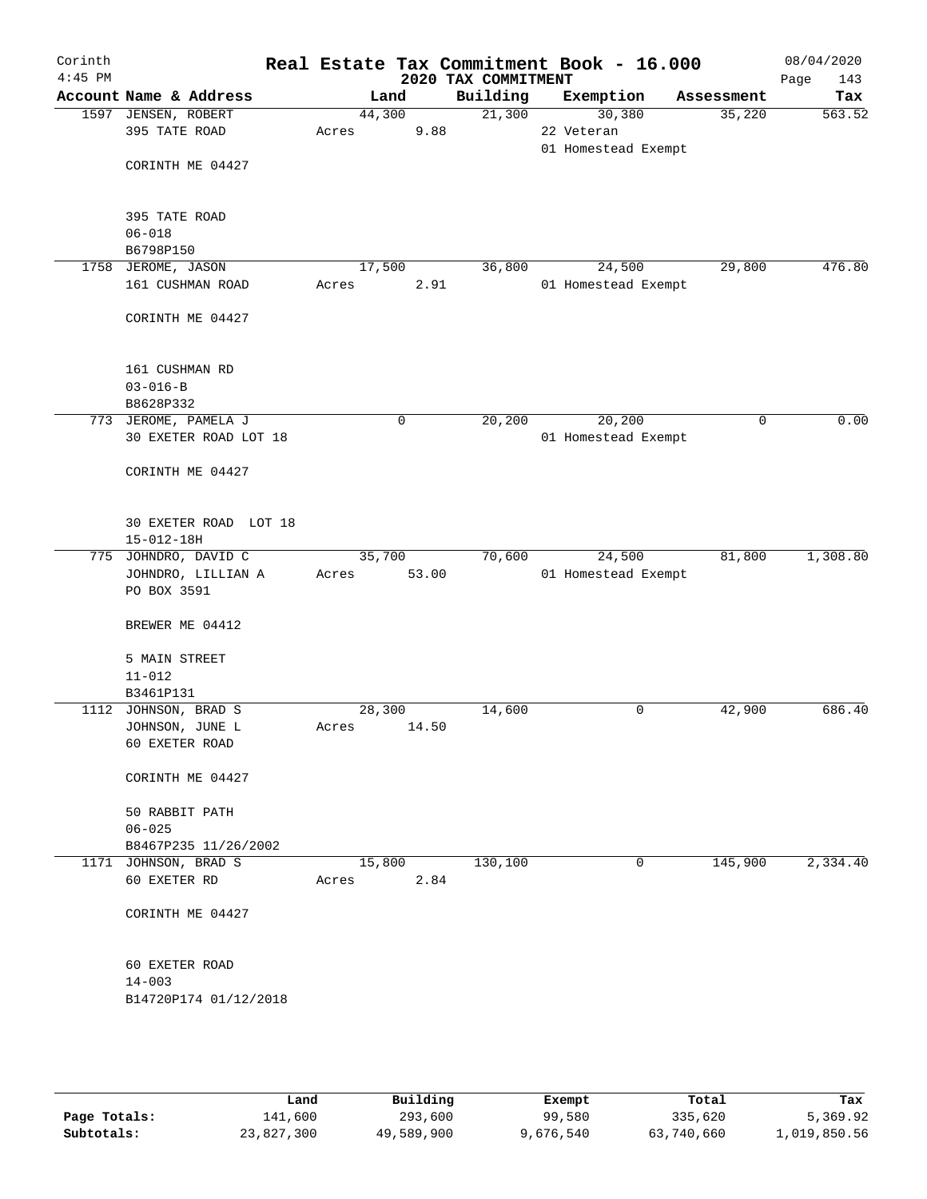Corinth 4:45 PM

# Real Estate Tax Commitment Book - 16.000

## 2020 TAX COMMITMENT

08/04/2020

| Account Name & Address | Land | Building | Exemption | Assessment | Tax |
|---|---|---|---|---|---|
| 1597 JENSEN, ROBERT<br>395 TATE ROAD<br><br>CORINTH ME 04427<br><br>395 TATE ROAD<br>06-018<br>B6798P150 | 44,300<br>Acres 9.88 | 21,300 | 30,380<br>22 Veteran<br>01 Homestead Exempt | 35,220 | 563.52 |
| 1758 JEROME, JASON<br>161 CUSHMAN ROAD<br><br>CORINTH ME 04427<br><br>161 CUSHMAN RD<br>03-016-B<br>B8628P332 | 17,500<br>Acres 2.91 | 36,800 | 24,500<br>01 Homestead Exempt | 29,800 | 476.80 |
| 773 JEROME, PAMELA J<br>30 EXETER ROAD LOT 18<br><br>CORINTH ME 04427<br><br>30 EXETER ROAD LOT 18<br>15-012-18H | 0 | 20,200 | 20,200<br>01 Homestead Exempt | 0 | 0.00 |
| 775 JOHNDRO, DAVID C<br>JOHNDRO, LILLIAN A<br>PO BOX 3591<br><br>BREWER ME 04412<br><br>5 MAIN STREET<br>11-012<br>B3461P131 | 35,700<br>Acres 53.00 | 70,600 | 24,500<br>01 Homestead Exempt | 81,800 | 1,308.80 |
| 1112 JOHNSON, BRAD S<br>JOHNSON, JUNE L<br>60 EXETER ROAD<br><br>CORINTH ME 04427<br><br>50 RABBIT PATH<br>06-025<br>B8467P235 11/26/2002 | 28,300<br>Acres 14.50 | 14,600 | 0 | 42,900 | 686.40 |
| 1171 JOHNSON, BRAD S<br>60 EXETER RD<br><br>CORINTH ME 04427<br><br>60 EXETER ROAD<br>14-003<br>B14720P174 01/12/2018 | 15,800<br>Acres 2.84 | 130,100 | 0 | 145,900 | 2,334.40 |

| | Land | Building | Exempt | Total | Tax |
|---|---|---|---|---|---|
| Page Totals: | 141,600 | 293,600 | 99,580 | 335,620 | 5,369.92 |
| Subtotals: | 23,827,300 | 49,589,900 | 9,676,540 | 63,740,660 | 1,019,850.56 |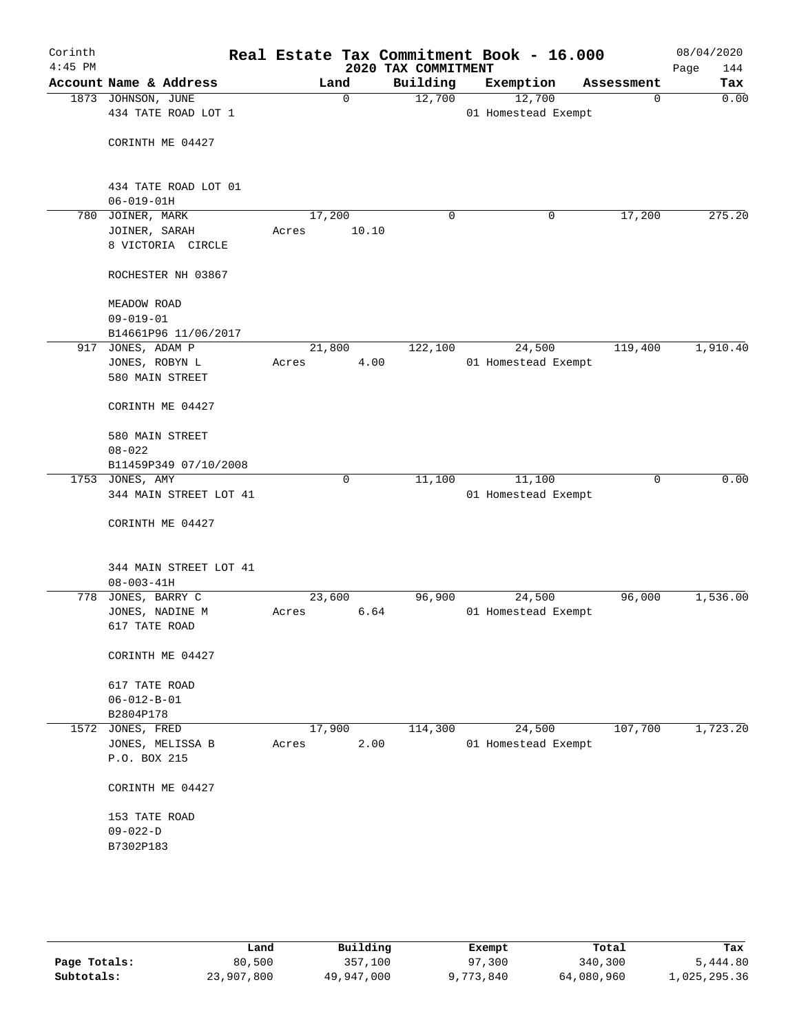# Real Estate Tax Commitment Book - 16.000

Corinth 4:45 PM — 2020 TAX COMMITMENT — 08/04/2020

| Account | Name & Address | Land | Building | Exemption | Assessment | Tax |
|---|---|---|---|---|---|---|
| 1873 | JOHNSON, JUNE<br>434 TATE ROAD LOT 1<br><br>CORINTH ME 04427<br><br>434 TATE ROAD LOT 01<br>06-019-01H | 0 | 12,700 | 12,700<br>01 Homestead Exempt | 0 | 0.00 |
| 780 | JOINER, MARK<br>JOINER, SARAH<br>8 VICTORIA CIRCLE<br><br>ROCHESTER NH 03867<br><br>MEADOW ROAD<br>09-019-01<br>B14661P96 11/06/2017 | 17,200<br>Acres 10.10 | 0 | 0 | 17,200 | 275.20 |
| 917 | JONES, ADAM P<br>JONES, ROBYN L<br>580 MAIN STREET<br><br>CORINTH ME 04427<br><br>580 MAIN STREET<br>08-022<br>B11459P349 07/10/2008 | 21,800<br>Acres 4.00 | 122,100 | 24,500<br>01 Homestead Exempt | 119,400 | 1,910.40 |
| 1753 | JONES, AMY<br>344 MAIN STREET LOT 41<br><br>CORINTH ME 04427<br><br>344 MAIN STREET LOT 41<br>08-003-41H | 0 | 11,100 | 11,100<br>01 Homestead Exempt | 0 | 0.00 |
| 778 | JONES, BARRY C<br>JONES, NADINE M<br>617 TATE ROAD<br><br>CORINTH ME 04427<br><br>617 TATE ROAD<br>06-012-B-01<br>B2804P178 | 23,600<br>Acres 6.64 | 96,900 | 24,500<br>01 Homestead Exempt | 96,000 | 1,536.00 |
| 1572 | JONES, FRED<br>JONES, MELISSA B<br>P.O. BOX 215<br><br>CORINTH ME 04427<br><br>153 TATE ROAD<br>09-022-D<br>B7302P183 | 17,900<br>Acres 2.00 | 114,300 | 24,500<br>01 Homestead Exempt | 107,700 | 1,723.20 |

| | Land | Building | Exempt | Total | Tax |
|---|---|---|---|---|---|
| Page Totals: | 80,500 | 357,100 | 97,300 | 340,300 | 5,444.80 |
| Subtotals: | 23,907,800 | 49,947,000 | 9,773,840 | 64,080,960 | 1,025,295.36 |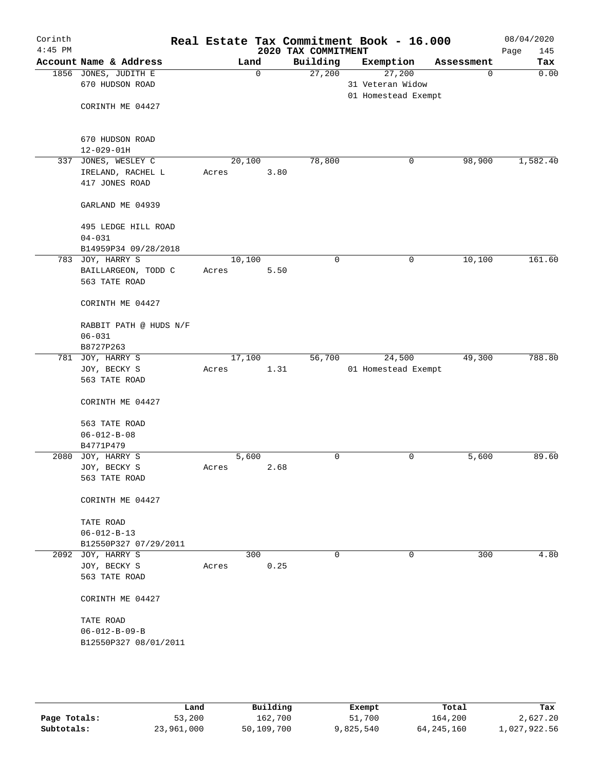Corinth 4:45 PM

# Real Estate Tax Commitment Book - 16.000

2020 TAX COMMITMENT

08/04/2020

| Account Name & Address | Land | Building | Exemption | Assessment | Tax |
|---|---|---|---|---|---|
| 1856 JONES, JUDITH E<br>670 HUDSON ROAD<br><br>CORINTH ME 04427<br><br>670 HUDSON ROAD<br>12-029-01H | 0 | 27,200 | 27,200<br>31 Veteran Widow<br>01 Homestead Exempt | 0 | 0.00 |
| 337 JONES, WESLEY C<br>IRELAND, RACHEL L<br>417 JONES ROAD<br><br>GARLAND ME 04939<br><br>495 LEDGE HILL ROAD<br>04-031<br>B14959P34 09/28/2018 | 20,100<br>Acres 3.80 | 78,800 | 0 | 98,900 | 1,582.40 |
| 783 JOY, HARRY S<br>BAILLARGEON, TODD C<br>563 TATE ROAD<br><br>CORINTH ME 04427<br><br>RABBIT PATH @ HUDS N/F<br>06-031<br>B8727P263 | 10,100<br>Acres 5.50 | 0 | 0 | 10,100 | 161.60 |
| 781 JOY, HARRY S<br>JOY, BECKY S<br>563 TATE ROAD<br><br>CORINTH ME 04427<br><br>563 TATE ROAD<br>06-012-B-08<br>B4771P479 | 17,100<br>Acres 1.31 | 56,700 | 24,500<br>01 Homestead Exempt | 49,300 | 788.80 |
| 2080 JOY, HARRY S<br>JOY, BECKY S<br>563 TATE ROAD<br><br>CORINTH ME 04427<br><br>TATE ROAD<br>06-012-B-13<br>B12550P327 07/29/2011 | 5,600<br>Acres 2.68 | 0 | 0 | 5,600 | 89.60 |
| 2092 JOY, HARRY S<br>JOY, BECKY S<br>563 TATE ROAD<br><br>CORINTH ME 04427<br><br>TATE ROAD<br>06-012-B-09-B<br>B12550P327 08/01/2011 | 300<br>Acres 0.25 | 0 | 0 | 300 | 4.80 |

| | Land | Building | Exempt | Total | Tax |
|---|---|---|---|---|---|
| Page Totals: | 53,200 | 162,700 | 51,700 | 164,200 | 2,627.20 |
| Subtotals: | 23,961,000 | 50,109,700 | 9,825,540 | 64,245,160 | 1,027,922.56 |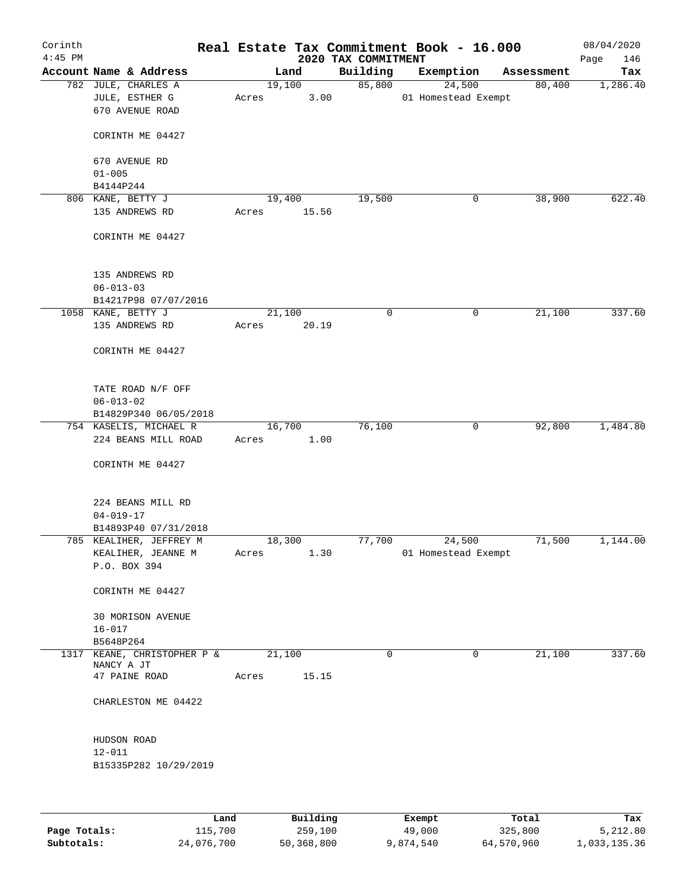# Real Estate Tax Commitment Book - 16.000

Corinth
4:45 PM

2020 TAX COMMITMENT

08/04/2020
Page 146

| Account | Name & Address | Land | Building | Exemption | Assessment | Tax |
|---|---|---|---|---|---|---|
| 782 | JULE, CHARLES A<br>JULE, ESTHER G<br>670 AVENUE ROAD<br><br>CORINTH ME 04427<br><br>670 AVENUE RD<br>01-005<br>B4144P244 | 19,100<br>Acres 3.00 | 85,800 | 24,500<br>01 Homestead Exempt | 80,400 | 1,286.40 |
| 806 | KANE, BETTY J<br>135 ANDREWS RD<br><br>CORINTH ME 04427<br><br>135 ANDREWS RD<br>06-013-03<br>B14217P98 07/07/2016 | 19,400<br>Acres 15.56 | 19,500 | 0 | 38,900 | 622.40 |
| 1058 | KANE, BETTY J<br>135 ANDREWS RD<br><br>CORINTH ME 04427<br><br>TATE ROAD N/F OFF<br>06-013-02<br>B14829P340 06/05/2018 | 21,100<br>Acres 20.19 | 0 | 0 | 21,100 | 337.60 |
| 754 | KASELIS, MICHAEL R<br>224 BEANS MILL ROAD<br><br>CORINTH ME 04427<br><br>224 BEANS MILL RD<br>04-019-17<br>B14893P40 07/31/2018 | 16,700<br>Acres 1.00 | 76,100 | 0 | 92,800 | 1,484.80 |
| 785 | KEALIHER, JEFFREY M<br>KEALIHER, JEANNE M<br>P.O. BOX 394<br><br>CORINTH ME 04427<br><br>30 MORISON AVENUE<br>16-017<br>B5648P264 | 18,300<br>Acres 1.30 | 77,700 | 24,500<br>01 Homestead Exempt | 71,500 | 1,144.00 |
| 1317 | KEANE, CHRISTOPHER P &<br>NANCY A JT<br>47 PAINE ROAD<br><br>CHARLESTON ME 04422<br><br>HUDSON ROAD<br>12-011<br>B15335P282 10/29/2019 | 21,100<br>Acres 15.15 | 0 | 0 | 21,100 | 337.60 |

| | Land | Building | Exempt | Total | Tax |
|---|---|---|---|---|---|
| Page Totals: | 115,700 | 259,100 | 49,000 | 325,800 | 5,212.80 |
| Subtotals: | 24,076,700 | 50,368,800 | 9,874,540 | 64,570,960 | 1,033,135.36 |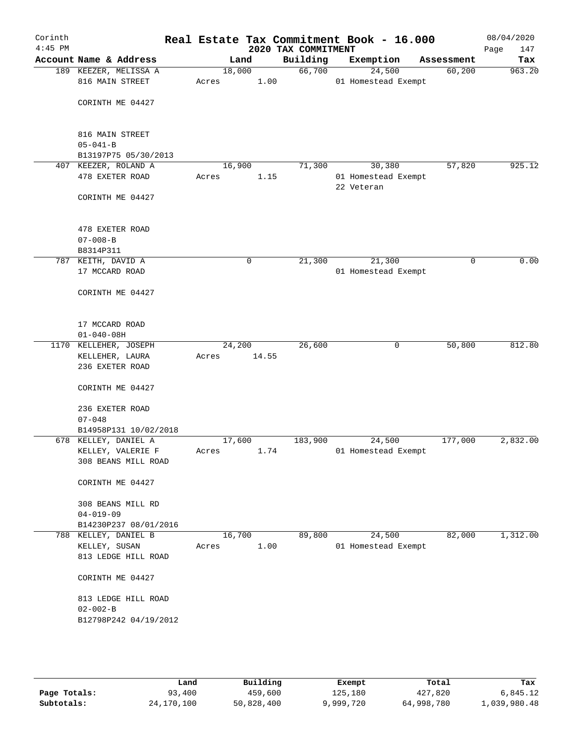# Real Estate Tax Commitment Book - 16.000

Corinth
4:45 PM

2020 TAX COMMITMENT

08/04/2020

| Account Name & Address | Land | Building | Exemption | Assessment | Tax |
|---|---|---|---|---|---|
| 189 KEEZER, MELISSA A<br>816 MAIN STREET<br><br>CORINTH ME 04427<br><br>816 MAIN STREET<br>05-041-B<br>B13197P75 05/30/2013 | 18,000<br>Acres 1.00 | 66,700 | 24,500<br>01 Homestead Exempt | 60,200 | 963.20 |
| 407 KEEZER, ROLAND A<br>478 EXETER ROAD<br><br>CORINTH ME 04427<br><br>478 EXETER ROAD<br>07-008-B<br>B8314P311 | 16,900<br>Acres 1.15 | 71,300 | 30,380<br>01 Homestead Exempt<br>22 Veteran | 57,820 | 925.12 |
| 787 KEITH, DAVID A<br>17 MCCARD ROAD<br><br>CORINTH ME 04427<br><br>17 MCCARD ROAD<br>01-040-08H | 0 | 21,300 | 21,300<br>01 Homestead Exempt | 0 | 0.00 |
| 1170 KELLEHER, JOSEPH<br>KELLEHER, LAURA<br>236 EXETER ROAD<br><br>CORINTH ME 04427<br><br>236 EXETER ROAD<br>07-048<br>B14958P131 10/02/2018 | 24,200<br>Acres 14.55 | 26,600 | 0 | 50,800 | 812.80 |
| 678 KELLEY, DANIEL A<br>KELLEY, VALERIE F<br>308 BEANS MILL ROAD<br><br>CORINTH ME 04427<br><br>308 BEANS MILL RD<br>04-019-09<br>B14230P237 08/01/2016 | 17,600<br>Acres 1.74 | 183,900 | 24,500<br>01 Homestead Exempt | 177,000 | 2,832.00 |
| 788 KELLEY, DANIEL B<br>KELLEY, SUSAN<br>813 LEDGE HILL ROAD<br><br>CORINTH ME 04427<br><br>813 LEDGE HILL ROAD<br>02-002-B<br>B12798P242 04/19/2012 | 16,700<br>Acres 1.00 | 89,800 | 24,500<br>01 Homestead Exempt | 82,000 | 1,312.00 |

| | Land | Building | Exempt | Total | Tax |
|---|---|---|---|---|---|
| **Page Totals:** | 93,400 | 459,600 | 125,180 | 427,820 | 6,845.12 |
| **Subtotals:** | 24,170,100 | 50,828,400 | 9,999,720 | 64,998,780 | 1,039,980.48 |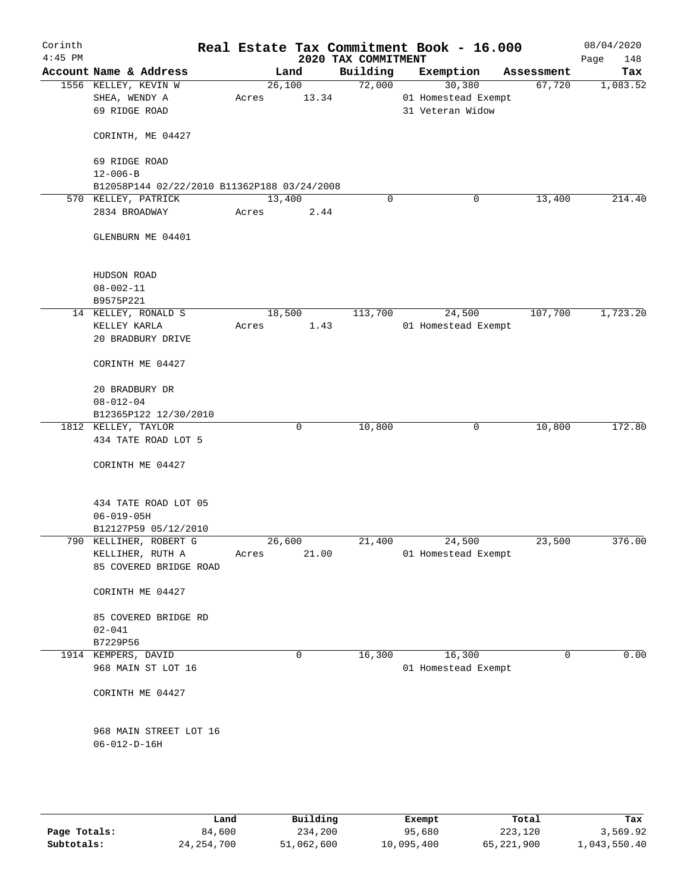# Real Estate Tax Commitment Book - 16.000

Corinth
4:45 PM

## 2020 TAX COMMITMENT

08/04/2020

| Account Name & Address | Land | Building | Exemption | Assessment | Tax |
|---|---|---|---|---|---|
| 1556 KELLEY, KEVIN W<br>SHEA, WENDY A<br>69 RIDGE ROAD<br><br>CORINTH, ME 04427<br><br>69 RIDGE ROAD<br>12-006-B<br>B12058P144 02/22/2010 B11362P188 03/24/2008 | 26,100<br>Acres 13.34 | 72,000 | 30,380<br>01 Homestead Exempt<br>31 Veteran Widow | 67,720 | 1,083.52 |
| 570 KELLEY, PATRICK<br>2834 BROADWAY<br><br>GLENBURN ME 04401<br><br>HUDSON ROAD<br>08-002-11<br>B9575P221 | 13,400<br>Acres 2.44 | 0 | 0 | 13,400 | 214.40 |
| 14 KELLEY, RONALD S<br>KELLEY KARLA<br>20 BRADBURY DRIVE<br><br>CORINTH ME 04427<br><br>20 BRADBURY DR<br>08-012-04<br>B12365P122 12/30/2010 | 18,500<br>Acres 1.43 | 113,700 | 24,500<br>01 Homestead Exempt | 107,700 | 1,723.20 |
| 1812 KELLEY, TAYLOR<br>434 TATE ROAD LOT 5<br><br>CORINTH ME 04427<br><br>434 TATE ROAD LOT 05<br>06-019-05H<br>B12127P59 05/12/2010 | 0 | 10,800 | 0 | 10,800 | 172.80 |
| 790 KELLIHER, ROBERT G<br>KELLIHER, RUTH A<br>85 COVERED BRIDGE ROAD<br><br>CORINTH ME 04427<br><br>85 COVERED BRIDGE RD<br>02-041<br>B7229P56 | 26,600<br>Acres 21.00 | 21,400 | 24,500<br>01 Homestead Exempt | 23,500 | 376.00 |
| 1914 KEMPERS, DAVID<br>968 MAIN ST LOT 16<br><br>CORINTH ME 04427<br><br>968 MAIN STREET LOT 16<br>06-012-D-16H | 0 | 16,300 | 16,300<br>01 Homestead Exempt | 0 | 0.00 |

| | Land | Building | Exempt | Total | Tax |
|---|---|---|---|---|---|
| Page Totals: | 84,600 | 234,200 | 95,680 | 223,120 | 3,569.92 |
| Subtotals: | 24,254,700 | 51,062,600 | 10,095,400 | 65,221,900 | 1,043,550.40 |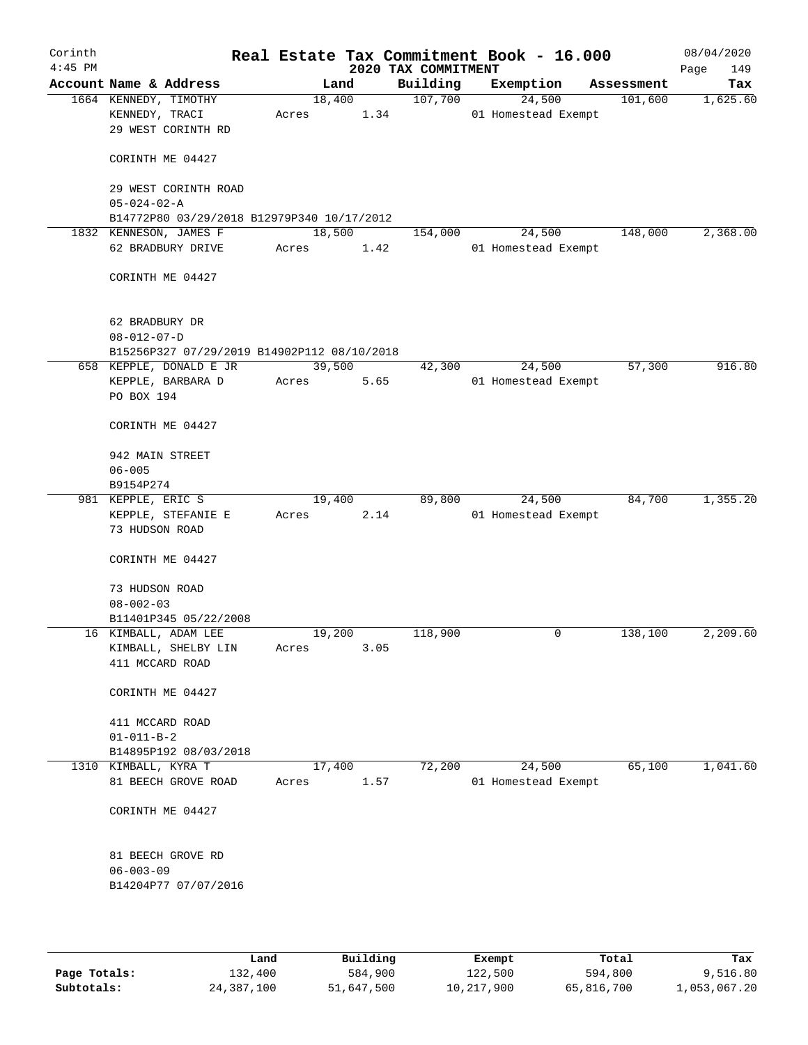# Real Estate Tax Commitment Book - 16.000

Corinth 4:45 PM — 2020 TAX COMMITMENT — 08/04/2020

| Account Name & Address | Land | Building | Exemption | Assessment | Tax |
|---|---|---|---|---|---|
| 1664 KENNEDY, TIMOTHY<br>KENNEDY, TRACI<br>29 WEST CORINTH RD<br><br>CORINTH ME 04427<br><br>29 WEST CORINTH ROAD<br>05-024-02-A<br>B14772P80 03/29/2018 B12979P340 10/17/2012 | 18,400<br>Acres 1.34 | 107,700 | 24,500<br>01 Homestead Exempt | 101,600 | 1,625.60 |
| 1832 KENNESON, JAMES F<br>62 BRADBURY DRIVE<br><br>CORINTH ME 04427<br><br>62 BRADBURY DR<br>08-012-07-D<br>B15256P327 07/29/2019 B14902P112 08/10/2018 | 18,500<br>Acres 1.42 | 154,000 | 24,500<br>01 Homestead Exempt | 148,000 | 2,368.00 |
| 658 KEPPLE, DONALD E JR<br>KEPPLE, BARBARA D<br>PO BOX 194<br><br>CORINTH ME 04427<br><br>942 MAIN STREET<br>06-005<br>B9154P274 | 39,500<br>Acres 5.65 | 42,300 | 24,500<br>01 Homestead Exempt | 57,300 | 916.80 |
| 981 KEPPLE, ERIC S<br>KEPPLE, STEFANIE E<br>73 HUDSON ROAD<br><br>CORINTH ME 04427<br><br>73 HUDSON ROAD<br>08-002-03<br>B11401P345 05/22/2008 | 19,400<br>Acres 2.14 | 89,800 | 24,500<br>01 Homestead Exempt | 84,700 | 1,355.20 |
| 16 KIMBALL, ADAM LEE<br>KIMBALL, SHELBY LIN<br>411 MCCARD ROAD<br><br>CORINTH ME 04427<br><br>411 MCCARD ROAD<br>01-011-B-2<br>B14895P192 08/03/2018 | 19,200<br>Acres 3.05 | 118,900 | 0 | 138,100 | 2,209.60 |
| 1310 KIMBALL, KYRA T<br>81 BEECH GROVE ROAD<br><br>CORINTH ME 04427<br><br>81 BEECH GROVE RD<br>06-003-09<br>B14204P77 07/07/2016 | 17,400<br>Acres 1.57 | 72,200 | 24,500<br>01 Homestead Exempt | 65,100 | 1,041.60 |

| | Land | Building | Exempt | Total | Tax |
|---|---|---|---|---|---|
| Page Totals: | 132,400 | 584,900 | 122,500 | 594,800 | 9,516.80 |
| Subtotals: | 24,387,100 | 51,647,500 | 10,217,900 | 65,816,700 | 1,053,067.20 |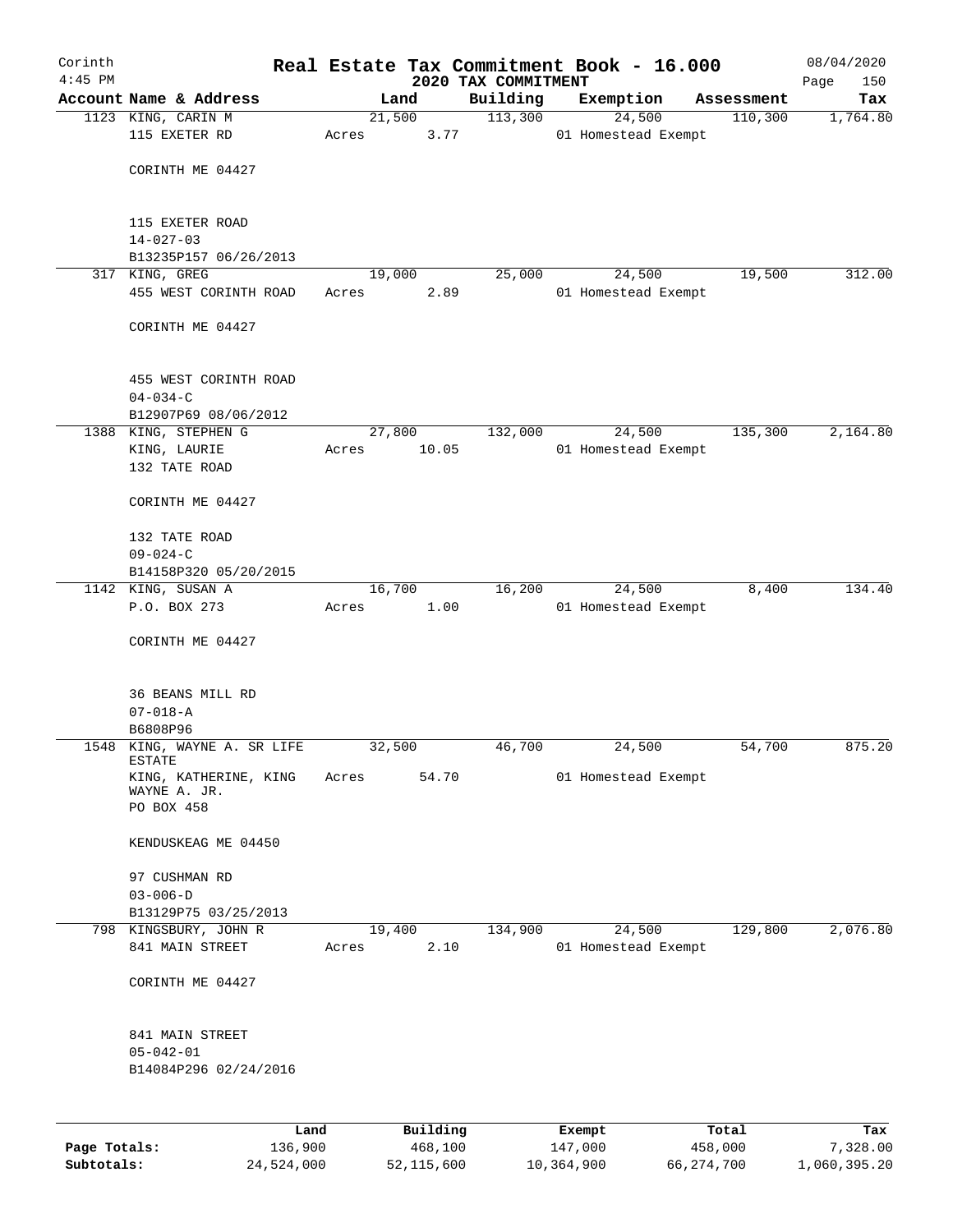Corinth 4:45 PM

# Real Estate Tax Commitment Book - 16.000

## 2020 TAX COMMITMENT

08/04/2020

| Account | Name & Address | Land | Building | Exemption | Assessment | Tax |
|---|---|---|---|---|---|---|
| 1123 | KING, CARIN M<br>115 EXETER RD<br><br>CORINTH ME 04427<br><br>115 EXETER ROAD<br>14-027-03<br>B13235P157 06/26/2013 | 21,500<br>Acres 3.77 | 113,300 | 24,500<br>01 Homestead Exempt | 110,300 | 1,764.80 |
| 317 | KING, GREG<br>455 WEST CORINTH ROAD<br><br>CORINTH ME 04427<br><br>455 WEST CORINTH ROAD<br>04-034-C<br>B12907P69 08/06/2012 | 19,000<br>Acres 2.89 | 25,000 | 24,500<br>01 Homestead Exempt | 19,500 | 312.00 |
| 1388 | KING, STEPHEN G<br>KING, LAURIE<br>132 TATE ROAD<br><br>CORINTH ME 04427<br><br>132 TATE ROAD<br>09-024-C<br>B14158P320 05/20/2015 | 27,800<br>Acres 10.05 | 132,000 | 24,500<br>01 Homestead Exempt | 135,300 | 2,164.80 |
| 1142 | KING, SUSAN A<br>P.O. BOX 273<br><br>CORINTH ME 04427<br><br>36 BEANS MILL RD<br>07-018-A<br>B6808P96 | 16,700<br>Acres 1.00 | 16,200 | 24,500<br>01 Homestead Exempt | 8,400 | 134.40 |
| 1548 | KING, WAYNE A. SR LIFE ESTATE<br>KING, KATHERINE, KING WAYNE A. JR.<br>PO BOX 458<br><br>KENDUSKEAG ME 04450<br><br>97 CUSHMAN RD<br>03-006-D<br>B13129P75 03/25/2013 | 32,500<br>Acres 54.70 | 46,700 | 24,500<br>01 Homestead Exempt | 54,700 | 875.20 |
| 798 | KINGSBURY, JOHN R<br>841 MAIN STREET<br><br>CORINTH ME 04427<br><br>841 MAIN STREET<br>05-042-01<br>B14084P296 02/24/2016 | 19,400<br>Acres 2.10 | 134,900 | 24,500<br>01 Homestead Exempt | 129,800 | 2,076.80 |

| | Land | Building | Exempt | Total | Tax |
|---|---|---|---|---|---|
| Page Totals: | 136,900 | 468,100 | 147,000 | 458,000 | 7,328.00 |
| Subtotals: | 24,524,000 | 52,115,600 | 10,364,900 | 66,274,700 | 1,060,395.20 |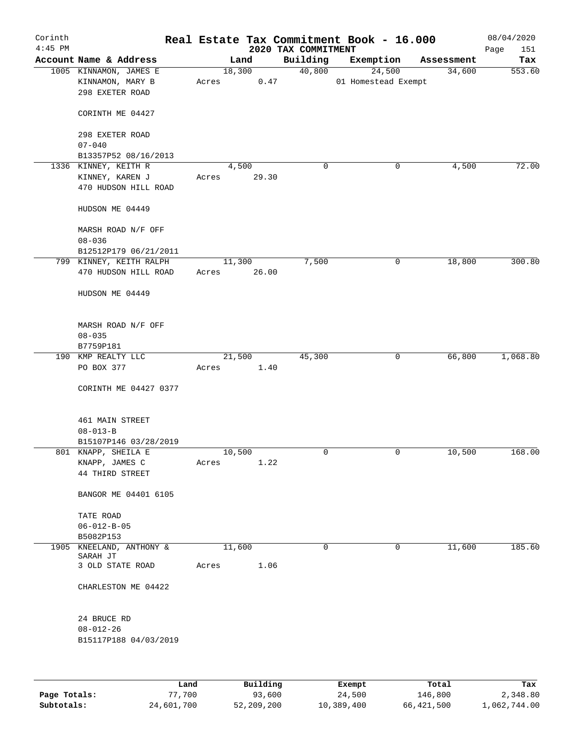Corinth 4:45 PM

# Real Estate Tax Commitment Book - 16.000

## 2020 TAX COMMITMENT

08/04/2020 Page 151

| Account Name & Address | Land | Building | Exemption | Assessment | Tax |
|---|---|---|---|---|---|
| 1005 KINNAMON, JAMES E<br>KINNAMON, MARY B<br>298 EXETER ROAD<br><br>CORINTH ME 04427<br><br>298 EXETER ROAD<br>07-040<br>B13357P52 08/16/2013 | 18,300<br>Acres 0.47 | 40,800 | 24,500<br>01 Homestead Exempt | 34,600 | 553.60 |
| 1336 KINNEY, KEITH R<br>KINNEY, KAREN J<br>470 HUDSON HILL ROAD<br><br>HUDSON ME 04449<br><br>MARSH ROAD N/F OFF<br>08-036<br>B12512P179 06/21/2011 | 4,500<br>Acres 29.30 | 0 | 0 | 4,500 | 72.00 |
| 799 KINNEY, KEITH RALPH<br>470 HUDSON HILL ROAD<br><br>HUDSON ME 04449<br><br>MARSH ROAD N/F OFF<br>08-035<br>B7759P181 | 11,300<br>Acres 26.00 | 7,500 | 0 | 18,800 | 300.80 |
| 190 KMP REALTY LLC<br>PO BOX 377<br><br>CORINTH ME 04427 0377<br><br>461 MAIN STREET<br>08-013-B<br>B15107P146 03/28/2019 | 21,500<br>Acres 1.40 | 45,300 | 0 | 66,800 | 1,068.80 |
| 801 KNAPP, SHEILA E<br>KNAPP, JAMES C<br>44 THIRD STREET<br><br>BANGOR ME 04401 6105<br><br>TATE ROAD<br>06-012-B-05<br>B5082P153 | 10,500<br>Acres 1.22 | 0 | 0 | 10,500 | 168.00 |
| 1905 KNEELAND, ANTHONY & SARAH JT<br>3 OLD STATE ROAD<br><br>CHARLESTON ME 04422<br><br>24 BRUCE RD<br>08-012-26<br>B15117P188 04/03/2019 | 11,600<br>Acres 1.06 | 0 | 0 | 11,600 | 185.60 |

| | Land | Building | Exempt | Total | Tax |
|---|---|---|---|---|---|
| Page Totals: | 77,700 | 93,600 | 24,500 | 146,800 | 2,348.80 |
| Subtotals: | 24,601,700 | 52,209,200 | 10,389,400 | 66,421,500 | 1,062,744.00 |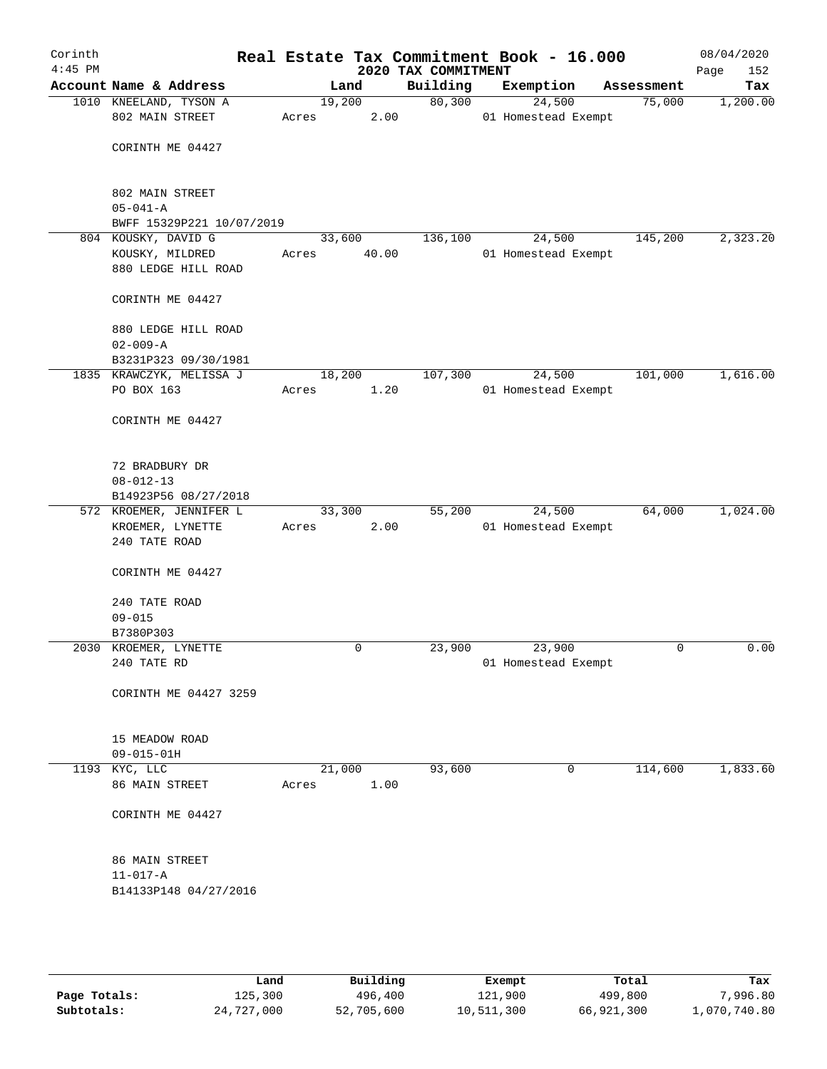Corinth 4:45 PM

# Real Estate Tax Commitment Book - 16.000

2020 TAX COMMITMENT

08/04/2020 Page 152

| Account Name & Address | Land | Building | Exemption | Assessment | Tax |
|---|---|---|---|---|---|
| 1010 KNEELAND, TYSON A<br>802 MAIN STREET<br><br>CORINTH ME 04427<br><br>802 MAIN STREET<br>05-041-A<br>BWFF 15329P221 10/07/2019 | 19,200<br>Acres 2.00 | 80,300 | 24,500<br>01 Homestead Exempt | 75,000 | 1,200.00 |
| 804 KOUSKY, DAVID G<br>KOUSKY, MILDRED<br>880 LEDGE HILL ROAD<br><br>CORINTH ME 04427<br><br>880 LEDGE HILL ROAD<br>02-009-A<br>B3231P323 09/30/1981 | 33,600<br>Acres 40.00 | 136,100 | 24,500<br>01 Homestead Exempt | 145,200 | 2,323.20 |
| 1835 KRAWCZYK, MELISSA J<br>PO BOX 163<br><br>CORINTH ME 04427<br><br>72 BRADBURY DR<br>08-012-13<br>B14923P56 08/27/2018 | 18,200<br>Acres 1.20 | 107,300 | 24,500<br>01 Homestead Exempt | 101,000 | 1,616.00 |
| 572 KROEMER, JENNIFER L<br>KROEMER, LYNETTE<br>240 TATE ROAD<br><br>CORINTH ME 04427<br><br>240 TATE ROAD<br>09-015<br>B7380P303 | 33,300<br>Acres 2.00 | 55,200 | 24,500<br>01 Homestead Exempt | 64,000 | 1,024.00 |
| 2030 KROEMER, LYNETTE<br>240 TATE RD<br><br>CORINTH ME 04427 3259<br><br>15 MEADOW ROAD<br>09-015-01H | 0 | 23,900 | 23,900<br>01 Homestead Exempt | 0 | 0.00 |
| 1193 KYC, LLC<br>86 MAIN STREET<br><br>CORINTH ME 04427<br><br>86 MAIN STREET<br>11-017-A<br>B14133P148 04/27/2016 | 21,000<br>Acres 1.00 | 93,600 | 0 | 114,600 | 1,833.60 |

| | Land | Building | Exempt | Total | Tax |
|---|---|---|---|---|---|
| Page Totals: | 125,300 | 496,400 | 121,900 | 499,800 | 7,996.80 |
| Subtotals: | 24,727,000 | 52,705,600 | 10,511,300 | 66,921,300 | 1,070,740.80 |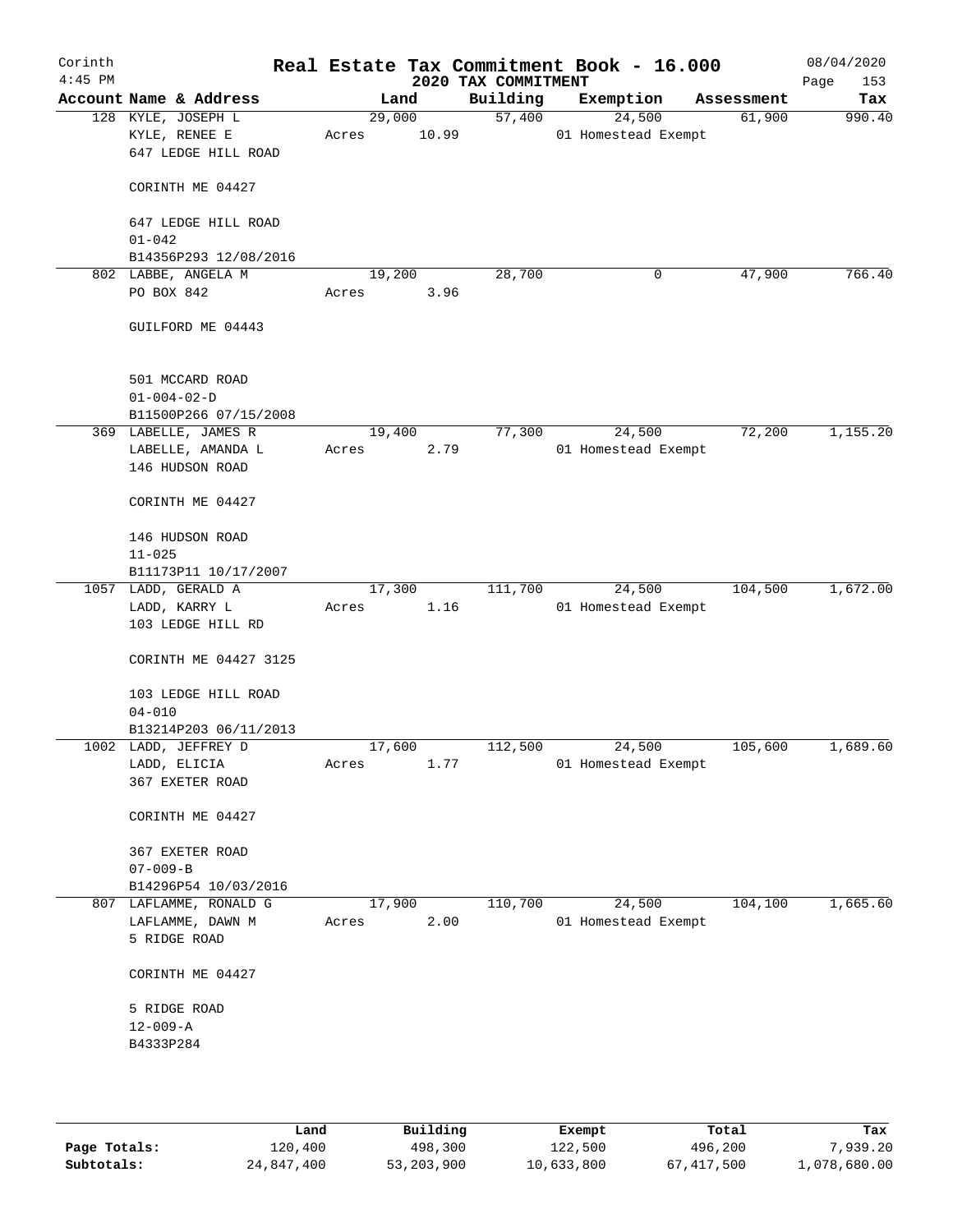# Real Estate Tax Commitment Book - 16.000

Corinth
4:45 PM

2020 TAX COMMITMENT

08/04/2020
Page 153

| Account | Name & Address | Land | Building | Exemption | Assessment | Tax |
|---|---|---|---|---|---|---|
| 128 | KYLE, JOSEPH L<br>KYLE, RENEE E<br>647 LEDGE HILL ROAD<br><br>CORINTH ME 04427<br><br>647 LEDGE HILL ROAD<br>01-042<br>B14356P293 12/08/2016 | 29,000<br>Acres 10.99 | 57,400 | 24,500<br>01 Homestead Exempt | 61,900 | 990.40 |
| 802 | LABBE, ANGELA M<br>PO BOX 842<br><br>GUILFORD ME 04443<br><br>501 MCCARD ROAD<br>01-004-02-D<br>B11500P266 07/15/2008 | 19,200<br>Acres 3.96 | 28,700 | 0 | 47,900 | 766.40 |
| 369 | LABELLE, JAMES R<br>LABELLE, AMANDA L<br>146 HUDSON ROAD<br><br>CORINTH ME 04427<br><br>146 HUDSON ROAD<br>11-025<br>B11173P11 10/17/2007 | 19,400<br>Acres 2.79 | 77,300 | 24,500<br>01 Homestead Exempt | 72,200 | 1,155.20 |
| 1057 | LADD, GERALD A<br>LADD, KARRY L<br>103 LEDGE HILL RD<br><br>CORINTH ME 04427 3125<br><br>103 LEDGE HILL ROAD<br>04-010<br>B13214P203 06/11/2013 | 17,300<br>Acres 1.16 | 111,700 | 24,500<br>01 Homestead Exempt | 104,500 | 1,672.00 |
| 1002 | LADD, JEFFREY D<br>LADD, ELICIA<br>367 EXETER ROAD<br><br>CORINTH ME 04427<br><br>367 EXETER ROAD<br>07-009-B<br>B14296P54 10/03/2016 | 17,600<br>Acres 1.77 | 112,500 | 24,500<br>01 Homestead Exempt | 105,600 | 1,689.60 |
| 807 | LAFLAMME, RONALD G<br>LAFLAMME, DAWN M<br>5 RIDGE ROAD<br><br>CORINTH ME 04427<br><br>5 RIDGE ROAD<br>12-009-A<br>B4333P284 | 17,900<br>Acres 2.00 | 110,700 | 24,500<br>01 Homestead Exempt | 104,100 | 1,665.60 |

| | Land | Building | Exempt | Total | Tax |
|---|---|---|---|---|---|
| Page Totals: | 120,400 | 498,300 | 122,500 | 496,200 | 7,939.20 |
| Subtotals: | 24,847,400 | 53,203,900 | 10,633,800 | 67,417,500 | 1,078,680.00 |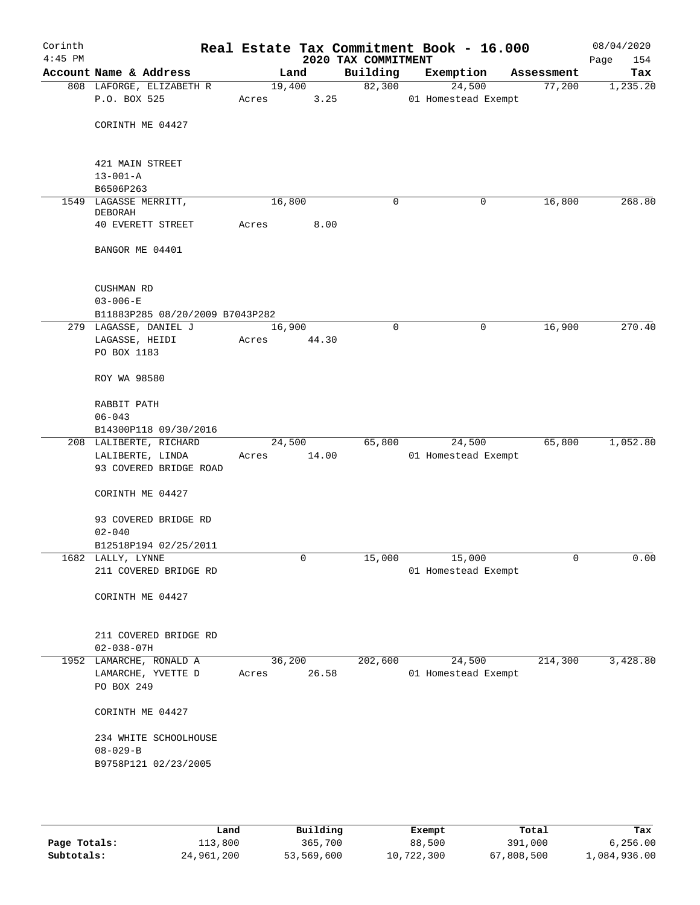Corinth 4:45 PM

# Real Estate Tax Commitment Book - 16.000

## 2020 TAX COMMITMENT

08/04/2020 Page 154

| Account Name & Address | Land | Building | Exemption | Assessment | Tax |
|---|---|---|---|---|---|
| 808 LAFORGE, ELIZABETH R<br>P.O. BOX 525<br><br>CORINTH ME 04427<br><br>421 MAIN STREET<br>13-001-A<br>B6506P263 | 19,400<br>Acres 3.25 | 82,300 | 24,500<br>01 Homestead Exempt | 77,200 | 1,235.20 |
| 1549 LAGASSE MERRITT, DEBORAH<br>40 EVERETT STREET<br><br>BANGOR ME 04401<br><br>CUSHMAN RD<br>03-006-E<br>B11883P285 08/20/2009 B7043P282 | 16,800<br>Acres 8.00 | 0 | 0 | 16,800 | 268.80 |
| 279 LAGASSE, DANIEL J<br>LAGASSE, HEIDI<br>PO BOX 1183<br><br>ROY WA 98580<br><br>RABBIT PATH<br>06-043<br>B14300P118 09/30/2016 | 16,900<br>Acres 44.30 | 0 | 0 | 16,900 | 270.40 |
| 208 LALIBERTE, RICHARD<br>LALIBERTE, LINDA<br>93 COVERED BRIDGE ROAD<br><br>CORINTH ME 04427<br><br>93 COVERED BRIDGE RD<br>02-040<br>B12518P194 02/25/2011 | 24,500<br>Acres 14.00 | 65,800 | 24,500<br>01 Homestead Exempt | 65,800 | 1,052.80 |
| 1682 LALLY, LYNNE<br>211 COVERED BRIDGE RD<br><br>CORINTH ME 04427<br><br>211 COVERED BRIDGE RD<br>02-038-07H | 0 | 15,000 | 15,000<br>01 Homestead Exempt | 0 | 0.00 |
| 1952 LAMARCHE, RONALD A<br>LAMARCHE, YVETTE D<br>PO BOX 249<br><br>CORINTH ME 04427<br><br>234 WHITE SCHOOLHOUSE<br>08-029-B<br>B9758P121 02/23/2005 | 36,200<br>Acres 26.58 | 202,600 | 24,500<br>01 Homestead Exempt | 214,300 | 3,428.80 |

| | Land | Building | Exempt | Total | Tax |
|---|---|---|---|---|---|
| **Page Totals:** | 113,800 | 365,700 | 88,500 | 391,000 | 6,256.00 |
| **Subtotals:** | 24,961,200 | 53,569,600 | 10,722,300 | 67,808,500 | 1,084,936.00 |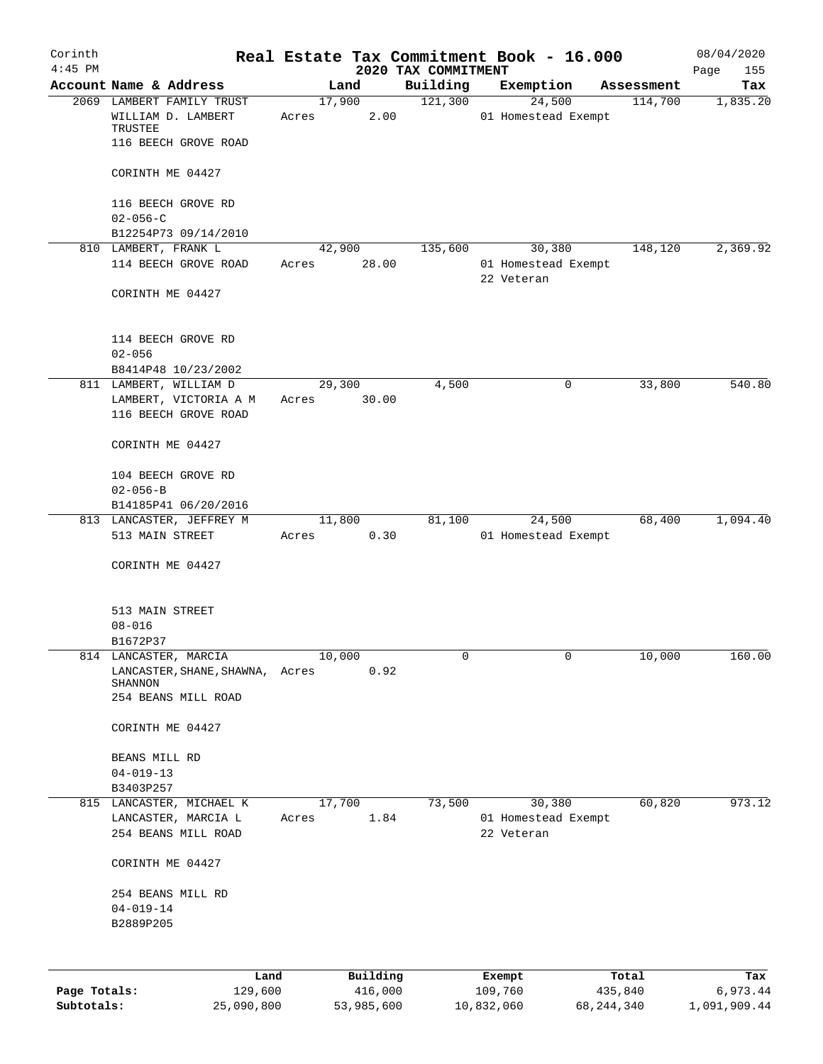Corinth 4:45 PM

# Real Estate Tax Commitment Book - 16.000

## 2020 TAX COMMITMENT

08/04/2020

| Account Name & Address | Land | Building | Exemption | Assessment | Tax |
|---|---|---|---|---|---|
| 2069 LAMBERT FAMILY TRUST<br>WILLIAM D. LAMBERT TRUSTEE<br>116 BEECH GROVE ROAD<br><br>CORINTH ME 04427<br><br>116 BEECH GROVE RD<br>02-056-C<br>B12254P73 09/14/2010 | 17,900<br>Acres 2.00 | 121,300 | 24,500<br>01 Homestead Exempt | 114,700 | 1,835.20 |
| 810 LAMBERT, FRANK L<br>114 BEECH GROVE ROAD<br><br>CORINTH ME 04427<br><br>114 BEECH GROVE RD<br>02-056<br>B8414P48 10/23/2002 | 42,900<br>Acres 28.00 | 135,600 | 30,380<br>01 Homestead Exempt<br>22 Veteran | 148,120 | 2,369.92 |
| 811 LAMBERT, WILLIAM D<br>LAMBERT, VICTORIA A M<br>116 BEECH GROVE ROAD<br><br>CORINTH ME 04427<br><br>104 BEECH GROVE RD<br>02-056-B<br>B14185P41 06/20/2016 | 29,300<br>Acres 30.00 | 4,500 | 0 | 33,800 | 540.80 |
| 813 LANCASTER, JEFFREY M<br>513 MAIN STREET<br><br>CORINTH ME 04427<br><br>513 MAIN STREET<br>08-016<br>B1672P37 | 11,800<br>Acres 0.30 | 81,100 | 24,500<br>01 Homestead Exempt | 68,400 | 1,094.40 |
| 814 LANCASTER, MARCIA<br>LANCASTER, SHANE, SHAWNA, SHANNON<br>254 BEANS MILL ROAD<br><br>CORINTH ME 04427<br><br>BEANS MILL RD<br>04-019-13<br>B3403P257 | 10,000<br>Acres 0.92 | 0 | 0 | 10,000 | 160.00 |
| 815 LANCASTER, MICHAEL K<br>LANCASTER, MARCIA L<br>254 BEANS MILL ROAD<br><br>CORINTH ME 04427<br><br>254 BEANS MILL RD<br>04-019-14<br>B2889P205 | 17,700<br>Acres 1.84 | 73,500 | 30,380<br>01 Homestead Exempt<br>22 Veteran | 60,820 | 973.12 |

| | Land | Building | Exempt | Total | Tax |
|---|---|---|---|---|---|
| Page Totals: | 129,600 | 416,000 | 109,760 | 435,840 | 6,973.44 |
| Subtotals: | 25,090,800 | 53,985,600 | 10,832,060 | 68,244,340 | 1,091,909.44 |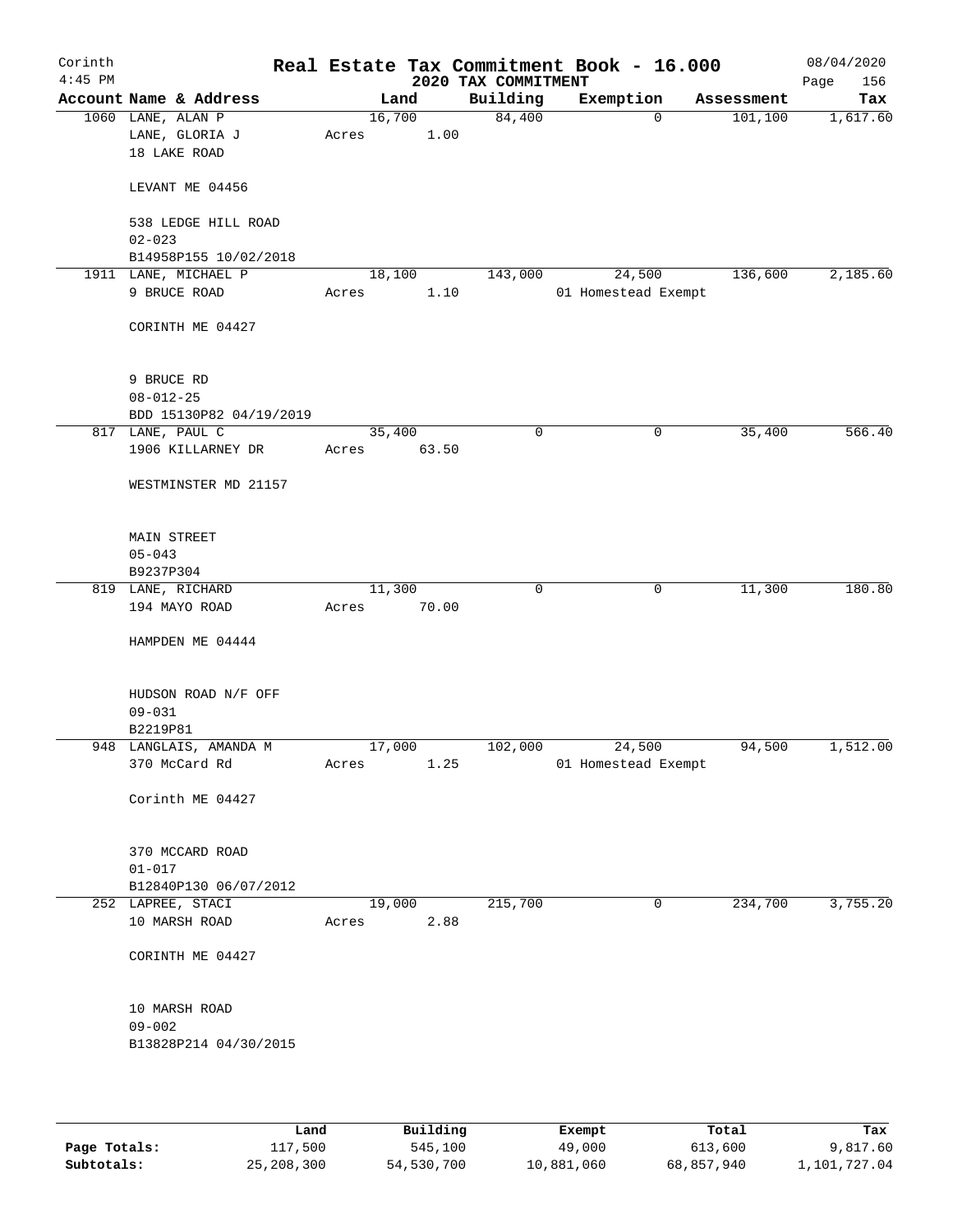Corinth
4:45 PM

# Real Estate Tax Commitment Book - 16.000

2020 TAX COMMITMENT

08/04/2020

| Account | Name & Address | Land | Building | Exemption | Assessment | Tax |
|---|---|---|---|---|---|---|
| 1060 | LANE, ALAN P<br>LANE, GLORIA J<br>18 LAKE ROAD<br><br>LEVANT ME 04456<br><br>538 LEDGE HILL ROAD<br>02-023<br>B14958P155 10/02/2018 | 16,700<br>Acres 1.00 | 84,400 | 0 | 101,100 | 1,617.60 |
| 1911 | LANE, MICHAEL P<br>9 BRUCE ROAD<br><br>CORINTH ME 04427<br><br>9 BRUCE RD<br>08-012-25<br>BDD 15130P82 04/19/2019 | 18,100<br>Acres 1.10 | 143,000 | 24,500<br>01 Homestead Exempt | 136,600 | 2,185.60 |
| 817 | LANE, PAUL C<br>1906 KILLARNEY DR<br><br>WESTMINSTER MD 21157<br><br>MAIN STREET<br>05-043<br>B9237P304 | 35,400<br>Acres 63.50 | 0 | 0 | 35,400 | 566.40 |
| 819 | LANE, RICHARD<br>194 MAYO ROAD<br><br>HAMPDEN ME 04444<br><br>HUDSON ROAD N/F OFF<br>09-031<br>B2219P81 | 11,300<br>Acres 70.00 | 0 | 0 | 11,300 | 180.80 |
| 948 | LANGLAIS, AMANDA M<br>370 McCard Rd<br><br>Corinth ME 04427<br><br>370 MCCARD ROAD<br>01-017<br>B12840P130 06/07/2012 | 17,000<br>Acres 1.25 | 102,000 | 24,500<br>01 Homestead Exempt | 94,500 | 1,512.00 |
| 252 | LAPREE, STACI<br>10 MARSH ROAD<br><br>CORINTH ME 04427<br><br>10 MARSH ROAD<br>09-002<br>B13828P214 04/30/2015 | 19,000<br>Acres 2.88 | 215,700 | 0 | 234,700 | 3,755.20 |

| | Land | Building | Exempt | Total | Tax |
|---|---|---|---|---|---|
| **Page Totals:** | 117,500 | 545,100 | 49,000 | 613,600 | 9,817.60 |
| **Subtotals:** | 25,208,300 | 54,530,700 | 10,881,060 | 68,857,940 | 1,101,727.04 |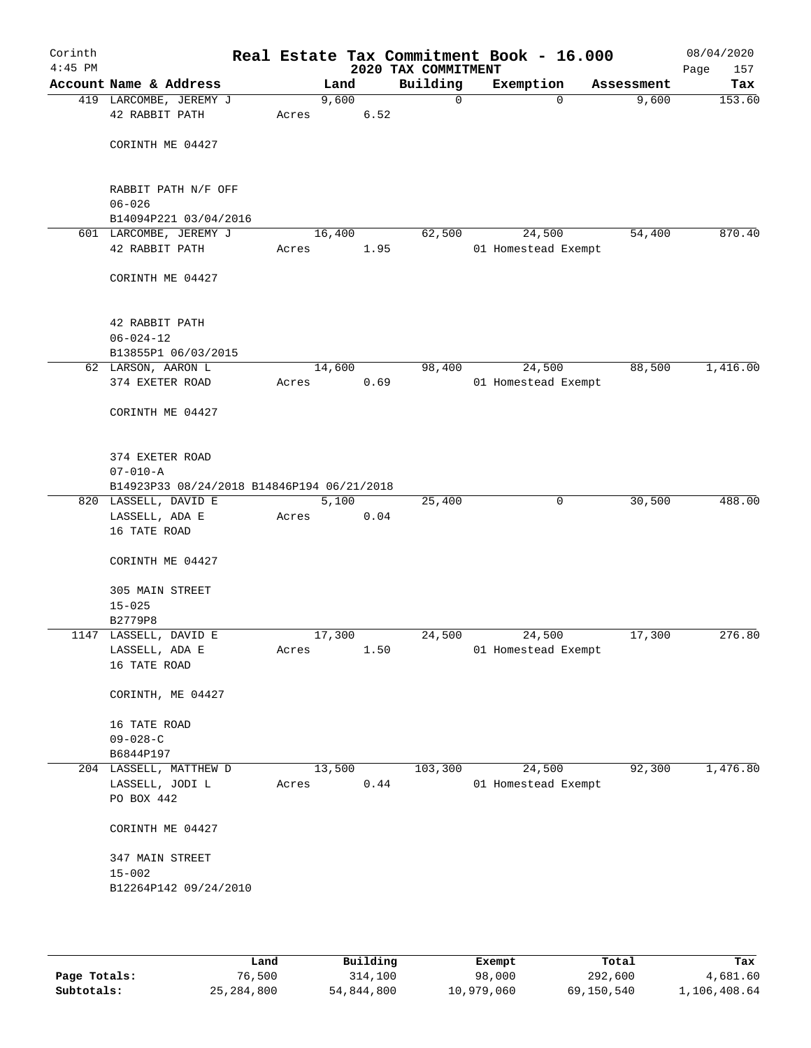# Real Estate Tax Commitment Book - 16.000

Corinth
4:45 PM

2020 TAX COMMITMENT

08/04/2020
Page 157

| Account Name & Address | Land | Building | Exemption | Assessment | Tax |
|---|---|---|---|---|---|
| 419 LARCOMBE, JEREMY J<br>42 RABBIT PATH<br><br>CORINTH ME 04427<br><br>RABBIT PATH N/F OFF<br>06-026<br>B14094P221 03/04/2016 | 9,600<br>Acres 6.52 | 0 | 0 | 9,600 | 153.60 |
| 601 LARCOMBE, JEREMY J<br>42 RABBIT PATH<br><br>CORINTH ME 04427<br><br>42 RABBIT PATH<br>06-024-12<br>B13855P1 06/03/2015 | 16,400<br>Acres 1.95 | 62,500 | 24,500<br>01 Homestead Exempt | 54,400 | 870.40 |
| 62 LARSON, AARON L<br>374 EXETER ROAD<br><br>CORINTH ME 04427<br><br>374 EXETER ROAD<br>07-010-A<br>B14923P33 08/24/2018 B14846P194 06/21/2018 | 14,600<br>Acres 0.69 | 98,400 | 24,500<br>01 Homestead Exempt | 88,500 | 1,416.00 |
| 820 LASSELL, DAVID E<br>LASSELL, ADA E<br>16 TATE ROAD<br><br>CORINTH ME 04427<br><br>305 MAIN STREET<br>15-025<br>B2779P8 | 5,100<br>Acres 0.04 | 25,400 | 0 | 30,500 | 488.00 |
| 1147 LASSELL, DAVID E<br>LASSELL, ADA E<br>16 TATE ROAD<br><br>CORINTH, ME 04427<br><br>16 TATE ROAD<br>09-028-C<br>B6844P197 | 17,300<br>Acres 1.50 | 24,500 | 24,500<br>01 Homestead Exempt | 17,300 | 276.80 |
| 204 LASSELL, MATTHEW D<br>LASSELL, JODI L<br>PO BOX 442<br><br>CORINTH ME 04427<br><br>347 MAIN STREET<br>15-002<br>B12264P142 09/24/2010 | 13,500<br>Acres 0.44 | 103,300 | 24,500<br>01 Homestead Exempt | 92,300 | 1,476.80 |

| | Land | Building | Exempt | Total | Tax |
|---|---|---|---|---|---|
| Page Totals: | 76,500 | 314,100 | 98,000 | 292,600 | 4,681.60 |
| Subtotals: | 25,284,800 | 54,844,800 | 10,979,060 | 69,150,540 | 1,106,408.64 |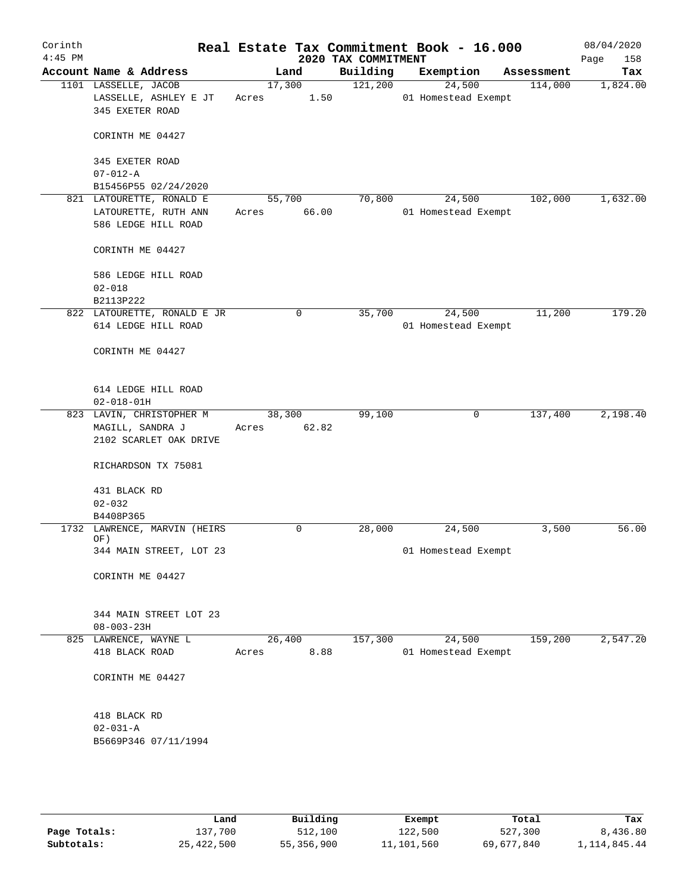Corinth 4:45 PM

# Real Estate Tax Commitment Book - 16.000
## 2020 TAX COMMITMENT

08/04/2020 Page 158

| Account Name & Address | Land | Building | Exemption | Assessment | Tax |
|---|---|---|---|---|---|
| 1101 LASSELLE, JACOB<br>LASSELLE, ASHLEY E JT<br>345 EXETER ROAD<br><br>CORINTH ME 04427<br><br>345 EXETER ROAD<br>07-012-A<br>B15456P55 02/24/2020 | 17,300<br>Acres 1.50 | 121,200 | 24,500<br>01 Homestead Exempt | 114,000 | 1,824.00 |
| 821 LATOURETTE, RONALD E<br>LATOURETTE, RUTH ANN<br>586 LEDGE HILL ROAD<br><br>CORINTH ME 04427<br><br>586 LEDGE HILL ROAD<br>02-018<br>B2113P222 | 55,700<br>Acres 66.00 | 70,800 | 24,500<br>01 Homestead Exempt | 102,000 | 1,632.00 |
| 822 LATOURETTE, RONALD E JR<br>614 LEDGE HILL ROAD<br><br>CORINTH ME 04427<br><br>614 LEDGE HILL ROAD<br>02-018-01H | 0 | 35,700 | 24,500<br>01 Homestead Exempt | 11,200 | 179.20 |
| 823 LAVIN, CHRISTOPHER M<br>MAGILL, SANDRA J<br>2102 SCARLET OAK DRIVE<br><br>RICHARDSON TX 75081<br><br>431 BLACK RD<br>02-032<br>B4408P365 | 38,300<br>Acres 62.82 | 99,100 | 0 | 137,400 | 2,198.40 |
| 1732 LAWRENCE, MARVIN (HEIRS OF)<br>344 MAIN STREET, LOT 23<br><br>CORINTH ME 04427<br><br>344 MAIN STREET LOT 23<br>08-003-23H | 0 | 28,000 | 24,500<br>01 Homestead Exempt | 3,500 | 56.00 |
| 825 LAWRENCE, WAYNE L<br>418 BLACK ROAD<br><br>CORINTH ME 04427<br><br>418 BLACK RD<br>02-031-A<br>B5669P346 07/11/1994 | 26,400<br>Acres 8.88 | 157,300 | 24,500<br>01 Homestead Exempt | 159,200 | 2,547.20 |

| | Land | Building | Exempt | Total | Tax |
|---|---|---|---|---|---|
| Page Totals: | 137,700 | 512,100 | 122,500 | 527,300 | 8,436.80 |
| Subtotals: | 25,422,500 | 55,356,900 | 11,101,560 | 69,677,840 | 1,114,845.44 |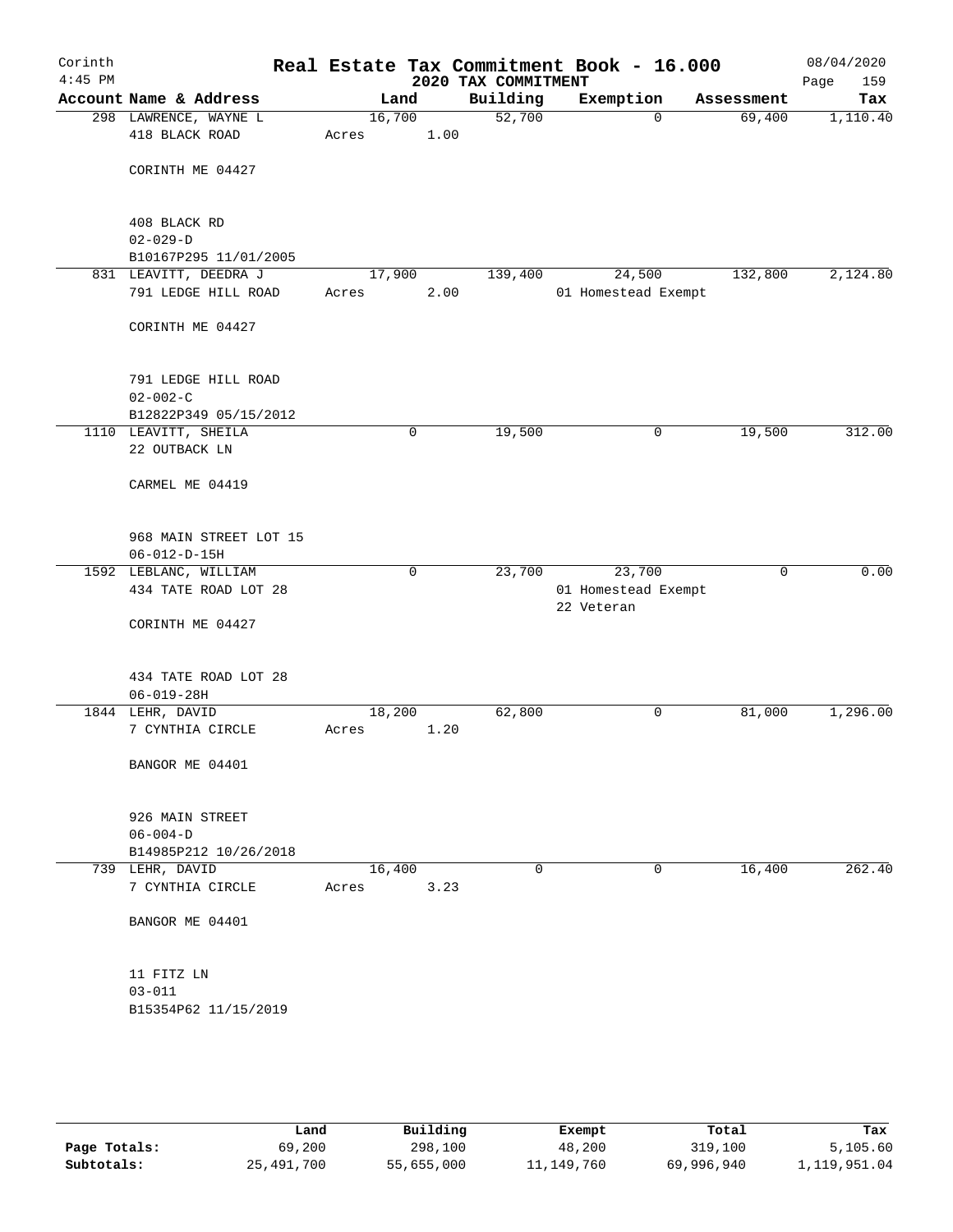Corinth
4:45 PM

# Real Estate Tax Commitment Book - 16.000

2020 TAX COMMITMENT

08/04/2020

| Account Name & Address | Land | Building | Exemption | Assessment | Tax |
|---|---|---|---|---|---|
| 298 LAWRENCE, WAYNE L<br>418 BLACK ROAD<br><br>CORINTH ME 04427<br><br>408 BLACK RD<br>02-029-D<br>B10167P295 11/01/2005 | 16,700<br>Acres 1.00 | 52,700 | 0 | 69,400 | 1,110.40 |
| 831 LEAVITT, DEEDRA J<br>791 LEDGE HILL ROAD<br><br>CORINTH ME 04427<br><br>791 LEDGE HILL ROAD<br>02-002-C<br>B12822P349 05/15/2012 | 17,900<br>Acres 2.00 | 139,400 | 24,500<br>01 Homestead Exempt | 132,800 | 2,124.80 |
| 1110 LEAVITT, SHEILA<br>22 OUTBACK LN<br><br>CARMEL ME 04419<br><br>968 MAIN STREET LOT 15<br>06-012-D-15H | 0 | 19,500 | 0 | 19,500 | 312.00 |
| 1592 LEBLANC, WILLIAM<br>434 TATE ROAD LOT 28<br><br>CORINTH ME 04427<br><br>434 TATE ROAD LOT 28<br>06-019-28H | 0 | 23,700 | 23,700<br>01 Homestead Exempt<br>22 Veteran | 0 | 0.00 |
| 1844 LEHR, DAVID<br>7 CYNTHIA CIRCLE<br><br>BANGOR ME 04401<br><br>926 MAIN STREET<br>06-004-D<br>B14985P212 10/26/2018 | 18,200<br>Acres 1.20 | 62,800 | 0 | 81,000 | 1,296.00 |
| 739 LEHR, DAVID<br>7 CYNTHIA CIRCLE<br><br>BANGOR ME 04401<br><br>11 FITZ LN<br>03-011<br>B15354P62 11/15/2019 | 16,400<br>Acres 3.23 | 0 | 0 | 16,400 | 262.40 |

| | Land | Building | Exempt | Total | Tax |
|---|---|---|---|---|---|
| Page Totals: | 69,200 | 298,100 | 48,200 | 319,100 | 5,105.60 |
| Subtotals: | 25,491,700 | 55,655,000 | 11,149,760 | 69,996,940 | 1,119,951.04 |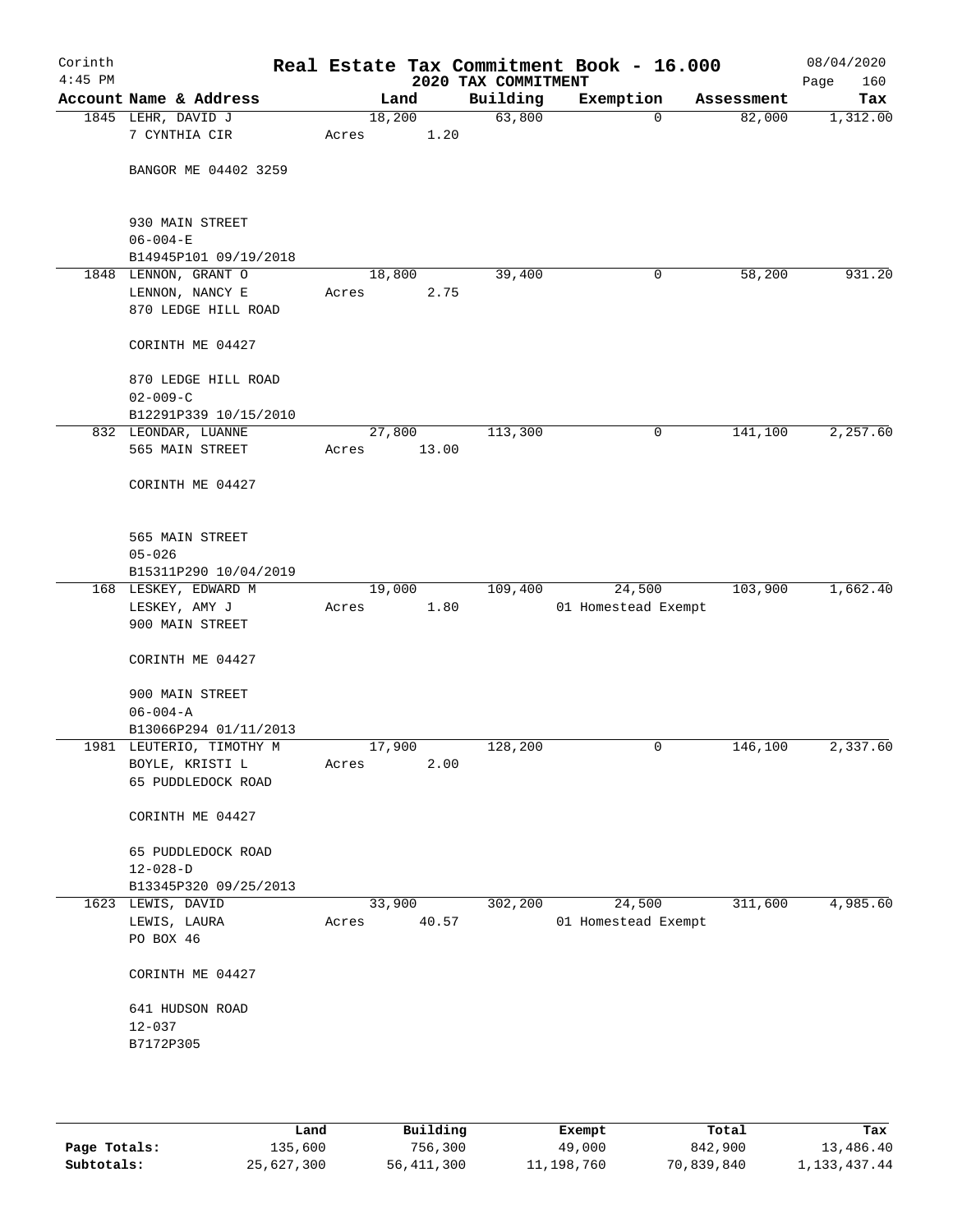# Real Estate Tax Commitment Book - 16.000

Corinth
4:45 PM

2020 TAX COMMITMENT

08/04/2020

| Account Name & Address | Land | Building | Exemption | Assessment | Tax |
|---|---|---|---|---|---|
| 1845 LEHR, DAVID J<br>7 CYNTHIA CIR<br><br>BANGOR ME 04402 3259<br><br>930 MAIN STREET<br>06-004-E<br>B14945P101 09/19/2018 | 18,200<br>Acres 1.20 | 63,800 | 0 | 82,000 | 1,312.00 |
| 1848 LENNON, GRANT O<br>LENNON, NANCY E<br>870 LEDGE HILL ROAD<br><br>CORINTH ME 04427<br><br>870 LEDGE HILL ROAD<br>02-009-C<br>B12291P339 10/15/2010 | 18,800<br>Acres 2.75 | 39,400 | 0 | 58,200 | 931.20 |
| 832 LEONDAR, LUANNE<br>565 MAIN STREET<br><br>CORINTH ME 04427<br><br>565 MAIN STREET<br>05-026<br>B15311P290 10/04/2019 | 27,800<br>Acres 13.00 | 113,300 | 0 | 141,100 | 2,257.60 |
| 168 LESKEY, EDWARD M<br>LESKEY, AMY J<br>900 MAIN STREET<br><br>CORINTH ME 04427<br><br>900 MAIN STREET<br>06-004-A<br>B13066P294 01/11/2013 | 19,000<br>Acres 1.80 | 109,400 | 24,500<br>01 Homestead Exempt | 103,900 | 1,662.40 |
| 1981 LEUTERIO, TIMOTHY M<br>BOYLE, KRISTI L<br>65 PUDDLEDOCK ROAD<br><br>CORINTH ME 04427<br><br>65 PUDDLEDOCK ROAD<br>12-028-D<br>B13345P320 09/25/2013 | 17,900<br>Acres 2.00 | 128,200 | 0 | 146,100 | 2,337.60 |
| 1623 LEWIS, DAVID<br>LEWIS, LAURA<br>PO BOX 46<br><br>CORINTH ME 04427<br><br>641 HUDSON ROAD<br>12-037<br>B7172P305 | 33,900<br>Acres 40.57 | 302,200 | 24,500<br>01 Homestead Exempt | 311,600 | 4,985.60 |

| | Land | Building | Exempt | Total | Tax |
|---|---|---|---|---|---|
| Page Totals: | 135,600 | 756,300 | 49,000 | 842,900 | 13,486.40 |
| Subtotals: | 25,627,300 | 56,411,300 | 11,198,760 | 70,839,840 | 1,133,437.44 |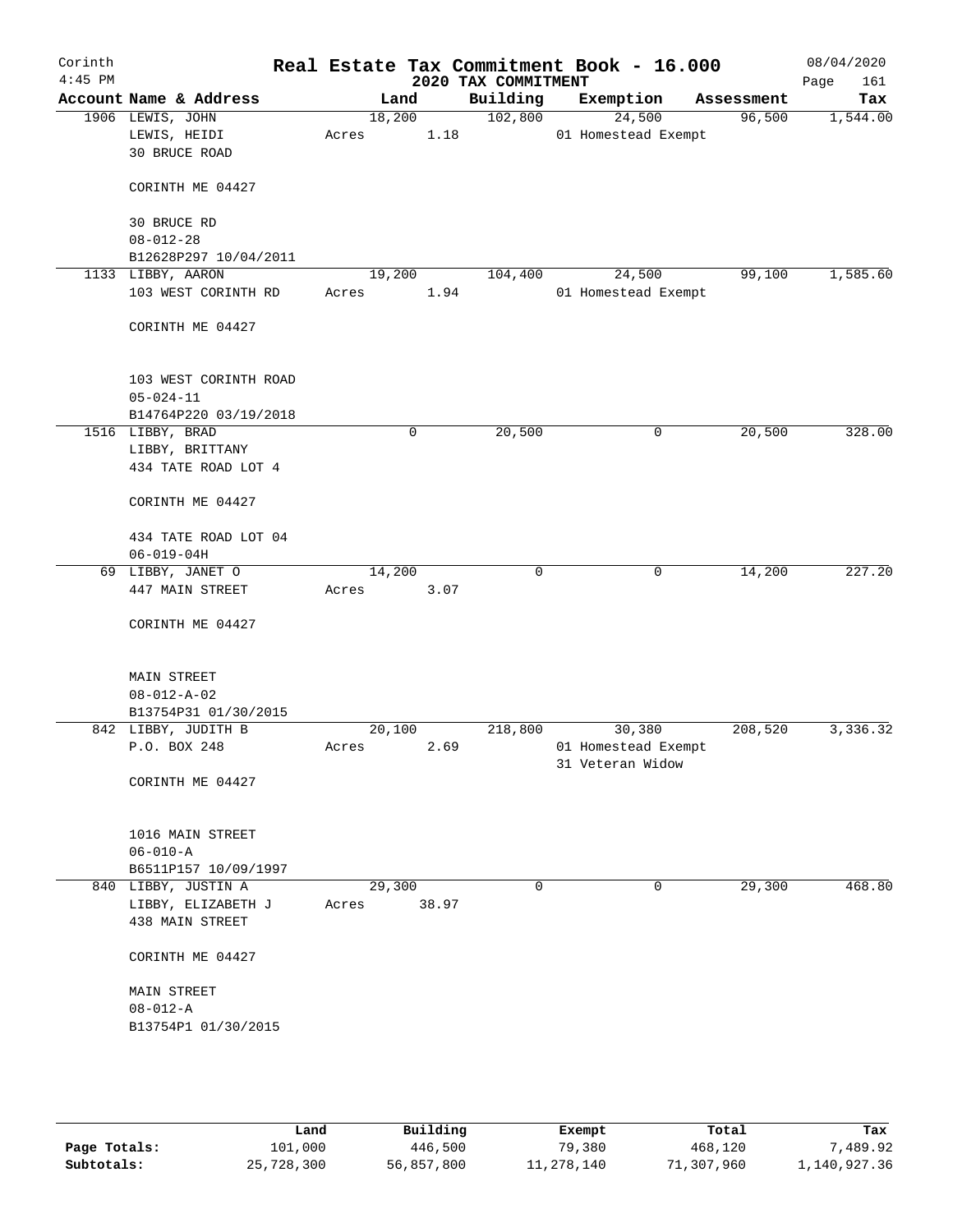Corinth
4:45 PM

# Real Estate Tax Commitment Book - 16.000

2020 TAX COMMITMENT

08/04/2020

| Account Name & Address | Land | Building | Exemption | Assessment | Tax |
|---|---|---|---|---|---|
| 1906 LEWIS, JOHN<br>LEWIS, HEIDI<br>30 BRUCE ROAD<br><br>CORINTH ME 04427<br><br>30 BRUCE RD<br>08-012-28<br>B12628P297 10/04/2011 | 18,200<br>Acres 1.18 | 102,800 | 24,500<br>01 Homestead Exempt | 96,500 | 1,544.00 |
| 1133 LIBBY, AARON<br>103 WEST CORINTH RD<br><br>CORINTH ME 04427<br><br>103 WEST CORINTH ROAD<br>05-024-11<br>B14764P220 03/19/2018 | 19,200<br>Acres 1.94 | 104,400 | 24,500<br>01 Homestead Exempt | 99,100 | 1,585.60 |
| 1516 LIBBY, BRAD<br>LIBBY, BRITTANY<br>434 TATE ROAD LOT 4<br><br>CORINTH ME 04427<br><br>434 TATE ROAD LOT 04<br>06-019-04H | 0 | 20,500 | 0 | 20,500 | 328.00 |
| 69 LIBBY, JANET O<br>447 MAIN STREET<br><br>CORINTH ME 04427<br><br>MAIN STREET<br>08-012-A-02<br>B13754P31 01/30/2015 | 14,200<br>Acres 3.07 | 0 | 0 | 14,200 | 227.20 |
| 842 LIBBY, JUDITH B<br>P.O. BOX 248<br><br>CORINTH ME 04427<br><br>1016 MAIN STREET<br>06-010-A<br>B6511P157 10/09/1997 | 20,100<br>Acres 2.69 | 218,800 | 30,380<br>01 Homestead Exempt<br>31 Veteran Widow | 208,520 | 3,336.32 |
| 840 LIBBY, JUSTIN A<br>LIBBY, ELIZABETH J<br>438 MAIN STREET<br><br>CORINTH ME 04427<br><br>MAIN STREET<br>08-012-A<br>B13754P1 01/30/2015 | 29,300<br>Acres 38.97 | 0 | 0 | 29,300 | 468.80 |

| | Land | Building | Exempt | Total | Tax |
|---|---|---|---|---|---|
| Page Totals: | 101,000 | 446,500 | 79,380 | 468,120 | 7,489.92 |
| Subtotals: | 25,728,300 | 56,857,800 | 11,278,140 | 71,307,960 | 1,140,927.36 |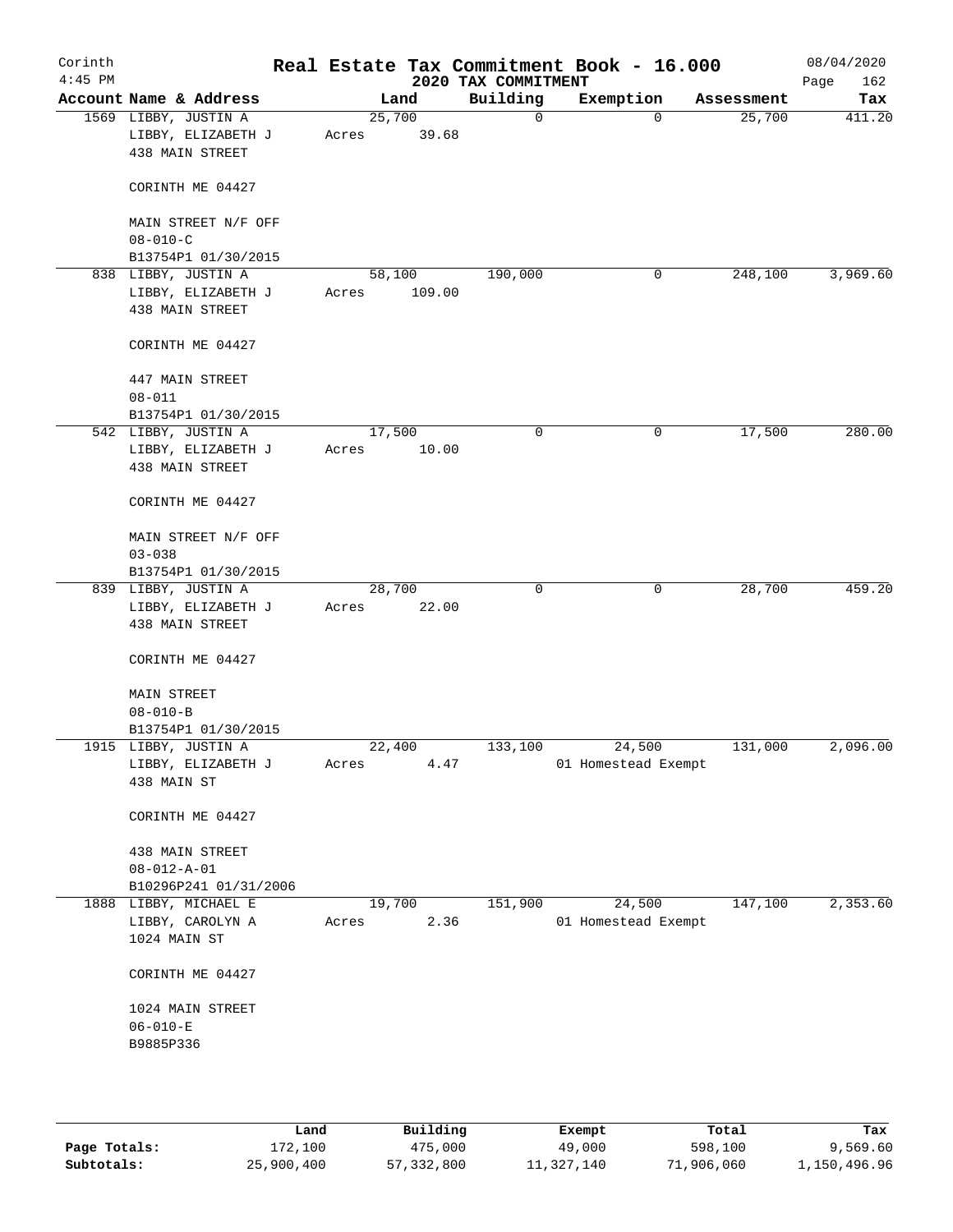# Real Estate Tax Commitment Book - 16.000

Corinth
4:45 PM

## 2020 TAX COMMITMENT

08/04/2020

| Account Name & Address | Land | Building | Exemption | Assessment | Tax |
|---|---|---|---|---|---|
| 1569 LIBBY, JUSTIN A<br>LIBBY, ELIZABETH J<br>438 MAIN STREET<br><br>CORINTH ME 04427<br><br>MAIN STREET N/F OFF<br>08-010-C<br>B13754P1 01/30/2015 | 25,700<br>Acres 39.68 | 0 | 0 | 25,700 | 411.20 |
| 838 LIBBY, JUSTIN A<br>LIBBY, ELIZABETH J<br>438 MAIN STREET<br><br>CORINTH ME 04427<br><br>447 MAIN STREET<br>08-011<br>B13754P1 01/30/2015 | 58,100<br>Acres 109.00 | 190,000 | 0 | 248,100 | 3,969.60 |
| 542 LIBBY, JUSTIN A<br>LIBBY, ELIZABETH J<br>438 MAIN STREET<br><br>CORINTH ME 04427<br><br>MAIN STREET N/F OFF<br>03-038<br>B13754P1 01/30/2015 | 17,500<br>Acres 10.00 | 0 | 0 | 17,500 | 280.00 |
| 839 LIBBY, JUSTIN A<br>LIBBY, ELIZABETH J<br>438 MAIN STREET<br><br>CORINTH ME 04427<br><br>MAIN STREET<br>08-010-B<br>B13754P1 01/30/2015 | 28,700<br>Acres 22.00 | 0 | 0 | 28,700 | 459.20 |
| 1915 LIBBY, JUSTIN A<br>LIBBY, ELIZABETH J<br>438 MAIN ST<br><br>CORINTH ME 04427<br><br>438 MAIN STREET<br>08-012-A-01<br>B10296P241 01/31/2006 | 22,400<br>Acres 4.47 | 133,100 | 24,500<br>01 Homestead Exempt | 131,000 | 2,096.00 |
| 1888 LIBBY, MICHAEL E<br>LIBBY, CAROLYN A<br>1024 MAIN ST<br><br>CORINTH ME 04427<br><br>1024 MAIN STREET<br>06-010-E<br>B9885P336 | 19,700<br>Acres 2.36 | 151,900 | 24,500<br>01 Homestead Exempt | 147,100 | 2,353.60 |

| | Land | Building | Exempt | Total | Tax |
|---|---|---|---|---|---|
| **Page Totals:** | 172,100 | 475,000 | 49,000 | 598,100 | 9,569.60 |
| **Subtotals:** | 25,900,400 | 57,332,800 | 11,327,140 | 71,906,060 | 1,150,496.96 |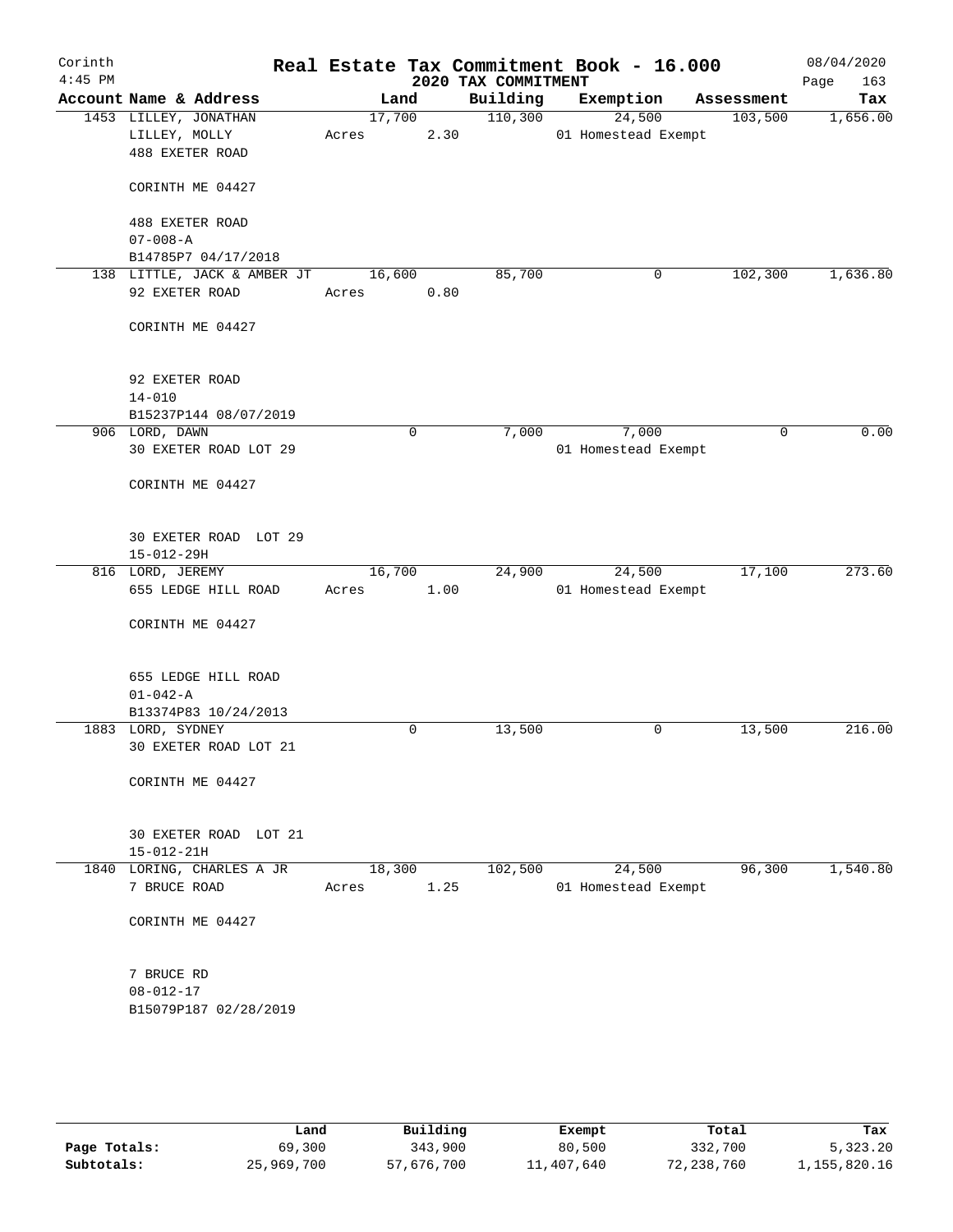# Real Estate Tax Commitment Book - 16.000

Corinth 4:45 PM — 2020 TAX COMMITMENT — 08/04/2020

| Account | Name & Address | Land | Building | Exemption | Assessment | Tax |
|---|---|---|---|---|---|---|
| 1453 | LILLEY, JONATHAN<br>LILLEY, MOLLY<br>488 EXETER ROAD<br><br>CORINTH ME 04427<br><br>488 EXETER ROAD<br>07-008-A<br>B14785P7 04/17/2018 | 17,700<br>Acres 2.30 | 110,300 | 24,500<br>01 Homestead Exempt | 103,500 | 1,656.00 |
| 138 | LITTLE, JACK & AMBER JT<br>92 EXETER ROAD<br><br>CORINTH ME 04427<br><br>92 EXETER ROAD<br>14-010<br>B15237P144 08/07/2019 | 16,600<br>Acres 0.80 | 85,700 | 0 | 102,300 | 1,636.80 |
| 906 | LORD, DAWN<br>30 EXETER ROAD LOT 29<br><br>CORINTH ME 04427<br><br>30 EXETER ROAD LOT 29<br>15-012-29H | 0 | 7,000 | 7,000<br>01 Homestead Exempt | 0 | 0.00 |
| 816 | LORD, JEREMY<br>655 LEDGE HILL ROAD<br><br>CORINTH ME 04427<br><br>655 LEDGE HILL ROAD<br>01-042-A<br>B13374P83 10/24/2013 | 16,700<br>Acres 1.00 | 24,900 | 24,500<br>01 Homestead Exempt | 17,100 | 273.60 |
| 1883 | LORD, SYDNEY<br>30 EXETER ROAD LOT 21<br><br>CORINTH ME 04427<br><br>30 EXETER ROAD LOT 21<br>15-012-21H | 0 | 13,500 | 0 | 13,500 | 216.00 |
| 1840 | LORING, CHARLES A JR<br>7 BRUCE ROAD<br><br>CORINTH ME 04427<br><br>7 BRUCE RD<br>08-012-17<br>B15079P187 02/28/2019 | 18,300<br>Acres 1.25 | 102,500 | 24,500<br>01 Homestead Exempt | 96,300 | 1,540.80 |

| | Land | Building | Exempt | Total | Tax |
|---|---|---|---|---|---|
| Page Totals: | 69,300 | 343,900 | 80,500 | 332,700 | 5,323.20 |
| Subtotals: | 25,969,700 | 57,676,700 | 11,407,640 | 72,238,760 | 1,155,820.16 |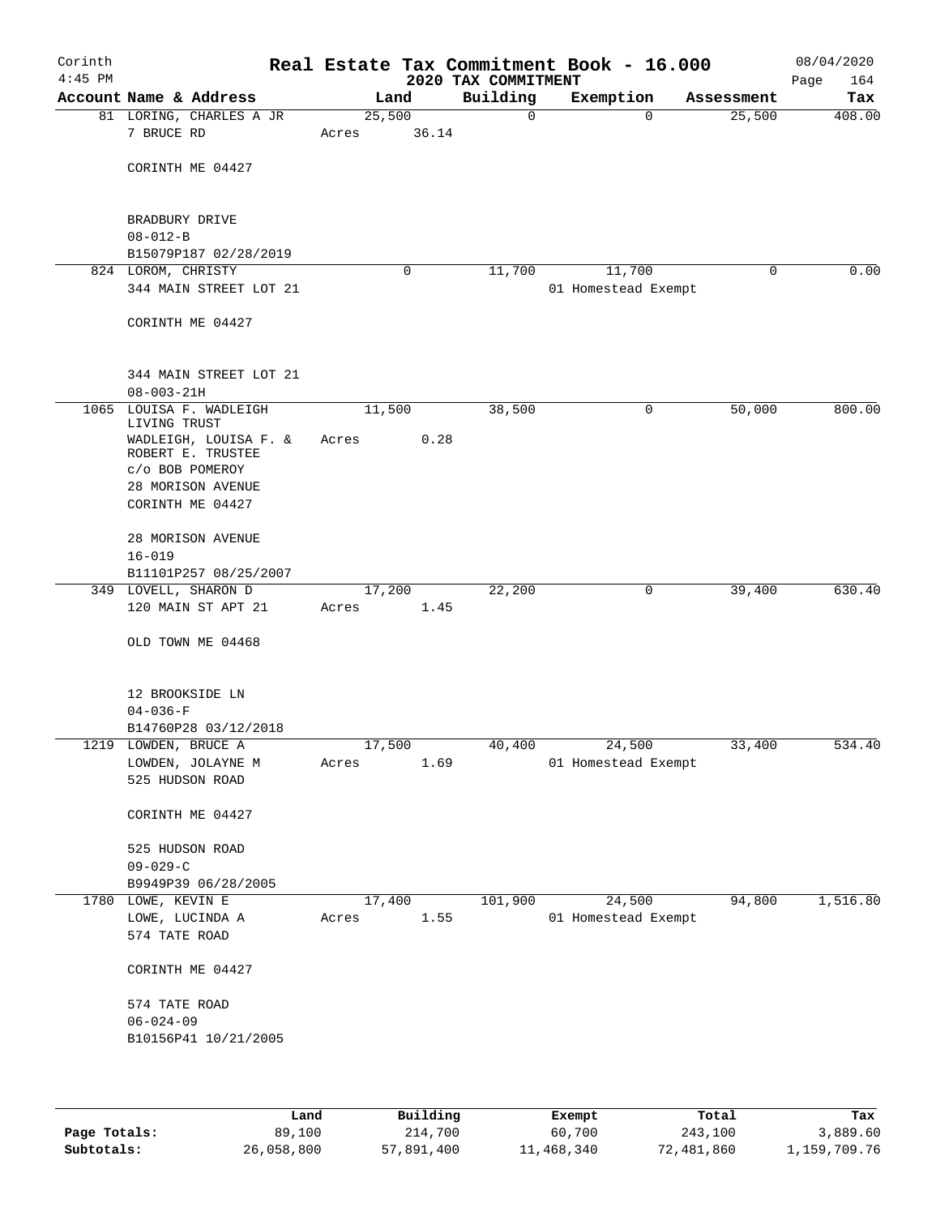# Real Estate Tax Commitment Book - 16.000

Corinth 4:45 PM — 2020 TAX COMMITMENT — 08/04/2020

| Account | Name & Address | Land | Building | Exemption | Assessment | Tax |
|---|---|---|---|---|---|---|
| 81 | LORING, CHARLES A JR<br>7 BRUCE RD<br><br>CORINTH ME 04427<br><br>BRADBURY DRIVE<br>08-012-B<br>B15079P187 02/28/2019 | 25,500<br>Acres 36.14 | 0 | 0 | 25,500 | 408.00 |
| 824 | LOROM, CHRISTY<br>344 MAIN STREET LOT 21<br><br>CORINTH ME 04427<br><br>344 MAIN STREET LOT 21<br>08-003-21H | 0 | 11,700 | 11,700<br>01 Homestead Exempt | 0 | 0.00 |
| 1065 | LOUISA F. WADLEIGH LIVING TRUST<br>WADLEIGH, LOUISA F. & ROBERT E. TRUSTEE<br>c/o BOB POMEROY<br>28 MORISON AVENUE<br>CORINTH ME 04427<br><br>28 MORISON AVENUE<br>16-019<br>B11101P257 08/25/2007 | 11,500<br>Acres 0.28 | 38,500 | 0 | 50,000 | 800.00 |
| 349 | LOVELL, SHARON D<br>120 MAIN ST APT 21<br><br>OLD TOWN ME 04468<br><br>12 BROOKSIDE LN<br>04-036-F<br>B14760P28 03/12/2018 | 17,200<br>Acres 1.45 | 22,200 | 0 | 39,400 | 630.40 |
| 1219 | LOWDEN, BRUCE A<br>LOWDEN, JOLAYNE M<br>525 HUDSON ROAD<br><br>CORINTH ME 04427<br><br>525 HUDSON ROAD<br>09-029-C<br>B9949P39 06/28/2005 | 17,500<br>Acres 1.69 | 40,400 | 24,500<br>01 Homestead Exempt | 33,400 | 534.40 |
| 1780 | LOWE, KEVIN E<br>LOWE, LUCINDA A<br>574 TATE ROAD<br><br>CORINTH ME 04427<br><br>574 TATE ROAD<br>06-024-09<br>B10156P41 10/21/2005 | 17,400<br>Acres 1.55 | 101,900 | 24,500<br>01 Homestead Exempt | 94,800 | 1,516.80 |

| | Land | Building | Exempt | Total | Tax |
|---|---|---|---|---|---|
| Page Totals: | 89,100 | 214,700 | 60,700 | 243,100 | 3,889.60 |
| Subtotals: | 26,058,800 | 57,891,400 | 11,468,340 | 72,481,860 | 1,159,709.76 |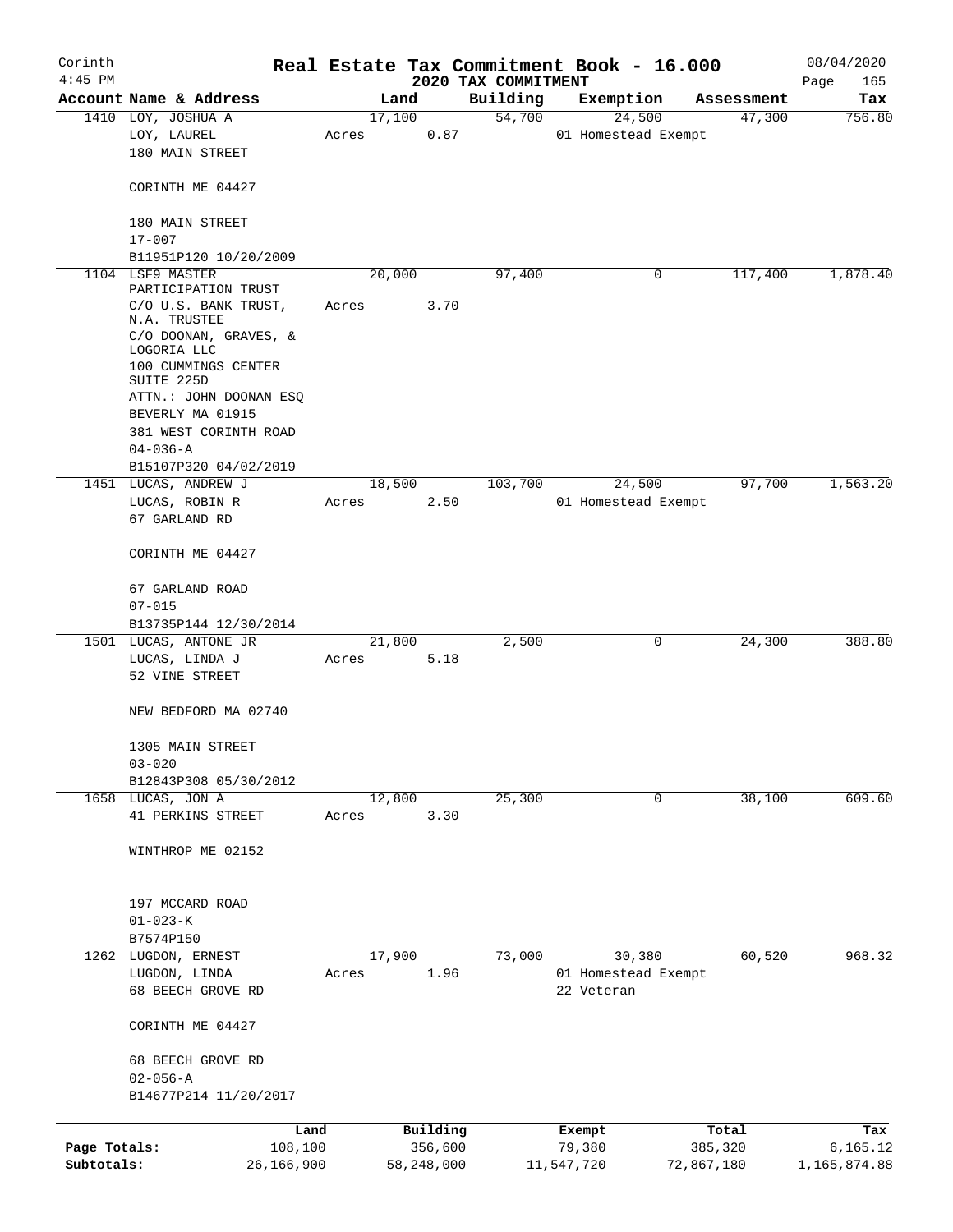Corinth 4:45 PM

# Real Estate Tax Commitment Book - 16.000

2020 TAX COMMITMENT

08/04/2020

| Account | Name & Address | Land | Building | Exemption | Assessment | Tax |
|---|---|---|---|---|---|---|
| 1410 | LOY, JOSHUA A<br>LOY, LAUREL<br>180 MAIN STREET<br><br>CORINTH ME 04427<br><br>180 MAIN STREET<br>17-007<br>B11951P120 10/20/2009 | 17,100<br>Acres 0.87 | 54,700 | 24,500<br>01 Homestead Exempt | 47,300 | 756.80 |
| 1104 | LSF9 MASTER PARTICIPATION TRUST<br>C/O U.S. BANK TRUST, N.A. TRUSTEE<br>C/O DOONAN, GRAVES, & LOGORIA LLC<br>100 CUMMINGS CENTER SUITE 225D<br>ATTN.: JOHN DOONAN ESQ<br>BEVERLY MA 01915<br>381 WEST CORINTH ROAD<br>04-036-A<br>B15107P320 04/02/2019 | 20,000<br>Acres 3.70 | 97,400 | 0 | 117,400 | 1,878.40 |
| 1451 | LUCAS, ANDREW J<br>LUCAS, ROBIN R<br>67 GARLAND RD<br><br>CORINTH ME 04427<br><br>67 GARLAND ROAD<br>07-015<br>B13735P144 12/30/2014 | 18,500<br>Acres 2.50 | 103,700 | 24,500<br>01 Homestead Exempt | 97,700 | 1,563.20 |
| 1501 | LUCAS, ANTONE JR<br>LUCAS, LINDA J<br>52 VINE STREET<br><br>NEW BEDFORD MA 02740<br><br>1305 MAIN STREET<br>03-020<br>B12843P308 05/30/2012 | 21,800<br>Acres 5.18 | 2,500 | 0 | 24,300 | 388.80 |
| 1658 | LUCAS, JON A<br>41 PERKINS STREET<br><br>WINTHROP ME 02152<br><br>197 MCCARD ROAD<br>01-023-K<br>B7574P150 | 12,800<br>Acres 3.30 | 25,300 | 0 | 38,100 | 609.60 |
| 1262 | LUGDON, ERNEST<br>LUGDON, LINDA<br>68 BEECH GROVE RD<br><br>CORINTH ME 04427<br><br>68 BEECH GROVE RD<br>02-056-A<br>B14677P214 11/20/2017 | 17,900<br>Acres 1.96 | 73,000 | 30,380<br>01 Homestead Exempt<br>22 Veteran | 60,520 | 968.32 |

| | Land | Building | Exempt | Total | Tax |
|---|---|---|---|---|---|
| Page Totals: | 108,100 | 356,600 | 79,380 | 385,320 | 6,165.12 |
| Subtotals: | 26,166,900 | 58,248,000 | 11,547,720 | 72,867,180 | 1,165,874.88 |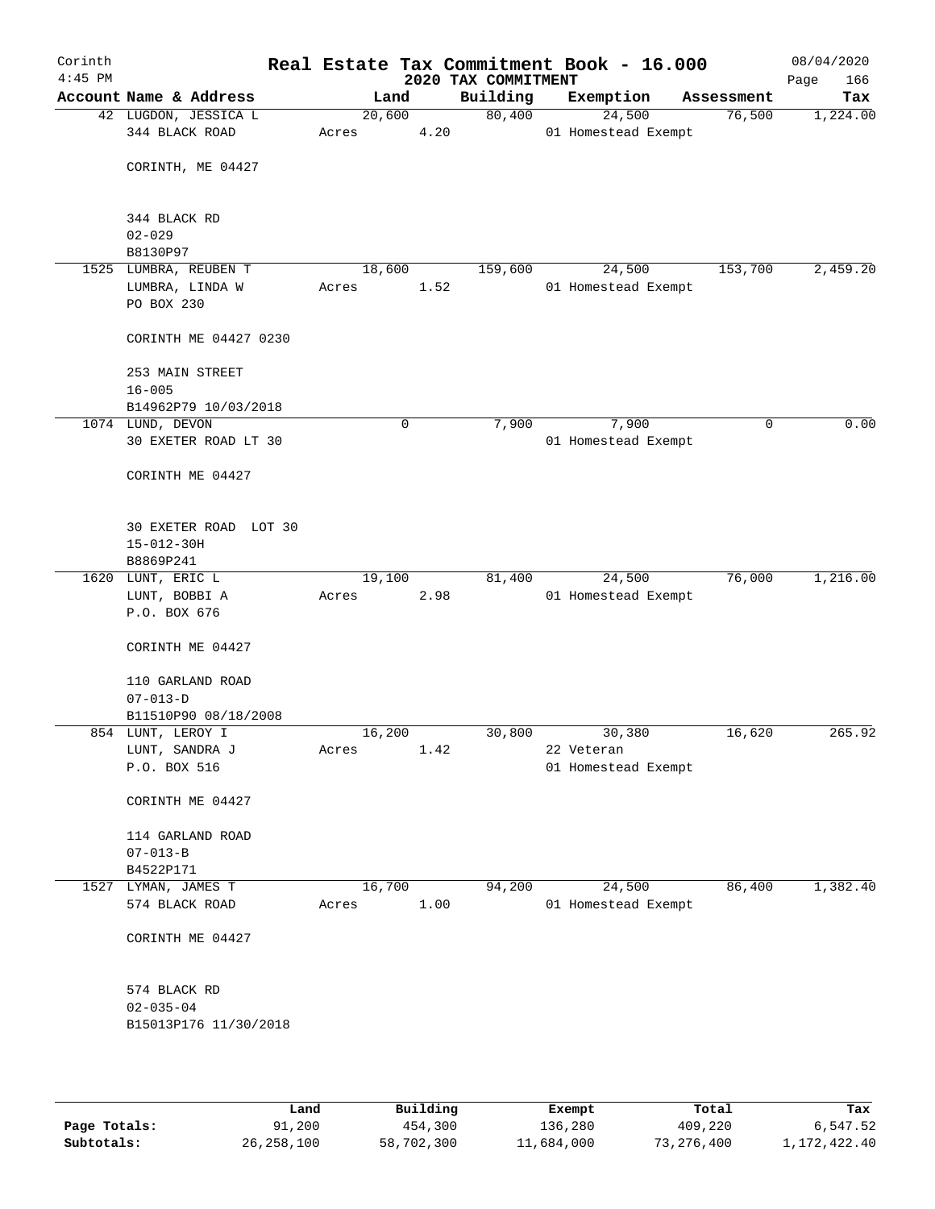Corinth 4:45 PM

# Real Estate Tax Commitment Book - 16.000

## 2020 TAX COMMITMENT

08/04/2020

| Account | Name & Address | Land | Building | Exemption | Assessment | Tax |
|---|---|---|---|---|---|---|
| 42 | LUGDON, JESSICA L<br>344 BLACK ROAD<br><br>CORINTH, ME 04427<br><br>344 BLACK RD<br>02-029<br>B8130P97 | 20,600<br>Acres 4.20 | 80,400 | 24,500<br>01 Homestead Exempt | 76,500 | 1,224.00 |
| 1525 | LUMBRA, REUBEN T<br>LUMBRA, LINDA W<br>PO BOX 230<br><br>CORINTH ME 04427 0230<br><br>253 MAIN STREET<br>16-005<br>B14962P79 10/03/2018 | 18,600<br>Acres 1.52 | 159,600 | 24,500<br>01 Homestead Exempt | 153,700 | 2,459.20 |
| 1074 | LUND, DEVON<br>30 EXETER ROAD LT 30<br><br>CORINTH ME 04427<br><br>30 EXETER ROAD LOT 30<br>15-012-30H<br>B8869P241 | 0 | 7,900 | 7,900<br>01 Homestead Exempt | 0 | 0.00 |
| 1620 | LUNT, ERIC L<br>LUNT, BOBBI A<br>P.O. BOX 676<br><br>CORINTH ME 04427<br><br>110 GARLAND ROAD<br>07-013-D<br>B11510P90 08/18/2008 | 19,100<br>Acres 2.98 | 81,400 | 24,500<br>01 Homestead Exempt | 76,000 | 1,216.00 |
| 854 | LUNT, LEROY I<br>LUNT, SANDRA J<br>P.O. BOX 516<br><br>CORINTH ME 04427<br><br>114 GARLAND ROAD<br>07-013-B<br>B4522P171 | 16,200<br>Acres 1.42 | 30,800 | 30,380<br>22 Veteran<br>01 Homestead Exempt | 16,620 | 265.92 |
| 1527 | LYMAN, JAMES T<br>574 BLACK ROAD<br><br>CORINTH ME 04427<br><br>574 BLACK RD<br>02-035-04<br>B15013P176 11/30/2018 | 16,700<br>Acres 1.00 | 94,200 | 24,500<br>01 Homestead Exempt | 86,400 | 1,382.40 |

| | Land | Building | Exempt | Total | Tax |
|---|---|---|---|---|---|
| Page Totals: | 91,200 | 454,300 | 136,280 | 409,220 | 6,547.52 |
| Subtotals: | 26,258,100 | 58,702,300 | 11,684,000 | 73,276,400 | 1,172,422.40 |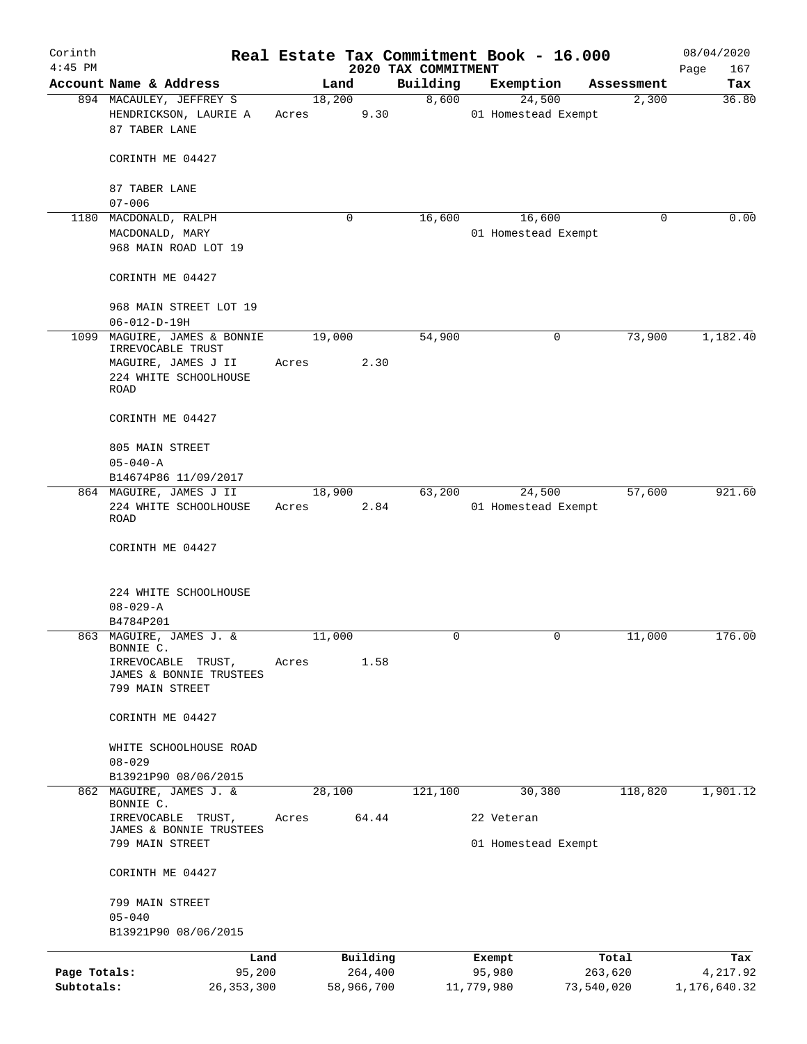Corinth 4:45 PM

# Real Estate Tax Commitment Book - 16.000

## 2020 TAX COMMITMENT

08/04/2020

| Account Name & Address | Land | Building | Exemption | Assessment | Tax |
|---|---|---|---|---|---|
| 894 MACAULEY, JEFFREY S<br>HENDRICKSON, LAURIE A<br>87 TABER LANE<br><br>CORINTH ME 04427<br><br>87 TABER LANE<br>07-006 | 18,200<br>Acres 9.30 | 8,600 | 24,500<br>01 Homestead Exempt | 2,300 | 36.80 |
| 1180 MACDONALD, RALPH<br>MACDONALD, MARY<br>968 MAIN ROAD LOT 19<br><br>CORINTH ME 04427<br><br>968 MAIN STREET LOT 19<br>06-012-D-19H | 0 | 16,600 | 16,600<br>01 Homestead Exempt | 0 | 0.00 |
| 1099 MAGUIRE, JAMES & BONNIE IRREVOCABLE TRUST<br>MAGUIRE, JAMES J II<br>224 WHITE SCHOOLHOUSE ROAD<br><br>CORINTH ME 04427<br><br>805 MAIN STREET<br>05-040-A<br>B14674P86 11/09/2017 | 19,000<br>Acres 2.30 | 54,900 | 0 | 73,900 | 1,182.40 |
| 864 MAGUIRE, JAMES J II<br>224 WHITE SCHOOLHOUSE ROAD<br><br>CORINTH ME 04427<br><br>224 WHITE SCHOOLHOUSE<br>08-029-A<br>B4784P201 | 18,900<br>Acres 2.84 | 63,200 | 24,500<br>01 Homestead Exempt | 57,600 | 921.60 |
| 863 MAGUIRE, JAMES J. & BONNIE C.<br>IRREVOCABLE TRUST,<br>JAMES & BONNIE TRUSTEES<br>799 MAIN STREET<br><br>CORINTH ME 04427<br><br>WHITE SCHOOLHOUSE ROAD<br>08-029<br>B13921P90 08/06/2015 | 11,000<br>Acres 1.58 | 0 | 0 | 11,000 | 176.00 |
| 862 MAGUIRE, JAMES J. & BONNIE C.<br>IRREVOCABLE TRUST,<br>JAMES & BONNIE TRUSTEES<br>799 MAIN STREET<br><br>CORINTH ME 04427<br><br>799 MAIN STREET<br>05-040<br>B13921P90 08/06/2015 | 28,100<br>Acres 64.44 | 121,100 | 30,380<br>22 Veteran<br>01 Homestead Exempt | 118,820 | 1,901.12 |

| | Land | Building | Exempt | Total | Tax |
|---|---|---|---|---|---|
| Page Totals: | 95,200 | 264,400 | 95,980 | 263,620 | 4,217.92 |
| Subtotals: | 26,353,300 | 58,966,700 | 11,779,980 | 73,540,020 | 1,176,640.32 |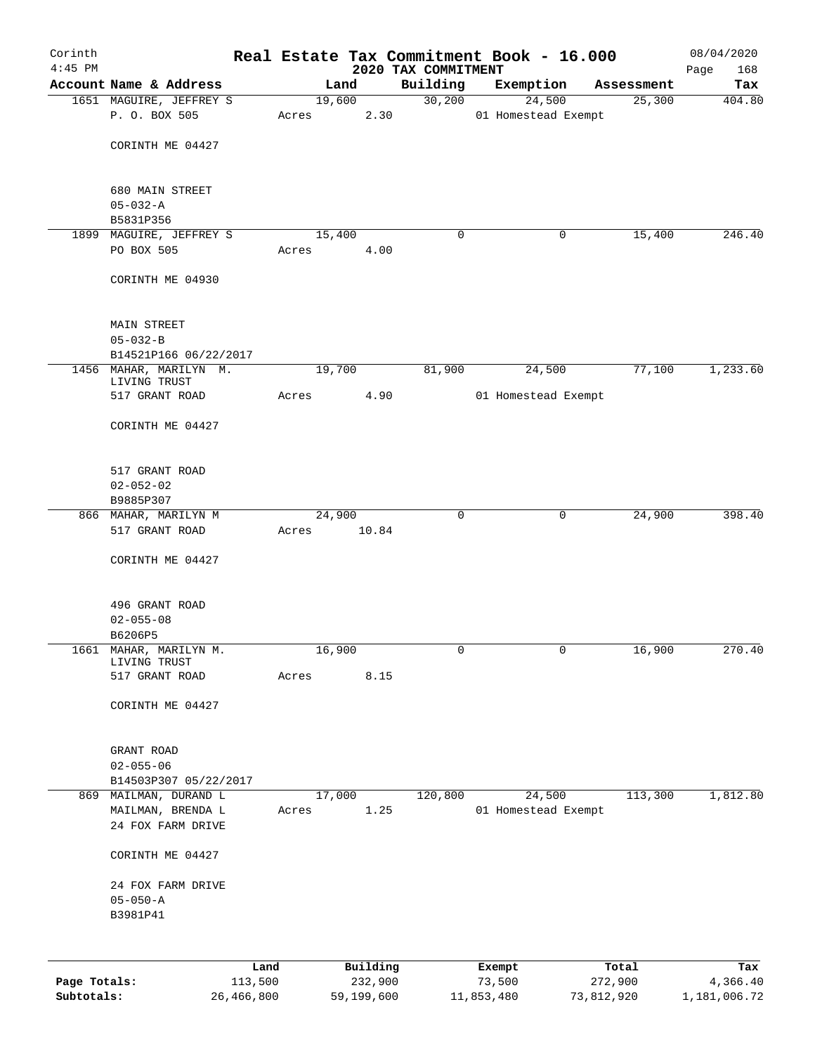# Real Estate Tax Commitment Book - 16.000

Corinth 4:45 PM — 2020 TAX COMMITMENT — 08/04/2020

| Account Name & Address | Land | Building | Exemption | Assessment | Tax |
|---|---|---|---|---|---|
| 1651 MAGUIRE, JEFFREY S<br>P. O. BOX 505<br><br>CORINTH ME 04427<br><br>680 MAIN STREET<br>05-032-A<br>B5831P356 | 19,600<br>Acres 2.30 | 30,200 | 24,500<br>01 Homestead Exempt | 25,300 | 404.80 |
| 1899 MAGUIRE, JEFFREY S<br>PO BOX 505<br><br>CORINTH ME 04930<br><br>MAIN STREET<br>05-032-B<br>B14521P166 06/22/2017 | 15,400<br>Acres 4.00 | 0 | 0 | 15,400 | 246.40 |
| 1456 MAHAR, MARILYN M.<br>LIVING TRUST<br>517 GRANT ROAD<br><br>CORINTH ME 04427<br><br>517 GRANT ROAD<br>02-052-02<br>B9885P307 | 19,700<br>Acres 4.90 | 81,900 | 24,500<br>01 Homestead Exempt | 77,100 | 1,233.60 |
| 866 MAHAR, MARILYN M<br>517 GRANT ROAD<br><br>CORINTH ME 04427<br><br>496 GRANT ROAD<br>02-055-08<br>B6206P5 | 24,900<br>Acres 10.84 | 0 | 0 | 24,900 | 398.40 |
| 1661 MAHAR, MARILYN M.<br>LIVING TRUST<br>517 GRANT ROAD<br><br>CORINTH ME 04427<br><br>GRANT ROAD<br>02-055-06<br>B14503P307 05/22/2017 | 16,900<br>Acres 8.15 | 0 | 0 | 16,900 | 270.40 |
| 869 MAILMAN, DURAND L<br>MAILMAN, BRENDA L<br>24 FOX FARM DRIVE<br><br>CORINTH ME 04427<br><br>24 FOX FARM DRIVE<br>05-050-A<br>B3981P41 | 17,000<br>Acres 1.25 | 120,800 | 24,500<br>01 Homestead Exempt | 113,300 | 1,812.80 |

| | Land | Building | Exempt | Total | Tax |
|---|---|---|---|---|---|
| **Page Totals:** | 113,500 | 232,900 | 73,500 | 272,900 | 4,366.40 |
| **Subtotals:** | 26,466,800 | 59,199,600 | 11,853,480 | 73,812,920 | 1,181,006.72 |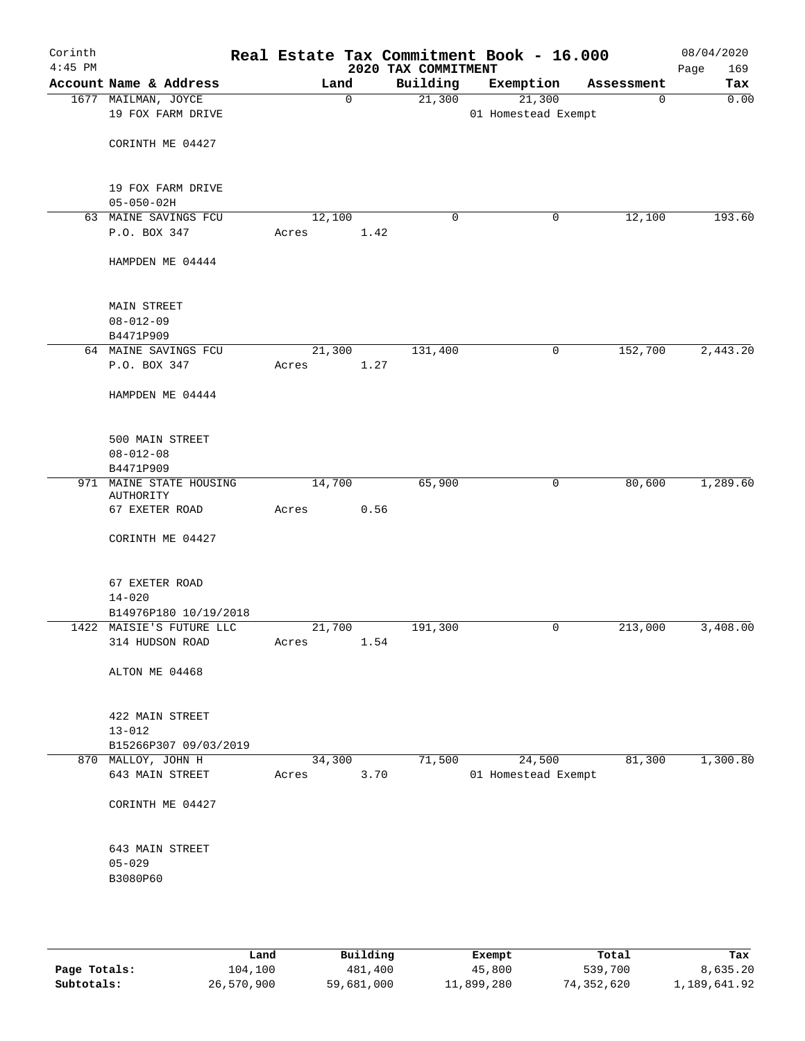# Corinth — Real Estate Tax Commitment Book - 16.000

2020 TAX COMMITMENT

4:45 PM — 08/04/2020

| Account | Name & Address | Land | Building | Exemption | Assessment | Tax |
|---|---|---|---|---|---|---|
| 1677 | MAILMAN, JOYCE<br>19 FOX FARM DRIVE<br>CORINTH ME 04427<br><br>19 FOX FARM DRIVE<br>05-050-02H | 0 | 21,300 | 21,300<br>01 Homestead Exempt | 0 | 0.00 |
| 63 | MAINE SAVINGS FCU<br>P.O. BOX 347<br>HAMPDEN ME 04444<br><br>MAIN STREET<br>08-012-09<br>B4471P909 | 12,100<br>Acres 1.42 | 0 | 0 | 12,100 | 193.60 |
| 64 | MAINE SAVINGS FCU<br>P.O. BOX 347<br>HAMPDEN ME 04444<br><br>500 MAIN STREET<br>08-012-08<br>B4471P909 | 21,300<br>Acres 1.27 | 131,400 | 0 | 152,700 | 2,443.20 |
| 971 | MAINE STATE HOUSING AUTHORITY<br>67 EXETER ROAD<br>CORINTH ME 04427<br><br>67 EXETER ROAD<br>14-020<br>B14976P180 10/19/2018 | 14,700<br>Acres 0.56 | 65,900 | 0 | 80,600 | 1,289.60 |
| 1422 | MAISIE'S FUTURE LLC<br>314 HUDSON ROAD<br>ALTON ME 04468<br><br>422 MAIN STREET<br>13-012<br>B15266P307 09/03/2019 | 21,700<br>Acres 1.54 | 191,300 | 0 | 213,000 | 3,408.00 |
| 870 | MALLOY, JOHN H<br>643 MAIN STREET<br>CORINTH ME 04427<br><br>643 MAIN STREET<br>05-029<br>B3080P60 | 34,300<br>Acres 3.70 | 71,500 | 24,500<br>01 Homestead Exempt | 81,300 | 1,300.80 |

| | Land | Building | Exempt | Total | Tax |
|---|---|---|---|---|---|
| Page Totals: | 104,100 | 481,400 | 45,800 | 539,700 | 8,635.20 |
| Subtotals: | 26,570,900 | 59,681,000 | 11,899,280 | 74,352,620 | 1,189,641.92 |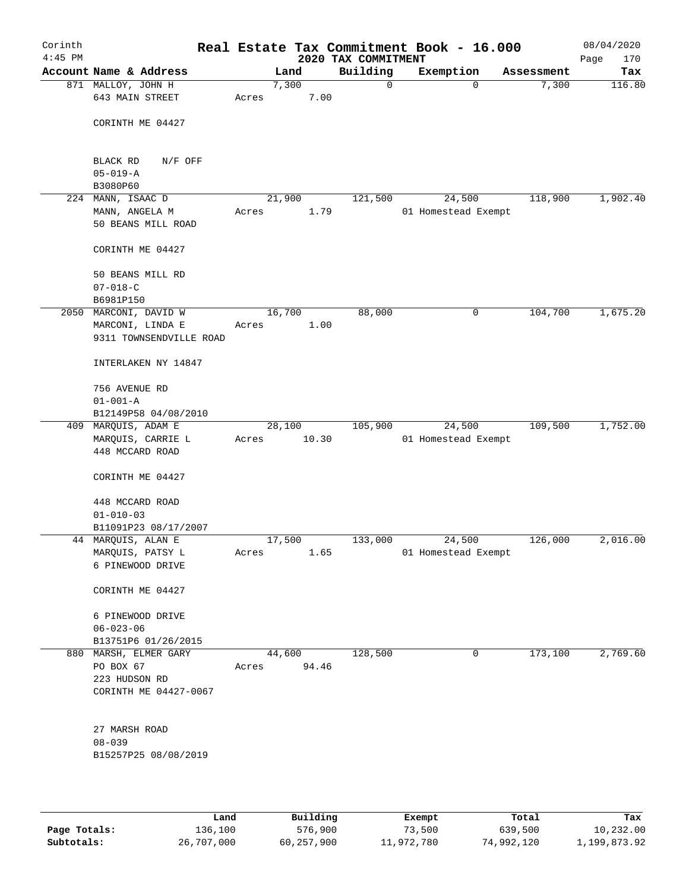# Real Estate Tax Commitment Book - 16.000

Corinth 4:45 PM — 2020 TAX COMMITMENT — 08/04/2020

| Account Name & Address | Land | Building | Exemption | Assessment | Tax |
|---|---|---|---|---|---|
| 871 MALLOY, JOHN H<br>643 MAIN STREET<br><br>CORINTH ME 04427<br><br>BLACK RD N/F OFF<br>05-019-A<br>B3080P60 | 7,300<br>Acres 7.00 | 0 | 0 | 7,300 | 116.80 |
| 224 MANN, ISAAC D<br>MANN, ANGELA M<br>50 BEANS MILL ROAD<br><br>CORINTH ME 04427<br><br>50 BEANS MILL RD<br>07-018-C<br>B6981P150 | 21,900<br>Acres 1.79 | 121,500 | 24,500<br>01 Homestead Exempt | 118,900 | 1,902.40 |
| 2050 MARCONI, DAVID W<br>MARCONI, LINDA E<br>9311 TOWNSENDVILLE ROAD<br><br>INTERLAKEN NY 14847<br><br>756 AVENUE RD<br>01-001-A<br>B12149P58 04/08/2010 | 16,700<br>Acres 1.00 | 88,000 | 0 | 104,700 | 1,675.20 |
| 409 MARQUIS, ADAM E<br>MARQUIS, CARRIE L<br>448 MCCARD ROAD<br><br>CORINTH ME 04427<br><br>448 MCCARD ROAD<br>01-010-03<br>B11091P23 08/17/2007 | 28,100<br>Acres 10.30 | 105,900 | 24,500<br>01 Homestead Exempt | 109,500 | 1,752.00 |
| 44 MARQUIS, ALAN E<br>MARQUIS, PATSY L<br>6 PINEWOOD DRIVE<br><br>CORINTH ME 04427<br><br>6 PINEWOOD DRIVE<br>06-023-06<br>B13751P6 01/26/2015 | 17,500<br>Acres 1.65 | 133,000 | 24,500<br>01 Homestead Exempt | 126,000 | 2,016.00 |
| 880 MARSH, ELMER GARY<br>PO BOX 67<br>223 HUDSON RD<br>CORINTH ME 04427-0067<br><br>27 MARSH ROAD<br>08-039<br>B15257P25 08/08/2019 | 44,600<br>Acres 94.46 | 128,500 | 0 | 173,100 | 2,769.60 |

| | Land | Building | Exempt | Total | Tax |
|---|---|---|---|---|---|
| **Page Totals:** | 136,100 | 576,900 | 73,500 | 639,500 | 10,232.00 |
| **Subtotals:** | 26,707,000 | 60,257,900 | 11,972,780 | 74,992,120 | 1,199,873.92 |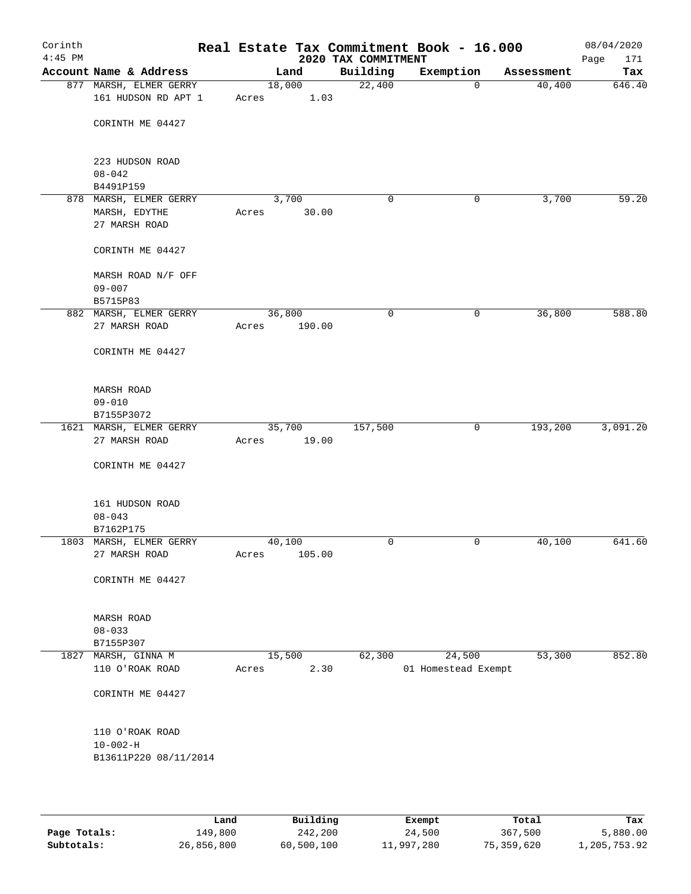Corinth
4:45 PM

# Real Estate Tax Commitment Book - 16.000

2020 TAX COMMITMENT

08/04/2020

| Account Name & Address | Land | Building | Exemption | Assessment | Tax |
|---|---|---|---|---|---|
| 877 MARSH, ELMER GERRY<br>161 HUDSON RD APT 1<br><br>CORINTH ME 04427<br><br>223 HUDSON ROAD<br>08-042<br>B4491P159 | 18,000<br>Acres 1.03 | 22,400 | 0 | 40,400 | 646.40 |
| 878 MARSH, ELMER GERRY<br>MARSH, EDYTHE<br>27 MARSH ROAD<br><br>CORINTH ME 04427<br><br>MARSH ROAD N/F OFF<br>09-007<br>B5715P83 | 3,700<br>Acres 30.00 | 0 | 0 | 3,700 | 59.20 |
| 882 MARSH, ELMER GERRY<br>27 MARSH ROAD<br><br>CORINTH ME 04427<br><br>MARSH ROAD<br>09-010<br>B7155P3072 | 36,800<br>Acres 190.00 | 0 | 0 | 36,800 | 588.80 |
| 1621 MARSH, ELMER GERRY<br>27 MARSH ROAD<br><br>CORINTH ME 04427<br><br>161 HUDSON ROAD<br>08-043<br>B7162P175 | 35,700<br>Acres 19.00 | 157,500 | 0 | 193,200 | 3,091.20 |
| 1803 MARSH, ELMER GERRY<br>27 MARSH ROAD<br><br>CORINTH ME 04427<br><br>MARSH ROAD<br>08-033<br>B7155P307 | 40,100<br>Acres 105.00 | 0 | 0 | 40,100 | 641.60 |
| 1827 MARSH, GINNA M<br>110 O'ROAK ROAD<br><br>CORINTH ME 04427<br><br>110 O'ROAK ROAD<br>10-002-H<br>B13611P220 08/11/2014 | 15,500<br>Acres 2.30 | 62,300 | 24,500<br>01 Homestead Exempt | 53,300 | 852.80 |

| | Land | Building | Exempt | Total | Tax |
|---|---|---|---|---|---|
| Page Totals: | 149,800 | 242,200 | 24,500 | 367,500 | 5,880.00 |
| Subtotals: | 26,856,800 | 60,500,100 | 11,997,280 | 75,359,620 | 1,205,753.92 |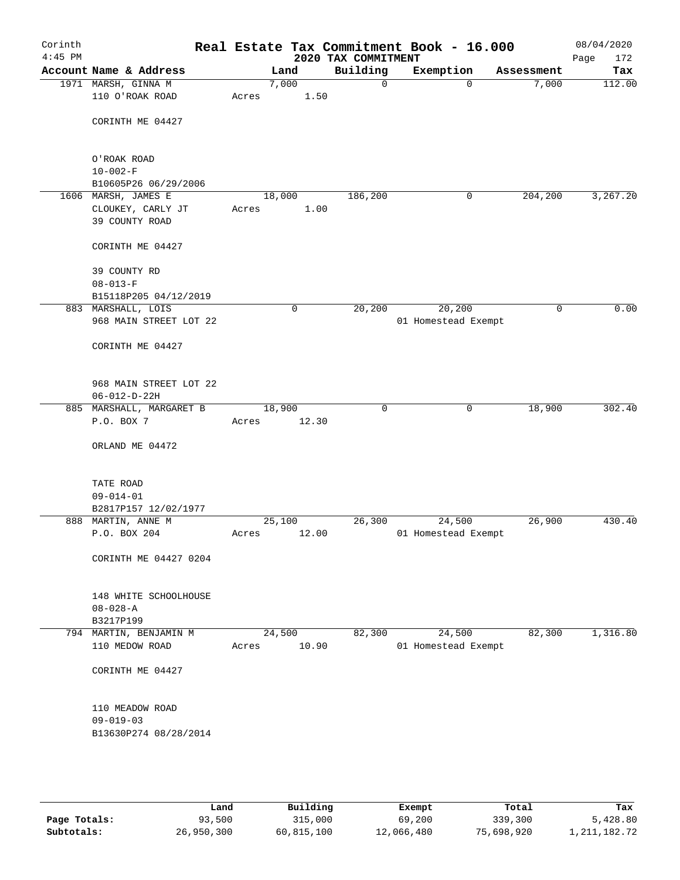# Real Estate Tax Commitment Book - 16.000

Corinth
4:45 PM

2020 TAX COMMITMENT

08/04/2020

| Account Name & Address | Land | Building | Exemption | Assessment | Tax |
|---|---|---|---|---|---|
| 1971 MARSH, GINNA M<br>110 O'ROAK ROAD<br><br>CORINTH ME 04427<br><br>O'ROAK ROAD<br>10-002-F<br>B10605P26 06/29/2006 | 7,000<br>Acres 1.50 | 0 | 0 | 7,000 | 112.00 |
| 1606 MARSH, JAMES E<br>CLOUKEY, CARLY JT<br>39 COUNTY ROAD<br><br>CORINTH ME 04427<br><br>39 COUNTY RD<br>08-013-F<br>B15118P205 04/12/2019 | 18,000<br>Acres 1.00 | 186,200 | 0 | 204,200 | 3,267.20 |
| 883 MARSHALL, LOIS<br>968 MAIN STREET LOT 22<br><br>CORINTH ME 04427<br><br>968 MAIN STREET LOT 22<br>06-012-D-22H | 0 | 20,200 | 20,200<br>01 Homestead Exempt | 0 | 0.00 |
| 885 MARSHALL, MARGARET B<br>P.O. BOX 7<br><br>ORLAND ME 04472<br><br>TATE ROAD<br>09-014-01<br>B2817P157 12/02/1977 | 18,900<br>Acres 12.30 | 0 | 0 | 18,900 | 302.40 |
| 888 MARTIN, ANNE M<br>P.O. BOX 204<br><br>CORINTH ME 04427 0204<br><br>148 WHITE SCHOOLHOUSE<br>08-028-A<br>B3217P199 | 25,100<br>Acres 12.00 | 26,300 | 24,500<br>01 Homestead Exempt | 26,900 | 430.40 |
| 794 MARTIN, BENJAMIN M<br>110 MEDOW ROAD<br><br>CORINTH ME 04427<br><br>110 MEADOW ROAD<br>09-019-03<br>B13630P274 08/28/2014 | 24,500<br>Acres 10.90 | 82,300 | 24,500<br>01 Homestead Exempt | 82,300 | 1,316.80 |

| | Land | Building | Exempt | Total | Tax |
|---|---|---|---|---|---|
| Page Totals: | 93,500 | 315,000 | 69,200 | 339,300 | 5,428.80 |
| Subtotals: | 26,950,300 | 60,815,100 | 12,066,480 | 75,698,920 | 1,211,182.72 |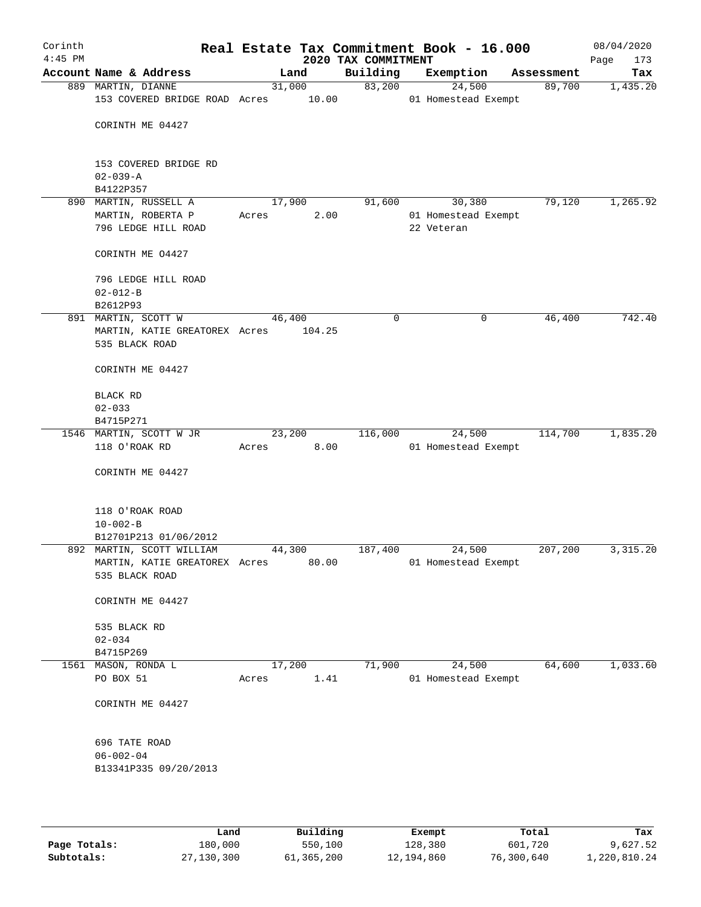Corinth 4:45 PM

# Real Estate Tax Commitment Book - 16.000

2020 TAX COMMITMENT

08/04/2020

| Account Name & Address | Land | Building | Exemption | Assessment | Tax |
|---|---|---|---|---|---|
| 889 MARTIN, DIANNE<br>153 COVERED BRIDGE ROAD Acres 10.00<br><br>CORINTH ME 04427<br><br>153 COVERED BRIDGE RD<br>02-039-A<br>B4122P357 | 31,000 | 83,200 | 24,500<br>01 Homestead Exempt | 89,700 | 1,435.20 |
| 890 MARTIN, RUSSELL A<br>MARTIN, ROBERTA P Acres 2.00<br>796 LEDGE HILL ROAD<br><br>CORINTH ME O4427<br><br>796 LEDGE HILL ROAD<br>02-012-B<br>B2612P93 | 17,900 | 91,600 | 30,380<br>01 Homestead Exempt<br>22 Veteran | 79,120 | 1,265.92 |
| 891 MARTIN, SCOTT W<br>MARTIN, KATIE GREATOREX Acres 104.25<br>535 BLACK ROAD<br><br>CORINTH ME 04427<br><br>BLACK RD<br>02-033<br>B4715P271 | 46,400 | 0 | 0 | 46,400 | 742.40 |
| 1546 MARTIN, SCOTT W JR<br>118 O'ROAK RD Acres 8.00<br><br>CORINTH ME 04427<br><br>118 O'ROAK ROAD<br>10-002-B<br>B12701P213 01/06/2012 | 23,200 | 116,000 | 24,500<br>01 Homestead Exempt | 114,700 | 1,835.20 |
| 892 MARTIN, SCOTT WILLIAM<br>MARTIN, KATIE GREATOREX Acres 80.00<br>535 BLACK ROAD<br><br>CORINTH ME 04427<br><br>535 BLACK RD<br>02-034<br>B4715P269 | 44,300 | 187,400 | 24,500<br>01 Homestead Exempt | 207,200 | 3,315.20 |
| 1561 MASON, RONDA L<br>PO BOX 51 Acres 1.41<br><br>CORINTH ME 04427<br><br>696 TATE ROAD<br>06-002-04<br>B13341P335 09/20/2013 | 17,200 | 71,900 | 24,500<br>01 Homestead Exempt | 64,600 | 1,033.60 |

| | Land | Building | Exempt | Total | Tax |
|---|---|---|---|---|---|
| Page Totals: | 180,000 | 550,100 | 128,380 | 601,720 | 9,627.52 |
| Subtotals: | 27,130,300 | 61,365,200 | 12,194,860 | 76,300,640 | 1,220,810.24 |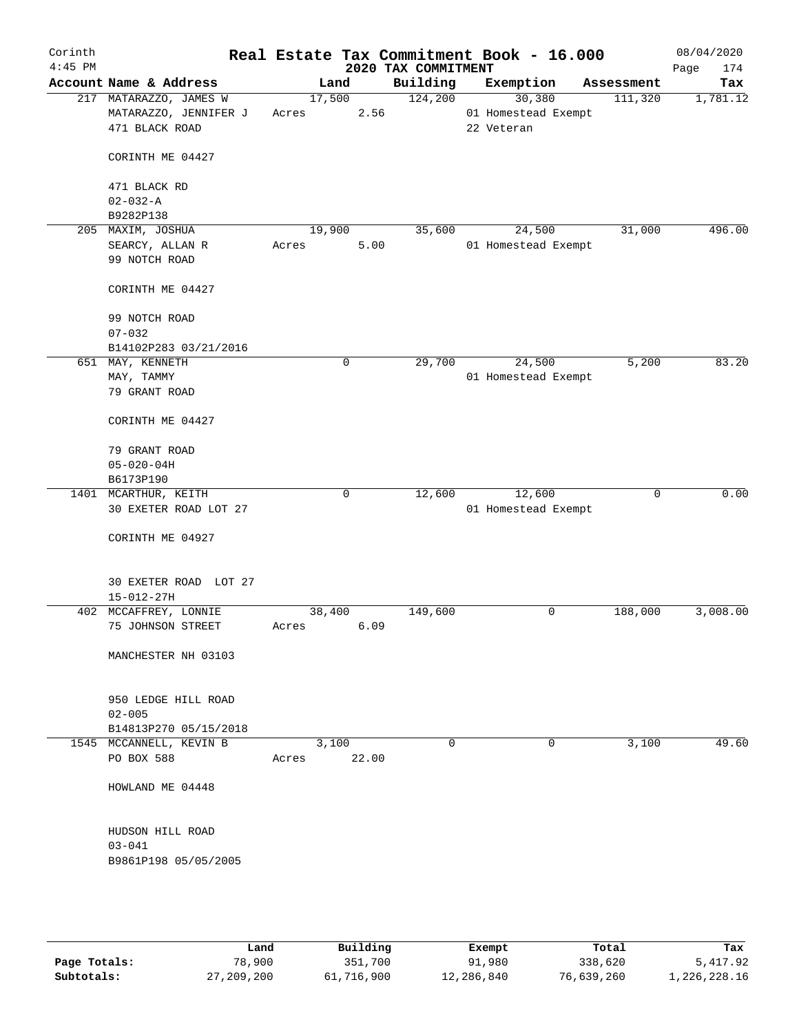# Real Estate Tax Commitment Book - 16.000

Corinth
4:45 PM

## 2020 TAX COMMITMENT

08/04/2020
Page 174

| Account Name & Address | Land | Building | Exemption | Assessment | Tax |
|---|---|---|---|---|---|
| 217 MATARAZZO, JAMES W<br>MATARAZZO, JENNIFER J<br>471 BLACK ROAD<br><br>CORINTH ME 04427<br><br>471 BLACK RD<br>02-032-A<br>B9282P138 | 17,500<br>Acres 2.56 | 124,200 | 30,380<br>01 Homestead Exempt<br>22 Veteran | 111,320 | 1,781.12 |
| 205 MAXIM, JOSHUA<br>SEARCY, ALLAN R<br>99 NOTCH ROAD<br><br>CORINTH ME 04427<br><br>99 NOTCH ROAD<br>07-032<br>B14102P283 03/21/2016 | 19,900<br>Acres 5.00 | 35,600 | 24,500<br>01 Homestead Exempt | 31,000 | 496.00 |
| 651 MAY, KENNETH<br>MAY, TAMMY<br>79 GRANT ROAD<br><br>CORINTH ME 04427<br><br>79 GRANT ROAD<br>05-020-04H<br>B6173P190 | 0 | 29,700 | 24,500<br>01 Homestead Exempt | 5,200 | 83.20 |
| 1401 MCARTHUR, KEITH<br>30 EXETER ROAD LOT 27<br><br>CORINTH ME 04927<br><br>30 EXETER ROAD LOT 27<br>15-012-27H | 0 | 12,600 | 12,600<br>01 Homestead Exempt | 0 | 0.00 |
| 402 MCCAFFREY, LONNIE<br>75 JOHNSON STREET<br><br>MANCHESTER NH 03103<br><br>950 LEDGE HILL ROAD<br>02-005<br>B14813P270 05/15/2018 | 38,400<br>Acres 6.09 | 149,600 | 0 | 188,000 | 3,008.00 |
| 1545 MCCANNELL, KEVIN B<br>PO BOX 588<br><br>HOWLAND ME 04448<br><br>HUDSON HILL ROAD<br>03-041<br>B9861P198 05/05/2005 | 3,100<br>Acres 22.00 | 0 | 0 | 3,100 | 49.60 |

| | Land | Building | Exempt | Total | Tax |
|---|---|---|---|---|---|
| Page Totals: | 78,900 | 351,700 | 91,980 | 338,620 | 5,417.92 |
| Subtotals: | 27,209,200 | 61,716,900 | 12,286,840 | 76,639,260 | 1,226,228.16 |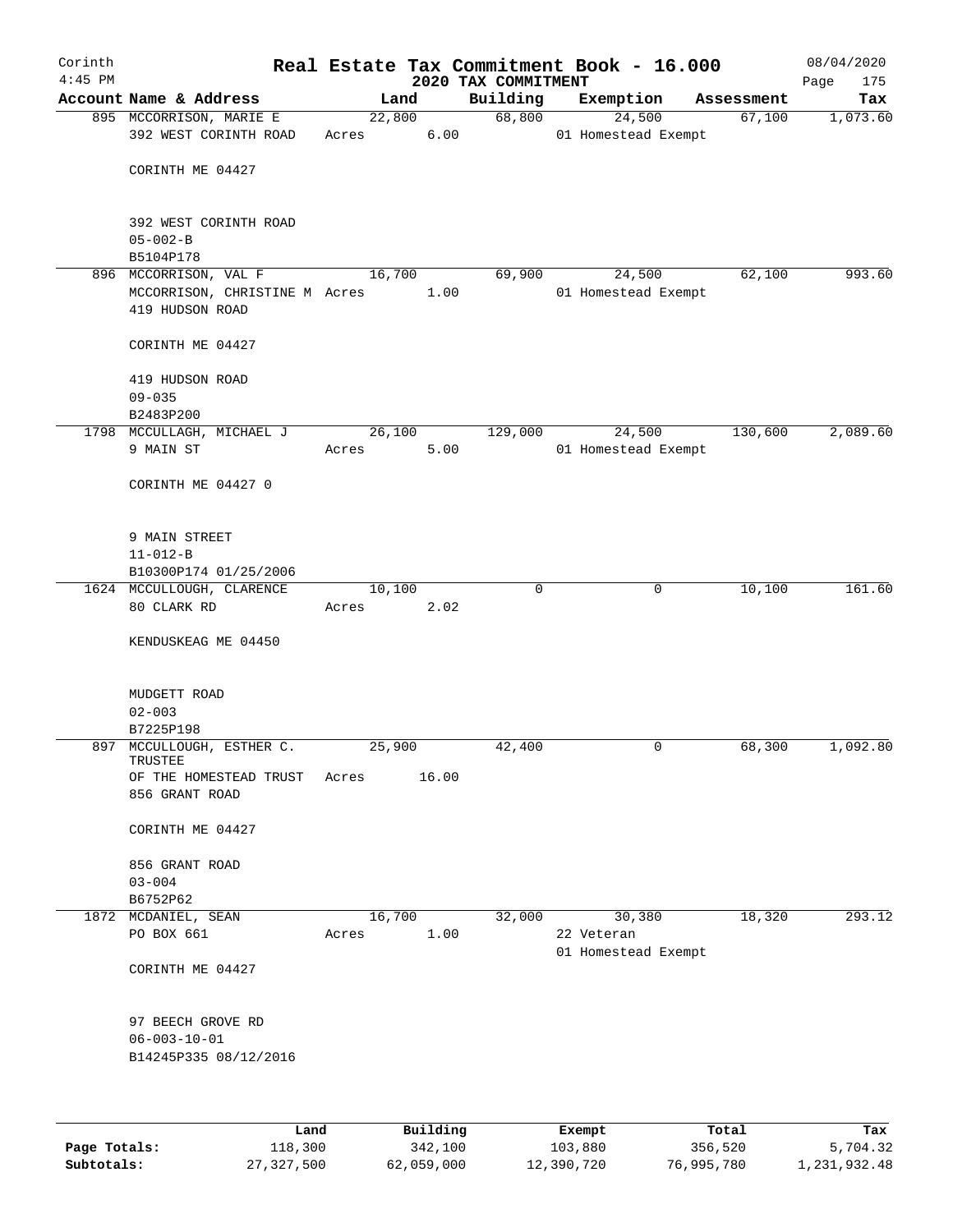# Real Estate Tax Commitment Book - 16.000

Corinth 4:45 PM — 2020 TAX COMMITMENT — 08/04/2020

| Account Name & Address | Land | Building | Exemption | Assessment | Tax |
|---|---|---|---|---|---|
| 895 MCCORRISON, MARIE E<br>392 WEST CORINTH ROAD<br><br>CORINTH ME 04427<br><br>392 WEST CORINTH ROAD<br>05-002-B<br>B5104P178 | 22,800<br>Acres 6.00 | 68,800 | 24,500<br>01 Homestead Exempt | 67,100 | 1,073.60 |
| 896 MCCORRISON, VAL F<br>MCCORRISON, CHRISTINE M<br>419 HUDSON ROAD<br><br>CORINTH ME 04427<br><br>419 HUDSON ROAD<br>09-035<br>B2483P200 | 16,700<br>Acres 1.00 | 69,900 | 24,500<br>01 Homestead Exempt | 62,100 | 993.60 |
| 1798 MCCULLAGH, MICHAEL J<br>9 MAIN ST<br><br>CORINTH ME 04427 0<br><br>9 MAIN STREET<br>11-012-B<br>B10300P174 01/25/2006 | 26,100<br>Acres 5.00 | 129,000 | 24,500<br>01 Homestead Exempt | 130,600 | 2,089.60 |
| 1624 MCCULLOUGH, CLARENCE<br>80 CLARK RD<br><br>KENDUSKEAG ME 04450<br><br>MUDGETT ROAD<br>02-003<br>B7225P198 | 10,100<br>Acres 2.02 | 0 | 0 | 10,100 | 161.60 |
| 897 MCCULLOUGH, ESTHER C. TRUSTEE<br>OF THE HOMESTEAD TRUST<br>856 GRANT ROAD<br><br>CORINTH ME 04427<br><br>856 GRANT ROAD<br>03-004<br>B6752P62 | 25,900<br>Acres 16.00 | 42,400 | 0 | 68,300 | 1,092.80 |
| 1872 MCDANIEL, SEAN<br>PO BOX 661<br><br>CORINTH ME 04427<br><br>97 BEECH GROVE RD<br>06-003-10-01<br>B14245P335 08/12/2016 | 16,700<br>Acres 1.00 | 32,000 | 30,380<br>22 Veteran<br>01 Homestead Exempt | 18,320 | 293.12 |

| | Land | Building | Exempt | Total | Tax |
|---|---|---|---|---|---|
| Page Totals: | 118,300 | 342,100 | 103,880 | 356,520 | 5,704.32 |
| Subtotals: | 27,327,500 | 62,059,000 | 12,390,720 | 76,995,780 | 1,231,932.48 |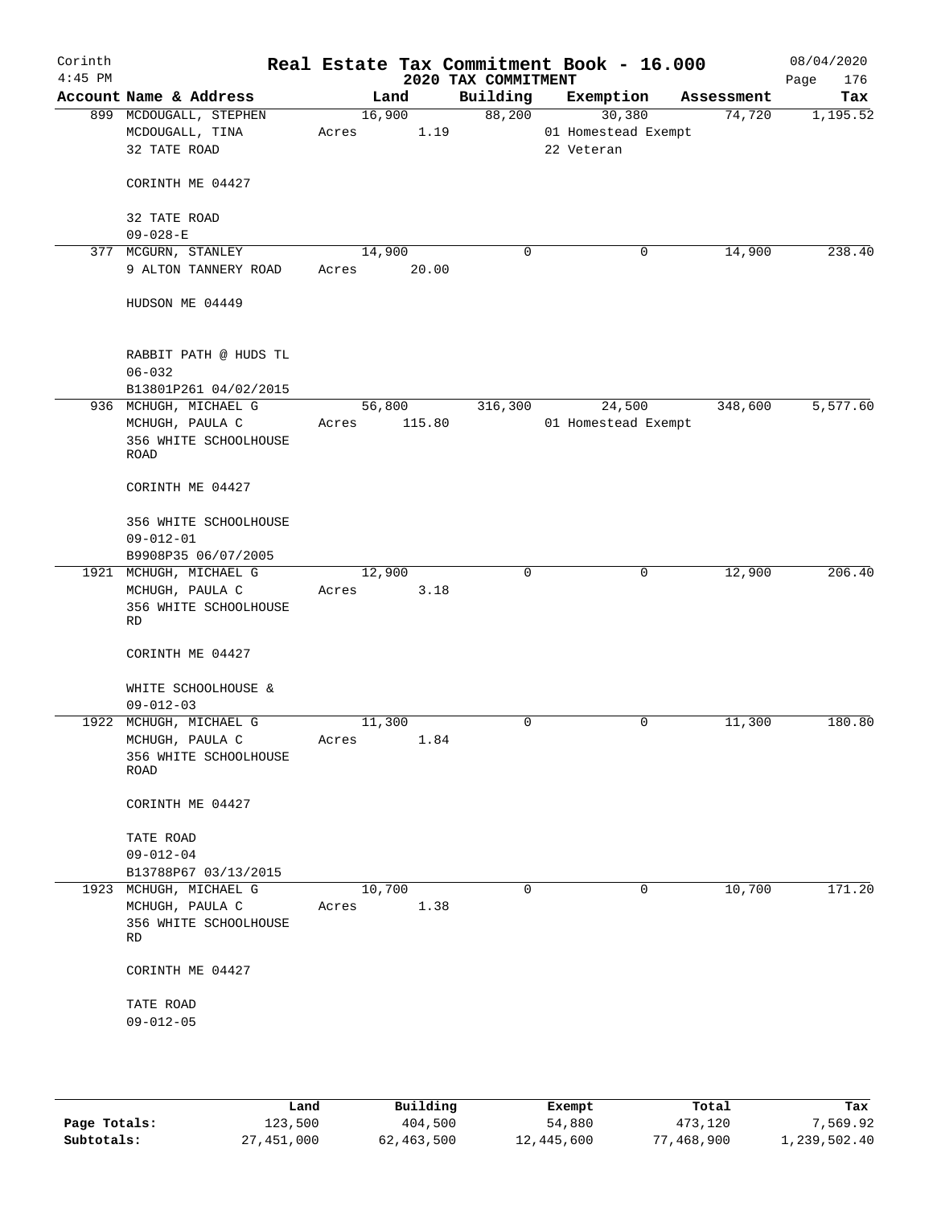# Real Estate Tax Commitment Book - 16.000

## 2020 TAX COMMITMENT

Corinth 4:45 PM — 08/04/2020

| Account Name & Address | Land | Building | Exemption | Assessment | Tax |
|---|---|---|---|---|---|
| 899 MCDOUGALL, STEPHEN<br>MCDOUGALL, TINA<br>32 TATE ROAD<br><br>CORINTH ME 04427<br><br>32 TATE ROAD<br>09-028-E | 16,900<br>Acres 1.19 | 88,200 | 30,380<br>01 Homestead Exempt<br>22 Veteran | 74,720 | 1,195.52 |
| 377 MCGURN, STANLEY<br>9 ALTON TANNERY ROAD<br><br>HUDSON ME 04449<br><br>RABBIT PATH @ HUDS TL<br>06-032<br>B13801P261 04/02/2015 | 14,900<br>Acres 20.00 | 0 | 0 | 14,900 | 238.40 |
| 936 MCHUGH, MICHAEL G<br>MCHUGH, PAULA C<br>356 WHITE SCHOOLHOUSE ROAD<br><br>CORINTH ME 04427<br><br>356 WHITE SCHOOLHOUSE<br>09-012-01<br>B9908P35 06/07/2005 | 56,800<br>Acres 115.80 | 316,300 | 24,500<br>01 Homestead Exempt | 348,600 | 5,577.60 |
| 1921 MCHUGH, MICHAEL G<br>MCHUGH, PAULA C<br>356 WHITE SCHOOLHOUSE RD<br><br>CORINTH ME 04427<br><br>WHITE SCHOOLHOUSE &<br>09-012-03 | 12,900<br>Acres 3.18 | 0 | 0 | 12,900 | 206.40 |
| 1922 MCHUGH, MICHAEL G<br>MCHUGH, PAULA C<br>356 WHITE SCHOOLHOUSE ROAD<br><br>CORINTH ME 04427<br><br>TATE ROAD<br>09-012-04<br>B13788P67 03/13/2015 | 11,300<br>Acres 1.84 | 0 | 0 | 11,300 | 180.80 |
| 1923 MCHUGH, MICHAEL G<br>MCHUGH, PAULA C<br>356 WHITE SCHOOLHOUSE RD<br><br>CORINTH ME 04427<br><br>TATE ROAD<br>09-012-05 | 10,700<br>Acres 1.38 | 0 | 0 | 10,700 | 171.20 |

| | Land | Building | Exempt | Total | Tax |
|---|---|---|---|---|---|
| Page Totals: | 123,500 | 404,500 | 54,880 | 473,120 | 7,569.92 |
| Subtotals: | 27,451,000 | 62,463,500 | 12,445,600 | 77,468,900 | 1,239,502.40 |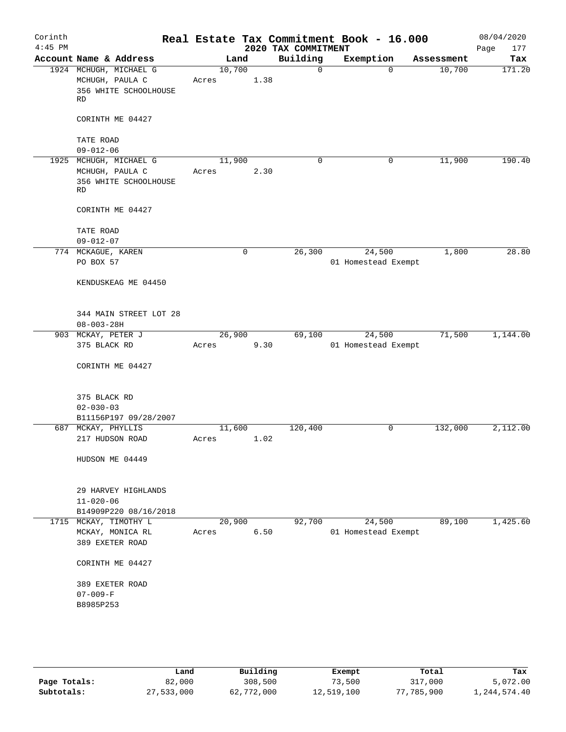Corinth 4:45 PM

# Real Estate Tax Commitment Book - 16.000

## 2020 TAX COMMITMENT

08/04/2020

| Account Name & Address | Land | Building | Exemption | Assessment | Tax |
|---|---|---|---|---|---|
| 1924 MCHUGH, MICHAEL G<br>MCHUGH, PAULA C<br>356 WHITE SCHOOLHOUSE RD<br><br>CORINTH ME 04427<br><br>TATE ROAD<br>09-012-06 | 10,700<br>Acres 1.38 | 0 | 0 | 10,700 | 171.20 |
| 1925 MCHUGH, MICHAEL G<br>MCHUGH, PAULA C<br>356 WHITE SCHOOLHOUSE RD<br><br>CORINTH ME 04427<br><br>TATE ROAD<br>09-012-07 | 11,900<br>Acres 2.30 | 0 | 0 | 11,900 | 190.40 |
| 774 MCKAGUE, KAREN<br>PO BOX 57<br><br>KENDUSKEAG ME 04450<br><br>344 MAIN STREET LOT 28<br>08-003-28H | 0 | 26,300 | 24,500<br>01 Homestead Exempt | 1,800 | 28.80 |
| 903 MCKAY, PETER J<br>375 BLACK RD<br><br>CORINTH ME 04427<br><br>375 BLACK RD<br>02-030-03<br>B11156P197 09/28/2007 | 26,900<br>Acres 9.30 | 69,100 | 24,500<br>01 Homestead Exempt | 71,500 | 1,144.00 |
| 687 MCKAY, PHYLLIS<br>217 HUDSON ROAD<br><br>HUDSON ME 04449<br><br>29 HARVEY HIGHLANDS<br>11-020-06<br>B14909P220 08/16/2018 | 11,600<br>Acres 1.02 | 120,400 | 0 | 132,000 | 2,112.00 |
| 1715 MCKAY, TIMOTHY L<br>MCKAY, MONICA RL<br>389 EXETER ROAD<br><br>CORINTH ME 04427<br><br>389 EXETER ROAD<br>07-009-F<br>B8985P253 | 20,900<br>Acres 6.50 | 92,700 | 24,500<br>01 Homestead Exempt | 89,100 | 1,425.60 |

| | Land | Building | Exempt | Total | Tax |
|---|---|---|---|---|---|
| **Page Totals:** | 82,000 | 308,500 | 73,500 | 317,000 | 5,072.00 |
| **Subtotals:** | 27,533,000 | 62,772,000 | 12,519,100 | 77,785,900 | 1,244,574.40 |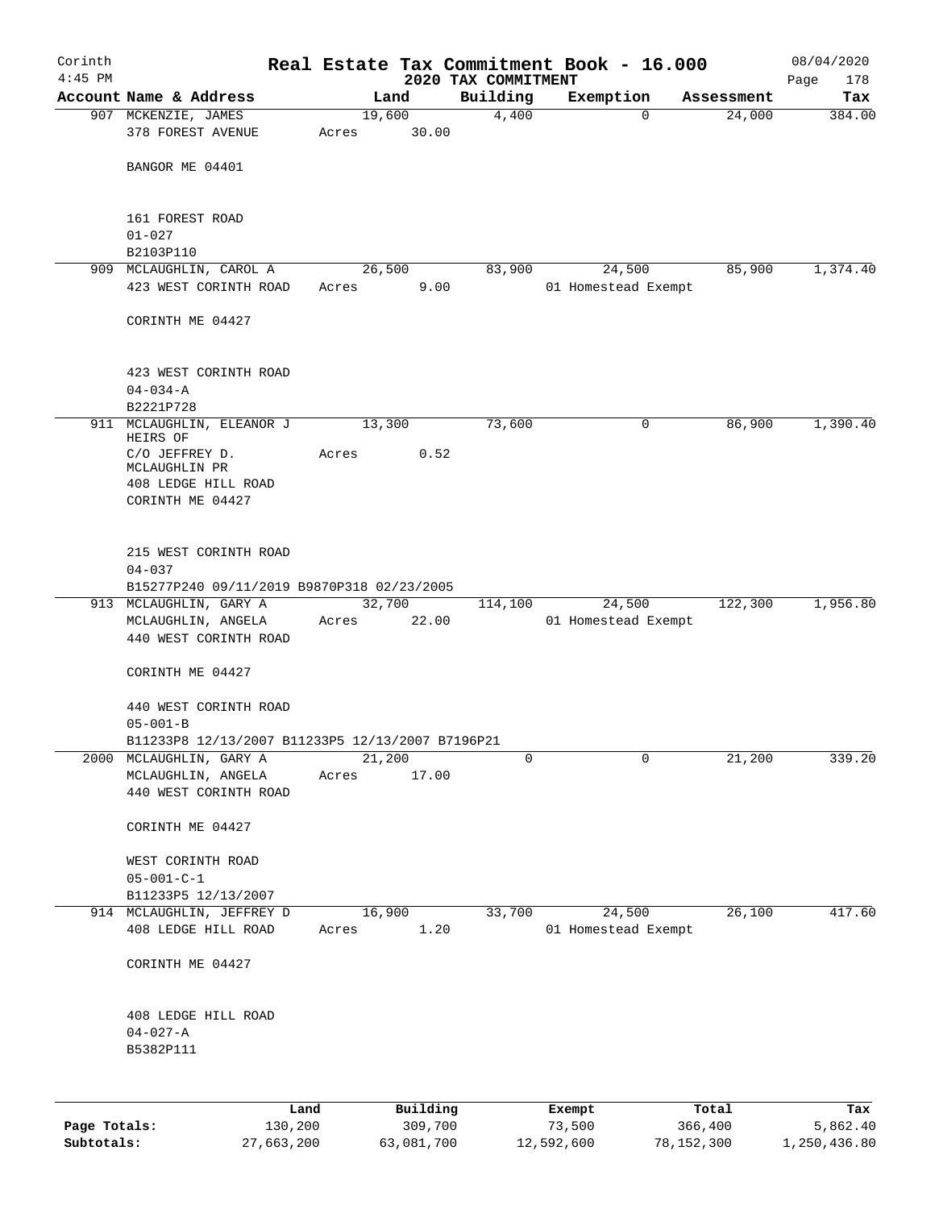Corinth
4:45 PM

# Real Estate Tax Commitment Book - 16.000
## 2020 TAX COMMITMENT

08/04/2020
Page 178

| Account | Name & Address | Land | Building | Exemption | Assessment | Tax |
|---|---|---|---|---|---|---|
| 907 | MCKENZIE, JAMES<br>378 FOREST AVENUE<br><br>BANGOR ME 04401<br><br>161 FOREST ROAD<br>01-027<br>B2103P110 | 19,600<br>Acres 30.00 | 4,400 | 0 | 24,000 | 384.00 |
| 909 | MCLAUGHLIN, CAROL A<br>423 WEST CORINTH ROAD<br><br>CORINTH ME 04427<br><br>423 WEST CORINTH ROAD<br>04-034-A<br>B2221P728 | 26,500<br>Acres 9.00 | 83,900 | 24,500<br>01 Homestead Exempt | 85,900 | 1,374.40 |
| 911 | MCLAUGHLIN, ELEANOR J HEIRS OF<br>C/O JEFFREY D. MCLAUGHLIN PR<br>408 LEDGE HILL ROAD<br>CORINTH ME 04427<br><br>215 WEST CORINTH ROAD<br>04-037<br>B15277P240 09/11/2019 B9870P318 02/23/2005 | 13,300<br>Acres 0.52 | 73,600 | 0 | 86,900 | 1,390.40 |
| 913 | MCLAUGHLIN, GARY A<br>MCLAUGHLIN, ANGELA<br>440 WEST CORINTH ROAD<br><br>CORINTH ME 04427<br><br>440 WEST CORINTH ROAD<br>05-001-B<br>B11233P8 12/13/2007 B11233P5 12/13/2007 B7196P21 | 32,700<br>Acres 22.00 | 114,100 | 24,500<br>01 Homestead Exempt | 122,300 | 1,956.80 |
| 2000 | MCLAUGHLIN, GARY A<br>MCLAUGHLIN, ANGELA<br>440 WEST CORINTH ROAD<br><br>CORINTH ME 04427<br><br>WEST CORINTH ROAD<br>05-001-C-1<br>B11233P5 12/13/2007 | 21,200<br>Acres 17.00 | 0 | 0 | 21,200 | 339.20 |
| 914 | MCLAUGHLIN, JEFFREY D<br>408 LEDGE HILL ROAD<br><br>CORINTH ME 04427<br><br>408 LEDGE HILL ROAD<br>04-027-A<br>B5382P111 | 16,900<br>Acres 1.20 | 33,700 | 24,500<br>01 Homestead Exempt | 26,100 | 417.60 |

| | Land | Building | Exempt | Total | Tax |
|---|---|---|---|---|---|
| **Page Totals:** | 130,200 | 309,700 | 73,500 | 366,400 | 5,862.40 |
| **Subtotals:** | 27,663,200 | 63,081,700 | 12,592,600 | 78,152,300 | 1,250,436.80 |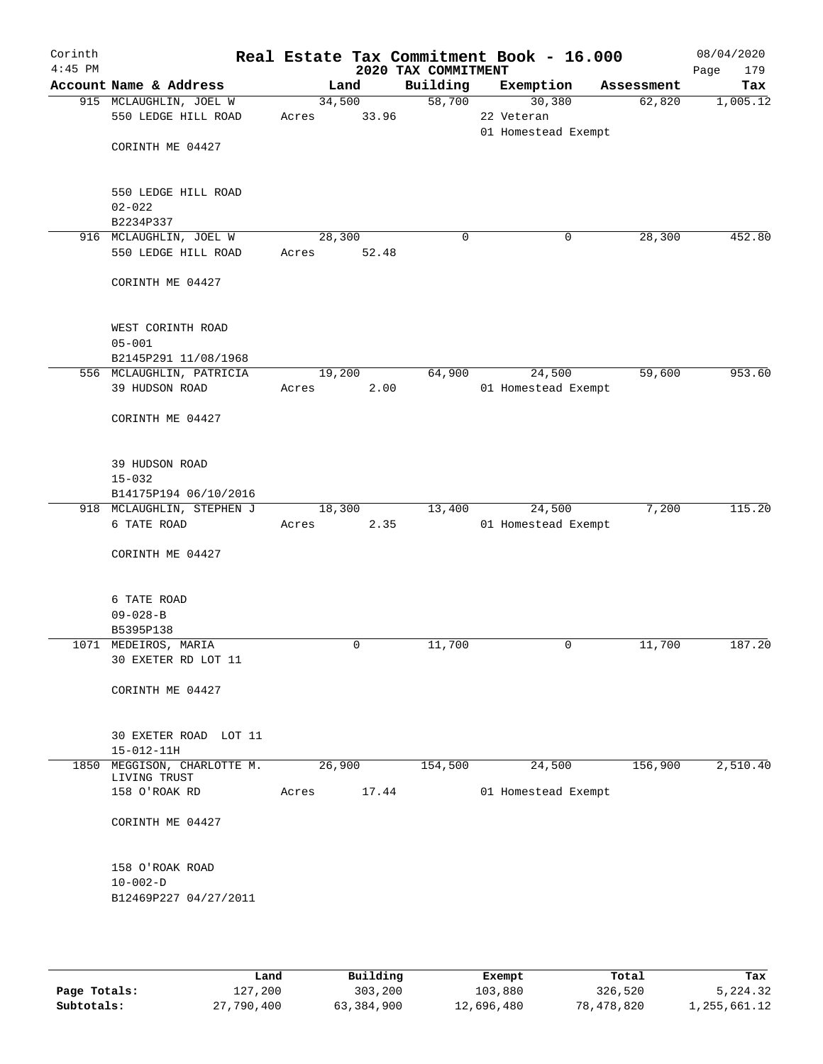# Real Estate Tax Commitment Book - 16.000

Corinth 4:45 PM — 2020 TAX COMMITMENT — 08/04/2020

| Account Name & Address | Land | Building | Exemption | Assessment | Tax |
|---|---|---|---|---|---|
| 915 MCLAUGHLIN, JOEL W<br>550 LEDGE HILL ROAD<br>CORINTH ME 04427<br><br>550 LEDGE HILL ROAD<br>02-022<br>B2234P337 | 34,500<br>Acres 33.96 | 58,700 | 30,380<br>22 Veteran<br>01 Homestead Exempt | 62,820 | 1,005.12 |
| 916 MCLAUGHLIN, JOEL W<br>550 LEDGE HILL ROAD<br>CORINTH ME 04427<br><br>WEST CORINTH ROAD<br>05-001<br>B2145P291 11/08/1968 | 28,300<br>Acres 52.48 | 0 | 0 | 28,300 | 452.80 |
| 556 MCLAUGHLIN, PATRICIA<br>39 HUDSON ROAD<br>CORINTH ME 04427<br><br>39 HUDSON ROAD<br>15-032<br>B14175P194 06/10/2016 | 19,200<br>Acres 2.00 | 64,900 | 24,500<br>01 Homestead Exempt | 59,600 | 953.60 |
| 918 MCLAUGHLIN, STEPHEN J<br>6 TATE ROAD<br>CORINTH ME 04427<br><br>6 TATE ROAD<br>09-028-B<br>B5395P138 | 18,300<br>Acres 2.35 | 13,400 | 24,500<br>01 Homestead Exempt | 7,200 | 115.20 |
| 1071 MEDEIROS, MARIA<br>30 EXETER RD LOT 11<br>CORINTH ME 04427<br><br>30 EXETER ROAD LOT 11<br>15-012-11H | 0 | 11,700 | 0 | 11,700 | 187.20 |
| 1850 MEGGISON, CHARLOTTE M. LIVING TRUST<br>158 O'ROAK RD<br>CORINTH ME 04427<br><br>158 O'ROAK ROAD<br>10-002-D<br>B12469P227 04/27/2011 | 26,900<br>Acres 17.44 | 154,500 | 24,500<br>01 Homestead Exempt | 156,900 | 2,510.40 |

| | Land | Building | Exempt | Total | Tax |
|---|---|---|---|---|---|
| Page Totals: | 127,200 | 303,200 | 103,880 | 326,520 | 5,224.32 |
| Subtotals: | 27,790,400 | 63,384,900 | 12,696,480 | 78,478,820 | 1,255,661.12 |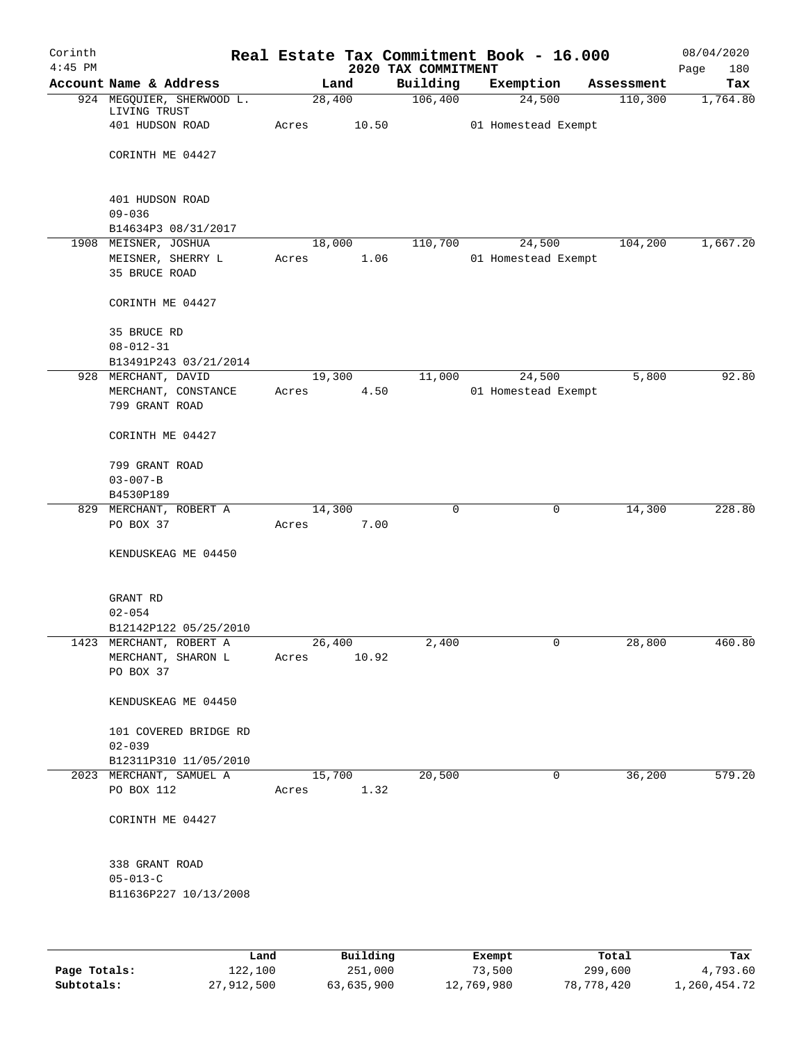# Real Estate Tax Commitment Book - 16.000

Corinth 4:45 PM — 2020 TAX COMMITMENT — 08/04/2020

| Account Name & Address | Land | Building | Exemption | Assessment | Tax |
|---|---|---|---|---|---|
| 924 MEGQUIER, SHERWOOD L. LIVING TRUST<br>401 HUDSON ROAD<br>CORINTH ME 04427<br>401 HUDSON ROAD<br>09-036<br>B14634P3 08/31/2017 | 28,400<br>Acres 10.50 | 106,400 | 24,500<br>01 Homestead Exempt | 110,300 | 1,764.80 |
| 1908 MEISNER, JOSHUA<br>MEISNER, SHERRY L<br>35 BRUCE ROAD<br>CORINTH ME 04427<br>35 BRUCE RD<br>08-012-31<br>B13491P243 03/21/2014 | 18,000<br>Acres 1.06 | 110,700 | 24,500<br>01 Homestead Exempt | 104,200 | 1,667.20 |
| 928 MERCHANT, DAVID<br>MERCHANT, CONSTANCE<br>799 GRANT ROAD<br>CORINTH ME 04427<br>799 GRANT ROAD<br>03-007-B<br>B4530P189 | 19,300<br>Acres 4.50 | 11,000 | 24,500<br>01 Homestead Exempt | 5,800 | 92.80 |
| 829 MERCHANT, ROBERT A<br>PO BOX 37<br>KENDUSKEAG ME 04450<br>GRANT RD<br>02-054<br>B12142P122 05/25/2010 | 14,300<br>Acres 7.00 | 0 | 0 | 14,300 | 228.80 |
| 1423 MERCHANT, ROBERT A<br>MERCHANT, SHARON L<br>PO BOX 37<br>KENDUSKEAG ME 04450<br>101 COVERED BRIDGE RD<br>02-039<br>B12311P310 11/05/2010 | 26,400<br>Acres 10.92 | 2,400 | 0 | 28,800 | 460.80 |
| 2023 MERCHANT, SAMUEL A<br>PO BOX 112<br>CORINTH ME 04427<br>338 GRANT ROAD<br>05-013-C<br>B11636P227 10/13/2008 | 15,700<br>Acres 1.32 | 20,500 | 0 | 36,200 | 579.20 |

| | Land | Building | Exempt | Total | Tax |
|---|---|---|---|---|---|
| Page Totals: | 122,100 | 251,000 | 73,500 | 299,600 | 4,793.60 |
| Subtotals: | 27,912,500 | 63,635,900 | 12,769,980 | 78,778,420 | 1,260,454.72 |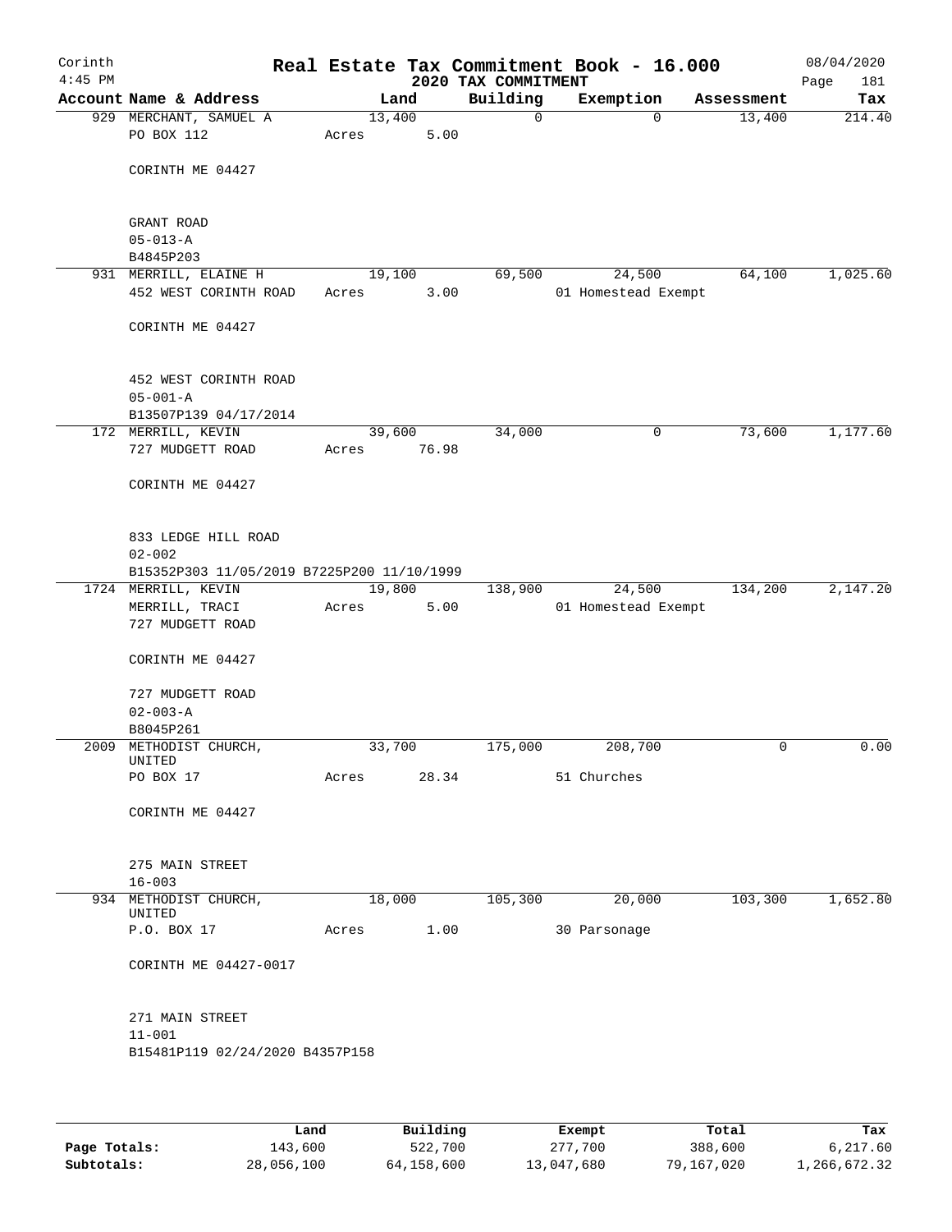# Real Estate Tax Commitment Book - 16.000

Corinth 4:45 PM — 2020 TAX COMMITMENT — 08/04/2020

| Account Name & Address | Land | Building | Exemption | Assessment | Tax |
|---|---|---|---|---|---|
| 929 MERCHANT, SAMUEL A<br>PO BOX 112<br><br>CORINTH ME 04427<br><br>GRANT ROAD<br>05-013-A<br>B4845P203 | 13,400<br>Acres 5.00 | 0 | 0 | 13,400 | 214.40 |
| 931 MERRILL, ELAINE H<br>452 WEST CORINTH ROAD<br><br>CORINTH ME 04427<br><br>452 WEST CORINTH ROAD<br>05-001-A<br>B13507P139 04/17/2014 | 19,100<br>Acres 3.00 | 69,500 | 24,500<br>01 Homestead Exempt | 64,100 | 1,025.60 |
| 172 MERRILL, KEVIN<br>727 MUDGETT ROAD<br><br>CORINTH ME 04427<br><br>833 LEDGE HILL ROAD<br>02-002<br>B15352P303 11/05/2019 B7225P200 11/10/1999 | 39,600<br>Acres 76.98 | 34,000 | 0 | 73,600 | 1,177.60 |
| 1724 MERRILL, KEVIN<br>MERRILL, TRACI<br>727 MUDGETT ROAD<br><br>CORINTH ME 04427<br><br>727 MUDGETT ROAD<br>02-003-A<br>B8045P261 | 19,800<br>Acres 5.00 | 138,900 | 24,500<br>01 Homestead Exempt | 134,200 | 2,147.20 |
| 2009 METHODIST CHURCH, UNITED<br>PO BOX 17<br><br>CORINTH ME 04427<br><br>275 MAIN STREET<br>16-003 | 33,700<br>Acres 28.34 | 175,000 | 208,700<br>51 Churches | 0 | 0.00 |
| 934 METHODIST CHURCH, UNITED<br>P.O. BOX 17<br><br>CORINTH ME 04427-0017<br><br>271 MAIN STREET<br>11-001<br>B15481P119 02/24/2020 B4357P158 | 18,000<br>Acres 1.00 | 105,300 | 20,000<br>30 Parsonage | 103,300 | 1,652.80 |

| | Land | Building | Exempt | Total | Tax |
|---|---|---|---|---|---|
| Page Totals: | 143,600 | 522,700 | 277,700 | 388,600 | 6,217.60 |
| Subtotals: | 28,056,100 | 64,158,600 | 13,047,680 | 79,167,020 | 1,266,672.32 |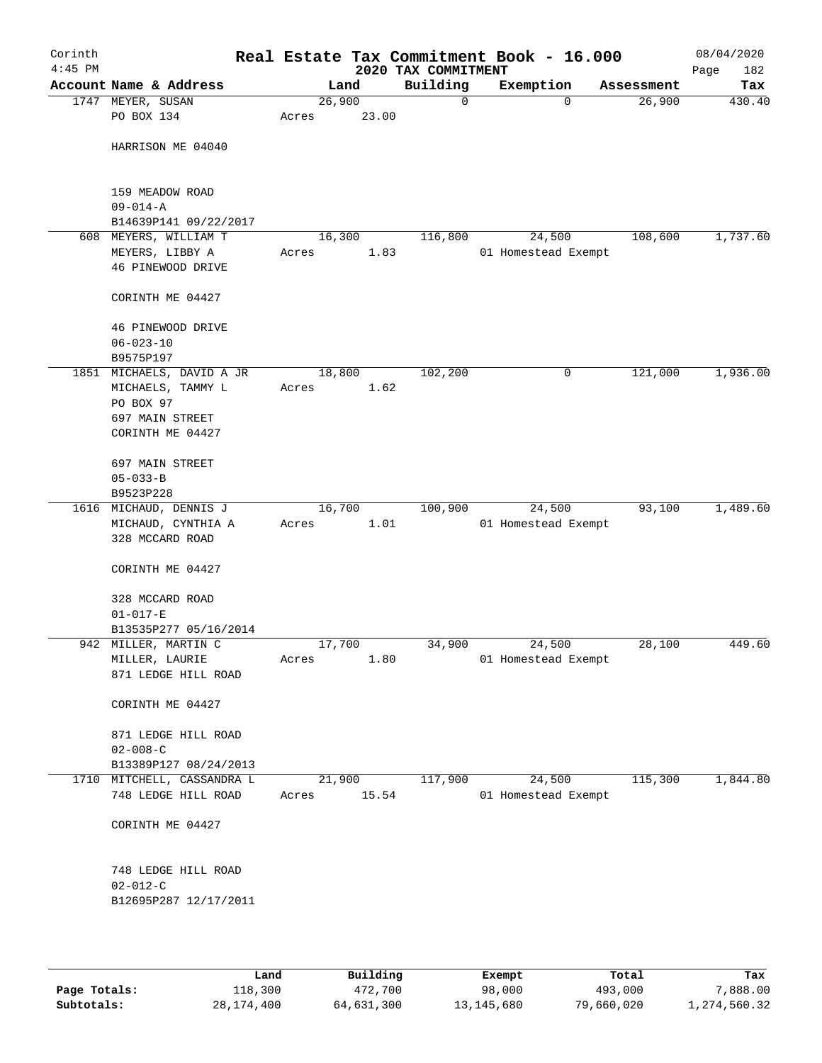Corinth 4:45 PM

# Real Estate Tax Commitment Book - 16.000

## 2020 TAX COMMITMENT

08/04/2020

| Account Name & Address | Land | Building | Exemption | Assessment | Tax |
|---|---|---|---|---|---|
| 1747 MEYER, SUSAN<br>PO BOX 134<br><br>HARRISON ME 04040<br><br>159 MEADOW ROAD<br>09-014-A<br>B14639P141 09/22/2017 | 26,900<br>Acres 23.00 | 0 | 0 | 26,900 | 430.40 |
| 608 MEYERS, WILLIAM T<br>MEYERS, LIBBY A<br>46 PINEWOOD DRIVE<br><br>CORINTH ME 04427<br><br>46 PINEWOOD DRIVE<br>06-023-10<br>B9575P197 | 16,300<br>Acres 1.83 | 116,800 | 24,500<br>01 Homestead Exempt | 108,600 | 1,737.60 |
| 1851 MICHAELS, DAVID A JR<br>MICHAELS, TAMMY L<br>PO BOX 97<br>697 MAIN STREET<br>CORINTH ME 04427<br><br>697 MAIN STREET<br>05-033-B<br>B9523P228 | 18,800<br>Acres 1.62 | 102,200 | 0 | 121,000 | 1,936.00 |
| 1616 MICHAUD, DENNIS J<br>MICHAUD, CYNTHIA A<br>328 MCCARD ROAD<br><br>CORINTH ME 04427<br><br>328 MCCARD ROAD<br>01-017-E<br>B13535P277 05/16/2014 | 16,700<br>Acres 1.01 | 100,900 | 24,500<br>01 Homestead Exempt | 93,100 | 1,489.60 |
| 942 MILLER, MARTIN C<br>MILLER, LAURIE<br>871 LEDGE HILL ROAD<br><br>CORINTH ME 04427<br><br>871 LEDGE HILL ROAD<br>02-008-C<br>B13389P127 08/24/2013 | 17,700<br>Acres 1.80 | 34,900 | 24,500<br>01 Homestead Exempt | 28,100 | 449.60 |
| 1710 MITCHELL, CASSANDRA L<br>748 LEDGE HILL ROAD<br><br>CORINTH ME 04427<br><br>748 LEDGE HILL ROAD<br>02-012-C<br>B12695P287 12/17/2011 | 21,900<br>Acres 15.54 | 117,900 | 24,500<br>01 Homestead Exempt | 115,300 | 1,844.80 |

| | Land | Building | Exempt | Total | Tax |
|---|---|---|---|---|---|
| Page Totals: | 118,300 | 472,700 | 98,000 | 493,000 | 7,888.00 |
| Subtotals: | 28,174,400 | 64,631,300 | 13,145,680 | 79,660,020 | 1,274,560.32 |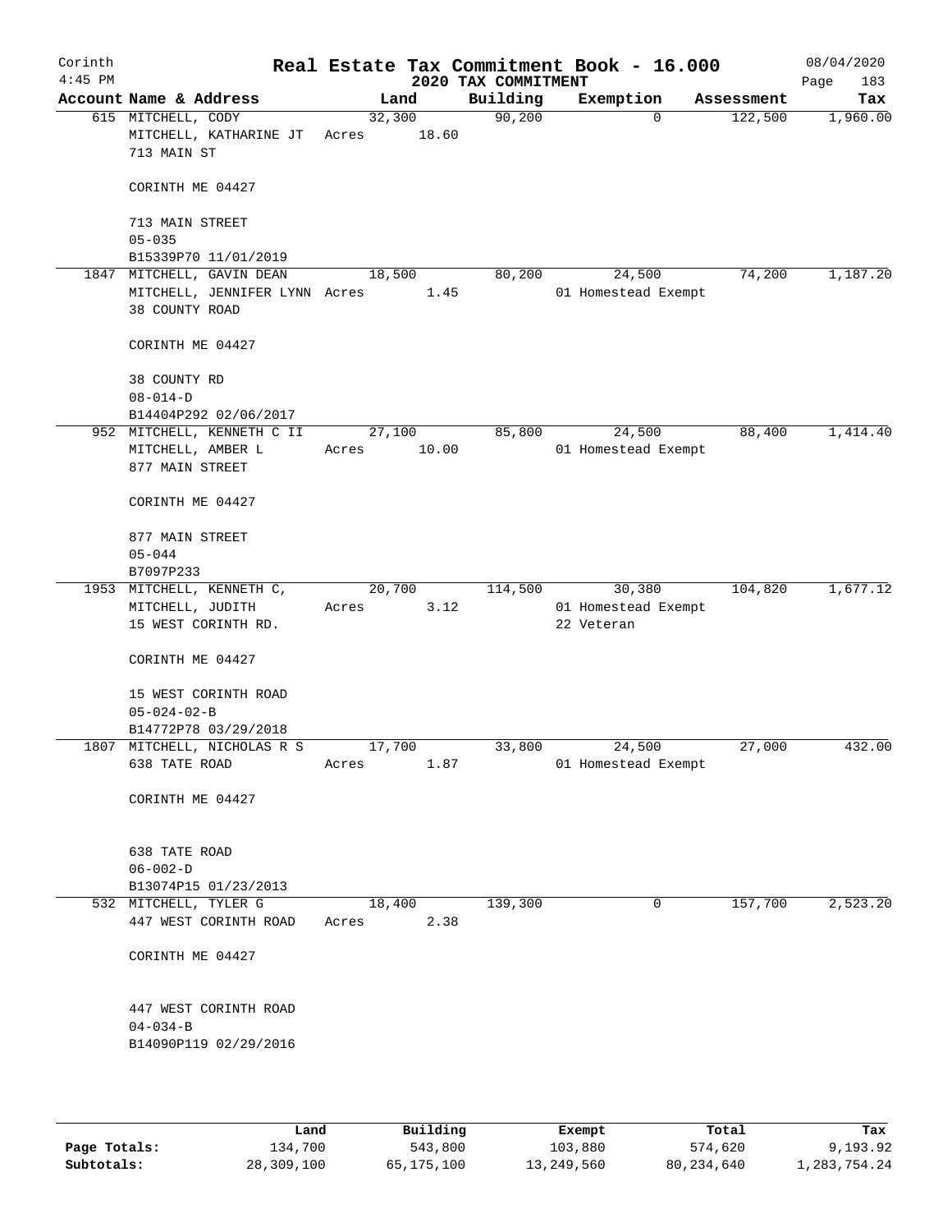# Real Estate Tax Commitment Book - 16.000

Corinth 4:45 PM — 2020 TAX COMMITMENT — 08/04/2020

| Account | Name & Address | Land | Building | Exemption | Assessment | Tax |
|---|---|---|---|---|---|---|
| 615 | MITCHELL, CODY<br>MITCHELL, KATHARINE JT<br>713 MAIN ST<br><br>CORINTH ME 04427<br><br>713 MAIN STREET<br>05-035<br>B15339P70 11/01/2019 | 32,300<br>Acres 18.60 | 90,200 | 0 | 122,500 | 1,960.00 |
| 1847 | MITCHELL, GAVIN DEAN<br>MITCHELL, JENNIFER LYNN<br>38 COUNTY ROAD<br><br>CORINTH ME 04427<br><br>38 COUNTY RD<br>08-014-D<br>B14404P292 02/06/2017 | 18,500<br>Acres 1.45 | 80,200 | 24,500<br>01 Homestead Exempt | 74,200 | 1,187.20 |
| 952 | MITCHELL, KENNETH C II<br>MITCHELL, AMBER L<br>877 MAIN STREET<br><br>CORINTH ME 04427<br><br>877 MAIN STREET<br>05-044<br>B7097P233 | 27,100<br>Acres 10.00 | 85,800 | 24,500<br>01 Homestead Exempt | 88,400 | 1,414.40 |
| 1953 | MITCHELL, KENNETH C,<br>MITCHELL, JUDITH<br>15 WEST CORINTH RD.<br><br>CORINTH ME 04427<br><br>15 WEST CORINTH ROAD<br>05-024-02-B<br>B14772P78 03/29/2018 | 20,700<br>Acres 3.12 | 114,500 | 30,380<br>01 Homestead Exempt<br>22 Veteran | 104,820 | 1,677.12 |
| 1807 | MITCHELL, NICHOLAS R S<br>638 TATE ROAD<br><br>CORINTH ME 04427<br><br>638 TATE ROAD<br>06-002-D<br>B13074P15 01/23/2013 | 17,700<br>Acres 1.87 | 33,800 | 24,500<br>01 Homestead Exempt | 27,000 | 432.00 |
| 532 | MITCHELL, TYLER G<br>447 WEST CORINTH ROAD<br><br>CORINTH ME 04427<br><br>447 WEST CORINTH ROAD<br>04-034-B<br>B14090P119 02/29/2016 | 18,400<br>Acres 2.38 | 139,300 | 0 | 157,700 | 2,523.20 |

| | Land | Building | Exempt | Total | Tax |
|---|---|---|---|---|---|
| Page Totals: | 134,700 | 543,800 | 103,880 | 574,620 | 9,193.92 |
| Subtotals: | 28,309,100 | 65,175,100 | 13,249,560 | 80,234,640 | 1,283,754.24 |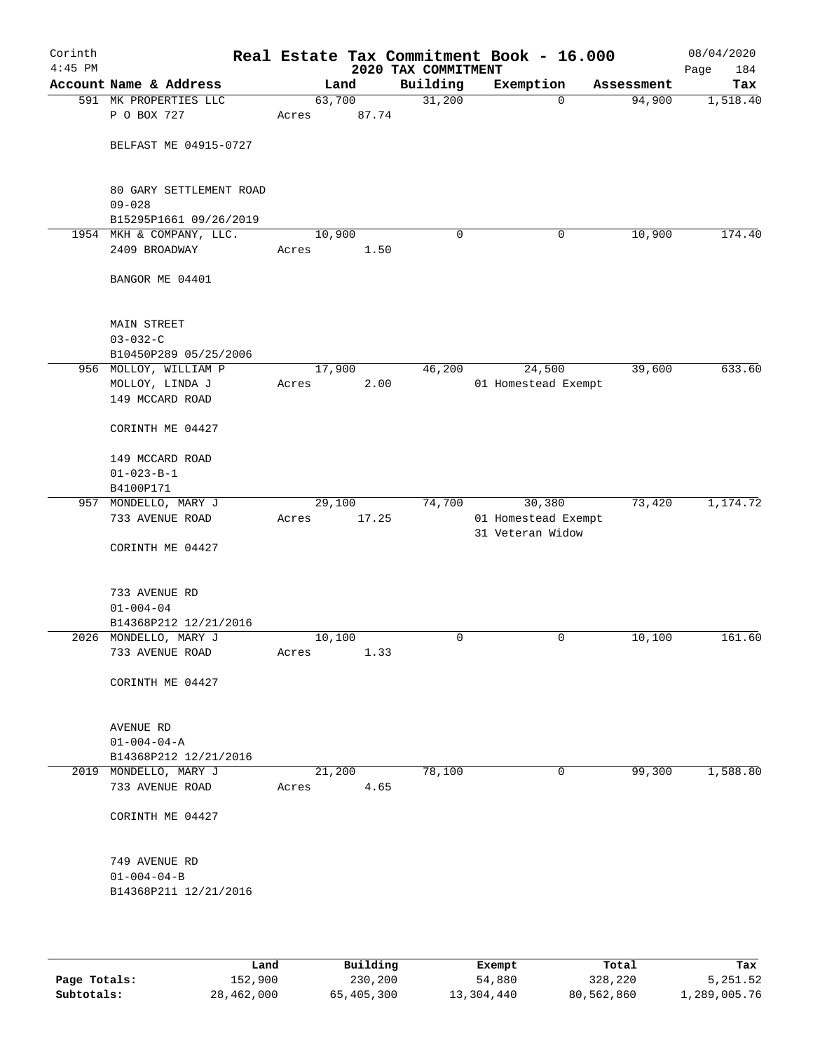# Real Estate Tax Commitment Book - 16.000

## 2020 TAX COMMITMENT

Corinth 4:45 PM — 08/04/2020

| Account Name & Address | Land | Building | Exemption | Assessment | Tax |
|---|---|---|---|---|---|
| 591 MK PROPERTIES LLC<br>P O BOX 727<br><br>BELFAST ME 04915-0727<br><br>80 GARY SETTLEMENT ROAD<br>09-028<br>B15295P1661 09/26/2019 | 63,700<br>Acres 87.74 | 31,200 | 0 | 94,900 | 1,518.40 |
| 1954 MKH & COMPANY, LLC.<br>2409 BROADWAY<br><br>BANGOR ME 04401<br><br>MAIN STREET<br>03-032-C<br>B10450P289 05/25/2006 | 10,900<br>Acres 1.50 | 0 | 0 | 10,900 | 174.40 |
| 956 MOLLOY, WILLIAM P<br>MOLLOY, LINDA J<br>149 MCCARD ROAD<br><br>CORINTH ME 04427<br><br>149 MCCARD ROAD<br>01-023-B-1<br>B4100P171 | 17,900<br>Acres 2.00 | 46,200 | 24,500<br>01 Homestead Exempt | 39,600 | 633.60 |
| 957 MONDELLO, MARY J<br>733 AVENUE ROAD<br><br>CORINTH ME 04427<br><br>733 AVENUE RD<br>01-004-04<br>B14368P212 12/21/2016 | 29,100<br>Acres 17.25 | 74,700 | 30,380<br>01 Homestead Exempt<br>31 Veteran Widow | 73,420 | 1,174.72 |
| 2026 MONDELLO, MARY J<br>733 AVENUE ROAD<br><br>CORINTH ME 04427<br><br>AVENUE RD<br>01-004-04-A<br>B14368P212 12/21/2016 | 10,100<br>Acres 1.33 | 0 | 0 | 10,100 | 161.60 |
| 2019 MONDELLO, MARY J<br>733 AVENUE ROAD<br><br>CORINTH ME 04427<br><br>749 AVENUE RD<br>01-004-04-B<br>B14368P211 12/21/2016 | 21,200<br>Acres 4.65 | 78,100 | 0 | 99,300 | 1,588.80 |

| | Land | Building | Exempt | Total | Tax |
|---|---|---|---|---|---|
| Page Totals: | 152,900 | 230,200 | 54,880 | 328,220 | 5,251.52 |
| Subtotals: | 28,462,000 | 65,405,300 | 13,304,440 | 80,562,860 | 1,289,005.76 |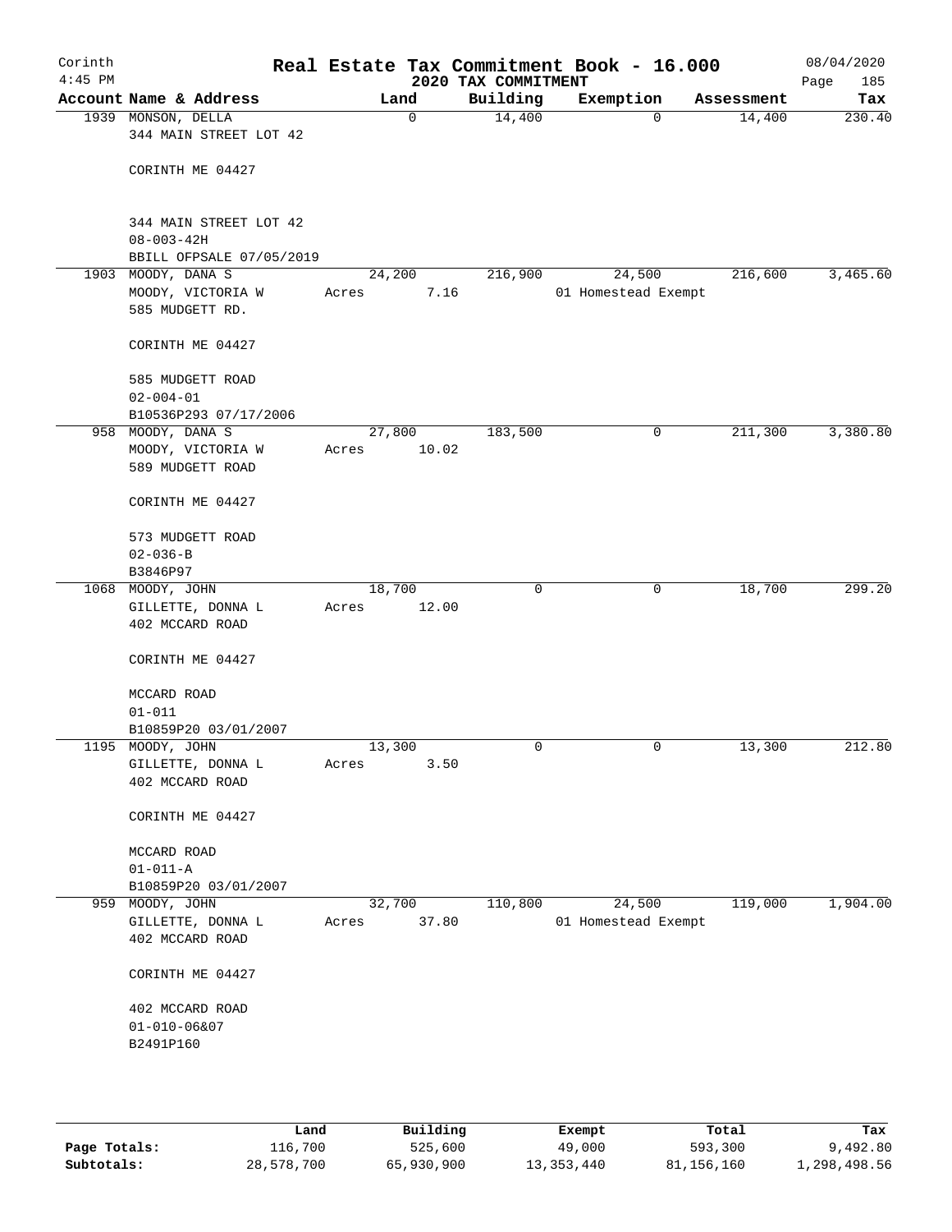# Real Estate Tax Commitment Book - 16.000

Corinth 4:45 PM — 2020 TAX COMMITMENT — 08/04/2020

| Account | Name & Address | Land | Building | Exemption | Assessment | Tax |
|---|---|---|---|---|---|---|
| 1939 | MONSON, DELLA<br>344 MAIN STREET LOT 42<br>CORINTH ME 04427<br>344 MAIN STREET LOT 42<br>08-003-42H<br>BBILL OFPSALE 07/05/2019 | 0 | 14,400 | 0 | 14,400 | 230.40 |
| 1903 | MOODY, DANA S<br>MOODY, VICTORIA W<br>585 MUDGETT RD.<br>CORINTH ME 04427<br>585 MUDGETT ROAD<br>02-004-01<br>B10536P293 07/17/2006 | 24,200<br>Acres 7.16 | 216,900 | 24,500<br>01 Homestead Exempt | 216,600 | 3,465.60 |
| 958 | MOODY, DANA S<br>MOODY, VICTORIA W<br>589 MUDGETT ROAD<br>CORINTH ME 04427<br>573 MUDGETT ROAD<br>02-036-B<br>B3846P97 | 27,800<br>Acres 10.02 | 183,500 | 0 | 211,300 | 3,380.80 |
| 1068 | MOODY, JOHN<br>GILLETTE, DONNA L<br>402 MCCARD ROAD<br>CORINTH ME 04427<br>MCCARD ROAD<br>01-011<br>B10859P20 03/01/2007 | 18,700<br>Acres 12.00 | 0 | 0 | 18,700 | 299.20 |
| 1195 | MOODY, JOHN<br>GILLETTE, DONNA L<br>402 MCCARD ROAD<br>CORINTH ME 04427<br>MCCARD ROAD<br>01-011-A<br>B10859P20 03/01/2007 | 13,300<br>Acres 3.50 | 0 | 0 | 13,300 | 212.80 |
| 959 | MOODY, JOHN<br>GILLETTE, DONNA L<br>402 MCCARD ROAD<br>CORINTH ME 04427<br>402 MCCARD ROAD<br>01-010-06&07<br>B2491P160 | 32,700<br>Acres 37.80 | 110,800 | 24,500<br>01 Homestead Exempt | 119,000 | 1,904.00 |

| | Land | Building | Exempt | Total | Tax |
|---|---|---|---|---|---|
| Page Totals: | 116,700 | 525,600 | 49,000 | 593,300 | 9,492.80 |
| Subtotals: | 28,578,700 | 65,930,900 | 13,353,440 | 81,156,160 | 1,298,498.56 |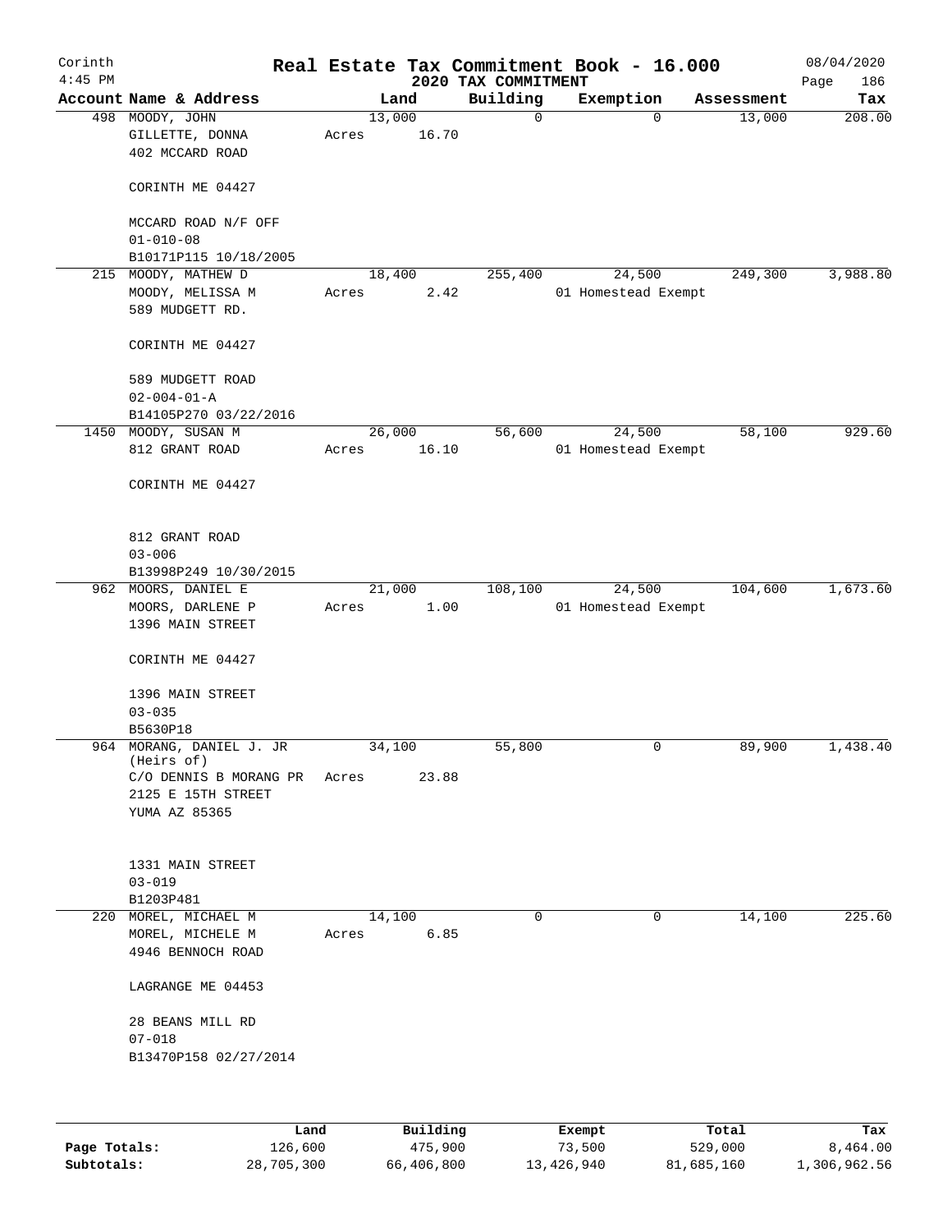# Real Estate Tax Commitment Book - 16.000

Corinth 4:45 PM — 2020 TAX COMMITMENT — 08/04/2020

| Account Name & Address | Land | Building | Exemption | Assessment | Tax |
|---|---|---|---|---|---|
| 498 MOODY, JOHN<br>GILLETTE, DONNA<br>402 MCCARD ROAD<br><br>CORINTH ME 04427<br><br>MCCARD ROAD N/F OFF<br>01-010-08<br>B10171P115 10/18/2005 | 13,000<br>Acres 16.70 | 0 | 0 | 13,000 | 208.00 |
| 215 MOODY, MATHEW D<br>MOODY, MELISSA M<br>589 MUDGETT RD.<br><br>CORINTH ME 04427<br><br>589 MUDGETT ROAD<br>02-004-01-A<br>B14105P270 03/22/2016 | 18,400<br>Acres 2.42 | 255,400 | 24,500<br>01 Homestead Exempt | 249,300 | 3,988.80 |
| 1450 MOODY, SUSAN M<br>812 GRANT ROAD<br><br>CORINTH ME 04427<br><br>812 GRANT ROAD<br>03-006<br>B13998P249 10/30/2015 | 26,000<br>Acres 16.10 | 56,600 | 24,500<br>01 Homestead Exempt | 58,100 | 929.60 |
| 962 MOORS, DANIEL E<br>MOORS, DARLENE P<br>1396 MAIN STREET<br><br>CORINTH ME 04427<br><br>1396 MAIN STREET<br>03-035<br>B5630P18 | 21,000<br>Acres 1.00 | 108,100 | 24,500<br>01 Homestead Exempt | 104,600 | 1,673.60 |
| 964 MORANG, DANIEL J. JR (Heirs of)<br>C/O DENNIS B MORANG PR<br>2125 E 15TH STREET<br>YUMA AZ 85365<br><br>1331 MAIN STREET<br>03-019<br>B1203P481 | 34,100<br>Acres 23.88 | 55,800 | 0 | 89,900 | 1,438.40 |
| 220 MOREL, MICHAEL M<br>MOREL, MICHELE M<br>4946 BENNOCH ROAD<br><br>LAGRANGE ME 04453<br><br>28 BEANS MILL RD<br>07-018<br>B13470P158 02/27/2014 | 14,100<br>Acres 6.85 | 0 | 0 | 14,100 | 225.60 |

| | Land | Building | Exempt | Total | Tax |
|---|---|---|---|---|---|
| Page Totals: | 126,600 | 475,900 | 73,500 | 529,000 | 8,464.00 |
| Subtotals: | 28,705,300 | 66,406,800 | 13,426,940 | 81,685,160 | 1,306,962.56 |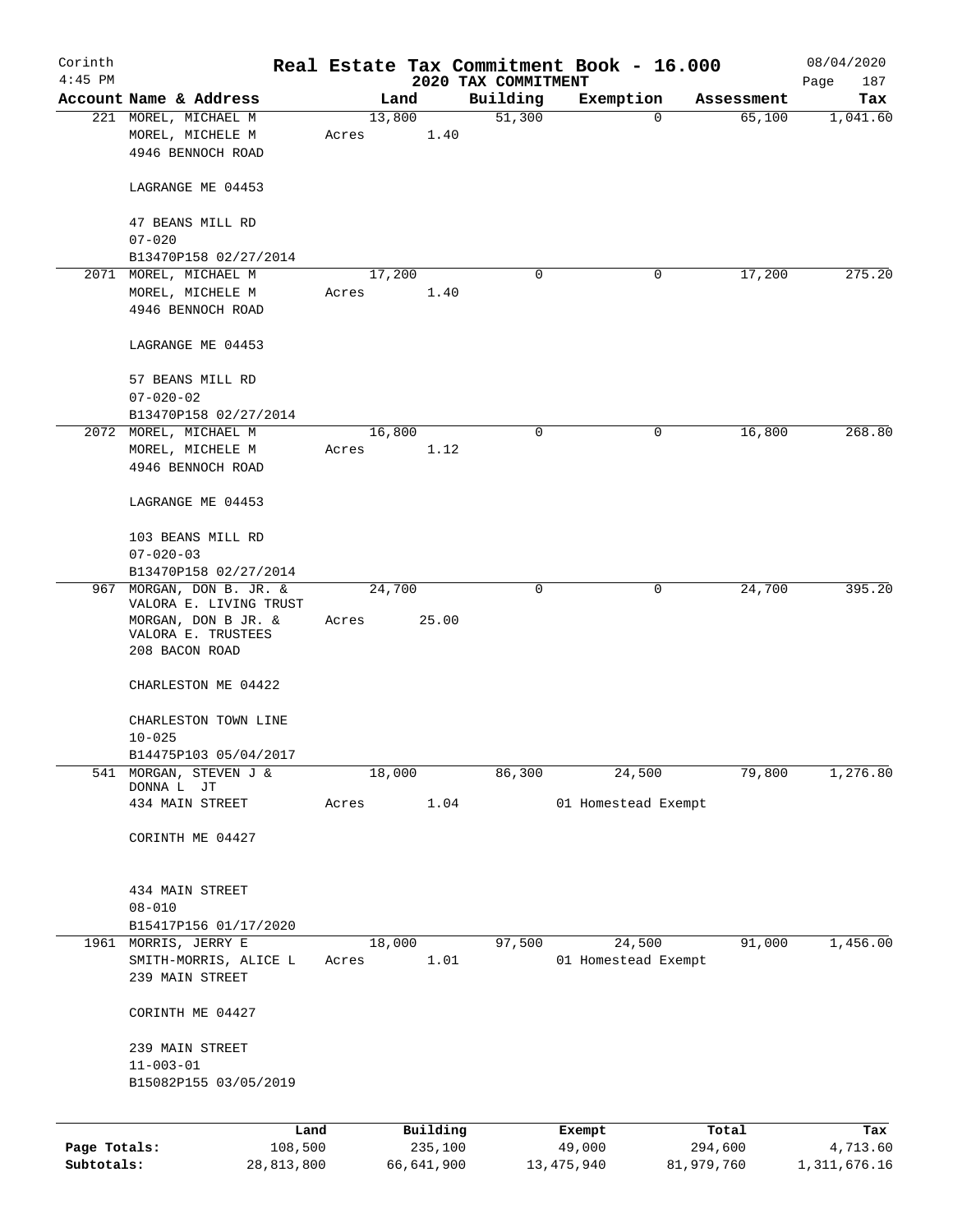Corinth 4:45 PM

# Real Estate Tax Commitment Book - 16.000

## 2020 TAX COMMITMENT

08/04/2020 Page 187

| Account | Name & Address | Land | Building | Exemption | Assessment | Tax |
|---|---|---|---|---|---|---|
| 221 | MOREL, MICHAEL M<br>MOREL, MICHELE M<br>4946 BENNOCH ROAD<br><br>LAGRANGE ME 04453<br><br>47 BEANS MILL RD<br>07-020<br>B13470P158 02/27/2014 | 13,800<br>Acres 1.40 | 51,300 | 0 | 65,100 | 1,041.60 |
| 2071 | MOREL, MICHAEL M<br>MOREL, MICHELE M<br>4946 BENNOCH ROAD<br><br>LAGRANGE ME 04453<br><br>57 BEANS MILL RD<br>07-020-02<br>B13470P158 02/27/2014 | 17,200<br>Acres 1.40 | 0 | 0 | 17,200 | 275.20 |
| 2072 | MOREL, MICHAEL M<br>MOREL, MICHELE M<br>4946 BENNOCH ROAD<br><br>LAGRANGE ME 04453<br><br>103 BEANS MILL RD<br>07-020-03<br>B13470P158 02/27/2014 | 16,800<br>Acres 1.12 | 0 | 0 | 16,800 | 268.80 |
| 967 | MORGAN, DON B. JR. &<br>VALORA E. LIVING TRUST<br>MORGAN, DON B JR. &<br>VALORA E. TRUSTEES<br>208 BACON ROAD<br><br>CHARLESTON ME 04422<br><br>CHARLESTON TOWN LINE<br>10-025<br>B14475P103 05/04/2017 | 24,700<br>Acres 25.00 | 0 | 0 | 24,700 | 395.20 |
| 541 | MORGAN, STEVEN J &<br>DONNA L JT<br>434 MAIN STREET<br><br>CORINTH ME 04427<br><br>434 MAIN STREET<br>08-010<br>B15417P156 01/17/2020 | 18,000<br>Acres 1.04 | 86,300 | 24,500<br>01 Homestead Exempt | 79,800 | 1,276.80 |
| 1961 | MORRIS, JERRY E<br>SMITH-MORRIS, ALICE L<br>239 MAIN STREET<br><br>CORINTH ME 04427<br><br>239 MAIN STREET<br>11-003-01<br>B15082P155 03/05/2019 | 18,000<br>Acres 1.01 | 97,500 | 24,500<br>01 Homestead Exempt | 91,000 | 1,456.00 |

| | Land | Building | Exempt | Total | Tax |
|---|---|---|---|---|---|
| Page Totals: | 108,500 | 235,100 | 49,000 | 294,600 | 4,713.60 |
| Subtotals: | 28,813,800 | 66,641,900 | 13,475,940 | 81,979,760 | 1,311,676.16 |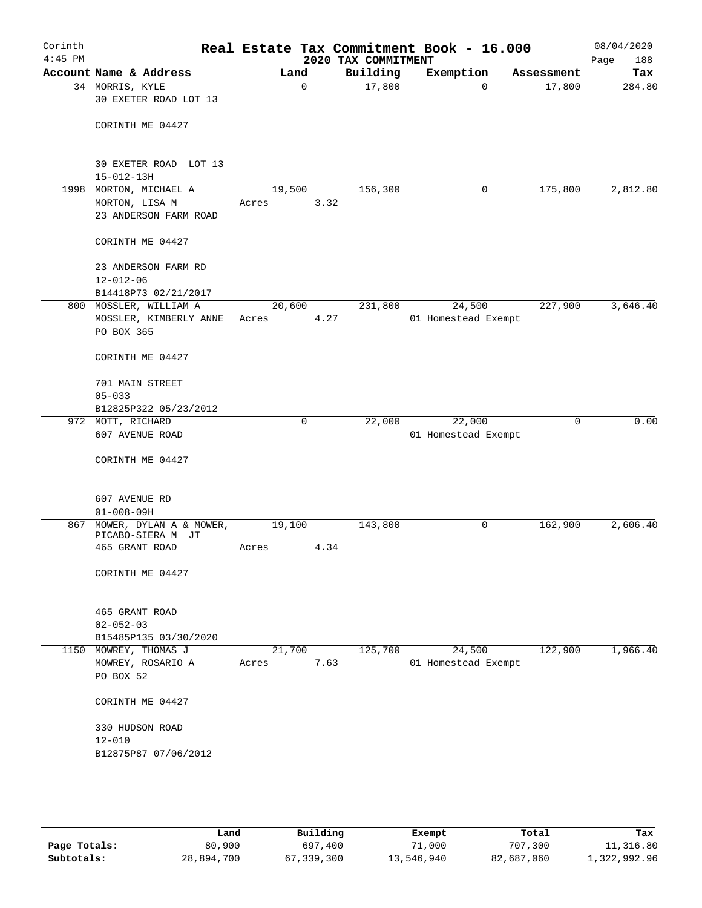Corinth 4:45 PM

# Real Estate Tax Commitment Book - 16.000

## 2020 TAX COMMITMENT

08/04/2020

| Account Name & Address | Land | Building | Exemption | Assessment | Tax |
|---|---|---|---|---|---|
| 34 MORRIS, KYLE<br>30 EXETER ROAD LOT 13<br><br>CORINTH ME 04427<br><br>30 EXETER ROAD LOT 13<br>15-012-13H | 0 | 17,800 | 0 | 17,800 | 284.80 |
| 1998 MORTON, MICHAEL A<br>MORTON, LISA M<br>23 ANDERSON FARM ROAD<br><br>CORINTH ME 04427<br><br>23 ANDERSON FARM RD<br>12-012-06<br>B14418P73 02/21/2017 | 19,500<br>Acres 3.32 | 156,300 | 0 | 175,800 | 2,812.80 |
| 800 MOSSLER, WILLIAM A<br>MOSSLER, KIMBERLY ANNE<br>PO BOX 365<br><br>CORINTH ME 04427<br><br>701 MAIN STREET<br>05-033<br>B12825P322 05/23/2012 | 20,600<br>Acres 4.27 | 231,800 | 24,500<br>01 Homestead Exempt | 227,900 | 3,646.40 |
| 972 MOTT, RICHARD<br>607 AVENUE ROAD<br><br>CORINTH ME 04427<br><br>607 AVENUE RD<br>01-008-09H | 0 | 22,000 | 22,000<br>01 Homestead Exempt | 0 | 0.00 |
| 867 MOWER, DYLAN A & MOWER, PICABO-SIERA M JT<br>465 GRANT ROAD<br><br>CORINTH ME 04427<br><br>465 GRANT ROAD<br>02-052-03<br>B15485P135 03/30/2020 | 19,100<br>Acres 4.34 | 143,800 | 0 | 162,900 | 2,606.40 |
| 1150 MOWREY, THOMAS J<br>MOWREY, ROSARIO A<br>PO BOX 52<br><br>CORINTH ME 04427<br><br>330 HUDSON ROAD<br>12-010<br>B12875P87 07/06/2012 | 21,700<br>Acres 7.63 | 125,700 | 24,500<br>01 Homestead Exempt | 122,900 | 1,966.40 |

| | Land | Building | Exempt | Total | Tax |
|---|---|---|---|---|---|
| Page Totals: | 80,900 | 697,400 | 71,000 | 707,300 | 11,316.80 |
| Subtotals: | 28,894,700 | 67,339,300 | 13,546,940 | 82,687,060 | 1,322,992.96 |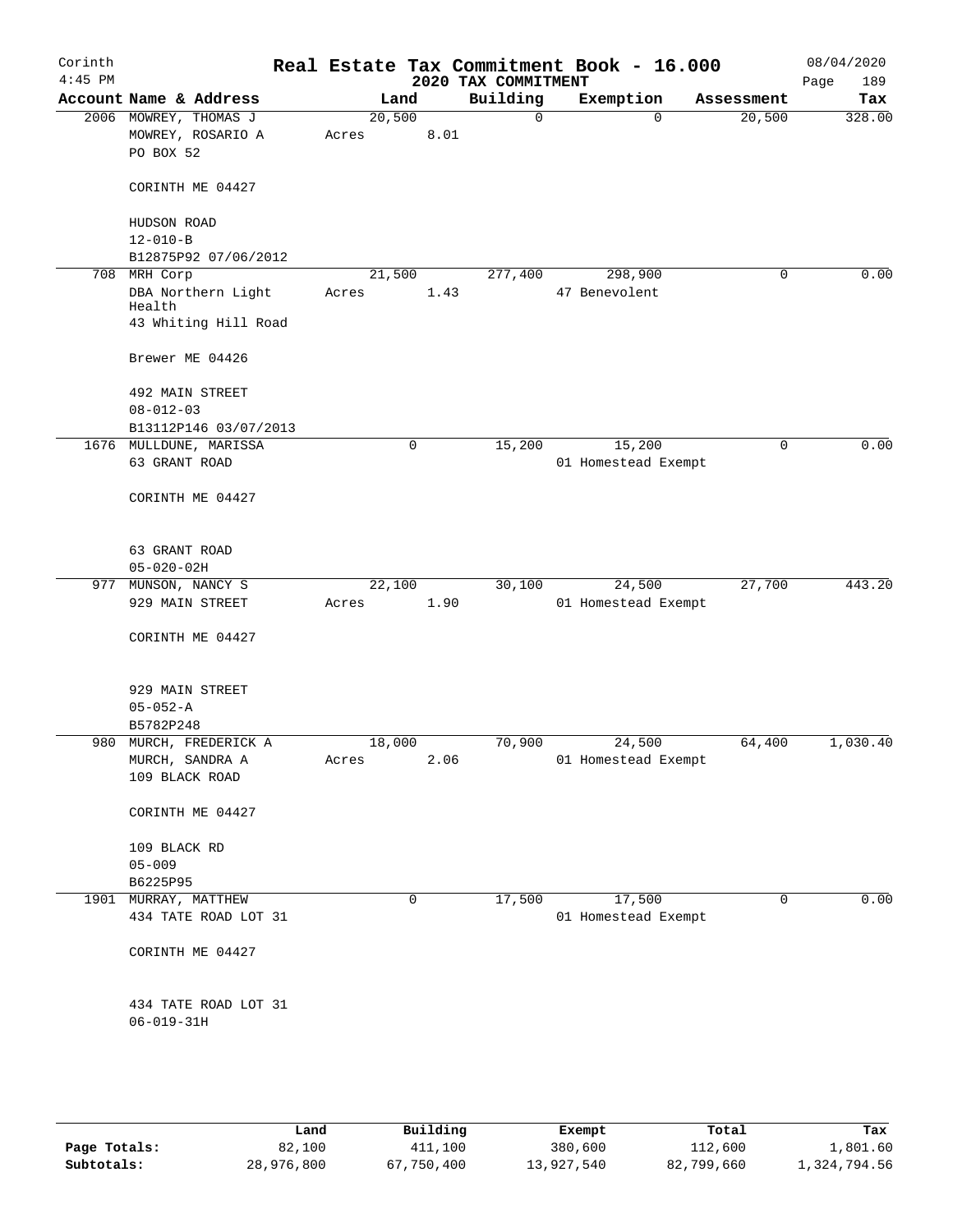# Corinth — Real Estate Tax Commitment Book - 16.000

2020 TAX COMMITMENT

4:45 PM — 08/04/2020 — Page 189

| Account | Name & Address | Land | Building | Exemption | Assessment | Tax |
|---|---|---|---|---|---|---|
| 2006 | MOWREY, THOMAS J<br>MOWREY, ROSARIO A<br>PO BOX 52<br><br>CORINTH ME 04427<br><br>HUDSON ROAD<br>12-010-B<br>B12875P92 07/06/2012 | 20,500<br>Acres 8.01 | 0 | 0 | 20,500 | 328.00 |
| 708 | MRH Corp<br>DBA Northern Light Health<br>43 Whiting Hill Road<br><br>Brewer ME 04426<br><br>492 MAIN STREET<br>08-012-03<br>B13112P146 03/07/2013 | 21,500<br>Acres 1.43 | 277,400 | 298,900<br>47 Benevolent | 0 | 0.00 |
| 1676 | MULLDUNE, MARISSA<br>63 GRANT ROAD<br><br>CORINTH ME 04427<br><br>63 GRANT ROAD<br>05-020-02H | 0 | 15,200 | 15,200<br>01 Homestead Exempt | 0 | 0.00 |
| 977 | MUNSON, NANCY S<br>929 MAIN STREET<br><br>CORINTH ME 04427<br><br>929 MAIN STREET<br>05-052-A<br>B5782P248 | 22,100<br>Acres 1.90 | 30,100 | 24,500<br>01 Homestead Exempt | 27,700 | 443.20 |
| 980 | MURCH, FREDERICK A<br>MURCH, SANDRA A<br>109 BLACK ROAD<br><br>CORINTH ME 04427<br><br>109 BLACK RD<br>05-009<br>B6225P95 | 18,000<br>Acres 2.06 | 70,900 | 24,500<br>01 Homestead Exempt | 64,400 | 1,030.40 |
| 1901 | MURRAY, MATTHEW<br>434 TATE ROAD LOT 31<br><br>CORINTH ME 04427<br><br>434 TATE ROAD LOT 31<br>06-019-31H | 0 | 17,500 | 17,500<br>01 Homestead Exempt | 0 | 0.00 |

| | Land | Building | Exempt | Total | Tax |
|---|---|---|---|---|---|
| Page Totals: | 82,100 | 411,100 | 380,600 | 112,600 | 1,801.60 |
| Subtotals: | 28,976,800 | 67,750,400 | 13,927,540 | 82,799,660 | 1,324,794.56 |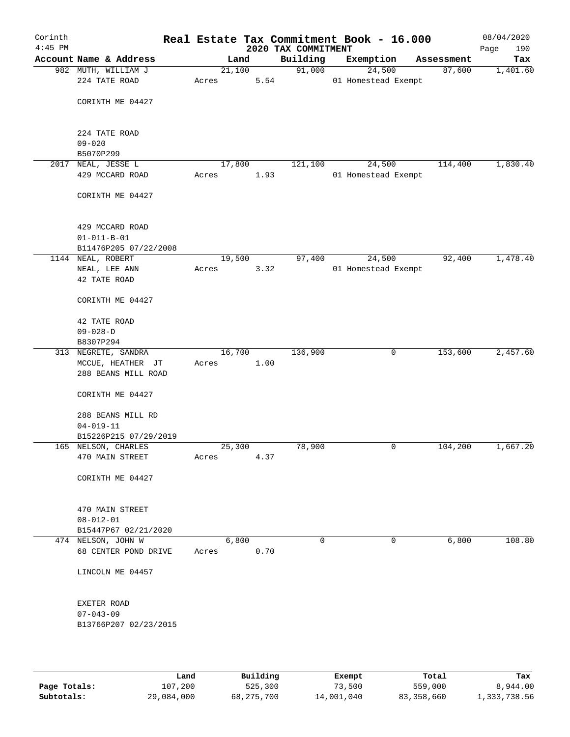# Real Estate Tax Commitment Book - 16.000

Corinth 4:45 PM — 2020 TAX COMMITMENT — 08/04/2020

| Account Name & Address | Land | Building | Exemption | Assessment | Tax |
|---|---|---|---|---|---|
| 982 MUTH, WILLIAM J<br>224 TATE ROAD<br><br>CORINTH ME 04427<br><br>224 TATE ROAD<br>09-020<br>B5070P299 | 21,100<br>Acres 5.54 | 91,000 | 24,500<br>01 Homestead Exempt | 87,600 | 1,401.60 |
| 2017 NEAL, JESSE L<br>429 MCCARD ROAD<br><br>CORINTH ME 04427<br><br>429 MCCARD ROAD<br>01-011-B-01<br>B11476P205 07/22/2008 | 17,800<br>Acres 1.93 | 121,100 | 24,500<br>01 Homestead Exempt | 114,400 | 1,830.40 |
| 1144 NEAL, ROBERT<br>NEAL, LEE ANN<br>42 TATE ROAD<br><br>CORINTH ME 04427<br><br>42 TATE ROAD<br>09-028-D<br>B8307P294 | 19,500<br>Acres 3.32 | 97,400 | 24,500<br>01 Homestead Exempt | 92,400 | 1,478.40 |
| 313 NEGRETE, SANDRA<br>MCCUE, HEATHER JT<br>288 BEANS MILL ROAD<br><br>CORINTH ME 04427<br><br>288 BEANS MILL RD<br>04-019-11<br>B15226P215 07/29/2019 | 16,700<br>Acres 1.00 | 136,900 | 0 | 153,600 | 2,457.60 |
| 165 NELSON, CHARLES<br>470 MAIN STREET<br><br>CORINTH ME 04427<br><br>470 MAIN STREET<br>08-012-01<br>B15447P67 02/21/2020 | 25,300<br>Acres 4.37 | 78,900 | 0 | 104,200 | 1,667.20 |
| 474 NELSON, JOHN W<br>68 CENTER POND DRIVE<br><br>LINCOLN ME 04457<br><br>EXETER ROAD<br>07-043-09<br>B13766P207 02/23/2015 | 6,800<br>Acres 0.70 | 0 | 0 | 6,800 | 108.80 |

| | Land | Building | Exempt | Total | Tax |
|---|---|---|---|---|---|
| Page Totals: | 107,200 | 525,300 | 73,500 | 559,000 | 8,944.00 |
| Subtotals: | 29,084,000 | 68,275,700 | 14,001,040 | 83,358,660 | 1,333,738.56 |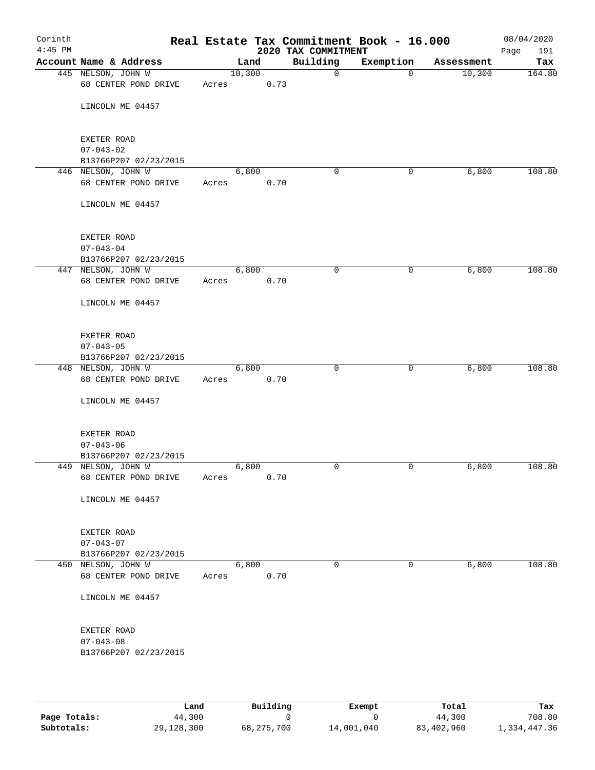Corinth
4:45 PM

# Real Estate Tax Commitment Book - 16.000

## 2020 TAX COMMITMENT

08/04/2020

| Account Name & Address | Land | Building | Exemption | Assessment | Tax |
|---|---|---|---|---|---|
| 445 NELSON, JOHN W<br>68 CENTER POND DRIVE<br><br>LINCOLN ME 04457<br><br>EXETER ROAD<br>07-043-02<br>B13766P207 02/23/2015 | 10,300<br>Acres 0.73 | 0 | 0 | 10,300 | 164.80 |
| 446 NELSON, JOHN W<br>68 CENTER POND DRIVE<br><br>LINCOLN ME 04457<br><br>EXETER ROAD<br>07-043-04<br>B13766P207 02/23/2015 | 6,800<br>Acres 0.70 | 0 | 0 | 6,800 | 108.80 |
| 447 NELSON, JOHN W<br>68 CENTER POND DRIVE<br><br>LINCOLN ME 04457<br><br>EXETER ROAD<br>07-043-05<br>B13766P207 02/23/2015 | 6,800<br>Acres 0.70 | 0 | 0 | 6,800 | 108.80 |
| 448 NELSON, JOHN W<br>68 CENTER POND DRIVE<br><br>LINCOLN ME 04457<br><br>EXETER ROAD<br>07-043-06<br>B13766P207 02/23/2015 | 6,800<br>Acres 0.70 | 0 | 0 | 6,800 | 108.80 |
| 449 NELSON, JOHN W<br>68 CENTER POND DRIVE<br><br>LINCOLN ME 04457<br><br>EXETER ROAD<br>07-043-07<br>B13766P207 02/23/2015 | 6,800<br>Acres 0.70 | 0 | 0 | 6,800 | 108.80 |
| 450 NELSON, JOHN W<br>68 CENTER POND DRIVE<br><br>LINCOLN ME 04457<br><br>EXETER ROAD<br>07-043-08<br>B13766P207 02/23/2015 | 6,800<br>Acres 0.70 | 0 | 0 | 6,800 | 108.80 |

| | Land | Building | Exempt | Total | Tax |
|---|---|---|---|---|---|
| Page Totals: | 44,300 | 0 | 0 | 44,300 | 708.80 |
| Subtotals: | 29,128,300 | 68,275,700 | 14,001,040 | 83,402,960 | 1,334,447.36 |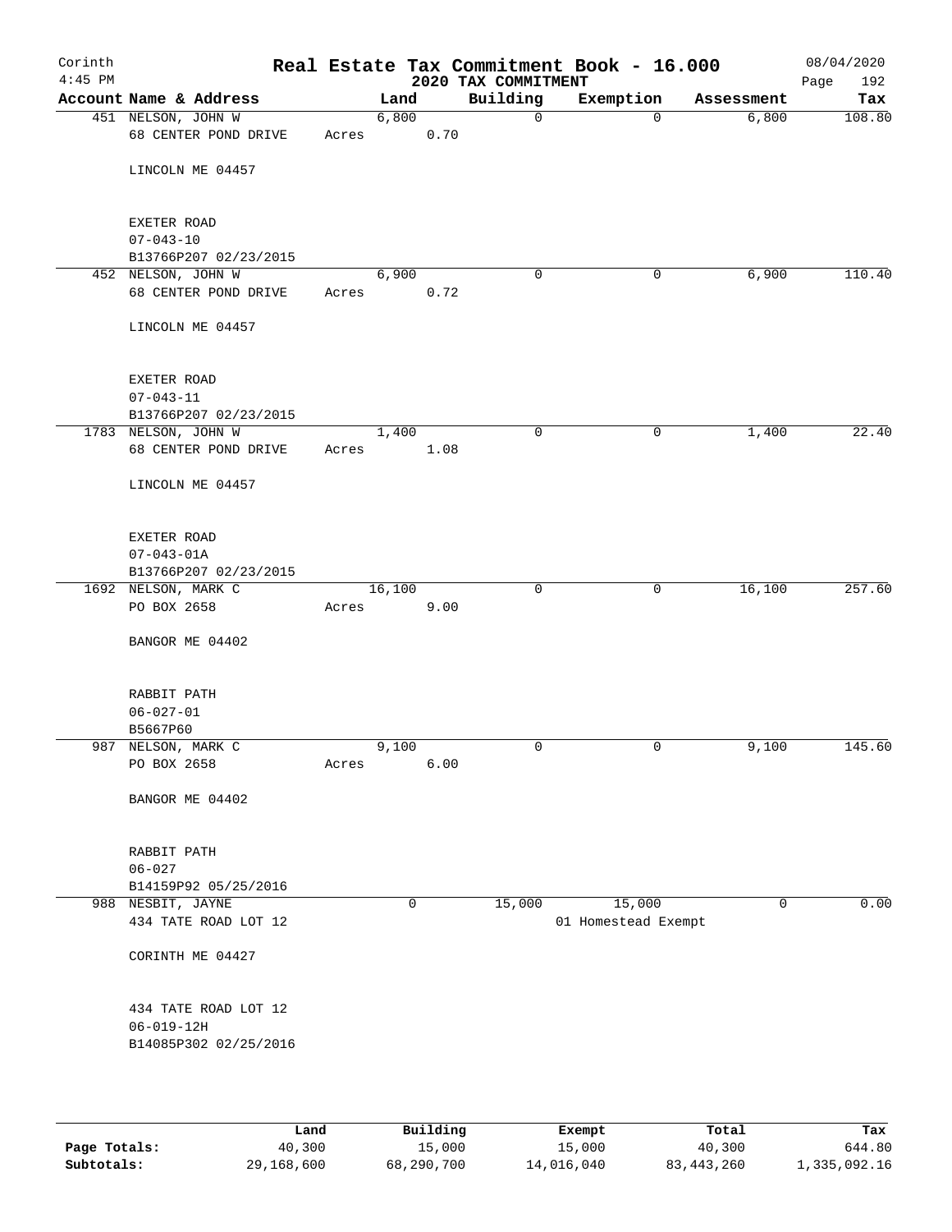# Real Estate Tax Commitment Book - 16.000

Corinth 4:45 PM — 2020 TAX COMMITMENT — 08/04/2020

| Account Name & Address | Land | Building | Exemption | Assessment | Tax |
|---|---|---|---|---|---|
| 451 NELSON, JOHN W<br>68 CENTER POND DRIVE<br><br>LINCOLN ME 04457<br><br>EXETER ROAD<br>07-043-10<br>B13766P207 02/23/2015 | 6,800<br>Acres 0.70 | 0 | 0 | 6,800 | 108.80 |
| 452 NELSON, JOHN W<br>68 CENTER POND DRIVE<br><br>LINCOLN ME 04457<br><br>EXETER ROAD<br>07-043-11<br>B13766P207 02/23/2015 | 6,900<br>Acres 0.72 | 0 | 0 | 6,900 | 110.40 |
| 1783 NELSON, JOHN W<br>68 CENTER POND DRIVE<br><br>LINCOLN ME 04457<br><br>EXETER ROAD<br>07-043-01A<br>B13766P207 02/23/2015 | 1,400<br>Acres 1.08 | 0 | 0 | 1,400 | 22.40 |
| 1692 NELSON, MARK C<br>PO BOX 2658<br><br>BANGOR ME 04402<br><br>RABBIT PATH<br>06-027-01<br>B5667P60 | 16,100<br>Acres 9.00 | 0 | 0 | 16,100 | 257.60 |
| 987 NELSON, MARK C<br>PO BOX 2658<br><br>BANGOR ME 04402<br><br>RABBIT PATH<br>06-027<br>B14159P92 05/25/2016 | 9,100<br>Acres 6.00 | 0 | 0 | 9,100 | 145.60 |
| 988 NESBIT, JAYNE<br>434 TATE ROAD LOT 12<br><br>CORINTH ME 04427<br><br>434 TATE ROAD LOT 12<br>06-019-12H<br>B14085P302 02/25/2016 | 0 | 15,000 | 15,000<br>01 Homestead Exempt | 0 | 0.00 |

| | Land | Building | Exempt | Total | Tax |
|---|---|---|---|---|---|
| Page Totals: | 40,300 | 15,000 | 15,000 | 40,300 | 644.80 |
| Subtotals: | 29,168,600 | 68,290,700 | 14,016,040 | 83,443,260 | 1,335,092.16 |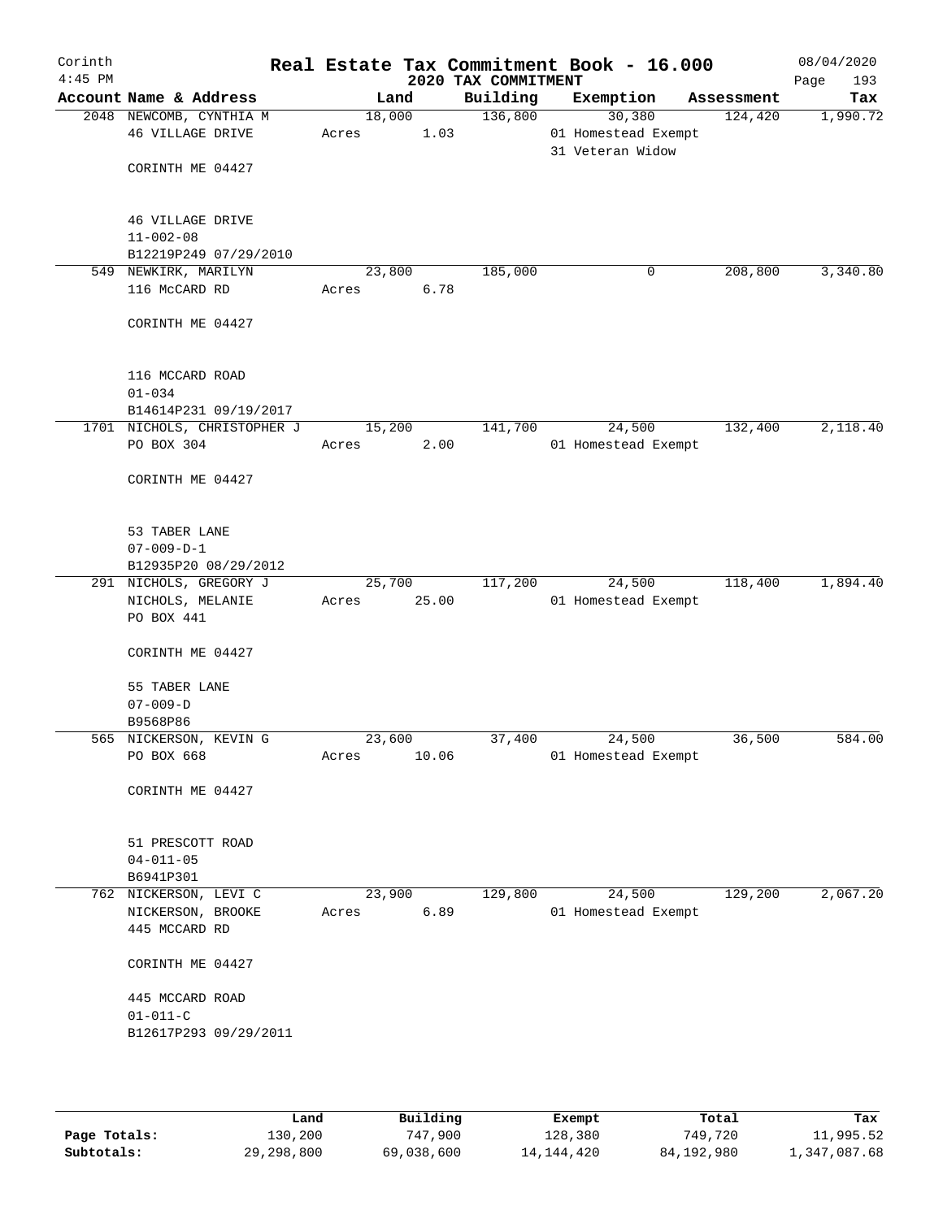Corinth 4:45 PM

# Real Estate Tax Commitment Book - 16.000

## 2020 TAX COMMITMENT

08/04/2020

| Account | Name & Address | Land | Building | Exemption | Assessment | Tax |
|---|---|---|---|---|---|---|
| 2048 | NEWCOMB, CYNTHIA M<br>46 VILLAGE DRIVE<br>CORINTH ME 04427<br>46 VILLAGE DRIVE<br>11-002-08<br>B12219P249 07/29/2010 | 18,000<br>Acres 1.03 | 136,800 | 30,380<br>01 Homestead Exempt<br>31 Veteran Widow | 124,420 | 1,990.72 |
| 549 | NEWKIRK, MARILYN<br>116 McCARD RD<br>CORINTH ME 04427<br>116 MCCARD ROAD<br>01-034<br>B14614P231 09/19/2017 | 23,800<br>Acres 6.78 | 185,000 | 0 | 208,800 | 3,340.80 |
| 1701 | NICHOLS, CHRISTOPHER J<br>PO BOX 304<br>CORINTH ME 04427<br>53 TABER LANE<br>07-009-D-1<br>B12935P20 08/29/2012 | 15,200<br>Acres 2.00 | 141,700 | 24,500<br>01 Homestead Exempt | 132,400 | 2,118.40 |
| 291 | NICHOLS, GREGORY J<br>NICHOLS, MELANIE<br>PO BOX 441<br>CORINTH ME 04427<br>55 TABER LANE<br>07-009-D<br>B9568P86 | 25,700<br>Acres 25.00 | 117,200 | 24,500<br>01 Homestead Exempt | 118,400 | 1,894.40 |
| 565 | NICKERSON, KEVIN G<br>PO BOX 668<br>CORINTH ME 04427<br>51 PRESCOTT ROAD<br>04-011-05<br>B6941P301 | 23,600<br>Acres 10.06 | 37,400 | 24,500<br>01 Homestead Exempt | 36,500 | 584.00 |
| 762 | NICKERSON, LEVI C<br>NICKERSON, BROOKE<br>445 MCCARD RD<br>CORINTH ME 04427<br>445 MCCARD ROAD<br>01-011-C<br>B12617P293 09/29/2011 | 23,900<br>Acres 6.89 | 129,800 | 24,500<br>01 Homestead Exempt | 129,200 | 2,067.20 |

| | Land | Building | Exempt | Total | Tax |
|---|---|---|---|---|---|
| Page Totals: | 130,200 | 747,900 | 128,380 | 749,720 | 11,995.52 |
| Subtotals: | 29,298,800 | 69,038,600 | 14,144,420 | 84,192,980 | 1,347,087.68 |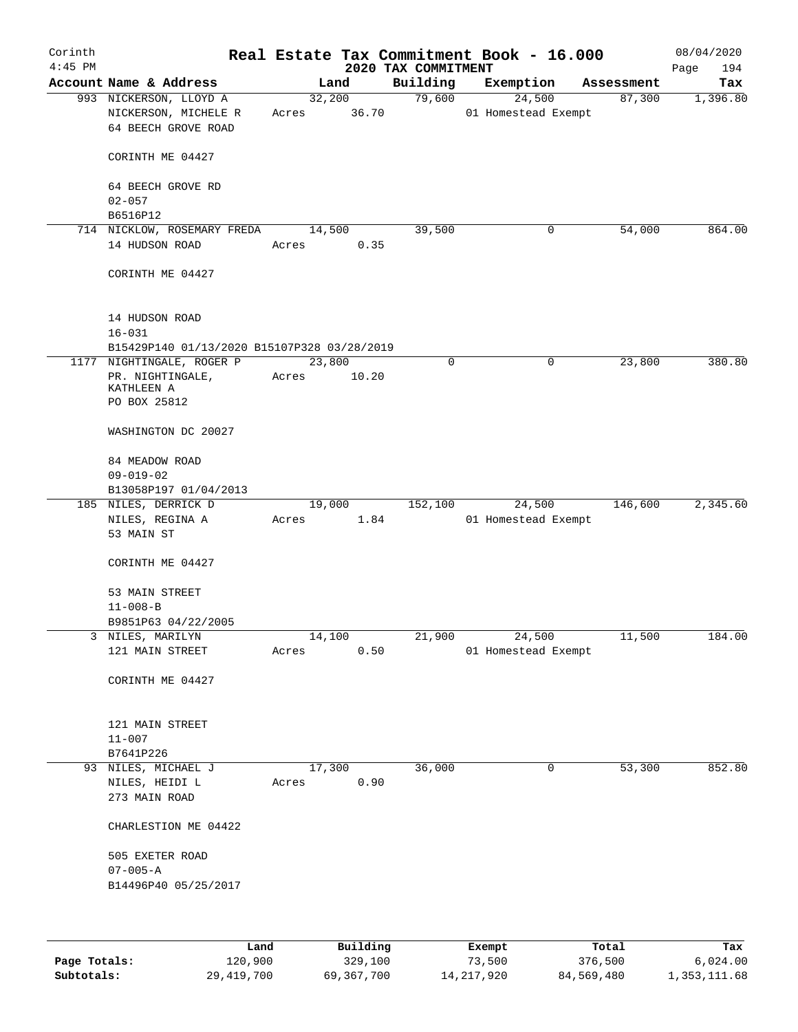Corinth 4:45 PM

# Real Estate Tax Commitment Book - 16.000

## 2020 TAX COMMITMENT

08/04/2020 Page 194

| Account Name & Address | Land | Building | Exemption | Assessment | Tax |
|---|---|---|---|---|---|
| 993 NICKERSON, LLOYD A<br>NICKERSON, MICHELE R<br>64 BEECH GROVE ROAD<br><br>CORINTH ME 04427<br><br>64 BEECH GROVE RD<br>02-057<br>B6516P12 | 32,200<br>Acres 36.70 | 79,600 | 24,500<br>01 Homestead Exempt | 87,300 | 1,396.80 |
| 714 NICKLOW, ROSEMARY FREDA<br>14 HUDSON ROAD<br><br>CORINTH ME 04427<br><br>14 HUDSON ROAD<br>16-031<br>B15429P140 01/13/2020 B15107P328 03/28/2019 | 14,500<br>Acres 0.35 | 39,500 | 0 | 54,000 | 864.00 |
| 1177 NIGHTINGALE, ROGER P<br>PR. NIGHTINGALE, KATHLEEN A<br>PO BOX 25812<br><br>WASHINGTON DC 20027<br><br>84 MEADOW ROAD<br>09-019-02<br>B13058P197 01/04/2013 | 23,800<br>Acres 10.20 | 0 | 0 | 23,800 | 380.80 |
| 185 NILES, DERRICK D<br>NILES, REGINA A<br>53 MAIN ST<br><br>CORINTH ME 04427<br><br>53 MAIN STREET<br>11-008-B<br>B9851P63 04/22/2005 | 19,000<br>Acres 1.84 | 152,100 | 24,500<br>01 Homestead Exempt | 146,600 | 2,345.60 |
| 3 NILES, MARILYN<br>121 MAIN STREET<br><br>CORINTH ME 04427<br><br>121 MAIN STREET<br>11-007<br>B7641P226 | 14,100<br>Acres 0.50 | 21,900 | 24,500<br>01 Homestead Exempt | 11,500 | 184.00 |
| 93 NILES, MICHAEL J<br>NILES, HEIDI L<br>273 MAIN ROAD<br><br>CHARLESTION ME 04422<br><br>505 EXETER ROAD<br>07-005-A<br>B14496P40 05/25/2017 | 17,300<br>Acres 0.90 | 36,000 | 0 | 53,300 | 852.80 |

| | Land | Building | Exempt | Total | Tax |
|---|---|---|---|---|---|
| Page Totals: | 120,900 | 329,100 | 73,500 | 376,500 | 6,024.00 |
| Subtotals: | 29,419,700 | 69,367,700 | 14,217,920 | 84,569,480 | 1,353,111.68 |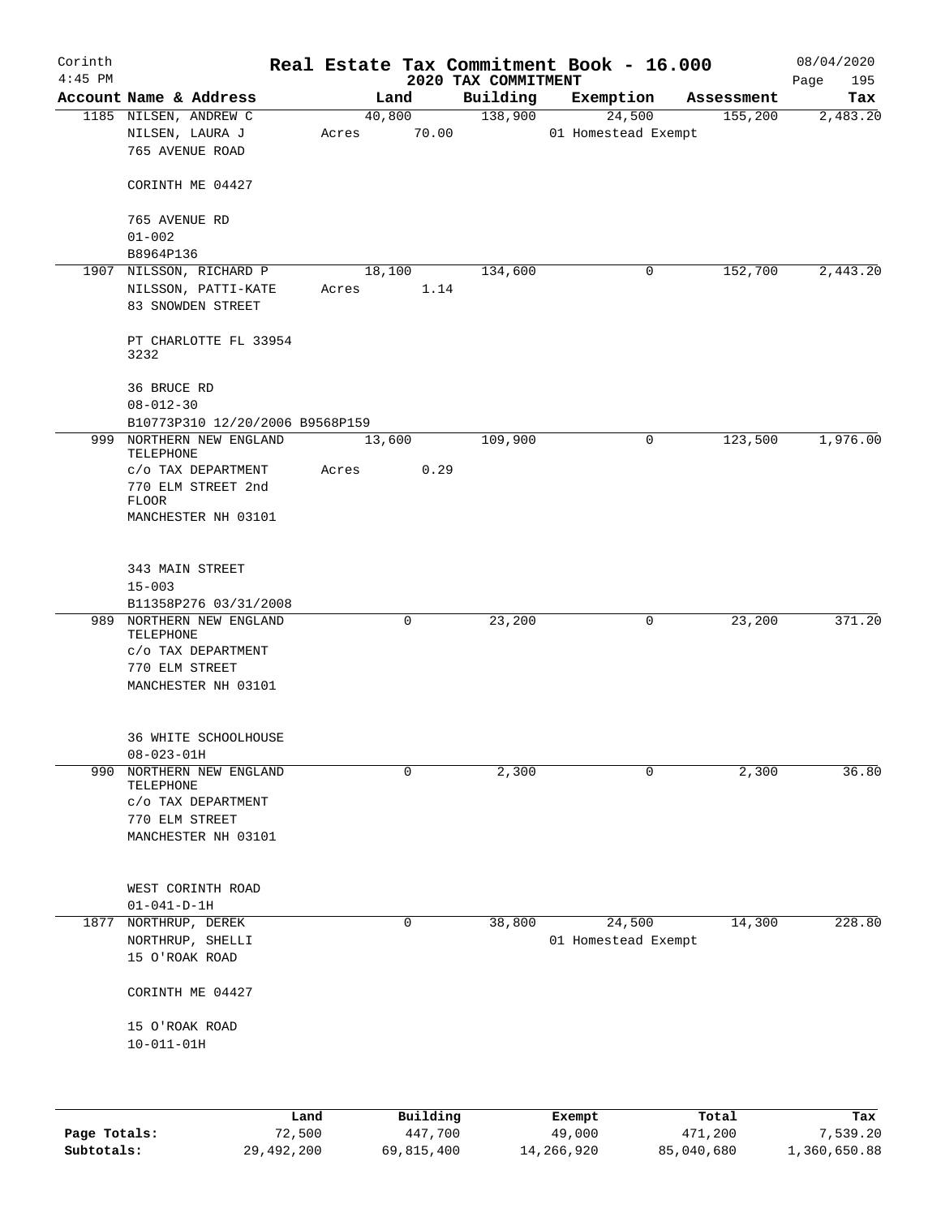Corinth
4:45 PM

# Real Estate Tax Commitment Book - 16.000

## 2020 TAX COMMITMENT

08/04/2020
Page 195

| Account Name & Address | Land | Building | Exemption | Assessment | Tax |
|---|---|---|---|---|---|
| 1185 NILSEN, ANDREW C<br>NILSEN, LAURA J<br>765 AVENUE ROAD<br><br>CORINTH ME 04427<br><br>765 AVENUE RD<br>01-002<br>B8964P136 | 40,800<br>Acres 70.00 | 138,900 | 24,500<br>01 Homestead Exempt | 155,200 | 2,483.20 |
| 1907 NILSSON, RICHARD P<br>NILSSON, PATTI-KATE<br>83 SNOWDEN STREET<br><br>PT CHARLOTTE FL 33954 3232<br><br>36 BRUCE RD<br>08-012-30<br>B10773P310 12/20/2006 B9568P159 | 18,100<br>Acres 1.14 | 134,600 | 0 | 152,700 | 2,443.20 |
| 999 NORTHERN NEW ENGLAND TELEPHONE<br>c/o TAX DEPARTMENT<br>770 ELM STREET 2nd FLOOR<br>MANCHESTER NH 03101<br><br>343 MAIN STREET<br>15-003<br>B11358P276 03/31/2008 | 13,600<br>Acres 0.29 | 109,900 | 0 | 123,500 | 1,976.00 |
| 989 NORTHERN NEW ENGLAND TELEPHONE<br>c/o TAX DEPARTMENT<br>770 ELM STREET<br>MANCHESTER NH 03101<br><br>36 WHITE SCHOOLHOUSE<br>08-023-01H | 0 | 23,200 | 0 | 23,200 | 371.20 |
| 990 NORTHERN NEW ENGLAND TELEPHONE<br>c/o TAX DEPARTMENT<br>770 ELM STREET<br>MANCHESTER NH 03101<br><br>WEST CORINTH ROAD<br>01-041-D-1H | 0 | 2,300 | 0 | 2,300 | 36.80 |
| 1877 NORTHRUP, DEREK<br>NORTHRUP, SHELLI<br>15 O'ROAK ROAD<br><br>CORINTH ME 04427<br><br>15 O'ROAK ROAD<br>10-011-01H | 0 | 38,800 | 24,500<br>01 Homestead Exempt | 14,300 | 228.80 |

| | Land | Building | Exempt | Total | Tax |
|---|---|---|---|---|---|
| Page Totals: | 72,500 | 447,700 | 49,000 | 471,200 | 7,539.20 |
| Subtotals: | 29,492,200 | 69,815,400 | 14,266,920 | 85,040,680 | 1,360,650.88 |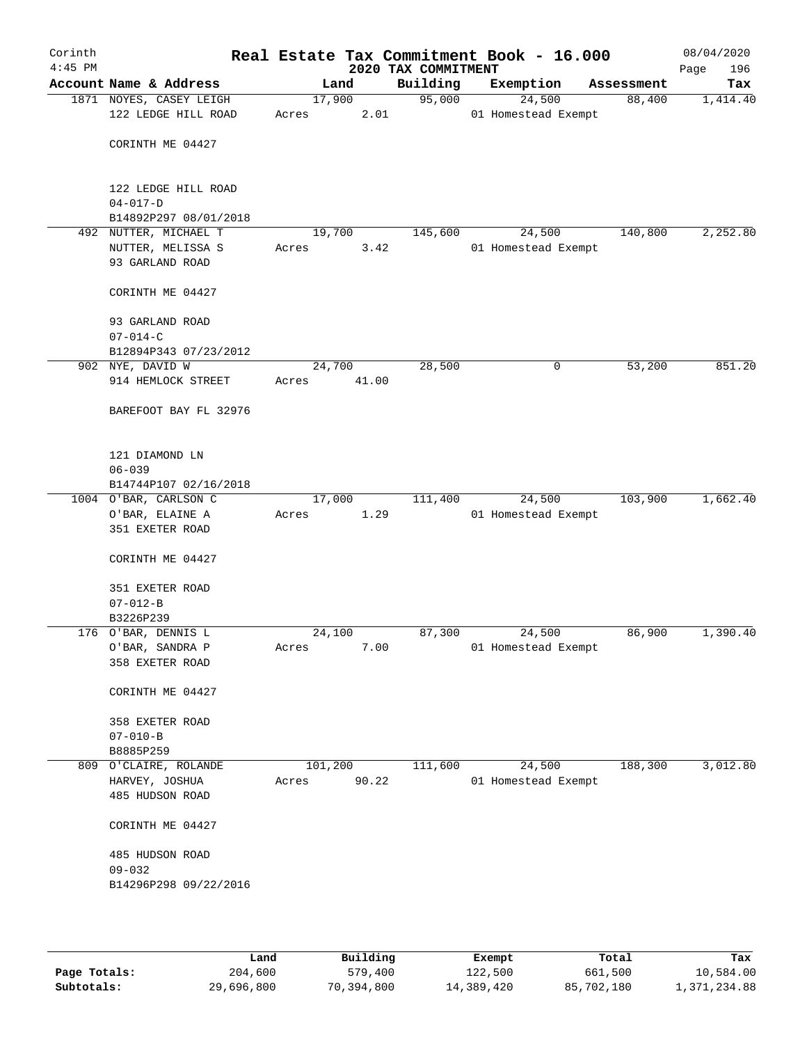# Real Estate Tax Commitment Book - 16.000

Corinth
4:45 PM

2020 TAX COMMITMENT

08/04/2020
Page 196

| Account | Name & Address | Land | Building | Exemption | Assessment | Tax |
|---|---|---|---|---|---|---|
| 1871 | NOYES, CASEY LEIGH<br>122 LEDGE HILL ROAD<br><br>CORINTH ME 04427<br><br>122 LEDGE HILL ROAD<br>04-017-D<br>B14892P297 08/01/2018 | 17,900<br>Acres 2.01 | 95,000 | 24,500<br>01 Homestead Exempt | 88,400 | 1,414.40 |
| 492 | NUTTER, MICHAEL T<br>NUTTER, MELISSA S<br>93 GARLAND ROAD<br><br>CORINTH ME 04427<br><br>93 GARLAND ROAD<br>07-014-C<br>B12894P343 07/23/2012 | 19,700<br>Acres 3.42 | 145,600 | 24,500<br>01 Homestead Exempt | 140,800 | 2,252.80 |
| 902 | NYE, DAVID W<br>914 HEMLOCK STREET<br><br>BAREFOOT BAY FL 32976<br><br>121 DIAMOND LN<br>06-039<br>B14744P107 02/16/2018 | 24,700<br>Acres 41.00 | 28,500 | 0 | 53,200 | 851.20 |
| 1004 | O'BAR, CARLSON C<br>O'BAR, ELAINE A<br>351 EXETER ROAD<br><br>CORINTH ME 04427<br><br>351 EXETER ROAD<br>07-012-B<br>B3226P239 | 17,000<br>Acres 1.29 | 111,400 | 24,500<br>01 Homestead Exempt | 103,900 | 1,662.40 |
| 176 | O'BAR, DENNIS L<br>O'BAR, SANDRA P<br>358 EXETER ROAD<br><br>CORINTH ME 04427<br><br>358 EXETER ROAD<br>07-010-B<br>B8885P259 | 24,100<br>Acres 7.00 | 87,300 | 24,500<br>01 Homestead Exempt | 86,900 | 1,390.40 |
| 809 | O'CLAIRE, ROLANDE<br>HARVEY, JOSHUA<br>485 HUDSON ROAD<br><br>CORINTH ME 04427<br><br>485 HUDSON ROAD<br>09-032<br>B14296P298 09/22/2016 | 101,200<br>Acres 90.22 | 111,600 | 24,500<br>01 Homestead Exempt | 188,300 | 3,012.80 |

| | Land | Building | Exempt | Total | Tax |
|---|---|---|---|---|---|
| **Page Totals:** | 204,600 | 579,400 | 122,500 | 661,500 | 10,584.00 |
| **Subtotals:** | 29,696,800 | 70,394,800 | 14,389,420 | 85,702,180 | 1,371,234.88 |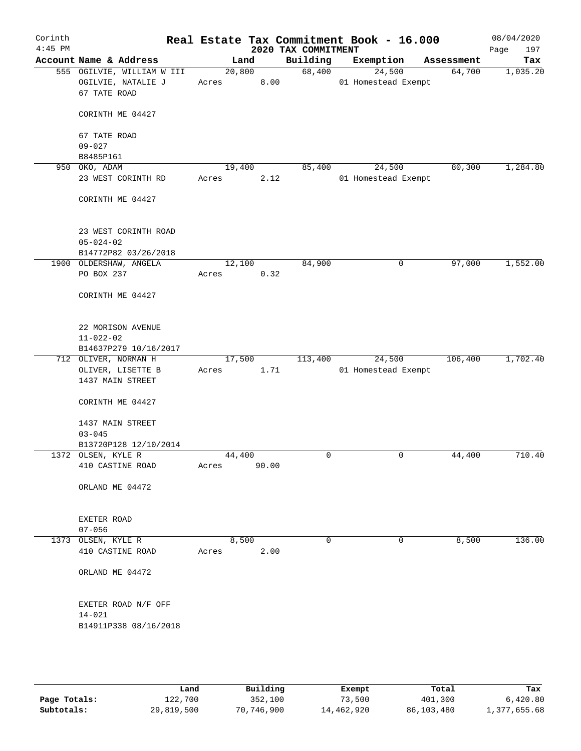Corinth 4:45 PM — Real Estate Tax Commitment Book - 16.000 — 2020 TAX COMMITMENT — 08/04/2020

| Account Name & Address | Land | Building | Exemption | Assessment | Tax |
|---|---|---|---|---|---|
| 555 OGILVIE, WILLIAM W III<br>OGILVIE, NATALIE J<br>67 TATE ROAD<br><br>CORINTH ME 04427<br><br>67 TATE ROAD<br>09-027<br>B8485P161 | 20,800<br>Acres 8.00 | 68,400 | 24,500<br>01 Homestead Exempt | 64,700 | 1,035.20 |
| 950 OKO, ADAM<br>23 WEST CORINTH RD<br><br>CORINTH ME 04427<br><br>23 WEST CORINTH ROAD<br>05-024-02<br>B14772P82 03/26/2018 | 19,400<br>Acres 2.12 | 85,400 | 24,500<br>01 Homestead Exempt | 80,300 | 1,284.80 |
| 1900 OLDERSHAW, ANGELA<br>PO BOX 237<br><br>CORINTH ME 04427<br><br>22 MORISON AVENUE<br>11-022-02<br>B14637P279 10/16/2017 | 12,100<br>Acres 0.32 | 84,900 | 0 | 97,000 | 1,552.00 |
| 712 OLIVER, NORMAN H<br>OLIVER, LISETTE B<br>1437 MAIN STREET<br><br>CORINTH ME 04427<br><br>1437 MAIN STREET<br>03-045<br>B13720P128 12/10/2014 | 17,500<br>Acres 1.71 | 113,400 | 24,500<br>01 Homestead Exempt | 106,400 | 1,702.40 |
| 1372 OLSEN, KYLE R<br>410 CASTINE ROAD<br><br>ORLAND ME 04472<br><br>EXETER ROAD<br>07-056 | 44,400<br>Acres 90.00 | 0 | 0 | 44,400 | 710.40 |
| 1373 OLSEN, KYLE R<br>410 CASTINE ROAD<br><br>ORLAND ME 04472<br><br>EXETER ROAD N/F OFF<br>14-021<br>B14911P338 08/16/2018 | 8,500<br>Acres 2.00 | 0 | 0 | 8,500 | 136.00 |

| | Land | Building | Exempt | Total | Tax |
|---|---|---|---|---|---|
| Page Totals: | 122,700 | 352,100 | 73,500 | 401,300 | 6,420.80 |
| Subtotals: | 29,819,500 | 70,746,900 | 14,462,920 | 86,103,480 | 1,377,655.68 |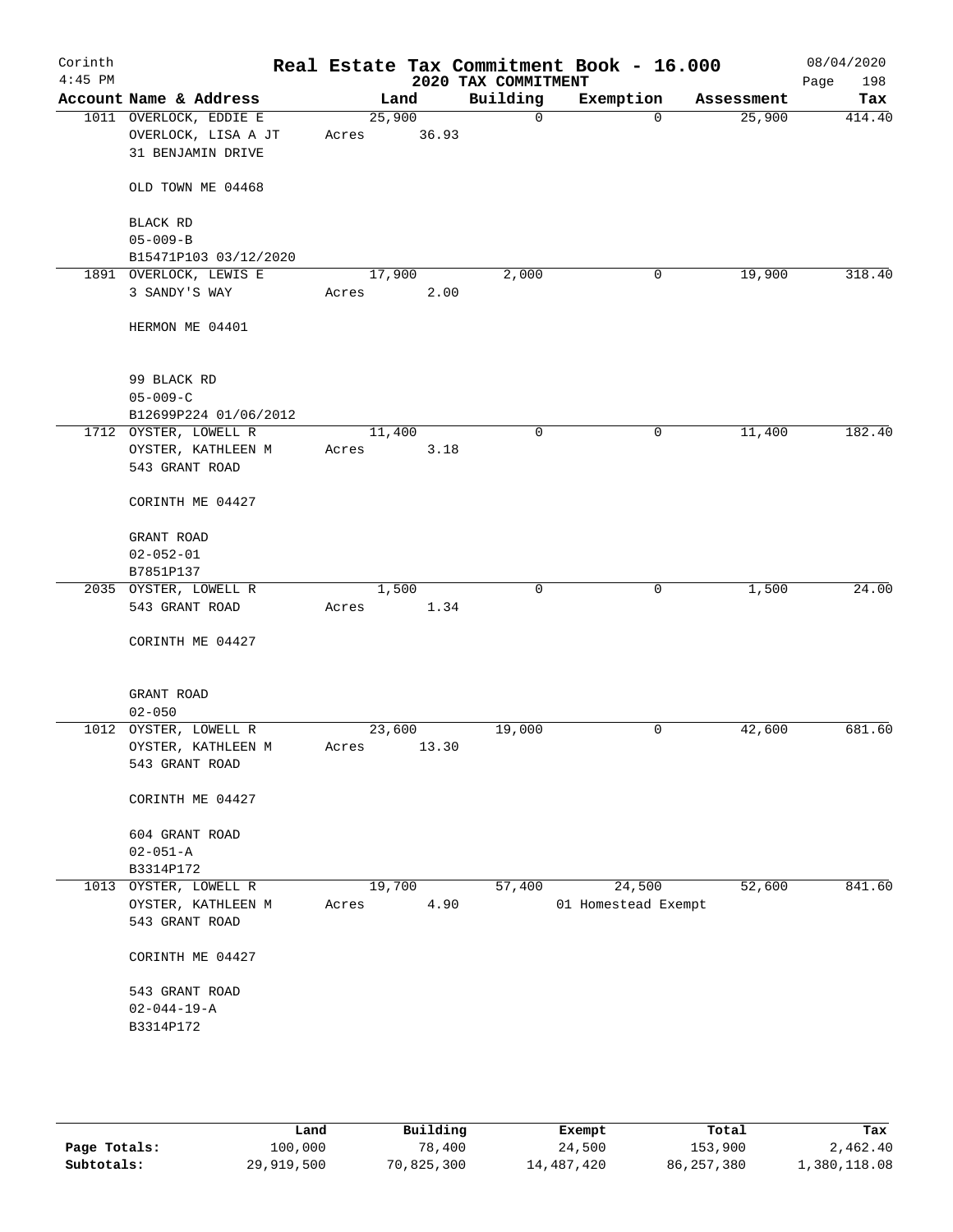# Real Estate Tax Commitment Book - 16.000

Corinth
4:45 PM

## 2020 TAX COMMITMENT

08/04/2020

| Account Name & Address | Land | Building | Exemption | Assessment | Tax |
|---|---|---|---|---|---|
| 1011 OVERLOCK, EDDIE E<br>OVERLOCK, LISA A JT<br>31 BENJAMIN DRIVE<br><br>OLD TOWN ME 04468<br><br>BLACK RD<br>05-009-B<br>B15471P103 03/12/2020 | 25,900<br>Acres 36.93 | 0 | 0 | 25,900 | 414.40 |
| 1891 OVERLOCK, LEWIS E<br>3 SANDY'S WAY<br><br>HERMON ME 04401<br><br>99 BLACK RD<br>05-009-C<br>B12699P224 01/06/2012 | 17,900<br>Acres 2.00 | 2,000 | 0 | 19,900 | 318.40 |
| 1712 OYSTER, LOWELL R<br>OYSTER, KATHLEEN M<br>543 GRANT ROAD<br><br>CORINTH ME 04427<br><br>GRANT ROAD<br>02-052-01<br>B7851P137 | 11,400<br>Acres 3.18 | 0 | 0 | 11,400 | 182.40 |
| 2035 OYSTER, LOWELL R<br>543 GRANT ROAD<br><br>CORINTH ME 04427<br><br>GRANT ROAD<br>02-050 | 1,500<br>Acres 1.34 | 0 | 0 | 1,500 | 24.00 |
| 1012 OYSTER, LOWELL R<br>OYSTER, KATHLEEN M<br>543 GRANT ROAD<br><br>CORINTH ME 04427<br><br>604 GRANT ROAD<br>02-051-A<br>B3314P172 | 23,600<br>Acres 13.30 | 19,000 | 0 | 42,600 | 681.60 |
| 1013 OYSTER, LOWELL R<br>OYSTER, KATHLEEN M<br>543 GRANT ROAD<br><br>CORINTH ME 04427<br><br>543 GRANT ROAD<br>02-044-19-A<br>B3314P172 | 19,700<br>Acres 4.90 | 57,400 | 24,500<br>01 Homestead Exempt | 52,600 | 841.60 |

| | Land | Building | Exempt | Total | Tax |
|---|---|---|---|---|---|
| Page Totals: | 100,000 | 78,400 | 24,500 | 153,900 | 2,462.40 |
| Subtotals: | 29,919,500 | 70,825,300 | 14,487,420 | 86,257,380 | 1,380,118.08 |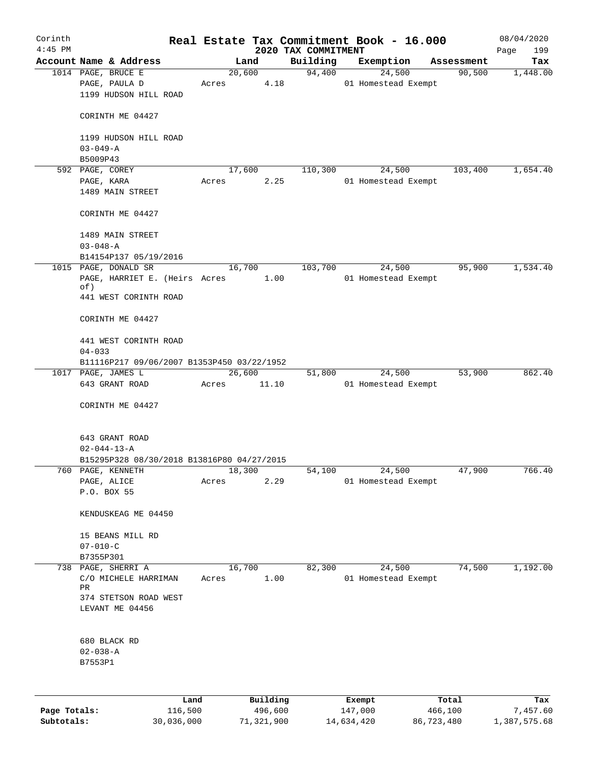Corinth 4:45 PM

# Real Estate Tax Commitment Book - 16.000

## 2020 TAX COMMITMENT

08/04/2020

| Account | Name & Address | Land | Building | Exemption | Assessment | Tax |
|---|---|---|---|---|---|---|
| 1014 | PAGE, BRUCE E<br>PAGE, PAULA D<br>1199 HUDSON HILL ROAD<br><br>CORINTH ME 04427<br><br>1199 HUDSON HILL ROAD<br>03-049-A<br>B5009P43 | 20,600<br>Acres 4.18 | 94,400 | 24,500<br>01 Homestead Exempt | 90,500 | 1,448.00 |
| 592 | PAGE, COREY<br>PAGE, KARA<br>1489 MAIN STREET<br><br>CORINTH ME 04427<br><br>1489 MAIN STREET<br>03-048-A<br>B14154P137 05/19/2016 | 17,600<br>Acres 2.25 | 110,300 | 24,500<br>01 Homestead Exempt | 103,400 | 1,654.40 |
| 1015 | PAGE, DONALD SR<br>PAGE, HARRIET E. (Heirs of)<br>441 WEST CORINTH ROAD<br><br>CORINTH ME 04427<br><br>441 WEST CORINTH ROAD<br>04-033<br>B11116P217 09/06/2007 B1353P450 03/22/1952 | 16,700<br>Acres 1.00 | 103,700 | 24,500<br>01 Homestead Exempt | 95,900 | 1,534.40 |
| 1017 | PAGE, JAMES L<br>643 GRANT ROAD<br><br>CORINTH ME 04427<br><br>643 GRANT ROAD<br>02-044-13-A<br>B15295P328 08/30/2018 B13816P80 04/27/2015 | 26,600<br>Acres 11.10 | 51,800 | 24,500<br>01 Homestead Exempt | 53,900 | 862.40 |
| 760 | PAGE, KENNETH<br>PAGE, ALICE<br>P.O. BOX 55<br><br>KENDUSKEAG ME 04450<br><br>15 BEANS MILL RD<br>07-010-C<br>B7355P301 | 18,300<br>Acres 2.29 | 54,100 | 24,500<br>01 Homestead Exempt | 47,900 | 766.40 |
| 738 | PAGE, SHERRI A<br>C/O MICHELE HARRIMAN PR<br>374 STETSON ROAD WEST<br>LEVANT ME 04456<br><br>680 BLACK RD<br>02-038-A<br>B7553P1 | 16,700<br>Acres 1.00 | 82,300 | 24,500<br>01 Homestead Exempt | 74,500 | 1,192.00 |

| | Land | Building | Exempt | Total | Tax |
|---|---|---|---|---|---|
| Page Totals: | 116,500 | 496,600 | 147,000 | 466,100 | 7,457.60 |
| Subtotals: | 30,036,000 | 71,321,900 | 14,634,420 | 86,723,480 | 1,387,575.68 |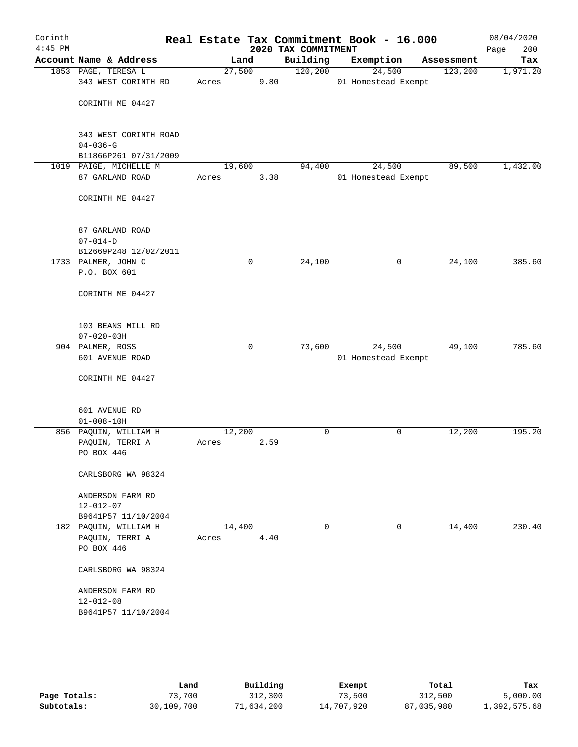# Real Estate Tax Commitment Book - 16.000

Corinth 4:45 PM — 2020 TAX COMMITMENT — 08/04/2020

| Account Name & Address | Land | Building | Exemption | Assessment | Tax |
|---|---|---|---|---|---|
| 1853 PAGE, TERESA L<br>343 WEST CORINTH RD<br><br>CORINTH ME 04427<br><br>343 WEST CORINTH ROAD<br>04-036-G<br>B11866P261 07/31/2009 | 27,500<br>Acres 9.80 | 120,200 | 24,500<br>01 Homestead Exempt | 123,200 | 1,971.20 |
| 1019 PAIGE, MICHELLE M<br>87 GARLAND ROAD<br><br>CORINTH ME 04427<br><br>87 GARLAND ROAD<br>07-014-D<br>B12669P248 12/02/2011 | 19,600<br>Acres 3.38 | 94,400 | 24,500<br>01 Homestead Exempt | 89,500 | 1,432.00 |
| 1733 PALMER, JOHN C<br>P.O. BOX 601<br><br>CORINTH ME 04427<br><br>103 BEANS MILL RD<br>07-020-03H | 0 | 24,100 | 0 | 24,100 | 385.60 |
| 904 PALMER, ROSS<br>601 AVENUE ROAD<br><br>CORINTH ME 04427<br><br>601 AVENUE RD<br>01-008-10H | 0 | 73,600 | 24,500<br>01 Homestead Exempt | 49,100 | 785.60 |
| 856 PAQUIN, WILLIAM H<br>PAQUIN, TERRI A<br>PO BOX 446<br><br>CARLSBORG WA 98324<br><br>ANDERSON FARM RD<br>12-012-07<br>B9641P57 11/10/2004 | 12,200<br>Acres 2.59 | 0 | 0 | 12,200 | 195.20 |
| 182 PAQUIN, WILLIAM H<br>PAQUIN, TERRI A<br>PO BOX 446<br><br>CARLSBORG WA 98324<br><br>ANDERSON FARM RD<br>12-012-08<br>B9641P57 11/10/2004 | 14,400<br>Acres 4.40 | 0 | 0 | 14,400 | 230.40 |

| | Land | Building | Exempt | Total | Tax |
|---|---|---|---|---|---|
| Page Totals: | 73,700 | 312,300 | 73,500 | 312,500 | 5,000.00 |
| Subtotals: | 30,109,700 | 71,634,200 | 14,707,920 | 87,035,980 | 1,392,575.68 |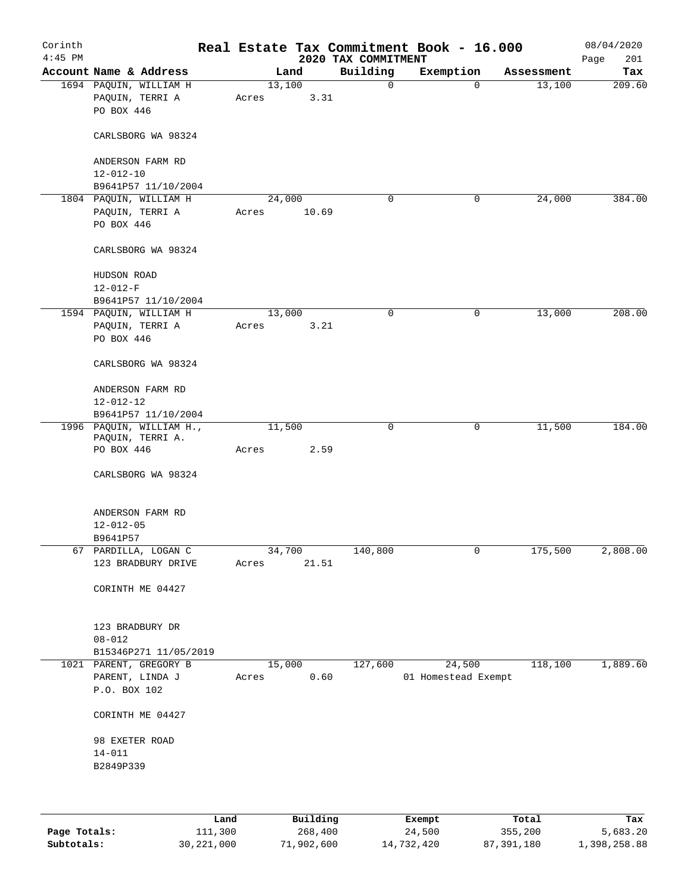# Real Estate Tax Commitment Book - 16.000

Corinth 4:45 PM — 2020 TAX COMMITMENT — 08/04/2020

| Account Name & Address | Land | Building | Exemption | Assessment | Tax |
|---|---|---|---|---|---|
| 1694 PAQUIN, WILLIAM H<br>PAQUIN, TERRI A<br>PO BOX 446<br><br>CARLSBORG WA 98324<br><br>ANDERSON FARM RD<br>12-012-10<br>B9641P57 11/10/2004 | 13,100<br>Acres 3.31 | 0 | 0 | 13,100 | 209.60 |
| 1804 PAQUIN, WILLIAM H<br>PAQUIN, TERRI A<br>PO BOX 446<br><br>CARLSBORG WA 98324<br><br>HUDSON ROAD<br>12-012-F<br>B9641P57 11/10/2004 | 24,000<br>Acres 10.69 | 0 | 0 | 24,000 | 384.00 |
| 1594 PAQUIN, WILLIAM H<br>PAQUIN, TERRI A<br>PO BOX 446<br><br>CARLSBORG WA 98324<br><br>ANDERSON FARM RD<br>12-012-12<br>B9641P57 11/10/2004 | 13,000<br>Acres 3.21 | 0 | 0 | 13,000 | 208.00 |
| 1996 PAQUIN, WILLIAM H.,<br>PAQUIN, TERRI A.<br>PO BOX 446<br><br>CARLSBORG WA 98324<br><br>ANDERSON FARM RD<br>12-012-05<br>B9641P57 | 11,500<br>Acres 2.59 | 0 | 0 | 11,500 | 184.00 |
| 67 PARDILLA, LOGAN C<br>123 BRADBURY DRIVE<br><br>CORINTH ME 04427<br><br>123 BRADBURY DR<br>08-012<br>B15346P271 11/05/2019 | 34,700<br>Acres 21.51 | 140,800 | 0 | 175,500 | 2,808.00 |
| 1021 PARENT, GREGORY B<br>PARENT, LINDA J<br>P.O. BOX 102<br><br>CORINTH ME 04427<br><br>98 EXETER ROAD<br>14-011<br>B2849P339 | 15,000<br>Acres 0.60 | 127,600 | 24,500<br>01 Homestead Exempt | 118,100 | 1,889.60 |

| | Land | Building | Exempt | Total | Tax |
|---|---|---|---|---|---|
| Page Totals: | 111,300 | 268,400 | 24,500 | 355,200 | 5,683.20 |
| Subtotals: | 30,221,000 | 71,902,600 | 14,732,420 | 87,391,180 | 1,398,258.88 |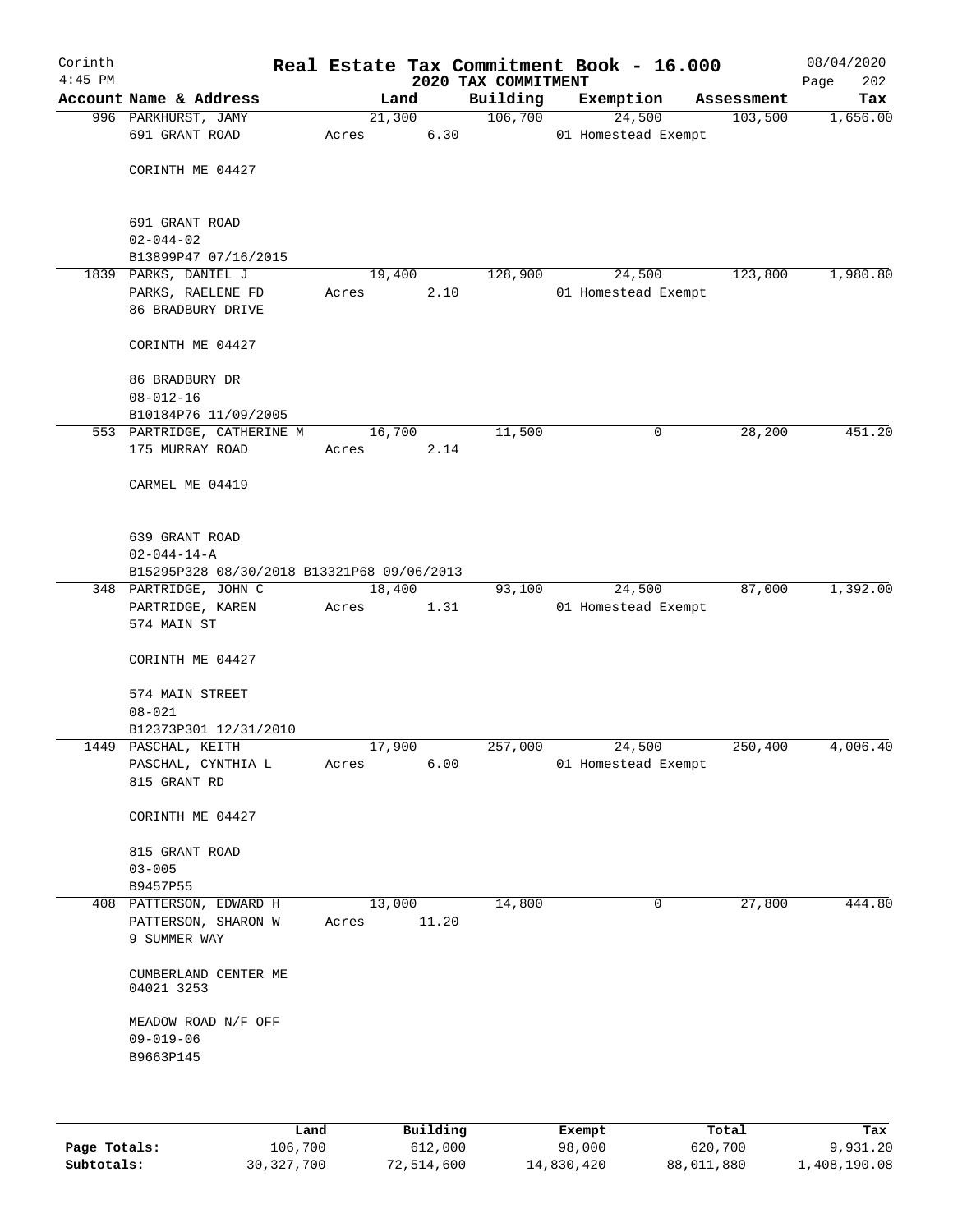Corinth
4:45 PM

# Real Estate Tax Commitment Book - 16.000

2020 TAX COMMITMENT

08/04/2020
Page 202

| Account Name & Address | Land | Building | Exemption | Assessment | Tax |
|---|---|---|---|---|---|
| 996 PARKHURST, JAMY<br>691 GRANT ROAD<br><br>CORINTH ME 04427<br><br>691 GRANT ROAD<br>02-044-02<br>B13899P47 07/16/2015 | 21,300<br>Acres 6.30 | 106,700 | 24,500<br>01 Homestead Exempt | 103,500 | 1,656.00 |
| 1839 PARKS, DANIEL J<br>PARKS, RAELENE FD<br>86 BRADBURY DRIVE<br><br>CORINTH ME 04427<br><br>86 BRADBURY DR<br>08-012-16<br>B10184P76 11/09/2005 | 19,400<br>Acres 2.10 | 128,900 | 24,500<br>01 Homestead Exempt | 123,800 | 1,980.80 |
| 553 PARTRIDGE, CATHERINE M<br>175 MURRAY ROAD<br><br>CARMEL ME 04419<br><br>639 GRANT ROAD<br>02-044-14-A<br>B15295P328 08/30/2018 B13321P68 09/06/2013 | 16,700<br>Acres 2.14 | 11,500 | 0 | 28,200 | 451.20 |
| 348 PARTRIDGE, JOHN C<br>PARTRIDGE, KAREN<br>574 MAIN ST<br><br>CORINTH ME 04427<br><br>574 MAIN STREET<br>08-021<br>B12373P301 12/31/2010 | 18,400<br>Acres 1.31 | 93,100 | 24,500<br>01 Homestead Exempt | 87,000 | 1,392.00 |
| 1449 PASCHAL, KEITH<br>PASCHAL, CYNTHIA L<br>815 GRANT RD<br><br>CORINTH ME 04427<br><br>815 GRANT ROAD<br>03-005<br>B9457P55 | 17,900<br>Acres 6.00 | 257,000 | 24,500<br>01 Homestead Exempt | 250,400 | 4,006.40 |
| 408 PATTERSON, EDWARD H<br>PATTERSON, SHARON W<br>9 SUMMER WAY<br><br>CUMBERLAND CENTER ME<br>04021 3253<br><br>MEADOW ROAD N/F OFF<br>09-019-06<br>B9663P145 | 13,000<br>Acres 11.20 | 14,800 | 0 | 27,800 | 444.80 |

| | Land | Building | Exempt | Total | Tax |
|---|---|---|---|---|---|
| **Page Totals:** | 106,700 | 612,000 | 98,000 | 620,700 | 9,931.20 |
| **Subtotals:** | 30,327,700 | 72,514,600 | 14,830,420 | 88,011,880 | 1,408,190.08 |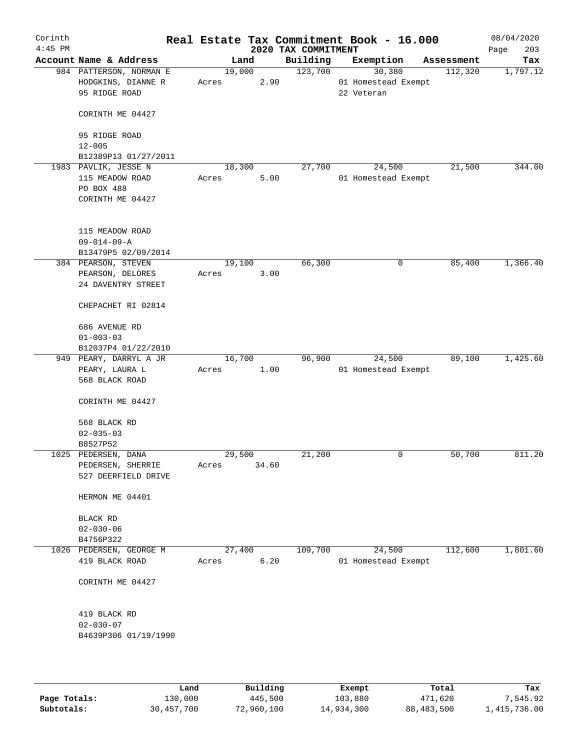# Real Estate Tax Commitment Book - 16.000

Corinth
4:45 PM

2020 TAX COMMITMENT

08/04/2020

| Account Name & Address | Land | Building | Exemption | Assessment | Tax |
|---|---|---|---|---|---|
| 984 PATTERSON, NORMAN E<br>HODGKINS, DIANNE R<br>95 RIDGE ROAD<br><br>CORINTH ME 04427<br><br>95 RIDGE ROAD<br>12-005<br>B12389P13 01/27/2011 | 19,000<br>Acres 2.90 | 123,700 | 30,380<br>01 Homestead Exempt<br>22 Veteran | 112,320 | 1,797.12 |
| 1983 PAVLIK, JESSE N<br>115 MEADOW ROAD<br>PO BOX 488<br>CORINTH ME 04427<br><br>115 MEADOW ROAD<br>09-014-09-A<br>B13479P5 02/09/2014 | 18,300<br>Acres 5.00 | 27,700 | 24,500<br>01 Homestead Exempt | 21,500 | 344.00 |
| 384 PEARSON, STEVEN<br>PEARSON, DELORES<br>24 DAVENTRY STREET<br><br>CHEPACHET RI 02814<br><br>686 AVENUE RD<br>01-003-03<br>B12037P4 01/22/2010 | 19,100<br>Acres 3.00 | 66,300 | 0 | 85,400 | 1,366.40 |
| 949 PEARY, DARRYL A JR<br>PEARY, LAURA L<br>568 BLACK ROAD<br><br>CORINTH ME 04427<br><br>568 BLACK RD<br>02-035-03<br>B8527P52 | 16,700<br>Acres 1.00 | 96,900 | 24,500<br>01 Homestead Exempt | 89,100 | 1,425.60 |
| 1025 PEDERSEN, DANA<br>PEDERSEN, SHERRIE<br>527 DEERFIELD DRIVE<br><br>HERMON ME 04401<br><br>BLACK RD<br>02-030-06<br>B4756P322 | 29,500<br>Acres 34.60 | 21,200 | 0 | 50,700 | 811.20 |
| 1026 PEDERSEN, GEORGE M<br>419 BLACK ROAD<br><br>CORINTH ME 04427<br><br>419 BLACK RD<br>02-030-07<br>B4639P306 01/19/1990 | 27,400<br>Acres 6.20 | 109,700 | 24,500<br>01 Homestead Exempt | 112,600 | 1,801.60 |

| | Land | Building | Exempt | Total | Tax |
|---|---|---|---|---|---|
| Page Totals: | 130,000 | 445,500 | 103,880 | 471,620 | 7,545.92 |
| Subtotals: | 30,457,700 | 72,960,100 | 14,934,300 | 88,483,500 | 1,415,736.00 |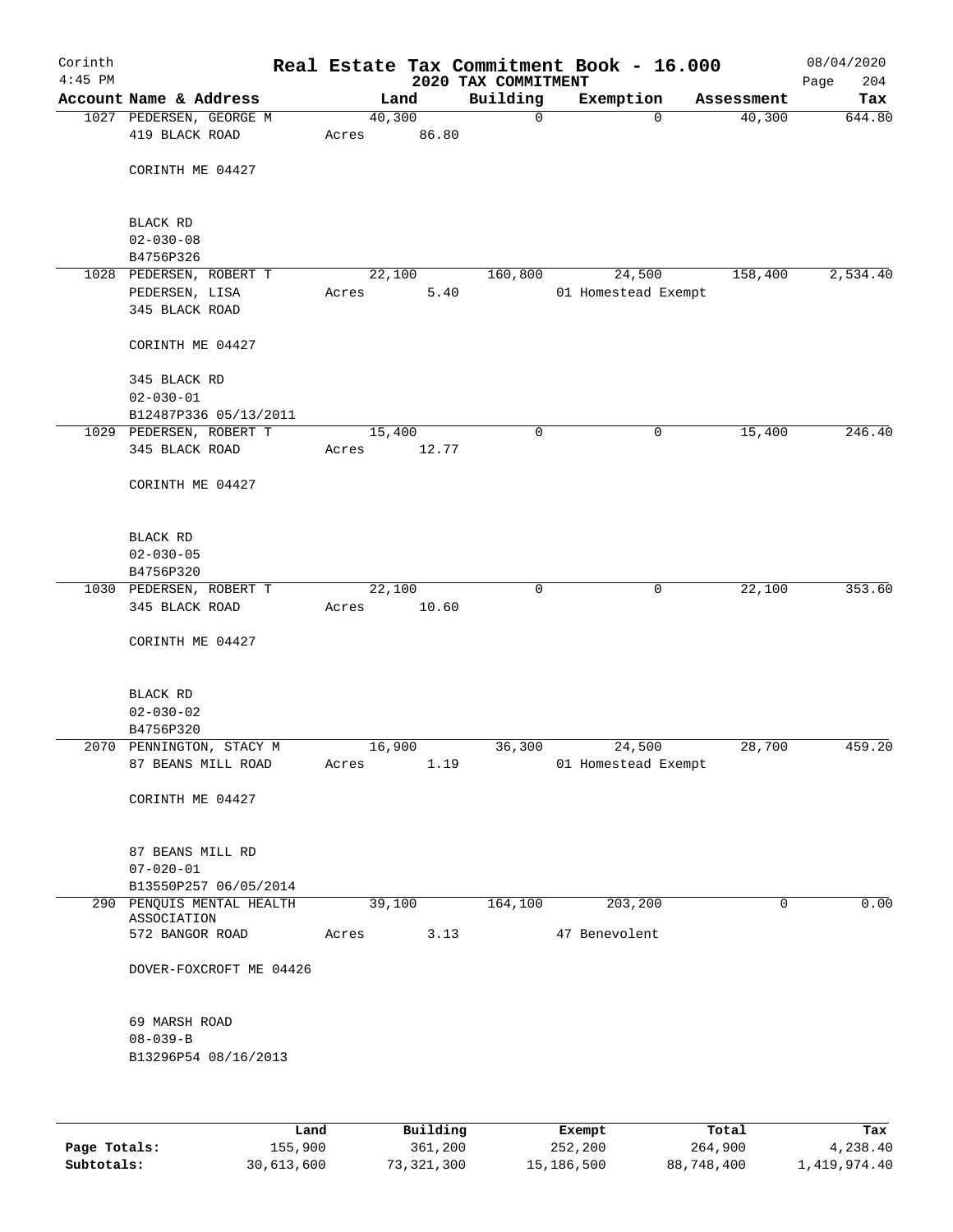# Corinth — Real Estate Tax Commitment Book - 16.000

4:45 PM — 2020 TAX COMMITMENT — 08/04/2020

| Account | Name & Address | Land | Building | Exemption | Assessment | Tax |
|---|---|---|---|---|---|---|
| 1027 | PEDERSEN, GEORGE M<br>419 BLACK ROAD<br><br>CORINTH ME 04427<br><br>BLACK RD<br>02-030-08<br>B4756P326 | 40,300<br>Acres 86.80 | 0 | 0 | 40,300 | 644.80 |
| 1028 | PEDERSEN, ROBERT T<br>PEDERSEN, LISA<br>345 BLACK ROAD<br><br>CORINTH ME 04427<br><br>345 BLACK RD<br>02-030-01<br>B12487P336 05/13/2011 | 22,100<br>Acres 5.40 | 160,800 | 24,500<br>01 Homestead Exempt | 158,400 | 2,534.40 |
| 1029 | PEDERSEN, ROBERT T<br>345 BLACK ROAD<br><br>CORINTH ME 04427<br><br>BLACK RD<br>02-030-05<br>B4756P320 | 15,400<br>Acres 12.77 | 0 | 0 | 15,400 | 246.40 |
| 1030 | PEDERSEN, ROBERT T<br>345 BLACK ROAD<br><br>CORINTH ME 04427<br><br>BLACK RD<br>02-030-02<br>B4756P320 | 22,100<br>Acres 10.60 | 0 | 0 | 22,100 | 353.60 |
| 2070 | PENNINGTON, STACY M<br>87 BEANS MILL ROAD<br><br>CORINTH ME 04427<br><br>87 BEANS MILL RD<br>07-020-01<br>B13550P257 06/05/2014 | 16,900<br>Acres 1.19 | 36,300 | 24,500<br>01 Homestead Exempt | 28,700 | 459.20 |
| 290 | PENQUIS MENTAL HEALTH ASSOCIATION<br>572 BANGOR ROAD<br><br>DOVER-FOXCROFT ME 04426<br><br>69 MARSH ROAD<br>08-039-B<br>B13296P54 08/16/2013 | 39,100<br>Acres 3.13 | 164,100 | 203,200<br>47 Benevolent | 0 | 0.00 |

| | Land | Building | Exempt | Total | Tax |
|---|---|---|---|---|---|
| Page Totals: | 155,900 | 361,200 | 252,200 | 264,900 | 4,238.40 |
| Subtotals: | 30,613,600 | 73,321,300 | 15,186,500 | 88,748,400 | 1,419,974.40 |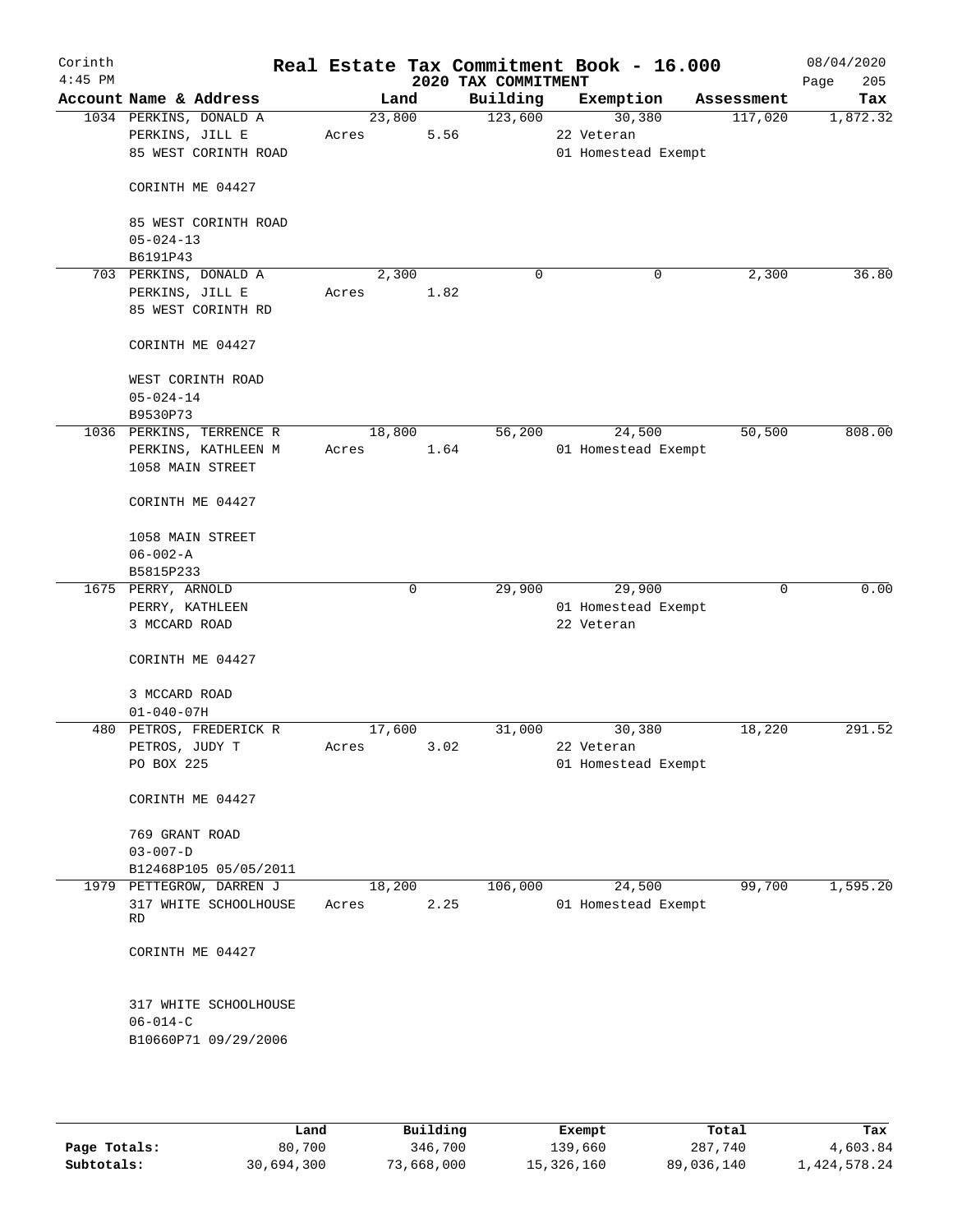# Corinth Real Estate Tax Commitment Book - 16.000

4:45 PM — 2020 TAX COMMITMENT — 08/04/2020

| Account | Name & Address | Land | Building | Exemption | Assessment | Tax |
|---|---|---|---|---|---|---|
| 1034 | PERKINS, DONALD A<br>PERKINS, JILL E<br>85 WEST CORINTH ROAD<br><br>CORINTH ME 04427<br><br>85 WEST CORINTH ROAD<br>05-024-13<br>B6191P43 | 23,800<br>Acres 5.56 | 123,600 | 30,380<br>22 Veteran<br>01 Homestead Exempt | 117,020 | 1,872.32 |
| 703 | PERKINS, DONALD A<br>PERKINS, JILL E<br>85 WEST CORINTH RD<br><br>CORINTH ME 04427<br><br>WEST CORINTH ROAD<br>05-024-14<br>B9530P73 | 2,300<br>Acres 1.82 | 0 | 0 | 2,300 | 36.80 |
| 1036 | PERKINS, TERRENCE R<br>PERKINS, KATHLEEN M<br>1058 MAIN STREET<br><br>CORINTH ME 04427<br><br>1058 MAIN STREET<br>06-002-A<br>B5815P233 | 18,800<br>Acres 1.64 | 56,200 | 24,500<br>01 Homestead Exempt | 50,500 | 808.00 |
| 1675 | PERRY, ARNOLD<br>PERRY, KATHLEEN<br>3 MCCARD ROAD<br><br>CORINTH ME 04427<br><br>3 MCCARD ROAD<br>01-040-07H | 0 | 29,900 | 29,900<br>01 Homestead Exempt<br>22 Veteran | 0 | 0.00 |
| 480 | PETROS, FREDERICK R<br>PETROS, JUDY T<br>PO BOX 225<br><br>CORINTH ME 04427<br><br>769 GRANT ROAD<br>03-007-D<br>B12468P105 05/05/2011 | 17,600<br>Acres 3.02 | 31,000 | 30,380<br>22 Veteran<br>01 Homestead Exempt | 18,220 | 291.52 |
| 1979 | PETTEGROW, DARREN J<br>317 WHITE SCHOOLHOUSE RD<br><br>CORINTH ME 04427<br><br>317 WHITE SCHOOLHOUSE<br>06-014-C<br>B10660P71 09/29/2006 | 18,200<br>Acres 2.25 | 106,000 | 24,500<br>01 Homestead Exempt | 99,700 | 1,595.20 |

| | Land | Building | Exempt | Total | Tax |
|---|---|---|---|---|---|
| Page Totals: | 80,700 | 346,700 | 139,660 | 287,740 | 4,603.84 |
| Subtotals: | 30,694,300 | 73,668,000 | 15,326,160 | 89,036,140 | 1,424,578.24 |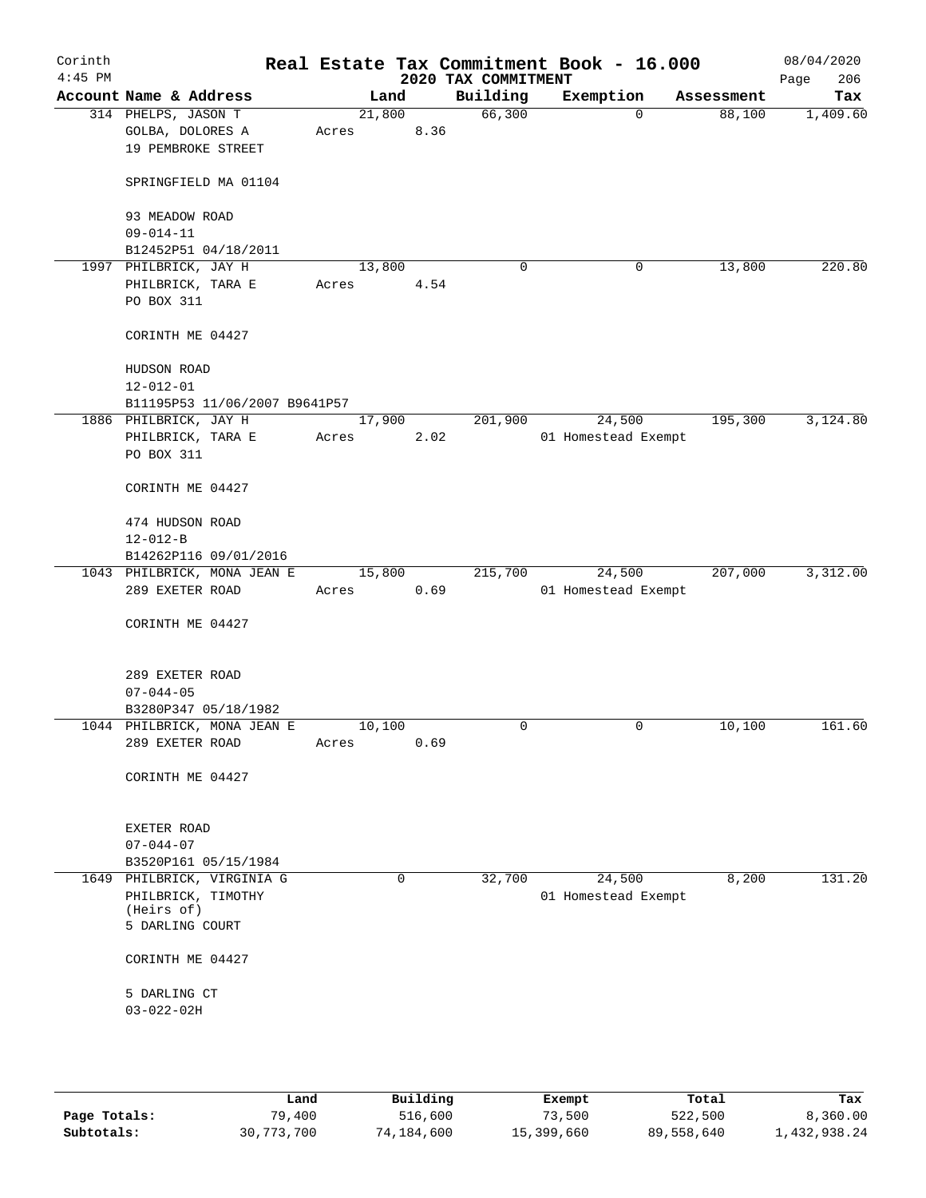# Real Estate Tax Commitment Book - 16.000

Corinth 4:45 PM — 2020 TAX COMMITMENT — 08/04/2020

| Account Name & Address | Land | Building | Exemption | Assessment | Tax |
|---|---|---|---|---|---|
| 314 PHELPS, JASON T<br>GOLBA, DOLORES A<br>19 PEMBROKE STREET<br><br>SPRINGFIELD MA 01104<br><br>93 MEADOW ROAD<br>09-014-11<br>B12452P51 04/18/2011 | 21,800<br>Acres 8.36 | 66,300 | 0 | 88,100 | 1,409.60 |
| 1997 PHILBRICK, JAY H<br>PHILBRICK, TARA E<br>PO BOX 311<br><br>CORINTH ME 04427<br><br>HUDSON ROAD<br>12-012-01<br>B11195P53 11/06/2007 B9641P57 | 13,800<br>Acres 4.54 | 0 | 0 | 13,800 | 220.80 |
| 1886 PHILBRICK, JAY H<br>PHILBRICK, TARA E<br>PO BOX 311<br><br>CORINTH ME 04427<br><br>474 HUDSON ROAD<br>12-012-B<br>B14262P116 09/01/2016 | 17,900<br>Acres 2.02 | 201,900 | 24,500<br>01 Homestead Exempt | 195,300 | 3,124.80 |
| 1043 PHILBRICK, MONA JEAN E<br>289 EXETER ROAD<br><br>CORINTH ME 04427<br><br>289 EXETER ROAD<br>07-044-05<br>B3280P347 05/18/1982 | 15,800<br>Acres 0.69 | 215,700 | 24,500<br>01 Homestead Exempt | 207,000 | 3,312.00 |
| 1044 PHILBRICK, MONA JEAN E<br>289 EXETER ROAD<br><br>CORINTH ME 04427<br><br>EXETER ROAD<br>07-044-07<br>B3520P161 05/15/1984 | 10,100<br>Acres 0.69 | 0 | 0 | 10,100 | 161.60 |
| 1649 PHILBRICK, VIRGINIA G<br>PHILBRICK, TIMOTHY<br>(Heirs of)<br>5 DARLING COURT<br><br>CORINTH ME 04427<br><br>5 DARLING CT<br>03-022-02H | 0 | 32,700 | 24,500<br>01 Homestead Exempt | 8,200 | 131.20 |

| | Land | Building | Exempt | Total | Tax |
|---|---|---|---|---|---|
| Page Totals: | 79,400 | 516,600 | 73,500 | 522,500 | 8,360.00 |
| Subtotals: | 30,773,700 | 74,184,600 | 15,399,660 | 89,558,640 | 1,432,938.24 |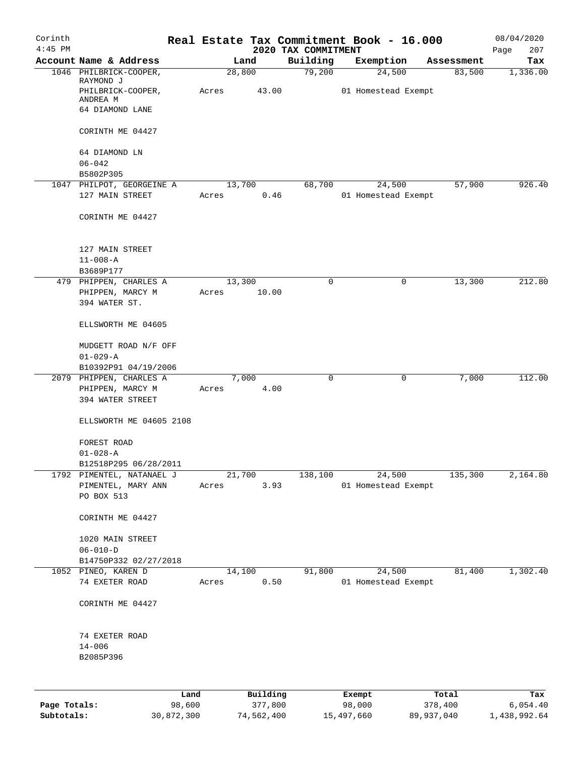# Real Estate Tax Commitment Book - 16.000

Corinth
4:45 PM

2020 TAX COMMITMENT

08/04/2020
Page 207

| Account | Name & Address | Land | Building | Exemption | Assessment | Tax |
|---|---|---|---|---|---|---|
| 1046 | PHILBRICK-COOPER, RAYMOND J<br>PHILBRICK-COOPER, ANDREA M<br>64 DIAMOND LANE<br><br>CORINTH ME 04427<br><br>64 DIAMOND LN<br>06-042<br>B5802P305 | 28,800<br>Acres 43.00 | 79,200 | 24,500<br>01 Homestead Exempt | 83,500 | 1,336.00 |
| 1047 | PHILPOT, GEORGEINE A<br>127 MAIN STREET<br><br>CORINTH ME 04427<br><br>127 MAIN STREET<br>11-008-A<br>B3689P177 | 13,700<br>Acres 0.46 | 68,700 | 24,500<br>01 Homestead Exempt | 57,900 | 926.40 |
| 479 | PHIPPEN, CHARLES A<br>PHIPPEN, MARCY M<br>394 WATER ST.<br><br>ELLSWORTH ME 04605<br><br>MUDGETT ROAD N/F OFF<br>01-029-A<br>B10392P91 04/19/2006 | 13,300<br>Acres 10.00 | 0 | 0 | 13,300 | 212.80 |
| 2079 | PHIPPEN, CHARLES A<br>PHIPPEN, MARCY M<br>394 WATER STREET<br><br>ELLSWORTH ME 04605 2108<br><br>FOREST ROAD<br>01-028-A<br>B12518P295 06/28/2011 | 7,000<br>Acres 4.00 | 0 | 0 | 7,000 | 112.00 |
| 1792 | PIMENTEL, NATANAEL J<br>PIMENTEL, MARY ANN<br>PO BOX 513<br><br>CORINTH ME 04427<br><br>1020 MAIN STREET<br>06-010-D<br>B14750P332 02/27/2018 | 21,700<br>Acres 3.93 | 138,100 | 24,500<br>01 Homestead Exempt | 135,300 | 2,164.80 |
| 1052 | PINEO, KAREN D<br>74 EXETER ROAD<br><br>CORINTH ME 04427<br><br>74 EXETER ROAD<br>14-006<br>B2085P396 | 14,100<br>Acres 0.50 | 91,800 | 24,500<br>01 Homestead Exempt | 81,400 | 1,302.40 |

| | Land | Building | Exempt | Total | Tax |
|---|---|---|---|---|---|
| Page Totals: | 98,600 | 377,800 | 98,000 | 378,400 | 6,054.40 |
| Subtotals: | 30,872,300 | 74,562,400 | 15,497,660 | 89,937,040 | 1,438,992.64 |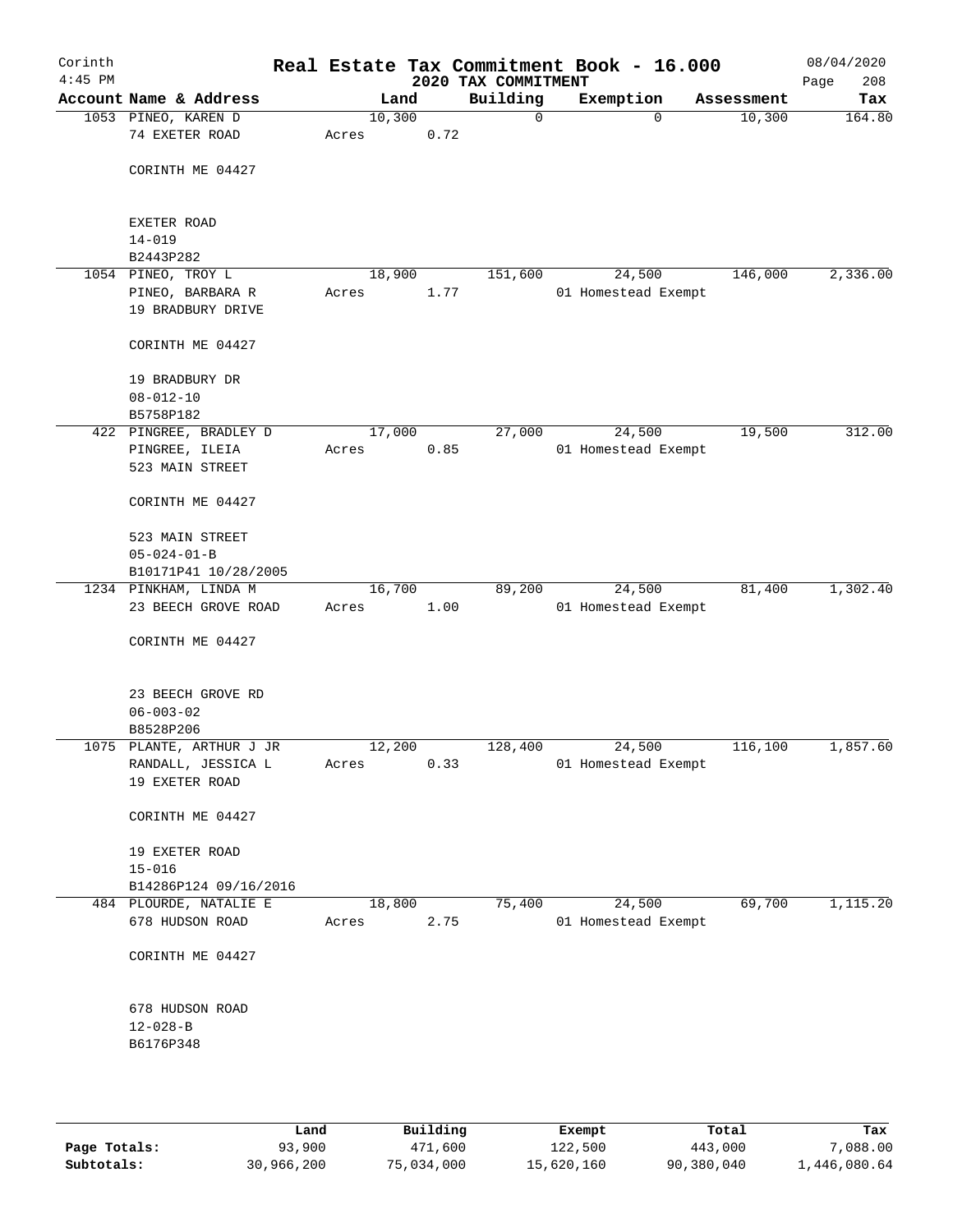Corinth 4:45 PM

# Real Estate Tax Commitment Book - 16.000

2020 TAX COMMITMENT

08/04/2020

| Account | Name & Address | Land | Building | Exemption | Assessment | Tax |
|---|---|---|---|---|---|---|
| 1053 | PINEO, KAREN D<br>74 EXETER ROAD<br><br>CORINTH ME 04427<br><br>EXETER ROAD<br>14-019<br>B2443P282 | 10,300<br>Acres 0.72 | 0 | 0 | 10,300 | 164.80 |
| 1054 | PINEO, TROY L<br>PINEO, BARBARA R<br>19 BRADBURY DRIVE<br><br>CORINTH ME 04427<br><br>19 BRADBURY DR<br>08-012-10<br>B5758P182 | 18,900<br>Acres 1.77 | 151,600 | 24,500<br>01 Homestead Exempt | 146,000 | 2,336.00 |
| 422 | PINGREE, BRADLEY D<br>PINGREE, ILEIA<br>523 MAIN STREET<br><br>CORINTH ME 04427<br><br>523 MAIN STREET<br>05-024-01-B<br>B10171P41 10/28/2005 | 17,000<br>Acres 0.85 | 27,000 | 24,500<br>01 Homestead Exempt | 19,500 | 312.00 |
| 1234 | PINKHAM, LINDA M<br>23 BEECH GROVE ROAD<br><br>CORINTH ME 04427<br><br>23 BEECH GROVE RD<br>06-003-02<br>B8528P206 | 16,700<br>Acres 1.00 | 89,200 | 24,500<br>01 Homestead Exempt | 81,400 | 1,302.40 |
| 1075 | PLANTE, ARTHUR J JR<br>RANDALL, JESSICA L<br>19 EXETER ROAD<br><br>CORINTH ME 04427<br><br>19 EXETER ROAD<br>15-016<br>B14286P124 09/16/2016 | 12,200<br>Acres 0.33 | 128,400 | 24,500<br>01 Homestead Exempt | 116,100 | 1,857.60 |
| 484 | PLOURDE, NATALIE E<br>678 HUDSON ROAD<br><br>CORINTH ME 04427<br><br>678 HUDSON ROAD<br>12-028-B<br>B6176P348 | 18,800<br>Acres 2.75 | 75,400 | 24,500<br>01 Homestead Exempt | 69,700 | 1,115.20 |

|  | Land | Building | Exempt | Total | Tax |
|---|---|---|---|---|---|
| Page Totals: | 93,900 | 471,600 | 122,500 | 443,000 | 7,088.00 |
| Subtotals: | 30,966,200 | 75,034,000 | 15,620,160 | 90,380,040 | 1,446,080.64 |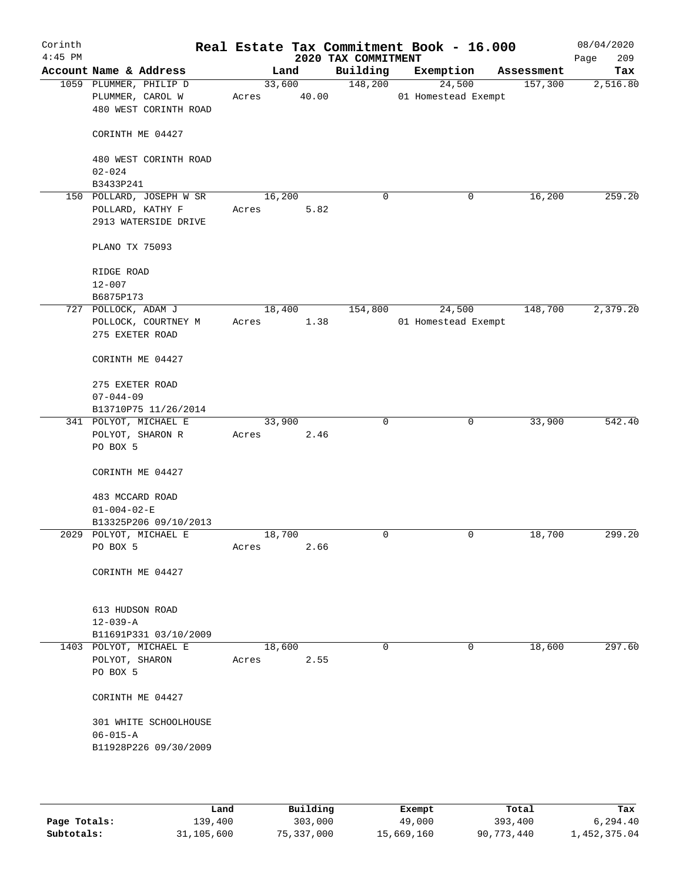# Real Estate Tax Commitment Book - 16.000

Corinth
4:45 PM

2020 TAX COMMITMENT

08/04/2020

| Account | Name & Address | Land | Building | Exemption | Assessment | Tax |
|---|---|---|---|---|---|---|
| 1059 | PLUMMER, PHILIP D<br>PLUMMER, CAROL W<br>480 WEST CORINTH ROAD<br><br>CORINTH ME 04427<br><br>480 WEST CORINTH ROAD<br>02-024<br>B3433P241 | 33,600<br>Acres 40.00 | 148,200 | 24,500<br>01 Homestead Exempt | 157,300 | 2,516.80 |
| 150 | POLLARD, JOSEPH W SR<br>POLLARD, KATHY F<br>2913 WATERSIDE DRIVE<br><br>PLANO TX 75093<br><br>RIDGE ROAD<br>12-007<br>B6875P173 | 16,200<br>Acres 5.82 | 0 | 0 | 16,200 | 259.20 |
| 727 | POLLOCK, ADAM J<br>POLLOCK, COURTNEY M<br>275 EXETER ROAD<br><br>CORINTH ME 04427<br><br>275 EXETER ROAD<br>07-044-09<br>B13710P75 11/26/2014 | 18,400<br>Acres 1.38 | 154,800 | 24,500<br>01 Homestead Exempt | 148,700 | 2,379.20 |
| 341 | POLYOT, MICHAEL E<br>POLYOT, SHARON R<br>PO BOX 5<br><br>CORINTH ME 04427<br><br>483 MCCARD ROAD<br>01-004-02-E<br>B13325P206 09/10/2013 | 33,900<br>Acres 2.46 | 0 | 0 | 33,900 | 542.40 |
| 2029 | POLYOT, MICHAEL E<br>PO BOX 5<br><br>CORINTH ME 04427<br><br>613 HUDSON ROAD<br>12-039-A<br>B11691P331 03/10/2009 | 18,700<br>Acres 2.66 | 0 | 0 | 18,700 | 299.20 |
| 1403 | POLYOT, MICHAEL E<br>POLYOT, SHARON<br>PO BOX 5<br><br>CORINTH ME 04427<br><br>301 WHITE SCHOOLHOUSE<br>06-015-A<br>B11928P226 09/30/2009 | 18,600<br>Acres 2.55 | 0 | 0 | 18,600 | 297.60 |

| | Land | Building | Exempt | Total | Tax |
|---|---|---|---|---|---|
| **Page Totals:** | 139,400 | 303,000 | 49,000 | 393,400 | 6,294.40 |
| **Subtotals:** | 31,105,600 | 75,337,000 | 15,669,160 | 90,773,440 | 1,452,375.04 |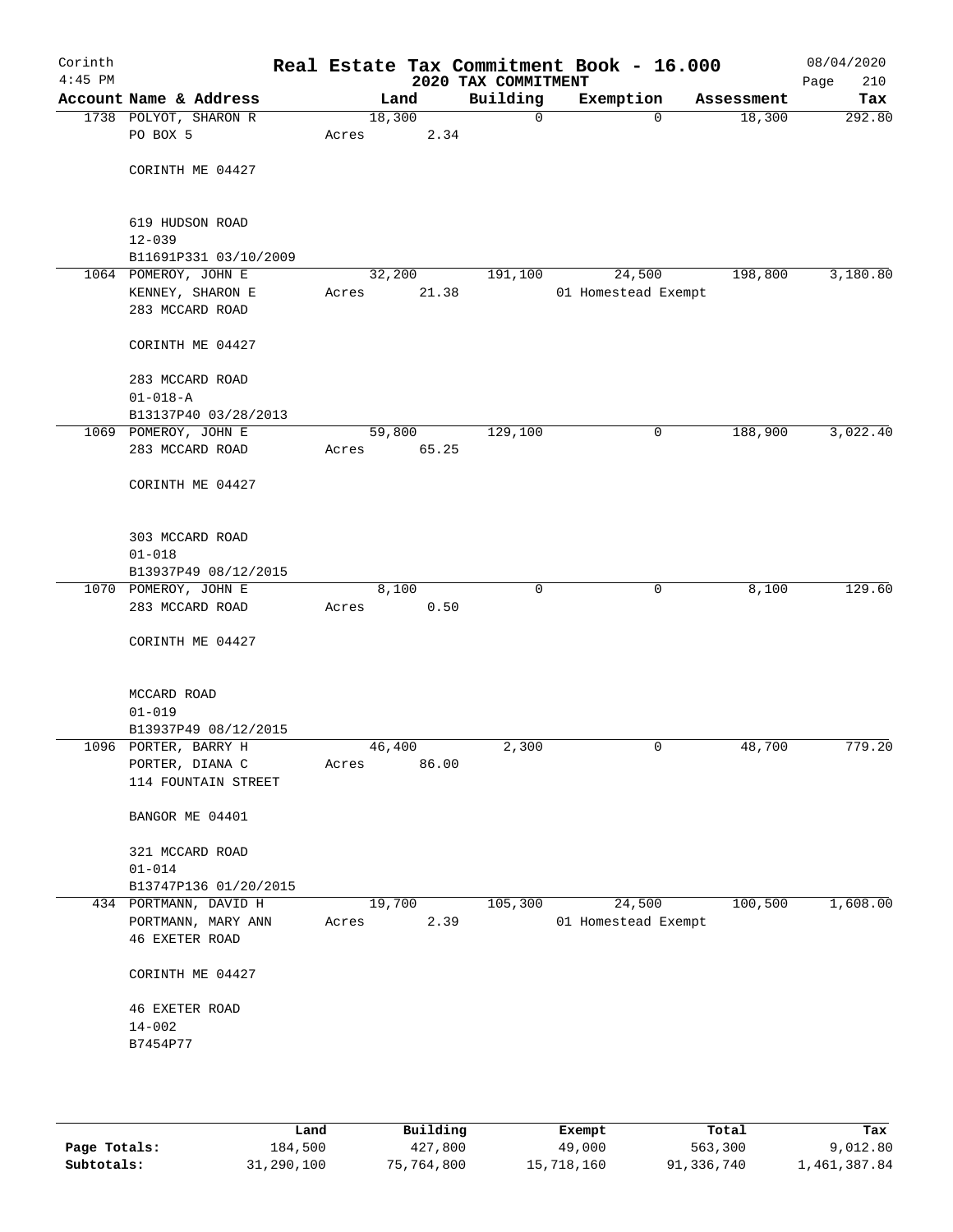# Real Estate Tax Commitment Book - 16.000

Corinth
4:45 PM

2020 TAX COMMITMENT

08/04/2020
Page 210

| Account Name & Address | Land | Building | Exemption | Assessment | Tax |
|---|---|---|---|---|---|
| 1738 POLYOT, SHARON R<br>PO BOX 5<br><br>CORINTH ME 04427<br><br>619 HUDSON ROAD<br>12-039<br>B11691P331 03/10/2009 | 18,300<br>Acres 2.34 | 0 | 0 | 18,300 | 292.80 |
| 1064 POMEROY, JOHN E<br>KENNEY, SHARON E<br>283 MCCARD ROAD<br><br>CORINTH ME 04427<br><br>283 MCCARD ROAD<br>01-018-A<br>B13137P40 03/28/2013 | 32,200<br>Acres 21.38 | 191,100 | 24,500<br>01 Homestead Exempt | 198,800 | 3,180.80 |
| 1069 POMEROY, JOHN E<br>283 MCCARD ROAD<br><br>CORINTH ME 04427<br><br>303 MCCARD ROAD<br>01-018<br>B13937P49 08/12/2015 | 59,800<br>Acres 65.25 | 129,100 | 0 | 188,900 | 3,022.40 |
| 1070 POMEROY, JOHN E<br>283 MCCARD ROAD<br><br>CORINTH ME 04427<br><br>MCCARD ROAD<br>01-019<br>B13937P49 08/12/2015 | 8,100<br>Acres 0.50 | 0 | 0 | 8,100 | 129.60 |
| 1096 PORTER, BARRY H<br>PORTER, DIANA C<br>114 FOUNTAIN STREET<br><br>BANGOR ME 04401<br><br>321 MCCARD ROAD<br>01-014<br>B13747P136 01/20/2015 | 46,400<br>Acres 86.00 | 2,300 | 0 | 48,700 | 779.20 |
| 434 PORTMANN, DAVID H<br>PORTMANN, MARY ANN<br>46 EXETER ROAD<br><br>CORINTH ME 04427<br><br>46 EXETER ROAD<br>14-002<br>B7454P77 | 19,700<br>Acres 2.39 | 105,300 | 24,500<br>01 Homestead Exempt | 100,500 | 1,608.00 |

| | Land | Building | Exempt | Total | Tax |
|---|---|---|---|---|---|
| Page Totals: | 184,500 | 427,800 | 49,000 | 563,300 | 9,012.80 |
| Subtotals: | 31,290,100 | 75,764,800 | 15,718,160 | 91,336,740 | 1,461,387.84 |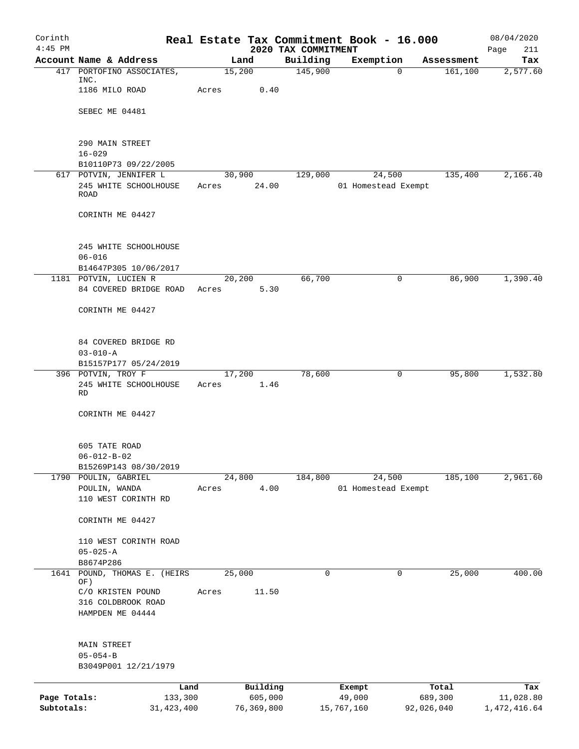# Real Estate Tax Commitment Book - 16.000

Corinth 4:45 PM — 2020 TAX COMMITMENT — 08/04/2020

| Account | Name & Address | Land | Building | Exemption | Assessment | Tax |
|---|---|---|---|---|---|---|
| 417 | PORTOFINO ASSOCIATES, INC.<br>1186 MILO ROAD<br>SEBEC ME 04481<br><br>290 MAIN STREET<br>16-029<br>B10110P73 09/22/2005 | 15,200<br>Acres 0.40 | 145,900 | 0 | 161,100 | 2,577.60 |
| 617 | POTVIN, JENNIFER L<br>245 WHITE SCHOOLHOUSE ROAD<br>CORINTH ME 04427<br><br>245 WHITE SCHOOLHOUSE<br>06-016<br>B14647P305 10/06/2017 | 30,900<br>Acres 24.00 | 129,000 | 24,500<br>01 Homestead Exempt | 135,400 | 2,166.40 |
| 1181 | POTVIN, LUCIEN R<br>84 COVERED BRIDGE ROAD<br>CORINTH ME 04427<br><br>84 COVERED BRIDGE RD<br>03-010-A<br>B15157P177 05/24/2019 | 20,200<br>Acres 5.30 | 66,700 | 0 | 86,900 | 1,390.40 |
| 396 | POTVIN, TROY F<br>245 WHITE SCHOOLHOUSE RD<br>CORINTH ME 04427<br><br>605 TATE ROAD<br>06-012-B-02<br>B15269P143 08/30/2019 | 17,200<br>Acres 1.46 | 78,600 | 0 | 95,800 | 1,532.80 |
| 1790 | POULIN, GABRIEL<br>POULIN, WANDA<br>110 WEST CORINTH RD<br>CORINTH ME 04427<br><br>110 WEST CORINTH ROAD<br>05-025-A<br>B8674P286 | 24,800<br>Acres 4.00 | 184,800 | 24,500<br>01 Homestead Exempt | 185,100 | 2,961.60 |
| 1641 | POUND, THOMAS E. (HEIRS OF)<br>C/O KRISTEN POUND<br>316 COLDBROOK ROAD<br>HAMPDEN ME 04444<br><br>MAIN STREET<br>05-054-B<br>B3049P001 12/21/1979 | 25,000<br>Acres 11.50 | 0 | 0 | 25,000 | 400.00 |

| | Land | Building | Exempt | Total | Tax |
|---|---|---|---|---|---|
| Page Totals: | 133,300 | 605,000 | 49,000 | 689,300 | 11,028.80 |
| Subtotals: | 31,423,400 | 76,369,800 | 15,767,160 | 92,026,040 | 1,472,416.64 |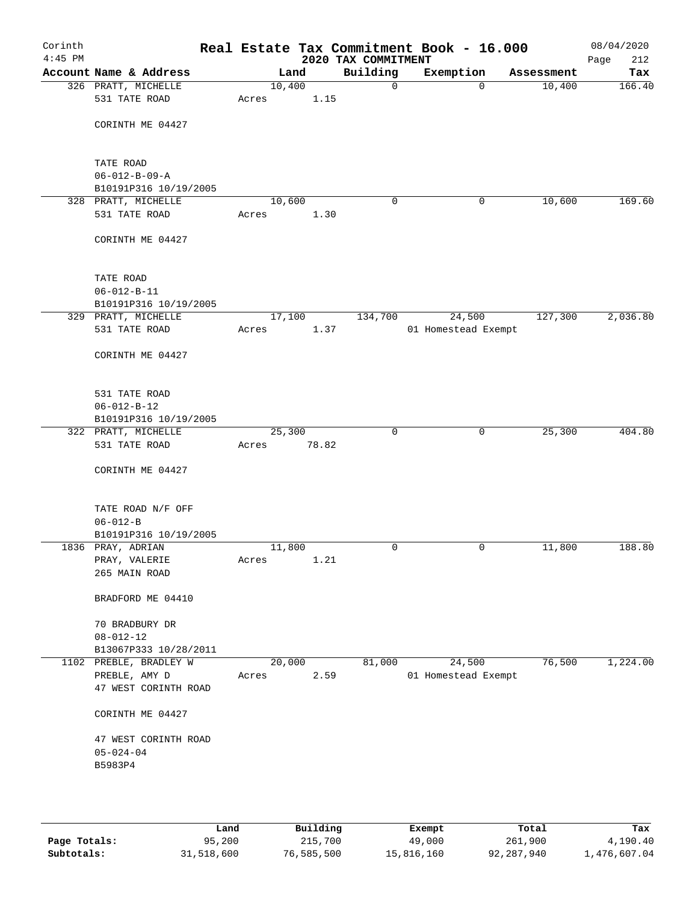Corinth 4:45 PM

# Real Estate Tax Commitment Book - 16.000

## 2020 TAX COMMITMENT

08/04/2020

| Account Name & Address | Land | Building | Exemption | Assessment | Tax |
|---|---|---|---|---|---|
| 326 PRATT, MICHELLE<br>531 TATE ROAD<br><br>CORINTH ME 04427<br><br>TATE ROAD<br>06-012-B-09-A<br>B10191P316 10/19/2005 | 10,400<br>Acres 1.15 | 0 | 0 | 10,400 | 166.40 |
| 328 PRATT, MICHELLE<br>531 TATE ROAD<br><br>CORINTH ME 04427<br><br>TATE ROAD<br>06-012-B-11<br>B10191P316 10/19/2005 | 10,600<br>Acres 1.30 | 0 | 0 | 10,600 | 169.60 |
| 329 PRATT, MICHELLE<br>531 TATE ROAD<br><br>CORINTH ME 04427<br><br>531 TATE ROAD<br>06-012-B-12<br>B10191P316 10/19/2005 | 17,100<br>Acres 1.37 | 134,700 | 24,500<br>01 Homestead Exempt | 127,300 | 2,036.80 |
| 322 PRATT, MICHELLE<br>531 TATE ROAD<br><br>CORINTH ME 04427<br><br>TATE ROAD N/F OFF<br>06-012-B<br>B10191P316 10/19/2005 | 25,300<br>Acres 78.82 | 0 | 0 | 25,300 | 404.80 |
| 1836 PRAY, ADRIAN<br>PRAY, VALERIE<br>265 MAIN ROAD<br><br>BRADFORD ME 04410<br><br>70 BRADBURY DR<br>08-012-12<br>B13067P333 10/28/2011 | 11,800<br>Acres 1.21 | 0 | 0 | 11,800 | 188.80 |
| 1102 PREBLE, BRADLEY W<br>PREBLE, AMY D<br>47 WEST CORINTH ROAD<br><br>CORINTH ME 04427<br><br>47 WEST CORINTH ROAD<br>05-024-04<br>B5983P4 | 20,000<br>Acres 2.59 | 81,000 | 24,500<br>01 Homestead Exempt | 76,500 | 1,224.00 |

| | Land | Building | Exempt | Total | Tax |
|---|---|---|---|---|---|
| Page Totals: | 95,200 | 215,700 | 49,000 | 261,900 | 4,190.40 |
| Subtotals: | 31,518,600 | 76,585,500 | 15,816,160 | 92,287,940 | 1,476,607.04 |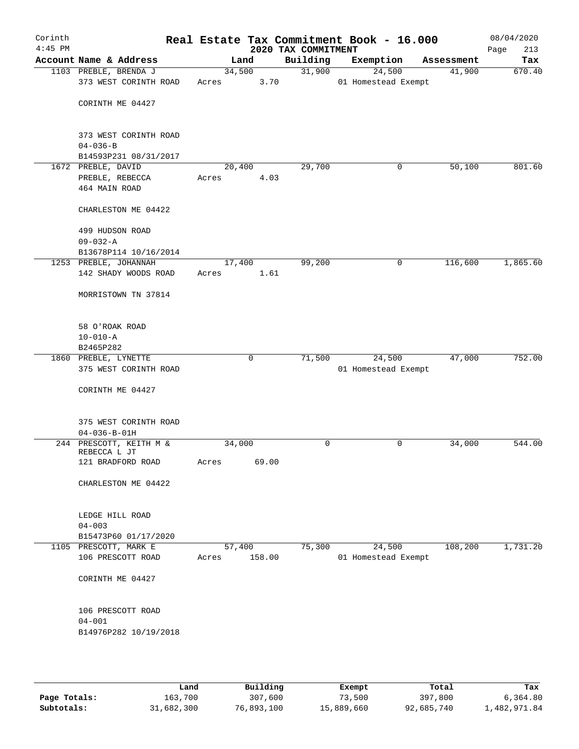# Real Estate Tax Commitment Book - 16.000

Corinth
4:45 PM

2020 TAX COMMITMENT

08/04/2020
Page 213

| Account Name & Address | Land | Building | Exemption | Assessment | Tax |
|---|---|---|---|---|---|
| 1103 PREBLE, BRENDA J<br>373 WEST CORINTH ROAD<br><br>CORINTH ME 04427<br><br>373 WEST CORINTH ROAD<br>04-036-B<br>B14593P231 08/31/2017 | 34,500<br>Acres 3.70 | 31,900 | 24,500<br>01 Homestead Exempt | 41,900 | 670.40 |
| 1672 PREBLE, DAVID<br>PREBLE, REBECCA<br>464 MAIN ROAD<br><br>CHARLESTON ME 04422<br><br>499 HUDSON ROAD<br>09-032-A<br>B13678P114 10/16/2014 | 20,400<br>Acres 4.03 | 29,700 | 0 | 50,100 | 801.60 |
| 1253 PREBLE, JOHANNAH<br>142 SHADY WOODS ROAD<br><br>MORRISTOWN TN 37814<br><br>58 O'ROAK ROAD<br>10-010-A<br>B2465P282 | 17,400<br>Acres 1.61 | 99,200 | 0 | 116,600 | 1,865.60 |
| 1860 PREBLE, LYNETTE<br>375 WEST CORINTH ROAD<br><br>CORINTH ME 04427<br><br>375 WEST CORINTH ROAD<br>04-036-B-01H | 0 | 71,500 | 24,500<br>01 Homestead Exempt | 47,000 | 752.00 |
| 244 PRESCOTT, KEITH M &<br>REBECCA L JT<br>121 BRADFORD ROAD<br><br>CHARLESTON ME 04422<br><br>LEDGE HILL ROAD<br>04-003<br>B15473P60 01/17/2020 | 34,000<br>Acres 69.00 | 0 | 0 | 34,000 | 544.00 |
| 1105 PRESCOTT, MARK E<br>106 PRESCOTT ROAD<br><br>CORINTH ME 04427<br><br>106 PRESCOTT ROAD<br>04-001<br>B14976P282 10/19/2018 | 57,400<br>Acres 158.00 | 75,300 | 24,500<br>01 Homestead Exempt | 108,200 | 1,731.20 |

| | Land | Building | Exempt | Total | Tax |
|---|---|---|---|---|---|
| Page Totals: | 163,700 | 307,600 | 73,500 | 397,800 | 6,364.80 |
| Subtotals: | 31,682,300 | 76,893,100 | 15,889,660 | 92,685,740 | 1,482,971.84 |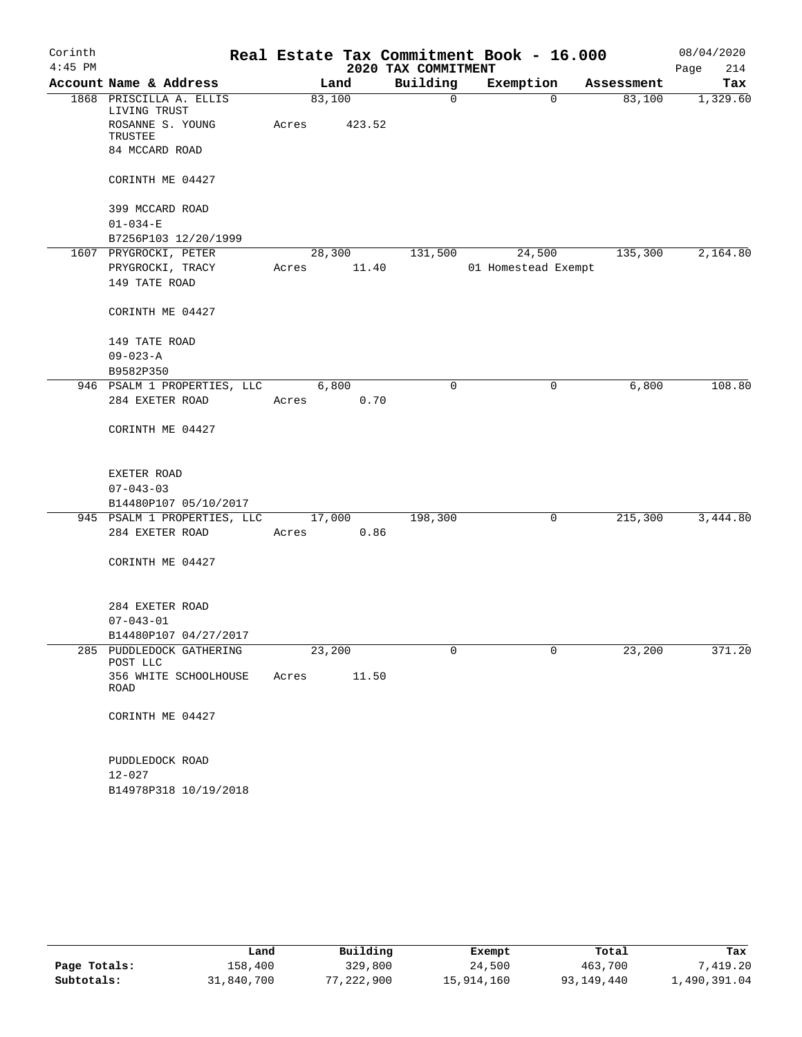Corinth 4:45 PM

# Real Estate Tax Commitment Book - 16.000

## 2020 TAX COMMITMENT

08/04/2020 Page 214

| Account Name & Address | Land | Building | Exemption | Assessment | Tax |
|---|---|---|---|---|---|
| 1868 PRISCILLA A. ELLIS LIVING TRUST<br>ROSANNE S. YOUNG TRUSTEE<br>84 MCCARD ROAD<br><br>CORINTH ME 04427<br><br>399 MCCARD ROAD<br>01-034-E<br>B7256P103 12/20/1999 | 83,100<br>Acres 423.52 | 0 | 0 | 83,100 | 1,329.60 |
| 1607 PRYGROCKI, PETER<br>PRYGROCKI, TRACY<br>149 TATE ROAD<br><br>CORINTH ME 04427<br><br>149 TATE ROAD<br>09-023-A<br>B9582P350 | 28,300<br>Acres 11.40 | 131,500 | 24,500<br>01 Homestead Exempt | 135,300 | 2,164.80 |
| 946 PSALM 1 PROPERTIES, LLC<br>284 EXETER ROAD<br><br>CORINTH ME 04427<br><br>EXETER ROAD<br>07-043-03<br>B14480P107 05/10/2017 | 6,800<br>Acres 0.70 | 0 | 0 | 6,800 | 108.80 |
| 945 PSALM 1 PROPERTIES, LLC<br>284 EXETER ROAD<br><br>CORINTH ME 04427<br><br>284 EXETER ROAD<br>07-043-01<br>B14480P107 04/27/2017 | 17,000<br>Acres 0.86 | 198,300 | 0 | 215,300 | 3,444.80 |
| 285 PUDDLEDOCK GATHERING POST LLC<br>356 WHITE SCHOOLHOUSE ROAD<br><br>CORINTH ME 04427<br><br>PUDDLEDOCK ROAD<br>12-027<br>B14978P318 10/19/2018 | 23,200<br>Acres 11.50 | 0 | 0 | 23,200 | 371.20 |

| | Land | Building | Exempt | Total | Tax |
|---|---|---|---|---|---|
| **Page Totals:** | 158,400 | 329,800 | 24,500 | 463,700 | 7,419.20 |
| **Subtotals:** | 31,840,700 | 77,222,900 | 15,914,160 | 93,149,440 | 1,490,391.04 |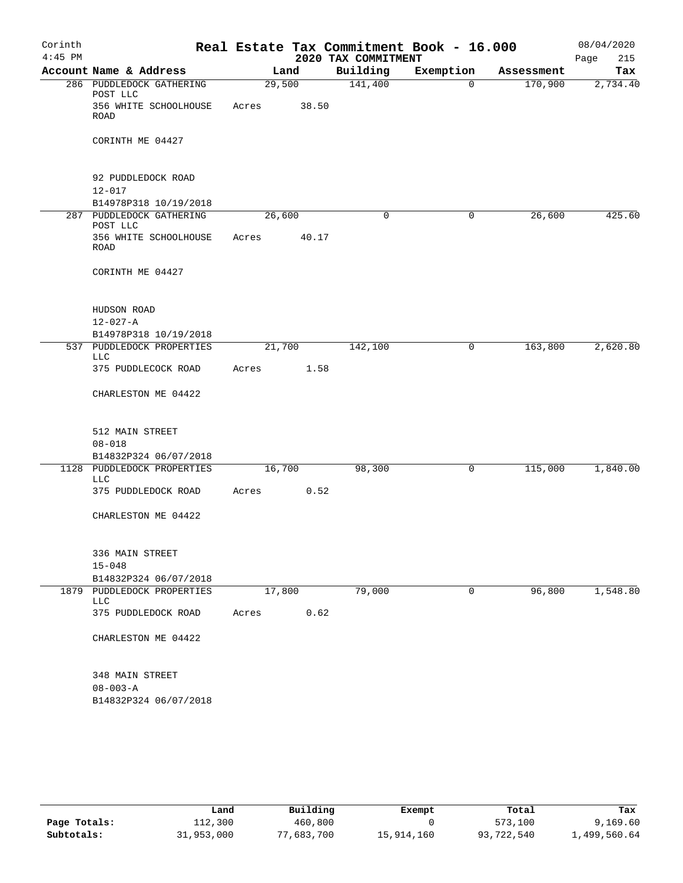Corinth 4:45 PM

# Real Estate Tax Commitment Book - 16.000

2020 TAX COMMITMENT

08/04/2020

| Account | Name & Address | Land | Building | Exemption | Assessment | Tax |
|---|---|---|---|---|---|---|
| 286 | PUDDLEDOCK GATHERING POST LLC<br>356 WHITE SCHOOLHOUSE ROAD<br>CORINTH ME 04427<br><br>92 PUDDLEDOCK ROAD<br>12-017<br>B14978P318 10/19/2018 | 29,500<br>Acres 38.50 | 141,400 | 0 | 170,900 | 2,734.40 |
| 287 | PUDDLEDOCK GATHERING POST LLC<br>356 WHITE SCHOOLHOUSE ROAD<br>CORINTH ME 04427<br><br>HUDSON ROAD<br>12-027-A<br>B14978P318 10/19/2018 | 26,600<br>Acres 40.17 | 0 | 0 | 26,600 | 425.60 |
| 537 | PUDDLEDOCK PROPERTIES LLC<br>375 PUDDLECOCK ROAD<br>CHARLESTON ME 04422<br><br>512 MAIN STREET<br>08-018<br>B14832P324 06/07/2018 | 21,700<br>Acres 1.58 | 142,100 | 0 | 163,800 | 2,620.80 |
| 1128 | PUDDLEDOCK PROPERTIES LLC<br>375 PUDDLEDOCK ROAD<br>CHARLESTON ME 04422<br><br>336 MAIN STREET<br>15-048<br>B14832P324 06/07/2018 | 16,700<br>Acres 0.52 | 98,300 | 0 | 115,000 | 1,840.00 |
| 1879 | PUDDLEDOCK PROPERTIES LLC<br>375 PUDDLEDOCK ROAD<br>CHARLESTON ME 04422<br><br>348 MAIN STREET<br>08-003-A<br>B14832P324 06/07/2018 | 17,800<br>Acres 0.62 | 79,000 | 0 | 96,800 | 1,548.80 |

| | Land | Building | Exempt | Total | Tax |
|---|---|---|---|---|---|
| Page Totals: | 112,300 | 460,800 | 0 | 573,100 | 9,169.60 |
| Subtotals: | 31,953,000 | 77,683,700 | 15,914,160 | 93,722,540 | 1,499,560.64 |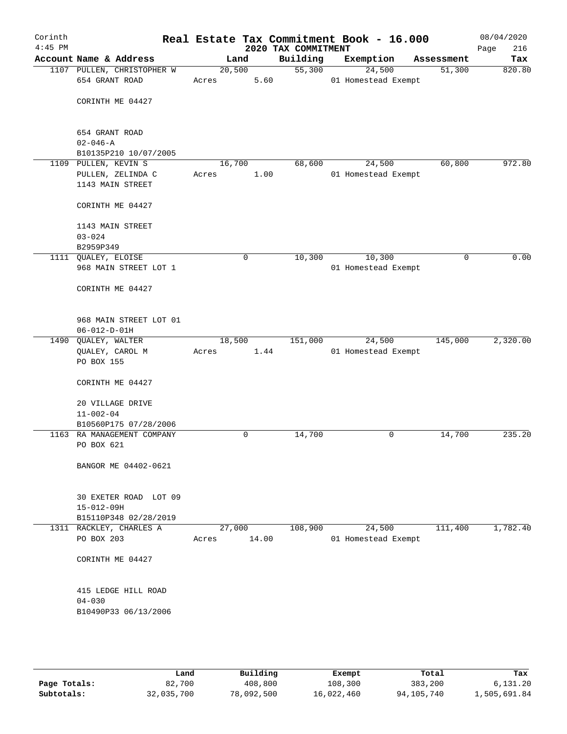# Real Estate Tax Commitment Book - 16.000

Corinth
4:45 PM

2020 TAX COMMITMENT

08/04/2020

| Account Name & Address | Land | Building | Exemption | Assessment | Tax |
|---|---|---|---|---|---|
| 1107 PULLEN, CHRISTOPHER W<br>654 GRANT ROAD<br><br>CORINTH ME 04427<br><br>654 GRANT ROAD<br>02-046-A<br>B10135P210 10/07/2005 | 20,500<br>Acres 5.60 | 55,300 | 24,500<br>01 Homestead Exempt | 51,300 | 820.80 |
| 1109 PULLEN, KEVIN S<br>PULLEN, ZELINDA C<br>1143 MAIN STREET<br><br>CORINTH ME 04427<br><br>1143 MAIN STREET<br>03-024<br>B2959P349 | 16,700<br>Acres 1.00 | 68,600 | 24,500<br>01 Homestead Exempt | 60,800 | 972.80 |
| 1111 QUALEY, ELOISE<br>968 MAIN STREET LOT 1<br><br>CORINTH ME 04427<br><br>968 MAIN STREET LOT 01<br>06-012-D-01H | 0 | 10,300 | 10,300<br>01 Homestead Exempt | 0 | 0.00 |
| 1490 QUALEY, WALTER<br>QUALEY, CAROL M<br>PO BOX 155<br><br>CORINTH ME 04427<br><br>20 VILLAGE DRIVE<br>11-002-04<br>B10560P175 07/28/2006 | 18,500<br>Acres 1.44 | 151,000 | 24,500<br>01 Homestead Exempt | 145,000 | 2,320.00 |
| 1163 RA MANAGEMENT COMPANY<br>PO BOX 621<br><br>BANGOR ME 04402-0621<br><br>30 EXETER ROAD LOT 09<br>15-012-09H<br>B15110P348 02/28/2019 | 0 | 14,700 | 0 | 14,700 | 235.20 |
| 1311 RACKLEY, CHARLES A<br>PO BOX 203<br><br>CORINTH ME 04427<br><br>415 LEDGE HILL ROAD<br>04-030<br>B10490P33 06/13/2006 | 27,000<br>Acres 14.00 | 108,900 | 24,500<br>01 Homestead Exempt | 111,400 | 1,782.40 |

| | Land | Building | Exempt | Total | Tax |
|---|---|---|---|---|---|
| Page Totals: | 82,700 | 408,800 | 108,300 | 383,200 | 6,131.20 |
| Subtotals: | 32,035,700 | 78,092,500 | 16,022,460 | 94,105,740 | 1,505,691.84 |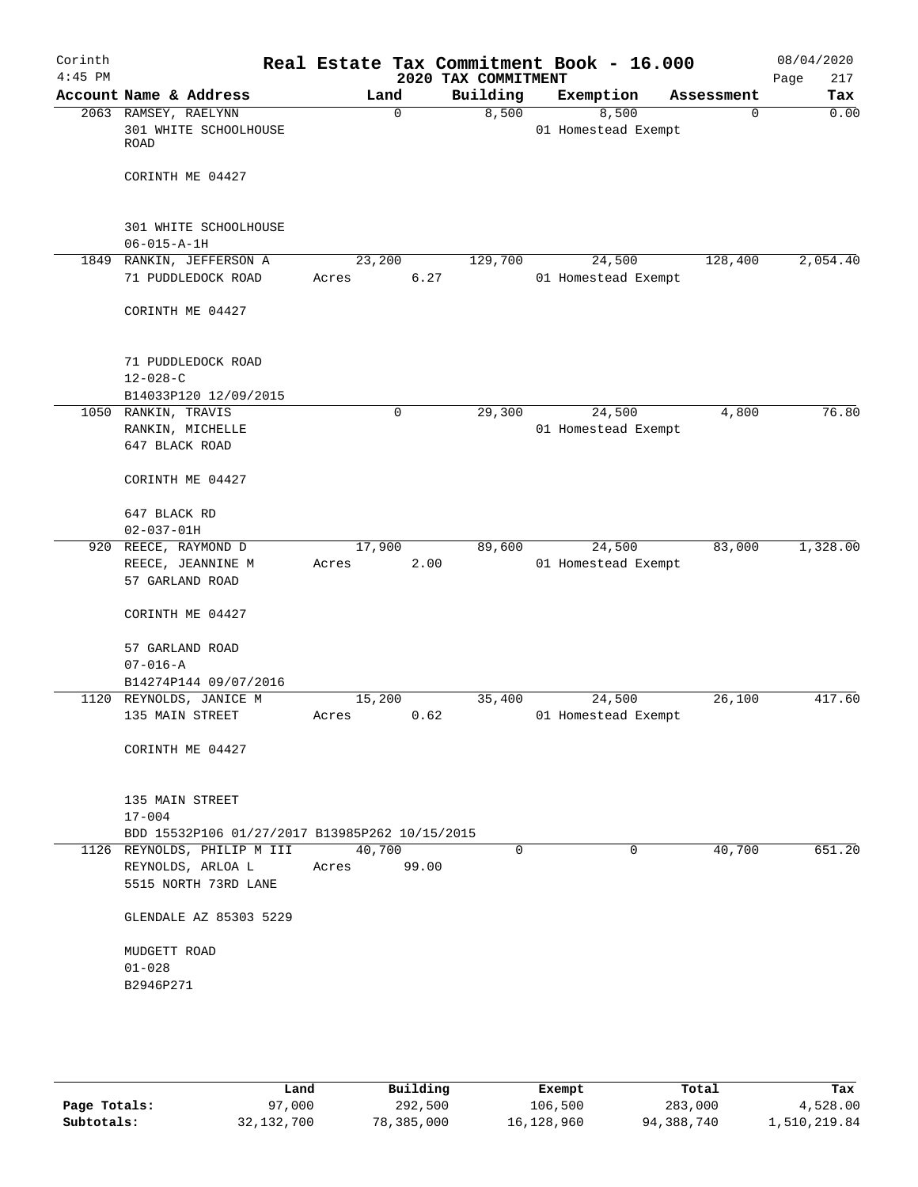# Corinth — Real Estate Tax Commitment Book - 16.000

2020 TAX COMMITMENT

4:45 PM — 08/04/2020

| Account Name & Address | Land | Building | Exemption | Assessment | Tax |
|---|---|---|---|---|---|
| 2063 RAMSEY, RAELYNN<br>301 WHITE SCHOOLHOUSE ROAD<br><br>CORINTH ME 04427<br><br>301 WHITE SCHOOLHOUSE<br>06-015-A-1H | 0 | 8,500 | 8,500<br>01 Homestead Exempt | 0 | 0.00 |
| 1849 RANKIN, JEFFERSON A<br>71 PUDDLEDOCK ROAD<br><br>CORINTH ME 04427<br><br>71 PUDDLEDOCK ROAD<br>12-028-C<br>B14033P120 12/09/2015 | 23,200<br>Acres 6.27 | 129,700 | 24,500<br>01 Homestead Exempt | 128,400 | 2,054.40 |
| 1050 RANKIN, TRAVIS<br>RANKIN, MICHELLE<br>647 BLACK ROAD<br><br>CORINTH ME 04427<br><br>647 BLACK RD<br>02-037-01H | 0 | 29,300 | 24,500<br>01 Homestead Exempt | 4,800 | 76.80 |
| 920 REECE, RAYMOND D<br>REECE, JEANNINE M<br>57 GARLAND ROAD<br><br>CORINTH ME 04427<br><br>57 GARLAND ROAD<br>07-016-A<br>B14274P144 09/07/2016 | 17,900<br>Acres 2.00 | 89,600 | 24,500<br>01 Homestead Exempt | 83,000 | 1,328.00 |
| 1120 REYNOLDS, JANICE M<br>135 MAIN STREET<br><br>CORINTH ME 04427<br><br>135 MAIN STREET<br>17-004<br>BDD 15532P106 01/27/2017 B13985P262 10/15/2015 | 15,200<br>Acres 0.62 | 35,400 | 24,500<br>01 Homestead Exempt | 26,100 | 417.60 |
| 1126 REYNOLDS, PHILIP M III<br>REYNOLDS, ARLOA L<br>5515 NORTH 73RD LANE<br><br>GLENDALE AZ 85303 5229<br><br>MUDGETT ROAD<br>01-028<br>B2946P271 | 40,700<br>Acres 99.00 | 0 | 0 | 40,700 | 651.20 |

| | Land | Building | Exempt | Total | Tax |
|---|---|---|---|---|---|
| Page Totals: | 97,000 | 292,500 | 106,500 | 283,000 | 4,528.00 |
| Subtotals: | 32,132,700 | 78,385,000 | 16,128,960 | 94,388,740 | 1,510,219.84 |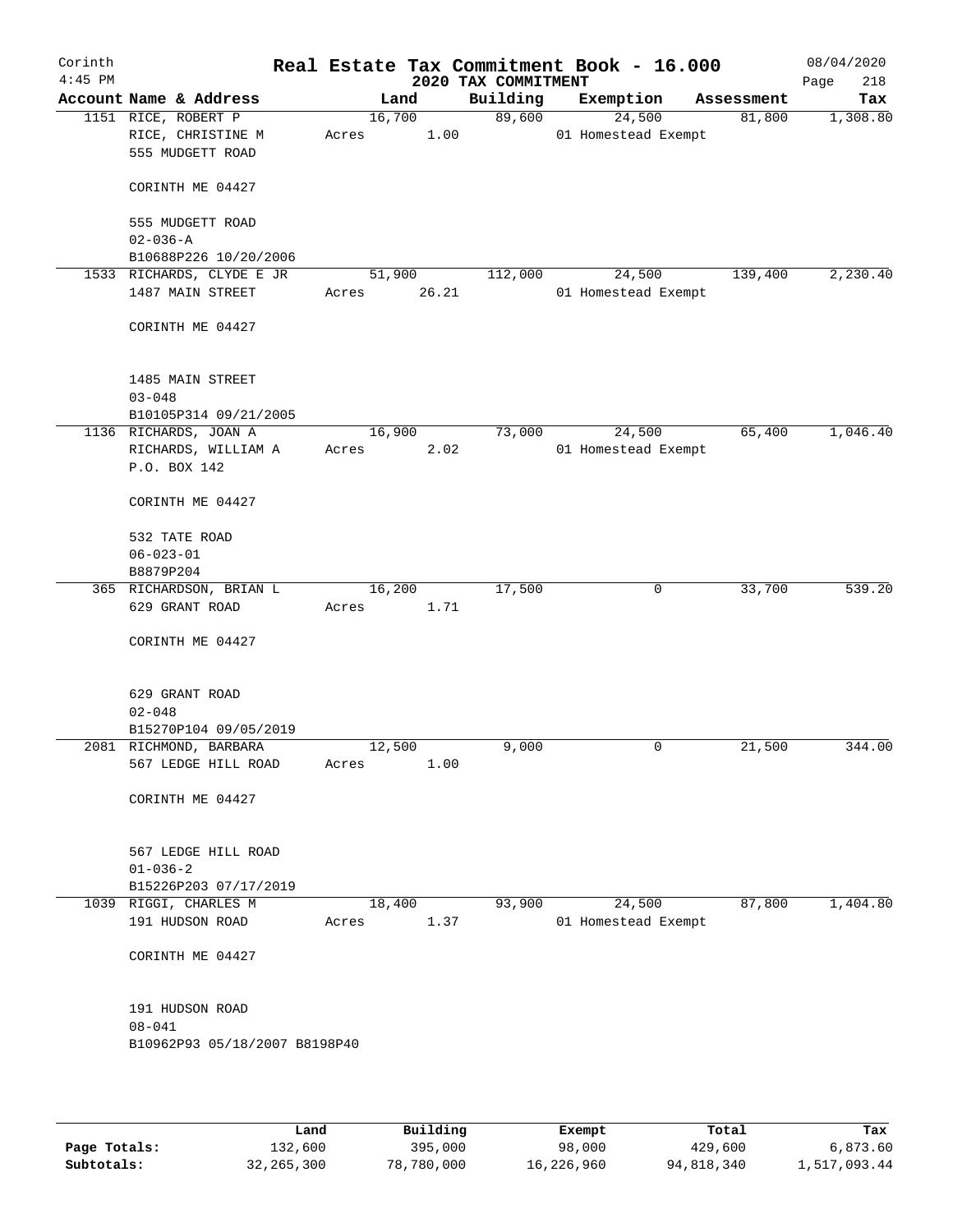Corinth 4:45 PM

# Real Estate Tax Commitment Book - 16.000

2020 TAX COMMITMENT

08/04/2020 Page 218

| Account Name & Address | Land | Building | Exemption | Assessment | Tax |
|---|---|---|---|---|---|
| 1151 RICE, ROBERT P<br>RICE, CHRISTINE M<br>555 MUDGETT ROAD<br><br>CORINTH ME 04427<br><br>555 MUDGETT ROAD<br>02-036-A<br>B10688P226 10/20/2006 | 16,700<br>Acres 1.00 | 89,600 | 24,500<br>01 Homestead Exempt | 81,800 | 1,308.80 |
| 1533 RICHARDS, CLYDE E JR<br>1487 MAIN STREET<br><br>CORINTH ME 04427<br><br>1485 MAIN STREET<br>03-048<br>B10105P314 09/21/2005 | 51,900<br>Acres 26.21 | 112,000 | 24,500<br>01 Homestead Exempt | 139,400 | 2,230.40 |
| 1136 RICHARDS, JOAN A<br>RICHARDS, WILLIAM A<br>P.O. BOX 142<br><br>CORINTH ME 04427<br><br>532 TATE ROAD<br>06-023-01<br>B8879P204 | 16,900<br>Acres 2.02 | 73,000 | 24,500<br>01 Homestead Exempt | 65,400 | 1,046.40 |
| 365 RICHARDSON, BRIAN L<br>629 GRANT ROAD<br><br>CORINTH ME 04427<br><br>629 GRANT ROAD<br>02-048<br>B15270P104 09/05/2019 | 16,200<br>Acres 1.71 | 17,500 | 0 | 33,700 | 539.20 |
| 2081 RICHMOND, BARBARA<br>567 LEDGE HILL ROAD<br><br>CORINTH ME 04427<br><br>567 LEDGE HILL ROAD<br>01-036-2<br>B15226P203 07/17/2019 | 12,500<br>Acres 1.00 | 9,000 | 0 | 21,500 | 344.00 |
| 1039 RIGGI, CHARLES M<br>191 HUDSON ROAD<br><br>CORINTH ME 04427<br><br>191 HUDSON ROAD<br>08-041<br>B10962P93 05/18/2007 B8198P40 | 18,400<br>Acres 1.37 | 93,900 | 24,500<br>01 Homestead Exempt | 87,800 | 1,404.80 |

| | Land | Building | Exempt | Total | Tax |
|---|---|---|---|---|---|
| **Page Totals:** | 132,600 | 395,000 | 98,000 | 429,600 | 6,873.60 |
| **Subtotals:** | 32,265,300 | 78,780,000 | 16,226,960 | 94,818,340 | 1,517,093.44 |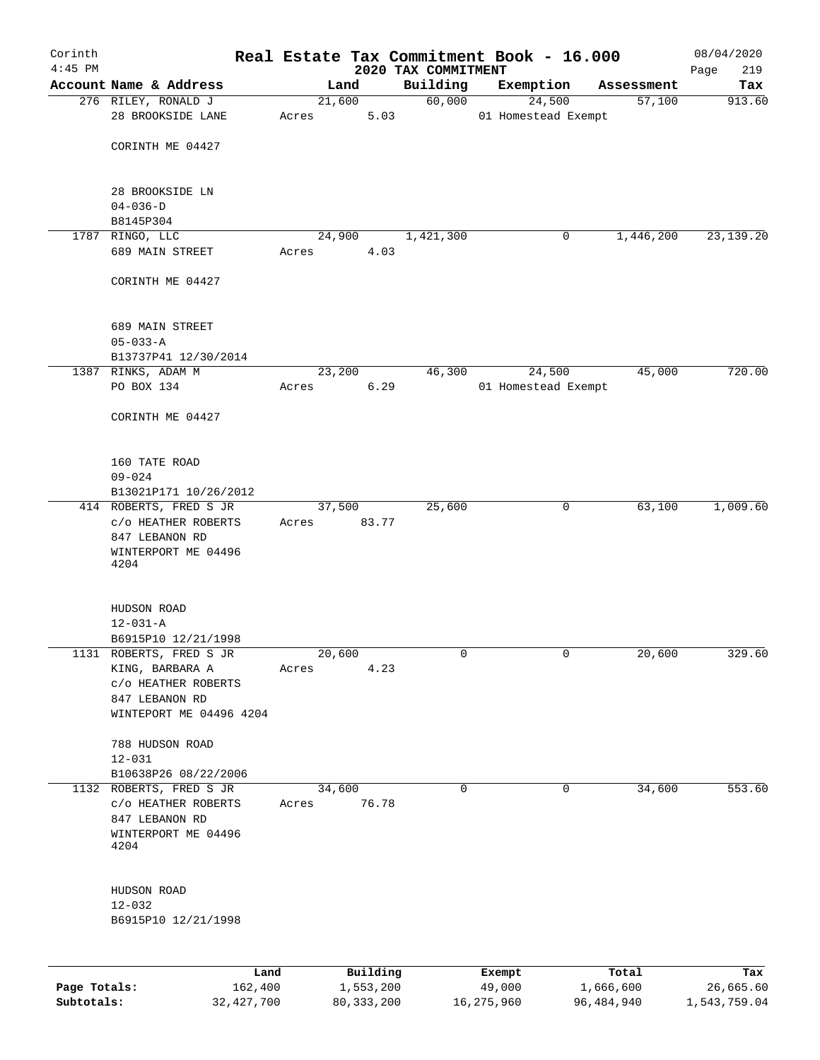Corinth 4:45 PM

# Real Estate Tax Commitment Book - 16.000

2020 TAX COMMITMENT

08/04/2020 Page 219

| Account Name & Address | Land | Building | Exemption | Assessment | Tax |
|---|---|---|---|---|---|
| 276 RILEY, RONALD J<br>28 BROOKSIDE LANE<br><br>CORINTH ME 04427<br><br>28 BROOKSIDE LN<br>04-036-D<br>B8145P304 | 21,600<br>Acres 5.03 | 60,000 | 24,500<br>01 Homestead Exempt | 57,100 | 913.60 |
| 1787 RINGO, LLC<br>689 MAIN STREET<br><br>CORINTH ME 04427<br><br>689 MAIN STREET<br>05-033-A<br>B13737P41 12/30/2014 | 24,900<br>Acres 4.03 | 1,421,300 | 0 | 1,446,200 | 23,139.20 |
| 1387 RINKS, ADAM M<br>PO BOX 134<br><br>CORINTH ME 04427<br><br>160 TATE ROAD<br>09-024<br>B13021P171 10/26/2012 | 23,200<br>Acres 6.29 | 46,300 | 24,500<br>01 Homestead Exempt | 45,000 | 720.00 |
| 414 ROBERTS, FRED S JR<br>c/o HEATHER ROBERTS<br>847 LEBANON RD<br>WINTERPORT ME 04496 4204<br><br>HUDSON ROAD<br>12-031-A<br>B6915P10 12/21/1998 | 37,500<br>Acres 83.77 | 25,600 | 0 | 63,100 | 1,009.60 |
| 1131 ROBERTS, FRED S JR<br>KING, BARBARA A<br>c/o HEATHER ROBERTS<br>847 LEBANON RD<br>WINTEPORT ME 04496 4204<br><br>788 HUDSON ROAD<br>12-031<br>B10638P26 08/22/2006 | 20,600<br>Acres 4.23 | 0 | 0 | 20,600 | 329.60 |
| 1132 ROBERTS, FRED S JR<br>c/o HEATHER ROBERTS<br>847 LEBANON RD<br>WINTERPORT ME 04496 4204<br><br>HUDSON ROAD<br>12-032<br>B6915P10 12/21/1998 | 34,600<br>Acres 76.78 | 0 | 0 | 34,600 | 553.60 |

| | Land | Building | Exempt | Total | Tax |
|---|---|---|---|---|---|
| Page Totals: | 162,400 | 1,553,200 | 49,000 | 1,666,600 | 26,665.60 |
| Subtotals: | 32,427,700 | 80,333,200 | 16,275,960 | 96,484,940 | 1,543,759.04 |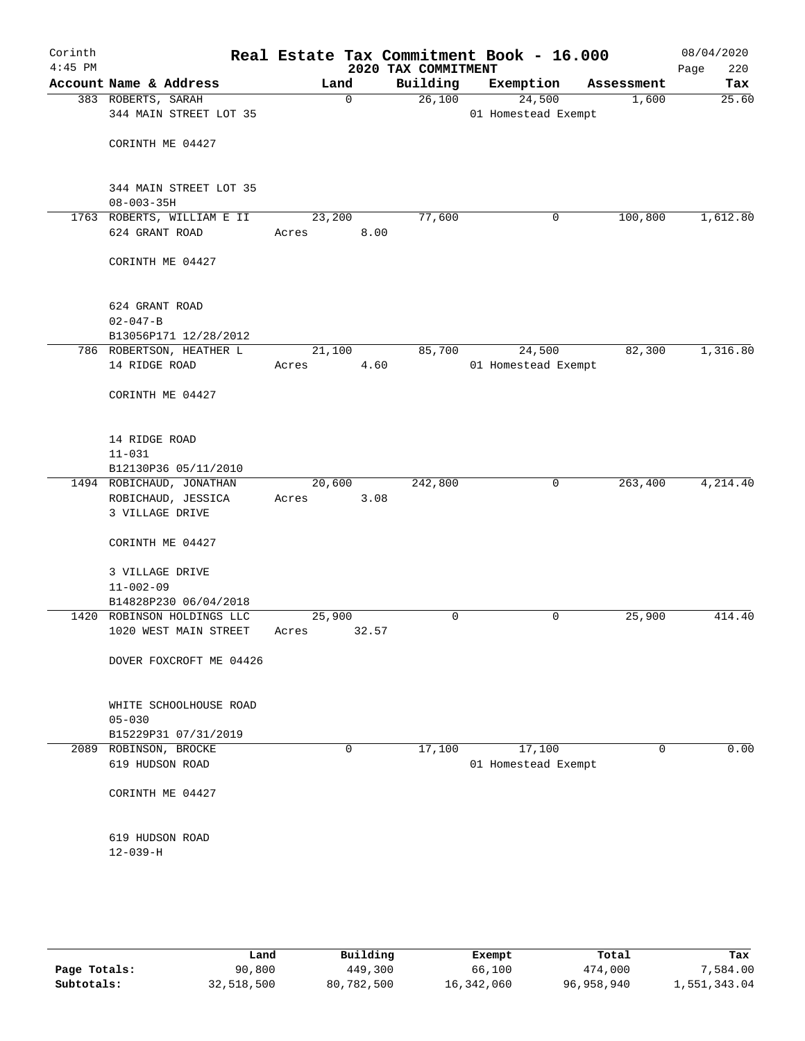# Real Estate Tax Commitment Book - 16.000

Corinth
4:45 PM

2020 TAX COMMITMENT

08/04/2020

| Account Name & Address | Land | Building | Exemption | Assessment | Tax |
|---|---|---|---|---|---|
| 383 ROBERTS, SARAH<br>344 MAIN STREET LOT 35<br><br>CORINTH ME 04427<br><br>344 MAIN STREET LOT 35<br>08-003-35H | 0 | 26,100 | 24,500<br>01 Homestead Exempt | 1,600 | 25.60 |
| 1763 ROBERTS, WILLIAM E II<br>624 GRANT ROAD<br><br>CORINTH ME 04427<br><br>624 GRANT ROAD<br>02-047-B<br>B13056P171 12/28/2012 | 23,200<br>Acres 8.00 | 77,600 | 0 | 100,800 | 1,612.80 |
| 786 ROBERTSON, HEATHER L<br>14 RIDGE ROAD<br><br>CORINTH ME 04427<br><br>14 RIDGE ROAD<br>11-031<br>B12130P36 05/11/2010 | 21,100<br>Acres 4.60 | 85,700 | 24,500<br>01 Homestead Exempt | 82,300 | 1,316.80 |
| 1494 ROBICHAUD, JONATHAN<br>ROBICHAUD, JESSICA<br>3 VILLAGE DRIVE<br><br>CORINTH ME 04427<br><br>3 VILLAGE DRIVE<br>11-002-09<br>B14828P230 06/04/2018 | 20,600<br>Acres 3.08 | 242,800 | 0 | 263,400 | 4,214.40 |
| 1420 ROBINSON HOLDINGS LLC<br>1020 WEST MAIN STREET<br><br>DOVER FOXCROFT ME 04426<br><br>WHITE SCHOOLHOUSE ROAD<br>05-030<br>B15229P31 07/31/2019 | 25,900<br>Acres 32.57 | 0 | 0 | 25,900 | 414.40 |
| 2089 ROBINSON, BROCKE<br>619 HUDSON ROAD<br><br>CORINTH ME 04427<br><br>619 HUDSON ROAD<br>12-039-H | 0 | 17,100 | 17,100<br>01 Homestead Exempt | 0 | 0.00 |

| | Land | Building | Exempt | Total | Tax |
|---|---|---|---|---|---|
| **Page Totals:** | 90,800 | 449,300 | 66,100 | 474,000 | 7,584.00 |
| **Subtotals:** | 32,518,500 | 80,782,500 | 16,342,060 | 96,958,940 | 1,551,343.04 |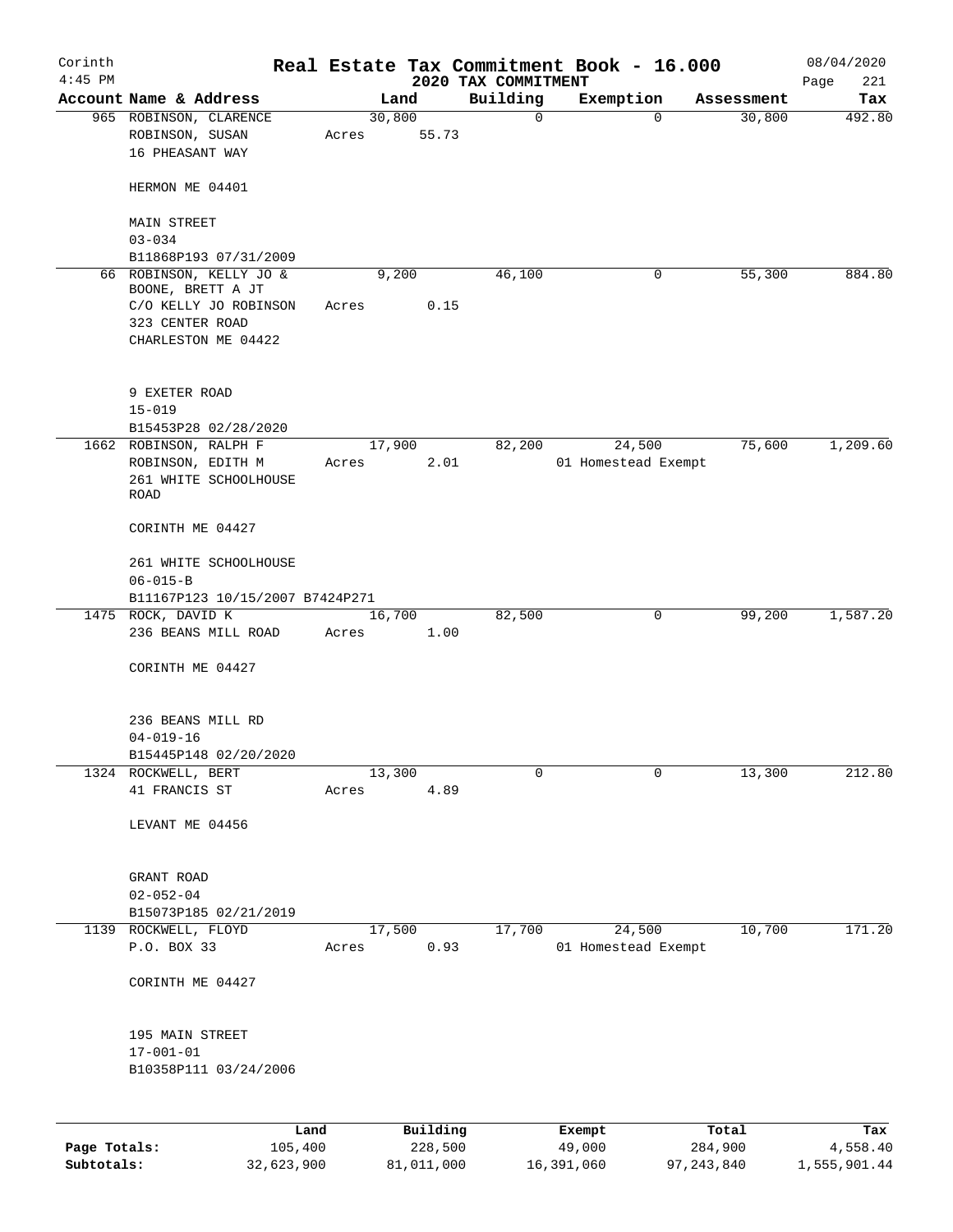Corinth 4:45 PM

# Real Estate Tax Commitment Book - 16.000

## 2020 TAX COMMITMENT

08/04/2020 Page 221

| Account | Name & Address | Land | Building | Exemption | Assessment | Tax |
|---|---|---|---|---|---|---|
| 965 | ROBINSON, CLARENCE<br>ROBINSON, SUSAN<br>16 PHEASANT WAY<br><br>HERMON ME 04401<br><br>MAIN STREET<br>03-034<br>B11868P193 07/31/2009 | 30,800<br>Acres 55.73 | 0 | 0 | 30,800 | 492.80 |
| 66 | ROBINSON, KELLY JO &<br>BOONE, BRETT A JT<br>C/O KELLY JO ROBINSON<br>323 CENTER ROAD<br>CHARLESTON ME 04422<br><br>9 EXETER ROAD<br>15-019<br>B15453P28 02/28/2020 | 9,200<br>Acres 0.15 | 46,100 | 0 | 55,300 | 884.80 |
| 1662 | ROBINSON, RALPH F<br>ROBINSON, EDITH M<br>261 WHITE SCHOOLHOUSE ROAD<br><br>CORINTH ME 04427<br><br>261 WHITE SCHOOLHOUSE<br>06-015-B<br>B11167P123 10/15/2007 B7424P271 | 17,900<br>Acres 2.01 | 82,200 | 24,500<br>01 Homestead Exempt | 75,600 | 1,209.60 |
| 1475 | ROCK, DAVID K<br>236 BEANS MILL ROAD<br><br>CORINTH ME 04427<br><br>236 BEANS MILL RD<br>04-019-16<br>B15445P148 02/20/2020 | 16,700<br>Acres 1.00 | 82,500 | 0 | 99,200 | 1,587.20 |
| 1324 | ROCKWELL, BERT<br>41 FRANCIS ST<br><br>LEVANT ME 04456<br><br>GRANT ROAD<br>02-052-04<br>B15073P185 02/21/2019 | 13,300<br>Acres 4.89 | 0 | 0 | 13,300 | 212.80 |
| 1139 | ROCKWELL, FLOYD<br>P.O. BOX 33<br><br>CORINTH ME 04427<br><br>195 MAIN STREET<br>17-001-01<br>B10358P111 03/24/2006 | 17,500<br>Acres 0.93 | 17,700 | 24,500<br>01 Homestead Exempt | 10,700 | 171.20 |

| | Land | Building | Exempt | Total | Tax |
|---|---|---|---|---|---|
| Page Totals: | 105,400 | 228,500 | 49,000 | 284,900 | 4,558.40 |
| Subtotals: | 32,623,900 | 81,011,000 | 16,391,060 | 97,243,840 | 1,555,901.44 |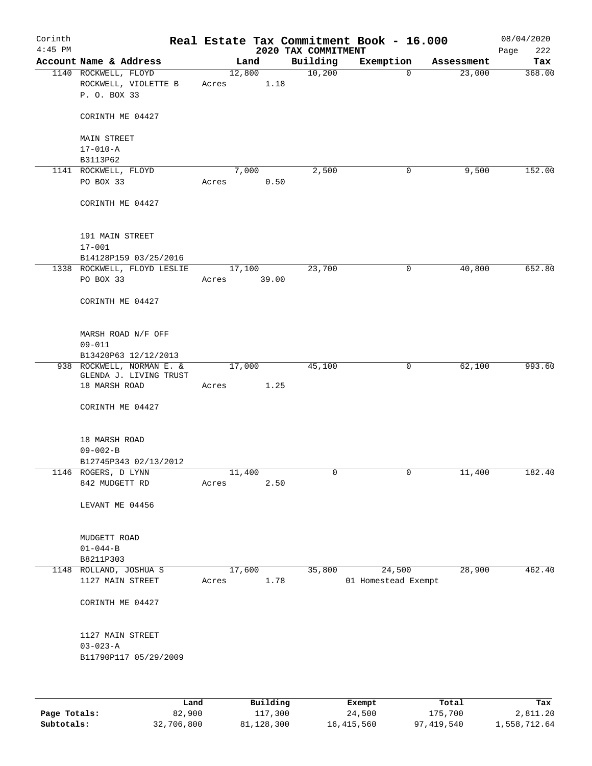Corinth 4:45 PM

# Real Estate Tax Commitment Book - 16.000

## 2020 TAX COMMITMENT

08/04/2020

| Account Name & Address | Land | Building | Exemption | Assessment | Tax |
|---|---|---|---|---|---|
| 1140 ROCKWELL, FLOYD<br>ROCKWELL, VIOLETTE B<br>P. O. BOX 33<br><br>CORINTH ME 04427<br><br>MAIN STREET<br>17-010-A<br>B3113P62 | 12,800<br>Acres 1.18 | 10,200 | 0 | 23,000 | 368.00 |
| 1141 ROCKWELL, FLOYD<br>PO BOX 33<br><br>CORINTH ME 04427<br><br>191 MAIN STREET<br>17-001<br>B14128P159 03/25/2016 | 7,000<br>Acres 0.50 | 2,500 | 0 | 9,500 | 152.00 |
| 1338 ROCKWELL, FLOYD LESLIE<br>PO BOX 33<br><br>CORINTH ME 04427<br><br>MARSH ROAD N/F OFF<br>09-011<br>B13420P63 12/12/2013 | 17,100<br>Acres 39.00 | 23,700 | 0 | 40,800 | 652.80 |
| 938 ROCKWELL, NORMAN E. &<br>GLENDA J. LIVING TRUST<br>18 MARSH ROAD<br><br>CORINTH ME 04427<br><br>18 MARSH ROAD<br>09-002-B<br>B12745P343 02/13/2012 | 17,000<br>Acres 1.25 | 45,100 | 0 | 62,100 | 993.60 |
| 1146 ROGERS, D LYNN<br>842 MUDGETT RD<br><br>LEVANT ME 04456<br><br>MUDGETT ROAD<br>01-044-B<br>B8211P303 | 11,400<br>Acres 2.50 | 0 | 0 | 11,400 | 182.40 |
| 1148 ROLLAND, JOSHUA S<br>1127 MAIN STREET<br><br>CORINTH ME 04427<br><br>1127 MAIN STREET<br>03-023-A<br>B11790P117 05/29/2009 | 17,600<br>Acres 1.78 | 35,800 | 24,500<br>01 Homestead Exempt | 28,900 | 462.40 |

| | Land | Building | Exempt | Total | Tax |
|---|---|---|---|---|---|
| Page Totals: | 82,900 | 117,300 | 24,500 | 175,700 | 2,811.20 |
| Subtotals: | 32,706,800 | 81,128,300 | 16,415,560 | 97,419,540 | 1,558,712.64 |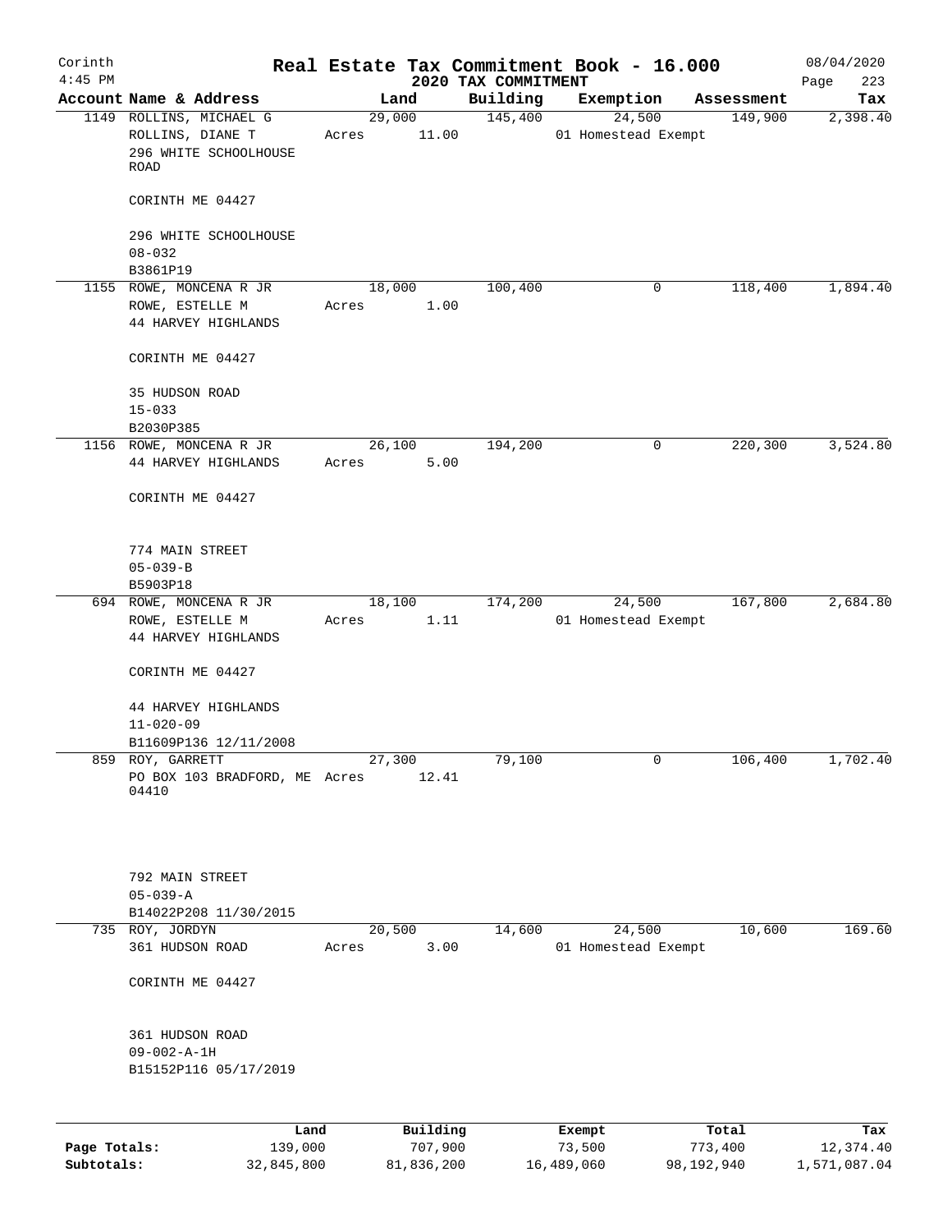Corinth 4:45 PM

# Real Estate Tax Commitment Book - 16.000

## 2020 TAX COMMITMENT

08/04/2020

| Account Name & Address | Land | Building | Exemption | Assessment | Tax |
|---|---|---|---|---|---|
| 1149 ROLLINS, MICHAEL G<br>ROLLINS, DIANE T<br>296 WHITE SCHOOLHOUSE ROAD<br><br>CORINTH ME 04427<br><br>296 WHITE SCHOOLHOUSE<br>08-032<br>B3861P19 | 29,000<br>Acres 11.00 | 145,400 | 24,500<br>01 Homestead Exempt | 149,900 | 2,398.40 |
| 1155 ROWE, MONCENA R JR<br>ROWE, ESTELLE M<br>44 HARVEY HIGHLANDS<br><br>CORINTH ME 04427<br><br>35 HUDSON ROAD<br>15-033<br>B2030P385 | 18,000<br>Acres 1.00 | 100,400 | 0 | 118,400 | 1,894.40 |
| 1156 ROWE, MONCENA R JR<br>44 HARVEY HIGHLANDS<br><br>CORINTH ME 04427<br><br>774 MAIN STREET<br>05-039-B<br>B5903P18 | 26,100<br>Acres 5.00 | 194,200 | 0 | 220,300 | 3,524.80 |
| 694 ROWE, MONCENA R JR<br>ROWE, ESTELLE M<br>44 HARVEY HIGHLANDS<br><br>CORINTH ME 04427<br><br>44 HARVEY HIGHLANDS<br>11-020-09<br>B11609P136 12/11/2008 | 18,100<br>Acres 1.11 | 174,200 | 24,500<br>01 Homestead Exempt | 167,800 | 2,684.80 |
| 859 ROY, GARRETT<br>PO BOX 103 BRADFORD, ME 04410<br><br>792 MAIN STREET<br>05-039-A<br>B14022P208 11/30/2015 | 27,300<br>Acres 12.41 | 79,100 | 0 | 106,400 | 1,702.40 |
| 735 ROY, JORDYN<br>361 HUDSON ROAD<br><br>CORINTH ME 04427<br><br>361 HUDSON ROAD<br>09-002-A-1H<br>B15152P116 05/17/2019 | 20,500<br>Acres 3.00 | 14,600 | 24,500<br>01 Homestead Exempt | 10,600 | 169.60 |

| | Land | Building | Exempt | Total | Tax |
|---|---|---|---|---|---|
| **Page Totals:** | 139,000 | 707,900 | 73,500 | 773,400 | 12,374.40 |
| **Subtotals:** | 32,845,800 | 81,836,200 | 16,489,060 | 98,192,940 | 1,571,087.04 |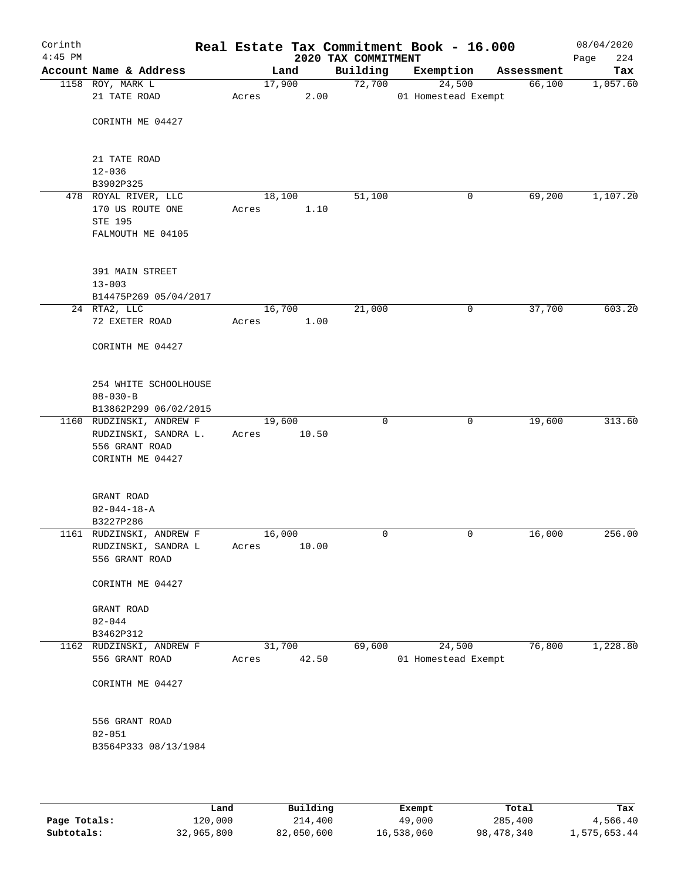Corinth 4:45 PM

# Real Estate Tax Commitment Book - 16.000

## 2020 TAX COMMITMENT

08/04/2020 Page 224

| Account Name & Address | Land | Building | Exemption | Assessment | Tax |
|---|---|---|---|---|---|
| 1158 ROY, MARK L<br>21 TATE ROAD<br><br>CORINTH ME 04427<br><br>21 TATE ROAD<br>12-036<br>B3902P325 | 17,900<br>Acres 2.00 | 72,700 | 24,500<br>01 Homestead Exempt | 66,100 | 1,057.60 |
| 478 ROYAL RIVER, LLC<br>170 US ROUTE ONE<br>STE 195<br>FALMOUTH ME 04105<br><br>391 MAIN STREET<br>13-003<br>B14475P269 05/04/2017 | 18,100<br>Acres 1.10 | 51,100 | 0 | 69,200 | 1,107.20 |
| 24 RTA2, LLC<br>72 EXETER ROAD<br><br>CORINTH ME 04427<br><br>254 WHITE SCHOOLHOUSE<br>08-030-B<br>B13862P299 06/02/2015 | 16,700<br>Acres 1.00 | 21,000 | 0 | 37,700 | 603.20 |
| 1160 RUDZINSKI, ANDREW F<br>RUDZINSKI, SANDRA L.<br>556 GRANT ROAD<br>CORINTH ME 04427<br><br>GRANT ROAD<br>02-044-18-A<br>B3227P286 | 19,600<br>Acres 10.50 | 0 | 0 | 19,600 | 313.60 |
| 1161 RUDZINSKI, ANDREW F<br>RUDZINSKI, SANDRA L<br>556 GRANT ROAD<br><br>CORINTH ME 04427<br><br>GRANT ROAD<br>02-044<br>B3462P312 | 16,000<br>Acres 10.00 | 0 | 0 | 16,000 | 256.00 |
| 1162 RUDZINSKI, ANDREW F<br>556 GRANT ROAD<br><br>CORINTH ME 04427<br><br>556 GRANT ROAD<br>02-051<br>B3564P333 08/13/1984 | 31,700<br>Acres 42.50 | 69,600 | 24,500<br>01 Homestead Exempt | 76,800 | 1,228.80 |

| | Land | Building | Exempt | Total | Tax |
|---|---|---|---|---|---|
| Page Totals: | 120,000 | 214,400 | 49,000 | 285,400 | 4,566.40 |
| Subtotals: | 32,965,800 | 82,050,600 | 16,538,060 | 98,478,340 | 1,575,653.44 |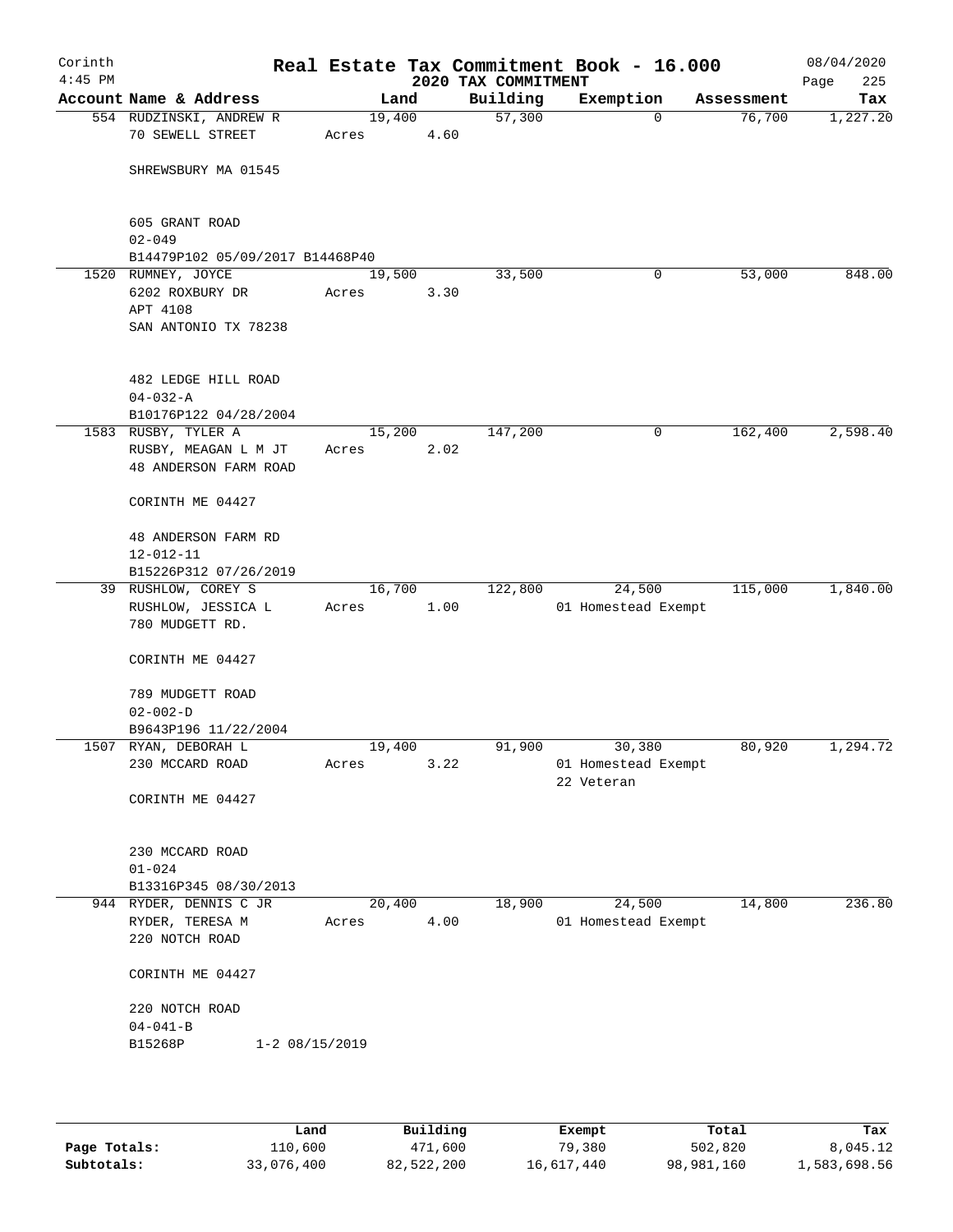# Real Estate Tax Commitment Book - 16.000

Corinth 4:45 PM — 2020 TAX COMMITMENT — 08/04/2020

| Account | Name & Address | Land | Building | Exemption | Assessment | Tax |
|---|---|---|---|---|---|---|
| 554 | RUDZINSKI, ANDREW R<br>70 SEWELL STREET<br><br>SHREWSBURY MA 01545<br><br>605 GRANT ROAD<br>02-049<br>B14479P102 05/09/2017 B14468P40 | 19,400<br>Acres 4.60 | 57,300 | 0 | 76,700 | 1,227.20 |
| 1520 | RUMNEY, JOYCE<br>6202 ROXBURY DR<br>APT 4108<br>SAN ANTONIO TX 78238<br><br>482 LEDGE HILL ROAD<br>04-032-A<br>B10176P122 04/28/2004 | 19,500<br>Acres 3.30 | 33,500 | 0 | 53,000 | 848.00 |
| 1583 | RUSBY, TYLER A<br>RUSBY, MEAGAN L M JT<br>48 ANDERSON FARM ROAD<br><br>CORINTH ME 04427<br><br>48 ANDERSON FARM RD<br>12-012-11<br>B15226P312 07/26/2019 | 15,200<br>Acres 2.02 | 147,200 | 0 | 162,400 | 2,598.40 |
| 39 | RUSHLOW, COREY S<br>RUSHLOW, JESSICA L<br>780 MUDGETT RD.<br><br>CORINTH ME 04427<br><br>789 MUDGETT ROAD<br>02-002-D<br>B9643P196 11/22/2004 | 16,700<br>Acres 1.00 | 122,800 | 24,500<br>01 Homestead Exempt | 115,000 | 1,840.00 |
| 1507 | RYAN, DEBORAH L<br>230 MCCARD ROAD<br><br>CORINTH ME 04427<br><br>230 MCCARD ROAD<br>01-024<br>B13316P345 08/30/2013 | 19,400<br>Acres 3.22 | 91,900 | 30,380<br>01 Homestead Exempt<br>22 Veteran | 80,920 | 1,294.72 |
| 944 | RYDER, DENNIS C JR<br>RYDER, TERESA M<br>220 NOTCH ROAD<br><br>CORINTH ME 04427<br><br>220 NOTCH ROAD<br>04-041-B<br>B15268P 1-2 08/15/2019 | 20,400<br>Acres 4.00 | 18,900 | 24,500<br>01 Homestead Exempt | 14,800 | 236.80 |

| | Land | Building | Exempt | Total | Tax |
|---|---|---|---|---|---|
| Page Totals: | 110,600 | 471,600 | 79,380 | 502,820 | 8,045.12 |
| Subtotals: | 33,076,400 | 82,522,200 | 16,617,440 | 98,981,160 | 1,583,698.56 |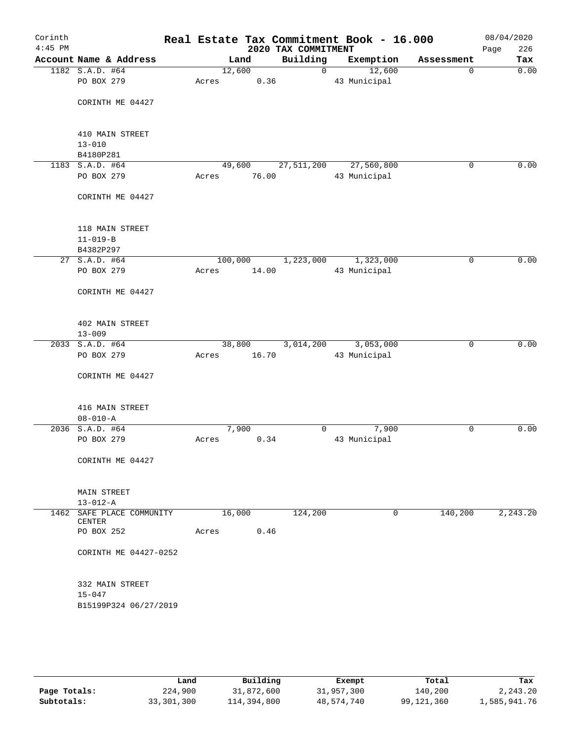# Real Estate Tax Commitment Book - 16.000

Corinth 4:45 PM — 2020 TAX COMMITMENT — 08/04/2020

| Account Name & Address | Land | Building | Exemption | Assessment | Tax |
|---|---|---|---|---|---|
| 1182 S.A.D. #64 | 12,600 | 0 | 12,600 | 0 | 0.00 |
| PO BOX 279 | Acres 0.36 | | 43 Municipal | | |
| CORINTH ME 04427 | | | | | |
| 410 MAIN STREET | | | | | |
| 13-010 | | | | | |
| B4180P281 | | | | | |
| 1183 S.A.D. #64 | 49,600 | 27,511,200 | 27,560,800 | 0 | 0.00 |
| PO BOX 279 | Acres 76.00 | | 43 Municipal | | |
| CORINTH ME 04427 | | | | | |
| 118 MAIN STREET | | | | | |
| 11-019-B | | | | | |
| B4382P297 | | | | | |
| 27 S.A.D. #64 | 100,000 | 1,223,000 | 1,323,000 | 0 | 0.00 |
| PO BOX 279 | Acres 14.00 | | 43 Municipal | | |
| CORINTH ME 04427 | | | | | |
| 402 MAIN STREET | | | | | |
| 13-009 | | | | | |
| 2033 S.A.D. #64 | 38,800 | 3,014,200 | 3,053,000 | 0 | 0.00 |
| PO BOX 279 | Acres 16.70 | | 43 Municipal | | |
| CORINTH ME 04427 | | | | | |
| 416 MAIN STREET | | | | | |
| 08-010-A | | | | | |
| 2036 S.A.D. #64 | 7,900 | 0 | 7,900 | 0 | 0.00 |
| PO BOX 279 | Acres 0.34 | | 43 Municipal | | |
| CORINTH ME 04427 | | | | | |
| MAIN STREET | | | | | |
| 13-012-A | | | | | |
| 1462 SAFE PLACE COMMUNITY CENTER | 16,000 | 124,200 | 0 | 140,200 | 2,243.20 |
| PO BOX 252 | Acres 0.46 | | | | |
| CORINTH ME 04427-0252 | | | | | |
| 332 MAIN STREET | | | | | |
| 15-047 | | | | | |
| B15199P324 06/27/2019 | | | | | |

| | Land | Building | Exempt | Total | Tax |
|---|---|---|---|---|---|
| Page Totals: | 224,900 | 31,872,600 | 31,957,300 | 140,200 | 2,243.20 |
| Subtotals: | 33,301,300 | 114,394,800 | 48,574,740 | 99,121,360 | 1,585,941.76 |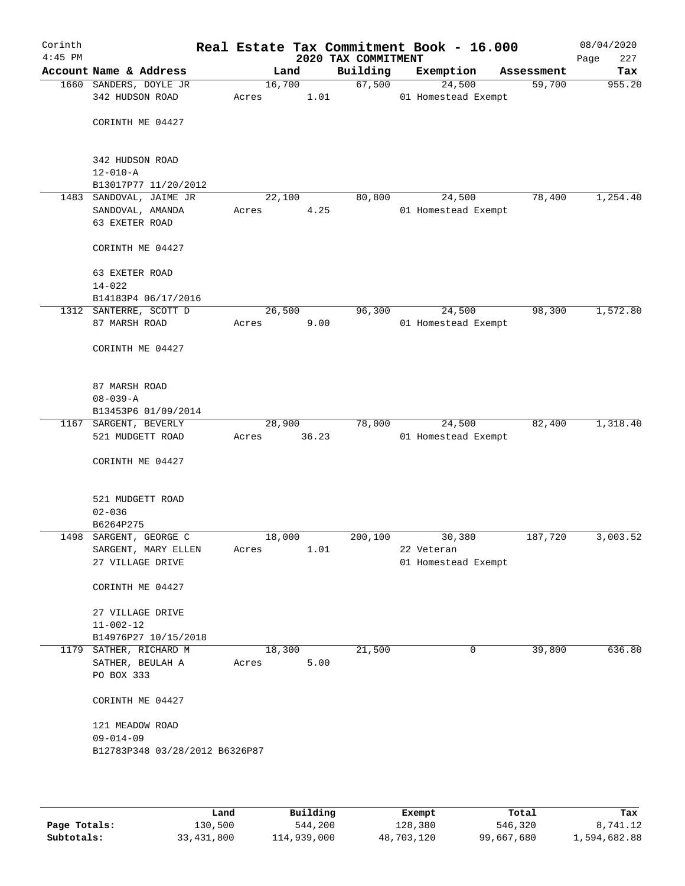Corinth
4:45 PM

# Real Estate Tax Commitment Book - 16.000

## 2020 TAX COMMITMENT

08/04/2020

| Account | Name & Address | Land | Building | Exemption | Assessment | Tax |
|---|---|---|---|---|---|---|
| 1660 | SANDERS, DOYLE JR<br>342 HUDSON ROAD<br><br>CORINTH ME 04427<br><br>342 HUDSON ROAD<br>12-010-A<br>B13017P77 11/20/2012 | 16,700<br>Acres 1.01 | 67,500 | 24,500<br>01 Homestead Exempt | 59,700 | 955.20 |
| 1483 | SANDOVAL, JAIME JR<br>SANDOVAL, AMANDA<br>63 EXETER ROAD<br><br>CORINTH ME 04427<br><br>63 EXETER ROAD<br>14-022<br>B14183P4 06/17/2016 | 22,100<br>Acres 4.25 | 80,800 | 24,500<br>01 Homestead Exempt | 78,400 | 1,254.40 |
| 1312 | SANTERRE, SCOTT D<br>87 MARSH ROAD<br><br>CORINTH ME 04427<br><br>87 MARSH ROAD<br>08-039-A<br>B13453P6 01/09/2014 | 26,500<br>Acres 9.00 | 96,300 | 24,500<br>01 Homestead Exempt | 98,300 | 1,572.80 |
| 1167 | SARGENT, BEVERLY<br>521 MUDGETT ROAD<br><br>CORINTH ME 04427<br><br>521 MUDGETT ROAD<br>02-036<br>B6264P275 | 28,900<br>Acres 36.23 | 78,000 | 24,500<br>01 Homestead Exempt | 82,400 | 1,318.40 |
| 1498 | SARGENT, GEORGE C<br>SARGENT, MARY ELLEN<br>27 VILLAGE DRIVE<br><br>CORINTH ME 04427<br><br>27 VILLAGE DRIVE<br>11-002-12<br>B14976P27 10/15/2018 | 18,000<br>Acres 1.01 | 200,100 | 30,380<br>22 Veteran<br>01 Homestead Exempt | 187,720 | 3,003.52 |
| 1179 | SATHER, RICHARD M<br>SATHER, BEULAH A<br>PO BOX 333<br><br>CORINTH ME 04427<br><br>121 MEADOW ROAD<br>09-014-09<br>B12783P348 03/28/2012 B6326P87 | 18,300<br>Acres 5.00 | 21,500 | 0 | 39,800 | 636.80 |

| | Land | Building | Exempt | Total | Tax |
|---|---|---|---|---|---|
| Page Totals: | 130,500 | 544,200 | 128,380 | 546,320 | 8,741.12 |
| Subtotals: | 33,431,800 | 114,939,000 | 48,703,120 | 99,667,680 | 1,594,682.88 |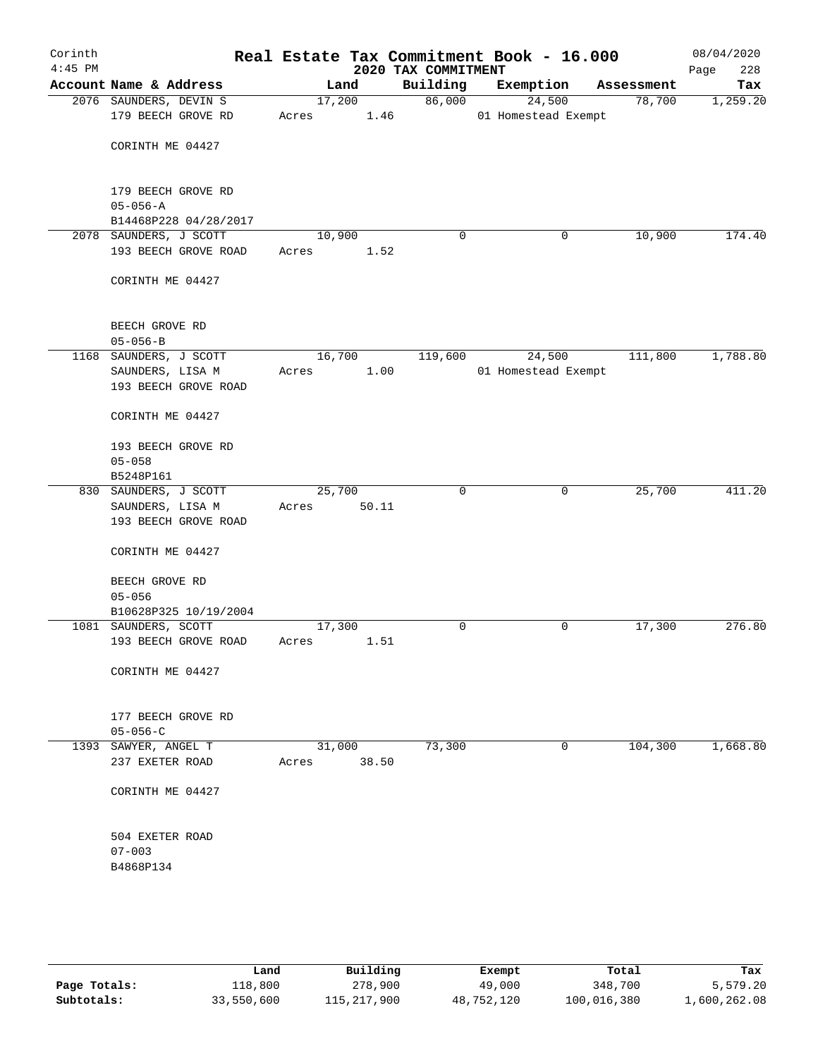Corinth 4:45 PM

# Real Estate Tax Commitment Book - 16.000

## 2020 TAX COMMITMENT

08/04/2020 Page 228

| Account | Name & Address | Land | Building | Exemption | Assessment | Tax |
|---|---|---|---|---|---|---|
| 2076 | SAUNDERS, DEVIN S<br>179 BEECH GROVE RD<br><br>CORINTH ME 04427<br><br>179 BEECH GROVE RD<br>05-056-A<br>B14468P228 04/28/2017 | 17,200<br>Acres 1.46 | 86,000 | 24,500<br>01 Homestead Exempt | 78,700 | 1,259.20 |
| 2078 | SAUNDERS, J SCOTT<br>193 BEECH GROVE ROAD<br><br>CORINTH ME 04427<br><br>BEECH GROVE RD<br>05-056-B | 10,900<br>Acres 1.52 | 0 | 0 | 10,900 | 174.40 |
| 1168 | SAUNDERS, J SCOTT<br>SAUNDERS, LISA M<br>193 BEECH GROVE ROAD<br><br>CORINTH ME 04427<br><br>193 BEECH GROVE RD<br>05-058<br>B5248P161 | 16,700<br>Acres 1.00 | 119,600 | 24,500<br>01 Homestead Exempt | 111,800 | 1,788.80 |
| 830 | SAUNDERS, J SCOTT<br>SAUNDERS, LISA M<br>193 BEECH GROVE ROAD<br><br>CORINTH ME 04427<br><br>BEECH GROVE RD<br>05-056<br>B10628P325 10/19/2004 | 25,700<br>Acres 50.11 | 0 | 0 | 25,700 | 411.20 |
| 1081 | SAUNDERS, SCOTT<br>193 BEECH GROVE ROAD<br><br>CORINTH ME 04427<br><br>177 BEECH GROVE RD<br>05-056-C | 17,300<br>Acres 1.51 | 0 | 0 | 17,300 | 276.80 |
| 1393 | SAWYER, ANGEL T<br>237 EXETER ROAD<br><br>CORINTH ME 04427<br><br>504 EXETER ROAD<br>07-003<br>B4868P134 | 31,000<br>Acres 38.50 | 73,300 | 0 | 104,300 | 1,668.80 |

| | Land | Building | Exempt | Total | Tax |
|---|---|---|---|---|---|
| Page Totals: | 118,800 | 278,900 | 49,000 | 348,700 | 5,579.20 |
| Subtotals: | 33,550,600 | 115,217,900 | 48,752,120 | 100,016,380 | 1,600,262.08 |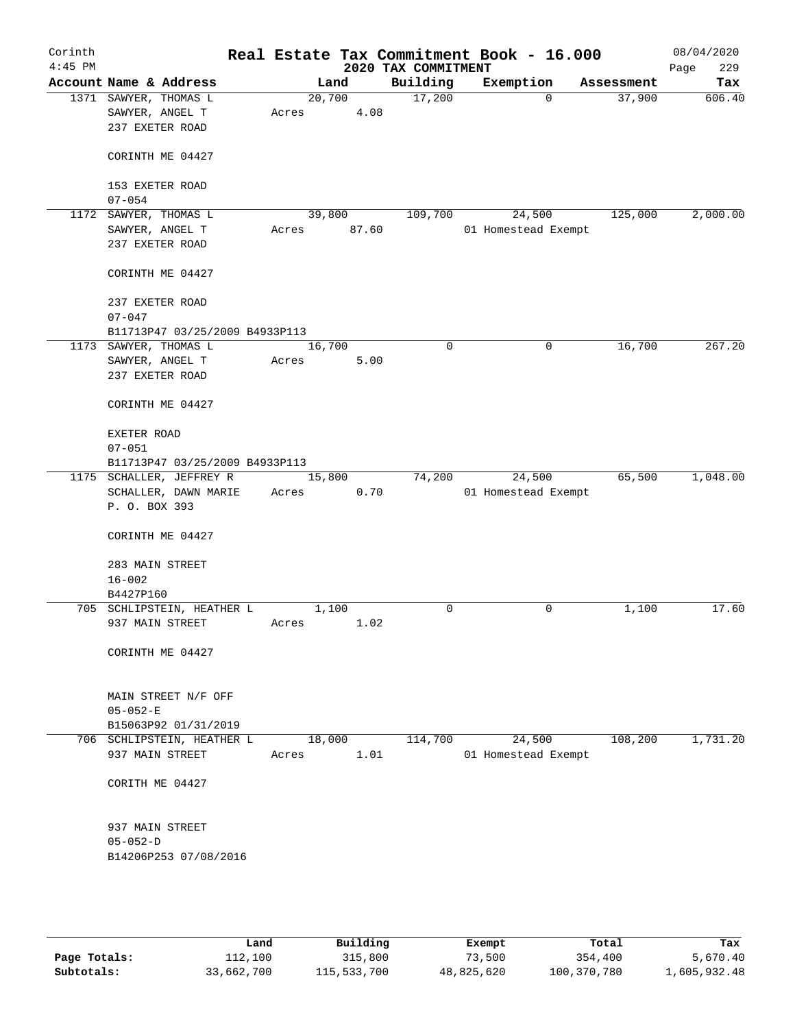Corinth
4:45 PM

# Real Estate Tax Commitment Book - 16.000

## 2020 TAX COMMITMENT

08/04/2020

| Account | Name & Address | Land | Building | Exemption | Assessment | Tax |
|---|---|---|---|---|---|---|
| 1371 | SAWYER, THOMAS L<br>SAWYER, ANGEL T<br>237 EXETER ROAD<br><br>CORINTH ME 04427<br><br>153 EXETER ROAD<br>07-054 | 20,700<br>Acres 4.08 | 17,200 | 0 | 37,900 | 606.40 |
| 1172 | SAWYER, THOMAS L<br>SAWYER, ANGEL T<br>237 EXETER ROAD<br><br>CORINTH ME 04427<br><br>237 EXETER ROAD<br>07-047<br>B11713P47 03/25/2009 B4933P113 | 39,800<br>Acres 87.60 | 109,700 | 24,500<br>01 Homestead Exempt | 125,000 | 2,000.00 |
| 1173 | SAWYER, THOMAS L<br>SAWYER, ANGEL T<br>237 EXETER ROAD<br><br>CORINTH ME 04427<br><br>EXETER ROAD<br>07-051<br>B11713P47 03/25/2009 B4933P113 | 16,700<br>Acres 5.00 | 0 | 0 | 16,700 | 267.20 |
| 1175 | SCHALLER, JEFFREY R<br>SCHALLER, DAWN MARIE<br>P. O. BOX 393<br><br>CORINTH ME 04427<br><br>283 MAIN STREET<br>16-002<br>B4427P160 | 15,800<br>Acres 0.70 | 74,200 | 24,500<br>01 Homestead Exempt | 65,500 | 1,048.00 |
| 705 | SCHLIPSTEIN, HEATHER L<br>937 MAIN STREET<br><br>CORINTH ME 04427<br><br>MAIN STREET N/F OFF<br>05-052-E<br>B15063P92 01/31/2019 | 1,100<br>Acres 1.02 | 0 | 0 | 1,100 | 17.60 |
| 706 | SCHLIPSTEIN, HEATHER L<br>937 MAIN STREET<br><br>CORITH ME 04427<br><br>937 MAIN STREET<br>05-052-D<br>B14206P253 07/08/2016 | 18,000<br>Acres 1.01 | 114,700 | 24,500<br>01 Homestead Exempt | 108,200 | 1,731.20 |

| | Land | Building | Exempt | Total | Tax |
|---|---|---|---|---|---|
| Page Totals: | 112,100 | 315,800 | 73,500 | 354,400 | 5,670.40 |
| Subtotals: | 33,662,700 | 115,533,700 | 48,825,620 | 100,370,780 | 1,605,932.48 |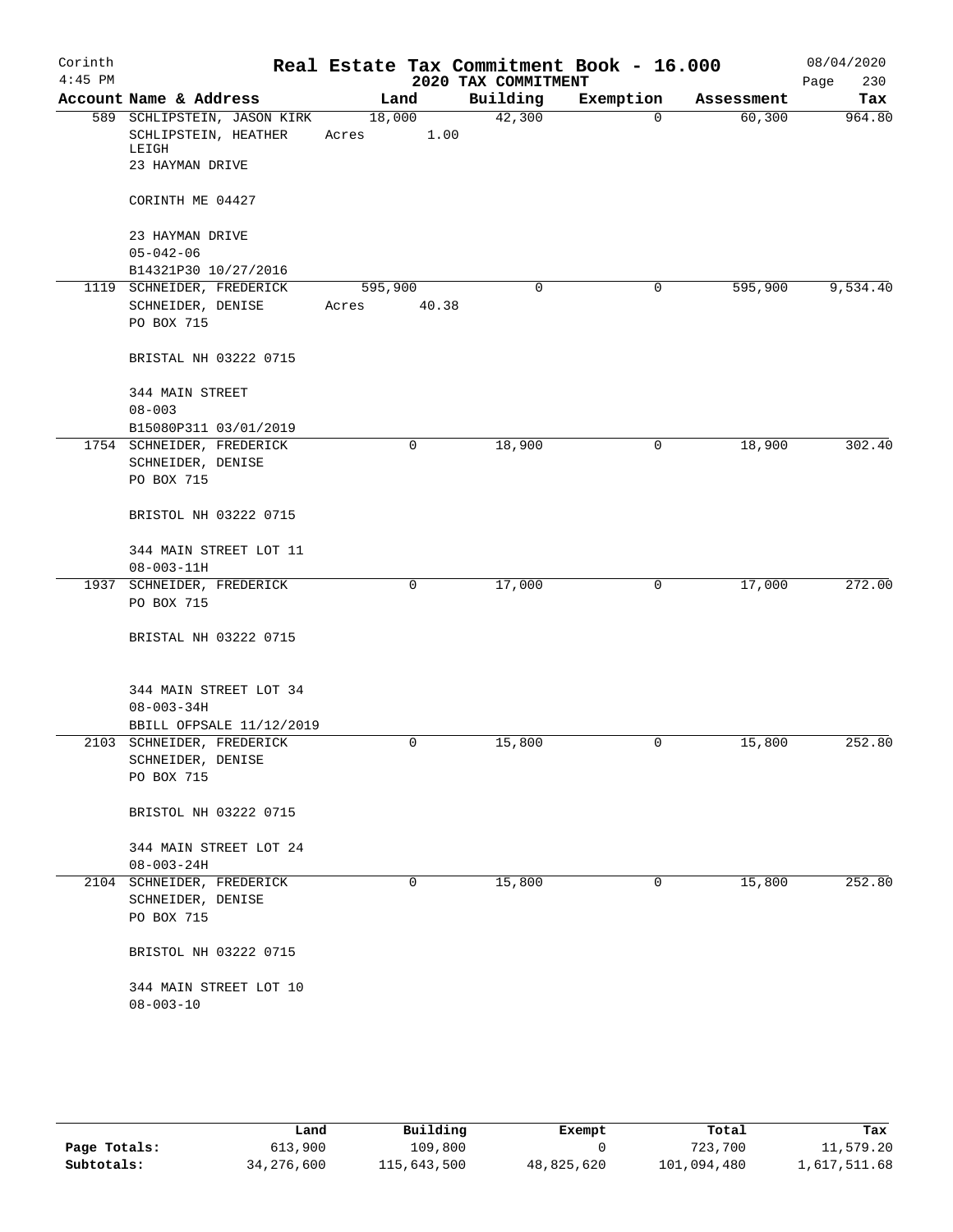Corinth 4:45 PM

# Real Estate Tax Commitment Book - 16.000

## 2020 TAX COMMITMENT

08/04/2020 Page 230

| Account Name & Address | Land | Building | Exemption | Assessment | Tax |
|---|---|---|---|---|---|
| 589 SCHLIPSTEIN, JASON KIRK<br>SCHLIPSTEIN, HEATHER LEIGH<br>23 HAYMAN DRIVE<br><br>CORINTH ME 04427<br><br>23 HAYMAN DRIVE<br>05-042-06<br>B14321P30 10/27/2016 | 18,000<br>Acres 1.00 | 42,300 | 0 | 60,300 | 964.80 |
| 1119 SCHNEIDER, FREDERICK<br>SCHNEIDER, DENISE<br>PO BOX 715<br><br>BRISTAL NH 03222 0715<br><br>344 MAIN STREET<br>08-003<br>B15080P311 03/01/2019 | 595,900<br>Acres 40.38 | 0 | 0 | 595,900 | 9,534.40 |
| 1754 SCHNEIDER, FREDERICK<br>SCHNEIDER, DENISE<br>PO BOX 715<br><br>BRISTOL NH 03222 0715<br><br>344 MAIN STREET LOT 11<br>08-003-11H | 0 | 18,900 | 0 | 18,900 | 302.40 |
| 1937 SCHNEIDER, FREDERICK<br>PO BOX 715<br><br>BRISTAL NH 03222 0715<br><br>344 MAIN STREET LOT 34<br>08-003-34H<br>BBILL OFPSALE 11/12/2019 | 0 | 17,000 | 0 | 17,000 | 272.00 |
| 2103 SCHNEIDER, FREDERICK<br>SCHNEIDER, DENISE<br>PO BOX 715<br><br>BRISTOL NH 03222 0715<br><br>344 MAIN STREET LOT 24<br>08-003-24H | 0 | 15,800 | 0 | 15,800 | 252.80 |
| 2104 SCHNEIDER, FREDERICK<br>SCHNEIDER, DENISE<br>PO BOX 715<br><br>BRISTOL NH 03222 0715<br><br>344 MAIN STREET LOT 10<br>08-003-10 | 0 | 15,800 | 0 | 15,800 | 252.80 |

| | Land | Building | Exempt | Total | Tax |
|---|---|---|---|---|---|
| Page Totals: | 613,900 | 109,800 | 0 | 723,700 | 11,579.20 |
| Subtotals: | 34,276,600 | 115,643,500 | 48,825,620 | 101,094,480 | 1,617,511.68 |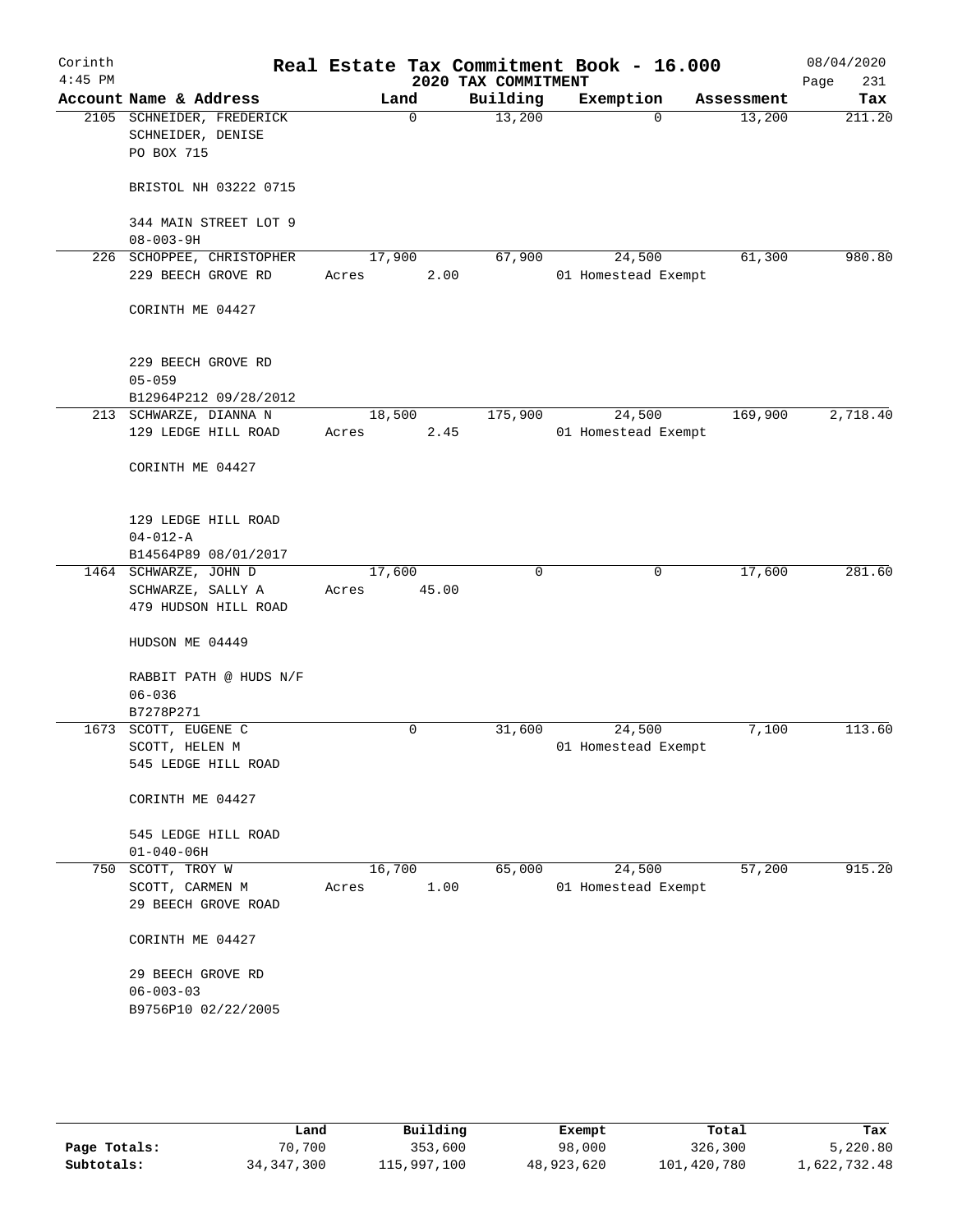# Real Estate Tax Commitment Book - 16.000

Corinth
4:45 PM

2020 TAX COMMITMENT

08/04/2020

| Account | Name & Address | Land | Building | Exemption | Assessment | Tax |
|---|---|---|---|---|---|---|
| 2105 | SCHNEIDER, FREDERICK<br>SCHNEIDER, DENISE<br>PO BOX 715<br><br>BRISTOL NH 03222 0715<br><br>344 MAIN STREET LOT 9<br>08-003-9H | 0 | 13,200 | 0 | 13,200 | 211.20 |
| 226 | SCHOPPEE, CHRISTOPHER<br>229 BEECH GROVE RD<br><br>CORINTH ME 04427<br><br>229 BEECH GROVE RD<br>05-059<br>B12964P212 09/28/2012 | 17,900<br>Acres 2.00 | 67,900 | 24,500<br>01 Homestead Exempt | 61,300 | 980.80 |
| 213 | SCHWARZE, DIANNA N<br>129 LEDGE HILL ROAD<br><br>CORINTH ME 04427<br><br>129 LEDGE HILL ROAD<br>04-012-A<br>B14564P89 08/01/2017 | 18,500<br>Acres 2.45 | 175,900 | 24,500<br>01 Homestead Exempt | 169,900 | 2,718.40 |
| 1464 | SCHWARZE, JOHN D<br>SCHWARZE, SALLY A<br>479 HUDSON HILL ROAD<br><br>HUDSON ME 04449<br><br>RABBIT PATH @ HUDS N/F<br>06-036<br>B7278P271 | 17,600<br>Acres 45.00 | 0 | 0 | 17,600 | 281.60 |
| 1673 | SCOTT, EUGENE C<br>SCOTT, HELEN M<br>545 LEDGE HILL ROAD<br><br>CORINTH ME 04427<br><br>545 LEDGE HILL ROAD<br>01-040-06H | 0 | 31,600 | 24,500<br>01 Homestead Exempt | 7,100 | 113.60 |
| 750 | SCOTT, TROY W<br>SCOTT, CARMEN M<br>29 BEECH GROVE ROAD<br><br>CORINTH ME 04427<br><br>29 BEECH GROVE RD<br>06-003-03<br>B9756P10 02/22/2005 | 16,700<br>Acres 1.00 | 65,000 | 24,500<br>01 Homestead Exempt | 57,200 | 915.20 |

| | Land | Building | Exempt | Total | Tax |
|---|---|---|---|---|---|
| **Page Totals:** | 70,700 | 353,600 | 98,000 | 326,300 | 5,220.80 |
| **Subtotals:** | 34,347,300 | 115,997,100 | 48,923,620 | 101,420,780 | 1,622,732.48 |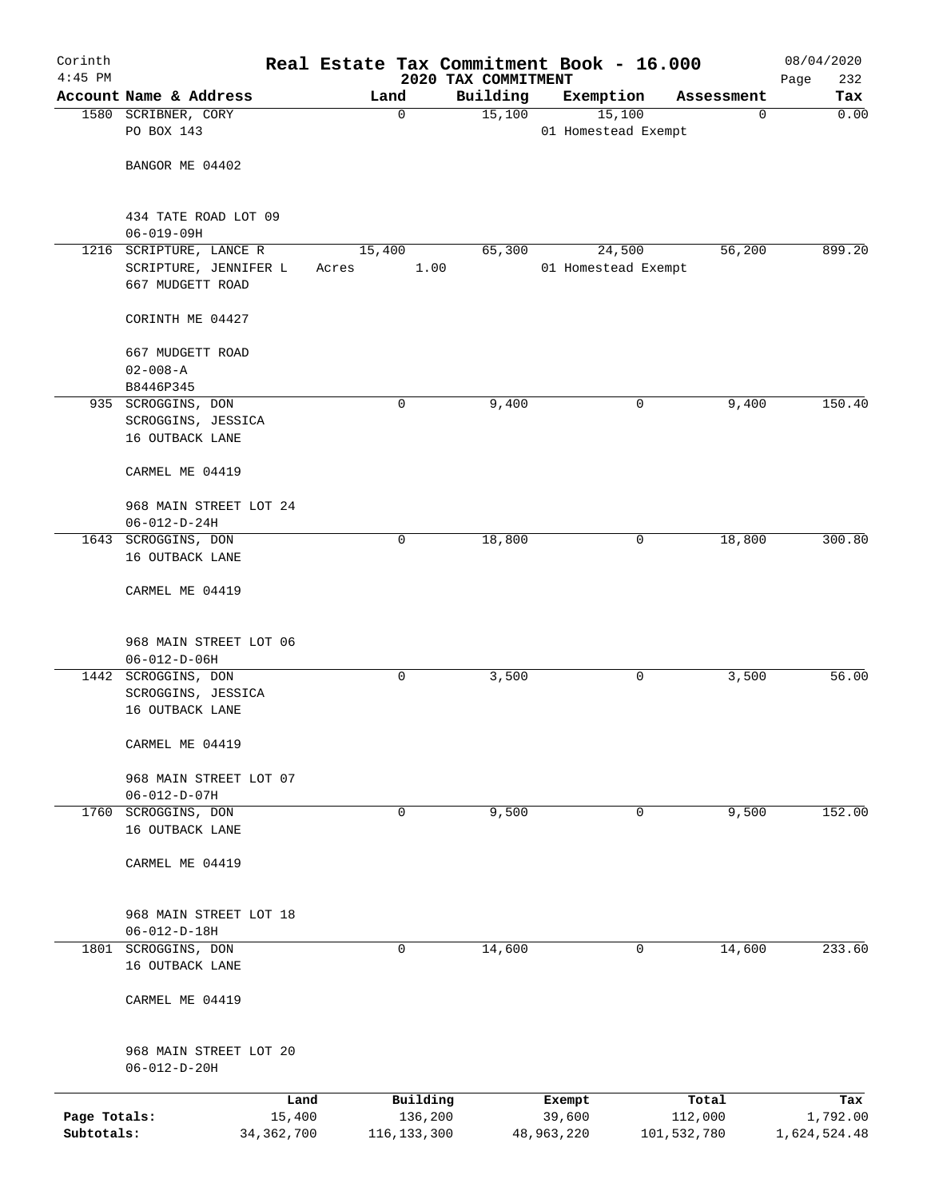# Real Estate Tax Commitment Book - 16.000

Corinth 4:45 PM — 2020 TAX COMMITMENT — 08/04/2020

| Account Name & Address | Land | Building | Exemption | Assessment | Tax |
|---|---|---|---|---|---|
| 1580 SCRIBNER, CORY<br>PO BOX 143<br><br>BANGOR ME 04402<br><br>434 TATE ROAD LOT 09<br>06-019-09H | 0 | 15,100 | 15,100<br>01 Homestead Exempt | 0 | 0.00 |
| 1216 SCRIPTURE, LANCE R<br>SCRIPTURE, JENNIFER L<br>667 MUDGETT ROAD<br><br>CORINTH ME 04427<br><br>667 MUDGETT ROAD<br>02-008-A<br>B8446P345 | 15,400<br>Acres 1.00 | 65,300 | 24,500<br>01 Homestead Exempt | 56,200 | 899.20 |
| 935 SCROGGINS, DON<br>SCROGGINS, JESSICA<br>16 OUTBACK LANE<br><br>CARMEL ME 04419<br><br>968 MAIN STREET LOT 24<br>06-012-D-24H | 0 | 9,400 | 0 | 9,400 | 150.40 |
| 1643 SCROGGINS, DON<br>16 OUTBACK LANE<br><br>CARMEL ME 04419<br><br>968 MAIN STREET LOT 06<br>06-012-D-06H | 0 | 18,800 | 0 | 18,800 | 300.80 |
| 1442 SCROGGINS, DON<br>SCROGGINS, JESSICA<br>16 OUTBACK LANE<br><br>CARMEL ME 04419<br><br>968 MAIN STREET LOT 07<br>06-012-D-07H | 0 | 3,500 | 0 | 3,500 | 56.00 |
| 1760 SCROGGINS, DON<br>16 OUTBACK LANE<br><br>CARMEL ME 04419<br><br>968 MAIN STREET LOT 18<br>06-012-D-18H | 0 | 9,500 | 0 | 9,500 | 152.00 |
| 1801 SCROGGINS, DON<br>16 OUTBACK LANE<br><br>CARMEL ME 04419<br><br>968 MAIN STREET LOT 20<br>06-012-D-20H | 0 | 14,600 | 0 | 14,600 | 233.60 |

| | Land | Building | Exempt | Total | Tax |
|---|---|---|---|---|---|
| Page Totals: | 15,400 | 136,200 | 39,600 | 112,000 | 1,792.00 |
| Subtotals: | 34,362,700 | 116,133,300 | 48,963,220 | 101,532,780 | 1,624,524.48 |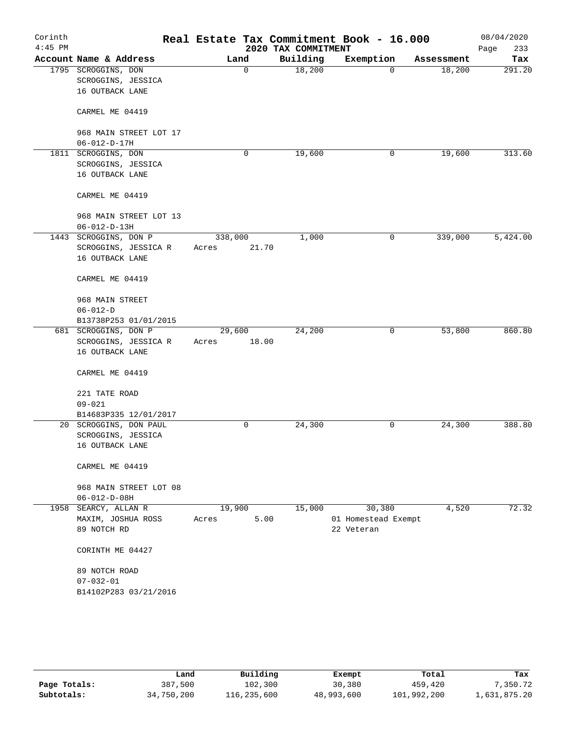Corinth
4:45 PM

# Real Estate Tax Commitment Book - 16.000

## 2020 TAX COMMITMENT

08/04/2020

| Account | Name & Address | Land | Building | Exemption | Assessment | Tax |
|---|---|---|---|---|---|---|
| 1795 | SCROGGINS, DON<br>SCROGGINS, JESSICA<br>16 OUTBACK LANE<br><br>CARMEL ME 04419<br><br>968 MAIN STREET LOT 17<br>06-012-D-17H | 0 | 18,200 | 0 | 18,200 | 291.20 |
| 1811 | SCROGGINS, DON<br>SCROGGINS, JESSICA<br>16 OUTBACK LANE<br><br>CARMEL ME 04419<br><br>968 MAIN STREET LOT 13<br>06-012-D-13H | 0 | 19,600 | 0 | 19,600 | 313.60 |
| 1443 | SCROGGINS, DON P<br>SCROGGINS, JESSICA R<br>16 OUTBACK LANE<br><br>CARMEL ME 04419<br><br>968 MAIN STREET<br>06-012-D<br>B13738P253 01/01/2015 | 338,000<br>Acres 21.70 | 1,000 | 0 | 339,000 | 5,424.00 |
| 681 | SCROGGINS, DON P<br>SCROGGINS, JESSICA R<br>16 OUTBACK LANE<br><br>CARMEL ME 04419<br><br>221 TATE ROAD<br>09-021<br>B14683P335 12/01/2017 | 29,600<br>Acres 18.00 | 24,200 | 0 | 53,800 | 860.80 |
| 20 | SCROGGINS, DON PAUL<br>SCROGGINS, JESSICA<br>16 OUTBACK LANE<br><br>CARMEL ME 04419<br><br>968 MAIN STREET LOT 08<br>06-012-D-08H | 0 | 24,300 | 0 | 24,300 | 388.80 |
| 1958 | SEARCY, ALLAN R<br>MAXIM, JOSHUA ROSS<br>89 NOTCH RD<br><br>CORINTH ME 04427<br><br>89 NOTCH ROAD<br>07-032-01<br>B14102P283 03/21/2016 | 19,900<br>Acres 5.00 | 15,000 | 30,380<br>01 Homestead Exempt<br>22 Veteran | 4,520 | 72.32 |

| | Land | Building | Exempt | Total | Tax |
|---|---|---|---|---|---|
| Page Totals: | 387,500 | 102,300 | 30,380 | 459,420 | 7,350.72 |
| Subtotals: | 34,750,200 | 116,235,600 | 48,993,600 | 101,992,200 | 1,631,875.20 |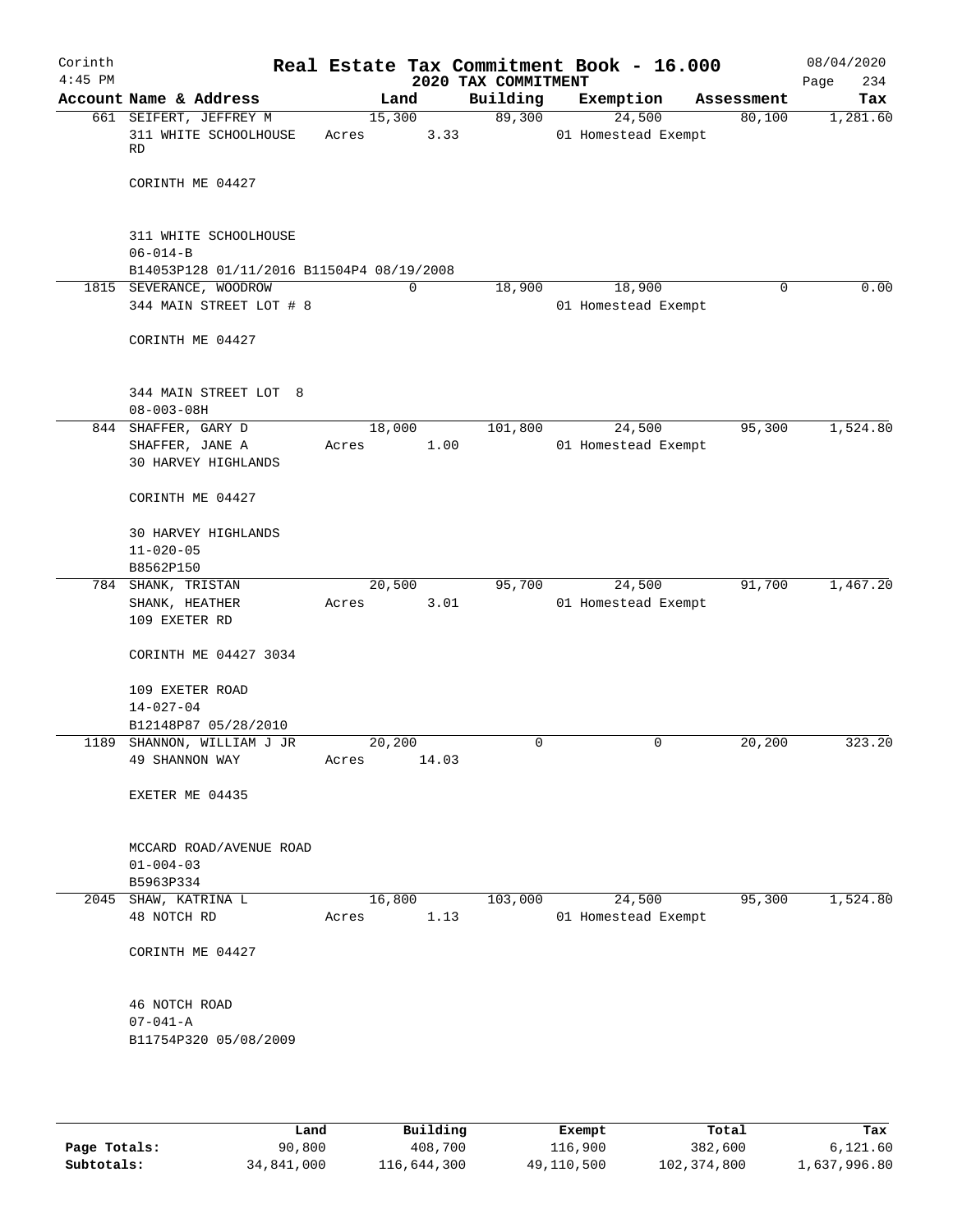# Real Estate Tax Commitment Book - 16.000

Corinth 4:45 PM — 2020 TAX COMMITMENT — 08/04/2020

| Account Name & Address | Land | Building | Exemption | Assessment | Tax |
|---|---|---|---|---|---|
| 661 SEIFERT, JEFFREY M<br>311 WHITE SCHOOLHOUSE RD<br><br>CORINTH ME 04427<br><br>311 WHITE SCHOOLHOUSE<br>06-014-B<br>B14053P128 01/11/2016 B11504P4 08/19/2008 | 15,300<br>Acres 3.33 | 89,300 | 24,500<br>01 Homestead Exempt | 80,100 | 1,281.60 |
| 1815 SEVERANCE, WOODROW<br>344 MAIN STREET LOT # 8<br><br>CORINTH ME 04427<br><br>344 MAIN STREET LOT 8<br>08-003-08H | 0 | 18,900 | 18,900<br>01 Homestead Exempt | 0 | 0.00 |
| 844 SHAFFER, GARY D<br>SHAFFER, JANE A<br>30 HARVEY HIGHLANDS<br><br>CORINTH ME 04427<br><br>30 HARVEY HIGHLANDS<br>11-020-05<br>B8562P150 | 18,000<br>Acres 1.00 | 101,800 | 24,500<br>01 Homestead Exempt | 95,300 | 1,524.80 |
| 784 SHANK, TRISTAN<br>SHANK, HEATHER<br>109 EXETER RD<br><br>CORINTH ME 04427 3034<br><br>109 EXETER ROAD<br>14-027-04<br>B12148P87 05/28/2010 | 20,500<br>Acres 3.01 | 95,700 | 24,500<br>01 Homestead Exempt | 91,700 | 1,467.20 |
| 1189 SHANNON, WILLIAM J JR<br>49 SHANNON WAY<br><br>EXETER ME 04435<br><br>MCCARD ROAD/AVENUE ROAD<br>01-004-03<br>B5963P334 | 20,200<br>Acres 14.03 | 0 | 0 | 20,200 | 323.20 |
| 2045 SHAW, KATRINA L<br>48 NOTCH RD<br><br>CORINTH ME 04427<br><br>46 NOTCH ROAD<br>07-041-A<br>B11754P320 05/08/2009 | 16,800<br>Acres 1.13 | 103,000 | 24,500<br>01 Homestead Exempt | 95,300 | 1,524.80 |

|  | Land | Building | Exempt | Total | Tax |
|---|---|---|---|---|---|
| Page Totals: | 90,800 | 408,700 | 116,900 | 382,600 | 6,121.60 |
| Subtotals: | 34,841,000 | 116,644,300 | 49,110,500 | 102,374,800 | 1,637,996.80 |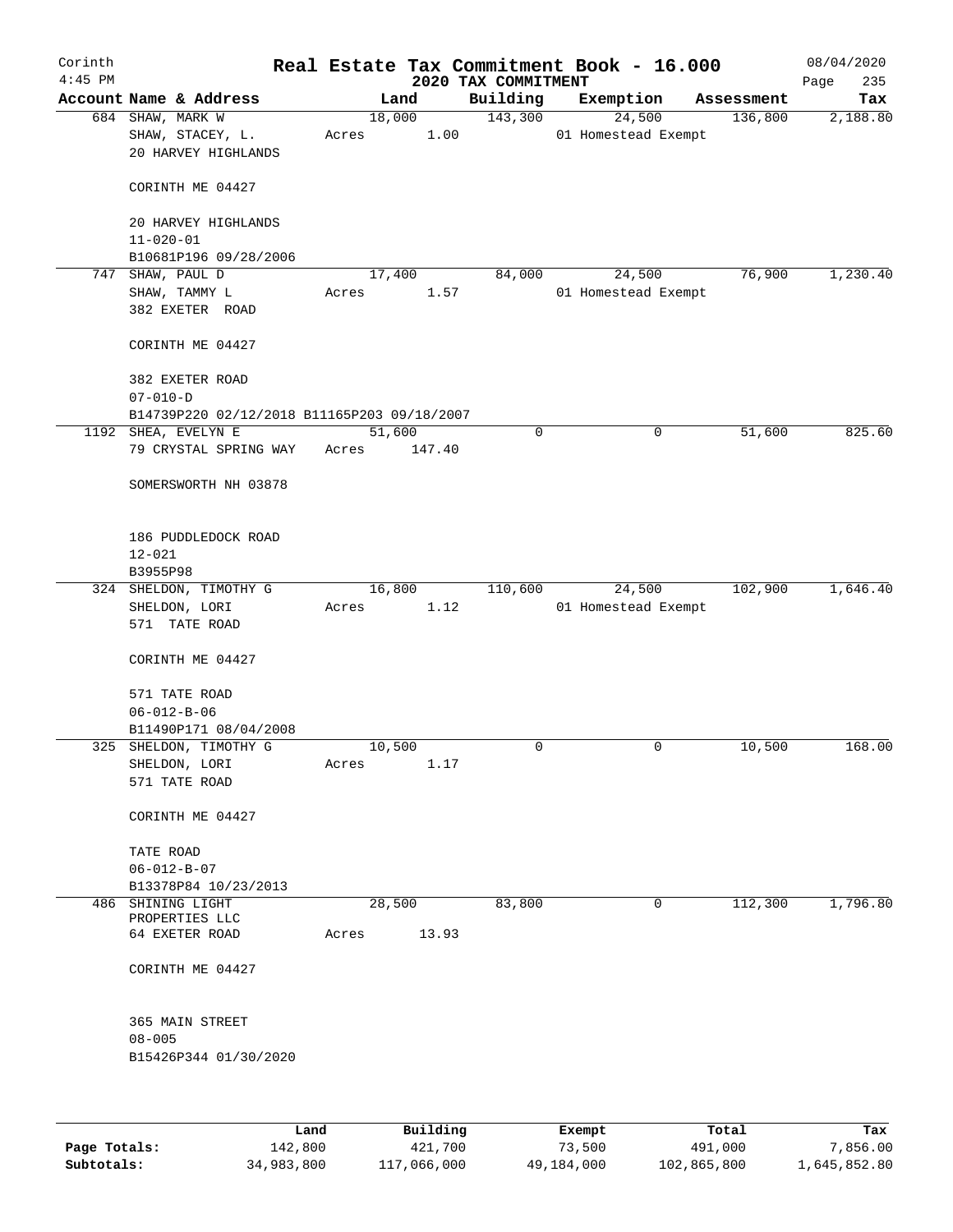Corinth 4:45 PM

# Real Estate Tax Commitment Book - 16.000

2020 TAX COMMITMENT

08/04/2020

| Account | Name & Address | Land | Building | Exemption | Assessment | Tax |
|---|---|---|---|---|---|---|
| 684 | SHAW, MARK W<br>SHAW, STACEY, L.<br>20 HARVEY HIGHLANDS<br><br>CORINTH ME 04427<br><br>20 HARVEY HIGHLANDS<br>11-020-01<br>B10681P196 09/28/2006 | 18,000<br>Acres 1.00 | 143,300 | 24,500<br>01 Homestead Exempt | 136,800 | 2,188.80 |
| 747 | SHAW, PAUL D<br>SHAW, TAMMY L<br>382 EXETER ROAD<br><br>CORINTH ME 04427<br><br>382 EXETER ROAD<br>07-010-D<br>B14739P220 02/12/2018 B11165P203 09/18/2007 | 17,400<br>Acres 1.57 | 84,000 | 24,500<br>01 Homestead Exempt | 76,900 | 1,230.40 |
| 1192 | SHEA, EVELYN E<br>79 CRYSTAL SPRING WAY<br><br>SOMERSWORTH NH 03878<br><br>186 PUDDLEDOCK ROAD<br>12-021<br>B3955P98 | 51,600<br>Acres 147.40 | 0 | 0 | 51,600 | 825.60 |
| 324 | SHELDON, TIMOTHY G<br>SHELDON, LORI<br>571 TATE ROAD<br><br>CORINTH ME 04427<br><br>571 TATE ROAD<br>06-012-B-06<br>B11490P171 08/04/2008 | 16,800<br>Acres 1.12 | 110,600 | 24,500<br>01 Homestead Exempt | 102,900 | 1,646.40 |
| 325 | SHELDON, TIMOTHY G<br>SHELDON, LORI<br>571 TATE ROAD<br><br>CORINTH ME 04427<br><br>TATE ROAD<br>06-012-B-07<br>B13378P84 10/23/2013 | 10,500<br>Acres 1.17 | 0 | 0 | 10,500 | 168.00 |
| 486 | SHINING LIGHT PROPERTIES LLC<br>64 EXETER ROAD<br><br>CORINTH ME 04427<br><br>365 MAIN STREET<br>08-005<br>B15426P344 01/30/2020 | 28,500<br>Acres 13.93 | 83,800 | 0 | 112,300 | 1,796.80 |

| | Land | Building | Exempt | Total | Tax |
|---|---|---|---|---|---|
| Page Totals: | 142,800 | 421,700 | 73,500 | 491,000 | 7,856.00 |
| Subtotals: | 34,983,800 | 117,066,000 | 49,184,000 | 102,865,800 | 1,645,852.80 |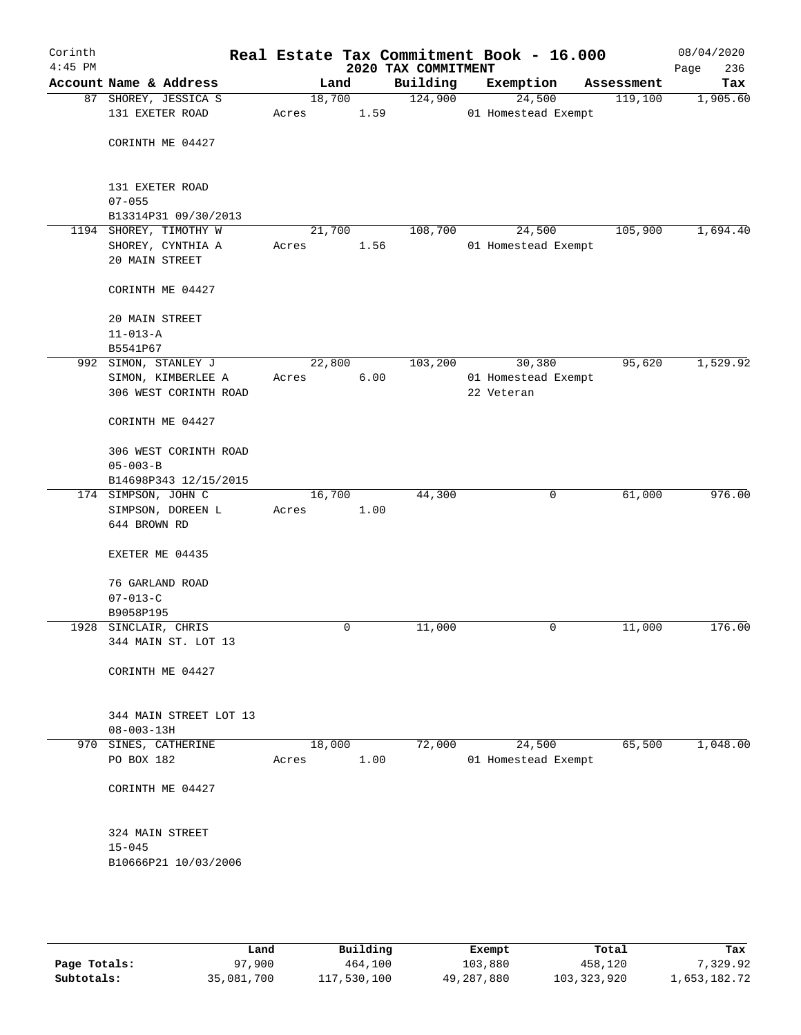# Real Estate Tax Commitment Book - 16.000

Corinth 4:45 PM — 2020 TAX COMMITMENT — 08/04/2020

| Account Name & Address | Land | Building | Exemption | Assessment | Tax |
|---|---|---|---|---|---|
| 87 SHOREY, JESSICA S<br>131 EXETER ROAD<br><br>CORINTH ME 04427<br><br>131 EXETER ROAD<br>07-055<br>B13314P31 09/30/2013 | 18,700<br>Acres 1.59 | 124,900 | 24,500<br>01 Homestead Exempt | 119,100 | 1,905.60 |
| 1194 SHOREY, TIMOTHY W<br>SHOREY, CYNTHIA A<br>20 MAIN STREET<br><br>CORINTH ME 04427<br><br>20 MAIN STREET<br>11-013-A<br>B5541P67 | 21,700<br>Acres 1.56 | 108,700 | 24,500<br>01 Homestead Exempt | 105,900 | 1,694.40 |
| 992 SIMON, STANLEY J<br>SIMON, KIMBERLEE A<br>306 WEST CORINTH ROAD<br><br>CORINTH ME 04427<br><br>306 WEST CORINTH ROAD<br>05-003-B<br>B14698P343 12/15/2015 | 22,800<br>Acres 6.00 | 103,200 | 30,380<br>01 Homestead Exempt<br>22 Veteran | 95,620 | 1,529.92 |
| 174 SIMPSON, JOHN C<br>SIMPSON, DOREEN L<br>644 BROWN RD<br><br>EXETER ME 04435<br><br>76 GARLAND ROAD<br>07-013-C<br>B9058P195 | 16,700<br>Acres 1.00 | 44,300 | 0 | 61,000 | 976.00 |
| 1928 SINCLAIR, CHRIS<br>344 MAIN ST. LOT 13<br><br>CORINTH ME 04427<br><br>344 MAIN STREET LOT 13<br>08-003-13H | 0 | 11,000 | 0 | 11,000 | 176.00 |
| 970 SINES, CATHERINE<br>PO BOX 182<br><br>CORINTH ME 04427<br><br>324 MAIN STREET<br>15-045<br>B10666P21 10/03/2006 | 18,000<br>Acres 1.00 | 72,000 | 24,500<br>01 Homestead Exempt | 65,500 | 1,048.00 |

| | Land | Building | Exempt | Total | Tax |
|---|---|---|---|---|---|
| Page Totals: | 97,900 | 464,100 | 103,880 | 458,120 | 7,329.92 |
| Subtotals: | 35,081,700 | 117,530,100 | 49,287,880 | 103,323,920 | 1,653,182.72 |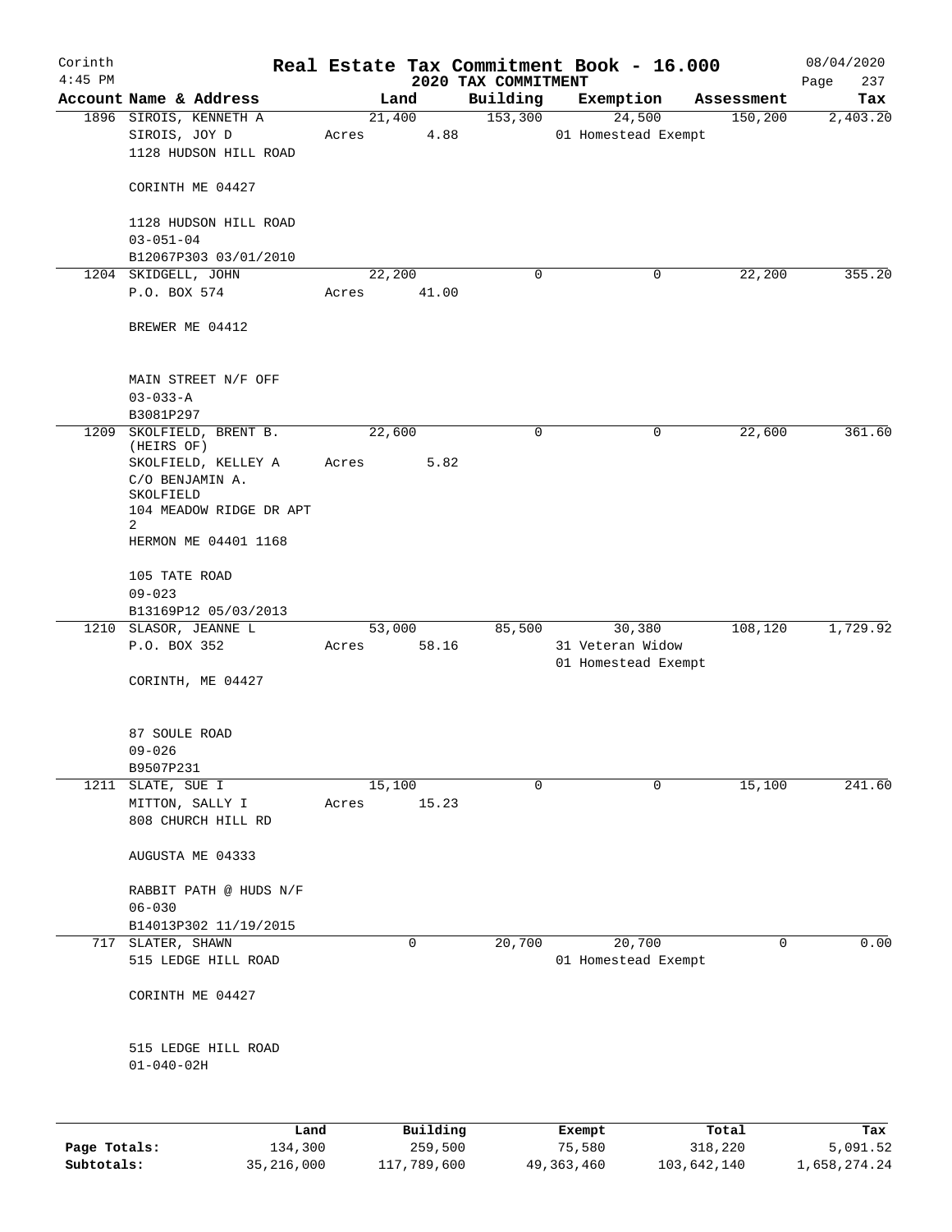# Corinth — Real Estate Tax Commitment Book - 16.000 — 2020 TAX COMMITMENT

4:45 PM — 08/04/2020

| Account | Name & Address | Land | Building | Exemption | Assessment | Tax |
|---|---|---|---|---|---|---|
| 1896 | SIROIS, KENNETH A<br>SIROIS, JOY D<br>1128 HUDSON HILL ROAD<br>CORINTH ME 04427<br>1128 HUDSON HILL ROAD<br>03-051-04<br>B12067P303 03/01/2010 | 21,400<br>Acres 4.88 | 153,300 | 24,500<br>01 Homestead Exempt | 150,200 | 2,403.20 |
| 1204 | SKIDGELL, JOHN<br>P.O. BOX 574<br>BREWER ME 04412<br>MAIN STREET N/F OFF<br>03-033-A<br>B3081P297 | 22,200<br>Acres 41.00 | 0 | 0 | 22,200 | 355.20 |
| 1209 | SKOLFIELD, BRENT B. (HEIRS OF)<br>SKOLFIELD, KELLEY A<br>C/O BENJAMIN A. SKOLFIELD<br>104 MEADOW RIDGE DR APT 2<br>HERMON ME 04401 1168<br>105 TATE ROAD<br>09-023<br>B13169P12 05/03/2013 | 22,600<br>Acres 5.82 | 0 | 0 | 22,600 | 361.60 |
| 1210 | SLASOR, JEANNE L<br>P.O. BOX 352<br>CORINTH, ME 04427<br>87 SOULE ROAD<br>09-026<br>B9507P231 | 53,000<br>Acres 58.16 | 85,500 | 30,380<br>31 Veteran Widow<br>01 Homestead Exempt | 108,120 | 1,729.92 |
| 1211 | SLATE, SUE I<br>MITTON, SALLY I<br>808 CHURCH HILL RD<br>AUGUSTA ME 04333<br>RABBIT PATH @ HUDS N/F<br>06-030<br>B14013P302 11/19/2015 | 15,100<br>Acres 15.23 | 0 | 0 | 15,100 | 241.60 |
| 717 | SLATER, SHAWN<br>515 LEDGE HILL ROAD<br>CORINTH ME 04427<br>515 LEDGE HILL ROAD<br>01-040-02H | 0 | 20,700 | 20,700<br>01 Homestead Exempt | 0 | 0.00 |

| | Land | Building | Exempt | Total | Tax |
|---|---|---|---|---|---|
| Page Totals: | 134,300 | 259,500 | 75,580 | 318,220 | 5,091.52 |
| Subtotals: | 35,216,000 | 117,789,600 | 49,363,460 | 103,642,140 | 1,658,274.24 |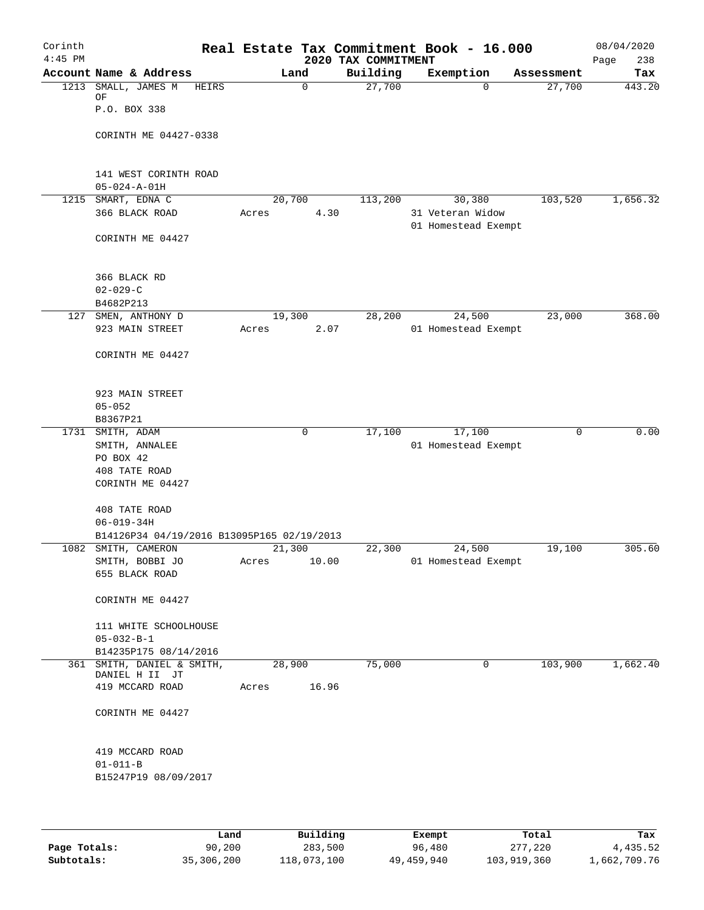# Real Estate Tax Commitment Book - 16.000

Corinth 4:45 PM — 2020 TAX COMMITMENT — 08/04/2020 Page 238

| Account Name & Address | Land | Building | Exemption | Assessment | Tax |
|---|---|---|---|---|---|
| 1213 SMALL, JAMES M HEIRS OF<br>P.O. BOX 338<br><br>CORINTH ME 04427-0338<br><br>141 WEST CORINTH ROAD<br>05-024-A-01H | 0 | 27,700 | 0 | 27,700 | 443.20 |
| 1215 SMART, EDNA C<br>366 BLACK ROAD<br><br>CORINTH ME 04427<br><br>366 BLACK RD<br>02-029-C<br>B4682P213 | 20,700<br>Acres 4.30 | 113,200 | 30,380<br>31 Veteran Widow<br>01 Homestead Exempt | 103,520 | 1,656.32 |
| 127 SMEN, ANTHONY D<br>923 MAIN STREET<br><br>CORINTH ME 04427<br><br>923 MAIN STREET<br>05-052<br>B8367P21 | 19,300<br>Acres 2.07 | 28,200 | 24,500<br>01 Homestead Exempt | 23,000 | 368.00 |
| 1731 SMITH, ADAM<br>SMITH, ANNALEE<br>PO BOX 42<br>408 TATE ROAD<br>CORINTH ME 04427<br><br>408 TATE ROAD<br>06-019-34H<br>B14126P34 04/19/2016 B13095P165 02/19/2013 | 0 | 17,100 | 17,100<br>01 Homestead Exempt | 0 | 0.00 |
| 1082 SMITH, CAMERON<br>SMITH, BOBBI JO<br>655 BLACK ROAD<br><br>CORINTH ME 04427<br><br>111 WHITE SCHOOLHOUSE<br>05-032-B-1<br>B14235P175 08/14/2016 | 21,300<br>Acres 10.00 | 22,300 | 24,500<br>01 Homestead Exempt | 19,100 | 305.60 |
| 361 SMITH, DANIEL & SMITH, DANIEL H II JT<br>419 MCCARD ROAD<br><br>CORINTH ME 04427<br><br>419 MCCARD ROAD<br>01-011-B<br>B15247P19 08/09/2017 | 28,900<br>Acres 16.96 | 75,000 | 0 | 103,900 | 1,662.40 |

| | Land | Building | Exempt | Total | Tax |
|---|---|---|---|---|---|
| Page Totals: | 90,200 | 283,500 | 96,480 | 277,220 | 4,435.52 |
| Subtotals: | 35,306,200 | 118,073,100 | 49,459,940 | 103,919,360 | 1,662,709.76 |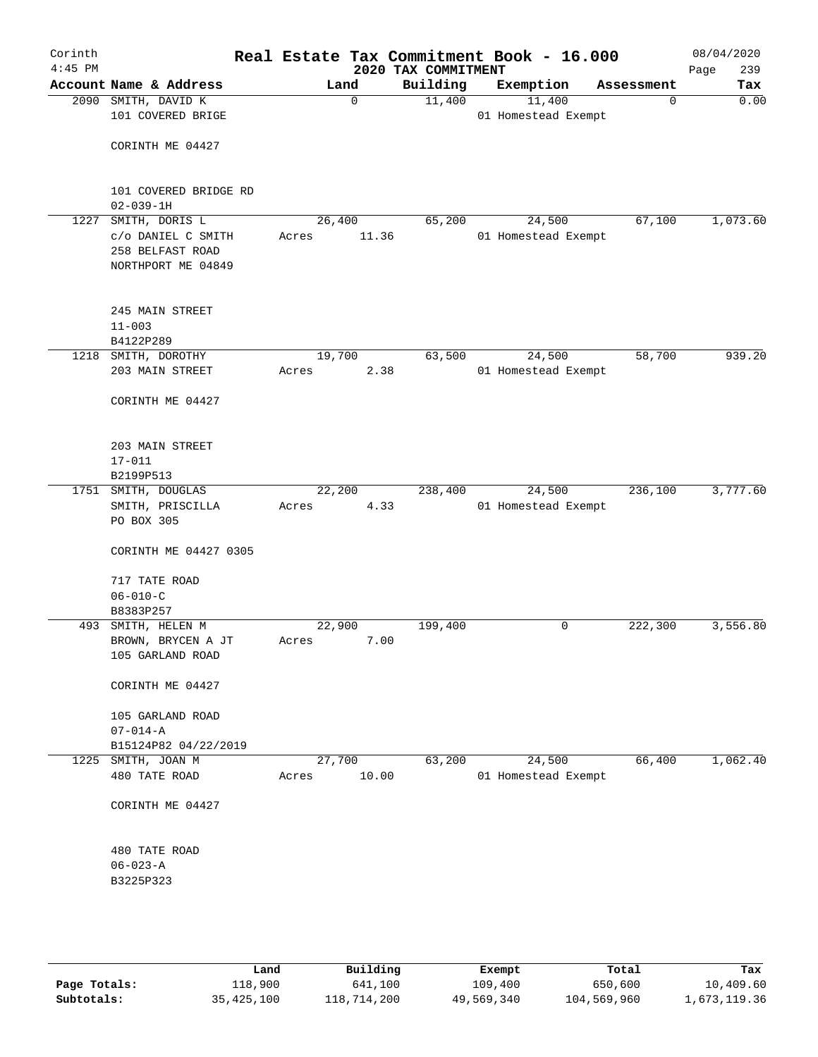# Corinth — Real Estate Tax Commitment Book - 16.000

4:45 PM — 2020 TAX COMMITMENT — 08/04/2020

| Account | Name & Address | Land | Building | Exemption | Assessment | Tax |
|---|---|---|---|---|---|---|
| 2090 | SMITH, DAVID K<br>101 COVERED BRIGE<br><br>CORINTH ME 04427<br><br>101 COVERED BRIDGE RD<br>02-039-1H | 0 | 11,400 | 11,400<br>01 Homestead Exempt | 0 | 0.00 |
| 1227 | SMITH, DORIS L<br>c/o DANIEL C SMITH<br>258 BELFAST ROAD<br>NORTHPORT ME 04849<br><br>245 MAIN STREET<br>11-003<br>B4122P289 | 26,400<br>Acres 11.36 | 65,200 | 24,500<br>01 Homestead Exempt | 67,100 | 1,073.60 |
| 1218 | SMITH, DOROTHY<br>203 MAIN STREET<br><br>CORINTH ME 04427<br><br>203 MAIN STREET<br>17-011<br>B2199P513 | 19,700<br>Acres 2.38 | 63,500 | 24,500<br>01 Homestead Exempt | 58,700 | 939.20 |
| 1751 | SMITH, DOUGLAS<br>SMITH, PRISCILLA<br>PO BOX 305<br><br>CORINTH ME 04427 0305<br><br>717 TATE ROAD<br>06-010-C<br>B8383P257 | 22,200<br>Acres 4.33 | 238,400 | 24,500<br>01 Homestead Exempt | 236,100 | 3,777.60 |
| 493 | SMITH, HELEN M<br>BROWN, BRYCEN A JT<br>105 GARLAND ROAD<br><br>CORINTH ME 04427<br><br>105 GARLAND ROAD<br>07-014-A<br>B15124P82 04/22/2019 | 22,900<br>Acres 7.00 | 199,400 | 0 | 222,300 | 3,556.80 |
| 1225 | SMITH, JOAN M<br>480 TATE ROAD<br><br>CORINTH ME 04427<br><br>480 TATE ROAD<br>06-023-A<br>B3225P323 | 27,700<br>Acres 10.00 | 63,200 | 24,500<br>01 Homestead Exempt | 66,400 | 1,062.40 |

| | Land | Building | Exempt | Total | Tax |
|---|---|---|---|---|---|
| **Page Totals:** | 118,900 | 641,100 | 109,400 | 650,600 | 10,409.60 |
| **Subtotals:** | 35,425,100 | 118,714,200 | 49,569,340 | 104,569,960 | 1,673,119.36 |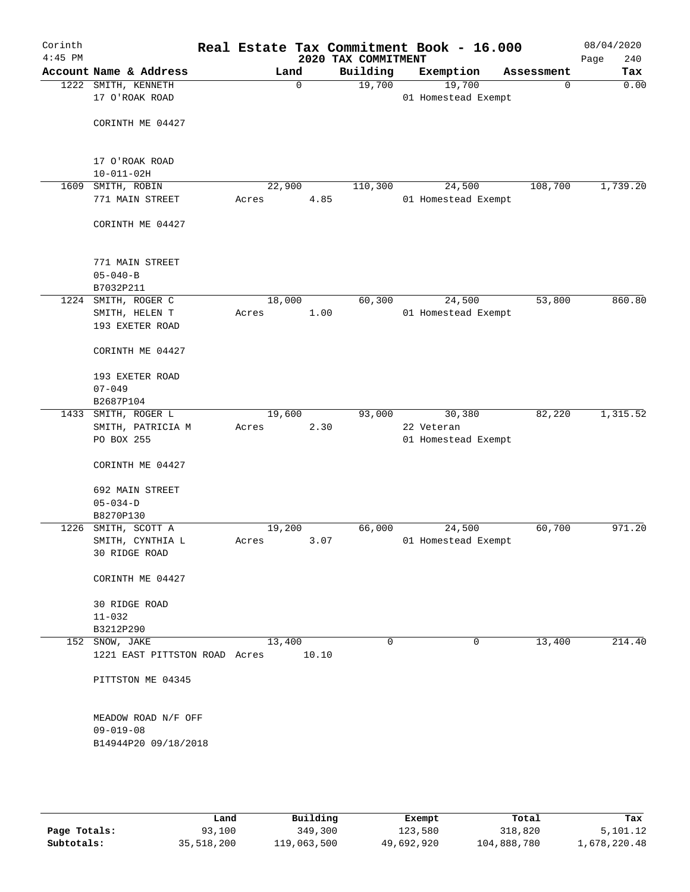# Real Estate Tax Commitment Book - 16.000

Corinth 4:45 PM — 2020 TAX COMMITMENT — 08/04/2020

| Account | Name & Address | Land | Building | Exemption | Assessment | Tax |
|---|---|---|---|---|---|---|
| 1222 | SMITH, KENNETH<br>17 O'ROAK ROAD<br>CORINTH ME 04427<br>17 O'ROAK ROAD<br>10-011-02H | 0 | 19,700 | 19,700<br>01 Homestead Exempt | 0 | 0.00 |
| 1609 | SMITH, ROBIN<br>771 MAIN STREET<br>CORINTH ME 04427<br>771 MAIN STREET<br>05-040-B<br>B7032P211 | 22,900<br>Acres 4.85 | 110,300 | 24,500<br>01 Homestead Exempt | 108,700 | 1,739.20 |
| 1224 | SMITH, ROGER C<br>SMITH, HELEN T<br>193 EXETER ROAD<br>CORINTH ME 04427<br>193 EXETER ROAD<br>07-049<br>B2687P104 | 18,000<br>Acres 1.00 | 60,300 | 24,500<br>01 Homestead Exempt | 53,800 | 860.80 |
| 1433 | SMITH, ROGER L<br>SMITH, PATRICIA M<br>PO BOX 255<br>CORINTH ME 04427<br>692 MAIN STREET<br>05-034-D<br>B8270P130 | 19,600<br>Acres 2.30 | 93,000 | 30,380<br>22 Veteran<br>01 Homestead Exempt | 82,220 | 1,315.52 |
| 1226 | SMITH, SCOTT A<br>SMITH, CYNTHIA L<br>30 RIDGE ROAD<br>CORINTH ME 04427<br>30 RIDGE ROAD<br>11-032<br>B3212P290 | 19,200<br>Acres 3.07 | 66,000 | 24,500<br>01 Homestead Exempt | 60,700 | 971.20 |
| 152 | SNOW, JAKE<br>1221 EAST PITTSTON ROAD<br>PITTSTON ME 04345<br>MEADOW ROAD N/F OFF<br>09-019-08<br>B14944P20 09/18/2018 | 13,400<br>Acres 10.10 | 0 | 0 | 13,400 | 214.40 |

| | Land | Building | Exempt | Total | Tax |
|---|---|---|---|---|---|
| Page Totals: | 93,100 | 349,300 | 123,580 | 318,820 | 5,101.12 |
| Subtotals: | 35,518,200 | 119,063,500 | 49,692,920 | 104,888,780 | 1,678,220.48 |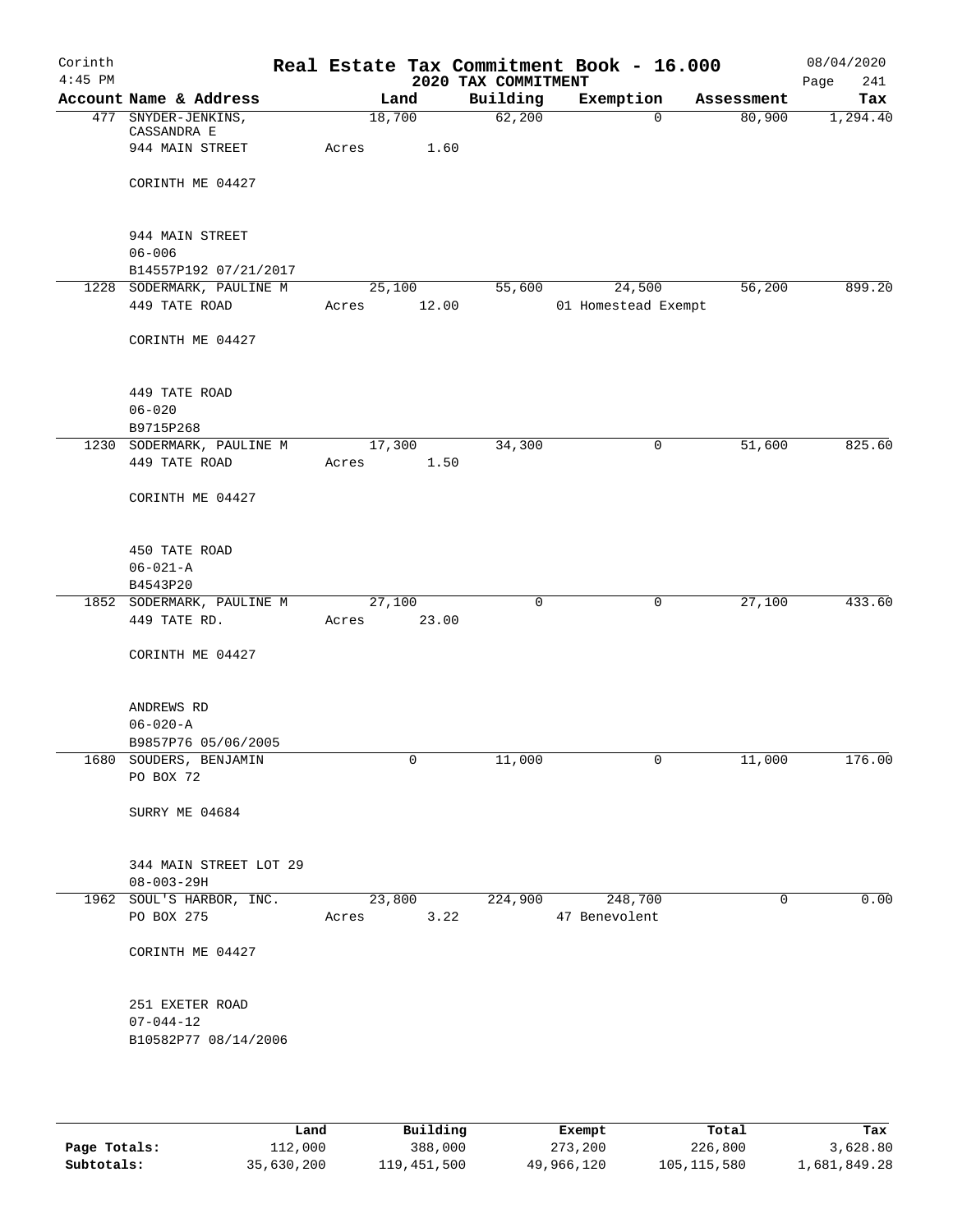Corinth 4:45 PM

# Real Estate Tax Commitment Book - 16.000

2020 TAX COMMITMENT

08/04/2020 Page 241

| Account | Name & Address | Land | Building | Exemption | Assessment | Tax |
|---|---|---|---|---|---|---|
| 477 | SNYDER-JENKINS, CASSANDRA E<br>944 MAIN STREET<br>CORINTH ME 04427<br><br>944 MAIN STREET<br>06-006<br>B14557P192 07/21/2017 | 18,700<br>Acres 1.60 | 62,200 | 0 | 80,900 | 1,294.40 |
| 1228 | SODERMARK, PAULINE M<br>449 TATE ROAD<br>CORINTH ME 04427<br><br>449 TATE ROAD<br>06-020<br>B9715P268 | 25,100<br>Acres 12.00 | 55,600 | 24,500<br>01 Homestead Exempt | 56,200 | 899.20 |
| 1230 | SODERMARK, PAULINE M<br>449 TATE ROAD<br>CORINTH ME 04427<br><br>450 TATE ROAD<br>06-021-A<br>B4543P20 | 17,300<br>Acres 1.50 | 34,300 | 0 | 51,600 | 825.60 |
| 1852 | SODERMARK, PAULINE M<br>449 TATE RD.<br>CORINTH ME 04427<br><br>ANDREWS RD<br>06-020-A<br>B9857P76 05/06/2005 | 27,100<br>Acres 23.00 | 0 | 0 | 27,100 | 433.60 |
| 1680 | SOUDERS, BENJAMIN<br>PO BOX 72<br>SURRY ME 04684<br><br>344 MAIN STREET LOT 29<br>08-003-29H | 0 | 11,000 | 0 | 11,000 | 176.00 |
| 1962 | SOUL'S HARBOR, INC.<br>PO BOX 275<br>CORINTH ME 04427<br><br>251 EXETER ROAD<br>07-044-12<br>B10582P77 08/14/2006 | 23,800<br>Acres 3.22 | 224,900 | 248,700<br>47 Benevolent | 0 | 0.00 |

| | Land | Building | Exempt | Total | Tax |
|---|---|---|---|---|---|
| Page Totals: | 112,000 | 388,000 | 273,200 | 226,800 | 3,628.80 |
| Subtotals: | 35,630,200 | 119,451,500 | 49,966,120 | 105,115,580 | 1,681,849.28 |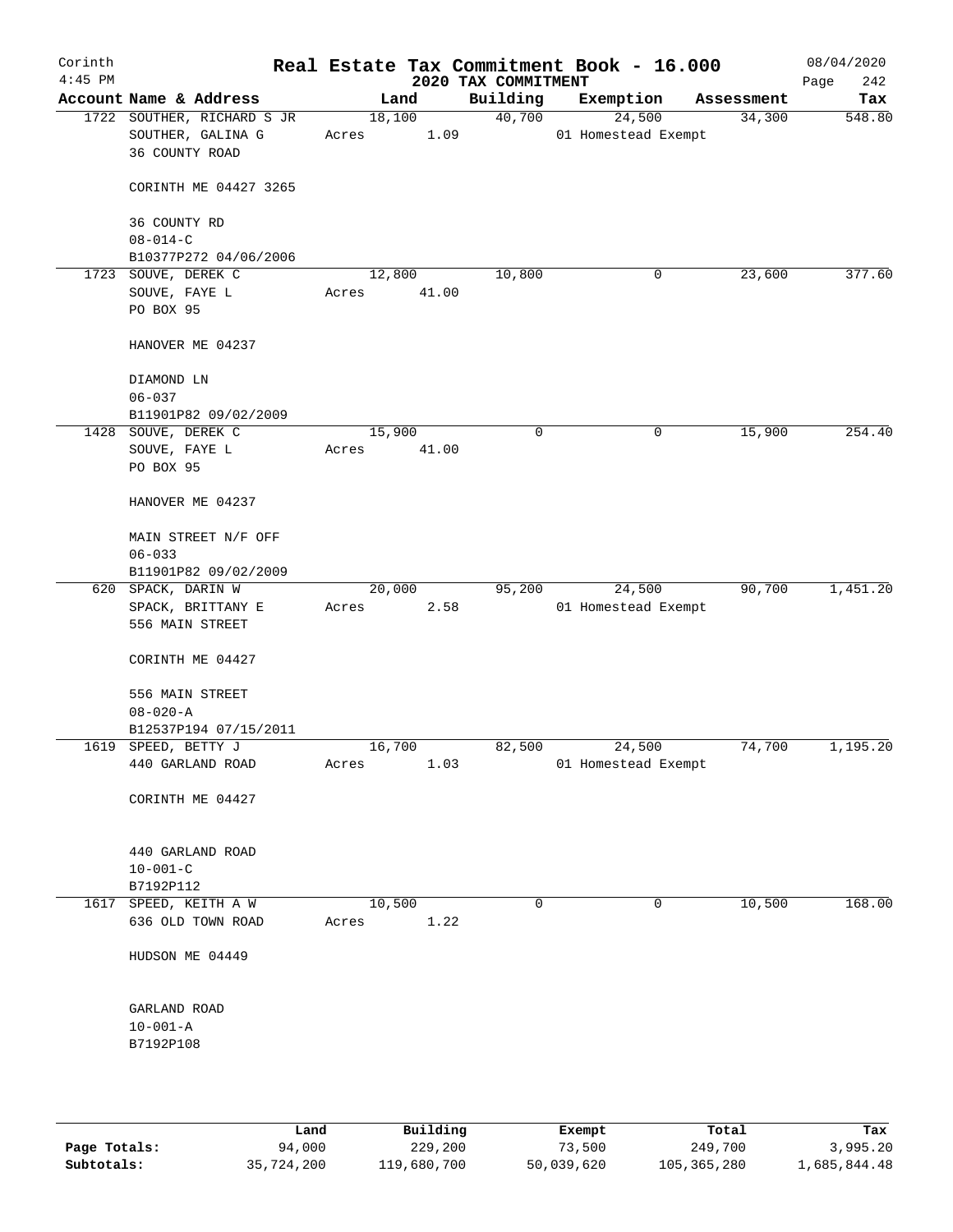# Corinth — Real Estate Tax Commitment Book - 16.000

4:45 PM — 2020 TAX COMMITMENT — 08/04/2020

| Account | Name & Address | Land | Building | Exemption | Assessment | Tax |
|---|---|---|---|---|---|---|
| 1722 | SOUTHER, RICHARD S JR<br>SOUTHER, GALINA G<br>36 COUNTY ROAD<br><br>CORINTH ME 04427 3265<br><br>36 COUNTY RD<br>08-014-C<br>B10377P272 04/06/2006 | 18,100<br>Acres 1.09 | 40,700 | 24,500<br>01 Homestead Exempt | 34,300 | 548.80 |
| 1723 | SOUVE, DEREK C<br>SOUVE, FAYE L<br>PO BOX 95<br><br>HANOVER ME 04237<br><br>DIAMOND LN<br>06-037<br>B11901P82 09/02/2009 | 12,800<br>Acres 41.00 | 10,800 | 0 | 23,600 | 377.60 |
| 1428 | SOUVE, DEREK C<br>SOUVE, FAYE L<br>PO BOX 95<br><br>HANOVER ME 04237<br><br>MAIN STREET N/F OFF<br>06-033<br>B11901P82 09/02/2009 | 15,900<br>Acres 41.00 | 0 | 0 | 15,900 | 254.40 |
| 620 | SPACK, DARIN W<br>SPACK, BRITTANY E<br>556 MAIN STREET<br><br>CORINTH ME 04427<br><br>556 MAIN STREET<br>08-020-A<br>B12537P194 07/15/2011 | 20,000<br>Acres 2.58 | 95,200 | 24,500<br>01 Homestead Exempt | 90,700 | 1,451.20 |
| 1619 | SPEED, BETTY J<br>440 GARLAND ROAD<br><br>CORINTH ME 04427<br><br>440 GARLAND ROAD<br>10-001-C<br>B7192P112 | 16,700<br>Acres 1.03 | 82,500 | 24,500<br>01 Homestead Exempt | 74,700 | 1,195.20 |
| 1617 | SPEED, KEITH A W<br>636 OLD TOWN ROAD<br><br>HUDSON ME 04449<br><br>GARLAND ROAD<br>10-001-A<br>B7192P108 | 10,500<br>Acres 1.22 | 0 | 0 | 10,500 | 168.00 |

| | Land | Building | Exempt | Total | Tax |
|---|---|---|---|---|---|
| Page Totals: | 94,000 | 229,200 | 73,500 | 249,700 | 3,995.20 |
| Subtotals: | 35,724,200 | 119,680,700 | 50,039,620 | 105,365,280 | 1,685,844.48 |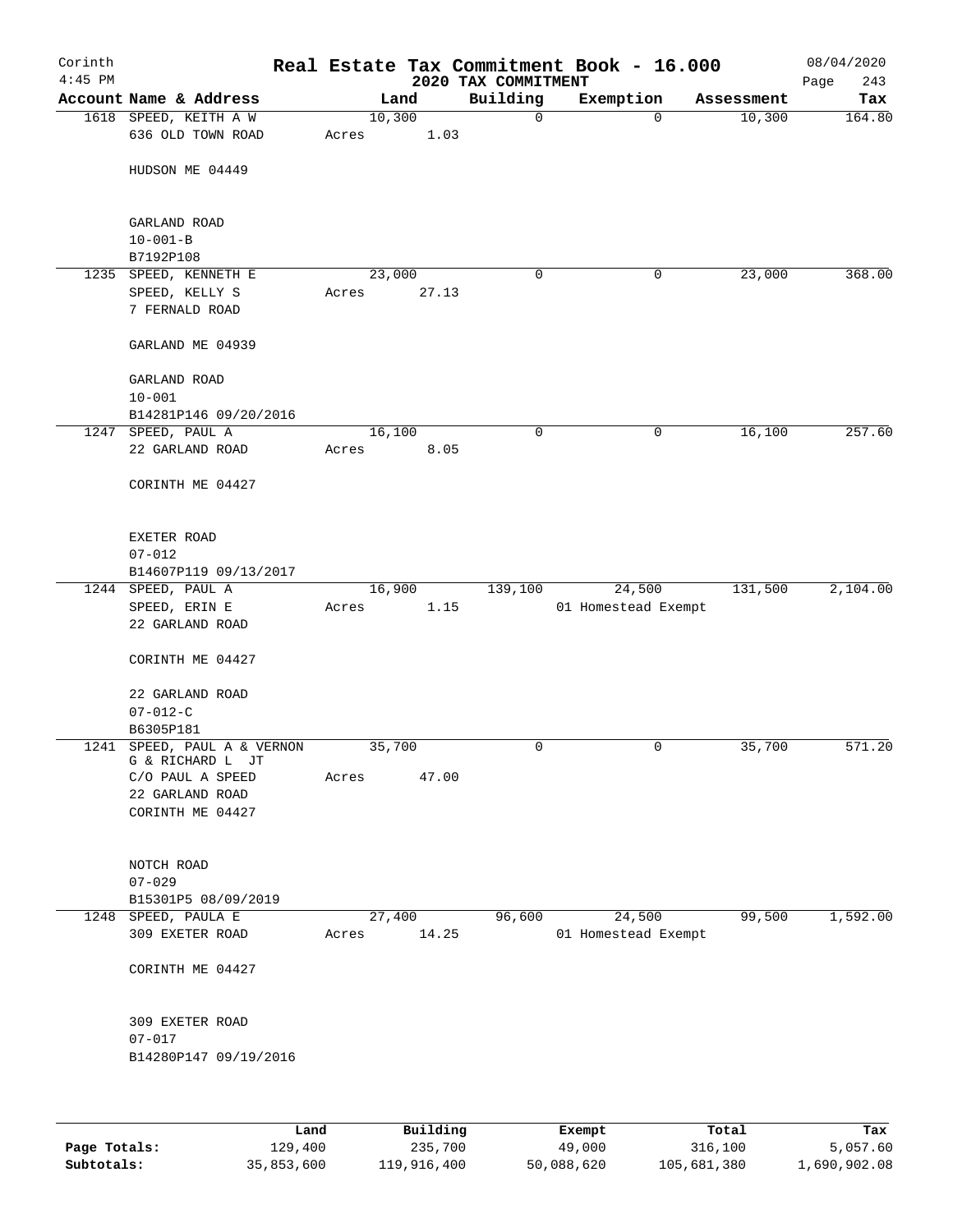# Real Estate Tax Commitment Book - 16.000

Corinth 4:45 PM — 2020 TAX COMMITMENT — 08/04/2020

| Account Name & Address | Land | Building | Exemption | Assessment | Tax |
|---|---|---|---|---|---|
| 1618 SPEED, KEITH A W<br>636 OLD TOWN ROAD<br><br>HUDSON ME 04449<br><br>GARLAND ROAD<br>10-001-B<br>B7192P108 | 10,300<br>Acres 1.03 | 0 | 0 | 10,300 | 164.80 |
| 1235 SPEED, KENNETH E<br>SPEED, KELLY S<br>7 FERNALD ROAD<br><br>GARLAND ME 04939<br><br>GARLAND ROAD<br>10-001<br>B14281P146 09/20/2016 | 23,000<br>Acres 27.13 | 0 | 0 | 23,000 | 368.00 |
| 1247 SPEED, PAUL A<br>22 GARLAND ROAD<br><br>CORINTH ME 04427<br><br>EXETER ROAD<br>07-012<br>B14607P119 09/13/2017 | 16,100<br>Acres 8.05 | 0 | 0 | 16,100 | 257.60 |
| 1244 SPEED, PAUL A<br>SPEED, ERIN E<br>22 GARLAND ROAD<br><br>CORINTH ME 04427<br><br>22 GARLAND ROAD<br>07-012-C<br>B6305P181 | 16,900<br>Acres 1.15 | 139,100 | 24,500<br>01 Homestead Exempt | 131,500 | 2,104.00 |
| 1241 SPEED, PAUL A & VERNON G & RICHARD L JT<br>C/O PAUL A SPEED<br>22 GARLAND ROAD<br>CORINTH ME 04427<br><br>NOTCH ROAD<br>07-029<br>B15301P5 08/09/2019 | 35,700<br>Acres 47.00 | 0 | 0 | 35,700 | 571.20 |
| 1248 SPEED, PAULA E<br>309 EXETER ROAD<br><br>CORINTH ME 04427<br><br>309 EXETER ROAD<br>07-017<br>B14280P147 09/19/2016 | 27,400<br>Acres 14.25 | 96,600 | 24,500<br>01 Homestead Exempt | 99,500 | 1,592.00 |

| | Land | Building | Exempt | Total | Tax |
|---|---|---|---|---|---|
| Page Totals: | 129,400 | 235,700 | 49,000 | 316,100 | 5,057.60 |
| Subtotals: | 35,853,600 | 119,916,400 | 50,088,620 | 105,681,380 | 1,690,902.08 |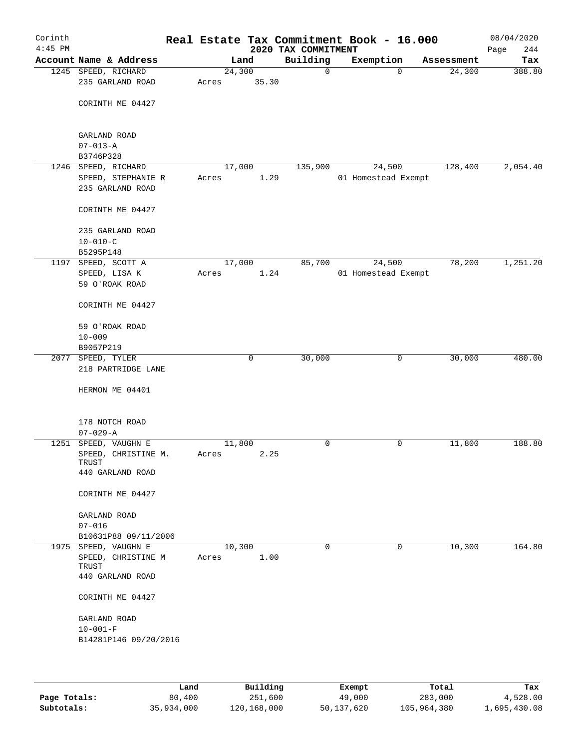# Real Estate Tax Commitment Book - 16.000

Corinth 4:45 PM — 2020 TAX COMMITMENT — 08/04/2020

| Account Name & Address | Land | Building | Exemption | Assessment | Tax |
|---|---|---|---|---|---|
| 1245 SPEED, RICHARD<br>235 GARLAND ROAD<br><br>CORINTH ME 04427<br><br>GARLAND ROAD<br>07-013-A<br>B3746P328 | 24,300<br>Acres 35.30 | 0 | 0 | 24,300 | 388.80 |
| 1246 SPEED, RICHARD<br>SPEED, STEPHANIE R<br>235 GARLAND ROAD<br><br>CORINTH ME 04427<br><br>235 GARLAND ROAD<br>10-010-C<br>B5295P148 | 17,000<br>Acres 1.29 | 135,900 | 24,500<br>01 Homestead Exempt | 128,400 | 2,054.40 |
| 1197 SPEED, SCOTT A<br>SPEED, LISA K<br>59 O'ROAK ROAD<br><br>CORINTH ME 04427<br><br>59 O'ROAK ROAD<br>10-009<br>B9057P219 | 17,000<br>Acres 1.24 | 85,700 | 24,500<br>01 Homestead Exempt | 78,200 | 1,251.20 |
| 2077 SPEED, TYLER<br>218 PARTRIDGE LANE<br><br>HERMON ME 04401<br><br>178 NOTCH ROAD<br>07-029-A | 0 | 30,000 | 0 | 30,000 | 480.00 |
| 1251 SPEED, VAUGHN E<br>SPEED, CHRISTINE M. TRUST<br>440 GARLAND ROAD<br><br>CORINTH ME 04427<br><br>GARLAND ROAD<br>07-016<br>B10631P88 09/11/2006 | 11,800<br>Acres 2.25 | 0 | 0 | 11,800 | 188.80 |
| 1975 SPEED, VAUGHN E<br>SPEED, CHRISTINE M TRUST<br>440 GARLAND ROAD<br><br>CORINTH ME 04427<br><br>GARLAND ROAD<br>10-001-F<br>B14281P146 09/20/2016 | 10,300<br>Acres 1.00 | 0 | 0 | 10,300 | 164.80 |

| | Land | Building | Exempt | Total | Tax |
|---|---|---|---|---|---|
| Page Totals: | 80,400 | 251,600 | 49,000 | 283,000 | 4,528.00 |
| Subtotals: | 35,934,000 | 120,168,000 | 50,137,620 | 105,964,380 | 1,695,430.08 |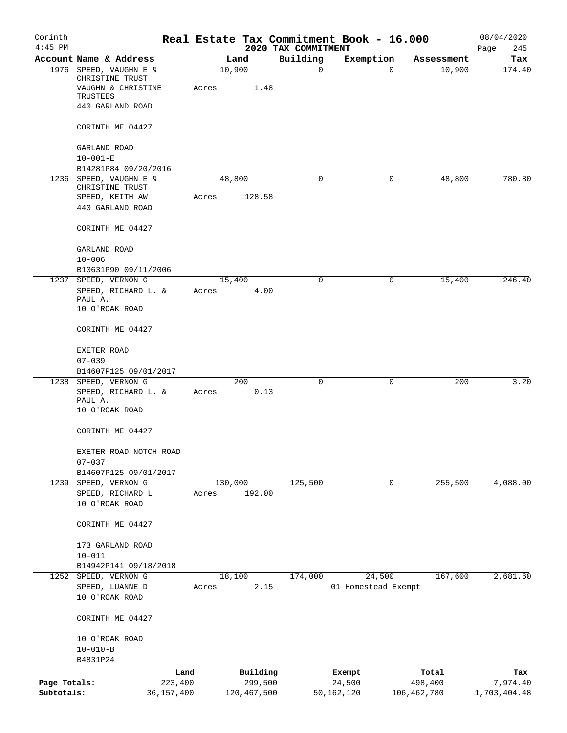Corinth 4:45 PM

# Real Estate Tax Commitment Book - 16.000

## 2020 TAX COMMITMENT

08/04/2020

| Account Name & Address | Land | Building | Exemption | Assessment | Tax |
|---|---|---|---|---|---|
| 1976 SPEED, VAUGHN E & CHRISTINE TRUST<br>VAUGHN & CHRISTINE TRUSTEES<br>440 GARLAND ROAD<br><br>CORINTH ME 04427<br><br>GARLAND ROAD<br>10-001-E<br>B14281P84 09/20/2016 | 10,900<br>Acres 1.48 | 0 | 0 | 10,900 | 174.40 |
| 1236 SPEED, VAUGHN E & CHRISTINE TRUST<br>SPEED, KEITH AW<br>440 GARLAND ROAD<br><br>CORINTH ME 04427<br><br>GARLAND ROAD<br>10-006<br>B10631P90 09/11/2006 | 48,800<br>Acres 128.58 | 0 | 0 | 48,800 | 780.80 |
| 1237 SPEED, VERNON G<br>SPEED, RICHARD L. & PAUL A.<br>10 O'ROAK ROAD<br><br>CORINTH ME 04427<br><br>EXETER ROAD<br>07-039<br>B14607P125 09/01/2017 | 15,400<br>Acres 4.00 | 0 | 0 | 15,400 | 246.40 |
| 1238 SPEED, VERNON G<br>SPEED, RICHARD L. & PAUL A.<br>10 O'ROAK ROAD<br><br>CORINTH ME 04427<br><br>EXETER ROAD NOTCH ROAD<br>07-037<br>B14607P125 09/01/2017 | 200<br>Acres 0.13 | 0 | 0 | 200 | 3.20 |
| 1239 SPEED, VERNON G<br>SPEED, RICHARD L<br>10 O'ROAK ROAD<br><br>CORINTH ME 04427<br><br>173 GARLAND ROAD<br>10-011<br>B14942P141 09/18/2018 | 130,000<br>Acres 192.00 | 125,500 | 0 | 255,500 | 4,088.00 |
| 1252 SPEED, VERNON G<br>SPEED, LUANNE D<br>10 O'ROAK ROAD<br><br>CORINTH ME 04427<br><br>10 O'ROAK ROAD<br>10-010-B<br>B4831P24 | 18,100<br>Acres 2.15 | 174,000 | 24,500<br>01 Homestead Exempt | 167,600 | 2,681.60 |

| | Land | Building | Exempt | Total | Tax |
|---|---|---|---|---|---|
| Page Totals: | 223,400 | 299,500 | 24,500 | 498,400 | 7,974.40 |
| Subtotals: | 36,157,400 | 120,467,500 | 50,162,120 | 106,462,780 | 1,703,404.48 |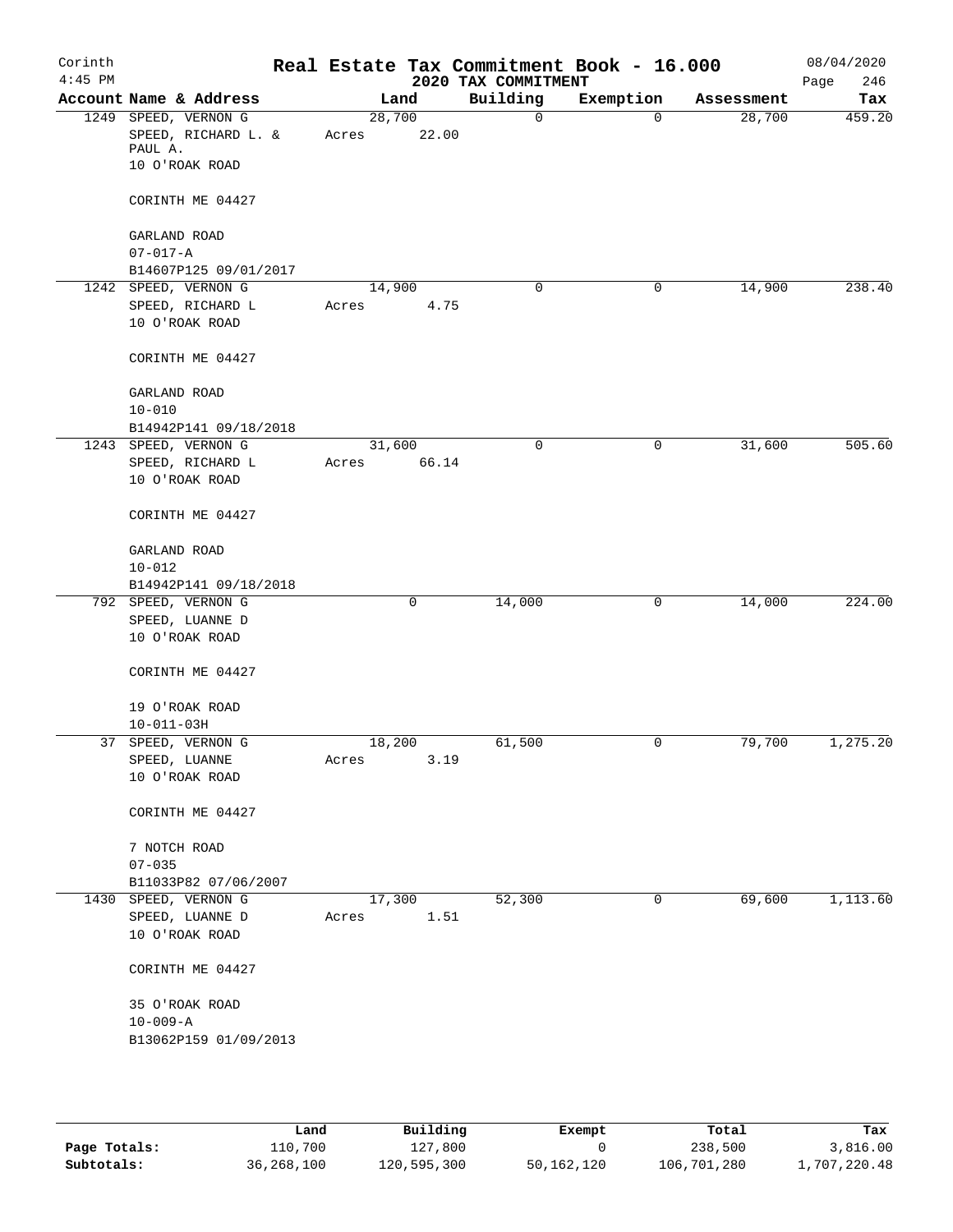# Real Estate Tax Commitment Book - 16.000

Corinth
4:45 PM

2020 TAX COMMITMENT

08/04/2020
Page 246

| Account Name & Address | Land | Building | Exemption | Assessment | Tax |
|---|---|---|---|---|---|
| 1249 SPEED, VERNON G<br>SPEED, RICHARD L. & PAUL A.<br>10 O'ROAK ROAD<br><br>CORINTH ME 04427<br><br>GARLAND ROAD<br>07-017-A<br>B14607P125 09/01/2017 | 28,700<br>Acres 22.00 | 0 | 0 | 28,700 | 459.20 |
| 1242 SPEED, VERNON G<br>SPEED, RICHARD L<br>10 O'ROAK ROAD<br><br>CORINTH ME 04427<br><br>GARLAND ROAD<br>10-010<br>B14942P141 09/18/2018 | 14,900<br>Acres 4.75 | 0 | 0 | 14,900 | 238.40 |
| 1243 SPEED, VERNON G<br>SPEED, RICHARD L<br>10 O'ROAK ROAD<br><br>CORINTH ME 04427<br><br>GARLAND ROAD<br>10-012<br>B14942P141 09/18/2018 | 31,600<br>Acres 66.14 | 0 | 0 | 31,600 | 505.60 |
| 792 SPEED, VERNON G<br>SPEED, LUANNE D<br>10 O'ROAK ROAD<br><br>CORINTH ME 04427<br><br>19 O'ROAK ROAD<br>10-011-03H | 0 | 14,000 | 0 | 14,000 | 224.00 |
| 37 SPEED, VERNON G<br>SPEED, LUANNE<br>10 O'ROAK ROAD<br><br>CORINTH ME 04427<br><br>7 NOTCH ROAD<br>07-035<br>B11033P82 07/06/2007 | 18,200<br>Acres 3.19 | 61,500 | 0 | 79,700 | 1,275.20 |
| 1430 SPEED, VERNON G<br>SPEED, LUANNE D<br>10 O'ROAK ROAD<br><br>CORINTH ME 04427<br><br>35 O'ROAK ROAD<br>10-009-A<br>B13062P159 01/09/2013 | 17,300<br>Acres 1.51 | 52,300 | 0 | 69,600 | 1,113.60 |

| | Land | Building | Exempt | Total | Tax |
|---|---|---|---|---|---|
| **Page Totals:** | 110,700 | 127,800 | 0 | 238,500 | 3,816.00 |
| **Subtotals:** | 36,268,100 | 120,595,300 | 50,162,120 | 106,701,280 | 1,707,220.48 |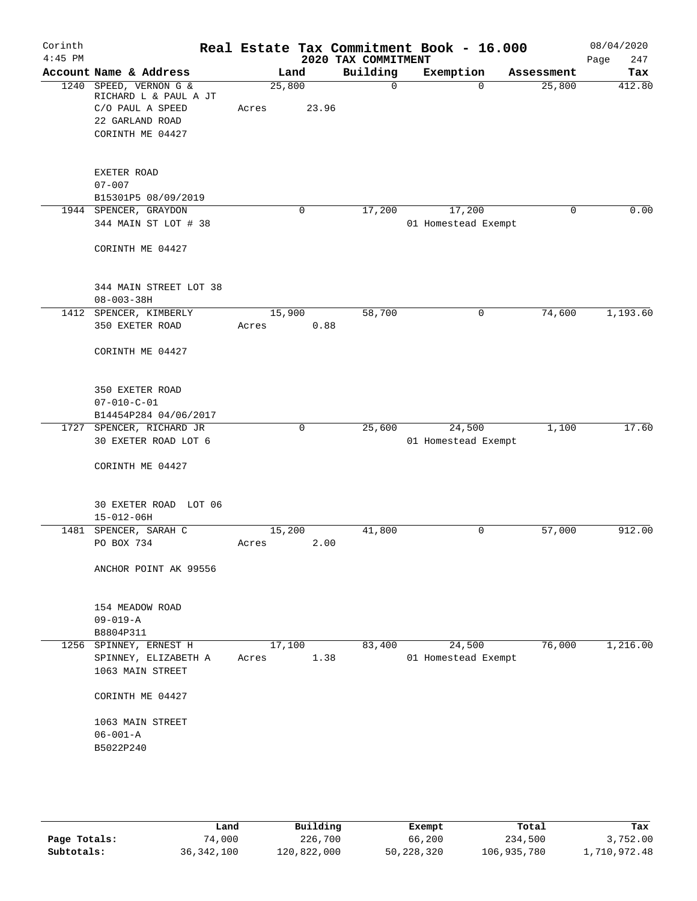Corinth 4:45 PM

# Real Estate Tax Commitment Book - 16.000

## 2020 TAX COMMITMENT

08/04/2020

| Account | Name & Address | Land | Building | Exemption | Assessment | Tax |
|---|---|---|---|---|---|---|
| 1240 | SPEED, VERNON G & RICHARD L & PAUL A JT C/O PAUL A SPEED 22 GARLAND ROAD CORINTH ME 04427 EXETER ROAD 07-007 B15301P5 08/09/2019 | 25,800 Acres 23.96 | 0 | 0 | 25,800 | 412.80 |
| 1944 | SPENCER, GRAYDON 344 MAIN ST LOT # 38 CORINTH ME 04427 344 MAIN STREET LOT 38 08-003-38H | 0 | 17,200 | 17,200 01 Homestead Exempt | 0 | 0.00 |
| 1412 | SPENCER, KIMBERLY 350 EXETER ROAD CORINTH ME 04427 350 EXETER ROAD 07-010-C-01 B14454P284 04/06/2017 | 15,900 Acres 0.88 | 58,700 | 0 | 74,600 | 1,193.60 |
| 1727 | SPENCER, RICHARD JR 30 EXETER ROAD LOT 6 CORINTH ME 04427 30 EXETER ROAD LOT 06 15-012-06H | 0 | 25,600 | 24,500 01 Homestead Exempt | 1,100 | 17.60 |
| 1481 | SPENCER, SARAH C PO BOX 734 ANCHOR POINT AK 99556 154 MEADOW ROAD 09-019-A B8804P311 | 15,200 Acres 2.00 | 41,800 | 0 | 57,000 | 912.00 |
| 1256 | SPINNEY, ERNEST H SPINNEY, ELIZABETH A 1063 MAIN STREET CORINTH ME 04427 1063 MAIN STREET 06-001-A B5022P240 | 17,100 Acres 1.38 | 83,400 | 24,500 01 Homestead Exempt | 76,000 | 1,216.00 |

| | Land | Building | Exempt | Total | Tax |
|---|---|---|---|---|---|
| Page Totals: | 74,000 | 226,700 | 66,200 | 234,500 | 3,752.00 |
| Subtotals: | 36,342,100 | 120,822,000 | 50,228,320 | 106,935,780 | 1,710,972.48 |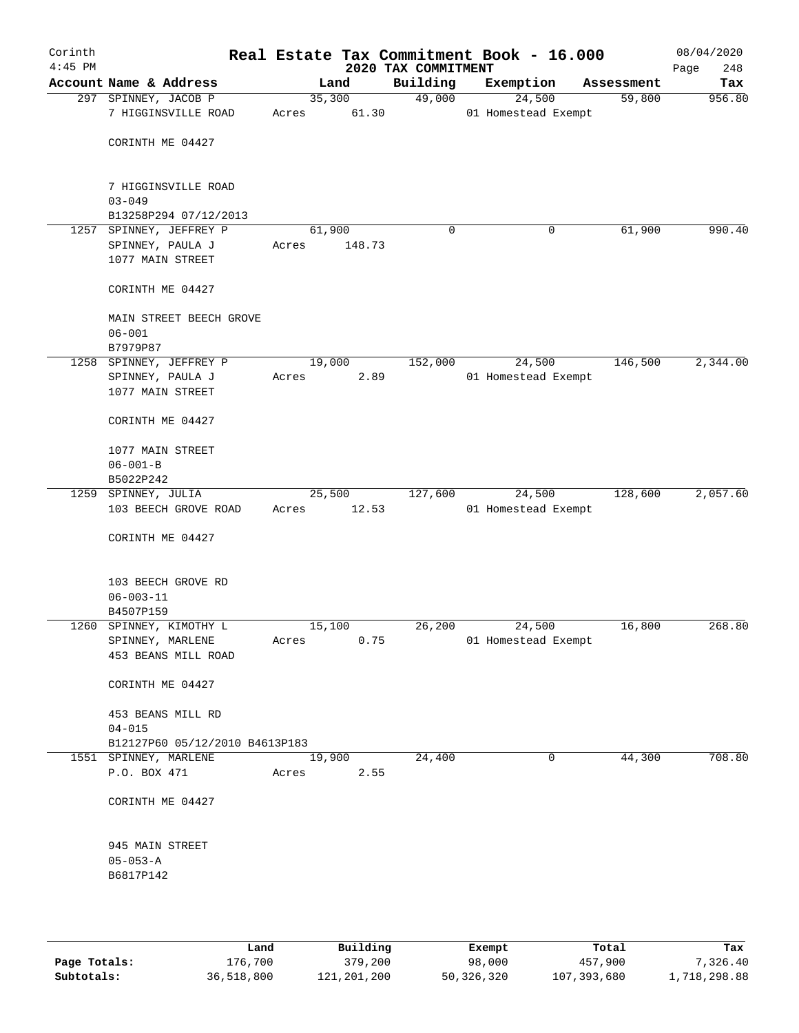# Real Estate Tax Commitment Book - 16.000

Corinth 4:45 PM — 2020 TAX COMMITMENT — 08/04/2020

| Account Name & Address | Land | Building | Exemption | Assessment | Tax |
|---|---|---|---|---|---|
| 297 SPINNEY, JACOB P<br>7 HIGGINSVILLE ROAD<br><br>CORINTH ME 04427<br><br>7 HIGGINSVILLE ROAD<br>03-049<br>B13258P294 07/12/2013 | 35,300<br>Acres 61.30 | 49,000 | 24,500<br>01 Homestead Exempt | 59,800 | 956.80 |
| 1257 SPINNEY, JEFFREY P<br>SPINNEY, PAULA J<br>1077 MAIN STREET<br><br>CORINTH ME 04427<br><br>MAIN STREET BEECH GROVE<br>06-001<br>B7979P87 | 61,900<br>Acres 148.73 | 0 | 0 | 61,900 | 990.40 |
| 1258 SPINNEY, JEFFREY P<br>SPINNEY, PAULA J<br>1077 MAIN STREET<br><br>CORINTH ME 04427<br><br>1077 MAIN STREET<br>06-001-B<br>B5022P242 | 19,000<br>Acres 2.89 | 152,000 | 24,500<br>01 Homestead Exempt | 146,500 | 2,344.00 |
| 1259 SPINNEY, JULIA<br>103 BEECH GROVE ROAD<br><br>CORINTH ME 04427<br><br>103 BEECH GROVE RD<br>06-003-11<br>B4507P159 | 25,500<br>Acres 12.53 | 127,600 | 24,500<br>01 Homestead Exempt | 128,600 | 2,057.60 |
| 1260 SPINNEY, KIMOTHY L<br>SPINNEY, MARLENE<br>453 BEANS MILL ROAD<br><br>CORINTH ME 04427<br><br>453 BEANS MILL RD<br>04-015<br>B12127P60 05/12/2010 B4613P183 | 15,100<br>Acres 0.75 | 26,200 | 24,500<br>01 Homestead Exempt | 16,800 | 268.80 |
| 1551 SPINNEY, MARLENE<br>P.O. BOX 471<br><br>CORINTH ME 04427<br><br>945 MAIN STREET<br>05-053-A<br>B6817P142 | 19,900<br>Acres 2.55 | 24,400 | 0 | 44,300 | 708.80 |

| | Land | Building | Exempt | Total | Tax |
|---|---|---|---|---|---|
| Page Totals: | 176,700 | 379,200 | 98,000 | 457,900 | 7,326.40 |
| Subtotals: | 36,518,800 | 121,201,200 | 50,326,320 | 107,393,680 | 1,718,298.88 |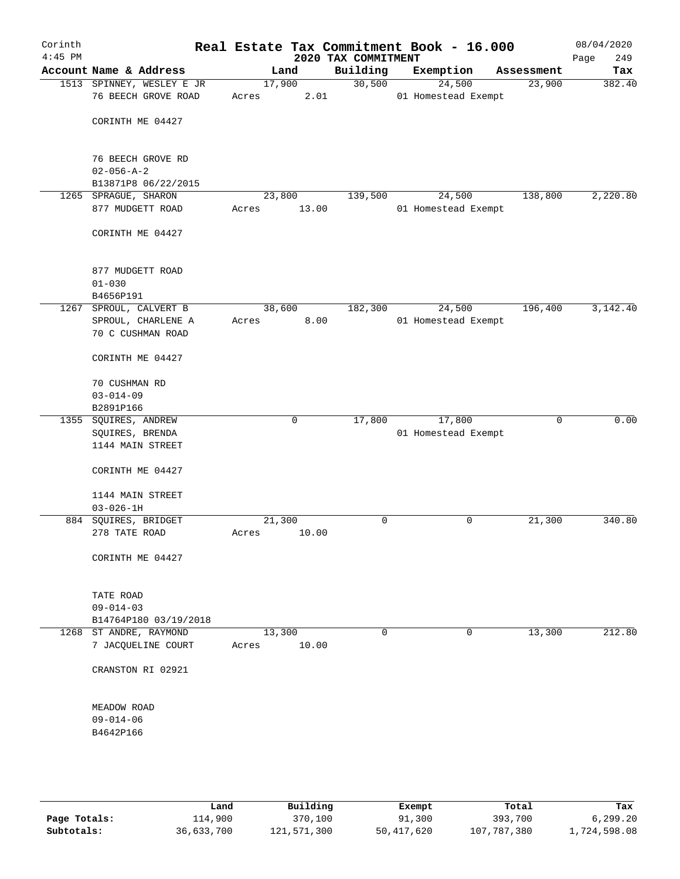# Corinth — Real Estate Tax Commitment Book - 16.000

4:45 PM — 2020 TAX COMMITMENT — 08/04/2020

| Account | Name & Address | Land | Building | Exemption | Assessment | Tax |
|---|---|---|---|---|---|---|
| 1513 | SPINNEY, WESLEY E JR<br>76 BEECH GROVE ROAD<br><br>CORINTH ME 04427<br><br>76 BEECH GROVE RD<br>02-056-A-2<br>B13871P8 06/22/2015 | 17,900<br>Acres 2.01 | 30,500 | 24,500<br>01 Homestead Exempt | 23,900 | 382.40 |
| 1265 | SPRAGUE, SHARON<br>877 MUDGETT ROAD<br><br>CORINTH ME 04427<br><br>877 MUDGETT ROAD<br>01-030<br>B4656P191 | 23,800<br>Acres 13.00 | 139,500 | 24,500<br>01 Homestead Exempt | 138,800 | 2,220.80 |
| 1267 | SPROUL, CALVERT B<br>SPROUL, CHARLENE A<br>70 C CUSHMAN ROAD<br><br>CORINTH ME 04427<br><br>70 CUSHMAN RD<br>03-014-09<br>B2891P166 | 38,600<br>Acres 8.00 | 182,300 | 24,500<br>01 Homestead Exempt | 196,400 | 3,142.40 |
| 1355 | SQUIRES, ANDREW<br>SQUIRES, BRENDA<br>1144 MAIN STREET<br><br>CORINTH ME 04427<br><br>1144 MAIN STREET<br>03-026-1H | 0 | 17,800 | 17,800<br>01 Homestead Exempt | 0 | 0.00 |
| 884 | SQUIRES, BRIDGET<br>278 TATE ROAD<br><br>CORINTH ME 04427<br><br>TATE ROAD<br>09-014-03<br>B14764P180 03/19/2018 | 21,300<br>Acres 10.00 | 0 | 0 | 21,300 | 340.80 |
| 1268 | ST ANDRE, RAYMOND<br>7 JACQUELINE COURT<br><br>CRANSTON RI 02921<br><br>MEADOW ROAD<br>09-014-06<br>B4642P166 | 13,300<br>Acres 10.00 | 0 | 0 | 13,300 | 212.80 |

| | Land | Building | Exempt | Total | Tax |
|---|---|---|---|---|---|
| Page Totals: | 114,900 | 370,100 | 91,300 | 393,700 | 6,299.20 |
| Subtotals: | 36,633,700 | 121,571,300 | 50,417,620 | 107,787,380 | 1,724,598.08 |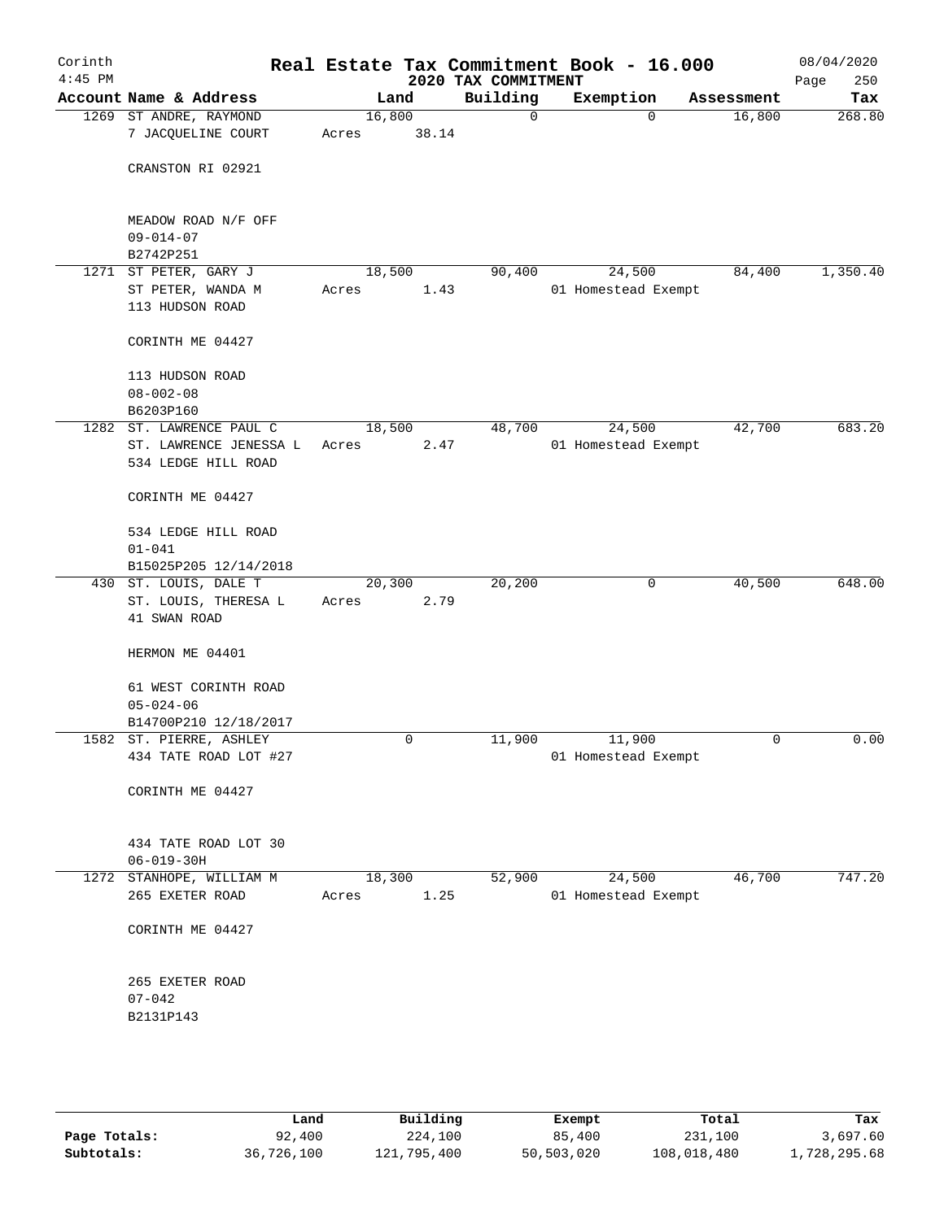# Corinth — Real Estate Tax Commitment Book - 16.000

4:45 PM — 2020 TAX COMMITMENT — 08/04/2020

| Account | Name & Address | Land | Building | Exemption | Assessment | Tax |
|---|---|---|---|---|---|---|
| 1269 | ST ANDRE, RAYMOND<br>7 JACQUELINE COURT<br><br>CRANSTON RI 02921<br><br>MEADOW ROAD N/F OFF<br>09-014-07<br>B2742P251 | 16,800<br>Acres 38.14 | 0 | 0 | 16,800 | 268.80 |
| 1271 | ST PETER, GARY J<br>ST PETER, WANDA M<br>113 HUDSON ROAD<br><br>CORINTH ME 04427<br><br>113 HUDSON ROAD<br>08-002-08<br>B6203P160 | 18,500<br>Acres 1.43 | 90,400 | 24,500<br>01 Homestead Exempt | 84,400 | 1,350.40 |
| 1282 | ST. LAWRENCE PAUL C<br>ST. LAWRENCE JENESSA L<br>534 LEDGE HILL ROAD<br><br>CORINTH ME 04427<br><br>534 LEDGE HILL ROAD<br>01-041<br>B15025P205 12/14/2018 | 18,500<br>Acres 2.47 | 48,700 | 24,500<br>01 Homestead Exempt | 42,700 | 683.20 |
| 430 | ST. LOUIS, DALE T<br>ST. LOUIS, THERESA L<br>41 SWAN ROAD<br><br>HERMON ME 04401<br><br>61 WEST CORINTH ROAD<br>05-024-06<br>B14700P210 12/18/2017 | 20,300<br>Acres 2.79 | 20,200 | 0 | 40,500 | 648.00 |
| 1582 | ST. PIERRE, ASHLEY<br>434 TATE ROAD LOT #27<br><br>CORINTH ME 04427<br><br>434 TATE ROAD LOT 30<br>06-019-30H | 0 | 11,900 | 11,900<br>01 Homestead Exempt | 0 | 0.00 |
| 1272 | STANHOPE, WILLIAM M<br>265 EXETER ROAD<br><br>CORINTH ME 04427<br><br>265 EXETER ROAD<br>07-042<br>B2131P143 | 18,300<br>Acres 1.25 | 52,900 | 24,500<br>01 Homestead Exempt | 46,700 | 747.20 |

| | Land | Building | Exempt | Total | Tax |
|---|---|---|---|---|---|
| Page Totals: | 92,400 | 224,100 | 85,400 | 231,100 | 3,697.60 |
| Subtotals: | 36,726,100 | 121,795,400 | 50,503,020 | 108,018,480 | 1,728,295.68 |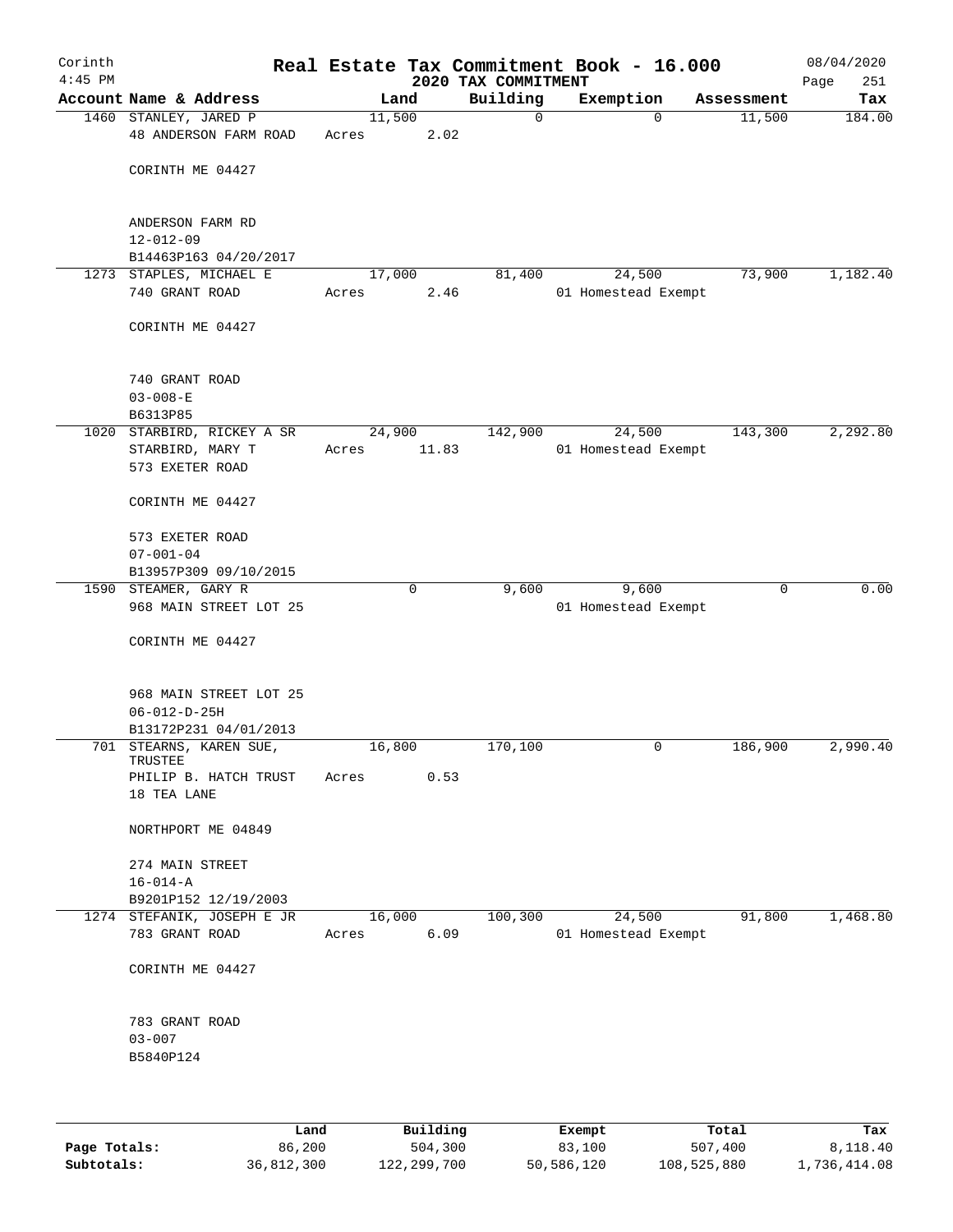Corinth 4:45 PM

# Real Estate Tax Commitment Book - 16.000

## 2020 TAX COMMITMENT

08/04/2020

| Account | Name & Address | Land | Building | Exemption | Assessment | Tax |
|---|---|---|---|---|---|---|
| 1460 | STANLEY, JARED P<br>48 ANDERSON FARM ROAD<br><br>CORINTH ME 04427<br><br>ANDERSON FARM RD<br>12-012-09<br>B14463P163 04/20/2017 | 11,500<br>Acres 2.02 | 0 | 0 | 11,500 | 184.00 |
| 1273 | STAPLES, MICHAEL E<br>740 GRANT ROAD<br><br>CORINTH ME 04427<br><br>740 GRANT ROAD<br>03-008-E<br>B6313P85 | 17,000<br>Acres 2.46 | 81,400 | 24,500<br>01 Homestead Exempt | 73,900 | 1,182.40 |
| 1020 | STARBIRD, RICKEY A SR<br>STARBIRD, MARY T<br>573 EXETER ROAD<br><br>CORINTH ME 04427<br><br>573 EXETER ROAD<br>07-001-04<br>B13957P309 09/10/2015 | 24,900<br>Acres 11.83 | 142,900 | 24,500<br>01 Homestead Exempt | 143,300 | 2,292.80 |
| 1590 | STEAMER, GARY R<br>968 MAIN STREET LOT 25<br><br>CORINTH ME 04427<br><br>968 MAIN STREET LOT 25<br>06-012-D-25H<br>B13172P231 04/01/2013 | 0 | 9,600 | 9,600<br>01 Homestead Exempt | 0 | 0.00 |
| 701 | STEARNS, KAREN SUE, TRUSTEE<br>PHILIP B. HATCH TRUST<br>18 TEA LANE<br><br>NORTHPORT ME 04849<br><br>274 MAIN STREET<br>16-014-A<br>B9201P152 12/19/2003 | 16,800<br>Acres 0.53 | 170,100 | 0 | 186,900 | 2,990.40 |
| 1274 | STEFANIK, JOSEPH E JR<br>783 GRANT ROAD<br><br>CORINTH ME 04427<br><br>783 GRANT ROAD<br>03-007<br>B5840P124 | 16,000<br>Acres 6.09 | 100,300 | 24,500<br>01 Homestead Exempt | 91,800 | 1,468.80 |

| | Land | Building | Exempt | Total | Tax |
|---|---|---|---|---|---|
| Page Totals: | 86,200 | 504,300 | 83,100 | 507,400 | 8,118.40 |
| Subtotals: | 36,812,300 | 122,299,700 | 50,586,120 | 108,525,880 | 1,736,414.08 |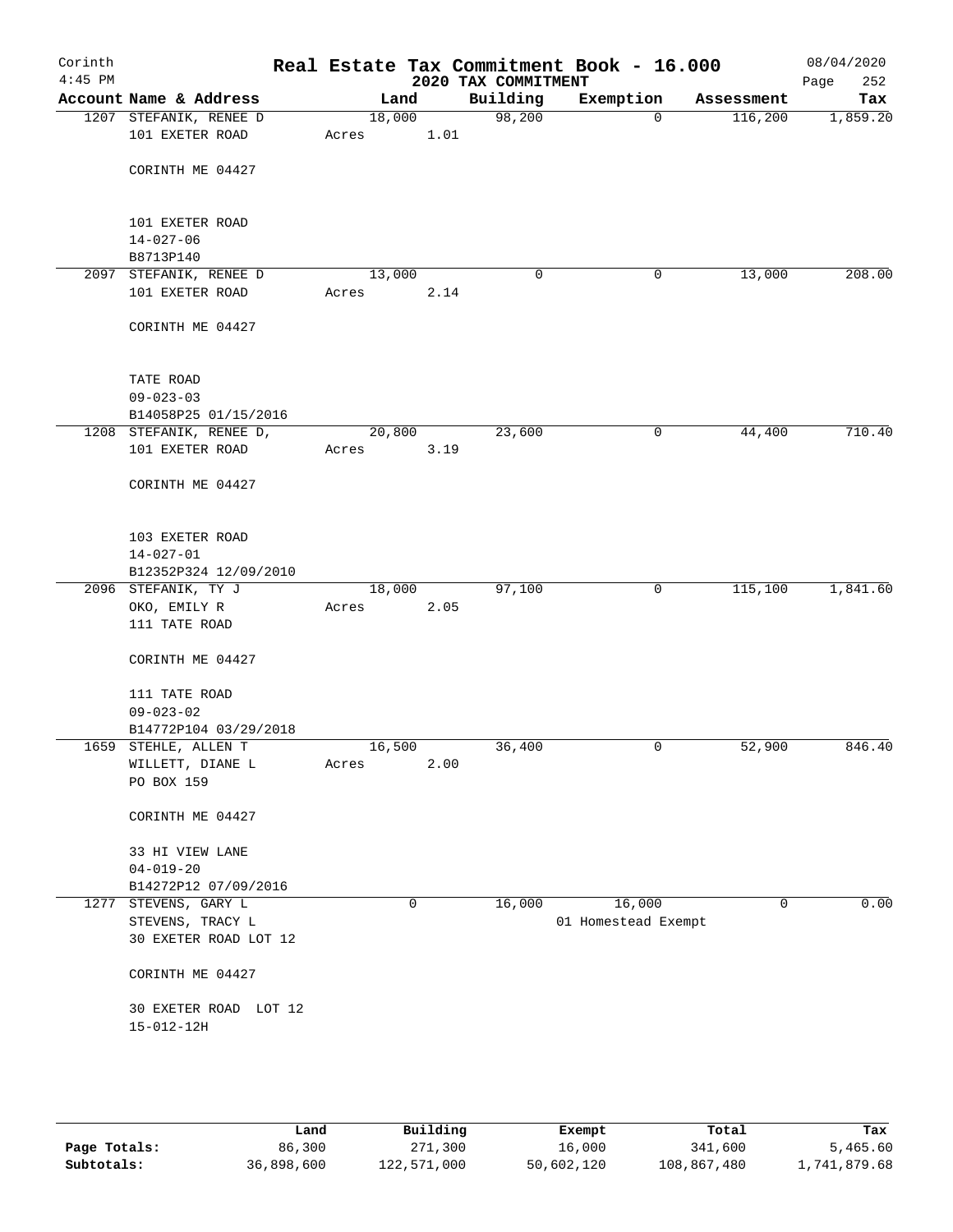# Real Estate Tax Commitment Book - 16.000

Corinth
4:45 PM

2020 TAX COMMITMENT

08/04/2020

| Account Name & Address | Land | Building | Exemption | Assessment | Tax |
|---|---|---|---|---|---|
| 1207 STEFANIK, RENEE D<br>101 EXETER ROAD<br><br>CORINTH ME 04427<br><br>101 EXETER ROAD<br>14-027-06<br>B8713P140 | 18,000<br>Acres 1.01 | 98,200 | 0 | 116,200 | 1,859.20 |
| 2097 STEFANIK, RENEE D<br>101 EXETER ROAD<br><br>CORINTH ME 04427<br><br>TATE ROAD<br>09-023-03<br>B14058P25 01/15/2016 | 13,000<br>Acres 2.14 | 0 | 0 | 13,000 | 208.00 |
| 1208 STEFANIK, RENEE D,<br>101 EXETER ROAD<br><br>CORINTH ME 04427<br><br>103 EXETER ROAD<br>14-027-01<br>B12352P324 12/09/2010 | 20,800<br>Acres 3.19 | 23,600 | 0 | 44,400 | 710.40 |
| 2096 STEFANIK, TY J<br>OKO, EMILY R<br>111 TATE ROAD<br><br>CORINTH ME 04427<br><br>111 TATE ROAD<br>09-023-02<br>B14772P104 03/29/2018 | 18,000<br>Acres 2.05 | 97,100 | 0 | 115,100 | 1,841.60 |
| 1659 STEHLE, ALLEN T<br>WILLETT, DIANE L<br>PO BOX 159<br><br>CORINTH ME 04427<br><br>33 HI VIEW LANE<br>04-019-20<br>B14272P12 07/09/2016 | 16,500<br>Acres 2.00 | 36,400 | 0 | 52,900 | 846.40 |
| 1277 STEVENS, GARY L<br>STEVENS, TRACY L<br>30 EXETER ROAD LOT 12<br><br>CORINTH ME 04427<br><br>30 EXETER ROAD LOT 12<br>15-012-12H | 0 | 16,000 | 16,000<br>01 Homestead Exempt | 0 | 0.00 |

|  | Land | Building | Exempt | Total | Tax |
|---|---|---|---|---|---|
| Page Totals: | 86,300 | 271,300 | 16,000 | 341,600 | 5,465.60 |
| Subtotals: | 36,898,600 | 122,571,000 | 50,602,120 | 108,867,480 | 1,741,879.68 |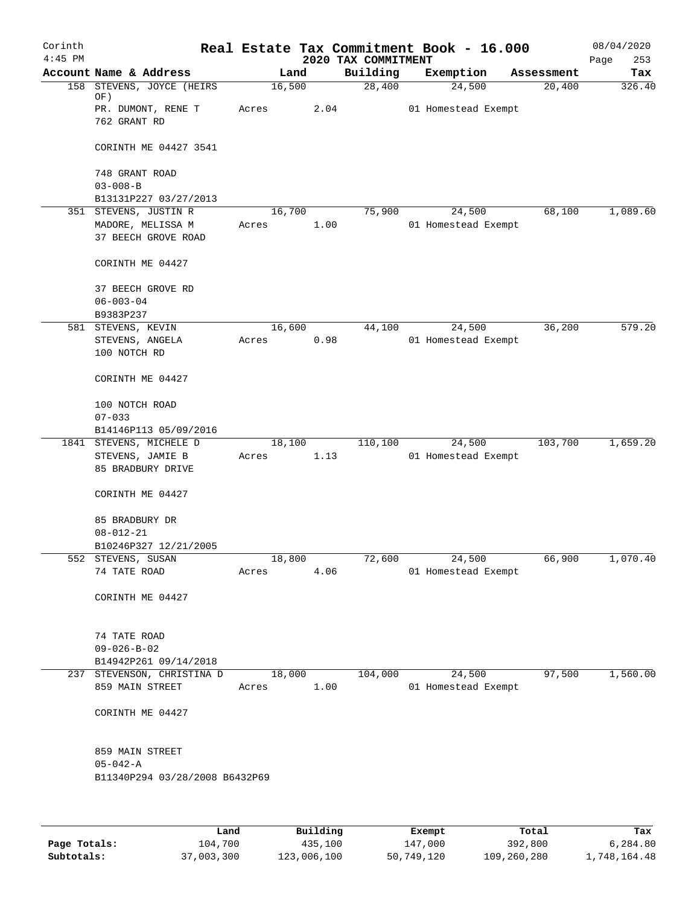Corinth
4:45 PM

# Real Estate Tax Commitment Book - 16.000

2020 TAX COMMITMENT

08/04/2020
Page 253

| Account Name & Address | Land | Building | Exemption | Assessment | Tax |
|---|---|---|---|---|---|
| 158 STEVENS, JOYCE (HEIRS OF) | 16,500 | 28,400 | 24,500 | 20,400 | 326.40 |
| PR. DUMONT, RENE T | Acres 2.04 | | 01 Homestead Exempt | | |
| 762 GRANT RD | | | | | |
| CORINTH ME 04427 3541 | | | | | |
| 748 GRANT ROAD | | | | | |
| 03-008-B | | | | | |
| B13131P227 03/27/2013 | | | | | |
| 351 STEVENS, JUSTIN R | 16,700 | 75,900 | 24,500 | 68,100 | 1,089.60 |
| MADORE, MELISSA M | Acres 1.00 | | 01 Homestead Exempt | | |
| 37 BEECH GROVE ROAD | | | | | |
| CORINTH ME 04427 | | | | | |
| 37 BEECH GROVE RD | | | | | |
| 06-003-04 | | | | | |
| B9383P237 | | | | | |
| 581 STEVENS, KEVIN | 16,600 | 44,100 | 24,500 | 36,200 | 579.20 |
| STEVENS, ANGELA | Acres 0.98 | | 01 Homestead Exempt | | |
| 100 NOTCH RD | | | | | |
| CORINTH ME 04427 | | | | | |
| 100 NOTCH ROAD | | | | | |
| 07-033 | | | | | |
| B14146P113 05/09/2016 | | | | | |
| 1841 STEVENS, MICHELE D | 18,100 | 110,100 | 24,500 | 103,700 | 1,659.20 |
| STEVENS, JAMIE B | Acres 1.13 | | 01 Homestead Exempt | | |
| 85 BRADBURY DRIVE | | | | | |
| CORINTH ME 04427 | | | | | |
| 85 BRADBURY DR | | | | | |
| 08-012-21 | | | | | |
| B10246P327 12/21/2005 | | | | | |
| 552 STEVENS, SUSAN | 18,800 | 72,600 | 24,500 | 66,900 | 1,070.40 |
| 74 TATE ROAD | Acres 4.06 | | 01 Homestead Exempt | | |
| CORINTH ME 04427 | | | | | |
| 74 TATE ROAD | | | | | |
| 09-026-B-02 | | | | | |
| B14942P261 09/14/2018 | | | | | |
| 237 STEVENSON, CHRISTINA D | 18,000 | 104,000 | 24,500 | 97,500 | 1,560.00 |
| 859 MAIN STREET | Acres 1.00 | | 01 Homestead Exempt | | |
| CORINTH ME 04427 | | | | | |
| 859 MAIN STREET | | | | | |
| 05-042-A | | | | | |
| B11340P294 03/28/2008 B6432P69 | | | | | |

| | Land | Building | Exempt | Total | Tax |
|---|---|---|---|---|---|
| Page Totals: | 104,700 | 435,100 | 147,000 | 392,800 | 6,284.80 |
| Subtotals: | 37,003,300 | 123,006,100 | 50,749,120 | 109,260,280 | 1,748,164.48 |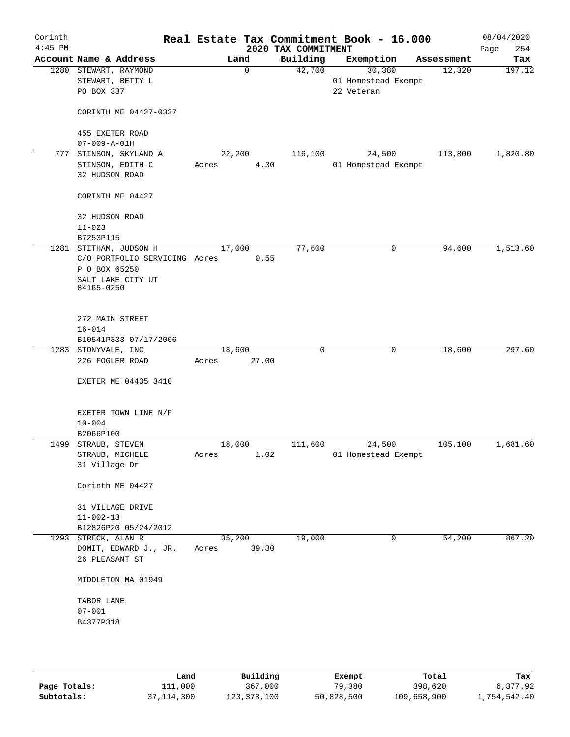# Real Estate Tax Commitment Book - 16.000

Corinth
4:45 PM

## 2020 TAX COMMITMENT

08/04/2020

| Account | Name & Address | Land | Building | Exemption | Assessment | Tax |
|---|---|---|---|---|---|---|
| 1280 | STEWART, RAYMOND<br>STEWART, BETTY L<br>PO BOX 337<br><br>CORINTH ME 04427-0337<br><br>455 EXETER ROAD<br>07-009-A-01H | 0 | 42,700 | 30,380<br>01 Homestead Exempt<br>22 Veteran | 12,320 | 197.12 |
| 777 | STINSON, SKYLAND A<br>STINSON, EDITH C<br>32 HUDSON ROAD<br><br>CORINTH ME 04427<br><br>32 HUDSON ROAD<br>11-023<br>B7253P115 | 22,200<br>Acres 4.30 | 116,100 | 24,500<br>01 Homestead Exempt | 113,800 | 1,820.80 |
| 1281 | STITHAM, JUDSON H<br>C/O PORTFOLIO SERVICING<br>P O BOX 65250<br>SALT LAKE CITY UT<br>84165-0250<br><br>272 MAIN STREET<br>16-014<br>B10541P333 07/17/2006 | 17,000<br>Acres 0.55 | 77,600 | 0 | 94,600 | 1,513.60 |
| 1283 | STONYVALE, INC<br>226 FOGLER ROAD<br><br>EXETER ME 04435 3410<br><br>EXETER TOWN LINE N/F<br>10-004<br>B2066P100 | 18,600<br>Acres 27.00 | 0 | 0 | 18,600 | 297.60 |
| 1499 | STRAUB, STEVEN<br>STRAUB, MICHELE<br>31 Village Dr<br><br>Corinth ME 04427<br><br>31 VILLAGE DRIVE<br>11-002-13<br>B12826P20 05/24/2012 | 18,000<br>Acres 1.02 | 111,600 | 24,500<br>01 Homestead Exempt | 105,100 | 1,681.60 |
| 1293 | STRECK, ALAN R<br>DOMIT, EDWARD J., JR.<br>26 PLEASANT ST<br><br>MIDDLETON MA 01949<br><br>TABOR LANE<br>07-001<br>B4377P318 | 35,200<br>Acres 39.30 | 19,000 | 0 | 54,200 | 867.20 |

| | Land | Building | Exempt | Total | Tax |
|---|---|---|---|---|---|
| Page Totals: | 111,000 | 367,000 | 79,380 | 398,620 | 6,377.92 |
| Subtotals: | 37,114,300 | 123,373,100 | 50,828,500 | 109,658,900 | 1,754,542.40 |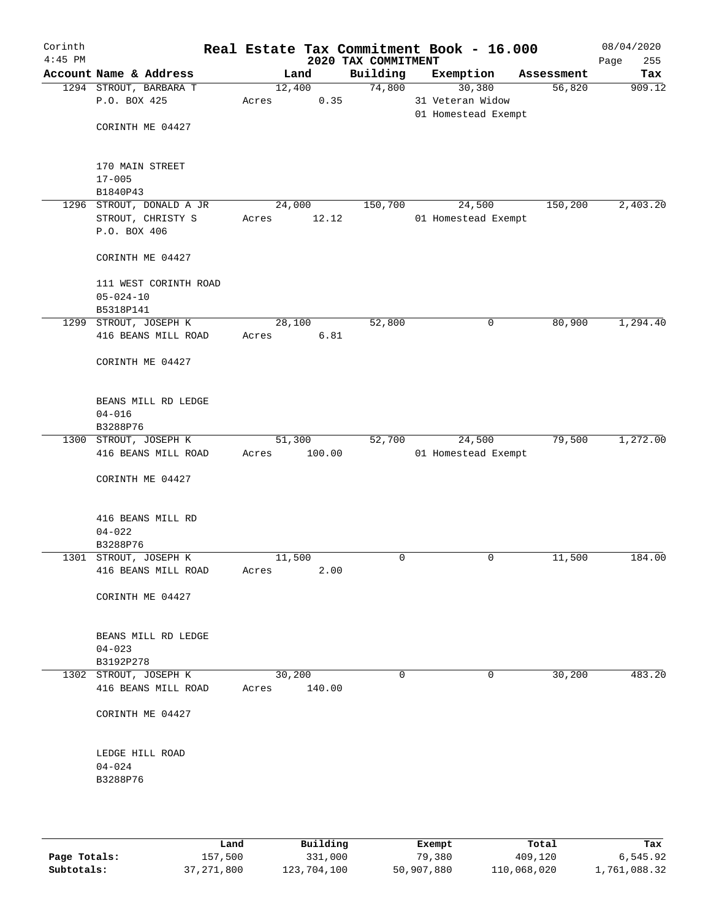Corinth
4:45 PM

# Real Estate Tax Commitment Book - 16.000
## 2020 TAX COMMITMENT

08/04/2020

| Account Name & Address | Land | Building | Exemption | Assessment | Tax |
|---|---|---|---|---|---|
| 1294 STROUT, BARBARA T<br>P.O. BOX 425<br><br>CORINTH ME 04427<br><br>170 MAIN STREET<br>17-005<br>B1840P43 | 12,400<br>Acres 0.35 | 74,800 | 30,380<br>31 Veteran Widow<br>01 Homestead Exempt | 56,820 | 909.12 |
| 1296 STROUT, DONALD A JR<br>STROUT, CHRISTY S<br>P.O. BOX 406<br><br>CORINTH ME 04427<br><br>111 WEST CORINTH ROAD<br>05-024-10<br>B5318P141 | 24,000<br>Acres 12.12 | 150,700 | 24,500<br>01 Homestead Exempt | 150,200 | 2,403.20 |
| 1299 STROUT, JOSEPH K<br>416 BEANS MILL ROAD<br><br>CORINTH ME 04427<br><br>BEANS MILL RD LEDGE<br>04-016<br>B3288P76 | 28,100<br>Acres 6.81 | 52,800 | 0 | 80,900 | 1,294.40 |
| 1300 STROUT, JOSEPH K<br>416 BEANS MILL ROAD<br><br>CORINTH ME 04427<br><br>416 BEANS MILL RD<br>04-022<br>B3288P76 | 51,300<br>Acres 100.00 | 52,700 | 24,500<br>01 Homestead Exempt | 79,500 | 1,272.00 |
| 1301 STROUT, JOSEPH K<br>416 BEANS MILL ROAD<br><br>CORINTH ME 04427<br><br>BEANS MILL RD LEDGE<br>04-023<br>B3192P278 | 11,500<br>Acres 2.00 | 0 | 0 | 11,500 | 184.00 |
| 1302 STROUT, JOSEPH K<br>416 BEANS MILL ROAD<br><br>CORINTH ME 04427<br><br>LEDGE HILL ROAD<br>04-024<br>B3288P76 | 30,200<br>Acres 140.00 | 0 | 0 | 30,200 | 483.20 |

| | Land | Building | Exempt | Total | Tax |
|---|---|---|---|---|---|
| Page Totals: | 157,500 | 331,000 | 79,380 | 409,120 | 6,545.92 |
| Subtotals: | 37,271,800 | 123,704,100 | 50,907,880 | 110,068,020 | 1,761,088.32 |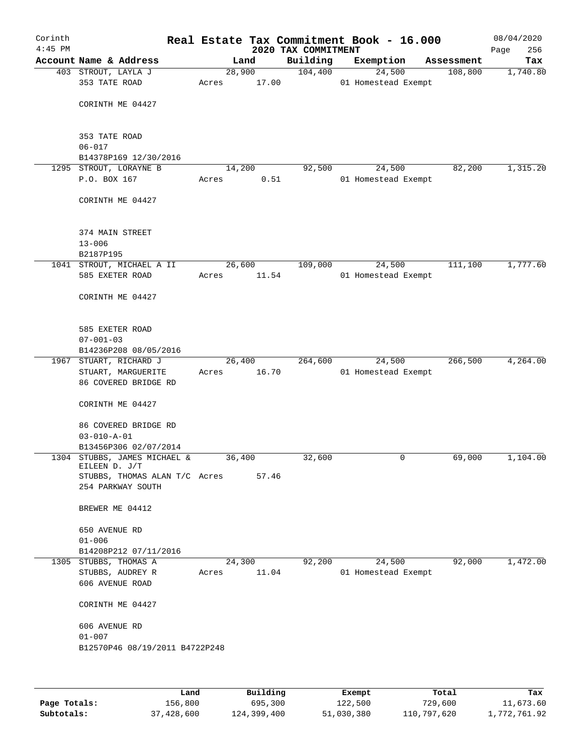# Real Estate Tax Commitment Book - 16.000

Corinth 4:45 PM — 2020 TAX COMMITMENT — 08/04/2020

| Account | Name & Address | Land | Building | Exemption | Assessment | Tax |
|---|---|---|---|---|---|---|
| 403 | STROUT, LAYLA J<br>353 TATE ROAD<br>CORINTH ME 04427<br>353 TATE ROAD<br>06-017<br>B14378P169 12/30/2016 | 28,900<br>Acres 17.00 | 104,400 | 24,500<br>01 Homestead Exempt | 108,800 | 1,740.80 |
| 1295 | STROUT, LORAYNE B<br>P.O. BOX 167<br>CORINTH ME 04427<br>374 MAIN STREET<br>13-006<br>B2187P195 | 14,200<br>Acres 0.51 | 92,500 | 24,500<br>01 Homestead Exempt | 82,200 | 1,315.20 |
| 1041 | STROUT, MICHAEL A II<br>585 EXETER ROAD<br>CORINTH ME 04427<br>585 EXETER ROAD<br>07-001-03<br>B14236P208 08/05/2016 | 26,600<br>Acres 11.54 | 109,000 | 24,500<br>01 Homestead Exempt | 111,100 | 1,777.60 |
| 1967 | STUART, RICHARD J<br>STUART, MARGUERITE<br>86 COVERED BRIDGE RD<br>CORINTH ME 04427<br>86 COVERED BRIDGE RD<br>03-010-A-01<br>B13456P306 02/07/2014 | 26,400<br>Acres 16.70 | 264,600 | 24,500<br>01 Homestead Exempt | 266,500 | 4,264.00 |
| 1304 | STUBBS, JAMES MICHAEL & EILEEN D. J/T<br>STUBBS, THOMAS ALAN T/C<br>254 PARKWAY SOUTH<br>BREWER ME 04412<br>650 AVENUE RD<br>01-006<br>B14208P212 07/11/2016 | 36,400<br>Acres 57.46 | 32,600 | 0 | 69,000 | 1,104.00 |
| 1305 | STUBBS, THOMAS A<br>STUBBS, AUDREY R<br>606 AVENUE ROAD<br>CORINTH ME 04427<br>606 AVENUE RD<br>01-007<br>B12570P46 08/19/2011 B4722P248 | 24,300<br>Acres 11.04 | 92,200 | 24,500<br>01 Homestead Exempt | 92,000 | 1,472.00 |

| | Land | Building | Exempt | Total | Tax |
|---|---|---|---|---|---|
| Page Totals: | 156,800 | 695,300 | 122,500 | 729,600 | 11,673.60 |
| Subtotals: | 37,428,600 | 124,399,400 | 51,030,380 | 110,797,620 | 1,772,761.92 |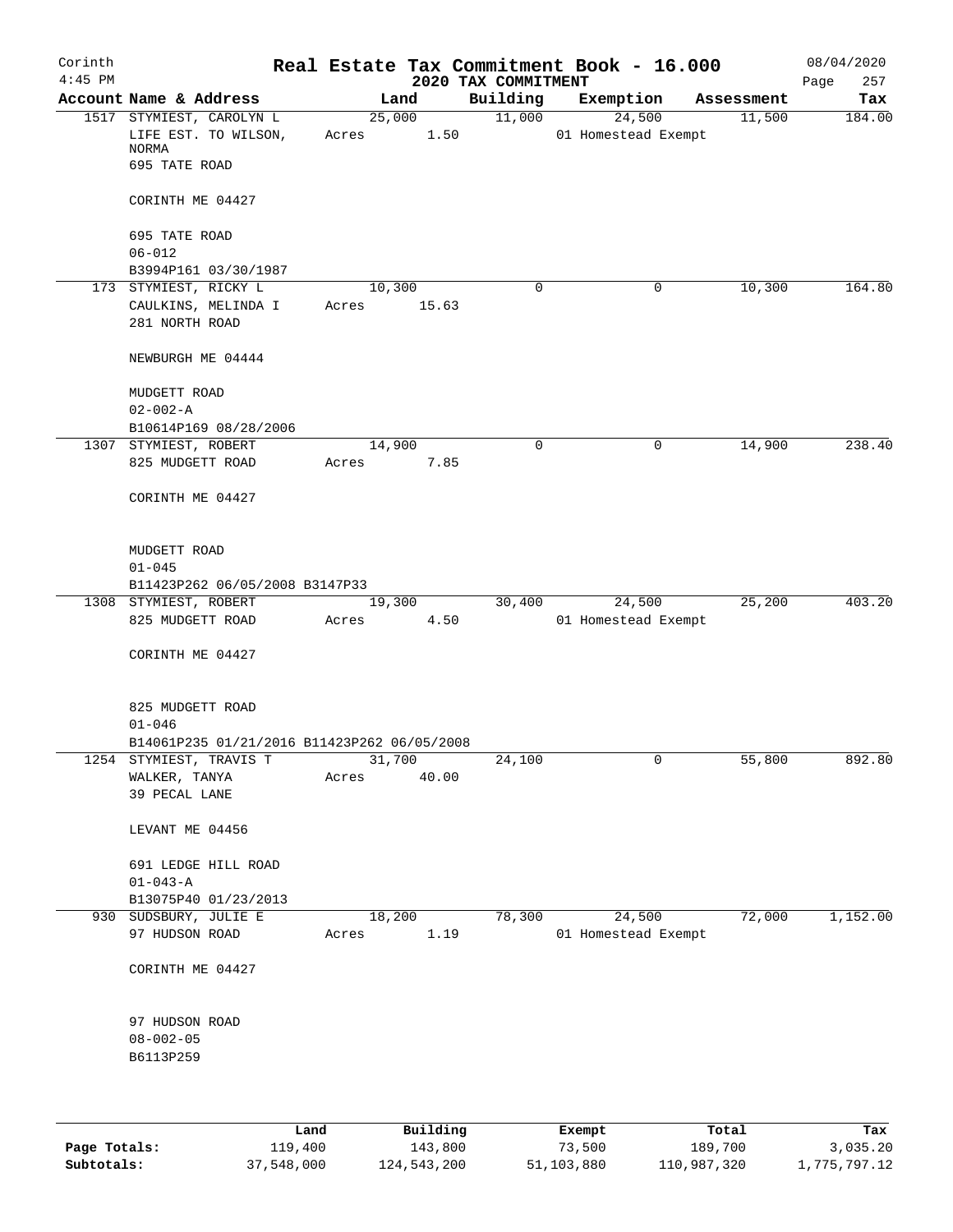Corinth
4:45 PM

# Real Estate Tax Commitment Book - 16.000

08/04/2020

2020 TAX COMMITMENT

| Account Name & Address | Land | Building | Exemption | Assessment | Tax |
|---|---|---|---|---|---|
| 1517 STYMIEST, CAROLYN L<br>LIFE EST. TO WILSON, NORMA<br>695 TATE ROAD<br><br>CORINTH ME 04427<br><br>695 TATE ROAD<br>06-012<br>B3994P161 03/30/1987 | 25,000<br>Acres 1.50 | 11,000 | 24,500<br>01 Homestead Exempt | 11,500 | 184.00 |
| 173 STYMIEST, RICKY L<br>CAULKINS, MELINDA I<br>281 NORTH ROAD<br><br>NEWBURGH ME 04444<br><br>MUDGETT ROAD<br>02-002-A<br>B10614P169 08/28/2006 | 10,300<br>Acres 15.63 | 0 | 0 | 10,300 | 164.80 |
| 1307 STYMIEST, ROBERT<br>825 MUDGETT ROAD<br><br>CORINTH ME 04427<br><br>MUDGETT ROAD<br>01-045<br>B11423P262 06/05/2008 B3147P33 | 14,900<br>Acres 7.85 | 0 | 0 | 14,900 | 238.40 |
| 1308 STYMIEST, ROBERT<br>825 MUDGETT ROAD<br><br>CORINTH ME 04427<br><br>825 MUDGETT ROAD<br>01-046<br>B14061P235 01/21/2016 B11423P262 06/05/2008 | 19,300<br>Acres 4.50 | 30,400 | 24,500<br>01 Homestead Exempt | 25,200 | 403.20 |
| 1254 STYMIEST, TRAVIS T<br>WALKER, TANYA<br>39 PECAL LANE<br><br>LEVANT ME 04456<br><br>691 LEDGE HILL ROAD<br>01-043-A<br>B13075P40 01/23/2013 | 31,700<br>Acres 40.00 | 24,100 | 0 | 55,800 | 892.80 |
| 930 SUDSBURY, JULIE E<br>97 HUDSON ROAD<br><br>CORINTH ME 04427<br><br>97 HUDSON ROAD<br>08-002-05<br>B6113P259 | 18,200<br>Acres 1.19 | 78,300 | 24,500<br>01 Homestead Exempt | 72,000 | 1,152.00 |

| | Land | Building | Exempt | Total | Tax |
|---|---|---|---|---|---|
| Page Totals: | 119,400 | 143,800 | 73,500 | 189,700 | 3,035.20 |
| Subtotals: | 37,548,000 | 124,543,200 | 51,103,880 | 110,987,320 | 1,775,797.12 |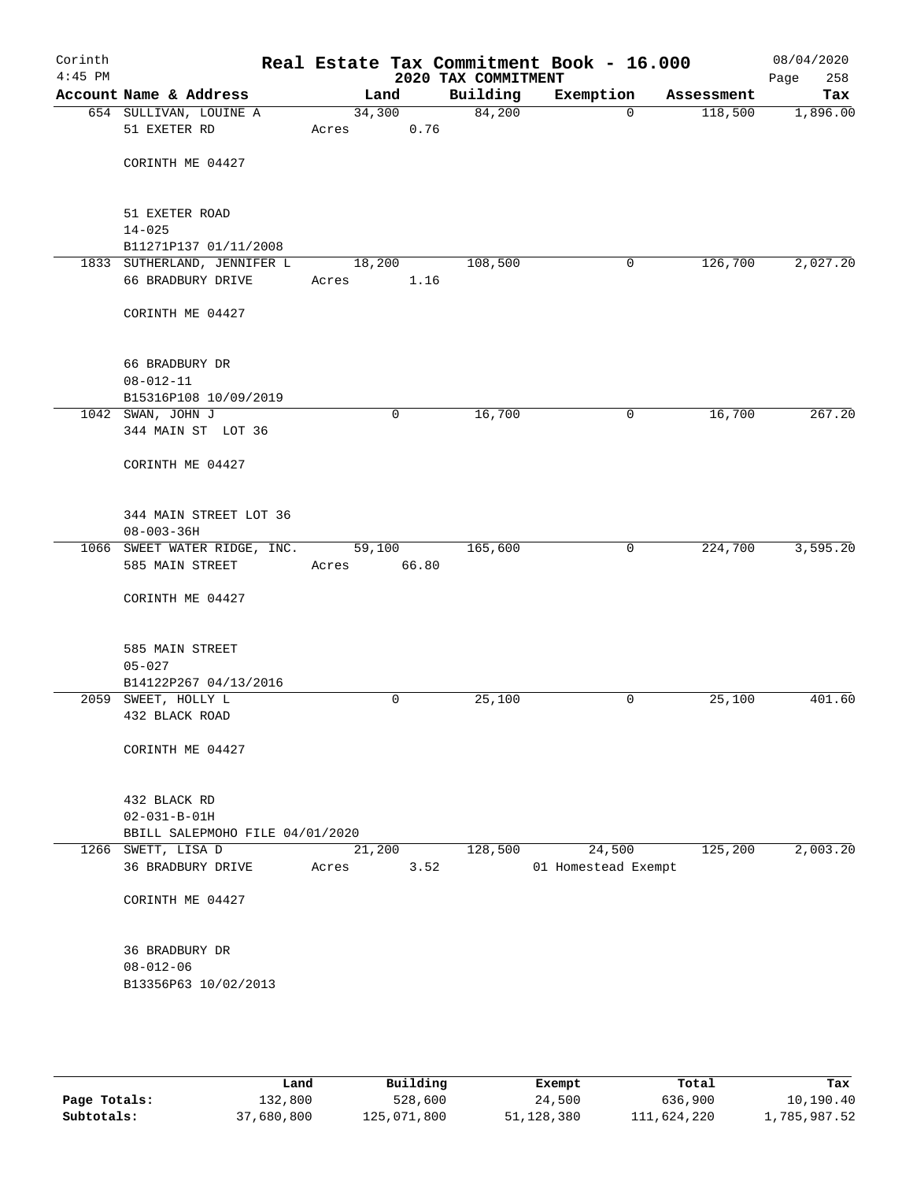Corinth 4:45 PM

# Real Estate Tax Commitment Book - 16.000

2020 TAX COMMITMENT

08/04/2020 Page 258

| Account Name & Address | Land | Building | Exemption | Assessment | Tax |
|---|---|---|---|---|---|
| 654 SULLIVAN, LOUINE A<br>51 EXETER RD<br><br>CORINTH ME 04427<br><br>51 EXETER ROAD<br>14-025<br>B11271P137 01/11/2008 | 34,300<br>Acres 0.76 | 84,200 | 0 | 118,500 | 1,896.00 |
| 1833 SUTHERLAND, JENNIFER L<br>66 BRADBURY DRIVE<br><br>CORINTH ME 04427<br><br>66 BRADBURY DR<br>08-012-11<br>B15316P108 10/09/2019 | 18,200<br>Acres 1.16 | 108,500 | 0 | 126,700 | 2,027.20 |
| 1042 SWAN, JOHN J<br>344 MAIN ST LOT 36<br><br>CORINTH ME 04427<br><br>344 MAIN STREET LOT 36<br>08-003-36H | 0 | 16,700 | 0 | 16,700 | 267.20 |
| 1066 SWEET WATER RIDGE, INC.<br>585 MAIN STREET<br><br>CORINTH ME 04427<br><br>585 MAIN STREET<br>05-027<br>B14122P267 04/13/2016 | 59,100<br>Acres 66.80 | 165,600 | 0 | 224,700 | 3,595.20 |
| 2059 SWEET, HOLLY L<br>432 BLACK ROAD<br><br>CORINTH ME 04427<br><br>432 BLACK RD<br>02-031-B-01H<br>BBILL SALEPMOHO FILE 04/01/2020 | 0 | 25,100 | 0 | 25,100 | 401.60 |
| 1266 SWETT, LISA D<br>36 BRADBURY DRIVE<br><br>CORINTH ME 04427<br><br>36 BRADBURY DR<br>08-012-06<br>B13356P63 10/02/2013 | 21,200<br>Acres 3.52 | 128,500 | 24,500<br>01 Homestead Exempt | 125,200 | 2,003.20 |

| | Land | Building | Exempt | Total | Tax |
|---|---|---|---|---|---|
| Page Totals: | 132,800 | 528,600 | 24,500 | 636,900 | 10,190.40 |
| Subtotals: | 37,680,800 | 125,071,800 | 51,128,380 | 111,624,220 | 1,785,987.52 |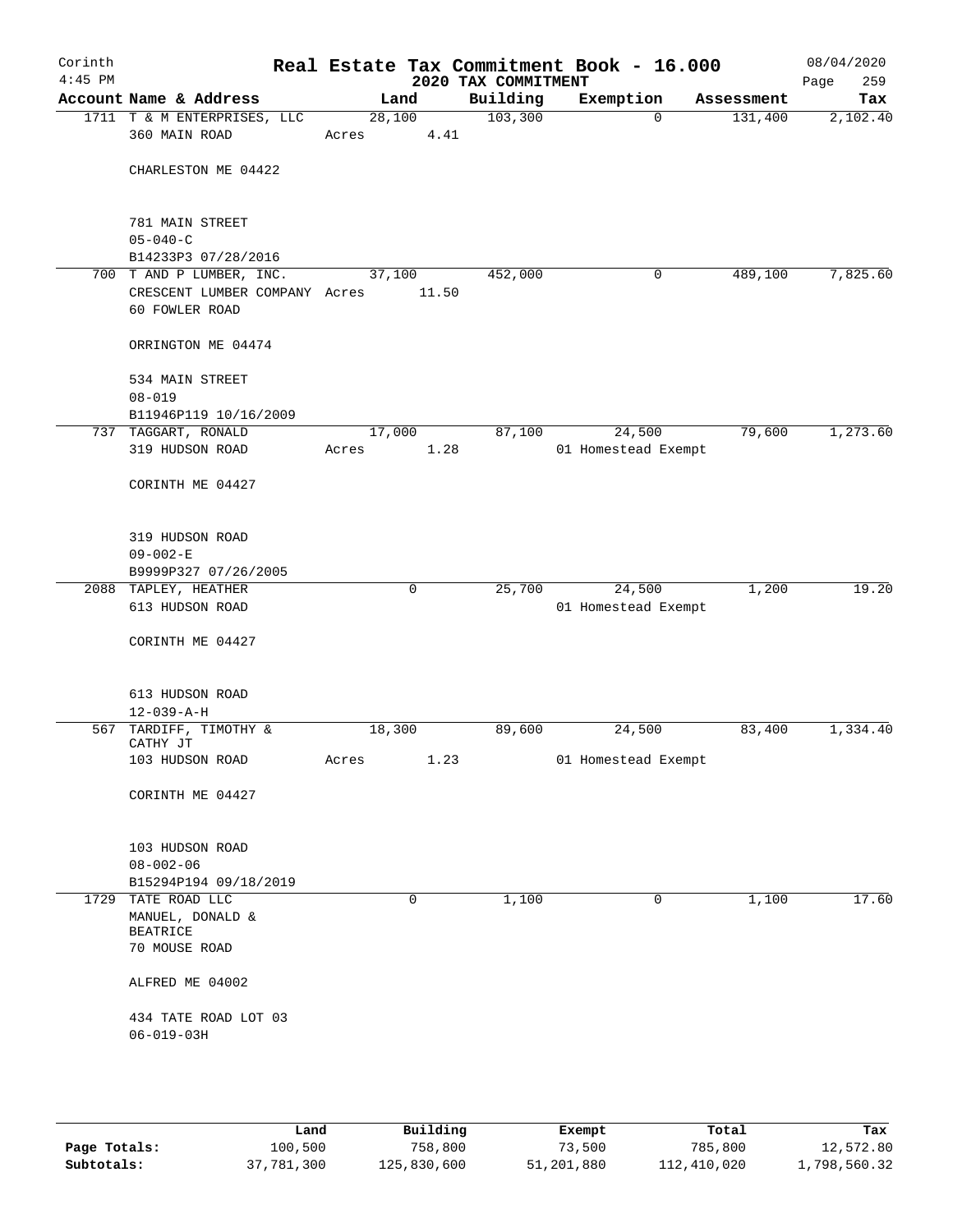Corinth 4:45 PM

# Real Estate Tax Commitment Book - 16.000

## 2020 TAX COMMITMENT

08/04/2020 Page 259

| Account Name & Address | Land | Building | Exemption | Assessment | Tax |
|---|---|---|---|---|---|
| 1711 T & M ENTERPRISES, LLC<br>360 MAIN ROAD<br><br>CHARLESTON ME 04422<br><br>781 MAIN STREET<br>05-040-C<br>B14233P3 07/28/2016 | 28,100<br>Acres 4.41 | 103,300 | 0 | 131,400 | 2,102.40 |
| 700 T AND P LUMBER, INC.<br>CRESCENT LUMBER COMPANY<br>60 FOWLER ROAD<br><br>ORRINGTON ME 04474<br><br>534 MAIN STREET<br>08-019<br>B11946P119 10/16/2009 | 37,100<br>Acres 11.50 | 452,000 | 0 | 489,100 | 7,825.60 |
| 737 TAGGART, RONALD<br>319 HUDSON ROAD<br><br>CORINTH ME 04427<br><br>319 HUDSON ROAD<br>09-002-E<br>B9999P327 07/26/2005 | 17,000<br>Acres 1.28 | 87,100 | 24,500<br>01 Homestead Exempt | 79,600 | 1,273.60 |
| 2088 TAPLEY, HEATHER<br>613 HUDSON ROAD<br><br>CORINTH ME 04427<br><br>613 HUDSON ROAD<br>12-039-A-H | 0 | 25,700 | 24,500<br>01 Homestead Exempt | 1,200 | 19.20 |
| 567 TARDIFF, TIMOTHY & CATHY JT<br>103 HUDSON ROAD<br><br>CORINTH ME 04427<br><br>103 HUDSON ROAD<br>08-002-06<br>B15294P194 09/18/2019 | 18,300<br>Acres 1.23 | 89,600 | 24,500<br>01 Homestead Exempt | 83,400 | 1,334.40 |
| 1729 TATE ROAD LLC<br>MANUEL, DONALD & BEATRICE<br>70 MOUSE ROAD<br><br>ALFRED ME 04002<br><br>434 TATE ROAD LOT 03<br>06-019-03H | 0 | 1,100 | 0 | 1,100 | 17.60 |

|  | Land | Building | Exempt | Total | Tax |
|---|---|---|---|---|---|
| Page Totals: | 100,500 | 758,800 | 73,500 | 785,800 | 12,572.80 |
| Subtotals: | 37,781,300 | 125,830,600 | 51,201,880 | 112,410,020 | 1,798,560.32 |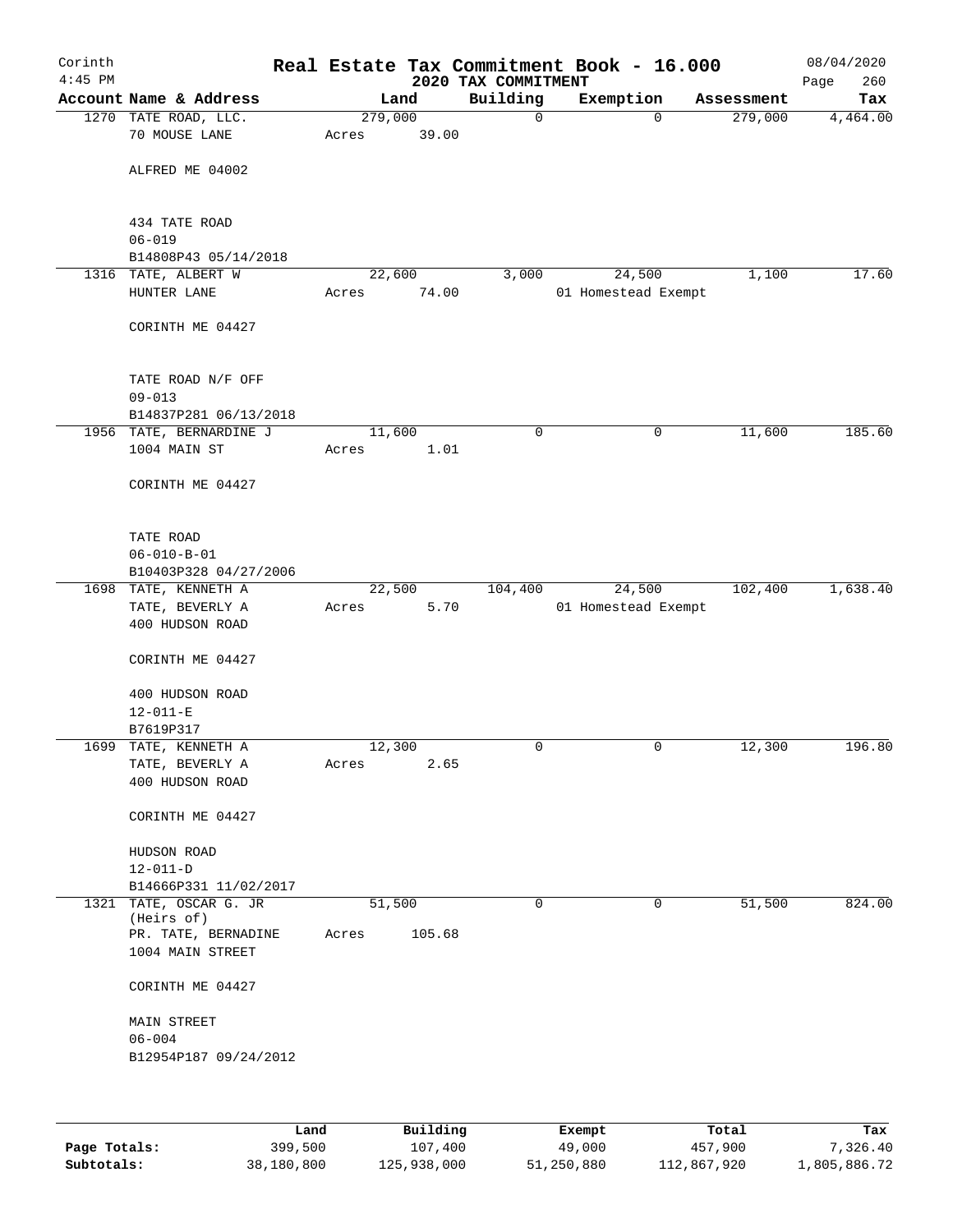# Real Estate Tax Commitment Book - 16.000

Corinth 4:45 PM — 2020 TAX COMMITMENT — 08/04/2020

| Account Name & Address | Land | Building | Exemption | Assessment | Tax |
|---|---|---|---|---|---|
| 1270 TATE ROAD, LLC.<br>70 MOUSE LANE<br><br>ALFRED ME 04002<br><br>434 TATE ROAD<br>06-019<br>B14808P43 05/14/2018 | 279,000<br>Acres 39.00 | 0 | 0 | 279,000 | 4,464.00 |
| 1316 TATE, ALBERT W<br>HUNTER LANE<br><br>CORINTH ME 04427<br><br>TATE ROAD N/F OFF<br>09-013<br>B14837P281 06/13/2018 | 22,600<br>Acres 74.00 | 3,000 | 24,500<br>01 Homestead Exempt | 1,100 | 17.60 |
| 1956 TATE, BERNARDINE J<br>1004 MAIN ST<br><br>CORINTH ME 04427<br><br>TATE ROAD<br>06-010-B-01<br>B10403P328 04/27/2006 | 11,600<br>Acres 1.01 | 0 | 0 | 11,600 | 185.60 |
| 1698 TATE, KENNETH A<br>TATE, BEVERLY A<br>400 HUDSON ROAD<br><br>CORINTH ME 04427<br><br>400 HUDSON ROAD<br>12-011-E<br>B7619P317 | 22,500<br>Acres 5.70 | 104,400 | 24,500<br>01 Homestead Exempt | 102,400 | 1,638.40 |
| 1699 TATE, KENNETH A<br>TATE, BEVERLY A<br>400 HUDSON ROAD<br><br>CORINTH ME 04427<br><br>HUDSON ROAD<br>12-011-D<br>B14666P331 11/02/2017 | 12,300<br>Acres 2.65 | 0 | 0 | 12,300 | 196.80 |
| 1321 TATE, OSCAR G. JR<br>(Heirs of)<br>PR. TATE, BERNADINE<br>1004 MAIN STREET<br><br>CORINTH ME 04427<br><br>MAIN STREET<br>06-004<br>B12954P187 09/24/2012 | 51,500<br>Acres 105.68 | 0 | 0 | 51,500 | 824.00 |

| | Land | Building | Exempt | Total | Tax |
|---|---|---|---|---|---|
| Page Totals: | 399,500 | 107,400 | 49,000 | 457,900 | 7,326.40 |
| Subtotals: | 38,180,800 | 125,938,000 | 51,250,880 | 112,867,920 | 1,805,886.72 |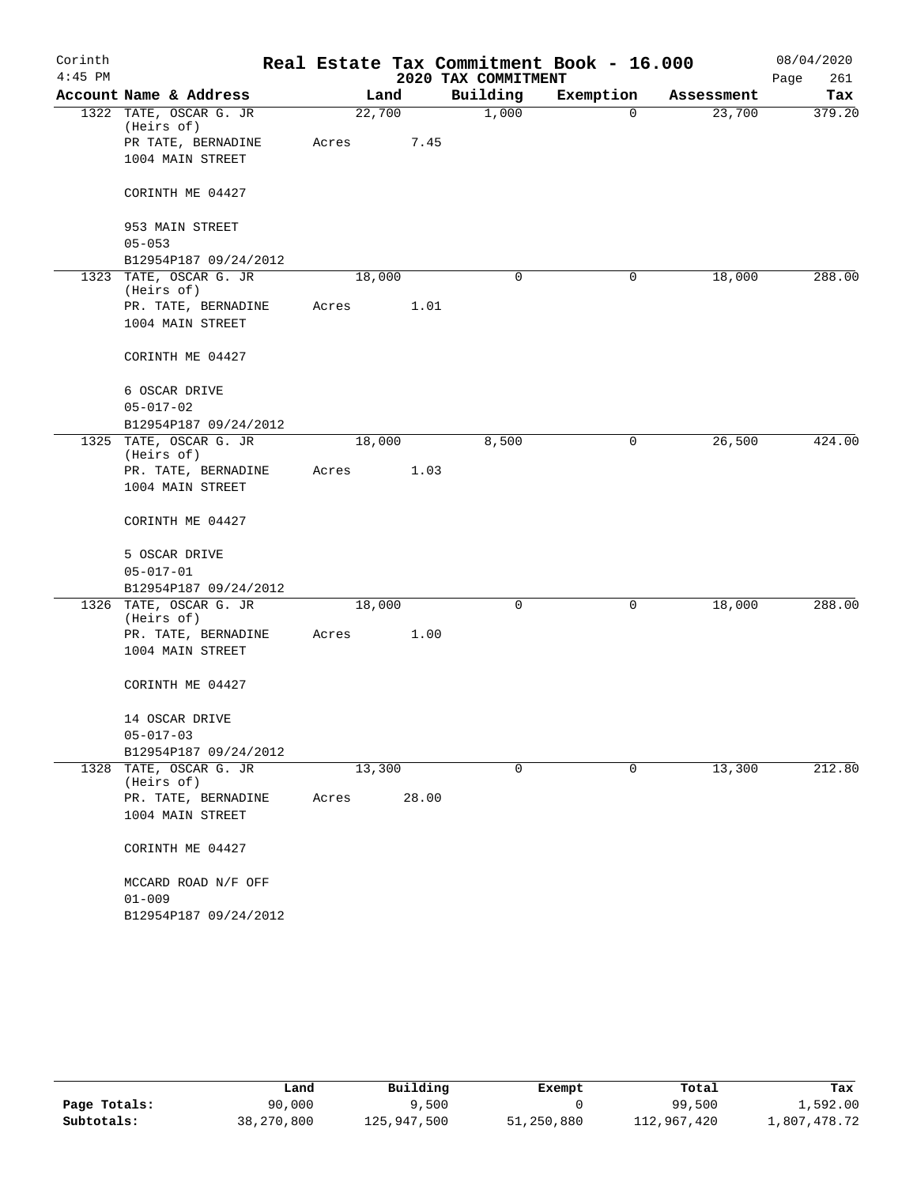Corinth 4:45 PM

# Real Estate Tax Commitment Book - 16.000

2020 TAX COMMITMENT

08/04/2020 Page 261

| Account Name & Address | Land | Building | Exemption | Assessment | Tax |
|---|---|---|---|---|---|
| 1322 TATE, OSCAR G. JR (Heirs of) PR TATE, BERNADINE 1004 MAIN STREET CORINTH ME 04427 953 MAIN STREET 05-053 B12954P187 09/24/2012 | 22,700 Acres 7.45 | 1,000 | 0 | 23,700 | 379.20 |
| 1323 TATE, OSCAR G. JR (Heirs of) PR. TATE, BERNADINE 1004 MAIN STREET CORINTH ME 04427 6 OSCAR DRIVE 05-017-02 B12954P187 09/24/2012 | 18,000 Acres 1.01 | 0 | 0 | 18,000 | 288.00 |
| 1325 TATE, OSCAR G. JR (Heirs of) PR. TATE, BERNADINE 1004 MAIN STREET CORINTH ME 04427 5 OSCAR DRIVE 05-017-01 B12954P187 09/24/2012 | 18,000 Acres 1.03 | 8,500 | 0 | 26,500 | 424.00 |
| 1326 TATE, OSCAR G. JR (Heirs of) PR. TATE, BERNADINE 1004 MAIN STREET CORINTH ME 04427 14 OSCAR DRIVE 05-017-03 B12954P187 09/24/2012 | 18,000 Acres 1.00 | 0 | 0 | 18,000 | 288.00 |
| 1328 TATE, OSCAR G. JR (Heirs of) PR. TATE, BERNADINE 1004 MAIN STREET CORINTH ME 04427 MCCARD ROAD N/F OFF 01-009 B12954P187 09/24/2012 | 13,300 Acres 28.00 | 0 | 0 | 13,300 | 212.80 |

| | Land | Building | Exempt | Total | Tax |
|---|---|---|---|---|---|
| Page Totals: | 90,000 | 9,500 | 0 | 99,500 | 1,592.00 |
| Subtotals: | 38,270,800 | 125,947,500 | 51,250,880 | 112,967,420 | 1,807,478.72 |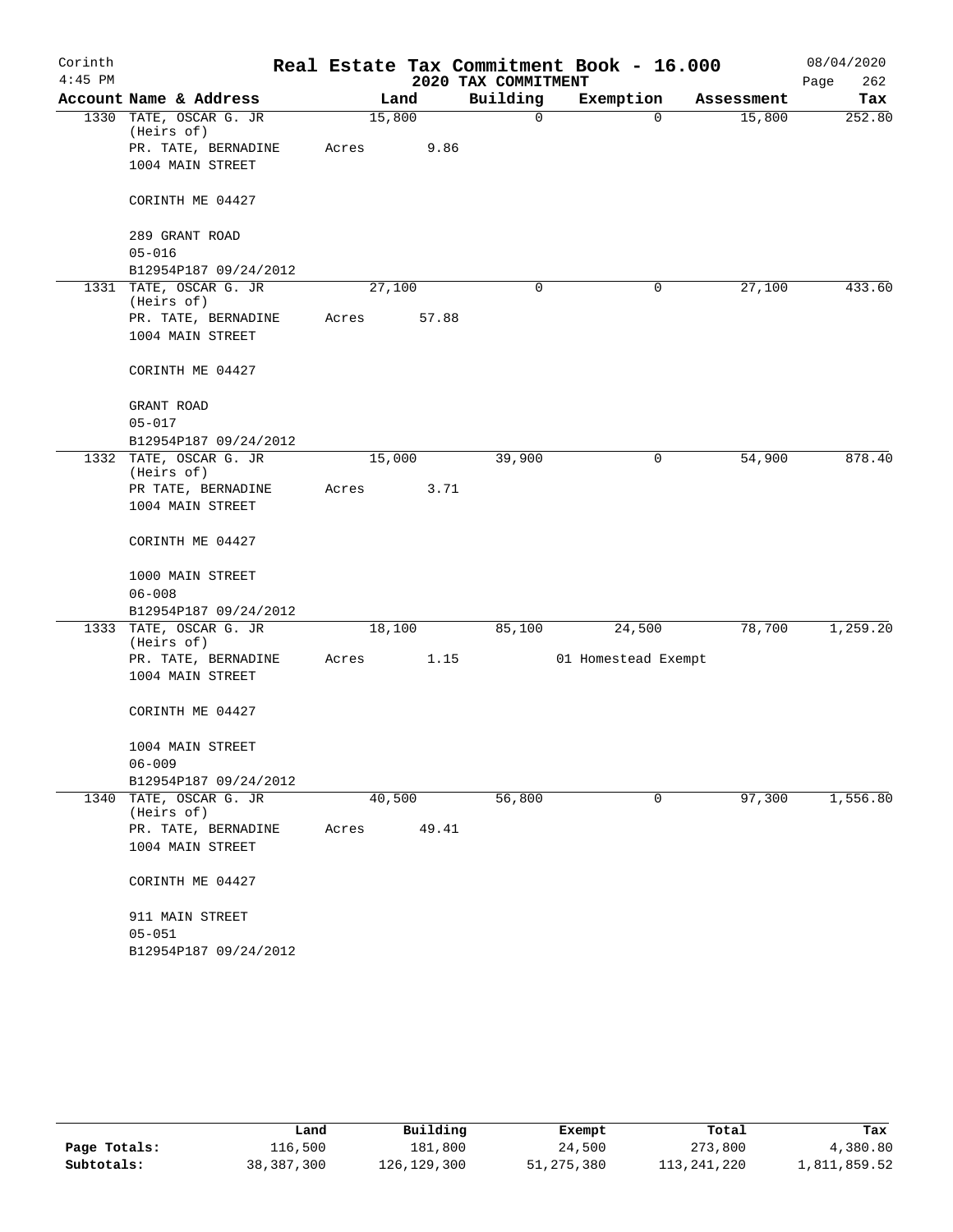Corinth 4:45 PM

# Real Estate Tax Commitment Book - 16.000

## 2020 TAX COMMITMENT

08/04/2020

| Account Name & Address | Land | Building | Exemption | Assessment | Tax |
|---|---|---|---|---|---|
| 1330 TATE, OSCAR G. JR (Heirs of) | 15,800 | 0 | 0 | 15,800 | 252.80 |
| PR. TATE, BERNADINE | Acres 9.86 | | | | |
| 1004 MAIN STREET | | | | | |
| CORINTH ME 04427 | | | | | |
| 289 GRANT ROAD | | | | | |
| 05-016 | | | | | |
| B12954P187 09/24/2012 | | | | | |
| 1331 TATE, OSCAR G. JR (Heirs of) | 27,100 | 0 | 0 | 27,100 | 433.60 |
| PR. TATE, BERNADINE | Acres 57.88 | | | | |
| 1004 MAIN STREET | | | | | |
| CORINTH ME 04427 | | | | | |
| GRANT ROAD | | | | | |
| 05-017 | | | | | |
| B12954P187 09/24/2012 | | | | | |
| 1332 TATE, OSCAR G. JR (Heirs of) | 15,000 | 39,900 | 0 | 54,900 | 878.40 |
| PR TATE, BERNADINE | Acres 3.71 | | | | |
| 1004 MAIN STREET | | | | | |
| CORINTH ME 04427 | | | | | |
| 1000 MAIN STREET | | | | | |
| 06-008 | | | | | |
| B12954P187 09/24/2012 | | | | | |
| 1333 TATE, OSCAR G. JR (Heirs of) | 18,100 | 85,100 | 24,500 | 78,700 | 1,259.20 |
| PR. TATE, BERNADINE | Acres 1.15 | | 01 Homestead Exempt | | |
| 1004 MAIN STREET | | | | | |
| CORINTH ME 04427 | | | | | |
| 1004 MAIN STREET | | | | | |
| 06-009 | | | | | |
| B12954P187 09/24/2012 | | | | | |
| 1340 TATE, OSCAR G. JR (Heirs of) | 40,500 | 56,800 | 0 | 97,300 | 1,556.80 |
| PR. TATE, BERNADINE | Acres 49.41 | | | | |
| 1004 MAIN STREET | | | | | |
| CORINTH ME 04427 | | | | | |
| 911 MAIN STREET | | | | | |
| 05-051 | | | | | |
| B12954P187 09/24/2012 | | | | | |

| | Land | Building | Exempt | Total | Tax |
|---|---|---|---|---|---|
| Page Totals: | 116,500 | 181,800 | 24,500 | 273,800 | 4,380.80 |
| Subtotals: | 38,387,300 | 126,129,300 | 51,275,380 | 113,241,220 | 1,811,859.52 |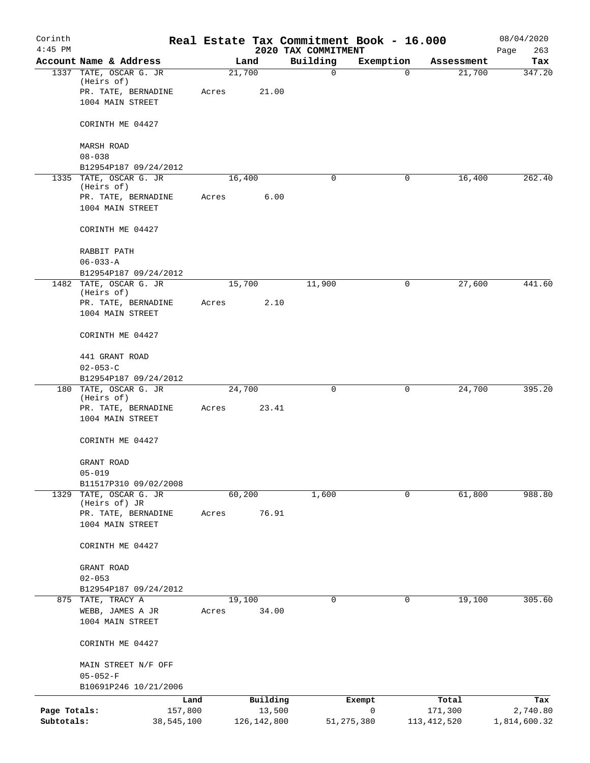# Real Estate Tax Commitment Book - 16.000

Corinth
4:45 PM

2020 TAX COMMITMENT

08/04/2020

| Account Name & Address | Land | Building | Exemption | Assessment | Tax |
|---|---|---|---|---|---|
| 1337 TATE, OSCAR G. JR (Heirs of) PR. TATE, BERNADINE 1004 MAIN STREET CORINTH ME 04427 MARSH ROAD 08-038 B12954P187 09/24/2012 | 21,700 Acres 21.00 | 0 | 0 | 21,700 | 347.20 |
| 1335 TATE, OSCAR G. JR (Heirs of) PR. TATE, BERNADINE 1004 MAIN STREET CORINTH ME 04427 RABBIT PATH 06-033-A B12954P187 09/24/2012 | 16,400 Acres 6.00 | 0 | 0 | 16,400 | 262.40 |
| 1482 TATE, OSCAR G. JR (Heirs of) PR. TATE, BERNADINE 1004 MAIN STREET CORINTH ME 04427 441 GRANT ROAD 02-053-C B12954P187 09/24/2012 | 15,700 Acres 2.10 | 11,900 | 0 | 27,600 | 441.60 |
| 180 TATE, OSCAR G. JR (Heirs of) PR. TATE, BERNADINE 1004 MAIN STREET CORINTH ME 04427 GRANT ROAD 05-019 B11517P310 09/02/2008 | 24,700 Acres 23.41 | 0 | 0 | 24,700 | 395.20 |
| 1329 TATE, OSCAR G. JR (Heirs of) JR PR. TATE, BERNADINE 1004 MAIN STREET CORINTH ME 04427 GRANT ROAD 02-053 B12954P187 09/24/2012 | 60,200 Acres 76.91 | 1,600 | 0 | 61,800 | 988.80 |
| 875 TATE, TRACY A WEBB, JAMES A JR 1004 MAIN STREET CORINTH ME 04427 MAIN STREET N/F OFF 05-052-F B10691P246 10/21/2006 | 19,100 Acres 34.00 | 0 | 0 | 19,100 | 305.60 |

| | Land | Building | Exempt | Total | Tax |
|---|---|---|---|---|---|
| Page Totals: | 157,800 | 13,500 | 0 | 171,300 | 2,740.80 |
| Subtotals: | 38,545,100 | 126,142,800 | 51,275,380 | 113,412,520 | 1,814,600.32 |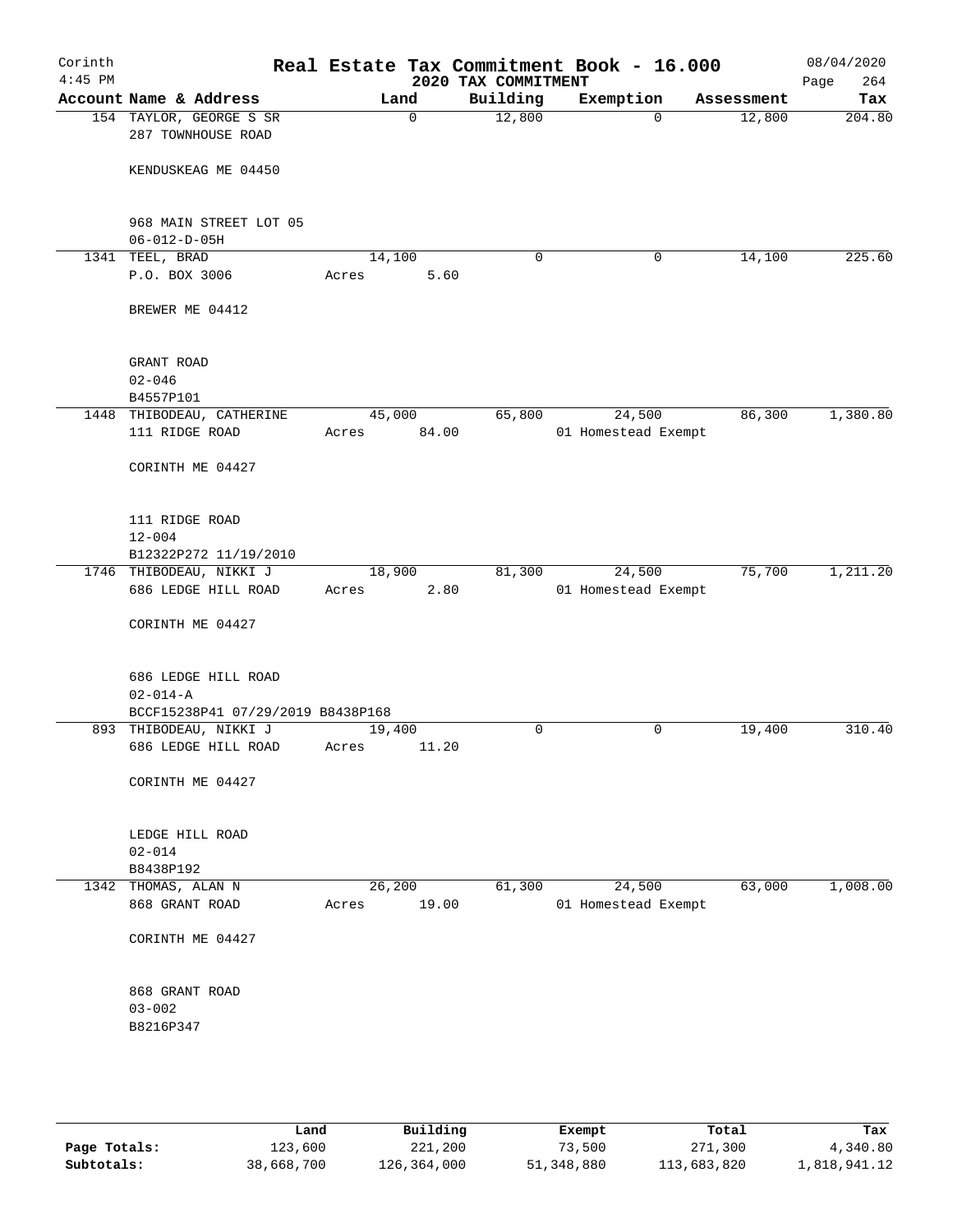Corinth
4:45 PM

# Real Estate Tax Commitment Book - 16.000

## 2020 TAX COMMITMENT

08/04/2020

| Account Name & Address | Land | Building | Exemption | Assessment | Tax |
|---|---|---|---|---|---|
| 154 TAYLOR, GEORGE S SR | 0 | 12,800 | 0 | 12,800 | 204.80 |
| 287 TOWNHOUSE ROAD | | | | | |
| KENDUSKEAG ME 04450 | | | | | |
| 968 MAIN STREET LOT 05 | | | | | |
| 06-012-D-05H | | | | | |
| 1341 TEEL, BRAD | 14,100 | 0 | 0 | 14,100 | 225.60 |
| P.O. BOX 3006 | Acres 5.60 | | | | |
| BREWER ME 04412 | | | | | |
| GRANT ROAD | | | | | |
| 02-046 | | | | | |
| B4557P101 | | | | | |
| 1448 THIBODEAU, CATHERINE | 45,000 | 65,800 | 24,500 | 86,300 | 1,380.80 |
| 111 RIDGE ROAD | Acres 84.00 | | 01 Homestead Exempt | | |
| CORINTH ME 04427 | | | | | |
| 111 RIDGE ROAD | | | | | |
| 12-004 | | | | | |
| B12322P272 11/19/2010 | | | | | |
| 1746 THIBODEAU, NIKKI J | 18,900 | 81,300 | 24,500 | 75,700 | 1,211.20 |
| 686 LEDGE HILL ROAD | Acres 2.80 | | 01 Homestead Exempt | | |
| CORINTH ME 04427 | | | | | |
| 686 LEDGE HILL ROAD | | | | | |
| 02-014-A | | | | | |
| BCCF15238P41 07/29/2019 B8438P168 | | | | | |
| 893 THIBODEAU, NIKKI J | 19,400 | 0 | 0 | 19,400 | 310.40 |
| 686 LEDGE HILL ROAD | Acres 11.20 | | | | |
| CORINTH ME 04427 | | | | | |
| LEDGE HILL ROAD | | | | | |
| 02-014 | | | | | |
| B8438P192 | | | | | |
| 1342 THOMAS, ALAN N | 26,200 | 61,300 | 24,500 | 63,000 | 1,008.00 |
| 868 GRANT ROAD | Acres 19.00 | | 01 Homestead Exempt | | |
| CORINTH ME 04427 | | | | | |
| 868 GRANT ROAD | | | | | |
| 03-002 | | | | | |
| B8216P347 | | | | | |

| | Land | Building | Exempt | Total | Tax |
|---|---|---|---|---|---|
| Page Totals: | 123,600 | 221,200 | 73,500 | 271,300 | 4,340.80 |
| Subtotals: | 38,668,700 | 126,364,000 | 51,348,880 | 113,683,820 | 1,818,941.12 |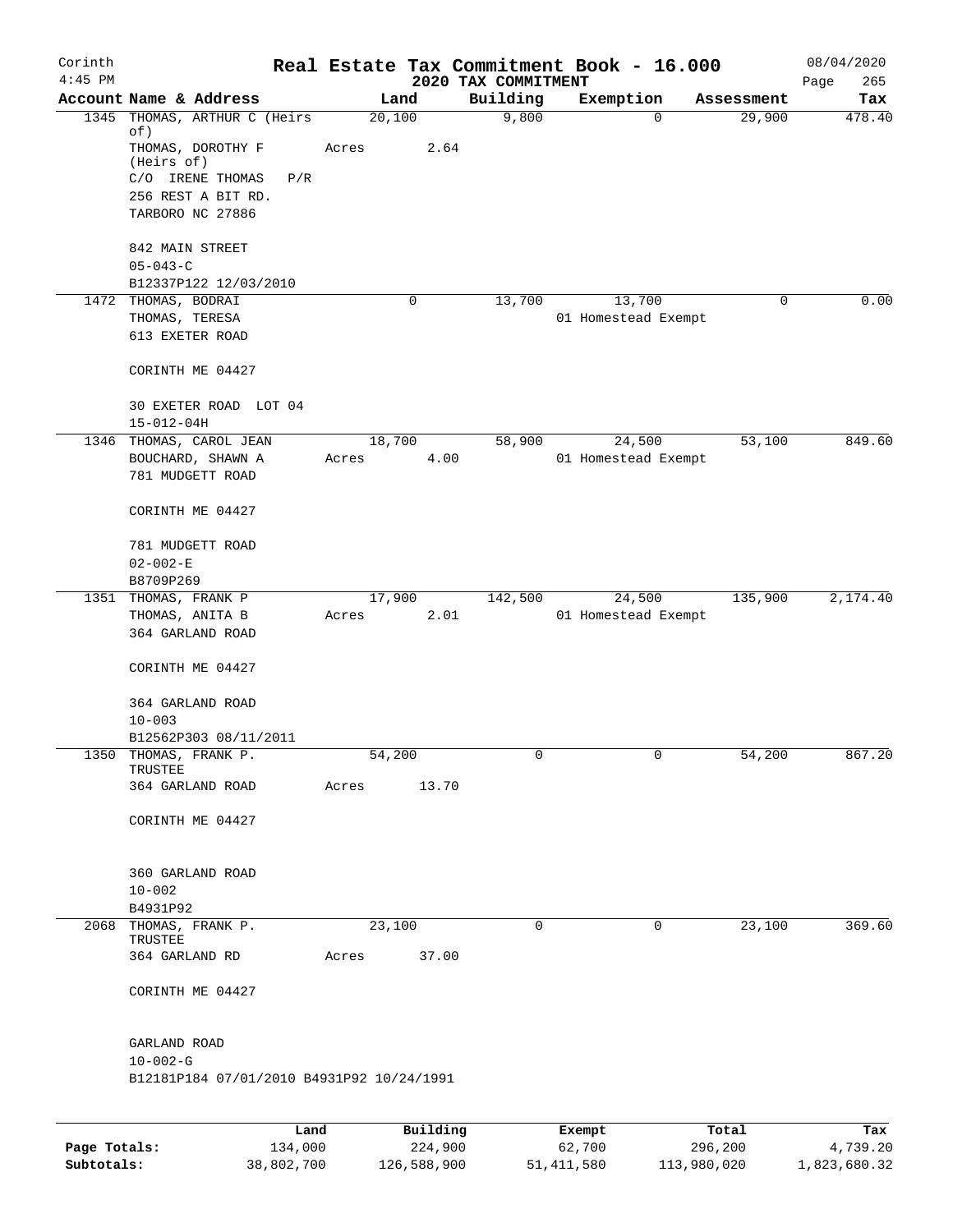Corinth
4:45 PM

# Real Estate Tax Commitment Book - 16.000

## 2020 TAX COMMITMENT

08/04/2020

| Account | Name & Address | Land | Building | Exemption | Assessment | Tax |
|---|---|---|---|---|---|---|
| 1345 | THOMAS, ARTHUR C (Heirs of)<br>THOMAS, DOROTHY F (Heirs of)<br>C/O IRENE THOMAS P/R<br>256 REST A BIT RD.<br>TARBORO NC 27886<br><br>842 MAIN STREET<br>05-043-C<br>B12337P122 12/03/2010 | 20,100<br>Acres 2.64 | 9,800 | 0 | 29,900 | 478.40 |
| 1472 | THOMAS, BODRAI<br>THOMAS, TERESA<br>613 EXETER ROAD<br><br>CORINTH ME 04427<br><br>30 EXETER ROAD LOT 04<br>15-012-04H | 0 | 13,700 | 13,700<br>01 Homestead Exempt | 0 | 0.00 |
| 1346 | THOMAS, CAROL JEAN<br>BOUCHARD, SHAWN A<br>781 MUDGETT ROAD<br><br>CORINTH ME 04427<br><br>781 MUDGETT ROAD<br>02-002-E<br>B8709P269 | 18,700<br>Acres 4.00 | 58,900 | 24,500<br>01 Homestead Exempt | 53,100 | 849.60 |
| 1351 | THOMAS, FRANK P<br>THOMAS, ANITA B<br>364 GARLAND ROAD<br><br>CORINTH ME 04427<br><br>364 GARLAND ROAD<br>10-003<br>B12562P303 08/11/2011 | 17,900<br>Acres 2.01 | 142,500 | 24,500<br>01 Homestead Exempt | 135,900 | 2,174.40 |
| 1350 | THOMAS, FRANK P. TRUSTEE<br>364 GARLAND ROAD<br><br>CORINTH ME 04427<br><br>360 GARLAND ROAD<br>10-002<br>B4931P92 | 54,200<br>Acres 13.70 | 0 | 0 | 54,200 | 867.20 |
| 2068 | THOMAS, FRANK P. TRUSTEE<br>364 GARLAND RD<br><br>CORINTH ME 04427<br><br>GARLAND ROAD<br>10-002-G<br>B12181P184 07/01/2010 B4931P92 10/24/1991 | 23,100<br>Acres 37.00 | 0 | 0 | 23,100 | 369.60 |

| | Land | Building | Exempt | Total | Tax |
|---|---|---|---|---|---|
| Page Totals: | 134,000 | 224,900 | 62,700 | 296,200 | 4,739.20 |
| Subtotals: | 38,802,700 | 126,588,900 | 51,411,580 | 113,980,020 | 1,823,680.32 |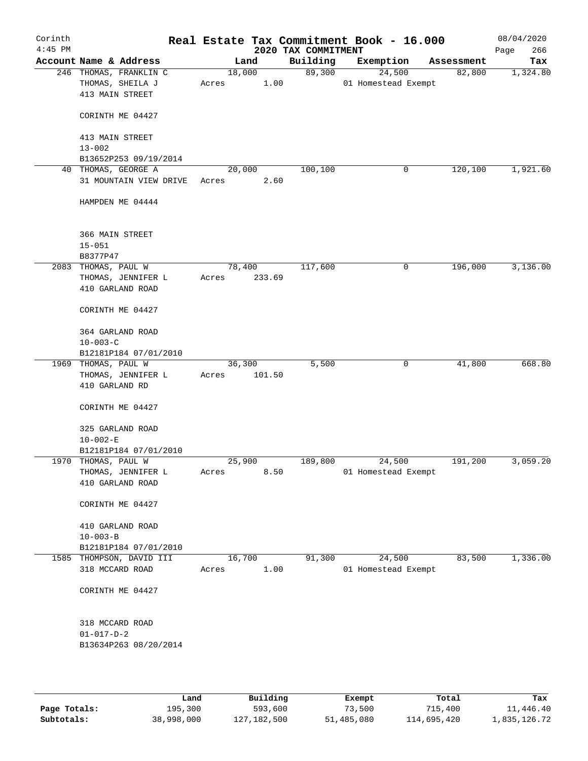Corinth 4:45 PM

# Real Estate Tax Commitment Book - 16.000

## 2020 TAX COMMITMENT

08/04/2020

| Account | Name & Address | Land | Building | Exemption | Assessment | Tax |
|---|---|---|---|---|---|---|
| 246 | THOMAS, FRANKLIN C<br>THOMAS, SHEILA J<br>413 MAIN STREET<br><br>CORINTH ME 04427<br><br>413 MAIN STREET<br>13-002<br>B13652P253 09/19/2014 | 18,000<br>Acres 1.00 | 89,300 | 24,500<br>01 Homestead Exempt | 82,800 | 1,324.80 |
| 40 | THOMAS, GEORGE A<br>31 MOUNTAIN VIEW DRIVE<br><br>HAMPDEN ME 04444<br><br>366 MAIN STREET<br>15-051<br>B8377P47 | 20,000<br>Acres 2.60 | 100,100 | 0 | 120,100 | 1,921.60 |
| 2083 | THOMAS, PAUL W<br>THOMAS, JENNIFER L<br>410 GARLAND ROAD<br><br>CORINTH ME 04427<br><br>364 GARLAND ROAD<br>10-003-C<br>B12181P184 07/01/2010 | 78,400<br>Acres 233.69 | 117,600 | 0 | 196,000 | 3,136.00 |
| 1969 | THOMAS, PAUL W<br>THOMAS, JENNIFER L<br>410 GARLAND RD<br><br>CORINTH ME 04427<br><br>325 GARLAND ROAD<br>10-002-E<br>B12181P184 07/01/2010 | 36,300<br>Acres 101.50 | 5,500 | 0 | 41,800 | 668.80 |
| 1970 | THOMAS, PAUL W<br>THOMAS, JENNIFER L<br>410 GARLAND ROAD<br><br>CORINTH ME 04427<br><br>410 GARLAND ROAD<br>10-003-B<br>B12181P184 07/01/2010 | 25,900<br>Acres 8.50 | 189,800 | 24,500<br>01 Homestead Exempt | 191,200 | 3,059.20 |
| 1585 | THOMPSON, DAVID III<br>318 MCCARD ROAD<br><br>CORINTH ME 04427<br><br>318 MCCARD ROAD<br>01-017-D-2<br>B13634P263 08/20/2014 | 16,700<br>Acres 1.00 | 91,300 | 24,500<br>01 Homestead Exempt | 83,500 | 1,336.00 |

| | Land | Building | Exempt | Total | Tax |
|---|---|---|---|---|---|
| **Page Totals:** | 195,300 | 593,600 | 73,500 | 715,400 | 11,446.40 |
| **Subtotals:** | 38,998,000 | 127,182,500 | 51,485,080 | 114,695,420 | 1,835,126.72 |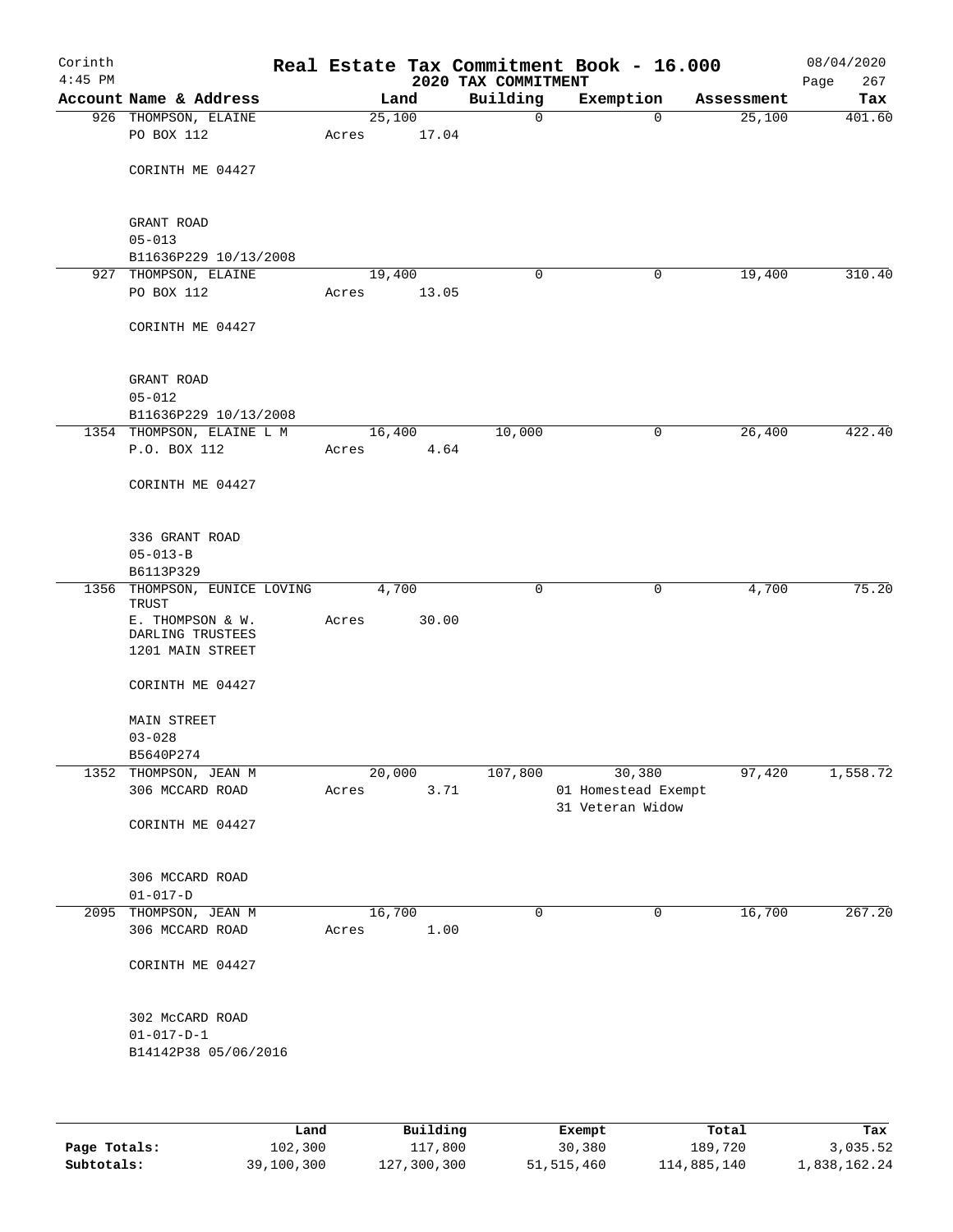Corinth 4:45 PM

# Real Estate Tax Commitment Book - 16.000

## 2020 TAX COMMITMENT

08/04/2020

| Account Name & Address | Land | Building | Exemption | Assessment | Tax |
|---|---|---|---|---|---|
| 926 THOMPSON, ELAINE<br>PO BOX 112<br><br>CORINTH ME 04427<br><br>GRANT ROAD<br>05-013<br>B11636P229 10/13/2008 | 25,100<br>Acres 17.04 | 0 | 0 | 25,100 | 401.60 |
| 927 THOMPSON, ELAINE<br>PO BOX 112<br><br>CORINTH ME 04427<br><br>GRANT ROAD<br>05-012<br>B11636P229 10/13/2008 | 19,400<br>Acres 13.05 | 0 | 0 | 19,400 | 310.40 |
| 1354 THOMPSON, ELAINE L M<br>P.O. BOX 112<br><br>CORINTH ME 04427<br><br>336 GRANT ROAD<br>05-013-B<br>B6113P329 | 16,400<br>Acres 4.64 | 10,000 | 0 | 26,400 | 422.40 |
| 1356 THOMPSON, EUNICE LOVING TRUST<br>E. THOMPSON & W. DARLING TRUSTEES<br>1201 MAIN STREET<br><br>CORINTH ME 04427<br><br>MAIN STREET<br>03-028<br>B5640P274 | 4,700<br>Acres 30.00 | 0 | 0 | 4,700 | 75.20 |
| 1352 THOMPSON, JEAN M<br>306 MCCARD ROAD<br><br>CORINTH ME 04427<br><br>306 MCCARD ROAD<br>01-017-D | 20,000<br>Acres 3.71 | 107,800 | 30,380<br>01 Homestead Exempt<br>31 Veteran Widow | 97,420 | 1,558.72 |
| 2095 THOMPSON, JEAN M<br>306 MCCARD ROAD<br><br>CORINTH ME 04427<br><br>302 McCARD ROAD<br>01-017-D-1<br>B14142P38 05/06/2016 | 16,700<br>Acres 1.00 | 0 | 0 | 16,700 | 267.20 |

| | Land | Building | Exempt | Total | Tax |
|---|---|---|---|---|---|
| Page Totals: | 102,300 | 117,800 | 30,380 | 189,720 | 3,035.52 |
| Subtotals: | 39,100,300 | 127,300,300 | 51,515,460 | 114,885,140 | 1,838,162.24 |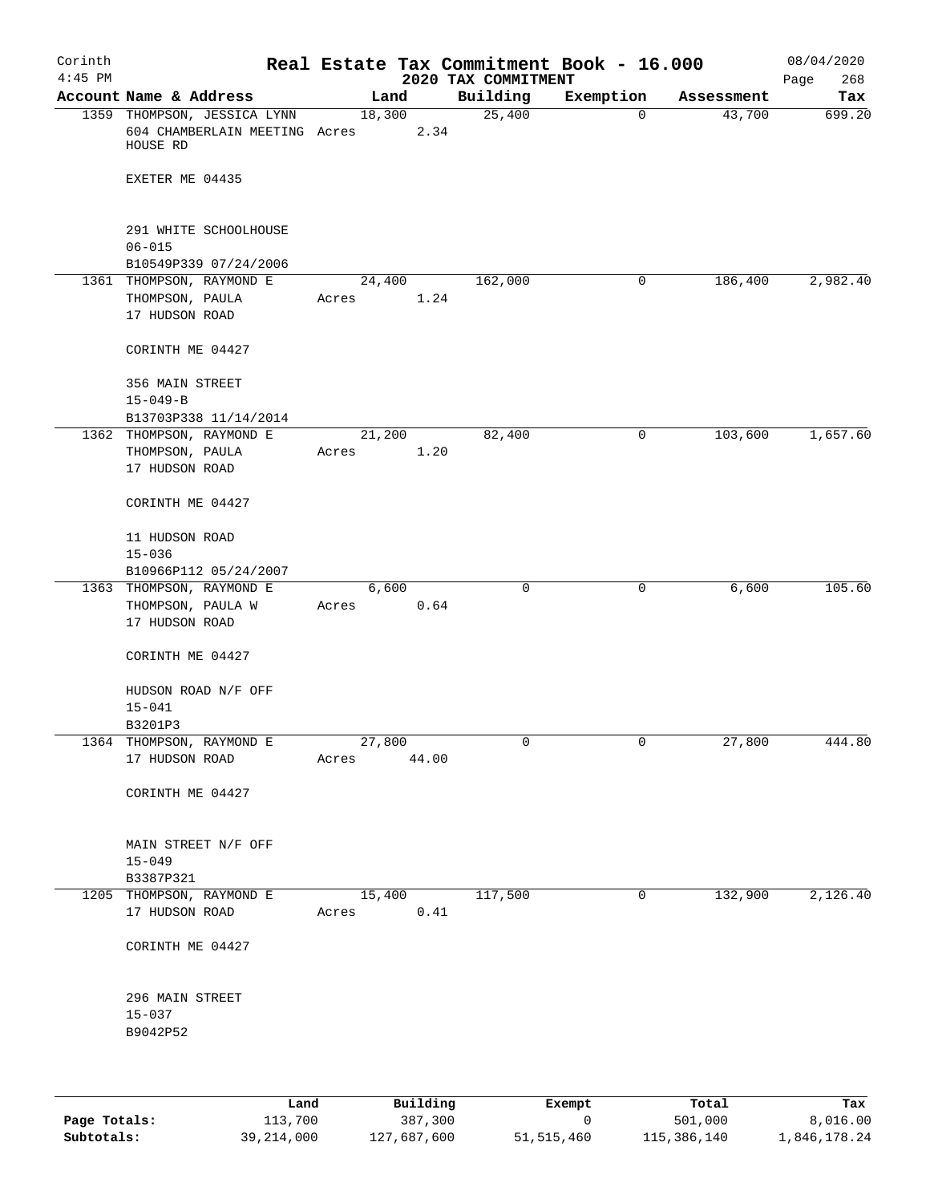# Real Estate Tax Commitment Book - 16.000

Corinth
4:45 PM

2020 TAX COMMITMENT

08/04/2020

| Account | Name & Address | Land | Building | Exemption | Assessment | Tax |
|---|---|---|---|---|---|---|
| 1359 | THOMPSON, JESSICA LYNN<br>604 CHAMBERLAIN MEETING HOUSE RD<br><br>EXETER ME 04435<br><br>291 WHITE SCHOOLHOUSE<br>06-015<br>B10549P339 07/24/2006 | 18,300<br>Acres 2.34 | 25,400 | 0 | 43,700 | 699.20 |
| 1361 | THOMPSON, RAYMOND E<br>THOMPSON, PAULA<br>17 HUDSON ROAD<br><br>CORINTH ME 04427<br><br>356 MAIN STREET<br>15-049-B<br>B13703P338 11/14/2014 | 24,400<br>Acres 1.24 | 162,000 | 0 | 186,400 | 2,982.40 |
| 1362 | THOMPSON, RAYMOND E<br>THOMPSON, PAULA<br>17 HUDSON ROAD<br><br>CORINTH ME 04427<br><br>11 HUDSON ROAD<br>15-036<br>B10966P112 05/24/2007 | 21,200<br>Acres 1.20 | 82,400 | 0 | 103,600 | 1,657.60 |
| 1363 | THOMPSON, RAYMOND E<br>THOMPSON, PAULA W<br>17 HUDSON ROAD<br><br>CORINTH ME 04427<br><br>HUDSON ROAD N/F OFF<br>15-041<br>B3201P3 | 6,600<br>Acres 0.64 | 0 | 0 | 6,600 | 105.60 |
| 1364 | THOMPSON, RAYMOND E<br>17 HUDSON ROAD<br><br>CORINTH ME 04427<br><br>MAIN STREET N/F OFF<br>15-049<br>B3387P321 | 27,800<br>Acres 44.00 | 0 | 0 | 27,800 | 444.80 |
| 1205 | THOMPSON, RAYMOND E<br>17 HUDSON ROAD<br><br>CORINTH ME 04427<br><br>296 MAIN STREET<br>15-037<br>B9042P52 | 15,400<br>Acres 0.41 | 117,500 | 0 | 132,900 | 2,126.40 |

| | Land | Building | Exempt | Total | Tax |
|---|---|---|---|---|---|
| Page Totals: | 113,700 | 387,300 | 0 | 501,000 | 8,016.00 |
| Subtotals: | 39,214,000 | 127,687,600 | 51,515,460 | 115,386,140 | 1,846,178.24 |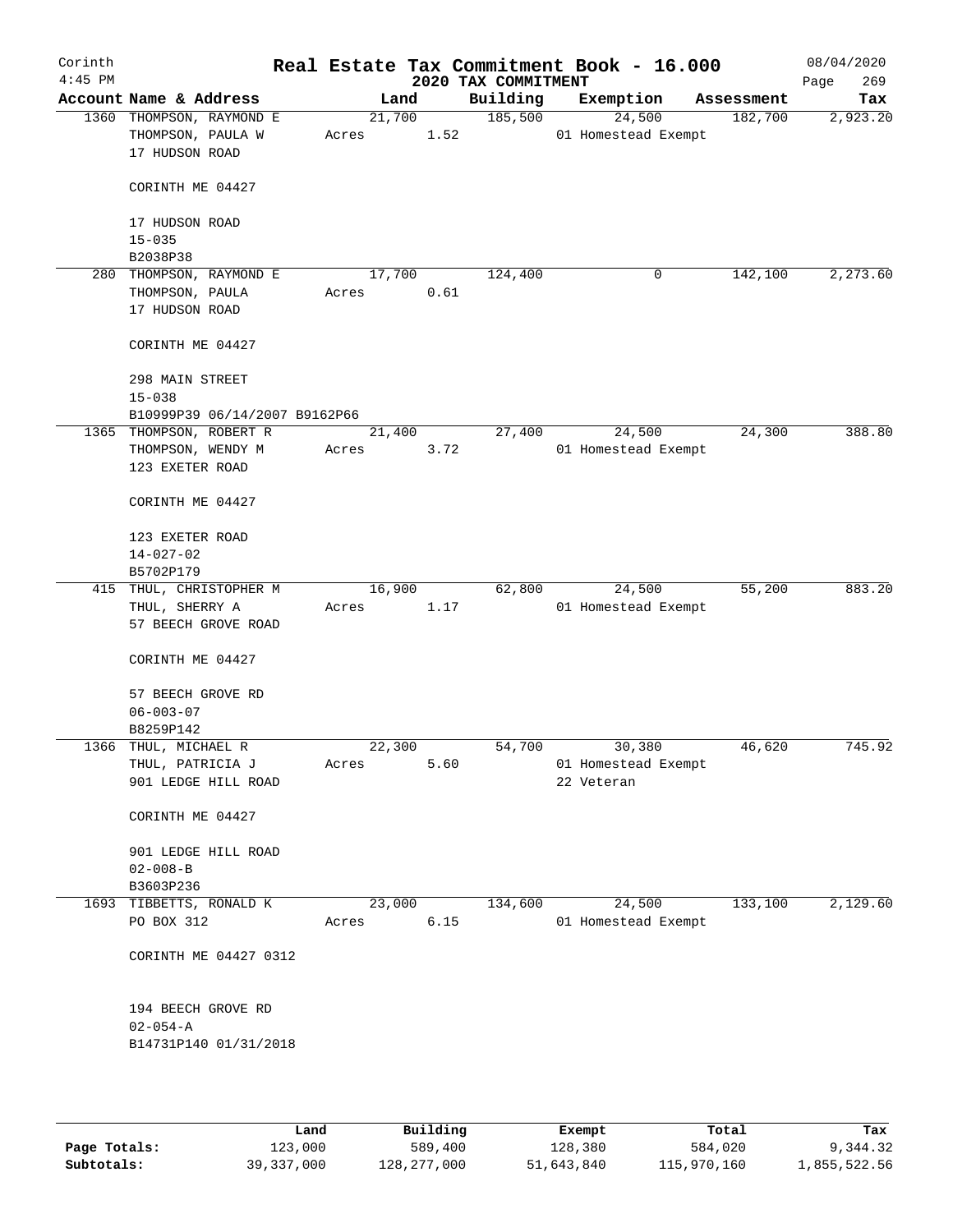# Real Estate Tax Commitment Book - 16.000

Corinth
4:45 PM

2020 TAX COMMITMENT

08/04/2020

| Account Name & Address | Land | Building | Exemption | Assessment | Tax |
|---|---|---|---|---|---|
| 1360 THOMPSON, RAYMOND E<br>THOMPSON, PAULA W<br>17 HUDSON ROAD<br><br>CORINTH ME 04427<br><br>17 HUDSON ROAD<br>15-035<br>B2038P38 | 21,700<br>Acres 1.52 | 185,500 | 24,500<br>01 Homestead Exempt | 182,700 | 2,923.20 |
| 280 THOMPSON, RAYMOND E<br>THOMPSON, PAULA<br>17 HUDSON ROAD<br><br>CORINTH ME 04427<br><br>298 MAIN STREET<br>15-038<br>B10999P39 06/14/2007 B9162P66 | 17,700<br>Acres 0.61 | 124,400 | 0 | 142,100 | 2,273.60 |
| 1365 THOMPSON, ROBERT R<br>THOMPSON, WENDY M<br>123 EXETER ROAD<br><br>CORINTH ME 04427<br><br>123 EXETER ROAD<br>14-027-02<br>B5702P179 | 21,400<br>Acres 3.72 | 27,400 | 24,500<br>01 Homestead Exempt | 24,300 | 388.80 |
| 415 THUL, CHRISTOPHER M<br>THUL, SHERRY A<br>57 BEECH GROVE ROAD<br><br>CORINTH ME 04427<br><br>57 BEECH GROVE RD<br>06-003-07<br>B8259P142 | 16,900<br>Acres 1.17 | 62,800 | 24,500<br>01 Homestead Exempt | 55,200 | 883.20 |
| 1366 THUL, MICHAEL R<br>THUL, PATRICIA J<br>901 LEDGE HILL ROAD<br><br>CORINTH ME 04427<br><br>901 LEDGE HILL ROAD<br>02-008-B<br>B3603P236 | 22,300<br>Acres 5.60 | 54,700 | 30,380<br>01 Homestead Exempt<br>22 Veteran | 46,620 | 745.92 |
| 1693 TIBBETTS, RONALD K<br>PO BOX 312<br><br>CORINTH ME 04427 0312<br><br>194 BEECH GROVE RD<br>02-054-A<br>B14731P140 01/31/2018 | 23,000<br>Acres 6.15 | 134,600 | 24,500<br>01 Homestead Exempt | 133,100 | 2,129.60 |

| | Land | Building | Exempt | Total | Tax |
|---|---|---|---|---|---|
| Page Totals: | 123,000 | 589,400 | 128,380 | 584,020 | 9,344.32 |
| Subtotals: | 39,337,000 | 128,277,000 | 51,643,840 | 115,970,160 | 1,855,522.56 |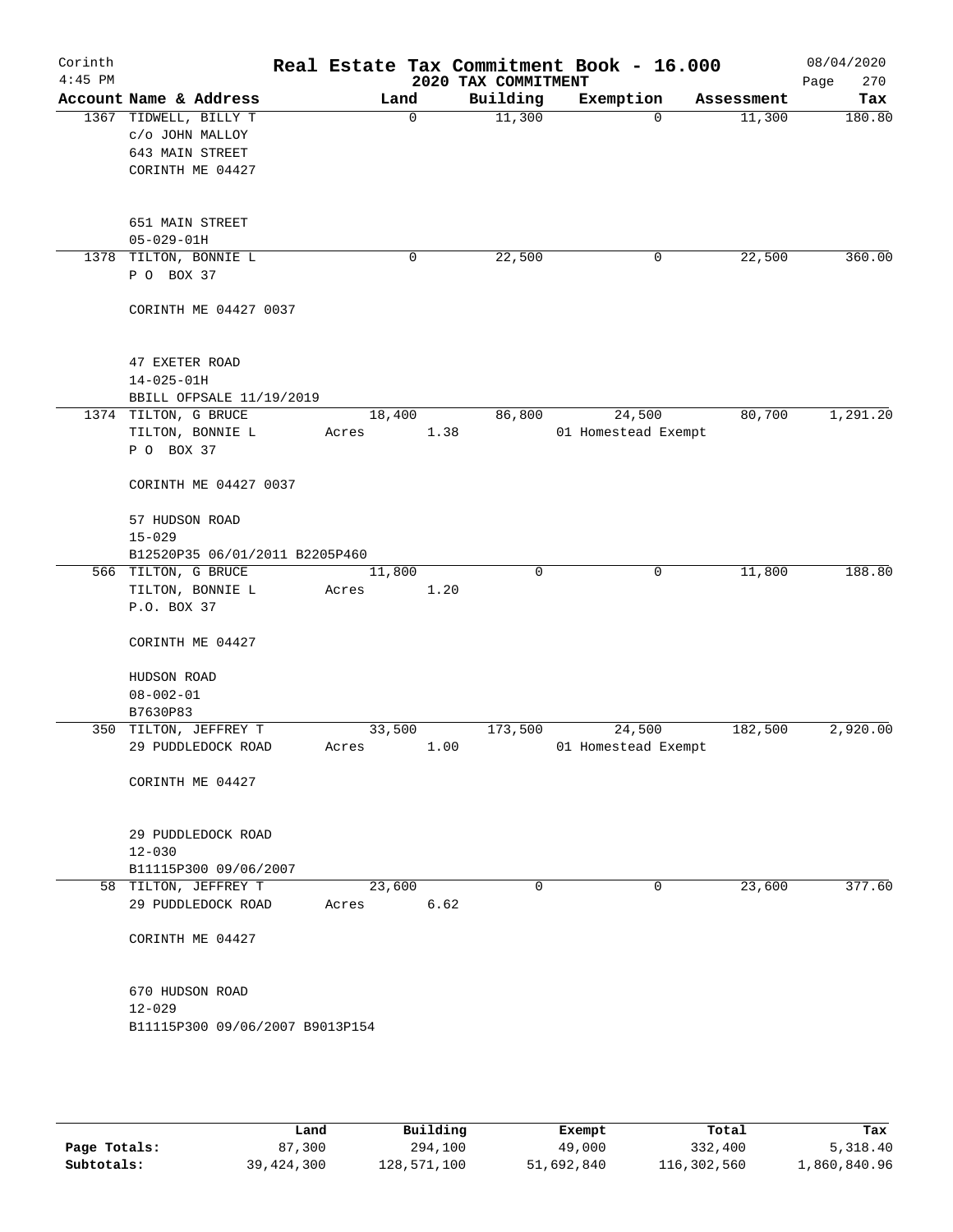# Real Estate Tax Commitment Book - 16.000

Corinth
4:45 PM

2020 TAX COMMITMENT

08/04/2020

| Account Name & Address | Land | Building | Exemption | Assessment | Tax |
|---|---|---|---|---|---|
| 1367 TIDWELL, BILLY T<br>c/o JOHN MALLOY<br>643 MAIN STREET<br>CORINTH ME 04427<br><br>651 MAIN STREET<br>05-029-01H | 0 | 11,300 | 0 | 11,300 | 180.80 |
| 1378 TILTON, BONNIE L<br>P O BOX 37<br><br>CORINTH ME 04427 0037<br><br>47 EXETER ROAD<br>14-025-01H<br>BBILL OFPSALE 11/19/2019 | 0 | 22,500 | 0 | 22,500 | 360.00 |
| 1374 TILTON, G BRUCE<br>TILTON, BONNIE L<br>P O BOX 37<br><br>CORINTH ME 04427 0037<br><br>57 HUDSON ROAD<br>15-029<br>B12520P35 06/01/2011 B2205P460 | 18,400<br>Acres 1.38 | 86,800 | 24,500<br>01 Homestead Exempt | 80,700 | 1,291.20 |
| 566 TILTON, G BRUCE<br>TILTON, BONNIE L<br>P.O. BOX 37<br><br>CORINTH ME 04427<br><br>HUDSON ROAD<br>08-002-01<br>B7630P83 | 11,800<br>Acres 1.20 | 0 | 0 | 11,800 | 188.80 |
| 350 TILTON, JEFFREY T<br>29 PUDDLEDOCK ROAD<br><br>CORINTH ME 04427<br><br>29 PUDDLEDOCK ROAD<br>12-030<br>B11115P300 09/06/2007 | 33,500<br>Acres 1.00 | 173,500 | 24,500<br>01 Homestead Exempt | 182,500 | 2,920.00 |
| 58 TILTON, JEFFREY T<br>29 PUDDLEDOCK ROAD<br><br>CORINTH ME 04427<br><br>670 HUDSON ROAD<br>12-029<br>B11115P300 09/06/2007 B9013P154 | 23,600<br>Acres 6.62 | 0 | 0 | 23,600 | 377.60 |

| | Land | Building | Exempt | Total | Tax |
|---|---|---|---|---|---|
| Page Totals: | 87,300 | 294,100 | 49,000 | 332,400 | 5,318.40 |
| Subtotals: | 39,424,300 | 128,571,100 | 51,692,840 | 116,302,560 | 1,860,840.96 |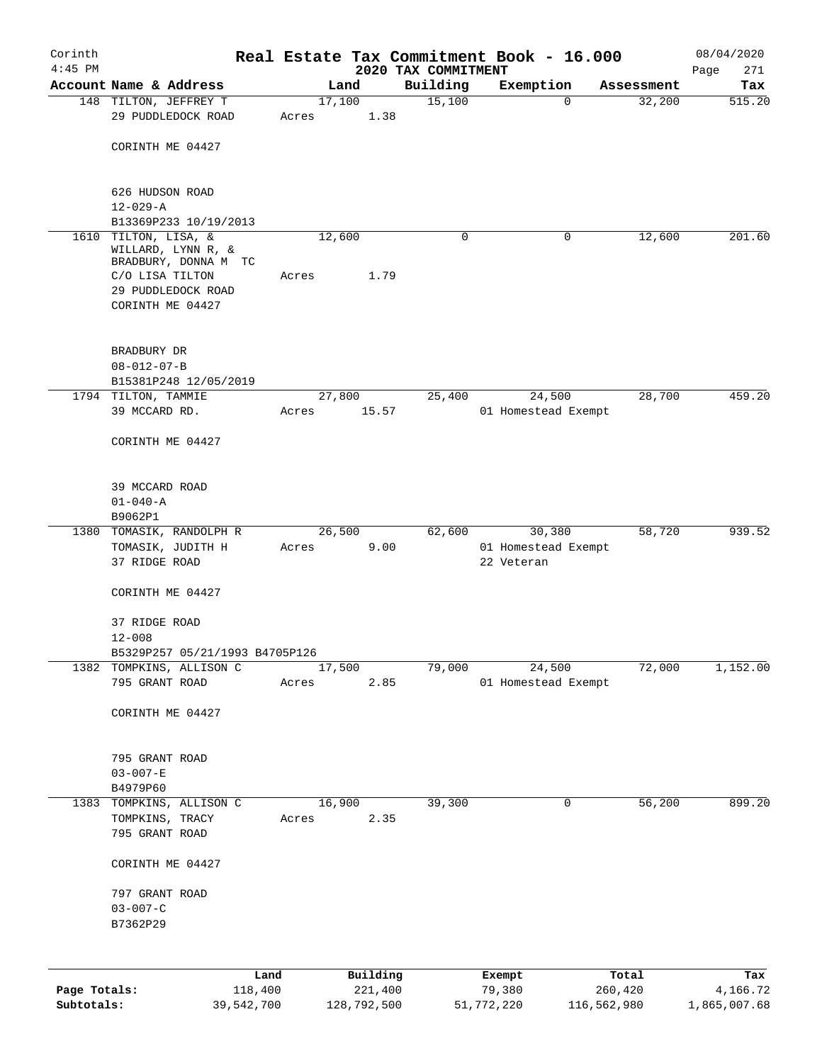Corinth 4:45 PM

# Real Estate Tax Commitment Book - 16.000

## 2020 TAX COMMITMENT

08/04/2020 Page 271

| Account Name & Address | Land | Building | Exemption | Assessment | Tax |
|---|---|---|---|---|---|
| 148 TILTON, JEFFREY T<br>29 PUDDLEDOCK ROAD<br><br>CORINTH ME 04427<br><br>626 HUDSON ROAD<br>12-029-A<br>B13369P233 10/19/2013 | 17,100<br>Acres 1.38 | 15,100 | 0 | 32,200 | 515.20 |
| 1610 TILTON, LISA, &<br>WILLARD, LYNN R, &<br>BRADBURY, DONNA M TC<br>C/O LISA TILTON<br>29 PUDDLEDOCK ROAD<br>CORINTH ME 04427<br><br>BRADBURY DR<br>08-012-07-B<br>B15381P248 12/05/2019 | 12,600<br>Acres 1.79 | 0 | 0 | 12,600 | 201.60 |
| 1794 TILTON, TAMMIE<br>39 MCCARD RD.<br><br>CORINTH ME 04427<br><br>39 MCCARD ROAD<br>01-040-A<br>B9062P1 | 27,800<br>Acres 15.57 | 25,400 | 24,500<br>01 Homestead Exempt | 28,700 | 459.20 |
| 1380 TOMASIK, RANDOLPH R<br>TOMASIK, JUDITH H<br>37 RIDGE ROAD<br><br>CORINTH ME 04427<br><br>37 RIDGE ROAD<br>12-008<br>B5329P257 05/21/1993 B4705P126 | 26,500<br>Acres 9.00 | 62,600 | 30,380<br>01 Homestead Exempt<br>22 Veteran | 58,720 | 939.52 |
| 1382 TOMPKINS, ALLISON C<br>795 GRANT ROAD<br><br>CORINTH ME 04427<br><br>795 GRANT ROAD<br>03-007-E<br>B4979P60 | 17,500<br>Acres 2.85 | 79,000 | 24,500<br>01 Homestead Exempt | 72,000 | 1,152.00 |
| 1383 TOMPKINS, ALLISON C<br>TOMPKINS, TRACY<br>795 GRANT ROAD<br><br>CORINTH ME 04427<br><br>797 GRANT ROAD<br>03-007-C<br>B7362P29 | 16,900<br>Acres 2.35 | 39,300 | 0 | 56,200 | 899.20 |

| | Land | Building | Exempt | Total | Tax |
|---|---|---|---|---|---|
| Page Totals: | 118,400 | 221,400 | 79,380 | 260,420 | 4,166.72 |
| Subtotals: | 39,542,700 | 128,792,500 | 51,772,220 | 116,562,980 | 1,865,007.68 |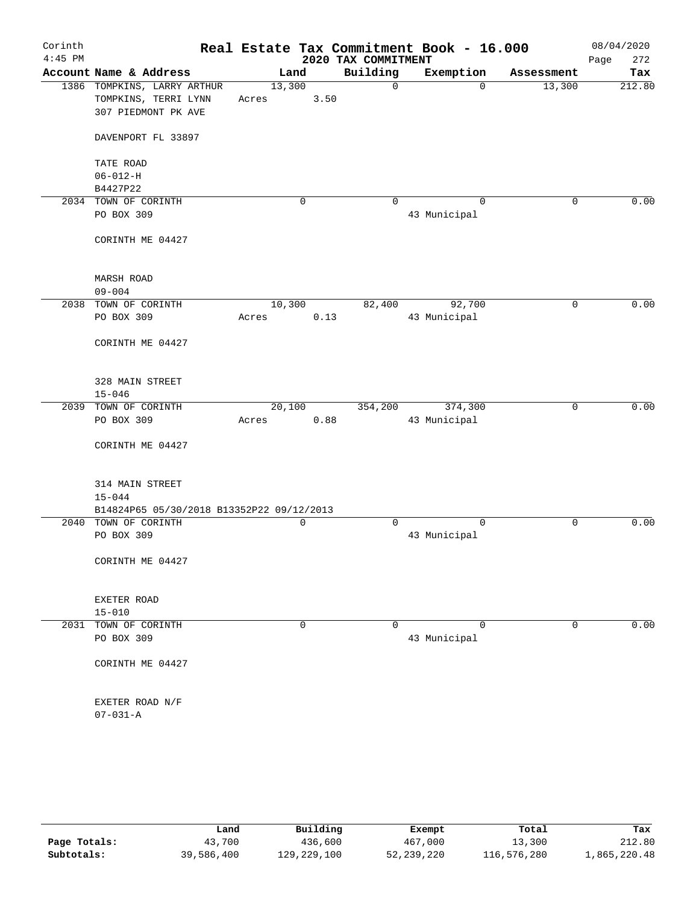Corinth 4:45 PM

# Real Estate Tax Commitment Book - 16.000

2020 TAX COMMITMENT

08/04/2020 Page 272

| Account | Name & Address | Land | Building | Exemption | Assessment | Tax |
|---|---|---|---|---|---|---|
| 1386 | TOMPKINS, LARRY ARTHUR<br>TOMPKINS, TERRI LYNN<br>307 PIEDMONT PK AVE<br><br>DAVENPORT FL 33897<br><br>TATE ROAD<br>06-012-H<br>B4427P22 | 13,300<br>Acres 3.50 | 0 | 0 | 13,300 | 212.80 |
| 2034 | TOWN OF CORINTH<br>PO BOX 309<br><br>CORINTH ME 04427<br><br>MARSH ROAD<br>09-004 | 0 | 0 | 0<br>43 Municipal | 0 | 0.00 |
| 2038 | TOWN OF CORINTH<br>PO BOX 309<br><br>CORINTH ME 04427<br><br>328 MAIN STREET<br>15-046 | 10,300<br>Acres 0.13 | 82,400 | 92,700<br>43 Municipal | 0 | 0.00 |
| 2039 | TOWN OF CORINTH<br>PO BOX 309<br><br>CORINTH ME 04427<br><br>314 MAIN STREET<br>15-044<br>B14824P65 05/30/2018 B13352P22 09/12/2013 | 20,100<br>Acres 0.88 | 354,200 | 374,300<br>43 Municipal | 0 | 0.00 |
| 2040 | TOWN OF CORINTH<br>PO BOX 309<br><br>CORINTH ME 04427<br><br>EXETER ROAD<br>15-010 | 0 | 0 | 0<br>43 Municipal | 0 | 0.00 |
| 2031 | TOWN OF CORINTH<br>PO BOX 309<br><br>CORINTH ME 04427<br><br>EXETER ROAD N/F<br>07-031-A | 0 | 0 | 0<br>43 Municipal | 0 | 0.00 |

| | Land | Building | Exempt | Total | Tax |
|---|---|---|---|---|---|
| Page Totals: | 43,700 | 436,600 | 467,000 | 13,300 | 212.80 |
| Subtotals: | 39,586,400 | 129,229,100 | 52,239,220 | 116,576,280 | 1,865,220.48 |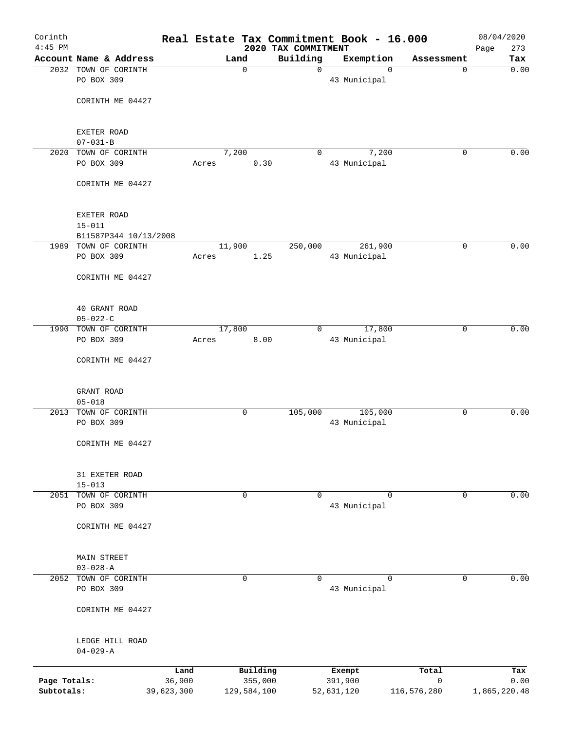# Real Estate Tax Commitment Book - 16.000

Corinth
4:45 PM

2020 TAX COMMITMENT

08/04/2020

| Account Name & Address | Land | Building | Exemption | Assessment | Tax |
|---|---|---|---|---|---|
| 2032 TOWN OF CORINTH<br>PO BOX 309<br><br>CORINTH ME 04427<br><br>EXETER ROAD<br>07-031-B | 0 | 0 | 0<br>43 Municipal | 0 | 0.00 |
| 2020 TOWN OF CORINTH<br>PO BOX 309<br><br>CORINTH ME 04427<br><br>EXETER ROAD<br>15-011<br>B11587P344 10/13/2008 | 7,200<br>Acres 0.30 | 0 | 7,200<br>43 Municipal | 0 | 0.00 |
| 1989 TOWN OF CORINTH<br>PO BOX 309<br><br>CORINTH ME 04427<br><br>40 GRANT ROAD<br>05-022-C | 11,900<br>Acres 1.25 | 250,000 | 261,900<br>43 Municipal | 0 | 0.00 |
| 1990 TOWN OF CORINTH<br>PO BOX 309<br><br>CORINTH ME 04427<br><br>GRANT ROAD<br>05-018 | 17,800<br>Acres 8.00 | 0 | 17,800<br>43 Municipal | 0 | 0.00 |
| 2013 TOWN OF CORINTH<br>PO BOX 309<br><br>CORINTH ME 04427<br><br>31 EXETER ROAD<br>15-013 | 0 | 105,000 | 105,000<br>43 Municipal | 0 | 0.00 |
| 2051 TOWN OF CORINTH<br>PO BOX 309<br><br>CORINTH ME 04427<br><br>MAIN STREET<br>03-028-A | 0 | 0 | 0<br>43 Municipal | 0 | 0.00 |
| 2052 TOWN OF CORINTH<br>PO BOX 309<br><br>CORINTH ME 04427<br><br>LEDGE HILL ROAD<br>04-029-A | 0 | 0 | 0<br>43 Municipal | 0 | 0.00 |

| | Land | Building | Exempt | Total | Tax |
|---|---|---|---|---|---|
| Page Totals: | 36,900 | 355,000 | 391,900 | 0 | 0.00 |
| Subtotals: | 39,623,300 | 129,584,100 | 52,631,120 | 116,576,280 | 1,865,220.48 |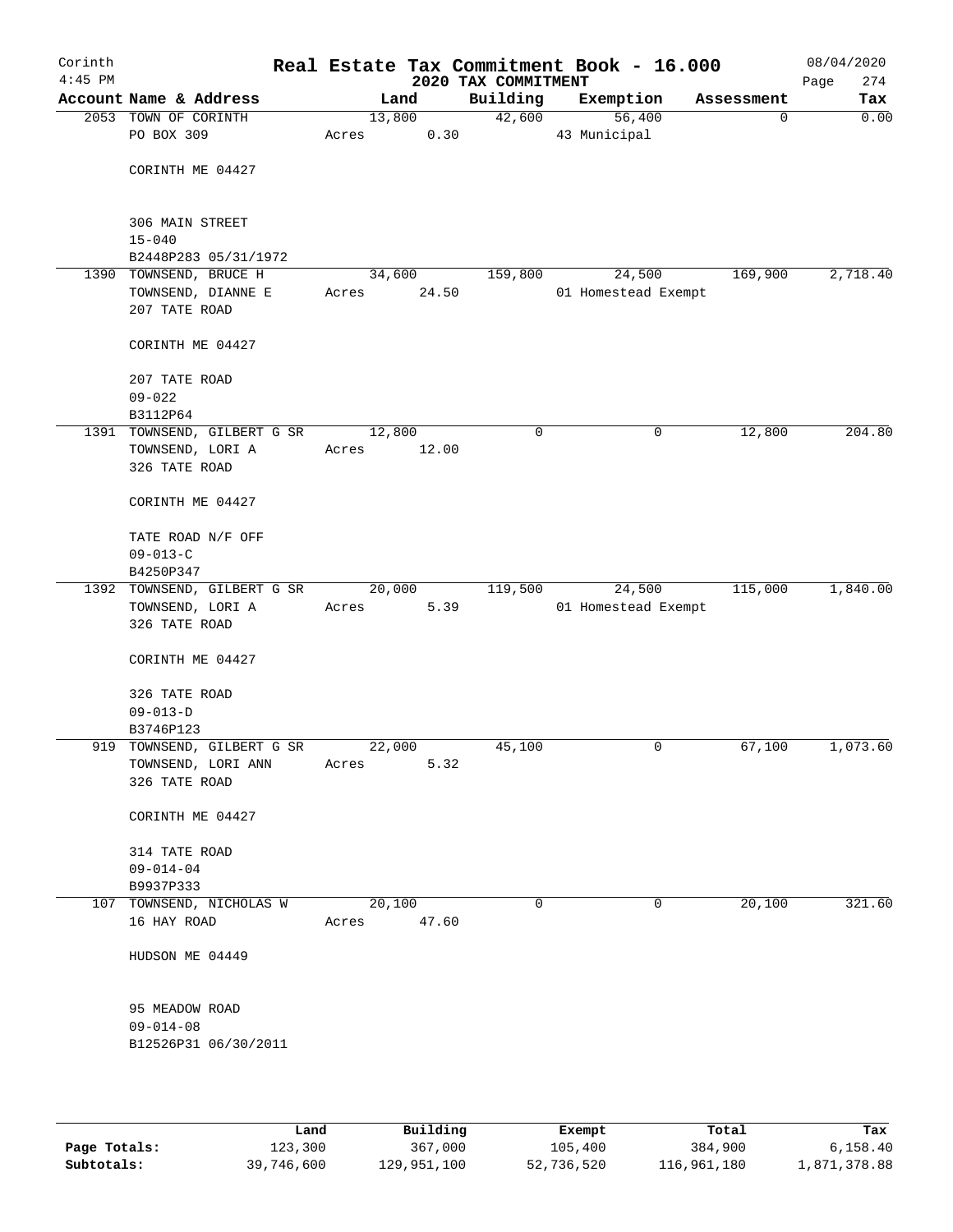# Real Estate Tax Commitment Book - 16.000

Corinth
4:45 PM

2020 TAX COMMITMENT

08/04/2020

| Account | Name & Address | Land | Building | Exemption | Assessment | Tax |
|---|---|---|---|---|---|---|
| 2053 | TOWN OF CORINTH<br>PO BOX 309<br><br>CORINTH ME 04427<br><br>306 MAIN STREET<br>15-040<br>B2448P283 05/31/1972 | 13,800<br>Acres 0.30 | 42,600 | 56,400<br>43 Municipal | 0 | 0.00 |
| 1390 | TOWNSEND, BRUCE H<br>TOWNSEND, DIANNE E<br>207 TATE ROAD<br><br>CORINTH ME 04427<br><br>207 TATE ROAD<br>09-022<br>B3112P64 | 34,600<br>Acres 24.50 | 159,800 | 24,500<br>01 Homestead Exempt | 169,900 | 2,718.40 |
| 1391 | TOWNSEND, GILBERT G SR<br>TOWNSEND, LORI A<br>326 TATE ROAD<br><br>CORINTH ME 04427<br><br>TATE ROAD N/F OFF<br>09-013-C<br>B4250P347 | 12,800<br>Acres 12.00 | 0 | 0 | 12,800 | 204.80 |
| 1392 | TOWNSEND, GILBERT G SR<br>TOWNSEND, LORI A<br>326 TATE ROAD<br><br>CORINTH ME 04427<br><br>326 TATE ROAD<br>09-013-D<br>B3746P123 | 20,000<br>Acres 5.39 | 119,500 | 24,500<br>01 Homestead Exempt | 115,000 | 1,840.00 |
| 919 | TOWNSEND, GILBERT G SR<br>TOWNSEND, LORI ANN<br>326 TATE ROAD<br><br>CORINTH ME 04427<br><br>314 TATE ROAD<br>09-014-04<br>B9937P333 | 22,000<br>Acres 5.32 | 45,100 | 0 | 67,100 | 1,073.60 |
| 107 | TOWNSEND, NICHOLAS W<br>16 HAY ROAD<br><br>HUDSON ME 04449<br><br>95 MEADOW ROAD<br>09-014-08<br>B12526P31 06/30/2011 | 20,100<br>Acres 47.60 | 0 | 0 | 20,100 | 321.60 |

| | Land | Building | Exempt | Total | Tax |
|---|---|---|---|---|---|
| Page Totals: | 123,300 | 367,000 | 105,400 | 384,900 | 6,158.40 |
| Subtotals: | 39,746,600 | 129,951,100 | 52,736,520 | 116,961,180 | 1,871,378.88 |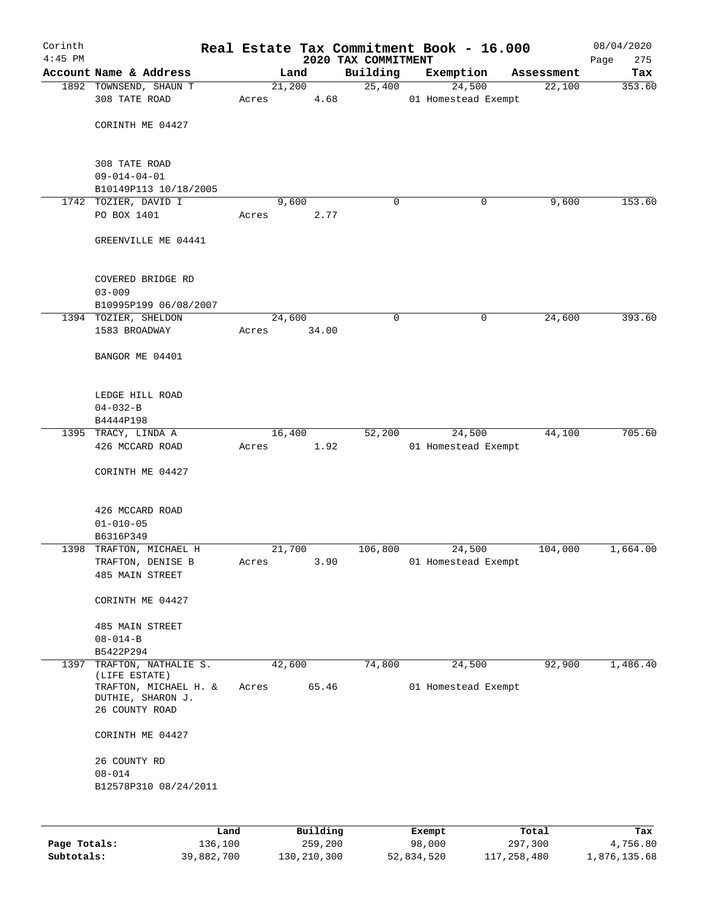Corinth 4:45 PM

# Real Estate Tax Commitment Book - 16.000

## 2020 TAX COMMITMENT

08/04/2020 Page 275

| Account | Name & Address | Land | Building | Exemption | Assessment | Tax |
|---|---|---|---|---|---|---|
| 1892 | TOWNSEND, SHAUN T<br>308 TATE ROAD<br><br>CORINTH ME 04427<br><br>308 TATE ROAD<br>09-014-04-01<br>B10149P113 10/18/2005 | 21,200<br>Acres 4.68 | 25,400 | 24,500<br>01 Homestead Exempt | 22,100 | 353.60 |
| 1742 | TOZIER, DAVID I<br>PO BOX 1401<br><br>GREENVILLE ME 04441<br><br>COVERED BRIDGE RD<br>03-009<br>B10995P199 06/08/2007 | 9,600<br>Acres 2.77 | 0 | 0 | 9,600 | 153.60 |
| 1394 | TOZIER, SHELDON<br>1583 BROADWAY<br><br>BANGOR ME 04401<br><br>LEDGE HILL ROAD<br>04-032-B<br>B4444P198 | 24,600<br>Acres 34.00 | 0 | 0 | 24,600 | 393.60 |
| 1395 | TRACY, LINDA A<br>426 MCCARD ROAD<br><br>CORINTH ME 04427<br><br>426 MCCARD ROAD<br>01-010-05<br>B6316P349 | 16,400<br>Acres 1.92 | 52,200 | 24,500<br>01 Homestead Exempt | 44,100 | 705.60 |
| 1398 | TRAFTON, MICHAEL H<br>TRAFTON, DENISE B<br>485 MAIN STREET<br><br>CORINTH ME 04427<br><br>485 MAIN STREET<br>08-014-B<br>B5422P294 | 21,700<br>Acres 3.90 | 106,800 | 24,500<br>01 Homestead Exempt | 104,000 | 1,664.00 |
| 1397 | TRAFTON, NATHALIE S. (LIFE ESTATE)<br>TRAFTON, MICHAEL H. &<br>DUTHIE, SHARON J.<br>26 COUNTY ROAD<br><br>CORINTH ME 04427<br><br>26 COUNTY RD<br>08-014<br>B12578P310 08/24/2011 | 42,600<br>Acres 65.46 | 74,800 | 24,500<br>01 Homestead Exempt | 92,900 | 1,486.40 |

| | Land | Building | Exempt | Total | Tax |
|---|---|---|---|---|---|
| Page Totals: | 136,100 | 259,200 | 98,000 | 297,300 | 4,756.80 |
| Subtotals: | 39,882,700 | 130,210,300 | 52,834,520 | 117,258,480 | 1,876,135.68 |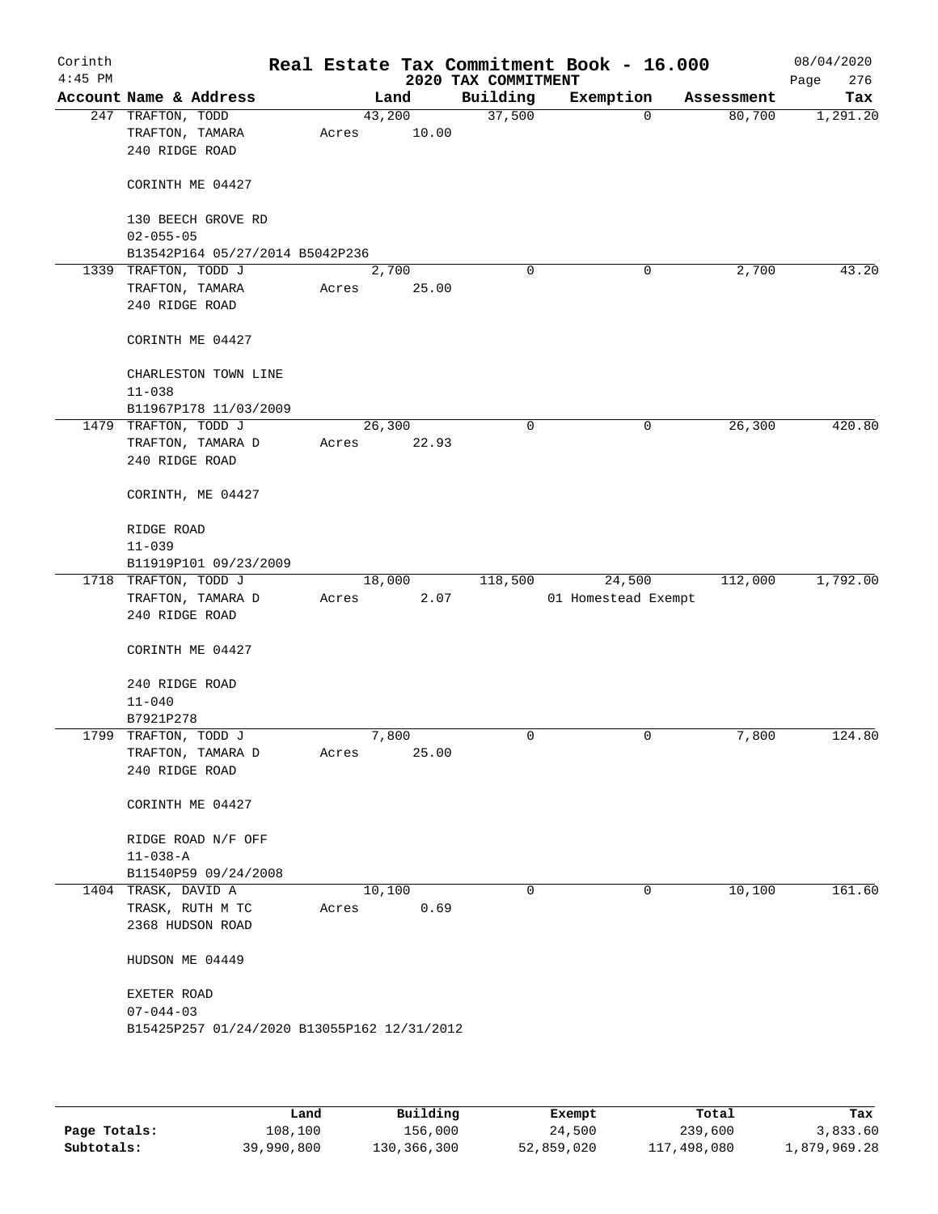# Real Estate Tax Commitment Book - 16.000

Corinth 4:45 PM — 2020 TAX COMMITMENT — 08/04/2020

| Account Name & Address | Land | Building | Exemption | Assessment | Tax |
|---|---|---|---|---|---|
| 247 TRAFTON, TODD<br>TRAFTON, TAMARA<br>240 RIDGE ROAD<br><br>CORINTH ME 04427<br><br>130 BEECH GROVE RD<br>02-055-05<br>B13542P164 05/27/2014 B5042P236 | 43,200<br>Acres 10.00 | 37,500 | 0 | 80,700 | 1,291.20 |
| 1339 TRAFTON, TODD J<br>TRAFTON, TAMARA<br>240 RIDGE ROAD<br><br>CORINTH ME 04427<br><br>CHARLESTON TOWN LINE<br>11-038<br>B11967P178 11/03/2009 | 2,700<br>Acres 25.00 | 0 | 0 | 2,700 | 43.20 |
| 1479 TRAFTON, TODD J<br>TRAFTON, TAMARA D<br>240 RIDGE ROAD<br><br>CORINTH, ME 04427<br><br>RIDGE ROAD<br>11-039<br>B11919P101 09/23/2009 | 26,300<br>Acres 22.93 | 0 | 0 | 26,300 | 420.80 |
| 1718 TRAFTON, TODD J<br>TRAFTON, TAMARA D<br>240 RIDGE ROAD<br><br>CORINTH ME 04427<br><br>240 RIDGE ROAD<br>11-040<br>B7921P278 | 18,000<br>Acres 2.07 | 118,500 | 24,500<br>01 Homestead Exempt | 112,000 | 1,792.00 |
| 1799 TRAFTON, TODD J<br>TRAFTON, TAMARA D<br>240 RIDGE ROAD<br><br>CORINTH ME 04427<br><br>RIDGE ROAD N/F OFF<br>11-038-A<br>B11540P59 09/24/2008 | 7,800<br>Acres 25.00 | 0 | 0 | 7,800 | 124.80 |
| 1404 TRASK, DAVID A<br>TRASK, RUTH M TC<br>2368 HUDSON ROAD<br><br>HUDSON ME 04449<br><br>EXETER ROAD<br>07-044-03<br>B15425P257 01/24/2020 B13055P162 12/31/2012 | 10,100<br>Acres 0.69 | 0 | 0 | 10,100 | 161.60 |

| | Land | Building | Exempt | Total | Tax |
|---|---|---|---|---|---|
| Page Totals: | 108,100 | 156,000 | 24,500 | 239,600 | 3,833.60 |
| Subtotals: | 39,990,800 | 130,366,300 | 52,859,020 | 117,498,080 | 1,879,969.28 |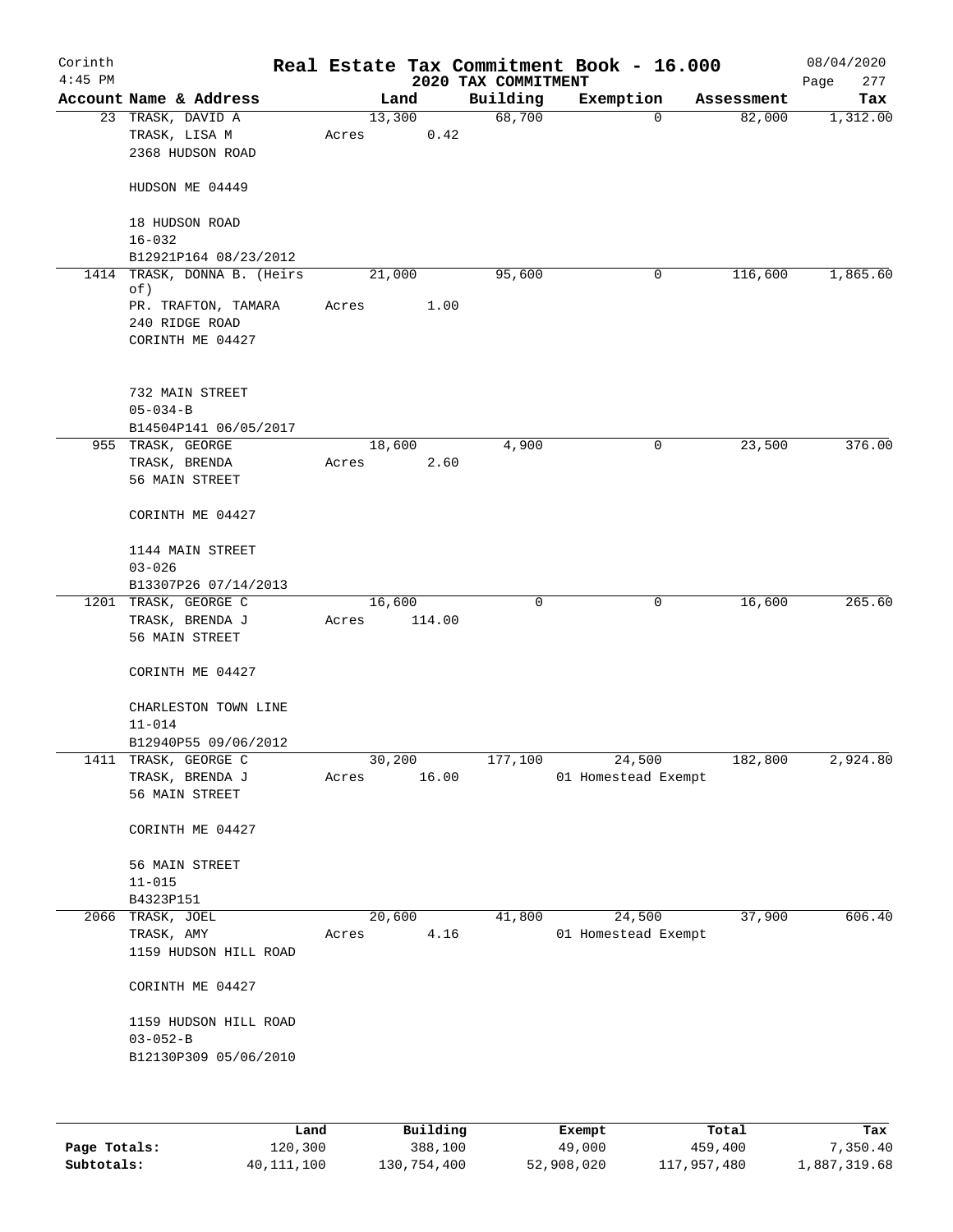# Real Estate Tax Commitment Book - 16.000

Corinth
4:45 PM

2020 TAX COMMITMENT

08/04/2020

| Account | Name & Address | Land | Building | Exemption | Assessment | Tax |
|---|---|---|---|---|---|---|
| 23 | TRASK, DAVID A<br>TRASK, LISA M<br>2368 HUDSON ROAD<br><br>HUDSON ME 04449<br><br>18 HUDSON ROAD<br>16-032<br>B12921P164 08/23/2012 | 13,300<br>Acres 0.42 | 68,700 | 0 | 82,000 | 1,312.00 |
| 1414 | TRASK, DONNA B. (Heirs of)<br>PR. TRAFTON, TAMARA<br>240 RIDGE ROAD<br>CORINTH ME 04427<br><br>732 MAIN STREET<br>05-034-B<br>B14504P141 06/05/2017 | 21,000<br>Acres 1.00 | 95,600 | 0 | 116,600 | 1,865.60 |
| 955 | TRASK, GEORGE<br>TRASK, BRENDA<br>56 MAIN STREET<br><br>CORINTH ME 04427<br><br>1144 MAIN STREET<br>03-026<br>B13307P26 07/14/2013 | 18,600<br>Acres 2.60 | 4,900 | 0 | 23,500 | 376.00 |
| 1201 | TRASK, GEORGE C<br>TRASK, BRENDA J<br>56 MAIN STREET<br><br>CORINTH ME 04427<br><br>CHARLESTON TOWN LINE<br>11-014<br>B12940P55 09/06/2012 | 16,600<br>Acres 114.00 | 0 | 0 | 16,600 | 265.60 |
| 1411 | TRASK, GEORGE C<br>TRASK, BRENDA J<br>56 MAIN STREET<br><br>CORINTH ME 04427<br><br>56 MAIN STREET<br>11-015<br>B4323P151 | 30,200<br>Acres 16.00 | 177,100 | 24,500<br>01 Homestead Exempt | 182,800 | 2,924.80 |
| 2066 | TRASK, JOEL<br>TRASK, AMY<br>1159 HUDSON HILL ROAD<br><br>CORINTH ME 04427<br><br>1159 HUDSON HILL ROAD<br>03-052-B<br>B12130P309 05/06/2010 | 20,600<br>Acres 4.16 | 41,800 | 24,500<br>01 Homestead Exempt | 37,900 | 606.40 |

| | Land | Building | Exempt | Total | Tax |
|---|---|---|---|---|---|
| Page Totals: | 120,300 | 388,100 | 49,000 | 459,400 | 7,350.40 |
| Subtotals: | 40,111,100 | 130,754,400 | 52,908,020 | 117,957,480 | 1,887,319.68 |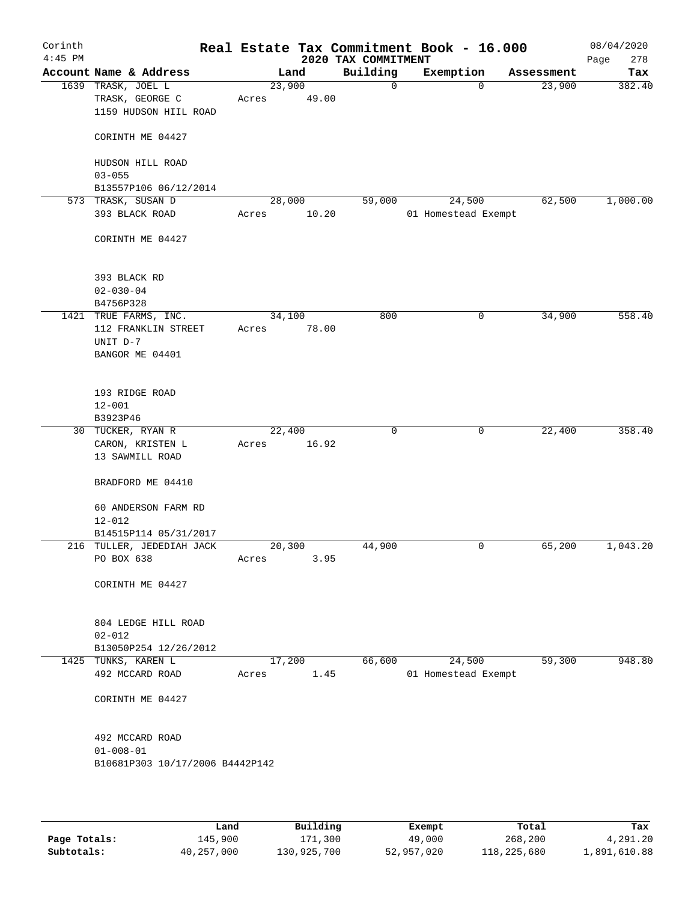# Real Estate Tax Commitment Book - 16.000

Corinth
4:45 PM

2020 TAX COMMITMENT

08/04/2020
Page 278

| Account Name & Address | Land | Building | Exemption | Assessment | Tax |
|---|---|---|---|---|---|
| 1639 TRASK, JOEL L<br>TRASK, GEORGE C<br>1159 HUDSON HIIL ROAD<br><br>CORINTH ME 04427<br><br>HUDSON HILL ROAD<br>03-055<br>B13557P106 06/12/2014 | 23,900<br>Acres 49.00 | 0 | 0 | 23,900 | 382.40 |
| 573 TRASK, SUSAN D<br>393 BLACK ROAD<br><br>CORINTH ME 04427<br><br>393 BLACK RD<br>02-030-04<br>B4756P328 | 28,000<br>Acres 10.20 | 59,000 | 24,500<br>01 Homestead Exempt | 62,500 | 1,000.00 |
| 1421 TRUE FARMS, INC.<br>112 FRANKLIN STREET<br>UNIT D-7<br>BANGOR ME 04401<br><br>193 RIDGE ROAD<br>12-001<br>B3923P46 | 34,100<br>Acres 78.00 | 800 | 0 | 34,900 | 558.40 |
| 30 TUCKER, RYAN R<br>CARON, KRISTEN L<br>13 SAWMILL ROAD<br><br>BRADFORD ME 04410<br><br>60 ANDERSON FARM RD<br>12-012<br>B14515P114 05/31/2017 | 22,400<br>Acres 16.92 | 0 | 0 | 22,400 | 358.40 |
| 216 TULLER, JEDEDIAH JACK<br>PO BOX 638<br><br>CORINTH ME 04427<br><br>804 LEDGE HILL ROAD<br>02-012<br>B13050P254 12/26/2012 | 20,300<br>Acres 3.95 | 44,900 | 0 | 65,200 | 1,043.20 |
| 1425 TUNKS, KAREN L<br>492 MCCARD ROAD<br><br>CORINTH ME 04427<br><br>492 MCCARD ROAD<br>01-008-01<br>B10681P303 10/17/2006 B4442P142 | 17,200<br>Acres 1.45 | 66,600 | 24,500<br>01 Homestead Exempt | 59,300 | 948.80 |

| | Land | Building | Exempt | Total | Tax |
|---|---|---|---|---|---|
| Page Totals: | 145,900 | 171,300 | 49,000 | 268,200 | 4,291.20 |
| Subtotals: | 40,257,000 | 130,925,700 | 52,957,020 | 118,225,680 | 1,891,610.88 |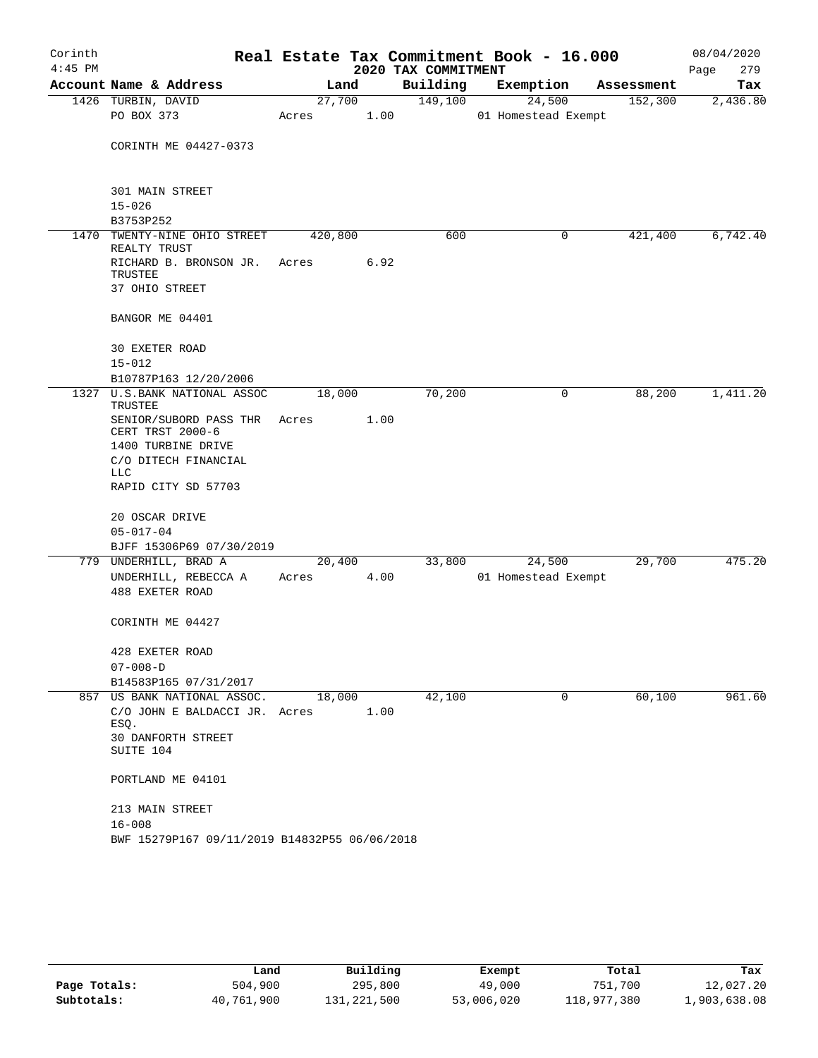# Real Estate Tax Commitment Book - 16.000

Corinth
4:45 PM

2020 TAX COMMITMENT

08/04/2020

| Account | Name & Address | Land | Building | Exemption | Assessment | Tax |
|---|---|---|---|---|---|---|
| 1426 | TURBIN, DAVID<br>PO BOX 373<br><br>CORINTH ME 04427-0373<br><br>301 MAIN STREET<br>15-026<br>B3753P252 | 27,700<br>Acres 1.00 | 149,100 | 24,500<br>01 Homestead Exempt | 152,300 | 2,436.80 |
| 1470 | TWENTY-NINE OHIO STREET REALTY TRUST<br>RICHARD B. BRONSON JR. TRUSTEE<br>37 OHIO STREET<br><br>BANGOR ME 04401<br><br>30 EXETER ROAD<br>15-012<br>B10787P163 12/20/2006 | 420,800<br>Acres 6.92 | 600 | 0 | 421,400 | 6,742.40 |
| 1327 | U.S.BANK NATIONAL ASSOC TRUSTEE<br>SENIOR/SUBORD PASS THR CERT TRST 2000-6<br>1400 TURBINE DRIVE<br>C/O DITECH FINANCIAL LLC<br>RAPID CITY SD 57703<br><br>20 OSCAR DRIVE<br>05-017-04<br>BJFF 15306P69 07/30/2019 | 18,000<br>Acres 1.00 | 70,200 | 0 | 88,200 | 1,411.20 |
| 779 | UNDERHILL, BRAD A<br>UNDERHILL, REBECCA A<br>488 EXETER ROAD<br><br>CORINTH ME 04427<br><br>428 EXETER ROAD<br>07-008-D<br>B14583P165 07/31/2017 | 20,400<br>Acres 4.00 | 33,800 | 24,500<br>01 Homestead Exempt | 29,700 | 475.20 |
| 857 | US BANK NATIONAL ASSOC.<br>C/O JOHN E BALDACCI JR. ESQ.<br>30 DANFORTH STREET<br>SUITE 104<br><br>PORTLAND ME 04101<br><br>213 MAIN STREET<br>16-008<br>BWF 15279P167 09/11/2019 B14832P55 06/06/2018 | 18,000<br>Acres 1.00 | 42,100 | 0 | 60,100 | 961.60 |

| | Land | Building | Exempt | Total | Tax |
|---|---|---|---|---|---|
| Page Totals: | 504,900 | 295,800 | 49,000 | 751,700 | 12,027.20 |
| Subtotals: | 40,761,900 | 131,221,500 | 53,006,020 | 118,977,380 | 1,903,638.08 |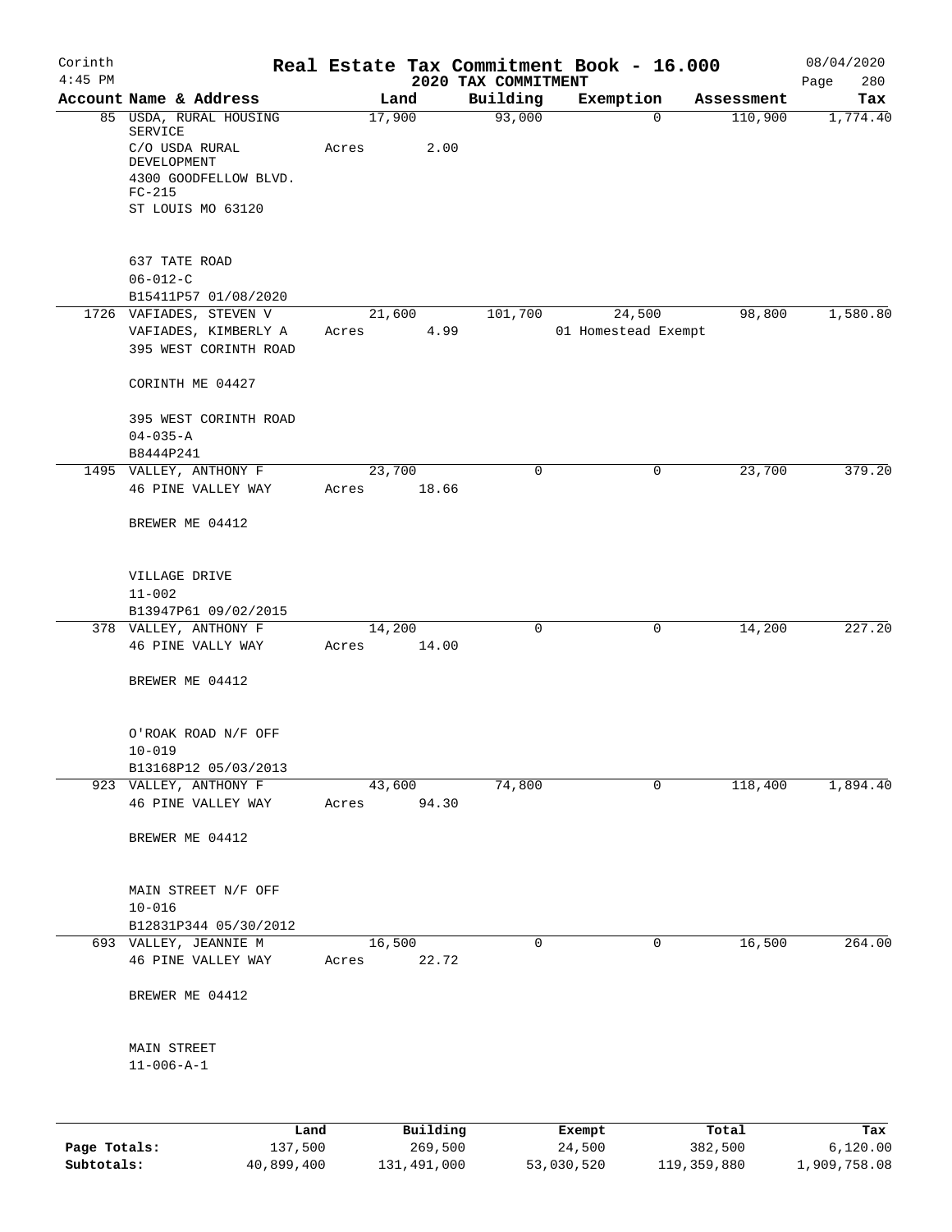Corinth
4:45 PM

# Real Estate Tax Commitment Book - 16.000

## 2020 TAX COMMITMENT

08/04/2020

| Account | Name & Address | Land | Building | Exemption | Assessment | Tax |
|---|---|---|---|---|---|---|
| 85 | USDA, RURAL HOUSING SERVICE<br>C/O USDA RURAL DEVELOPMENT<br>4300 GOODFELLOW BLVD. FC-215<br>ST LOUIS MO 63120<br><br>637 TATE ROAD<br>06-012-C<br>B15411P57 01/08/2020 | 17,900<br>Acres 2.00 | 93,000 | 0 | 110,900 | 1,774.40 |
| 1726 | VAFIADES, STEVEN V<br>VAFIADES, KIMBERLY A<br>395 WEST CORINTH ROAD<br>CORINTH ME 04427<br><br>395 WEST CORINTH ROAD<br>04-035-A<br>B8444P241 | 21,600<br>Acres 4.99 | 101,700 | 24,500<br>01 Homestead Exempt | 98,800 | 1,580.80 |
| 1495 | VALLEY, ANTHONY F<br>46 PINE VALLEY WAY<br>BREWER ME 04412<br><br>VILLAGE DRIVE<br>11-002<br>B13947P61 09/02/2015 | 23,700<br>Acres 18.66 | 0 | 0 | 23,700 | 379.20 |
| 378 | VALLEY, ANTHONY F<br>46 PINE VALLY WAY<br>BREWER ME 04412<br><br>O'ROAK ROAD N/F OFF<br>10-019<br>B13168P12 05/03/2013 | 14,200<br>Acres 14.00 | 0 | 0 | 14,200 | 227.20 |
| 923 | VALLEY, ANTHONY F<br>46 PINE VALLEY WAY<br>BREWER ME 04412<br><br>MAIN STREET N/F OFF<br>10-016<br>B12831P344 05/30/2012 | 43,600<br>Acres 94.30 | 74,800 | 0 | 118,400 | 1,894.40 |
| 693 | VALLEY, JEANNIE M<br>46 PINE VALLEY WAY<br>BREWER ME 04412<br><br>MAIN STREET<br>11-006-A-1 | 16,500<br>Acres 22.72 | 0 | 0 | 16,500 | 264.00 |

| | Land | Building | Exempt | Total | Tax |
|---|---|---|---|---|---|
| Page Totals: | 137,500 | 269,500 | 24,500 | 382,500 | 6,120.00 |
| Subtotals: | 40,899,400 | 131,491,000 | 53,030,520 | 119,359,880 | 1,909,758.08 |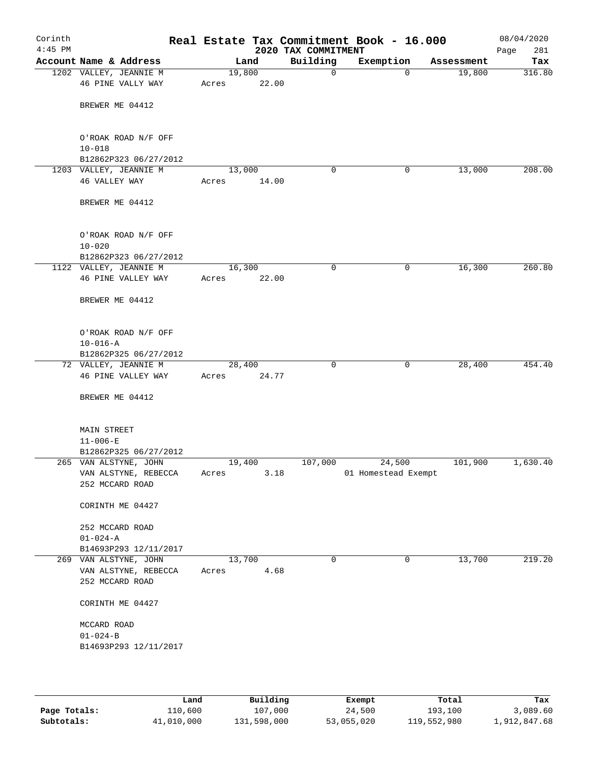Corinth
4:45 PM

# Real Estate Tax Commitment Book - 16.000

2020 TAX COMMITMENT

08/04/2020
Page 281

| Account Name & Address | Land | Building | Exemption | Assessment | Tax |
|---|---|---|---|---|---|
| 1202 VALLEY, JEANNIE M<br>46 PINE VALLY WAY<br><br>BREWER ME 04412<br><br>O'ROAK ROAD N/F OFF<br>10-018<br>B12862P323 06/27/2012 | 19,800<br>Acres 22.00 | 0 | 0 | 19,800 | 316.80 |
| 1203 VALLEY, JEANNIE M<br>46 VALLEY WAY<br><br>BREWER ME 04412<br><br>O'ROAK ROAD N/F OFF<br>10-020<br>B12862P323 06/27/2012 | 13,000<br>Acres 14.00 | 0 | 0 | 13,000 | 208.00 |
| 1122 VALLEY, JEANNIE M<br>46 PINE VALLEY WAY<br><br>BREWER ME 04412<br><br>O'ROAK ROAD N/F OFF<br>10-016-A<br>B12862P325 06/27/2012 | 16,300<br>Acres 22.00 | 0 | 0 | 16,300 | 260.80 |
| 72 VALLEY, JEANNIE M<br>46 PINE VALLEY WAY<br><br>BREWER ME 04412<br><br>MAIN STREET<br>11-006-E<br>B12862P325 06/27/2012 | 28,400<br>Acres 24.77 | 0 | 0 | 28,400 | 454.40 |
| 265 VAN ALSTYNE, JOHN<br>VAN ALSTYNE, REBECCA<br>252 MCCARD ROAD<br><br>CORINTH ME 04427<br><br>252 MCCARD ROAD<br>01-024-A<br>B14693P293 12/11/2017 | 19,400<br>Acres 3.18 | 107,000 | 24,500<br>01 Homestead Exempt | 101,900 | 1,630.40 |
| 269 VAN ALSTYNE, JOHN<br>VAN ALSTYNE, REBECCA<br>252 MCCARD ROAD<br><br>CORINTH ME 04427<br><br>MCCARD ROAD<br>01-024-B<br>B14693P293 12/11/2017 | 13,700<br>Acres 4.68 | 0 | 0 | 13,700 | 219.20 |

| | Land | Building | Exempt | Total | Tax |
|---|---|---|---|---|---|
| **Page Totals:** | 110,600 | 107,000 | 24,500 | 193,100 | 3,089.60 |
| **Subtotals:** | 41,010,000 | 131,598,000 | 53,055,020 | 119,552,980 | 1,912,847.68 |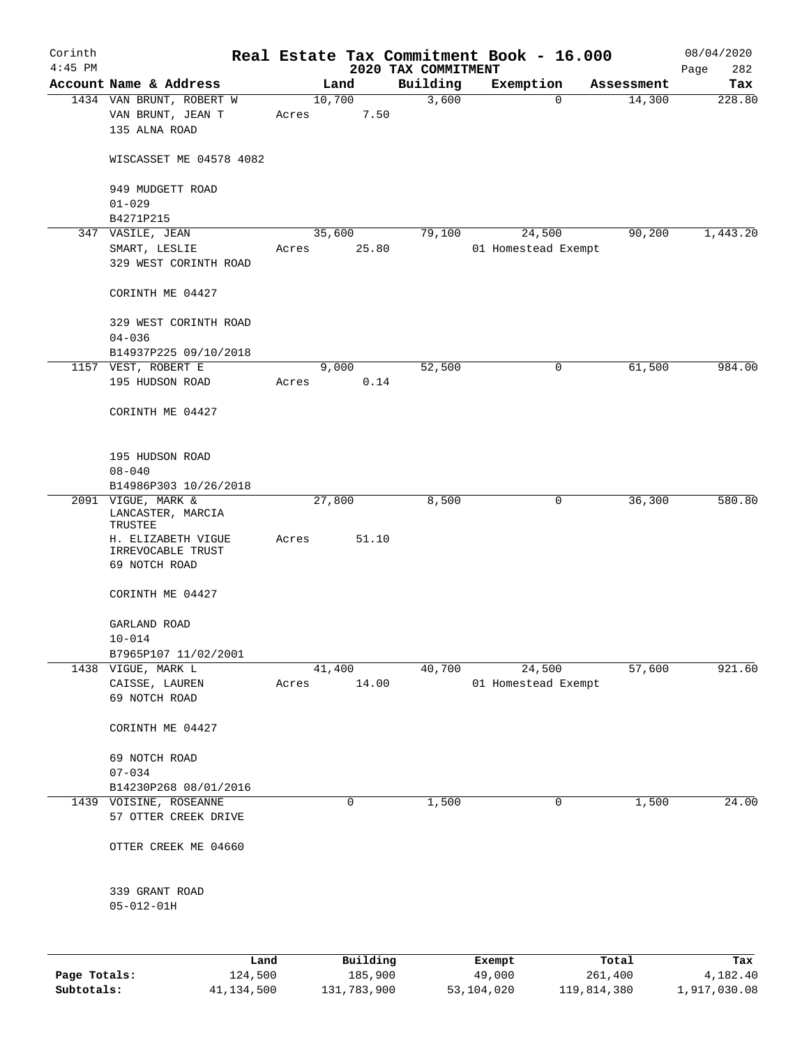Corinth
4:45 PM

# Real Estate Tax Commitment Book - 16.000
## 2020 TAX COMMITMENT

08/04/2020
Page 282

| Account Name & Address | Land | Building | Exemption | Assessment | Tax |
|---|---|---|---|---|---|
| 1434 VAN BRUNT, ROBERT W<br>VAN BRUNT, JEAN T<br>135 ALNA ROAD<br><br>WISCASSET ME 04578 4082<br><br>949 MUDGETT ROAD<br>01-029<br>B4271P215 | 10,700<br>Acres 7.50 | 3,600 | 0 | 14,300 | 228.80 |
| 347 VASILE, JEAN<br>SMART, LESLIE<br>329 WEST CORINTH ROAD<br><br>CORINTH ME 04427<br><br>329 WEST CORINTH ROAD<br>04-036<br>B14937P225 09/10/2018 | 35,600<br>Acres 25.80 | 79,100 | 24,500<br>01 Homestead Exempt | 90,200 | 1,443.20 |
| 1157 VEST, ROBERT E<br>195 HUDSON ROAD<br><br>CORINTH ME 04427<br><br>195 HUDSON ROAD<br>08-040<br>B14986P303 10/26/2018 | 9,000<br>Acres 0.14 | 52,500 | 0 | 61,500 | 984.00 |
| 2091 VIGUE, MARK &<br>LANCASTER, MARCIA<br>TRUSTEE<br>H. ELIZABETH VIGUE<br>IRREVOCABLE TRUST<br>69 NOTCH ROAD<br><br>CORINTH ME 04427<br><br>GARLAND ROAD<br>10-014<br>B7965P107 11/02/2001 | 27,800<br>Acres 51.10 | 8,500 | 0 | 36,300 | 580.80 |
| 1438 VIGUE, MARK L<br>CAISSE, LAUREN<br>69 NOTCH ROAD<br><br>CORINTH ME 04427<br><br>69 NOTCH ROAD<br>07-034<br>B14230P268 08/01/2016 | 41,400<br>Acres 14.00 | 40,700 | 24,500<br>01 Homestead Exempt | 57,600 | 921.60 |
| 1439 VOISINE, ROSEANNE<br>57 OTTER CREEK DRIVE<br><br>OTTER CREEK ME 04660<br><br>339 GRANT ROAD<br>05-012-01H | 0 | 1,500 | 0 | 1,500 | 24.00 |

| | Land | Building | Exempt | Total | Tax |
|---|---|---|---|---|---|
| **Page Totals:** | 124,500 | 185,900 | 49,000 | 261,400 | 4,182.40 |
| **Subtotals:** | 41,134,500 | 131,783,900 | 53,104,020 | 119,814,380 | 1,917,030.08 |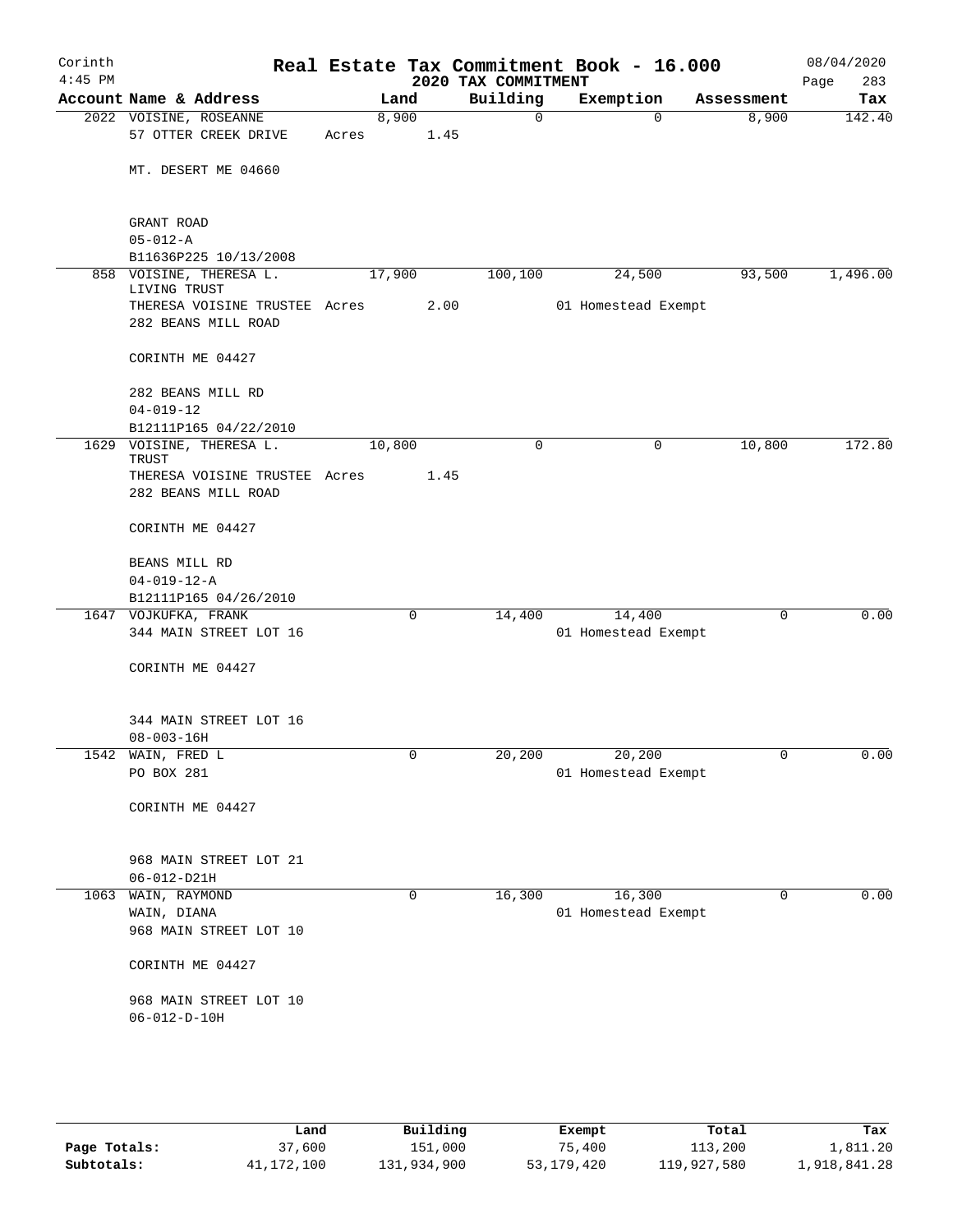# Real Estate Tax Commitment Book - 16.000

Corinth 4:45 PM — 2020 TAX COMMITMENT — 08/04/2020

| Account Name & Address | Land | Building | Exemption | Assessment | Tax |
|---|---|---|---|---|---|
| 2022 VOISINE, ROSEANNE<br>57 OTTER CREEK DRIVE<br><br>MT. DESERT ME 04660<br><br>GRANT ROAD<br>05-012-A<br>B11636P225 10/13/2008 | 8,900<br>Acres 1.45 | 0 | 0 | 8,900 | 142.40 |
| 858 VOISINE, THERESA L. LIVING TRUST<br>THERESA VOISINE TRUSTEE<br>282 BEANS MILL ROAD<br><br>CORINTH ME 04427<br><br>282 BEANS MILL RD<br>04-019-12<br>B12111P165 04/22/2010 | 17,900<br>Acres 2.00 | 100,100 | 24,500<br>01 Homestead Exempt | 93,500 | 1,496.00 |
| 1629 VOISINE, THERESA L. TRUST<br>THERESA VOISINE TRUSTEE<br>282 BEANS MILL ROAD<br><br>CORINTH ME 04427<br><br>BEANS MILL RD<br>04-019-12-A<br>B12111P165 04/26/2010 | 10,800<br>Acres 1.45 | 0 | 0 | 10,800 | 172.80 |
| 1647 VOJKUFKA, FRANK<br>344 MAIN STREET LOT 16<br><br>CORINTH ME 04427<br><br>344 MAIN STREET LOT 16<br>08-003-16H | 0 | 14,400 | 14,400<br>01 Homestead Exempt | 0 | 0.00 |
| 1542 WAIN, FRED L<br>PO BOX 281<br><br>CORINTH ME 04427<br><br>968 MAIN STREET LOT 21<br>06-012-D21H | 0 | 20,200 | 20,200<br>01 Homestead Exempt | 0 | 0.00 |
| 1063 WAIN, RAYMOND<br>WAIN, DIANA<br>968 MAIN STREET LOT 10<br><br>CORINTH ME 04427<br><br>968 MAIN STREET LOT 10<br>06-012-D-10H | 0 | 16,300 | 16,300<br>01 Homestead Exempt | 0 | 0.00 |

| | Land | Building | Exempt | Total | Tax |
|---|---|---|---|---|---|
| Page Totals: | 37,600 | 151,000 | 75,400 | 113,200 | 1,811.20 |
| Subtotals: | 41,172,100 | 131,934,900 | 53,179,420 | 119,927,580 | 1,918,841.28 |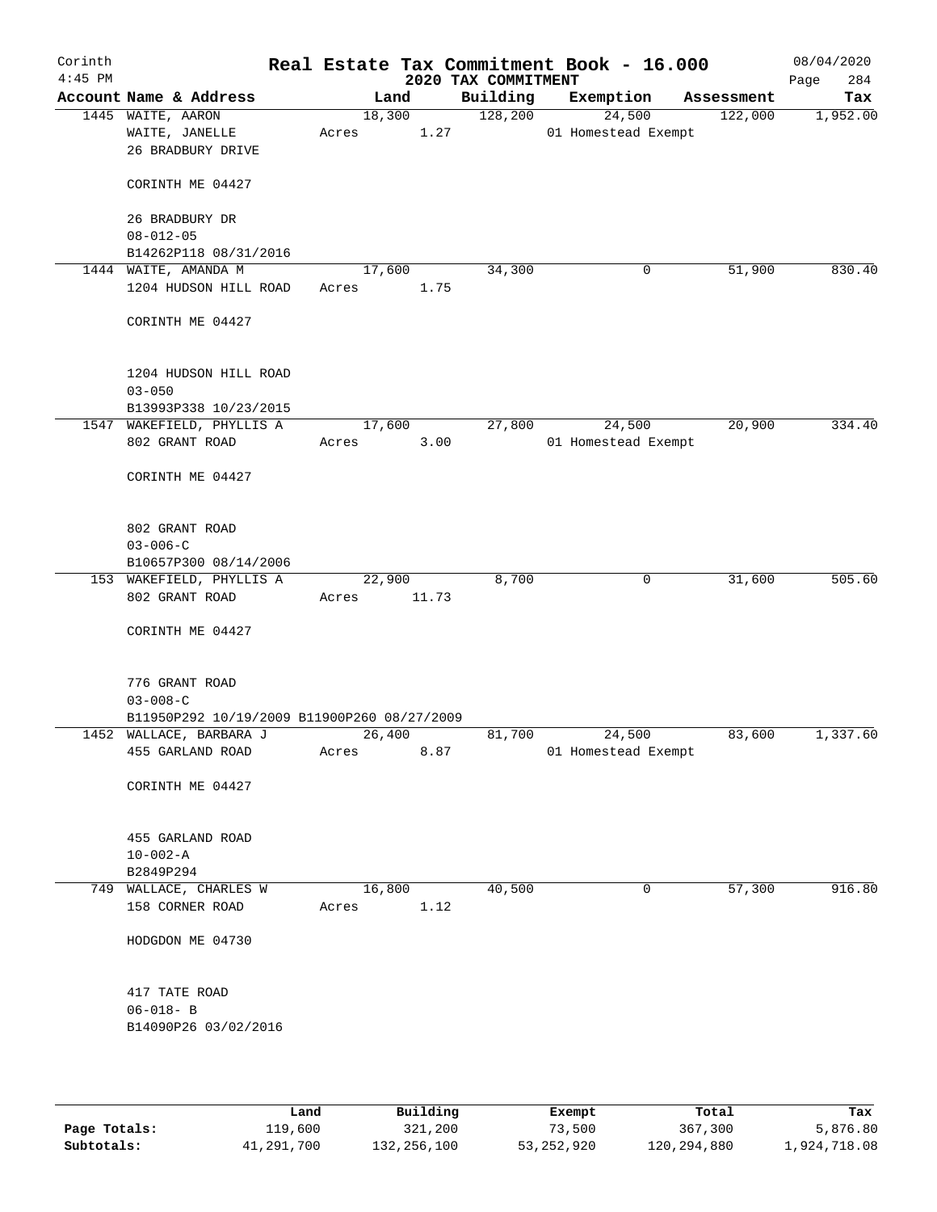Corinth
4:45 PM

# Real Estate Tax Commitment Book - 16.000

## 2020 TAX COMMITMENT

08/04/2020

| Account Name & Address | Land | Building | Exemption | Assessment | Tax |
|---|---|---|---|---|---|
| 1445 WAITE, AARON<br>WAITE, JANELLE<br>26 BRADBURY DRIVE<br><br>CORINTH ME 04427<br><br>26 BRADBURY DR<br>08-012-05<br>B14262P118 08/31/2016 | 18,300<br>Acres 1.27 | 128,200 | 24,500<br>01 Homestead Exempt | 122,000 | 1,952.00 |
| 1444 WAITE, AMANDA M<br>1204 HUDSON HILL ROAD<br><br>CORINTH ME 04427<br><br>1204 HUDSON HILL ROAD<br>03-050<br>B13993P338 10/23/2015 | 17,600<br>Acres 1.75 | 34,300 | 0 | 51,900 | 830.40 |
| 1547 WAKEFIELD, PHYLLIS A<br>802 GRANT ROAD<br><br>CORINTH ME 04427<br><br>802 GRANT ROAD<br>03-006-C<br>B10657P300 08/14/2006 | 17,600<br>Acres 3.00 | 27,800 | 24,500<br>01 Homestead Exempt | 20,900 | 334.40 |
| 153 WAKEFIELD, PHYLLIS A<br>802 GRANT ROAD<br><br>CORINTH ME 04427<br><br>776 GRANT ROAD<br>03-008-C<br>B11950P292 10/19/2009 B11900P260 08/27/2009 | 22,900<br>Acres 11.73 | 8,700 | 0 | 31,600 | 505.60 |
| 1452 WALLACE, BARBARA J<br>455 GARLAND ROAD<br><br>CORINTH ME 04427<br><br>455 GARLAND ROAD<br>10-002-A<br>B2849P294 | 26,400<br>Acres 8.87 | 81,700 | 24,500<br>01 Homestead Exempt | 83,600 | 1,337.60 |
| 749 WALLACE, CHARLES W<br>158 CORNER ROAD<br><br>HODGDON ME 04730<br><br>417 TATE ROAD<br>06-018- B<br>B14090P26 03/02/2016 | 16,800<br>Acres 1.12 | 40,500 | 0 | 57,300 | 916.80 |

| | Land | Building | Exempt | Total | Tax |
|---|---|---|---|---|---|
| Page Totals: | 119,600 | 321,200 | 73,500 | 367,300 | 5,876.80 |
| Subtotals: | 41,291,700 | 132,256,100 | 53,252,920 | 120,294,880 | 1,924,718.08 |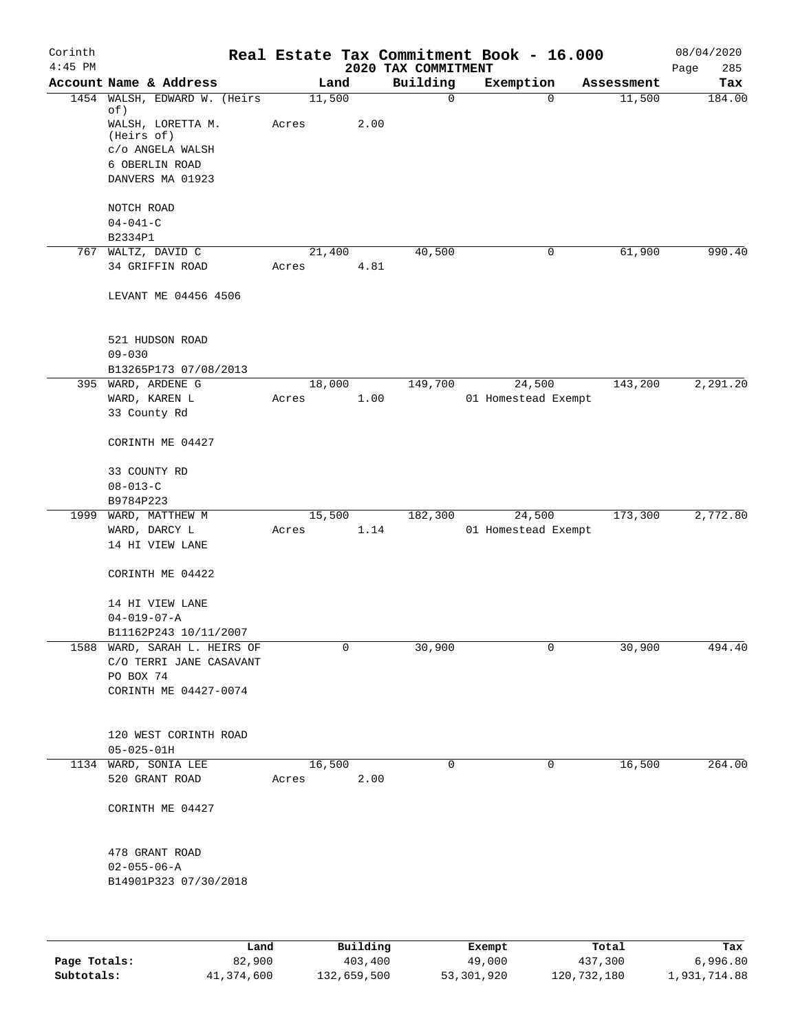Corinth
4:45 PM

# Real Estate Tax Commitment Book - 16.000

## 2020 TAX COMMITMENT

08/04/2020

| Account Name & Address | Land | Building | Exemption | Assessment | Tax |
|---|---|---|---|---|---|
| 1454 WALSH, EDWARD W. (Heirs of) | 11,500 | 0 | 0 | 11,500 | 184.00 |
| WALSH, LORETTA M. (Heirs of) | Acres 2.00 | | | | |
| c/o ANGELA WALSH | | | | | |
| 6 OBERLIN ROAD | | | | | |
| DANVERS MA 01923 | | | | | |
| NOTCH ROAD | | | | | |
| 04-041-C | | | | | |
| B2334P1 | | | | | |
| 767 WALTZ, DAVID C | 21,400 | 40,500 | 0 | 61,900 | 990.40 |
| 34 GRIFFIN ROAD | Acres 4.81 | | | | |
| LEVANT ME 04456 4506 | | | | | |
| 521 HUDSON ROAD | | | | | |
| 09-030 | | | | | |
| B13265P173 07/08/2013 | | | | | |
| 395 WARD, ARDENE G | 18,000 | 149,700 | 24,500 | 143,200 | 2,291.20 |
| WARD, KAREN L | Acres 1.00 | | 01 Homestead Exempt | | |
| 33 County Rd | | | | | |
| CORINTH ME 04427 | | | | | |
| 33 COUNTY RD | | | | | |
| 08-013-C | | | | | |
| B9784P223 | | | | | |
| 1999 WARD, MATTHEW M | 15,500 | 182,300 | 24,500 | 173,300 | 2,772.80 |
| WARD, DARCY L | Acres 1.14 | | 01 Homestead Exempt | | |
| 14 HI VIEW LANE | | | | | |
| CORINTH ME 04422 | | | | | |
| 14 HI VIEW LANE | | | | | |
| 04-019-07-A | | | | | |
| B11162P243 10/11/2007 | | | | | |
| 1588 WARD, SARAH L. HEIRS OF | 0 | 30,900 | 0 | 30,900 | 494.40 |
| C/O TERRI JANE CASAVANT | | | | | |
| PO BOX 74 | | | | | |
| CORINTH ME 04427-0074 | | | | | |
| 120 WEST CORINTH ROAD | | | | | |
| 05-025-01H | | | | | |
| 1134 WARD, SONIA LEE | 16,500 | 0 | 0 | 16,500 | 264.00 |
| 520 GRANT ROAD | Acres 2.00 | | | | |
| CORINTH ME 04427 | | | | | |
| 478 GRANT ROAD | | | | | |
| 02-055-06-A | | | | | |
| B14901P323 07/30/2018 | | | | | |

| | Land | Building | Exempt | Total | Tax |
|---|---|---|---|---|---|
| Page Totals: | 82,900 | 403,400 | 49,000 | 437,300 | 6,996.80 |
| Subtotals: | 41,374,600 | 132,659,500 | 53,301,920 | 120,732,180 | 1,931,714.88 |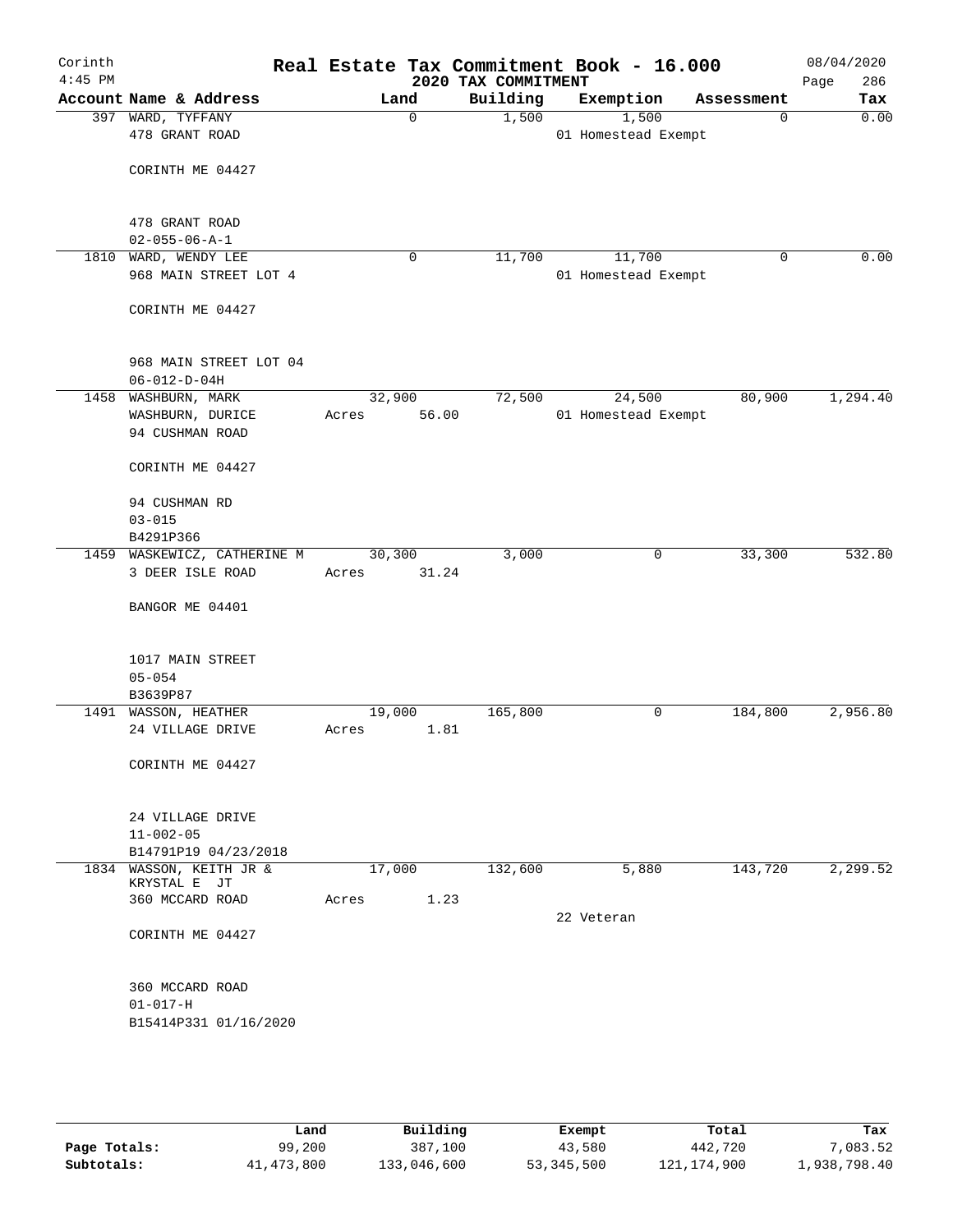# Real Estate Tax Commitment Book - 16.000

Corinth
4:45 PM

2020 TAX COMMITMENT

08/04/2020

| Account | Name & Address | Land | Building | Exemption | Assessment | Tax |
|---|---|---|---|---|---|---|
| 397 | WARD, TYFFANY<br>478 GRANT ROAD<br><br>CORINTH ME 04427<br><br>478 GRANT ROAD<br>02-055-06-A-1 | 0 | 1,500 | 1,500<br>01 Homestead Exempt | 0 | 0.00 |
| 1810 | WARD, WENDY LEE<br>968 MAIN STREET LOT 4<br><br>CORINTH ME 04427<br><br>968 MAIN STREET LOT 04<br>06-012-D-04H | 0 | 11,700 | 11,700<br>01 Homestead Exempt | 0 | 0.00 |
| 1458 | WASHBURN, MARK<br>WASHBURN, DURICE<br>94 CUSHMAN ROAD<br><br>CORINTH ME 04427<br><br>94 CUSHMAN RD<br>03-015<br>B4291P366 | 32,900<br>Acres 56.00 | 72,500 | 24,500<br>01 Homestead Exempt | 80,900 | 1,294.40 |
| 1459 | WASKEWICZ, CATHERINE M<br>3 DEER ISLE ROAD<br><br>BANGOR ME 04401<br><br>1017 MAIN STREET<br>05-054<br>B3639P87 | 30,300<br>Acres 31.24 | 3,000 | 0 | 33,300 | 532.80 |
| 1491 | WASSON, HEATHER<br>24 VILLAGE DRIVE<br><br>CORINTH ME 04427<br><br>24 VILLAGE DRIVE<br>11-002-05<br>B14791P19 04/23/2018 | 19,000<br>Acres 1.81 | 165,800 | 0 | 184,800 | 2,956.80 |
| 1834 | WASSON, KEITH JR &<br>KRYSTAL E JT<br>360 MCCARD ROAD<br><br>CORINTH ME 04427<br><br>360 MCCARD ROAD<br>01-017-H<br>B15414P331 01/16/2020 | 17,000<br>Acres 1.23 | 132,600 | 5,880<br>22 Veteran | 143,720 | 2,299.52 |

| | Land | Building | Exempt | Total | Tax |
|---|---|---|---|---|---|
| Page Totals: | 99,200 | 387,100 | 43,580 | 442,720 | 7,083.52 |
| Subtotals: | 41,473,800 | 133,046,600 | 53,345,500 | 121,174,900 | 1,938,798.40 |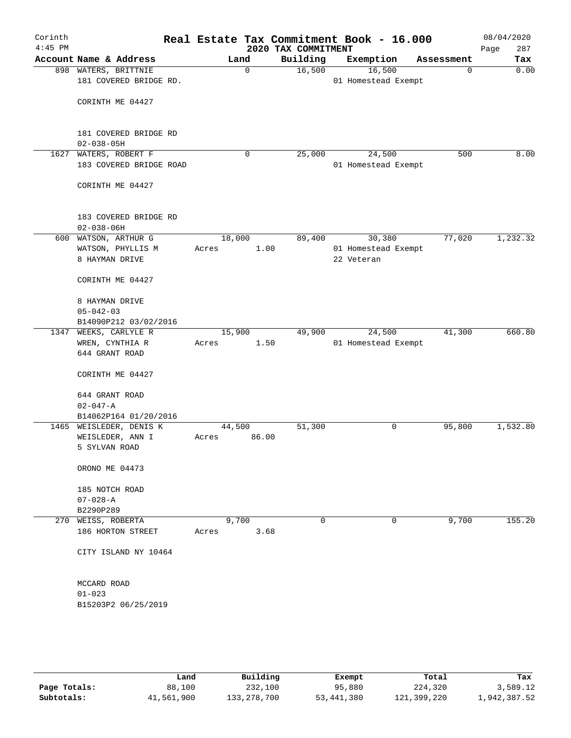# Real Estate Tax Commitment Book - 16.000

Corinth
4:45 PM

## 2020 TAX COMMITMENT

08/04/2020
Page 287

| Account | Name & Address | Land | Building | Exemption | Assessment | Tax |
|---|---|---|---|---|---|---|
| 898 | WATERS, BRITTNIE<br>181 COVERED BRIDGE RD.<br><br>CORINTH ME 04427<br><br>181 COVERED BRIDGE RD<br>02-038-05H | 0 | 16,500 | 16,500<br>01 Homestead Exempt | 0 | 0.00 |
| 1627 | WATERS, ROBERT F<br>183 COVERED BRIDGE ROAD<br><br>CORINTH ME 04427<br><br>183 COVERED BRIDGE RD<br>02-038-06H | 0 | 25,000 | 24,500<br>01 Homestead Exempt | 500 | 8.00 |
| 600 | WATSON, ARTHUR G<br>WATSON, PHYLLIS M<br>8 HAYMAN DRIVE<br><br>CORINTH ME 04427<br><br>8 HAYMAN DRIVE<br>05-042-03<br>B14090P212 03/02/2016 | 18,000<br>Acres 1.00 | 89,400 | 30,380<br>01 Homestead Exempt<br>22 Veteran | 77,020 | 1,232.32 |
| 1347 | WEEKS, CARLYLE R<br>WREN, CYNTHIA R<br>644 GRANT ROAD<br><br>CORINTH ME 04427<br><br>644 GRANT ROAD<br>02-047-A<br>B14062P164 01/20/2016 | 15,900<br>Acres 1.50 | 49,900 | 24,500<br>01 Homestead Exempt | 41,300 | 660.80 |
| 1465 | WEISLEDER, DENIS K<br>WEISLEDER, ANN I<br>5 SYLVAN ROAD<br><br>ORONO ME 04473<br><br>185 NOTCH ROAD<br>07-028-A<br>B2290P289 | 44,500<br>Acres 86.00 | 51,300 | 0 | 95,800 | 1,532.80 |
| 270 | WEISS, ROBERTA<br>186 HORTON STREET<br><br>CITY ISLAND NY 10464<br><br>MCCARD ROAD<br>01-023<br>B15203P2 06/25/2019 | 9,700<br>Acres 3.68 | 0 | 0 | 9,700 | 155.20 |

| | Land | Building | Exempt | Total | Tax |
|---|---|---|---|---|---|
| **Page Totals:** | 88,100 | 232,100 | 95,880 | 224,320 | 3,589.12 |
| **Subtotals:** | 41,561,900 | 133,278,700 | 53,441,380 | 121,399,220 | 1,942,387.52 |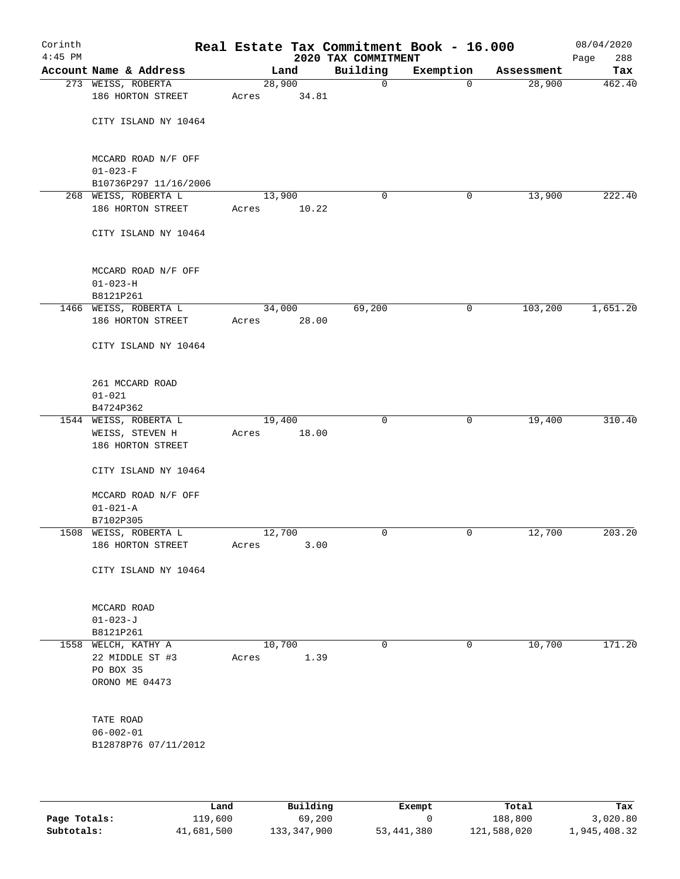Corinth 4:45 PM

# Real Estate Tax Commitment Book - 16.000

2020 TAX COMMITMENT

08/04/2020

| Account Name & Address | Land | Building | Exemption | Assessment | Tax |
|---|---|---|---|---|---|
| 273 WEISS, ROBERTA<br>186 HORTON STREET<br><br>CITY ISLAND NY 10464<br><br>MCCARD ROAD N/F OFF<br>01-023-F<br>B10736P297 11/16/2006 | 28,900<br>Acres 34.81 | 0 | 0 | 28,900 | 462.40 |
| 268 WEISS, ROBERTA L<br>186 HORTON STREET<br><br>CITY ISLAND NY 10464<br><br>MCCARD ROAD N/F OFF<br>01-023-H<br>B8121P261 | 13,900<br>Acres 10.22 | 0 | 0 | 13,900 | 222.40 |
| 1466 WEISS, ROBERTA L<br>186 HORTON STREET<br><br>CITY ISLAND NY 10464<br><br>261 MCCARD ROAD<br>01-021<br>B4724P362 | 34,000<br>Acres 28.00 | 69,200 | 0 | 103,200 | 1,651.20 |
| 1544 WEISS, ROBERTA L<br>WEISS, STEVEN H<br>186 HORTON STREET<br><br>CITY ISLAND NY 10464<br><br>MCCARD ROAD N/F OFF<br>01-021-A<br>B7102P305 | 19,400<br>Acres 18.00 | 0 | 0 | 19,400 | 310.40 |
| 1508 WEISS, ROBERTA L<br>186 HORTON STREET<br><br>CITY ISLAND NY 10464<br><br>MCCARD ROAD<br>01-023-J<br>B8121P261 | 12,700<br>Acres 3.00 | 0 | 0 | 12,700 | 203.20 |
| 1558 WELCH, KATHY A<br>22 MIDDLE ST #3<br>PO BOX 35<br>ORONO ME 04473<br><br>TATE ROAD<br>06-002-01<br>B12878P76 07/11/2012 | 10,700<br>Acres 1.39 | 0 | 0 | 10,700 | 171.20 |

| | Land | Building | Exempt | Total | Tax |
|---|---|---|---|---|---|
| Page Totals: | 119,600 | 69,200 | 0 | 188,800 | 3,020.80 |
| Subtotals: | 41,681,500 | 133,347,900 | 53,441,380 | 121,588,020 | 1,945,408.32 |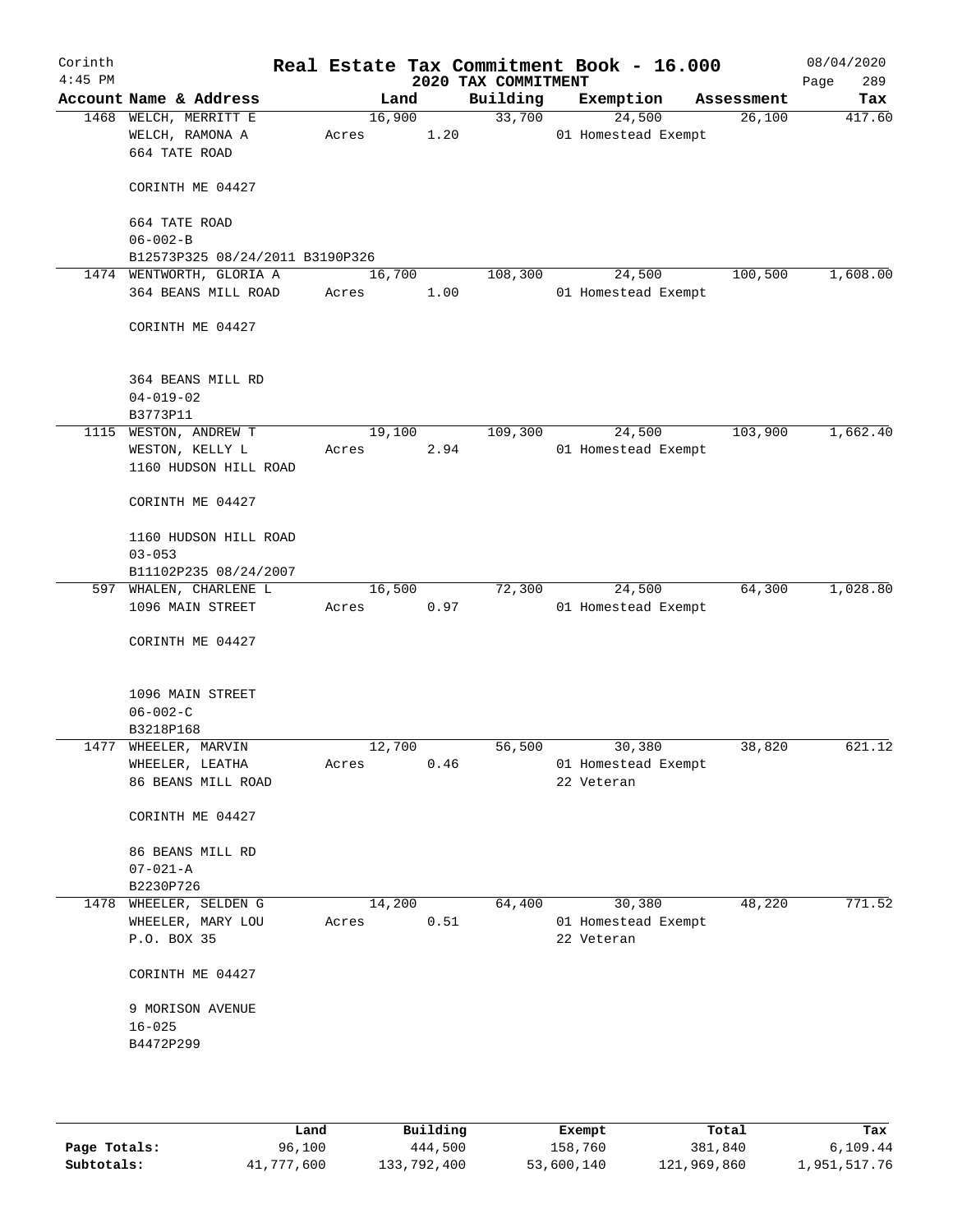Corinth 4:45 PM

# Real Estate Tax Commitment Book - 16.000

## 2020 TAX COMMITMENT

08/04/2020

| Account | Name & Address | Land | Building | Exemption | Assessment | Tax |
|---|---|---|---|---|---|---|
| 1468 | WELCH, MERRITT E<br>WELCH, RAMONA A<br>664 TATE ROAD<br><br>CORINTH ME 04427<br><br>664 TATE ROAD<br>06-002-B<br>B12573P325 08/24/2011 B3190P326 | 16,900<br>Acres 1.20 | 33,700 | 24,500<br>01 Homestead Exempt | 26,100 | 417.60 |
| 1474 | WENTWORTH, GLORIA A<br>364 BEANS MILL ROAD<br><br>CORINTH ME 04427<br><br>364 BEANS MILL RD<br>04-019-02<br>B3773P11 | 16,700<br>Acres 1.00 | 108,300 | 24,500<br>01 Homestead Exempt | 100,500 | 1,608.00 |
| 1115 | WESTON, ANDREW T<br>WESTON, KELLY L<br>1160 HUDSON HILL ROAD<br><br>CORINTH ME 04427<br><br>1160 HUDSON HILL ROAD<br>03-053<br>B11102P235 08/24/2007 | 19,100<br>Acres 2.94 | 109,300 | 24,500<br>01 Homestead Exempt | 103,900 | 1,662.40 |
| 597 | WHALEN, CHARLENE L<br>1096 MAIN STREET<br><br>CORINTH ME 04427<br><br>1096 MAIN STREET<br>06-002-C<br>B3218P168 | 16,500<br>Acres 0.97 | 72,300 | 24,500<br>01 Homestead Exempt | 64,300 | 1,028.80 |
| 1477 | WHEELER, MARVIN<br>WHEELER, LEATHA<br>86 BEANS MILL ROAD<br><br>CORINTH ME 04427<br><br>86 BEANS MILL RD<br>07-021-A<br>B2230P726 | 12,700<br>Acres 0.46 | 56,500 | 30,380<br>01 Homestead Exempt<br>22 Veteran | 38,820 | 621.12 |
| 1478 | WHEELER, SELDEN G<br>WHEELER, MARY LOU<br>P.O. BOX 35<br><br>CORINTH ME 04427<br><br>9 MORISON AVENUE<br>16-025<br>B4472P299 | 14,200<br>Acres 0.51 | 64,400 | 30,380<br>01 Homestead Exempt<br>22 Veteran | 48,220 | 771.52 |

| | Land | Building | Exempt | Total | Tax |
|---|---|---|---|---|---|
| Page Totals: | 96,100 | 444,500 | 158,760 | 381,840 | 6,109.44 |
| Subtotals: | 41,777,600 | 133,792,400 | 53,600,140 | 121,969,860 | 1,951,517.76 |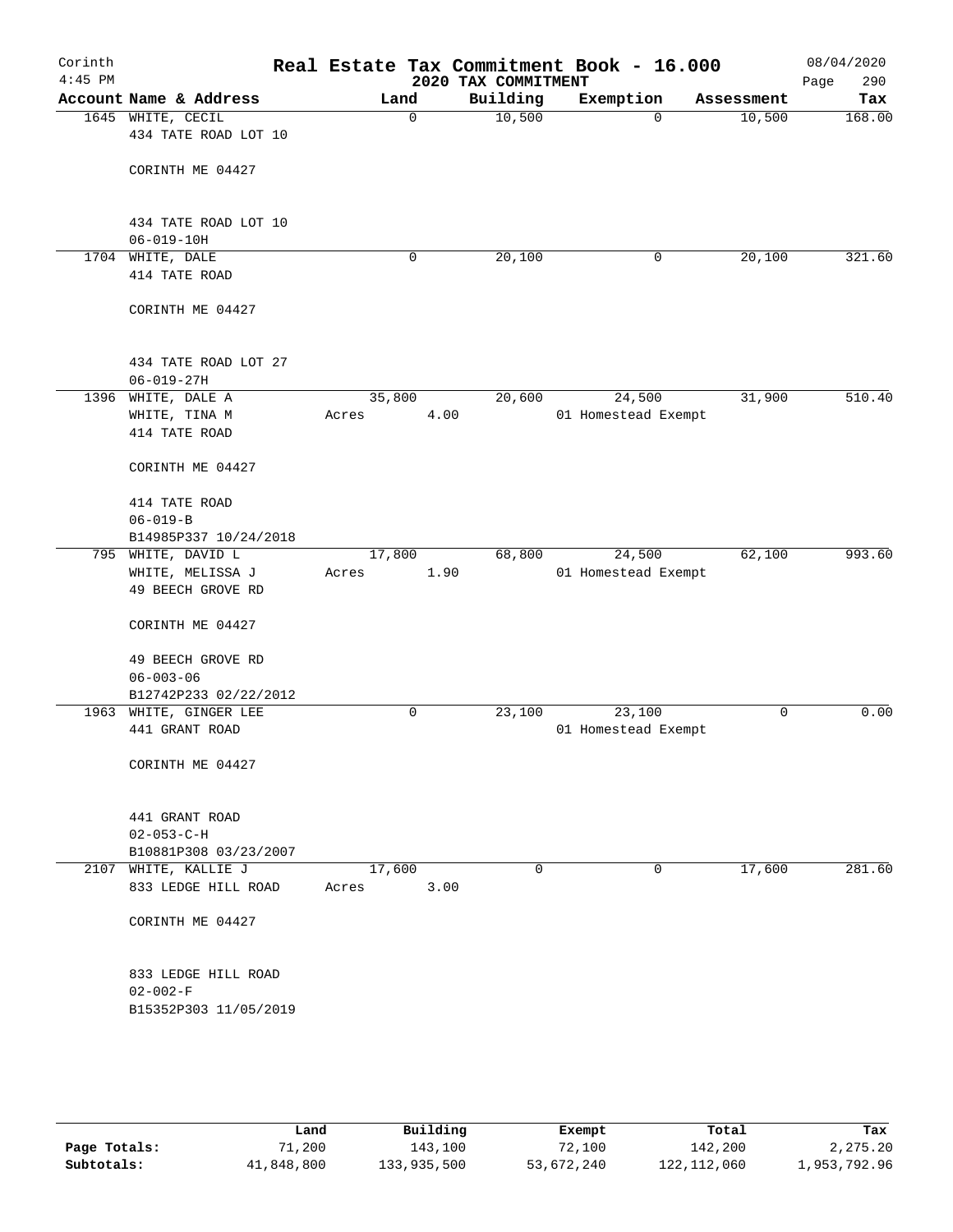# Corinth — Real Estate Tax Commitment Book - 16.000

4:45 PM — 2020 TAX COMMITMENT — 08/04/2020

| Account | Name & Address | Land | Building | Exemption | Assessment | Tax |
|---|---|---|---|---|---|---|
| 1645 | WHITE, CECIL<br>434 TATE ROAD LOT 10<br><br>CORINTH ME 04427<br><br>434 TATE ROAD LOT 10<br>06-019-10H | 0 | 10,500 | 0 | 10,500 | 168.00 |
| 1704 | WHITE, DALE<br>414 TATE ROAD<br><br>CORINTH ME 04427<br><br>434 TATE ROAD LOT 27<br>06-019-27H | 0 | 20,100 | 0 | 20,100 | 321.60 |
| 1396 | WHITE, DALE A<br>WHITE, TINA M<br>414 TATE ROAD<br><br>CORINTH ME 04427<br><br>414 TATE ROAD<br>06-019-B<br>B14985P337 10/24/2018 | 35,800<br>Acres 4.00 | 20,600 | 24,500<br>01 Homestead Exempt | 31,900 | 510.40 |
| 795 | WHITE, DAVID L<br>WHITE, MELISSA J<br>49 BEECH GROVE RD<br><br>CORINTH ME 04427<br><br>49 BEECH GROVE RD<br>06-003-06<br>B12742P233 02/22/2012 | 17,800<br>Acres 1.90 | 68,800 | 24,500<br>01 Homestead Exempt | 62,100 | 993.60 |
| 1963 | WHITE, GINGER LEE<br>441 GRANT ROAD<br><br>CORINTH ME 04427<br><br>441 GRANT ROAD<br>02-053-C-H<br>B10881P308 03/23/2007 | 0 | 23,100 | 23,100<br>01 Homestead Exempt | 0 | 0.00 |
| 2107 | WHITE, KALLIE J<br>833 LEDGE HILL ROAD<br><br>CORINTH ME 04427<br><br>833 LEDGE HILL ROAD<br>02-002-F<br>B15352P303 11/05/2019 | 17,600<br>Acres 3.00 | 0 | 0 | 17,600 | 281.60 |

| | Land | Building | Exempt | Total | Tax |
|---|---|---|---|---|---|
| Page Totals: | 71,200 | 143,100 | 72,100 | 142,200 | 2,275.20 |
| Subtotals: | 41,848,800 | 133,935,500 | 53,672,240 | 122,112,060 | 1,953,792.96 |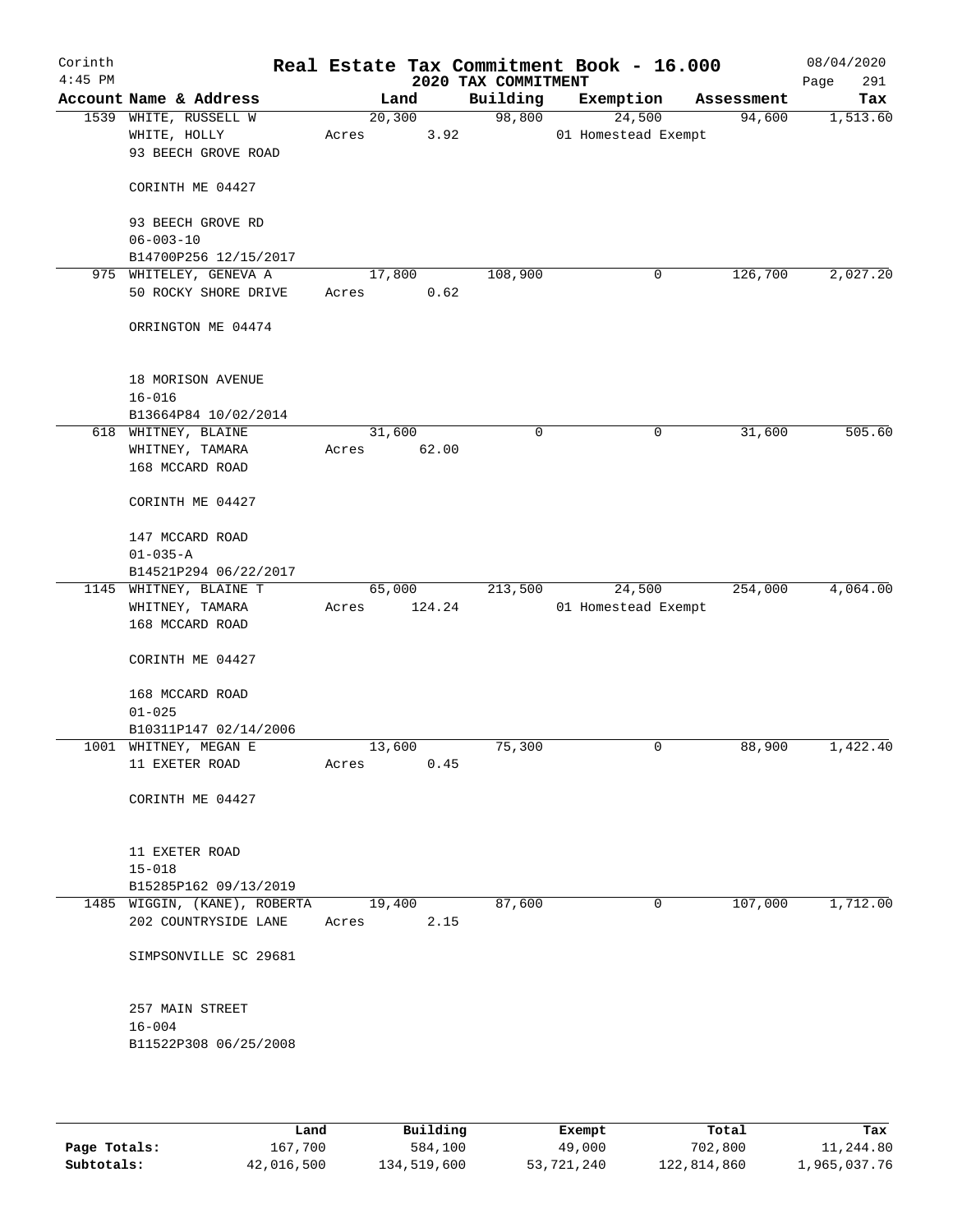Corinth 4:45 PM

# Real Estate Tax Commitment Book - 16.000

## 2020 TAX COMMITMENT

08/04/2020

| Account Name & Address | Land | Building | Exemption | Assessment | Tax |
|---|---|---|---|---|---|
| 1539 WHITE, RUSSELL W<br>WHITE, HOLLY<br>93 BEECH GROVE ROAD<br><br>CORINTH ME 04427<br><br>93 BEECH GROVE RD<br>06-003-10<br>B14700P256 12/15/2017 | 20,300<br>Acres 3.92 | 98,800 | 24,500<br>01 Homestead Exempt | 94,600 | 1,513.60 |
| 975 WHITELEY, GENEVA A<br>50 ROCKY SHORE DRIVE<br><br>ORRINGTON ME 04474<br><br>18 MORISON AVENUE<br>16-016<br>B13664P84 10/02/2014 | 17,800<br>Acres 0.62 | 108,900 | 0 | 126,700 | 2,027.20 |
| 618 WHITNEY, BLAINE<br>WHITNEY, TAMARA<br>168 MCCARD ROAD<br><br>CORINTH ME 04427<br><br>147 MCCARD ROAD<br>01-035-A<br>B14521P294 06/22/2017 | 31,600<br>Acres 62.00 | 0 | 0 | 31,600 | 505.60 |
| 1145 WHITNEY, BLAINE T<br>WHITNEY, TAMARA<br>168 MCCARD ROAD<br><br>CORINTH ME 04427<br><br>168 MCCARD ROAD<br>01-025<br>B10311P147 02/14/2006 | 65,000<br>Acres 124.24 | 213,500 | 24,500<br>01 Homestead Exempt | 254,000 | 4,064.00 |
| 1001 WHITNEY, MEGAN E<br>11 EXETER ROAD<br><br>CORINTH ME 04427<br><br>11 EXETER ROAD<br>15-018<br>B15285P162 09/13/2019 | 13,600<br>Acres 0.45 | 75,300 | 0 | 88,900 | 1,422.40 |
| 1485 WIGGIN, (KANE), ROBERTA<br>202 COUNTRYSIDE LANE<br><br>SIMPSONVILLE SC 29681<br><br>257 MAIN STREET<br>16-004<br>B11522P308 06/25/2008 | 19,400<br>Acres 2.15 | 87,600 | 0 | 107,000 | 1,712.00 |

| | Land | Building | Exempt | Total | Tax |
|---|---|---|---|---|---|
| Page Totals: | 167,700 | 584,100 | 49,000 | 702,800 | 11,244.80 |
| Subtotals: | 42,016,500 | 134,519,600 | 53,721,240 | 122,814,860 | 1,965,037.76 |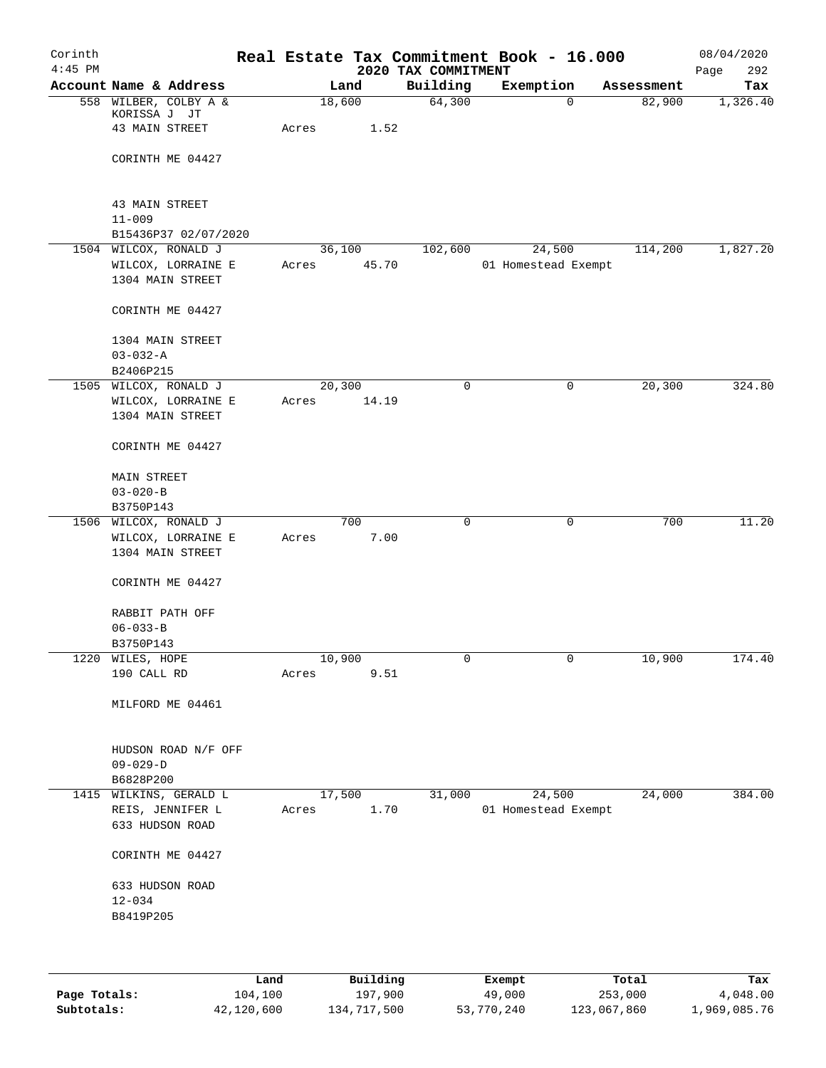Corinth
4:45 PM

# Real Estate Tax Commitment Book - 16.000

## 2020 TAX COMMITMENT

08/04/2020

| Account Name & Address | Land | Building | Exemption | Assessment | Tax |
|---|---|---|---|---|---|
| 558 WILBER, COLBY A & KORISSA J JT<br>43 MAIN STREET<br><br>CORINTH ME 04427<br><br>43 MAIN STREET<br>11-009<br>B15436P37 02/07/2020 | 18,600<br>Acres 1.52 | 64,300 | 0 | 82,900 | 1,326.40 |
| 1504 WILCOX, RONALD J<br>WILCOX, LORRAINE E<br>1304 MAIN STREET<br><br>CORINTH ME 04427<br><br>1304 MAIN STREET<br>03-032-A<br>B2406P215 | 36,100<br>Acres 45.70 | 102,600 | 24,500<br>01 Homestead Exempt | 114,200 | 1,827.20 |
| 1505 WILCOX, RONALD J<br>WILCOX, LORRAINE E<br>1304 MAIN STREET<br><br>CORINTH ME 04427<br><br>MAIN STREET<br>03-020-B<br>B3750P143 | 20,300<br>Acres 14.19 | 0 | 0 | 20,300 | 324.80 |
| 1506 WILCOX, RONALD J<br>WILCOX, LORRAINE E<br>1304 MAIN STREET<br><br>CORINTH ME 04427<br><br>RABBIT PATH OFF<br>06-033-B<br>B3750P143 | 700<br>Acres 7.00 | 0 | 0 | 700 | 11.20 |
| 1220 WILES, HOPE<br>190 CALL RD<br><br>MILFORD ME 04461<br><br>HUDSON ROAD N/F OFF<br>09-029-D<br>B6828P200 | 10,900<br>Acres 9.51 | 0 | 0 | 10,900 | 174.40 |
| 1415 WILKINS, GERALD L<br>REIS, JENNIFER L<br>633 HUDSON ROAD<br><br>CORINTH ME 04427<br><br>633 HUDSON ROAD<br>12-034<br>B8419P205 | 17,500<br>Acres 1.70 | 31,000 | 24,500<br>01 Homestead Exempt | 24,000 | 384.00 |

| | Land | Building | Exempt | Total | Tax |
|---|---|---|---|---|---|
| Page Totals: | 104,100 | 197,900 | 49,000 | 253,000 | 4,048.00 |
| Subtotals: | 42,120,600 | 134,717,500 | 53,770,240 | 123,067,860 | 1,969,085.76 |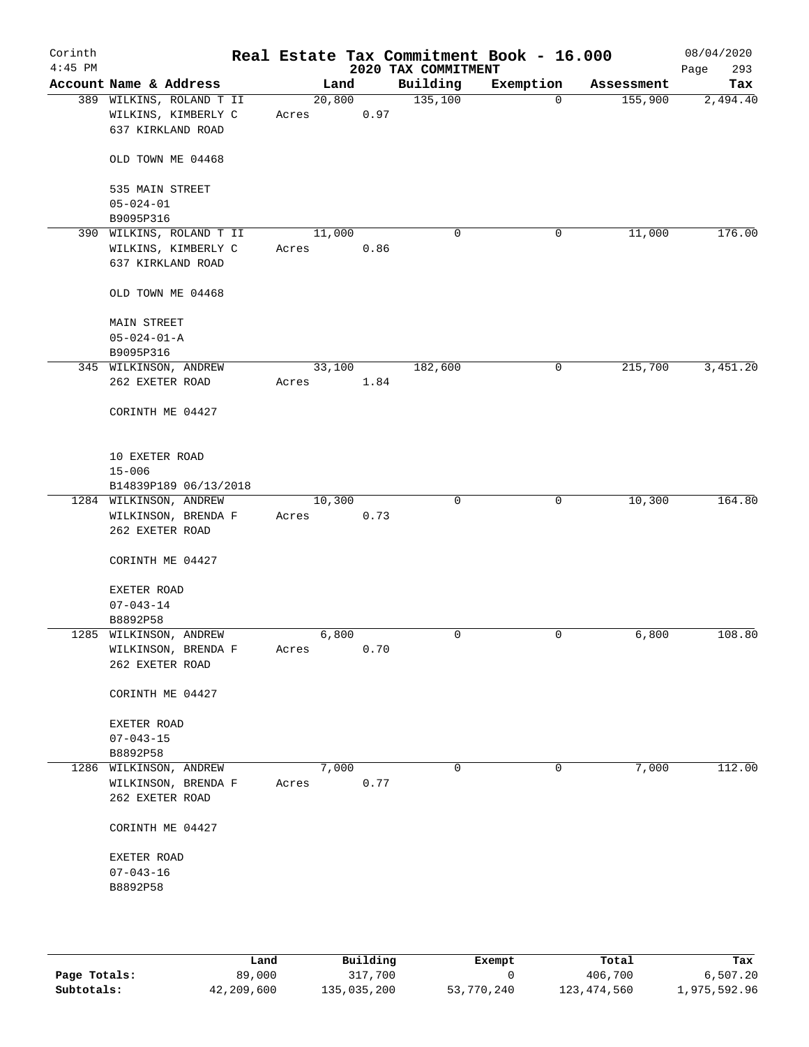# Real Estate Tax Commitment Book - 16.000

Corinth
4:45 PM

2020 TAX COMMITMENT

08/04/2020

| Account Name & Address | Land | Building | Exemption | Assessment | Tax |
|---|---|---|---|---|---|
| 389 WILKINS, ROLAND T II<br>WILKINS, KIMBERLY C<br>637 KIRKLAND ROAD<br><br>OLD TOWN ME 04468<br><br>535 MAIN STREET<br>05-024-01<br>B9095P316 | 20,800<br>Acres 0.97 | 135,100 | 0 | 155,900 | 2,494.40 |
| 390 WILKINS, ROLAND T II<br>WILKINS, KIMBERLY C<br>637 KIRKLAND ROAD<br><br>OLD TOWN ME 04468<br><br>MAIN STREET<br>05-024-01-A<br>B9095P316 | 11,000<br>Acres 0.86 | 0 | 0 | 11,000 | 176.00 |
| 345 WILKINSON, ANDREW<br>262 EXETER ROAD<br><br>CORINTH ME 04427<br><br>10 EXETER ROAD<br>15-006<br>B14839P189 06/13/2018 | 33,100<br>Acres 1.84 | 182,600 | 0 | 215,700 | 3,451.20 |
| 1284 WILKINSON, ANDREW<br>WILKINSON, BRENDA F<br>262 EXETER ROAD<br><br>CORINTH ME 04427<br><br>EXETER ROAD<br>07-043-14<br>B8892P58 | 10,300<br>Acres 0.73 | 0 | 0 | 10,300 | 164.80 |
| 1285 WILKINSON, ANDREW<br>WILKINSON, BRENDA F<br>262 EXETER ROAD<br><br>CORINTH ME 04427<br><br>EXETER ROAD<br>07-043-15<br>B8892P58 | 6,800<br>Acres 0.70 | 0 | 0 | 6,800 | 108.80 |
| 1286 WILKINSON, ANDREW<br>WILKINSON, BRENDA F<br>262 EXETER ROAD<br><br>CORINTH ME 04427<br><br>EXETER ROAD<br>07-043-16<br>B8892P58 | 7,000<br>Acres 0.77 | 0 | 0 | 7,000 | 112.00 |

| | Land | Building | Exempt | Total | Tax |
|---|---|---|---|---|---|
| Page Totals: | 89,000 | 317,700 | 0 | 406,700 | 6,507.20 |
| Subtotals: | 42,209,600 | 135,035,200 | 53,770,240 | 123,474,560 | 1,975,592.96 |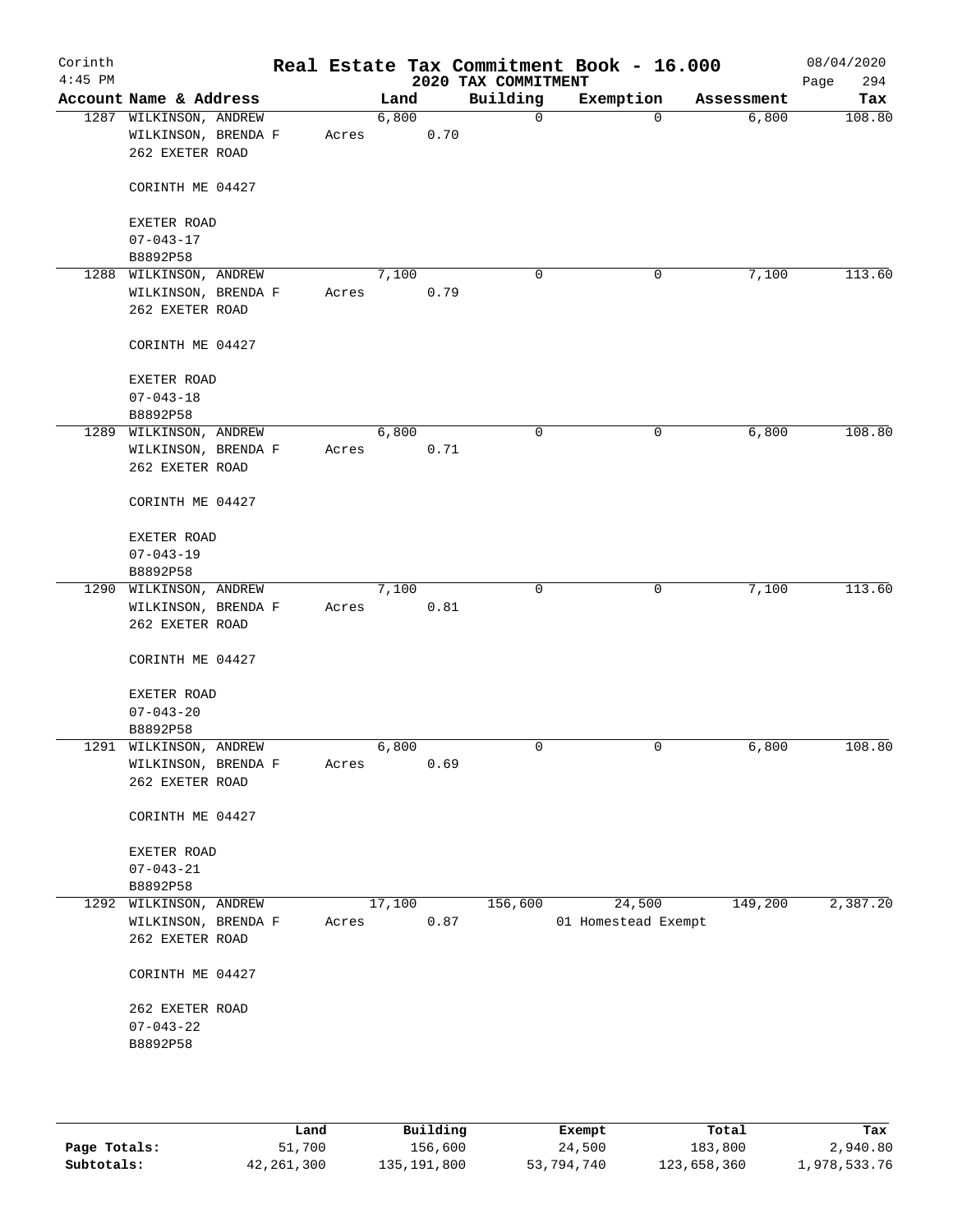Corinth
4:45 PM

# Real Estate Tax Commitment Book - 16.000

## 2020 TAX COMMITMENT

08/04/2020

| Account Name & Address | Land | Building | Exemption | Assessment | Tax |
|---|---|---|---|---|---|
| 1287 WILKINSON, ANDREW<br>WILKINSON, BRENDA F<br>262 EXETER ROAD<br><br>CORINTH ME 04427<br><br>EXETER ROAD<br>07-043-17<br>B8892P58 | 6,800<br>Acres 0.70 | 0 | 0 | 6,800 | 108.80 |
| 1288 WILKINSON, ANDREW<br>WILKINSON, BRENDA F<br>262 EXETER ROAD<br><br>CORINTH ME 04427<br><br>EXETER ROAD<br>07-043-18<br>B8892P58 | 7,100<br>Acres 0.79 | 0 | 0 | 7,100 | 113.60 |
| 1289 WILKINSON, ANDREW<br>WILKINSON, BRENDA F<br>262 EXETER ROAD<br><br>CORINTH ME 04427<br><br>EXETER ROAD<br>07-043-19<br>B8892P58 | 6,800<br>Acres 0.71 | 0 | 0 | 6,800 | 108.80 |
| 1290 WILKINSON, ANDREW<br>WILKINSON, BRENDA F<br>262 EXETER ROAD<br><br>CORINTH ME 04427<br><br>EXETER ROAD<br>07-043-20<br>B8892P58 | 7,100<br>Acres 0.81 | 0 | 0 | 7,100 | 113.60 |
| 1291 WILKINSON, ANDREW<br>WILKINSON, BRENDA F<br>262 EXETER ROAD<br><br>CORINTH ME 04427<br><br>EXETER ROAD<br>07-043-21<br>B8892P58 | 6,800<br>Acres 0.69 | 0 | 0 | 6,800 | 108.80 |
| 1292 WILKINSON, ANDREW<br>WILKINSON, BRENDA F<br>262 EXETER ROAD<br><br>CORINTH ME 04427<br><br>262 EXETER ROAD<br>07-043-22<br>B8892P58 | 17,100<br>Acres 0.87 | 156,600 | 24,500<br>01 Homestead Exempt | 149,200 | 2,387.20 |

| | Land | Building | Exempt | Total | Tax |
|---|---|---|---|---|---|
| Page Totals: | 51,700 | 156,600 | 24,500 | 183,800 | 2,940.80 |
| Subtotals: | 42,261,300 | 135,191,800 | 53,794,740 | 123,658,360 | 1,978,533.76 |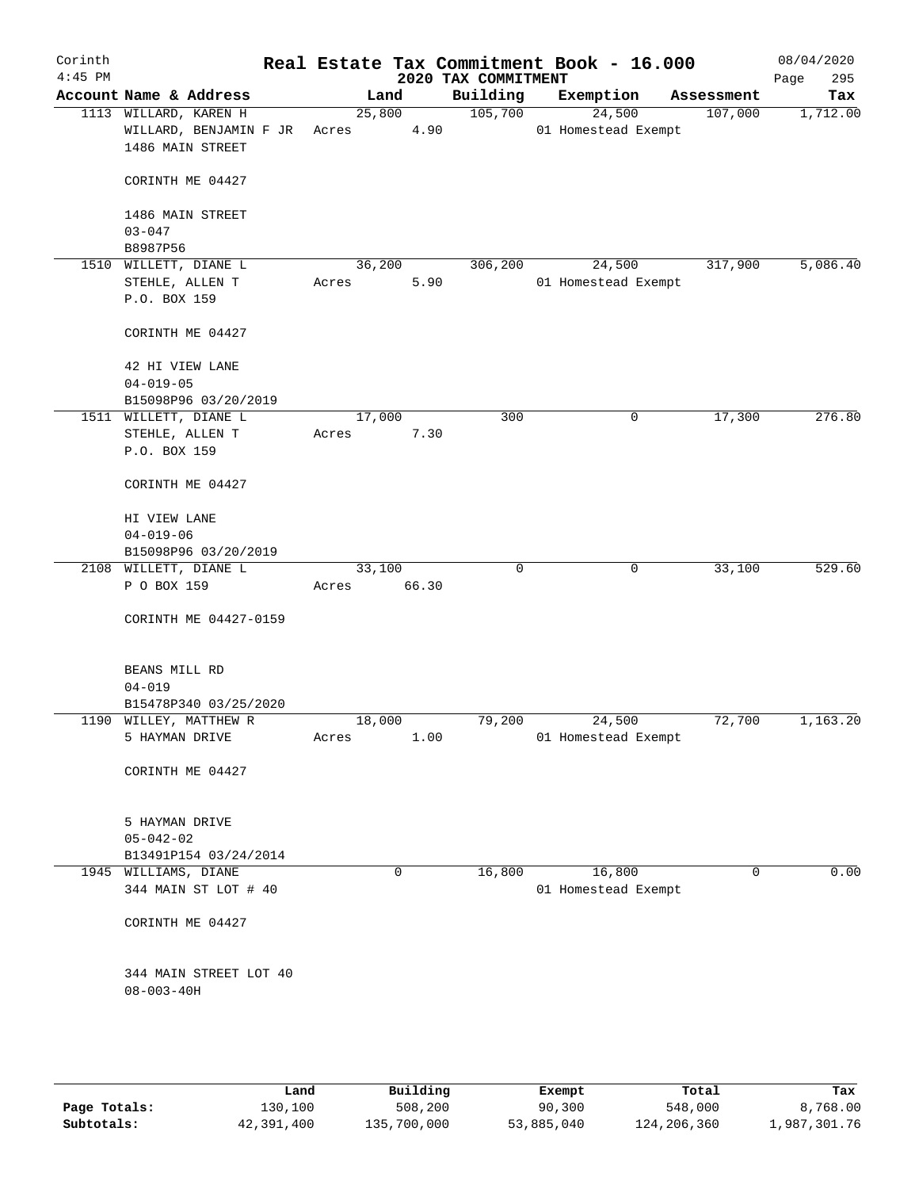# Real Estate Tax Commitment Book - 16.000

Corinth
4:45 PM

2020 TAX COMMITMENT

08/04/2020

| Account Name & Address | Land | Building | Exemption | Assessment | Tax |
|---|---|---|---|---|---|
| 1113 WILLARD, KAREN H<br>WILLARD, BENJAMIN F JR<br>1486 MAIN STREET<br><br>CORINTH ME 04427<br><br>1486 MAIN STREET<br>03-047<br>B8987P56 | 25,800<br>Acres 4.90 | 105,700 | 24,500<br>01 Homestead Exempt | 107,000 | 1,712.00 |
| 1510 WILLETT, DIANE L<br>STEHLE, ALLEN T<br>P.O. BOX 159<br><br>CORINTH ME 04427<br><br>42 HI VIEW LANE<br>04-019-05<br>B15098P96 03/20/2019 | 36,200<br>Acres 5.90 | 306,200 | 24,500<br>01 Homestead Exempt | 317,900 | 5,086.40 |
| 1511 WILLETT, DIANE L<br>STEHLE, ALLEN T<br>P.O. BOX 159<br><br>CORINTH ME 04427<br><br>HI VIEW LANE<br>04-019-06<br>B15098P96 03/20/2019 | 17,000<br>Acres 7.30 | 300 | 0 | 17,300 | 276.80 |
| 2108 WILLETT, DIANE L<br>P O BOX 159<br><br>CORINTH ME 04427-0159<br><br>BEANS MILL RD<br>04-019<br>B15478P340 03/25/2020 | 33,100<br>Acres 66.30 | 0 | 0 | 33,100 | 529.60 |
| 1190 WILLEY, MATTHEW R<br>5 HAYMAN DRIVE<br><br>CORINTH ME 04427<br><br>5 HAYMAN DRIVE<br>05-042-02<br>B13491P154 03/24/2014 | 18,000<br>Acres 1.00 | 79,200 | 24,500<br>01 Homestead Exempt | 72,700 | 1,163.20 |
| 1945 WILLIAMS, DIANE<br>344 MAIN ST LOT # 40<br><br>CORINTH ME 04427<br><br>344 MAIN STREET LOT 40<br>08-003-40H | 0 | 16,800 | 16,800<br>01 Homestead Exempt | 0 | 0.00 |

| | Land | Building | Exempt | Total | Tax |
|---|---|---|---|---|---|
| Page Totals: | 130,100 | 508,200 | 90,300 | 548,000 | 8,768.00 |
| Subtotals: | 42,391,400 | 135,700,000 | 53,885,040 | 124,206,360 | 1,987,301.76 |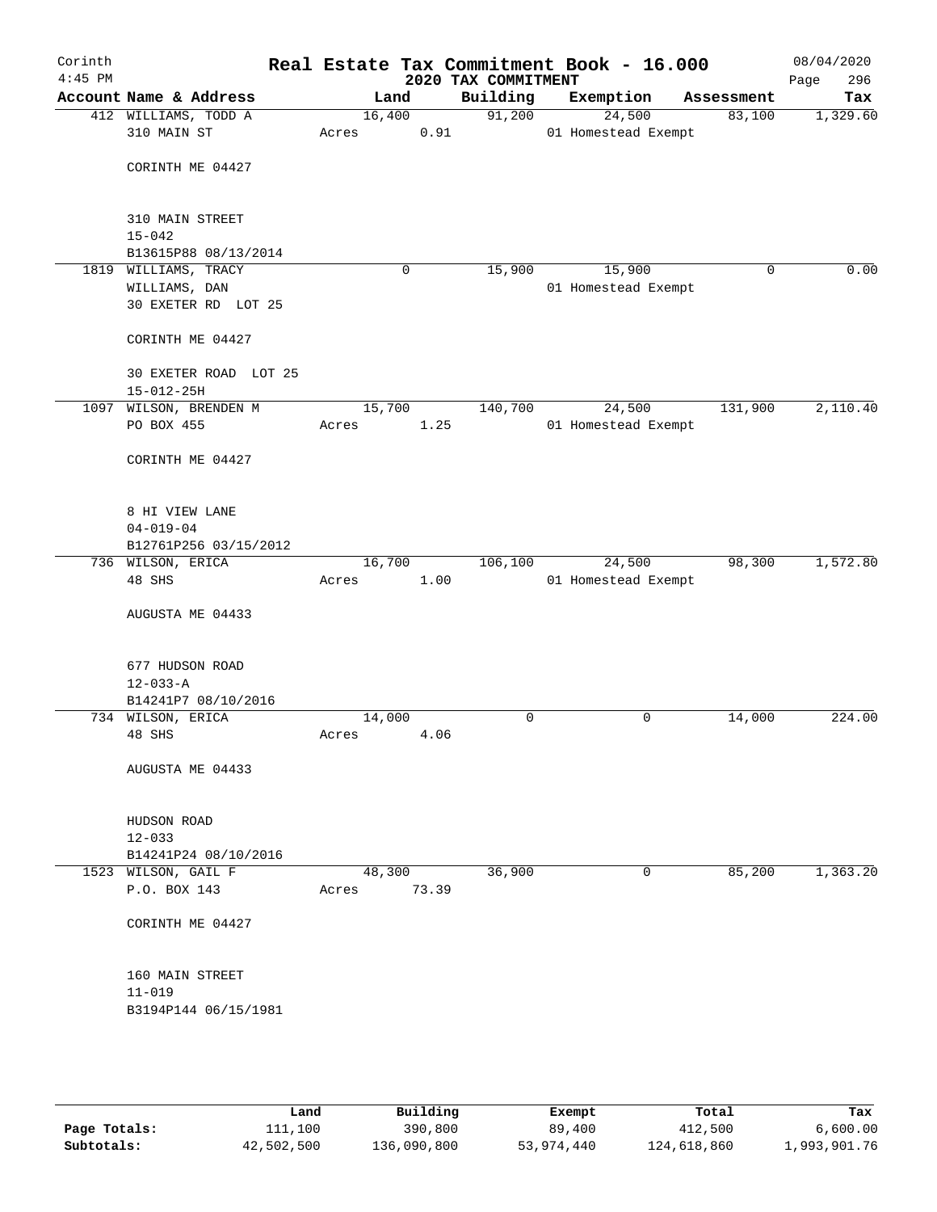Corinth 4:45 PM

# Real Estate Tax Commitment Book - 16.000

2020 TAX COMMITMENT

08/04/2020

| Account Name & Address | Land | Building | Exemption | Assessment | Tax |
|---|---|---|---|---|---|
| 412 WILLIAMS, TODD A<br>310 MAIN ST<br><br>CORINTH ME 04427<br><br>310 MAIN STREET<br>15-042<br>B13615P88 08/13/2014 | 16,400<br>Acres 0.91 | 91,200 | 24,500<br>01 Homestead Exempt | 83,100 | 1,329.60 |
| 1819 WILLIAMS, TRACY<br>WILLIAMS, DAN<br>30 EXETER RD LOT 25<br><br>CORINTH ME 04427<br><br>30 EXETER ROAD LOT 25<br>15-012-25H | 0 | 15,900 | 15,900<br>01 Homestead Exempt | 0 | 0.00 |
| 1097 WILSON, BRENDEN M<br>PO BOX 455<br><br>CORINTH ME 04427<br><br>8 HI VIEW LANE<br>04-019-04<br>B12761P256 03/15/2012 | 15,700<br>Acres 1.25 | 140,700 | 24,500<br>01 Homestead Exempt | 131,900 | 2,110.40 |
| 736 WILSON, ERICA<br>48 SHS<br><br>AUGUSTA ME 04433<br><br>677 HUDSON ROAD<br>12-033-A<br>B14241P7 08/10/2016 | 16,700<br>Acres 1.00 | 106,100 | 24,500<br>01 Homestead Exempt | 98,300 | 1,572.80 |
| 734 WILSON, ERICA<br>48 SHS<br><br>AUGUSTA ME 04433<br><br>HUDSON ROAD<br>12-033<br>B14241P24 08/10/2016 | 14,000<br>Acres 4.06 | 0 | 0 | 14,000 | 224.00 |
| 1523 WILSON, GAIL F<br>P.O. BOX 143<br><br>CORINTH ME 04427<br><br>160 MAIN STREET<br>11-019<br>B3194P144 06/15/1981 | 48,300<br>Acres 73.39 | 36,900 | 0 | 85,200 | 1,363.20 |

| | Land | Building | Exempt | Total | Tax |
|---|---|---|---|---|---|
| **Page Totals:** | 111,100 | 390,800 | 89,400 | 412,500 | 6,600.00 |
| **Subtotals:** | 42,502,500 | 136,090,800 | 53,974,440 | 124,618,860 | 1,993,901.76 |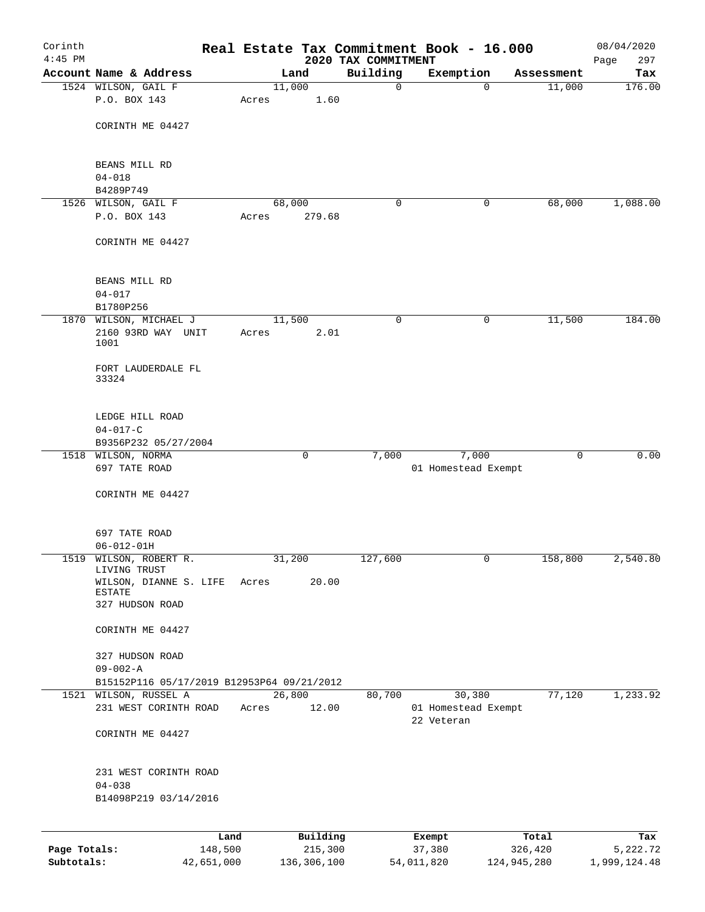Corinth 4:45 PM

# Real Estate Tax Commitment Book - 16.000

## 2020 TAX COMMITMENT

08/04/2020

| Account Name & Address | Land | Building | Exemption | Assessment | Tax |
|---|---|---|---|---|---|
| 1524 WILSON, GAIL F<br>P.O. BOX 143<br><br>CORINTH ME 04427<br><br>BEANS MILL RD<br>04-018<br>B4289P749 | 11,000<br>Acres 1.60 | 0 | 0 | 11,000 | 176.00 |
| 1526 WILSON, GAIL F<br>P.O. BOX 143<br><br>CORINTH ME 04427<br><br>BEANS MILL RD<br>04-017<br>B1780P256 | 68,000<br>Acres 279.68 | 0 | 0 | 68,000 | 1,088.00 |
| 1870 WILSON, MICHAEL J<br>2160 93RD WAY UNIT 1001<br><br>FORT LAUDERDALE FL 33324<br><br>LEDGE HILL ROAD<br>04-017-C<br>B9356P232 05/27/2004 | 11,500<br>Acres 2.01 | 0 | 0 | 11,500 | 184.00 |
| 1518 WILSON, NORMA<br>697 TATE ROAD<br><br>CORINTH ME 04427<br><br>697 TATE ROAD<br>06-012-01H | 0 | 7,000 | 7,000<br>01 Homestead Exempt | 0 | 0.00 |
| 1519 WILSON, ROBERT R. LIVING TRUST<br>WILSON, DIANNE S. LIFE ESTATE<br>327 HUDSON ROAD<br><br>CORINTH ME 04427<br><br>327 HUDSON ROAD<br>09-002-A<br>B15152P116 05/17/2019 B12953P64 09/21/2012 | 31,200<br>Acres 20.00 | 127,600 | 0 | 158,800 | 2,540.80 |
| 1521 WILSON, RUSSEL A<br>231 WEST CORINTH ROAD<br><br>CORINTH ME 04427<br><br>231 WEST CORINTH ROAD<br>04-038<br>B14098P219 03/14/2016 | 26,800<br>Acres 12.00 | 80,700 | 30,380<br>01 Homestead Exempt<br>22 Veteran | 77,120 | 1,233.92 |

| | Land | Building | Exempt | Total | Tax |
|---|---|---|---|---|---|
| **Page Totals:** | 148,500 | 215,300 | 37,380 | 326,420 | 5,222.72 |
| **Subtotals:** | 42,651,000 | 136,306,100 | 54,011,820 | 124,945,280 | 1,999,124.48 |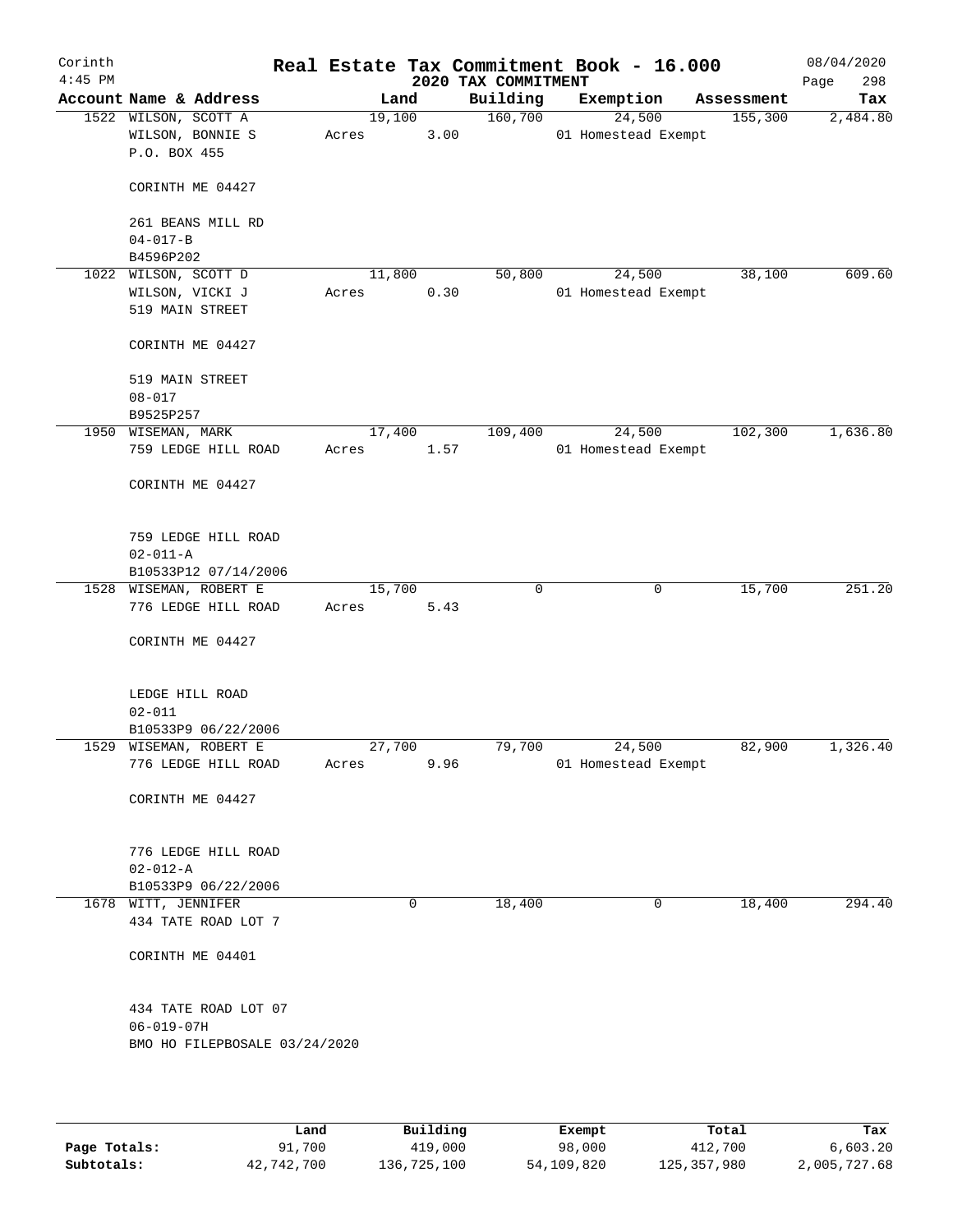Corinth 4:45 PM

# Real Estate Tax Commitment Book - 16.000

## 2020 TAX COMMITMENT

08/04/2020

| Account Name & Address | Land | Building | Exemption | Assessment | Tax |
|---|---|---|---|---|---|
| 1522 WILSON, SCOTT A<br>WILSON, BONNIE S<br>P.O. BOX 455<br><br>CORINTH ME 04427<br><br>261 BEANS MILL RD<br>04-017-B<br>B4596P202 | 19,100<br>Acres 3.00 | 160,700 | 24,500<br>01 Homestead Exempt | 155,300 | 2,484.80 |
| 1022 WILSON, SCOTT D<br>WILSON, VICKI J<br>519 MAIN STREET<br><br>CORINTH ME 04427<br><br>519 MAIN STREET<br>08-017<br>B9525P257 | 11,800<br>Acres 0.30 | 50,800 | 24,500<br>01 Homestead Exempt | 38,100 | 609.60 |
| 1950 WISEMAN, MARK<br>759 LEDGE HILL ROAD<br><br>CORINTH ME 04427<br><br>759 LEDGE HILL ROAD<br>02-011-A<br>B10533P12 07/14/2006 | 17,400<br>Acres 1.57 | 109,400 | 24,500<br>01 Homestead Exempt | 102,300 | 1,636.80 |
| 1528 WISEMAN, ROBERT E<br>776 LEDGE HILL ROAD<br><br>CORINTH ME 04427<br><br>LEDGE HILL ROAD<br>02-011<br>B10533P9 06/22/2006 | 15,700<br>Acres 5.43 | 0 | 0 | 15,700 | 251.20 |
| 1529 WISEMAN, ROBERT E<br>776 LEDGE HILL ROAD<br><br>CORINTH ME 04427<br><br>776 LEDGE HILL ROAD<br>02-012-A<br>B10533P9 06/22/2006 | 27,700<br>Acres 9.96 | 79,700 | 24,500<br>01 Homestead Exempt | 82,900 | 1,326.40 |
| 1678 WITT, JENNIFER<br>434 TATE ROAD LOT 7<br><br>CORINTH ME 04401<br><br>434 TATE ROAD LOT 07<br>06-019-07H<br>BMO HO FILEPBOSALE 03/24/2020 | 0 | 18,400 | 0 | 18,400 | 294.40 |

| | Land | Building | Exempt | Total | Tax |
|---|---|---|---|---|---|
| **Page Totals:** | 91,700 | 419,000 | 98,000 | 412,700 | 6,603.20 |
| **Subtotals:** | 42,742,700 | 136,725,100 | 54,109,820 | 125,357,980 | 2,005,727.68 |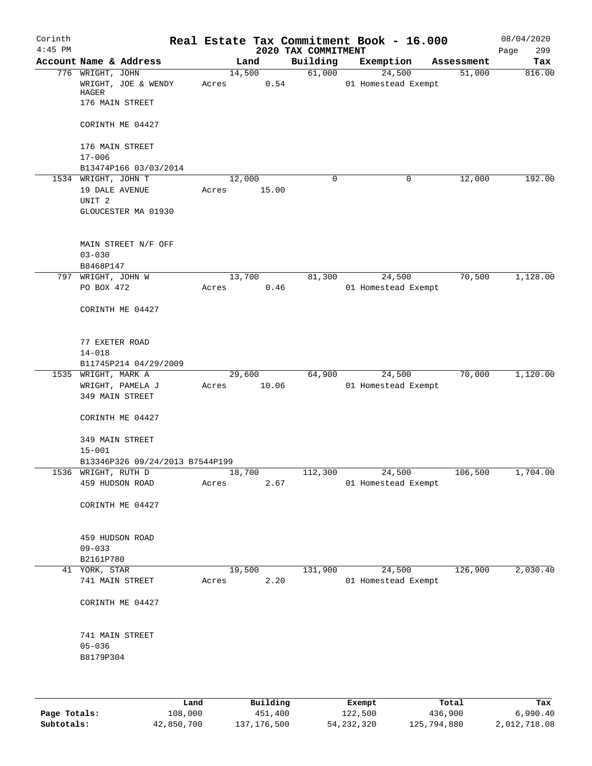# Real Estate Tax Commitment Book - 16.000

Corinth 4:45 PM — 2020 TAX COMMITMENT — 08/04/2020

| Account Name & Address | Land | Building | Exemption | Assessment | Tax |
|---|---|---|---|---|---|
| 776 WRIGHT, JOHN<br>WRIGHT, JOE & WENDY HAGER<br>176 MAIN STREET<br><br>CORINTH ME 04427<br><br>176 MAIN STREET<br>17-006<br>B13474P166 03/03/2014 | 14,500<br>Acres 0.54 | 61,000 | 24,500<br>01 Homestead Exempt | 51,000 | 816.00 |
| 1534 WRIGHT, JOHN T<br>19 DALE AVENUE<br>UNIT 2<br>GLOUCESTER MA 01930<br><br>MAIN STREET N/F OFF<br>03-030<br>B8468P147 | 12,000<br>Acres 15.00 | 0 | 0 | 12,000 | 192.00 |
| 797 WRIGHT, JOHN W<br>PO BOX 472<br><br>CORINTH ME 04427<br><br>77 EXETER ROAD<br>14-018<br>B11745P214 04/29/2009 | 13,700<br>Acres 0.46 | 81,300 | 24,500<br>01 Homestead Exempt | 70,500 | 1,128.00 |
| 1535 WRIGHT, MARK A<br>WRIGHT, PAMELA J<br>349 MAIN STREET<br><br>CORINTH ME 04427<br><br>349 MAIN STREET<br>15-001<br>B13346P326 09/24/2013 B7544P199 | 29,600<br>Acres 10.06 | 64,900 | 24,500<br>01 Homestead Exempt | 70,000 | 1,120.00 |
| 1536 WRIGHT, RUTH D<br>459 HUDSON ROAD<br><br>CORINTH ME 04427<br><br>459 HUDSON ROAD<br>09-033<br>B2161P780 | 18,700<br>Acres 2.67 | 112,300 | 24,500<br>01 Homestead Exempt | 106,500 | 1,704.00 |
| 41 YORK, STAR<br>741 MAIN STREET<br><br>CORINTH ME 04427<br><br>741 MAIN STREET<br>05-036<br>B8179P304 | 19,500<br>Acres 2.20 | 131,900 | 24,500<br>01 Homestead Exempt | 126,900 | 2,030.40 |

| | Land | Building | Exempt | Total | Tax |
|---|---|---|---|---|---|
| Page Totals: | 108,000 | 451,400 | 122,500 | 436,900 | 6,990.40 |
| Subtotals: | 42,850,700 | 137,176,500 | 54,232,320 | 125,794,880 | 2,012,718.08 |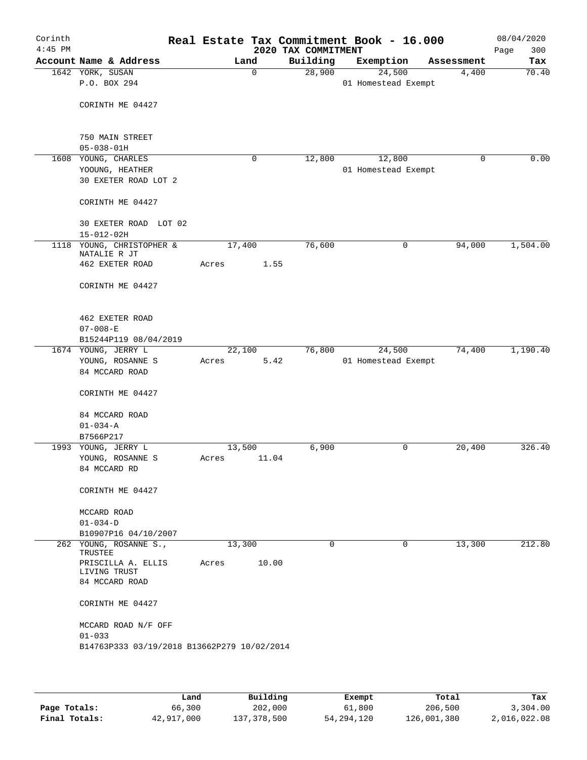# Real Estate Tax Commitment Book - 16.000

Corinth
4:45 PM

2020 TAX COMMITMENT

08/04/2020

| Account Name & Address | Land | Building | Exemption | Assessment | Tax |
|---|---|---|---|---|---|
| 1642 YORK, SUSAN<br>P.O. BOX 294<br><br>CORINTH ME 04427<br><br>750 MAIN STREET<br>05-038-01H | 0 | 28,900 | 24,500<br>01 Homestead Exempt | 4,400 | 70.40 |
| 1608 YOUNG, CHARLES<br>YOOUNG, HEATHER<br>30 EXETER ROAD LOT 2<br><br>CORINTH ME 04427<br><br>30 EXETER ROAD LOT 02<br>15-012-02H | 0 | 12,800 | 12,800<br>01 Homestead Exempt | 0 | 0.00 |
| 1118 YOUNG, CHRISTOPHER &<br>NATALIE R JT<br>462 EXETER ROAD<br><br>CORINTH ME 04427<br><br>462 EXETER ROAD<br>07-008-E<br>B15244P119 08/04/2019 | 17,400<br>Acres 1.55 | 76,600 | 0 | 94,000 | 1,504.00 |
| 1674 YOUNG, JERRY L<br>YOUNG, ROSANNE S<br>84 MCCARD ROAD<br><br>CORINTH ME 04427<br><br>84 MCCARD ROAD<br>01-034-A<br>B7566P217 | 22,100<br>Acres 5.42 | 76,800 | 24,500<br>01 Homestead Exempt | 74,400 | 1,190.40 |
| 1993 YOUNG, JERRY L<br>YOUNG, ROSANNE S<br>84 MCCARD RD<br><br>CORINTH ME 04427<br><br>MCCARD ROAD<br>01-034-D<br>B10907P16 04/10/2007 | 13,500<br>Acres 11.04 | 6,900 | 0 | 20,400 | 326.40 |
| 262 YOUNG, ROSANNE S.,<br>TRUSTEE<br>PRISCILLA A. ELLIS<br>LIVING TRUST<br>84 MCCARD ROAD<br><br>CORINTH ME 04427<br><br>MCCARD ROAD N/F OFF<br>01-033<br>B14763P333 03/19/2018 B13662P279 10/02/2014 | 13,300<br>Acres 10.00 | 0 | 0 | 13,300 | 212.80 |

| | Land | Building | Exempt | Total | Tax |
|---|---|---|---|---|---|
| Page Totals: | 66,300 | 202,000 | 61,800 | 206,500 | 3,304.00 |
| Final Totals: | 42,917,000 | 137,378,500 | 54,294,120 | 126,001,380 | 2,016,022.08 |